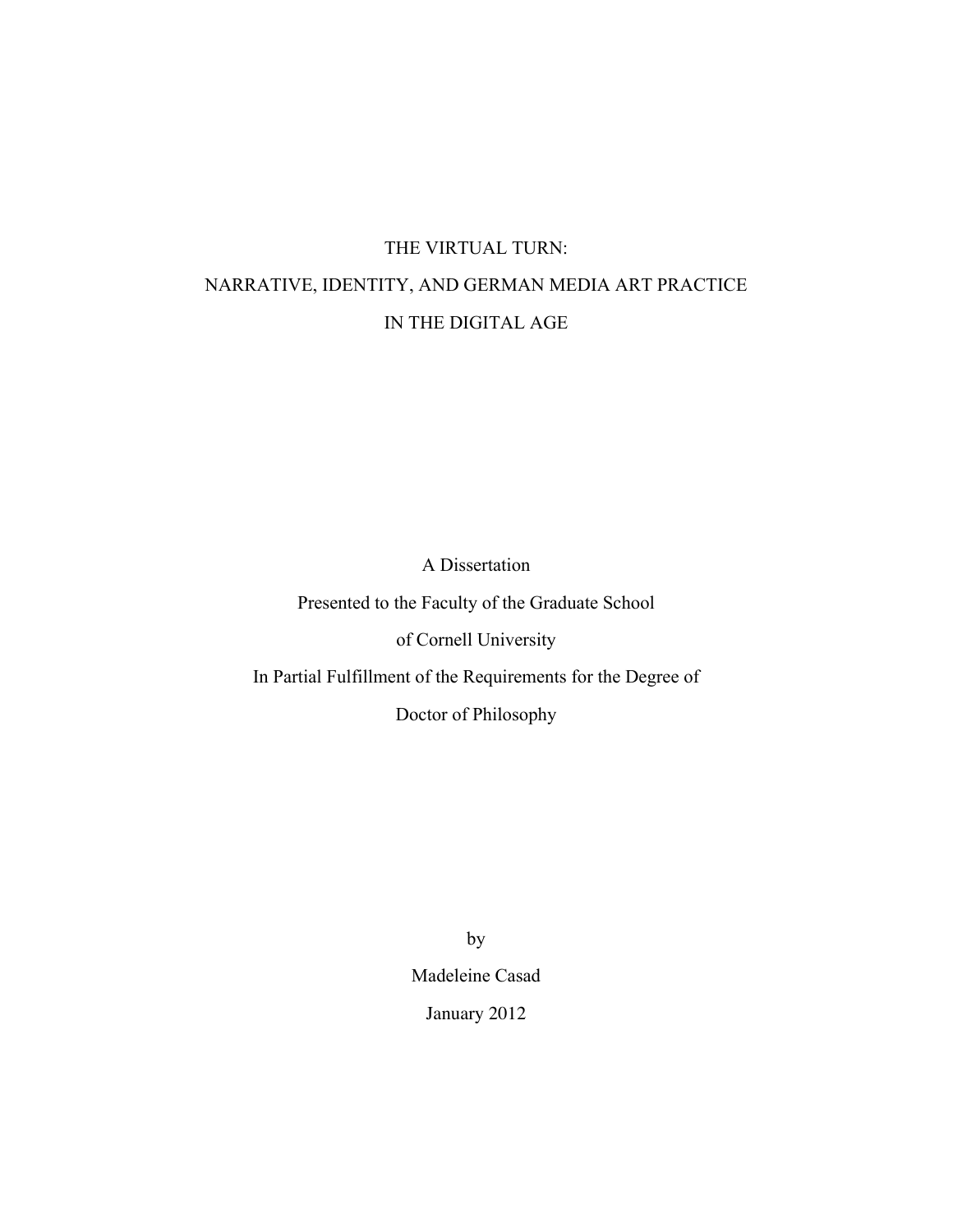# THE VIRTUAL TURN:
# NARRATIVE, IDENTITY, AND GERMAN MEDIA ART PRACTICE
# IN THE DIGITAL AGE

A Dissertation

Presented to the Faculty of the Graduate School

of Cornell University

In Partial Fulfillment of the Requirements for the Degree of

Doctor of Philosophy

by

Madeleine Casad

January 2012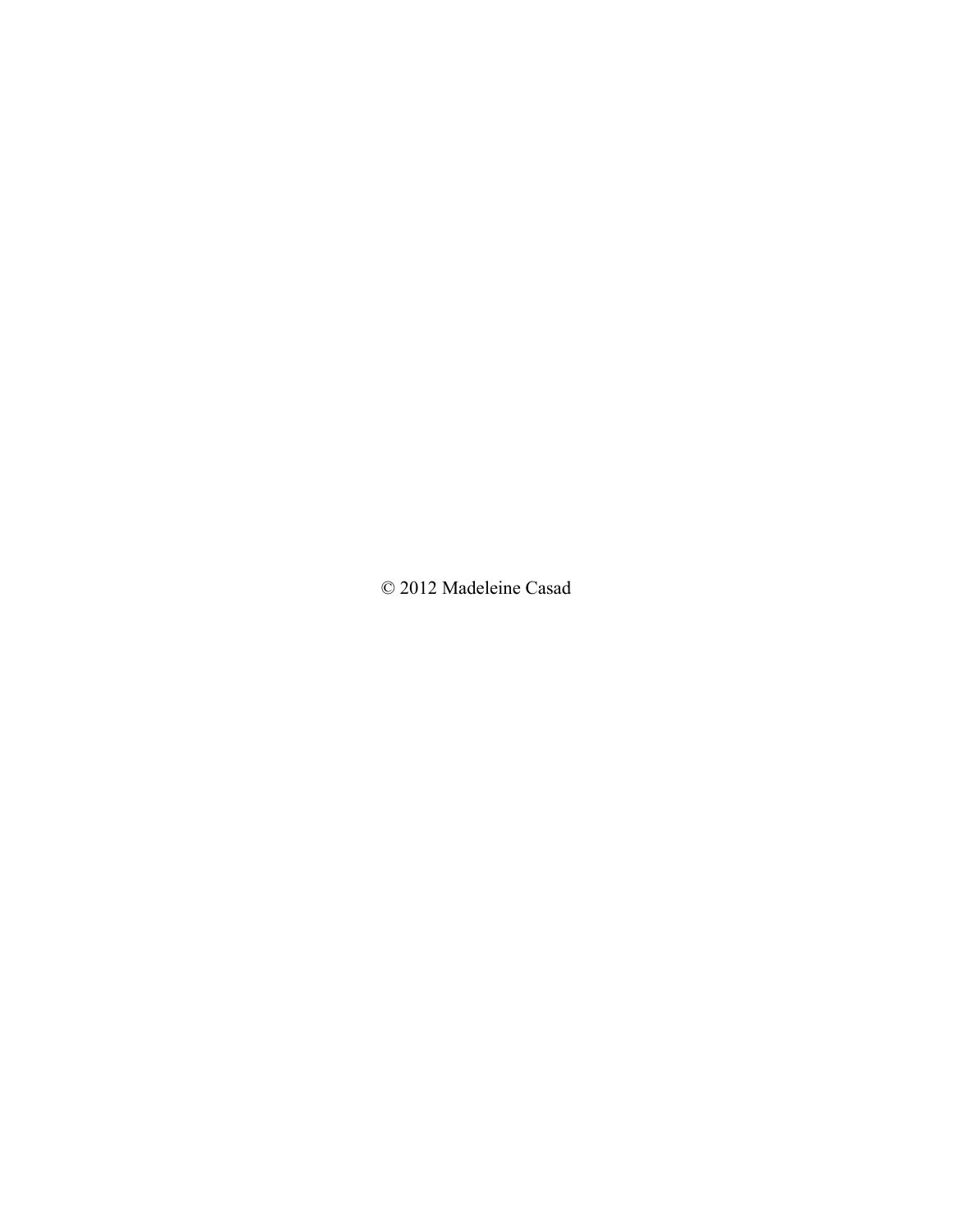© 2012 Madeleine Casad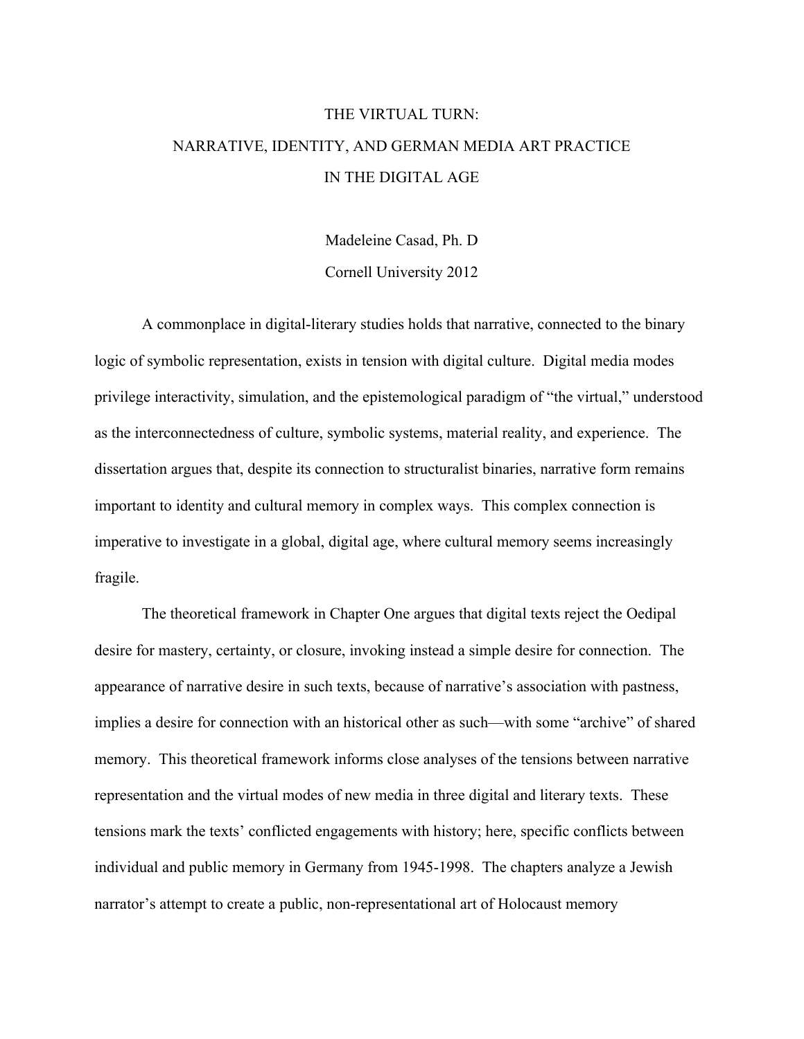# THE VIRTUAL TURN:
# NARRATIVE, IDENTITY, AND GERMAN MEDIA ART PRACTICE
# IN THE DIGITAL AGE

Madeleine Casad, Ph. D

Cornell University 2012

A commonplace in digital-literary studies holds that narrative, connected to the binary logic of symbolic representation, exists in tension with digital culture. Digital media modes privilege interactivity, simulation, and the epistemological paradigm of "the virtual," understood as the interconnectedness of culture, symbolic systems, material reality, and experience. The dissertation argues that, despite its connection to structuralist binaries, narrative form remains important to identity and cultural memory in complex ways. This complex connection is imperative to investigate in a global, digital age, where cultural memory seems increasingly fragile.

The theoretical framework in Chapter One argues that digital texts reject the Oedipal desire for mastery, certainty, or closure, invoking instead a simple desire for connection. The appearance of narrative desire in such texts, because of narrative's association with pastness, implies a desire for connection with an historical other as such—with some "archive" of shared memory. This theoretical framework informs close analyses of the tensions between narrative representation and the virtual modes of new media in three digital and literary texts. These tensions mark the texts' conflicted engagements with history; here, specific conflicts between individual and public memory in Germany from 1945-1998. The chapters analyze a Jewish narrator's attempt to create a public, non-representational art of Holocaust memory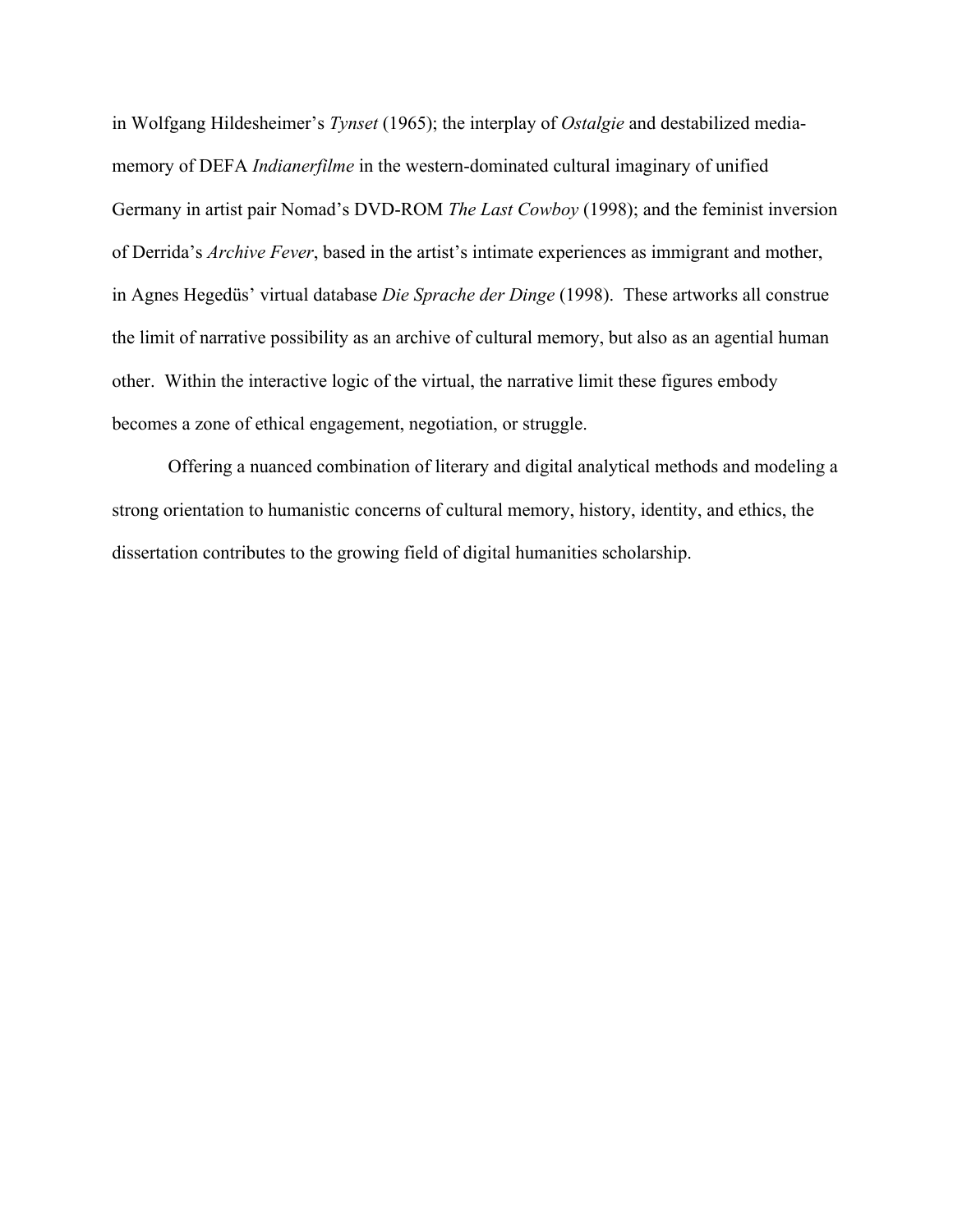in Wolfgang Hildesheimer's *Tynset* (1965); the interplay of *Ostalgie* and destabilized media-memory of DEFA *Indianerfilme* in the western-dominated cultural imaginary of unified Germany in artist pair Nomad's DVD-ROM *The Last Cowboy* (1998); and the feminist inversion of Derrida's *Archive Fever*, based in the artist's intimate experiences as immigrant and mother, in Agnes Hegedüs' virtual database *Die Sprache der Dinge* (1998). These artworks all construe the limit of narrative possibility as an archive of cultural memory, but also as an agential human other. Within the interactive logic of the virtual, the narrative limit these figures embody becomes a zone of ethical engagement, negotiation, or struggle.

Offering a nuanced combination of literary and digital analytical methods and modeling a strong orientation to humanistic concerns of cultural memory, history, identity, and ethics, the dissertation contributes to the growing field of digital humanities scholarship.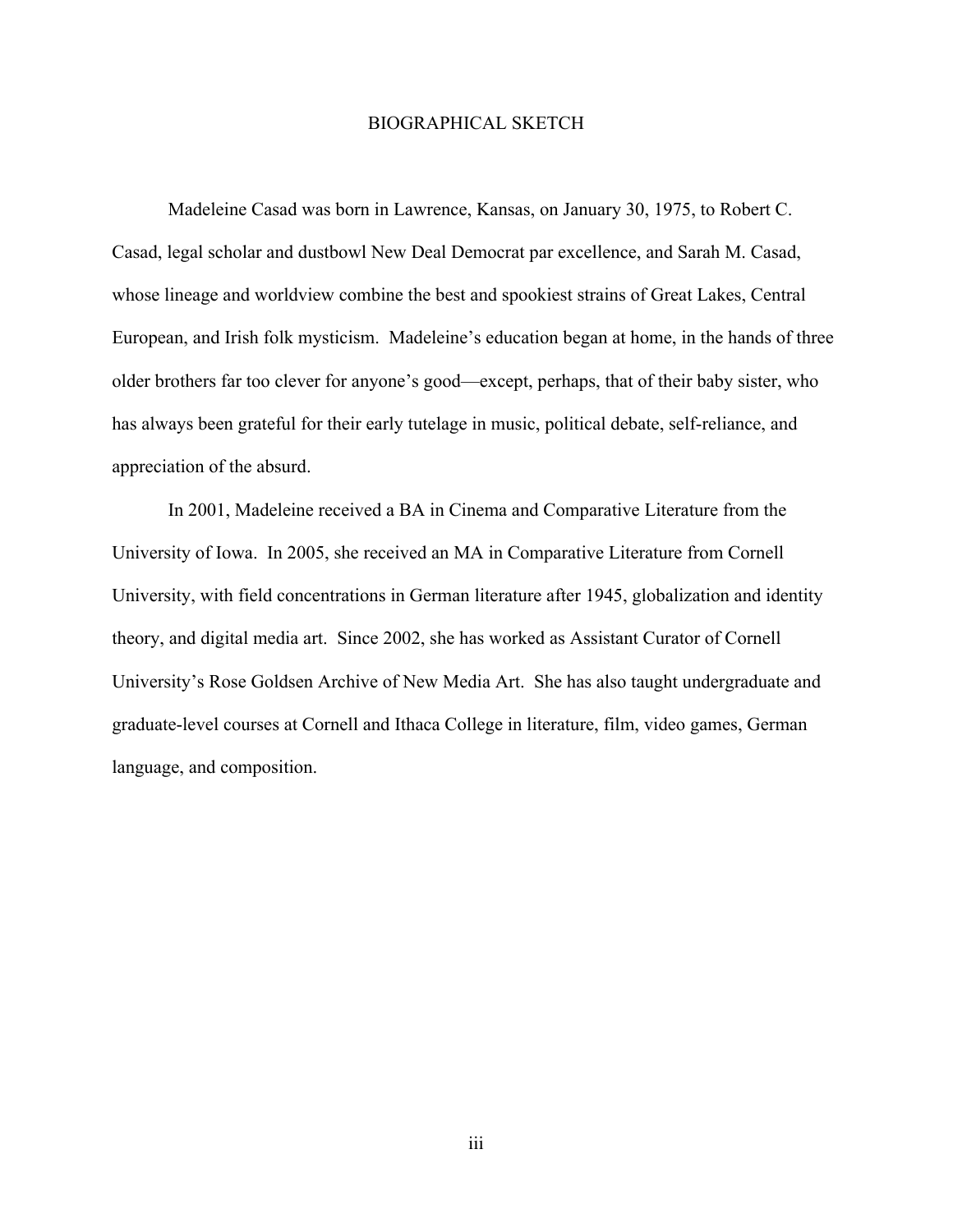# BIOGRAPHICAL SKETCH

Madeleine Casad was born in Lawrence, Kansas, on January 30, 1975, to Robert C. Casad, legal scholar and dustbowl New Deal Democrat par excellence, and Sarah M. Casad, whose lineage and worldview combine the best and spookiest strains of Great Lakes, Central European, and Irish folk mysticism. Madeleine's education began at home, in the hands of three older brothers far too clever for anyone's good—except, perhaps, that of their baby sister, who has always been grateful for their early tutelage in music, political debate, self-reliance, and appreciation of the absurd.

In 2001, Madeleine received a BA in Cinema and Comparative Literature from the University of Iowa. In 2005, she received an MA in Comparative Literature from Cornell University, with field concentrations in German literature after 1945, globalization and identity theory, and digital media art. Since 2002, she has worked as Assistant Curator of Cornell University's Rose Goldsen Archive of New Media Art. She has also taught undergraduate and graduate-level courses at Cornell and Ithaca College in literature, film, video games, German language, and composition.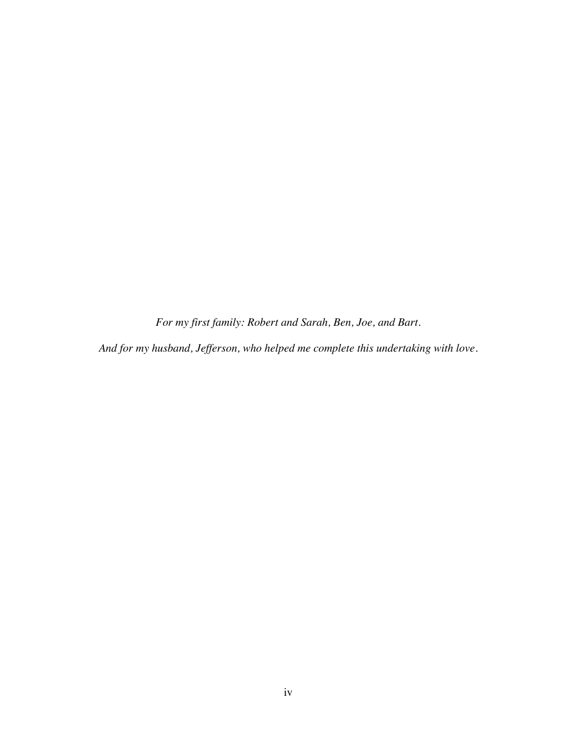*For my first family: Robert and Sarah, Ben, Joe, and Bart.*

*And for my husband, Jefferson, who helped me complete this undertaking with love.*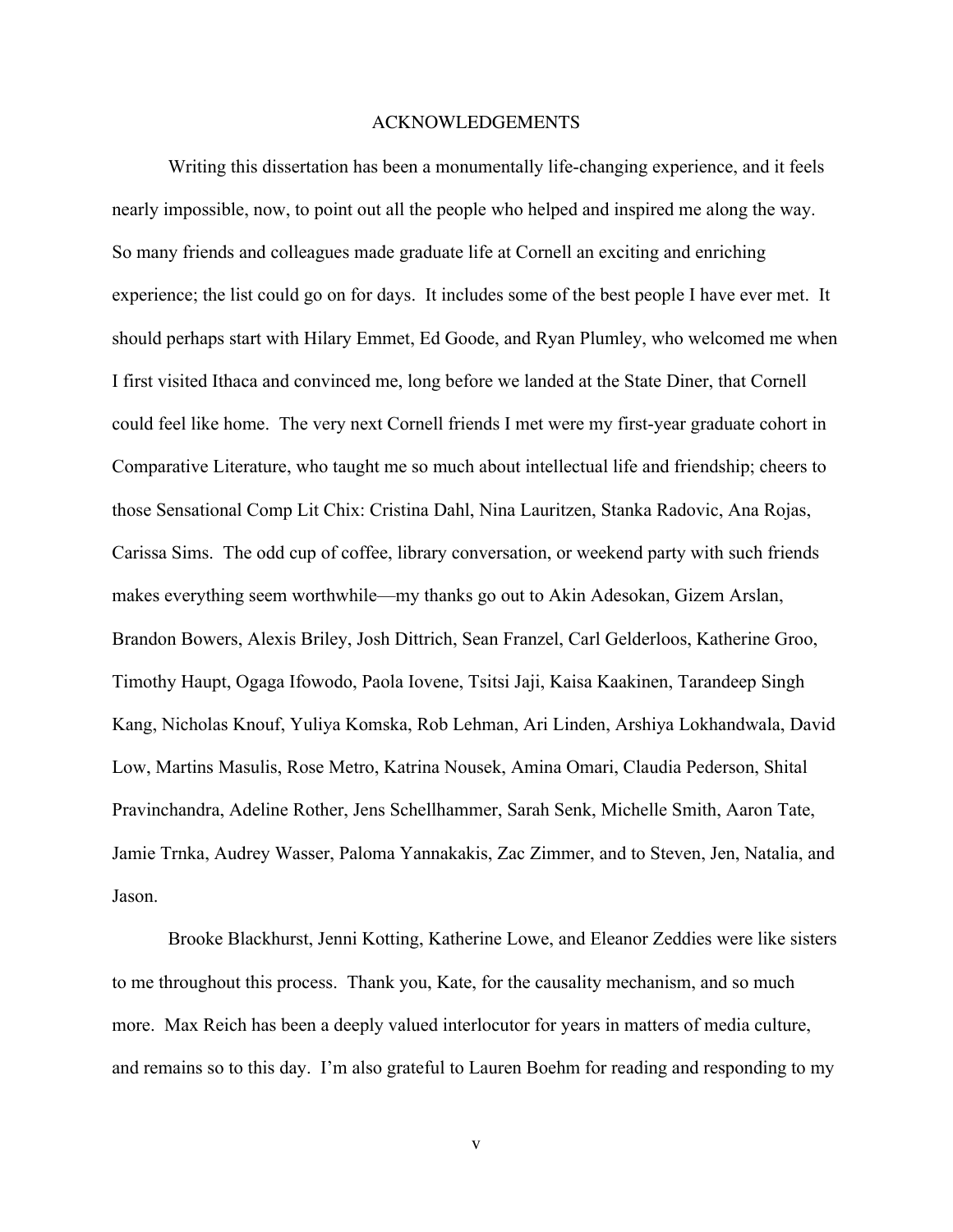# ACKNOWLEDGEMENTS

Writing this dissertation has been a monumentally life-changing experience, and it feels nearly impossible, now, to point out all the people who helped and inspired me along the way. So many friends and colleagues made graduate life at Cornell an exciting and enriching experience; the list could go on for days. It includes some of the best people I have ever met. It should perhaps start with Hilary Emmet, Ed Goode, and Ryan Plumley, who welcomed me when I first visited Ithaca and convinced me, long before we landed at the State Diner, that Cornell could feel like home. The very next Cornell friends I met were my first-year graduate cohort in Comparative Literature, who taught me so much about intellectual life and friendship; cheers to those Sensational Comp Lit Chix: Cristina Dahl, Nina Lauritzen, Stanka Radovic, Ana Rojas, Carissa Sims. The odd cup of coffee, library conversation, or weekend party with such friends makes everything seem worthwhile—my thanks go out to Akin Adesokan, Gizem Arslan, Brandon Bowers, Alexis Briley, Josh Dittrich, Sean Franzel, Carl Gelderloos, Katherine Groo, Timothy Haupt, Ogaga Ifowodo, Paola Iovene, Tsitsi Jaji, Kaisa Kaakinen, Tarandeep Singh Kang, Nicholas Knouf, Yuliya Komska, Rob Lehman, Ari Linden, Arshiya Lokhandwala, David Low, Martins Masulis, Rose Metro, Katrina Nousek, Amina Omari, Claudia Pederson, Shital Pravinchandra, Adeline Rother, Jens Schellhammer, Sarah Senk, Michelle Smith, Aaron Tate, Jamie Trnka, Audrey Wasser, Paloma Yannakakis, Zac Zimmer, and to Steven, Jen, Natalia, and Jason.

Brooke Blackhurst, Jenni Kotting, Katherine Lowe, and Eleanor Zeddies were like sisters to me throughout this process. Thank you, Kate, for the causality mechanism, and so much more. Max Reich has been a deeply valued interlocutor for years in matters of media culture, and remains so to this day. I'm also grateful to Lauren Boehm for reading and responding to my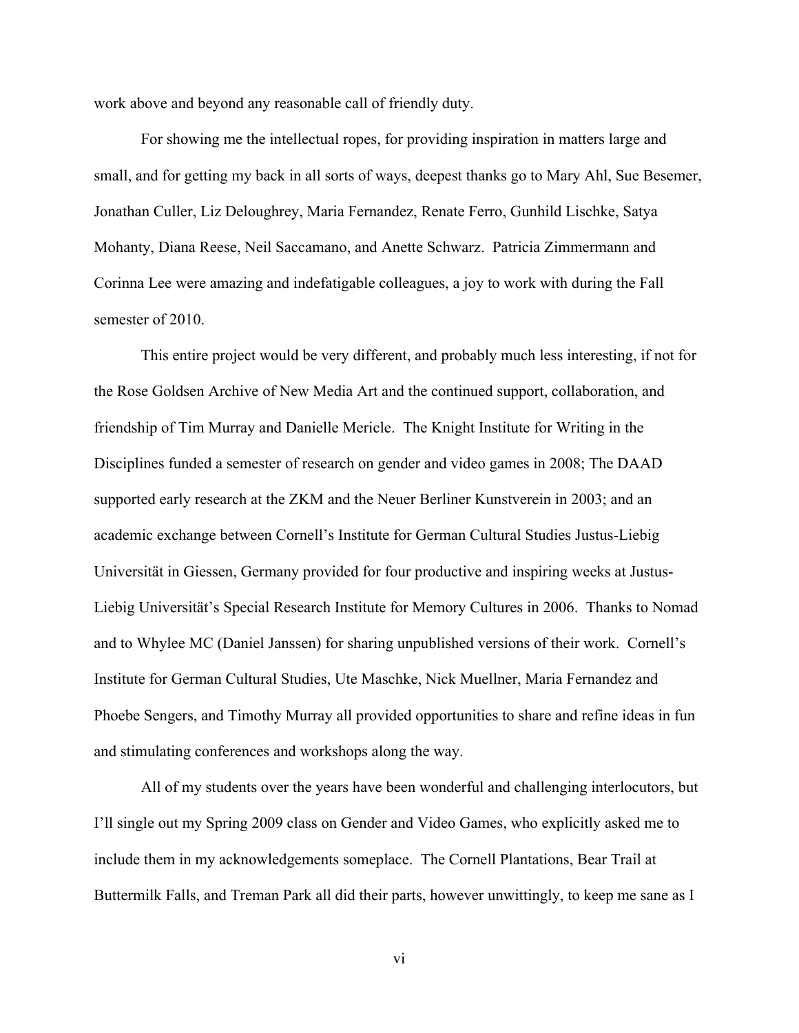work above and beyond any reasonable call of friendly duty.

For showing me the intellectual ropes, for providing inspiration in matters large and small, and for getting my back in all sorts of ways, deepest thanks go to Mary Ahl, Sue Besemer, Jonathan Culler, Liz Deloughrey, Maria Fernandez, Renate Ferro, Gunhild Lischke, Satya Mohanty, Diana Reese, Neil Saccamano, and Anette Schwarz. Patricia Zimmermann and Corinna Lee were amazing and indefatigable colleagues, a joy to work with during the Fall semester of 2010.

This entire project would be very different, and probably much less interesting, if not for the Rose Goldsen Archive of New Media Art and the continued support, collaboration, and friendship of Tim Murray and Danielle Mericle. The Knight Institute for Writing in the Disciplines funded a semester of research on gender and video games in 2008; The DAAD supported early research at the ZKM and the Neuer Berliner Kunstverein in 2003; and an academic exchange between Cornell's Institute for German Cultural Studies Justus-Liebig Universität in Giessen, Germany provided for four productive and inspiring weeks at Justus-Liebig Universität's Special Research Institute for Memory Cultures in 2006. Thanks to Nomad and to Whylee MC (Daniel Janssen) for sharing unpublished versions of their work. Cornell's Institute for German Cultural Studies, Ute Maschke, Nick Muellner, Maria Fernandez and Phoebe Sengers, and Timothy Murray all provided opportunities to share and refine ideas in fun and stimulating conferences and workshops along the way.

All of my students over the years have been wonderful and challenging interlocutors, but I'll single out my Spring 2009 class on Gender and Video Games, who explicitly asked me to include them in my acknowledgements someplace. The Cornell Plantations, Bear Trail at Buttermilk Falls, and Treman Park all did their parts, however unwittingly, to keep me sane as I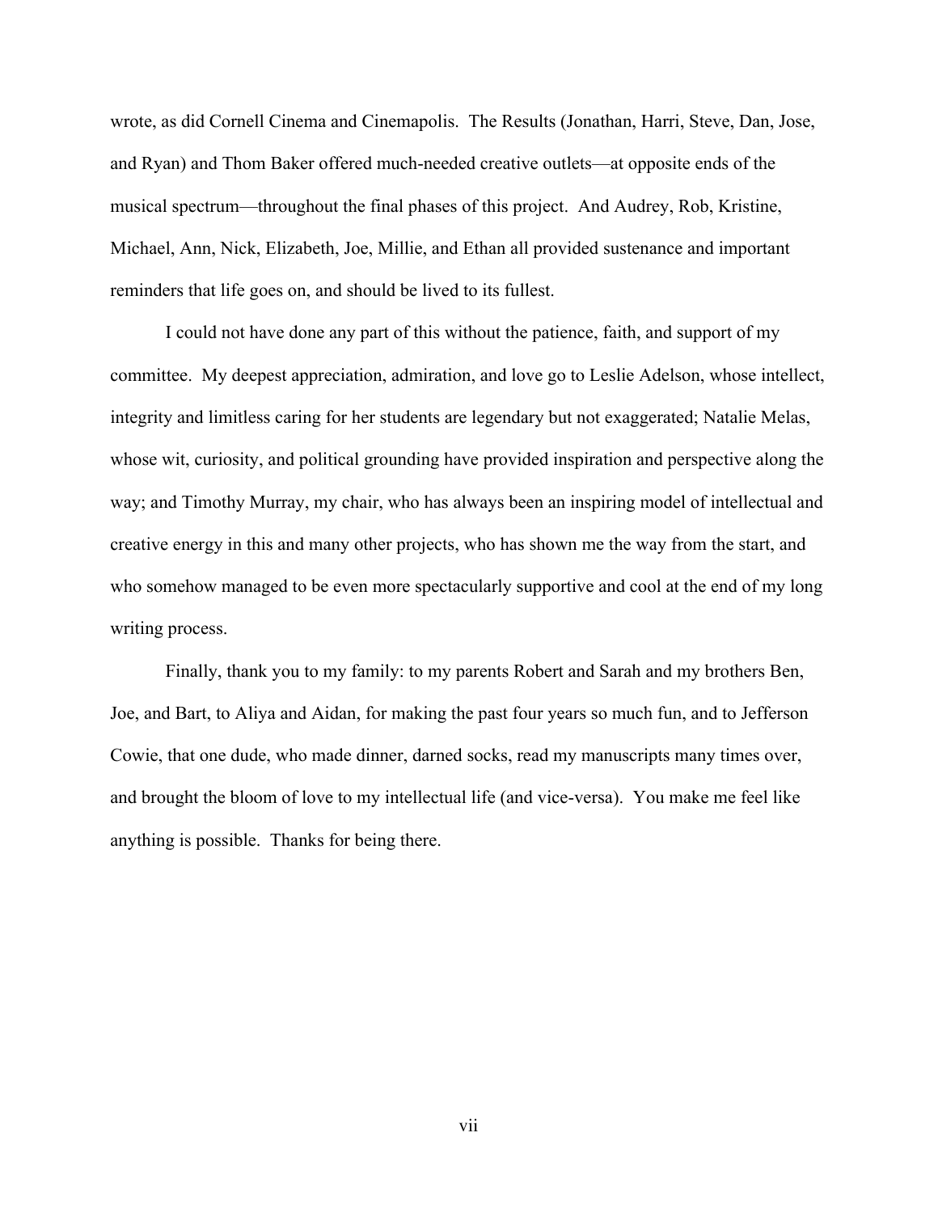wrote, as did Cornell Cinema and Cinemapolis. The Results (Jonathan, Harri, Steve, Dan, Jose, and Ryan) and Thom Baker offered much-needed creative outlets—at opposite ends of the musical spectrum—throughout the final phases of this project. And Audrey, Rob, Kristine, Michael, Ann, Nick, Elizabeth, Joe, Millie, and Ethan all provided sustenance and important reminders that life goes on, and should be lived to its fullest.

I could not have done any part of this without the patience, faith, and support of my committee. My deepest appreciation, admiration, and love go to Leslie Adelson, whose intellect, integrity and limitless caring for her students are legendary but not exaggerated; Natalie Melas, whose wit, curiosity, and political grounding have provided inspiration and perspective along the way; and Timothy Murray, my chair, who has always been an inspiring model of intellectual and creative energy in this and many other projects, who has shown me the way from the start, and who somehow managed to be even more spectacularly supportive and cool at the end of my long writing process.

Finally, thank you to my family: to my parents Robert and Sarah and my brothers Ben, Joe, and Bart, to Aliya and Aidan, for making the past four years so much fun, and to Jefferson Cowie, that one dude, who made dinner, darned socks, read my manuscripts many times over, and brought the bloom of love to my intellectual life (and vice-versa). You make me feel like anything is possible. Thanks for being there.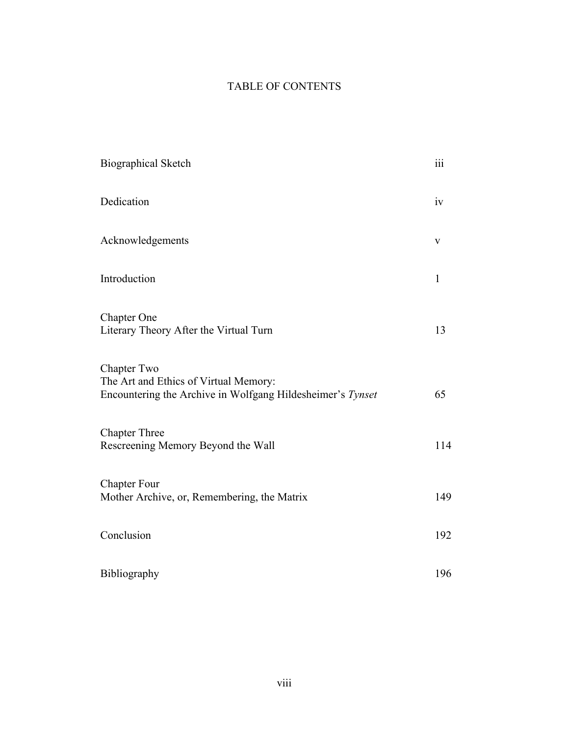# TABLE OF CONTENTS

| | |
|---|---|
| Biographical Sketch | iii |
| Dedication | iv |
| Acknowledgements | v |
| Introduction | 1 |
| Chapter One<br>Literary Theory After the Virtual Turn | 13 |
| Chapter Two<br>The Art and Ethics of Virtual Memory:<br>Encountering the Archive in Wolfgang Hildesheimer's *Tynset* | 65 |
| Chapter Three<br>Rescreening Memory Beyond the Wall | 114 |
| Chapter Four<br>Mother Archive, or, Remembering, the Matrix | 149 |
| Conclusion | 192 |
| Bibliography | 196 |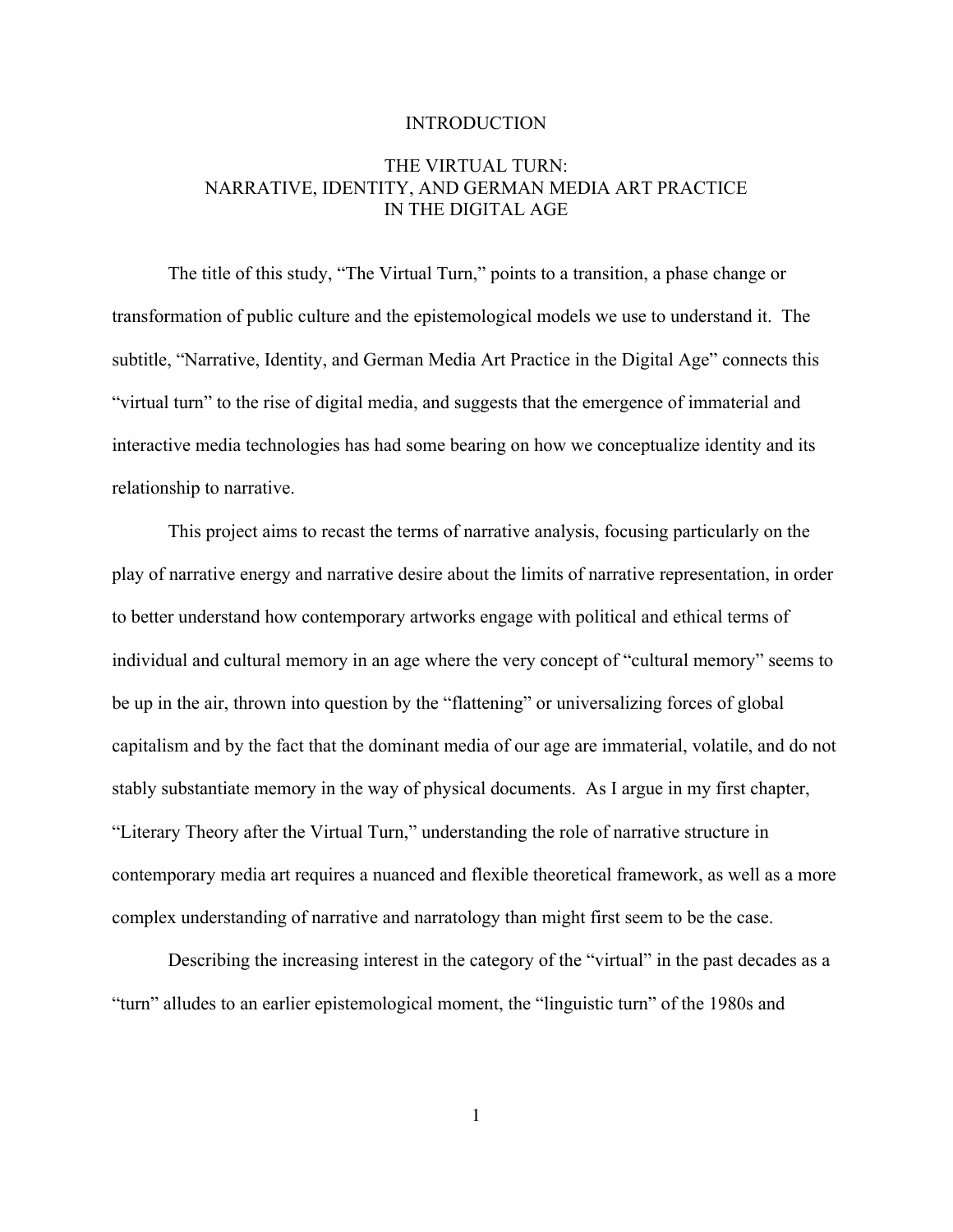# INTRODUCTION

## THE VIRTUAL TURN: NARRATIVE, IDENTITY, AND GERMAN MEDIA ART PRACTICE IN THE DIGITAL AGE

The title of this study, "The Virtual Turn," points to a transition, a phase change or transformation of public culture and the epistemological models we use to understand it. The subtitle, "Narrative, Identity, and German Media Art Practice in the Digital Age" connects this "virtual turn" to the rise of digital media, and suggests that the emergence of immaterial and interactive media technologies has had some bearing on how we conceptualize identity and its relationship to narrative.

This project aims to recast the terms of narrative analysis, focusing particularly on the play of narrative energy and narrative desire about the limits of narrative representation, in order to better understand how contemporary artworks engage with political and ethical terms of individual and cultural memory in an age where the very concept of "cultural memory" seems to be up in the air, thrown into question by the "flattening" or universalizing forces of global capitalism and by the fact that the dominant media of our age are immaterial, volatile, and do not stably substantiate memory in the way of physical documents. As I argue in my first chapter, "Literary Theory after the Virtual Turn," understanding the role of narrative structure in contemporary media art requires a nuanced and flexible theoretical framework, as well as a more complex understanding of narrative and narratology than might first seem to be the case.

Describing the increasing interest in the category of the "virtual" in the past decades as a "turn" alludes to an earlier epistemological moment, the "linguistic turn" of the 1980s and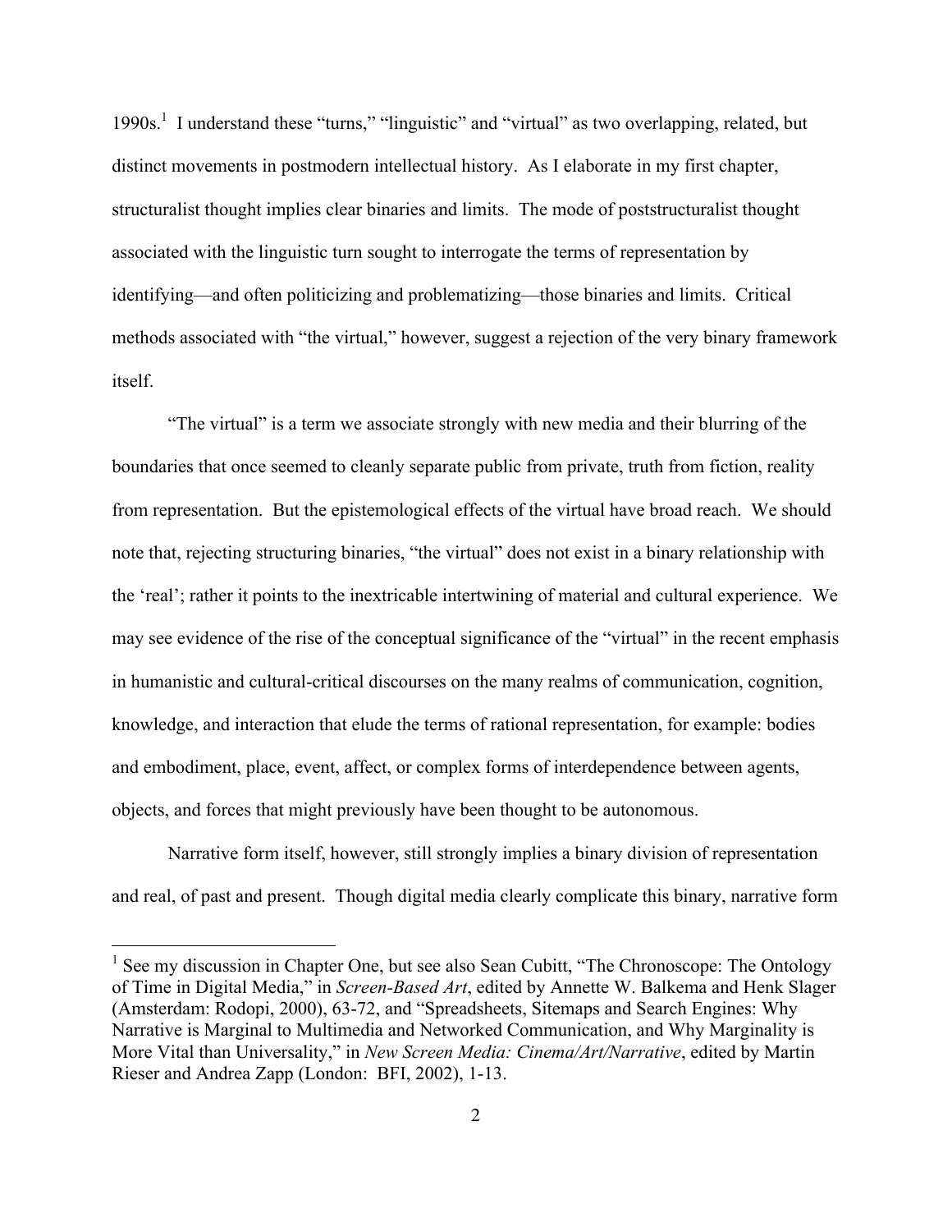1990s.[1] I understand these "turns," "linguistic" and "virtual" as two overlapping, related, but distinct movements in postmodern intellectual history. As I elaborate in my first chapter, structuralist thought implies clear binaries and limits. The mode of poststructuralist thought associated with the linguistic turn sought to interrogate the terms of representation by identifying—and often politicizing and problematizing—those binaries and limits. Critical methods associated with "the virtual," however, suggest a rejection of the very binary framework itself.

"The virtual" is a term we associate strongly with new media and their blurring of the boundaries that once seemed to cleanly separate public from private, truth from fiction, reality from representation. But the epistemological effects of the virtual have broad reach. We should note that, rejecting structuring binaries, "the virtual" does not exist in a binary relationship with the 'real'; rather it points to the inextricable intertwining of material and cultural experience. We may see evidence of the rise of the conceptual significance of the "virtual" in the recent emphasis in humanistic and cultural-critical discourses on the many realms of communication, cognition, knowledge, and interaction that elude the terms of rational representation, for example: bodies and embodiment, place, event, affect, or complex forms of interdependence between agents, objects, and forces that might previously have been thought to be autonomous.

Narrative form itself, however, still strongly implies a binary division of representation and real, of past and present. Though digital media clearly complicate this binary, narrative form

---

[1] See my discussion in Chapter One, but see also Sean Cubitt, "The Chronoscope: The Ontology of Time in Digital Media," in *Screen-Based Art*, edited by Annette W. Balkema and Henk Slager (Amsterdam: Rodopi, 2000), 63-72, and "Spreadsheets, Sitemaps and Search Engines: Why Narrative is Marginal to Multimedia and Networked Communication, and Why Marginality is More Vital than Universality," in *New Screen Media: Cinema/Art/Narrative*, edited by Martin Rieser and Andrea Zapp (London: BFI, 2002), 1-13.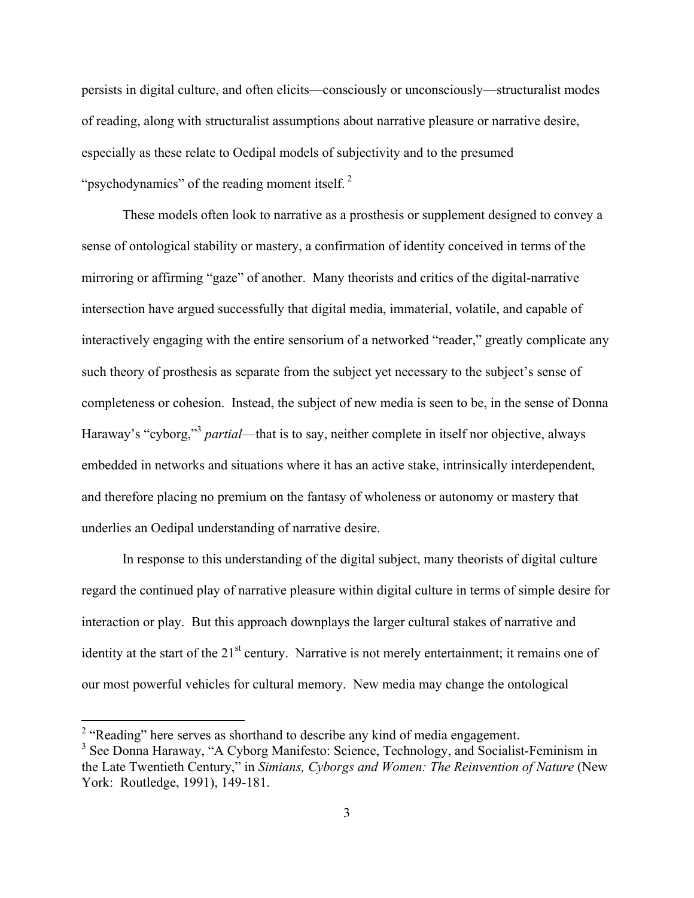persists in digital culture, and often elicits—consciously or unconsciously—structuralist modes of reading, along with structuralist assumptions about narrative pleasure or narrative desire, especially as these relate to Oedipal models of subjectivity and to the presumed "psychodynamics" of the reading moment itself.[2]

These models often look to narrative as a prosthesis or supplement designed to convey a sense of ontological stability or mastery, a confirmation of identity conceived in terms of the mirroring or affirming "gaze" of another. Many theorists and critics of the digital-narrative intersection have argued successfully that digital media, immaterial, volatile, and capable of interactively engaging with the entire sensorium of a networked "reader," greatly complicate any such theory of prosthesis as separate from the subject yet necessary to the subject's sense of completeness or cohesion. Instead, the subject of new media is seen to be, in the sense of Donna Haraway's "cyborg,"[3] *partial*—that is to say, neither complete in itself nor objective, always embedded in networks and situations where it has an active stake, intrinsically interdependent, and therefore placing no premium on the fantasy of wholeness or autonomy or mastery that underlies an Oedipal understanding of narrative desire.

In response to this understanding of the digital subject, many theorists of digital culture regard the continued play of narrative pleasure within digital culture in terms of simple desire for interaction or play. But this approach downplays the larger cultural stakes of narrative and identity at the start of the 21st century. Narrative is not merely entertainment; it remains one of our most powerful vehicles for cultural memory. New media may change the ontological

[2] "Reading" here serves as shorthand to describe any kind of media engagement.

[3] See Donna Haraway, "A Cyborg Manifesto: Science, Technology, and Socialist-Feminism in the Late Twentieth Century," in *Simians, Cyborgs and Women: The Reinvention of Nature* (New York: Routledge, 1991), 149-181.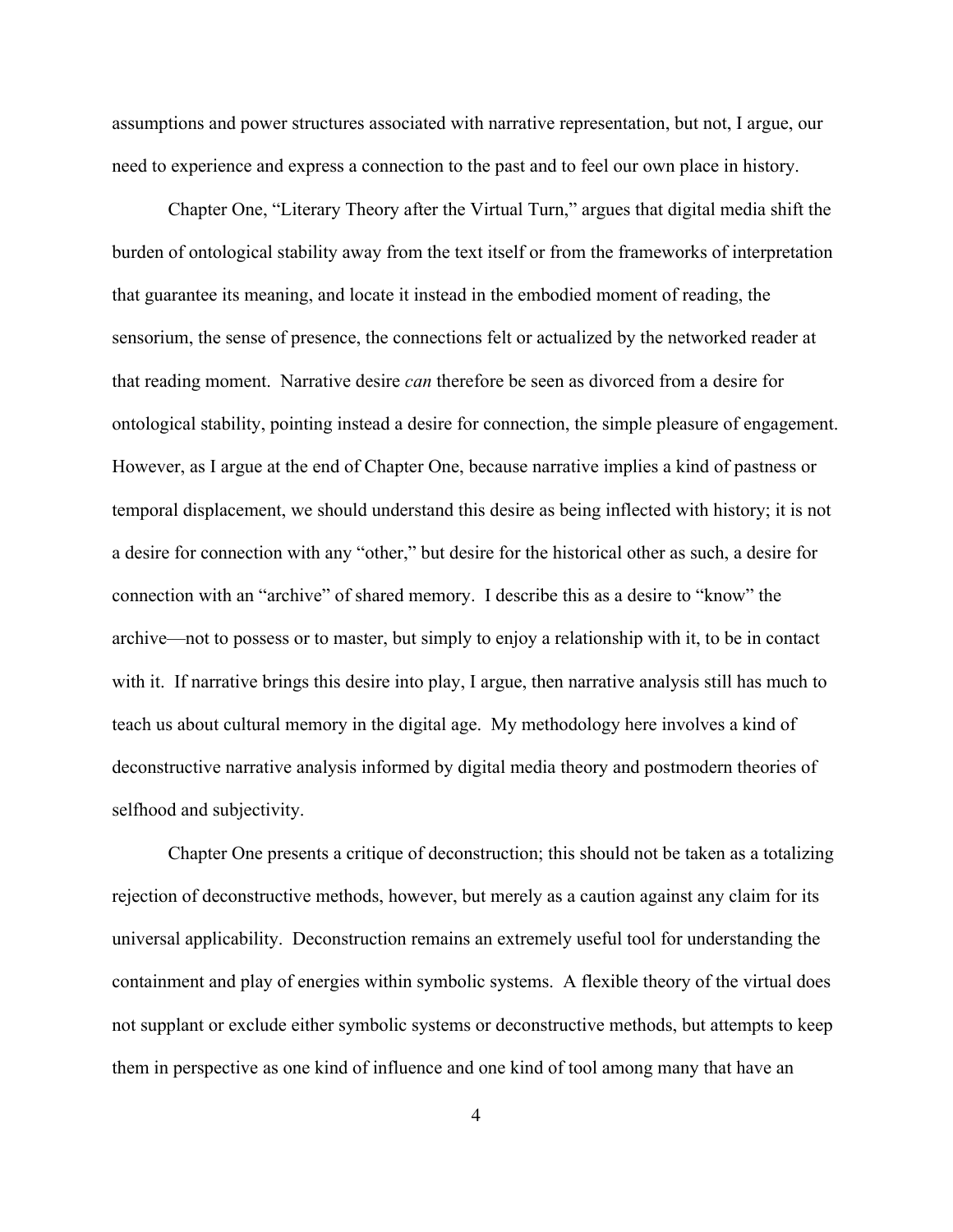assumptions and power structures associated with narrative representation, but not, I argue, our need to experience and express a connection to the past and to feel our own place in history.

Chapter One, "Literary Theory after the Virtual Turn," argues that digital media shift the burden of ontological stability away from the text itself or from the frameworks of interpretation that guarantee its meaning, and locate it instead in the embodied moment of reading, the sensorium, the sense of presence, the connections felt or actualized by the networked reader at that reading moment. Narrative desire *can* therefore be seen as divorced from a desire for ontological stability, pointing instead a desire for connection, the simple pleasure of engagement. However, as I argue at the end of Chapter One, because narrative implies a kind of pastness or temporal displacement, we should understand this desire as being inflected with history; it is not a desire for connection with any "other," but desire for the historical other as such, a desire for connection with an "archive" of shared memory. I describe this as a desire to "know" the archive—not to possess or to master, but simply to enjoy a relationship with it, to be in contact with it. If narrative brings this desire into play, I argue, then narrative analysis still has much to teach us about cultural memory in the digital age. My methodology here involves a kind of deconstructive narrative analysis informed by digital media theory and postmodern theories of selfhood and subjectivity.

Chapter One presents a critique of deconstruction; this should not be taken as a totalizing rejection of deconstructive methods, however, but merely as a caution against any claim for its universal applicability. Deconstruction remains an extremely useful tool for understanding the containment and play of energies within symbolic systems. A flexible theory of the virtual does not supplant or exclude either symbolic systems or deconstructive methods, but attempts to keep them in perspective as one kind of influence and one kind of tool among many that have an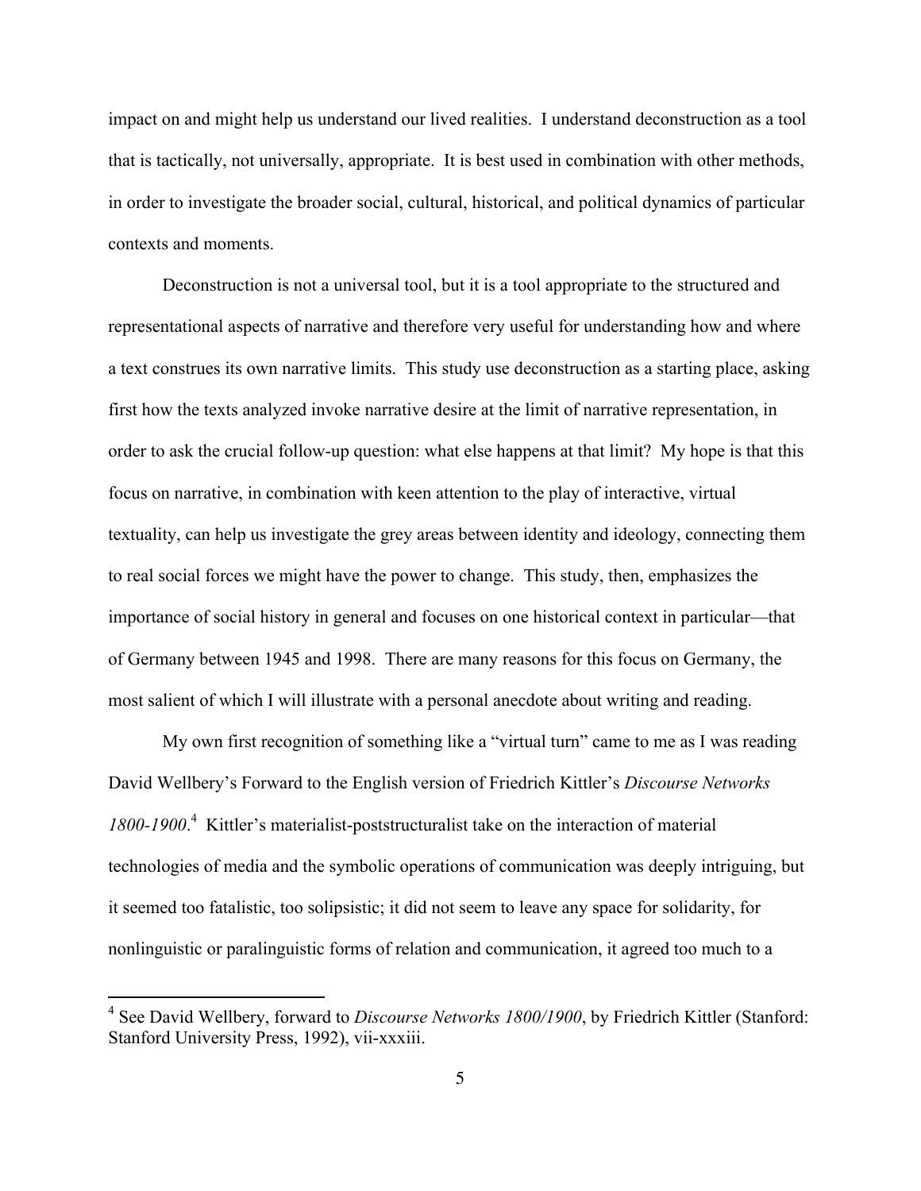impact on and might help us understand our lived realities. I understand deconstruction as a tool that is tactically, not universally, appropriate. It is best used in combination with other methods, in order to investigate the broader social, cultural, historical, and political dynamics of particular contexts and moments.

Deconstruction is not a universal tool, but it is a tool appropriate to the structured and representational aspects of narrative and therefore very useful for understanding how and where a text construes its own narrative limits. This study use deconstruction as a starting place, asking first how the texts analyzed invoke narrative desire at the limit of narrative representation, in order to ask the crucial follow-up question: what else happens at that limit? My hope is that this focus on narrative, in combination with keen attention to the play of interactive, virtual textuality, can help us investigate the grey areas between identity and ideology, connecting them to real social forces we might have the power to change. This study, then, emphasizes the importance of social history in general and focuses on one historical context in particular—that of Germany between 1945 and 1998. There are many reasons for this focus on Germany, the most salient of which I will illustrate with a personal anecdote about writing and reading.

My own first recognition of something like a "virtual turn" came to me as I was reading David Wellbery's Forward to the English version of Friedrich Kittler's *Discourse Networks 1800-1900*.[4] Kittler's materialist-poststructuralist take on the interaction of material technologies of media and the symbolic operations of communication was deeply intriguing, but it seemed too fatalistic, too solipsistic; it did not seem to leave any space for solidarity, for nonlinguistic or paralinguistic forms of relation and communication, it agreed too much to a

---

[4] See David Wellbery, forward to *Discourse Networks 1800/1900*, by Friedrich Kittler (Stanford: Stanford University Press, 1992), vii-xxxiii.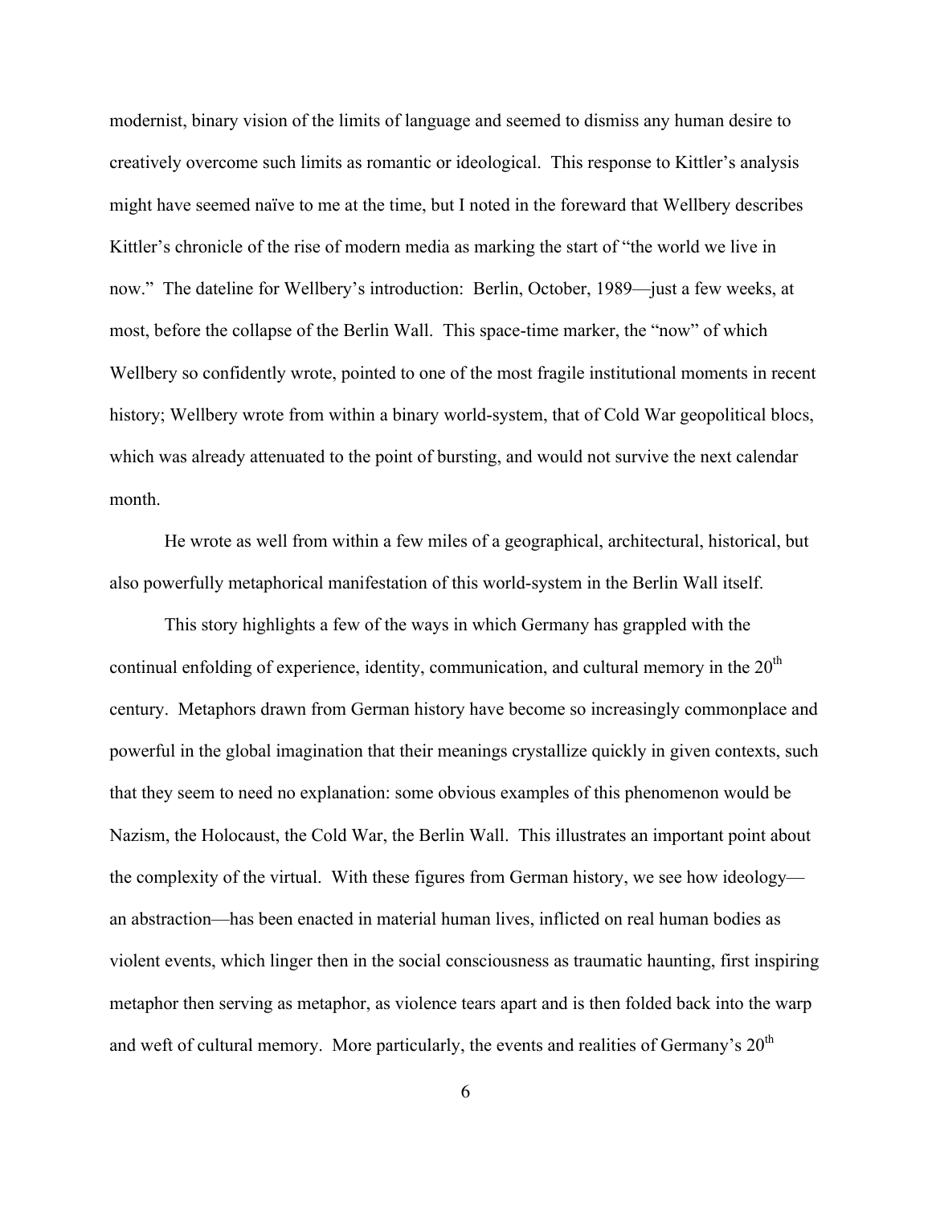modernist, binary vision of the limits of language and seemed to dismiss any human desire to creatively overcome such limits as romantic or ideological. This response to Kittler's analysis might have seemed naïve to me at the time, but I noted in the foreward that Wellbery describes Kittler's chronicle of the rise of modern media as marking the start of "the world we live in now." The dateline for Wellbery's introduction: Berlin, October, 1989—just a few weeks, at most, before the collapse of the Berlin Wall. This space-time marker, the "now" of which Wellbery so confidently wrote, pointed to one of the most fragile institutional moments in recent history; Wellbery wrote from within a binary world-system, that of Cold War geopolitical blocs, which was already attenuated to the point of bursting, and would not survive the next calendar month.

He wrote as well from within a few miles of a geographical, architectural, historical, but also powerfully metaphorical manifestation of this world-system in the Berlin Wall itself.

This story highlights a few of the ways in which Germany has grappled with the continual enfolding of experience, identity, communication, and cultural memory in the 20th century. Metaphors drawn from German history have become so increasingly commonplace and powerful in the global imagination that their meanings crystallize quickly in given contexts, such that they seem to need no explanation: some obvious examples of this phenomenon would be Nazism, the Holocaust, the Cold War, the Berlin Wall. This illustrates an important point about the complexity of the virtual. With these figures from German history, we see how ideology—an abstraction—has been enacted in material human lives, inflicted on real human bodies as violent events, which linger then in the social consciousness as traumatic haunting, first inspiring metaphor then serving as metaphor, as violence tears apart and is then folded back into the warp and weft of cultural memory. More particularly, the events and realities of Germany's 20th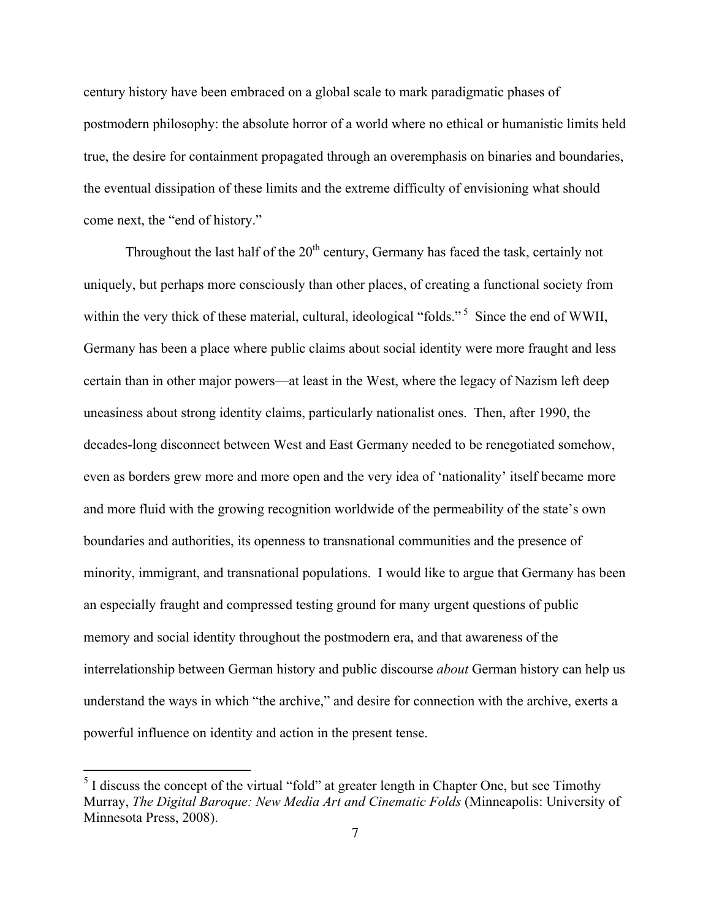century history have been embraced on a global scale to mark paradigmatic phases of postmodern philosophy: the absolute horror of a world where no ethical or humanistic limits held true, the desire for containment propagated through an overemphasis on binaries and boundaries, the eventual dissipation of these limits and the extreme difficulty of envisioning what should come next, the "end of history."

Throughout the last half of the 20th century, Germany has faced the task, certainly not uniquely, but perhaps more consciously than other places, of creating a functional society from within the very thick of these material, cultural, ideological "folds." [5] Since the end of WWII, Germany has been a place where public claims about social identity were more fraught and less certain than in other major powers—at least in the West, where the legacy of Nazism left deep uneasiness about strong identity claims, particularly nationalist ones. Then, after 1990, the decades-long disconnect between West and East Germany needed to be renegotiated somehow, even as borders grew more and more open and the very idea of 'nationality' itself became more and more fluid with the growing recognition worldwide of the permeability of the state's own boundaries and authorities, its openness to transnational communities and the presence of minority, immigrant, and transnational populations. I would like to argue that Germany has been an especially fraught and compressed testing ground for many urgent questions of public memory and social identity throughout the postmodern era, and that awareness of the interrelationship between German history and public discourse *about* German history can help us understand the ways in which "the archive," and desire for connection with the archive, exerts a powerful influence on identity and action in the present tense.

---

[5] I discuss the concept of the virtual "fold" at greater length in Chapter One, but see Timothy Murray, *The Digital Baroque: New Media Art and Cinematic Folds* (Minneapolis: University of Minnesota Press, 2008).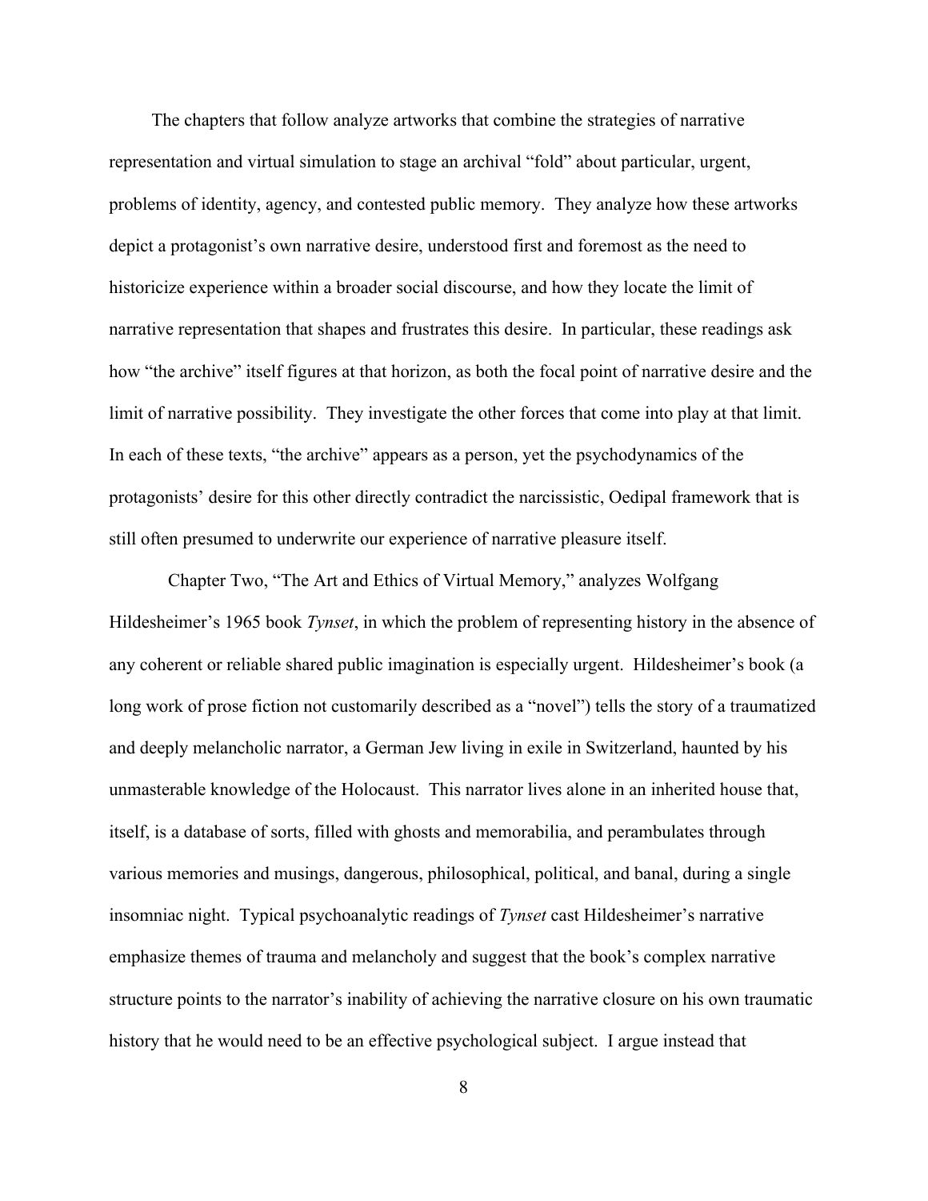The chapters that follow analyze artworks that combine the strategies of narrative representation and virtual simulation to stage an archival "fold" about particular, urgent, problems of identity, agency, and contested public memory. They analyze how these artworks depict a protagonist's own narrative desire, understood first and foremost as the need to historicize experience within a broader social discourse, and how they locate the limit of narrative representation that shapes and frustrates this desire. In particular, these readings ask how "the archive" itself figures at that horizon, as both the focal point of narrative desire and the limit of narrative possibility. They investigate the other forces that come into play at that limit. In each of these texts, "the archive" appears as a person, yet the psychodynamics of the protagonists' desire for this other directly contradict the narcissistic, Oedipal framework that is still often presumed to underwrite our experience of narrative pleasure itself.

Chapter Two, "The Art and Ethics of Virtual Memory," analyzes Wolfgang Hildesheimer's 1965 book *Tynset*, in which the problem of representing history in the absence of any coherent or reliable shared public imagination is especially urgent. Hildesheimer's book (a long work of prose fiction not customarily described as a "novel") tells the story of a traumatized and deeply melancholic narrator, a German Jew living in exile in Switzerland, haunted by his unmasterable knowledge of the Holocaust. This narrator lives alone in an inherited house that, itself, is a database of sorts, filled with ghosts and memorabilia, and perambulates through various memories and musings, dangerous, philosophical, political, and banal, during a single insomniac night. Typical psychoanalytic readings of *Tynset* cast Hildesheimer's narrative emphasize themes of trauma and melancholy and suggest that the book's complex narrative structure points to the narrator's inability of achieving the narrative closure on his own traumatic history that he would need to be an effective psychological subject. I argue instead that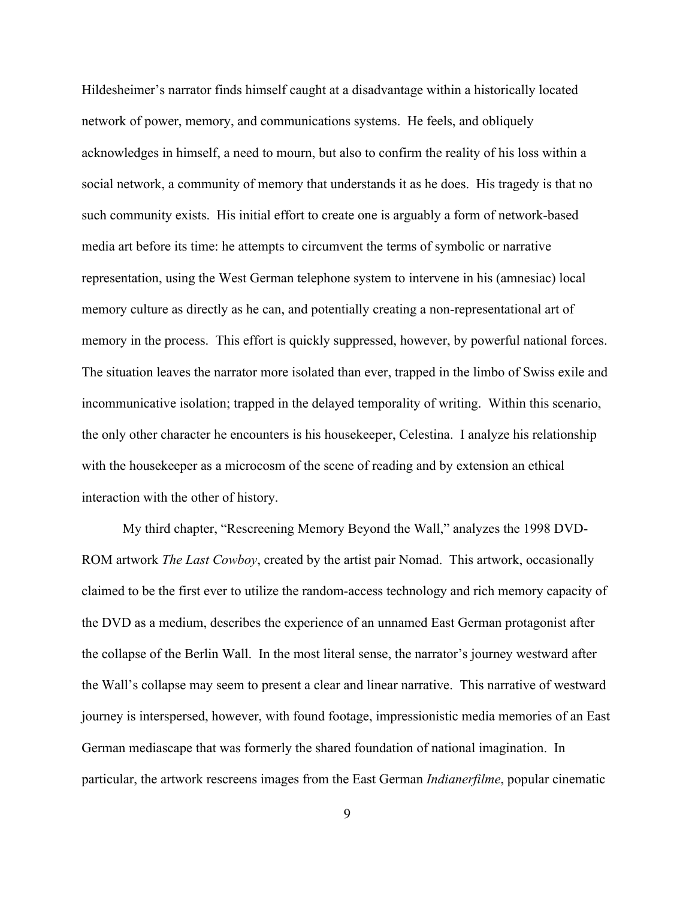Hildesheimer's narrator finds himself caught at a disadvantage within a historically located network of power, memory, and communications systems. He feels, and obliquely acknowledges in himself, a need to mourn, but also to confirm the reality of his loss within a social network, a community of memory that understands it as he does. His tragedy is that no such community exists. His initial effort to create one is arguably a form of network-based media art before its time: he attempts to circumvent the terms of symbolic or narrative representation, using the West German telephone system to intervene in his (amnesiac) local memory culture as directly as he can, and potentially creating a non-representational art of memory in the process. This effort is quickly suppressed, however, by powerful national forces. The situation leaves the narrator more isolated than ever, trapped in the limbo of Swiss exile and incommunicative isolation; trapped in the delayed temporality of writing. Within this scenario, the only other character he encounters is his housekeeper, Celestina. I analyze his relationship with the housekeeper as a microcosm of the scene of reading and by extension an ethical interaction with the other of history.

My third chapter, "Rescreening Memory Beyond the Wall," analyzes the 1998 DVD-ROM artwork *The Last Cowboy*, created by the artist pair Nomad. This artwork, occasionally claimed to be the first ever to utilize the random-access technology and rich memory capacity of the DVD as a medium, describes the experience of an unnamed East German protagonist after the collapse of the Berlin Wall. In the most literal sense, the narrator's journey westward after the Wall's collapse may seem to present a clear and linear narrative. This narrative of westward journey is interspersed, however, with found footage, impressionistic media memories of an East German mediascape that was formerly the shared foundation of national imagination. In particular, the artwork rescreens images from the East German *Indianerfilme*, popular cinematic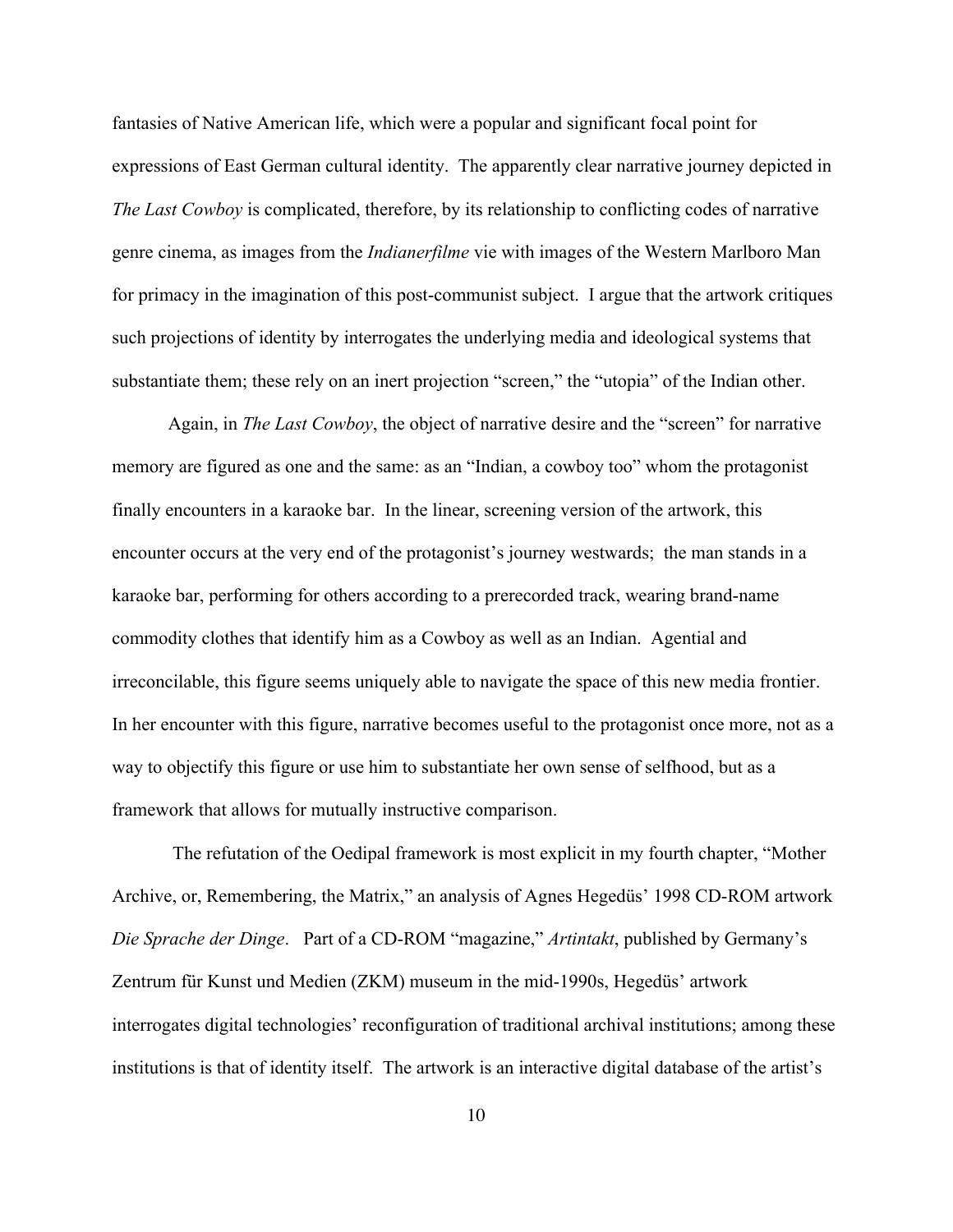fantasies of Native American life, which were a popular and significant focal point for expressions of East German cultural identity. The apparently clear narrative journey depicted in *The Last Cowboy* is complicated, therefore, by its relationship to conflicting codes of narrative genre cinema, as images from the *Indianerfilme* vie with images of the Western Marlboro Man for primacy in the imagination of this post-communist subject. I argue that the artwork critiques such projections of identity by interrogates the underlying media and ideological systems that substantiate them; these rely on an inert projection "screen," the "utopia" of the Indian other.

Again, in *The Last Cowboy*, the object of narrative desire and the "screen" for narrative memory are figured as one and the same: as an "Indian, a cowboy too" whom the protagonist finally encounters in a karaoke bar. In the linear, screening version of the artwork, this encounter occurs at the very end of the protagonist's journey westwards; the man stands in a karaoke bar, performing for others according to a prerecorded track, wearing brand-name commodity clothes that identify him as a Cowboy as well as an Indian. Agential and irreconcilable, this figure seems uniquely able to navigate the space of this new media frontier. In her encounter with this figure, narrative becomes useful to the protagonist once more, not as a way to objectify this figure or use him to substantiate her own sense of selfhood, but as a framework that allows for mutually instructive comparison.

The refutation of the Oedipal framework is most explicit in my fourth chapter, "Mother Archive, or, Remembering, the Matrix," an analysis of Agnes Hegedüs' 1998 CD-ROM artwork *Die Sprache der Dinge*. Part of a CD-ROM "magazine," *Artintakt*, published by Germany's Zentrum für Kunst und Medien (ZKM) museum in the mid-1990s, Hegedüs' artwork interrogates digital technologies' reconfiguration of traditional archival institutions; among these institutions is that of identity itself. The artwork is an interactive digital database of the artist's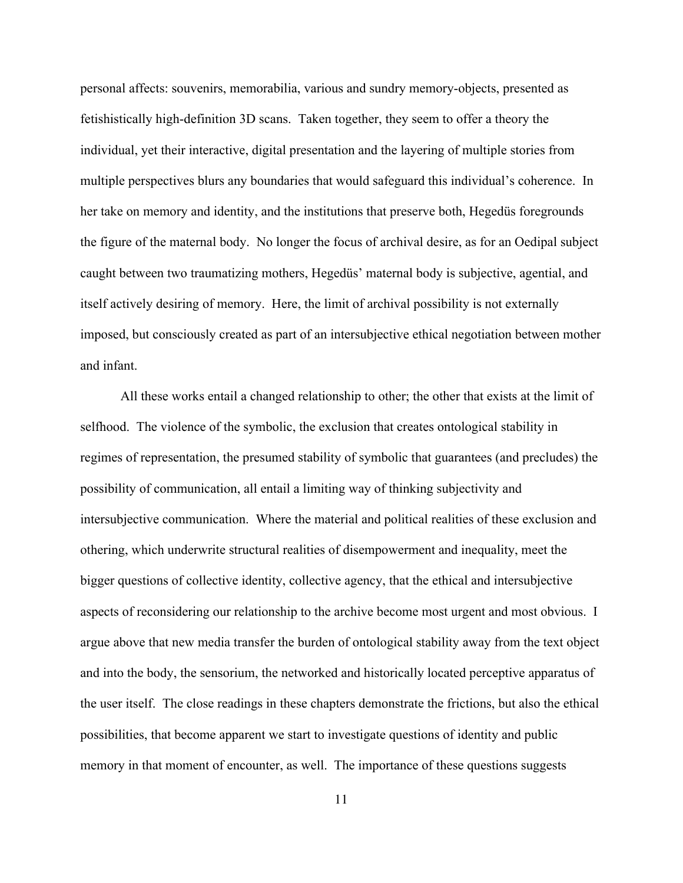personal affects: souvenirs, memorabilia, various and sundry memory-objects, presented as fetishistically high-definition 3D scans. Taken together, they seem to offer a theory the individual, yet their interactive, digital presentation and the layering of multiple stories from multiple perspectives blurs any boundaries that would safeguard this individual's coherence. In her take on memory and identity, and the institutions that preserve both, Hegedüs foregrounds the figure of the maternal body. No longer the focus of archival desire, as for an Oedipal subject caught between two traumatizing mothers, Hegedüs' maternal body is subjective, agential, and itself actively desiring of memory. Here, the limit of archival possibility is not externally imposed, but consciously created as part of an intersubjective ethical negotiation between mother and infant.

All these works entail a changed relationship to other; the other that exists at the limit of selfhood. The violence of the symbolic, the exclusion that creates ontological stability in regimes of representation, the presumed stability of symbolic that guarantees (and precludes) the possibility of communication, all entail a limiting way of thinking subjectivity and intersubjective communication. Where the material and political realities of these exclusion and othering, which underwrite structural realities of disempowerment and inequality, meet the bigger questions of collective identity, collective agency, that the ethical and intersubjective aspects of reconsidering our relationship to the archive become most urgent and most obvious. I argue above that new media transfer the burden of ontological stability away from the text object and into the body, the sensorium, the networked and historically located perceptive apparatus of the user itself. The close readings in these chapters demonstrate the frictions, but also the ethical possibilities, that become apparent we start to investigate questions of identity and public memory in that moment of encounter, as well. The importance of these questions suggests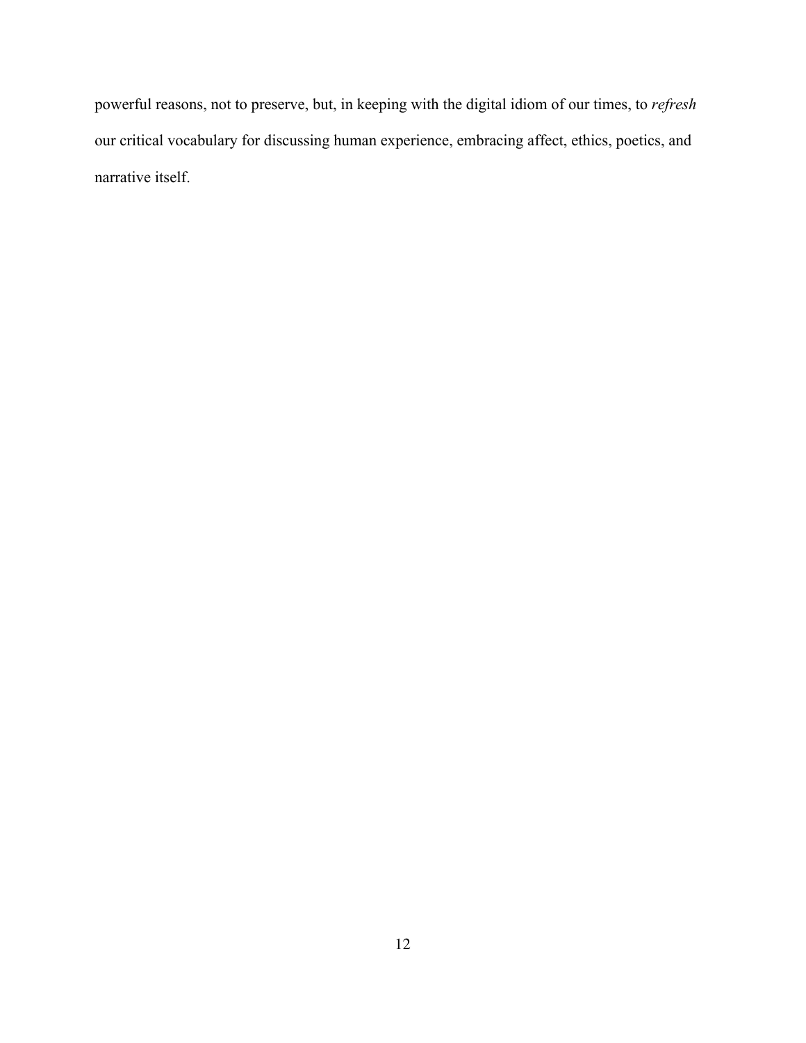powerful reasons, not to preserve, but, in keeping with the digital idiom of our times, to *refresh* our critical vocabulary for discussing human experience, embracing affect, ethics, poetics, and narrative itself.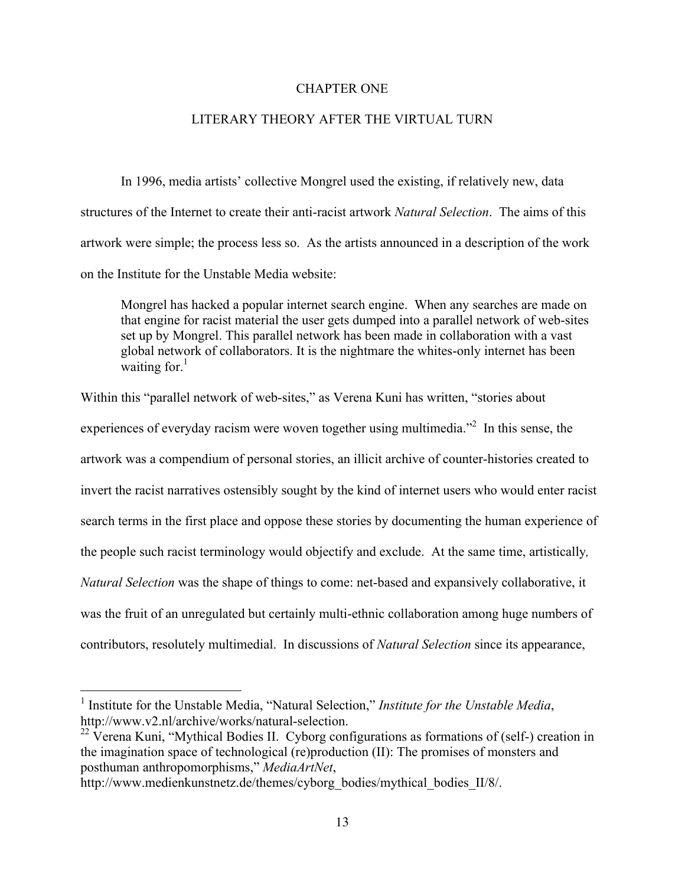# CHAPTER ONE

## LITERARY THEORY AFTER THE VIRTUAL TURN

In 1996, media artists' collective Mongrel used the existing, if relatively new, data structures of the Internet to create their anti-racist artwork *Natural Selection*. The aims of this artwork were simple; the process less so. As the artists announced in a description of the work on the Institute for the Unstable Media website:

> Mongrel has hacked a popular internet search engine. When any searches are made on that engine for racist material the user gets dumped into a parallel network of web-sites set up by Mongrel. This parallel network has been made in collaboration with a vast global network of collaborators. It is the nightmare the whites-only internet has been waiting for.[1]

Within this "parallel network of web-sites," as Verena Kuni has written, "stories about experiences of everyday racism were woven together using multimedia."[2] In this sense, the artwork was a compendium of personal stories, an illicit archive of counter-histories created to invert the racist narratives ostensibly sought by the kind of internet users who would enter racist search terms in the first place and oppose these stories by documenting the human experience of the people such racist terminology would objectify and exclude. At the same time, artistically, *Natural Selection* was the shape of things to come: net-based and expansively collaborative, it was the fruit of an unregulated but certainly multi-ethnic collaboration among huge numbers of contributors, resolutely multimedial. In discussions of *Natural Selection* since its appearance,

---

[1] Institute for the Unstable Media, "Natural Selection," *Institute for the Unstable Media*, http://www.v2.nl/archive/works/natural-selection.

[22] Verena Kuni, "Mythical Bodies II. Cyborg configurations as formations of (self-) creation in the imagination space of technological (re)production (II): The promises of monsters and posthuman anthropomorphisms," *MediaArtNet*, http://www.medienkunstnetz.de/themes/cyborg_bodies/mythical_bodies_II/8/.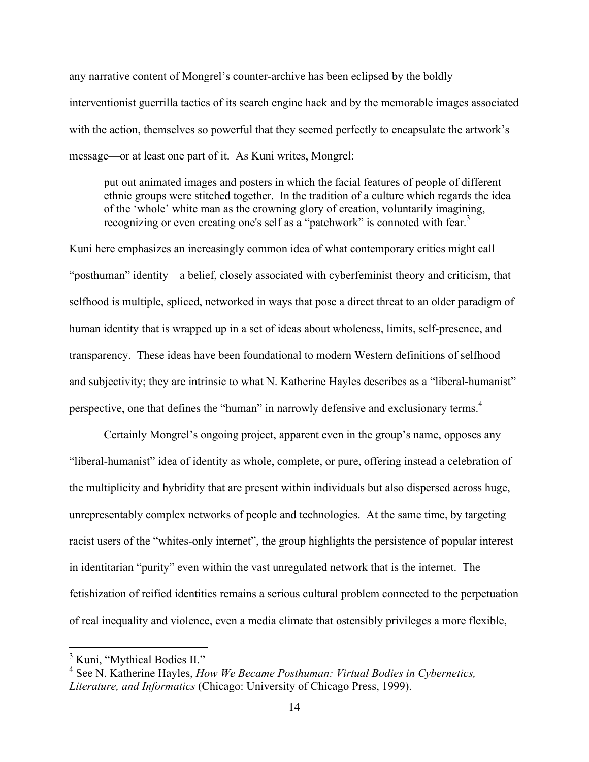any narrative content of Mongrel's counter-archive has been eclipsed by the boldly interventionist guerrilla tactics of its search engine hack and by the memorable images associated with the action, themselves so powerful that they seemed perfectly to encapsulate the artwork's message—or at least one part of it. As Kuni writes, Mongrel:

> put out animated images and posters in which the facial features of people of different ethnic groups were stitched together. In the tradition of a culture which regards the idea of the 'whole' white man as the crowning glory of creation, voluntarily imagining, recognizing or even creating one's self as a "patchwork" is connoted with fear.[3]

Kuni here emphasizes an increasingly common idea of what contemporary critics might call "posthuman" identity—a belief, closely associated with cyberfeminist theory and criticism, that selfhood is multiple, spliced, networked in ways that pose a direct threat to an older paradigm of human identity that is wrapped up in a set of ideas about wholeness, limits, self-presence, and transparency. These ideas have been foundational to modern Western definitions of selfhood and subjectivity; they are intrinsic to what N. Katherine Hayles describes as a "liberal-humanist" perspective, one that defines the "human" in narrowly defensive and exclusionary terms.[4]

Certainly Mongrel's ongoing project, apparent even in the group's name, opposes any "liberal-humanist" idea of identity as whole, complete, or pure, offering instead a celebration of the multiplicity and hybridity that are present within individuals but also dispersed across huge, unrepresentably complex networks of people and technologies. At the same time, by targeting racist users of the "whites-only internet", the group highlights the persistence of popular interest in identitarian "purity" even within the vast unregulated network that is the internet. The fetishization of reified identities remains a serious cultural problem connected to the perpetuation of real inequality and violence, even a media climate that ostensibly privileges a more flexible,

---

[3] Kuni, "Mythical Bodies II."

[4] See N. Katherine Hayles, *How We Became Posthuman: Virtual Bodies in Cybernetics, Literature, and Informatics* (Chicago: University of Chicago Press, 1999).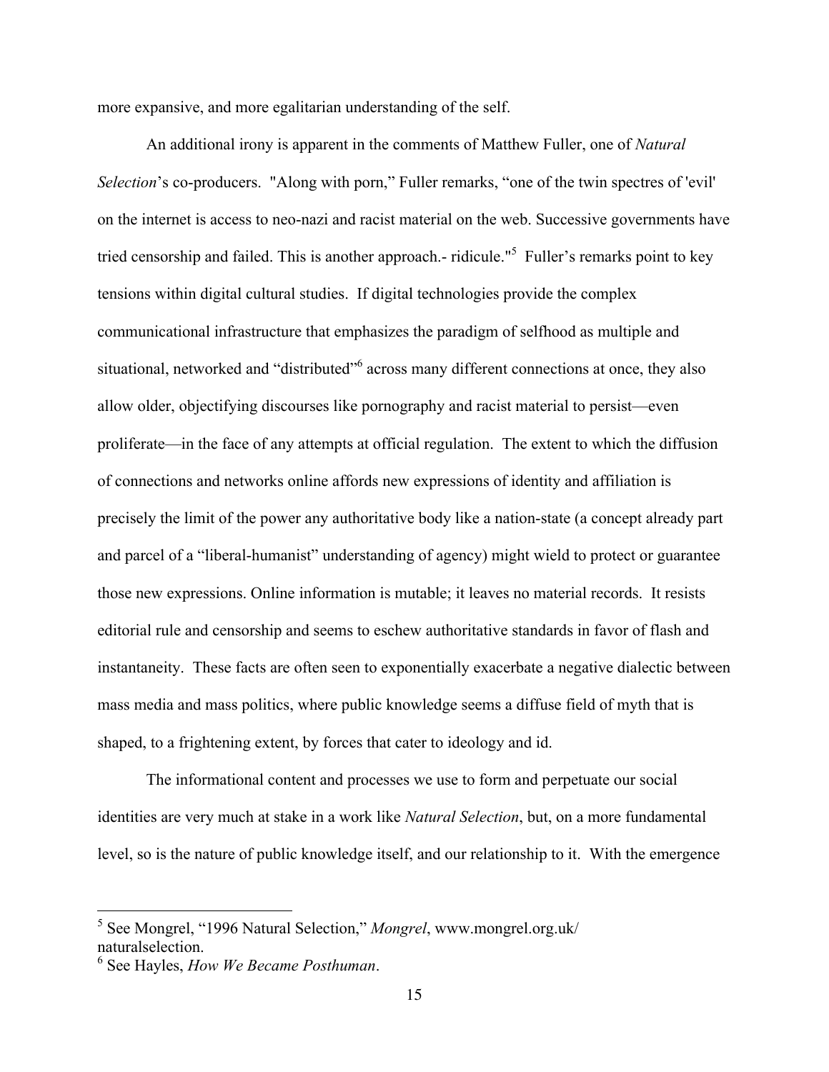more expansive, and more egalitarian understanding of the self.

An additional irony is apparent in the comments of Matthew Fuller, one of *Natural Selection*'s co-producers. "Along with porn," Fuller remarks, "one of the twin spectres of 'evil' on the internet is access to neo-nazi and racist material on the web. Successive governments have tried censorship and failed. This is another approach.- ridicule."[5] Fuller's remarks point to key tensions within digital cultural studies. If digital technologies provide the complex communicational infrastructure that emphasizes the paradigm of selfhood as multiple and situational, networked and "distributed"[6] across many different connections at once, they also allow older, objectifying discourses like pornography and racist material to persist—even proliferate—in the face of any attempts at official regulation. The extent to which the diffusion of connections and networks online affords new expressions of identity and affiliation is precisely the limit of the power any authoritative body like a nation-state (a concept already part and parcel of a "liberal-humanist" understanding of agency) might wield to protect or guarantee those new expressions. Online information is mutable; it leaves no material records. It resists editorial rule and censorship and seems to eschew authoritative standards in favor of flash and instantaneity. These facts are often seen to exponentially exacerbate a negative dialectic between mass media and mass politics, where public knowledge seems a diffuse field of myth that is shaped, to a frightening extent, by forces that cater to ideology and id.

The informational content and processes we use to form and perpetuate our social identities are very much at stake in a work like *Natural Selection*, but, on a more fundamental level, so is the nature of public knowledge itself, and our relationship to it. With the emergence

---

[5] See Mongrel, "1996 Natural Selection," *Mongrel*, www.mongrel.org.uk/naturalselection.

[6] See Hayles, *How We Became Posthuman*.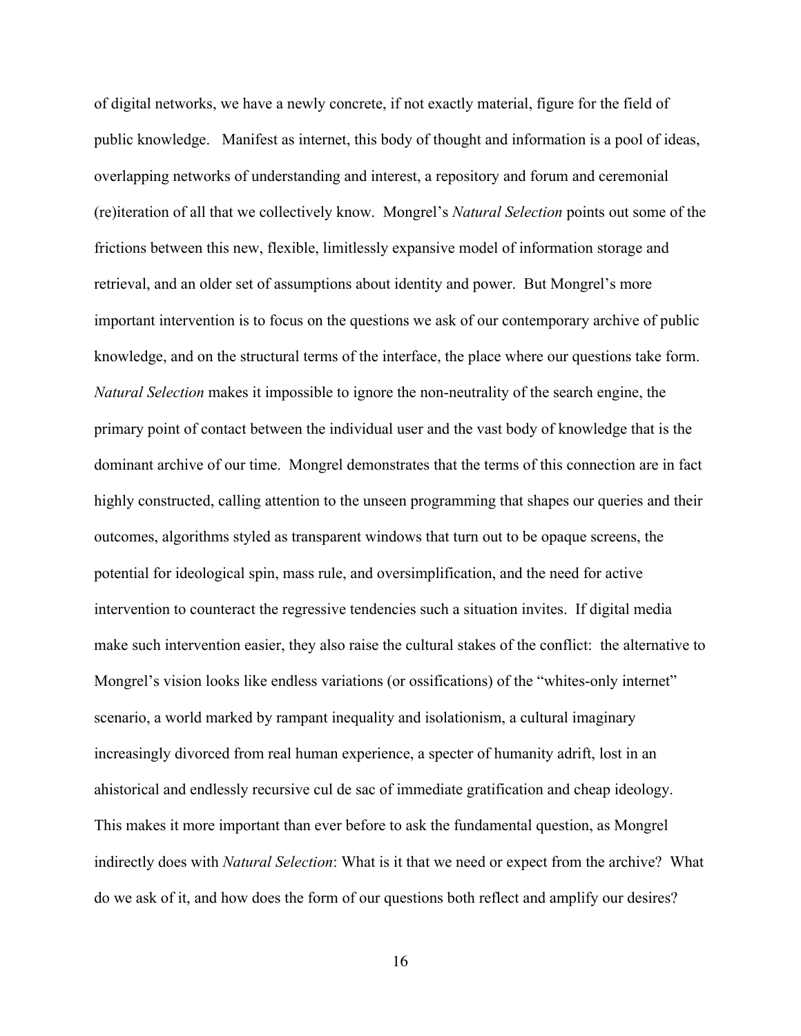of digital networks, we have a newly concrete, if not exactly material, figure for the field of public knowledge. Manifest as internet, this body of thought and information is a pool of ideas, overlapping networks of understanding and interest, a repository and forum and ceremonial (re)iteration of all that we collectively know. Mongrel's *Natural Selection* points out some of the frictions between this new, flexible, limitlessly expansive model of information storage and retrieval, and an older set of assumptions about identity and power. But Mongrel's more important intervention is to focus on the questions we ask of our contemporary archive of public knowledge, and on the structural terms of the interface, the place where our questions take form. *Natural Selection* makes it impossible to ignore the non-neutrality of the search engine, the primary point of contact between the individual user and the vast body of knowledge that is the dominant archive of our time. Mongrel demonstrates that the terms of this connection are in fact highly constructed, calling attention to the unseen programming that shapes our queries and their outcomes, algorithms styled as transparent windows that turn out to be opaque screens, the potential for ideological spin, mass rule, and oversimplification, and the need for active intervention to counteract the regressive tendencies such a situation invites. If digital media make such intervention easier, they also raise the cultural stakes of the conflict: the alternative to Mongrel's vision looks like endless variations (or ossifications) of the "whites-only internet" scenario, a world marked by rampant inequality and isolationism, a cultural imaginary increasingly divorced from real human experience, a specter of humanity adrift, lost in an ahistorical and endlessly recursive cul de sac of immediate gratification and cheap ideology. This makes it more important than ever before to ask the fundamental question, as Mongrel indirectly does with *Natural Selection*: What is it that we need or expect from the archive? What do we ask of it, and how does the form of our questions both reflect and amplify our desires?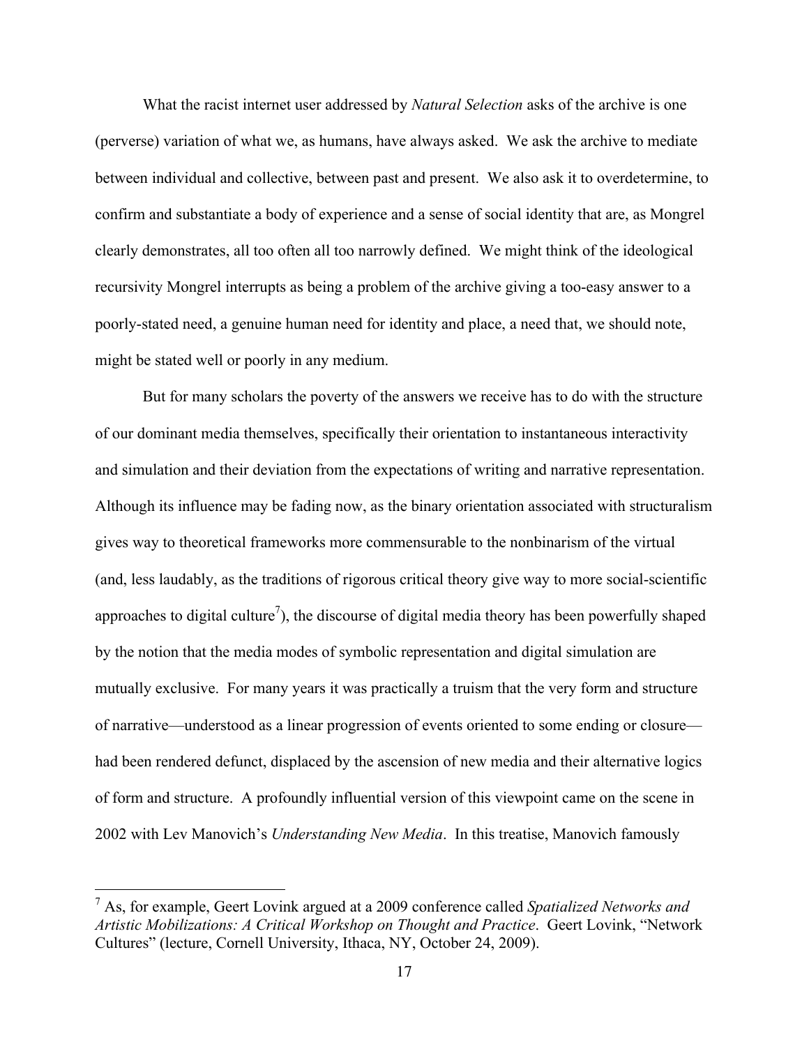What the racist internet user addressed by *Natural Selection* asks of the archive is one (perverse) variation of what we, as humans, have always asked. We ask the archive to mediate between individual and collective, between past and present. We also ask it to overdetermine, to confirm and substantiate a body of experience and a sense of social identity that are, as Mongrel clearly demonstrates, all too often all too narrowly defined. We might think of the ideological recursivity Mongrel interrupts as being a problem of the archive giving a too-easy answer to a poorly-stated need, a genuine human need for identity and place, a need that, we should note, might be stated well or poorly in any medium.

But for many scholars the poverty of the answers we receive has to do with the structure of our dominant media themselves, specifically their orientation to instantaneous interactivity and simulation and their deviation from the expectations of writing and narrative representation. Although its influence may be fading now, as the binary orientation associated with structuralism gives way to theoretical frameworks more commensurable to the nonbinarism of the virtual (and, less laudably, as the traditions of rigorous critical theory give way to more social-scientific approaches to digital culture[7]), the discourse of digital media theory has been powerfully shaped by the notion that the media modes of symbolic representation and digital simulation are mutually exclusive. For many years it was practically a truism that the very form and structure of narrative—understood as a linear progression of events oriented to some ending or closure—had been rendered defunct, displaced by the ascension of new media and their alternative logics of form and structure. A profoundly influential version of this viewpoint came on the scene in 2002 with Lev Manovich's *Understanding New Media*. In this treatise, Manovich famously

[7] As, for example, Geert Lovink argued at a 2009 conference called *Spatialized Networks and Artistic Mobilizations: A Critical Workshop on Thought and Practice*. Geert Lovink, "Network Cultures" (lecture, Cornell University, Ithaca, NY, October 24, 2009).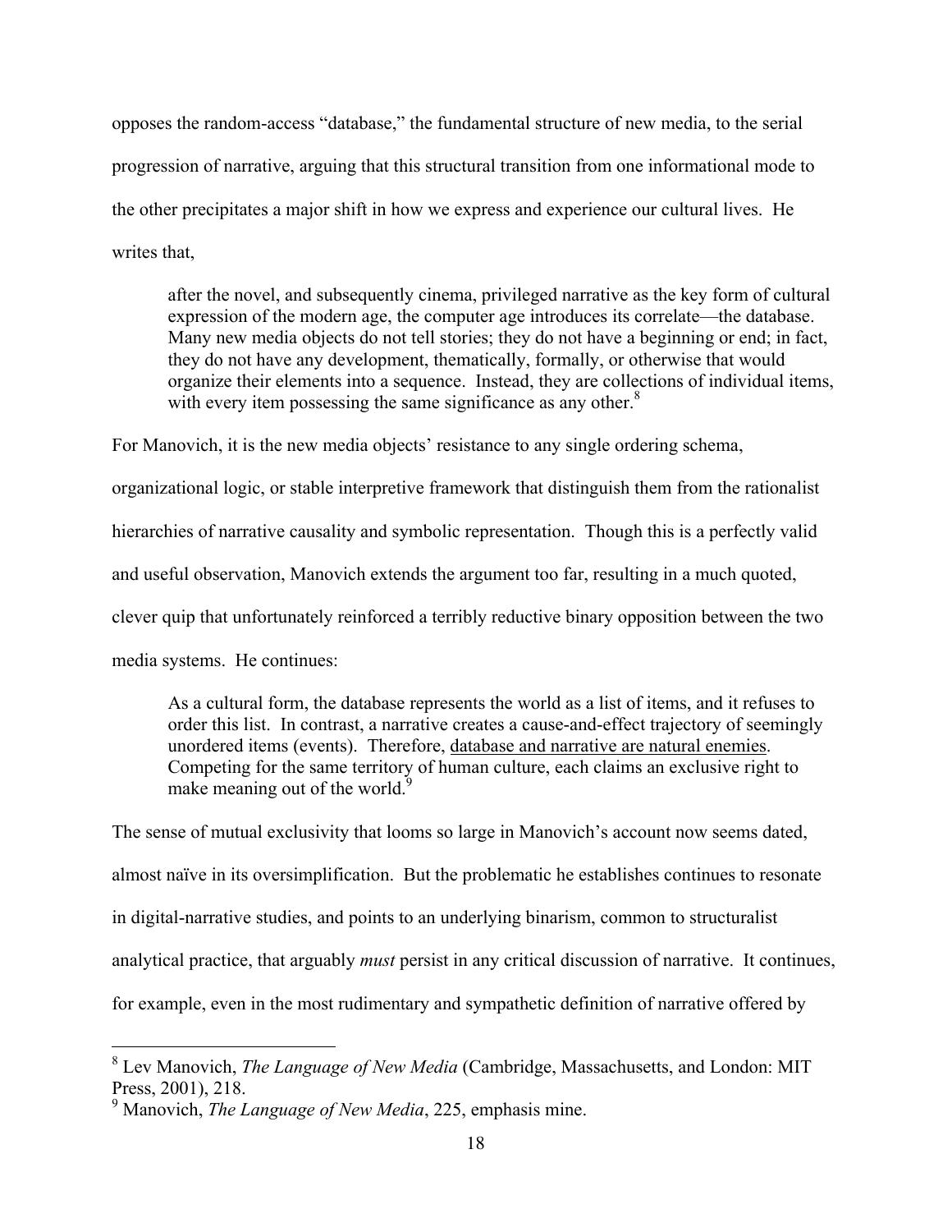opposes the random-access "database," the fundamental structure of new media, to the serial progression of narrative, arguing that this structural transition from one informational mode to the other precipitates a major shift in how we express and experience our cultural lives. He writes that,

> after the novel, and subsequently cinema, privileged narrative as the key form of cultural expression of the modern age, the computer age introduces its correlate—the database. Many new media objects do not tell stories; they do not have a beginning or end; in fact, they do not have any development, thematically, formally, or otherwise that would organize their elements into a sequence. Instead, they are collections of individual items, with every item possessing the same significance as any other.[8]

For Manovich, it is the new media objects' resistance to any single ordering schema, organizational logic, or stable interpretive framework that distinguish them from the rationalist hierarchies of narrative causality and symbolic representation. Though this is a perfectly valid and useful observation, Manovich extends the argument too far, resulting in a much quoted, clever quip that unfortunately reinforced a terribly reductive binary opposition between the two media systems. He continues:

> As a cultural form, the database represents the world as a list of items, and it refuses to order this list. In contrast, a narrative creates a cause-and-effect trajectory of seemingly unordered items (events). Therefore, <u>database and narrative are natural enemies</u>. Competing for the same territory of human culture, each claims an exclusive right to make meaning out of the world.[9]

The sense of mutual exclusivity that looms so large in Manovich's account now seems dated, almost naïve in its oversimplification. But the problematic he establishes continues to resonate in digital-narrative studies, and points to an underlying binarism, common to structuralist analytical practice, that arguably *must* persist in any critical discussion of narrative. It continues, for example, even in the most rudimentary and sympathetic definition of narrative offered by

---

[8] Lev Manovich, *The Language of New Media* (Cambridge, Massachusetts, and London: MIT Press, 2001), 218.

[9] Manovich, *The Language of New Media*, 225, emphasis mine.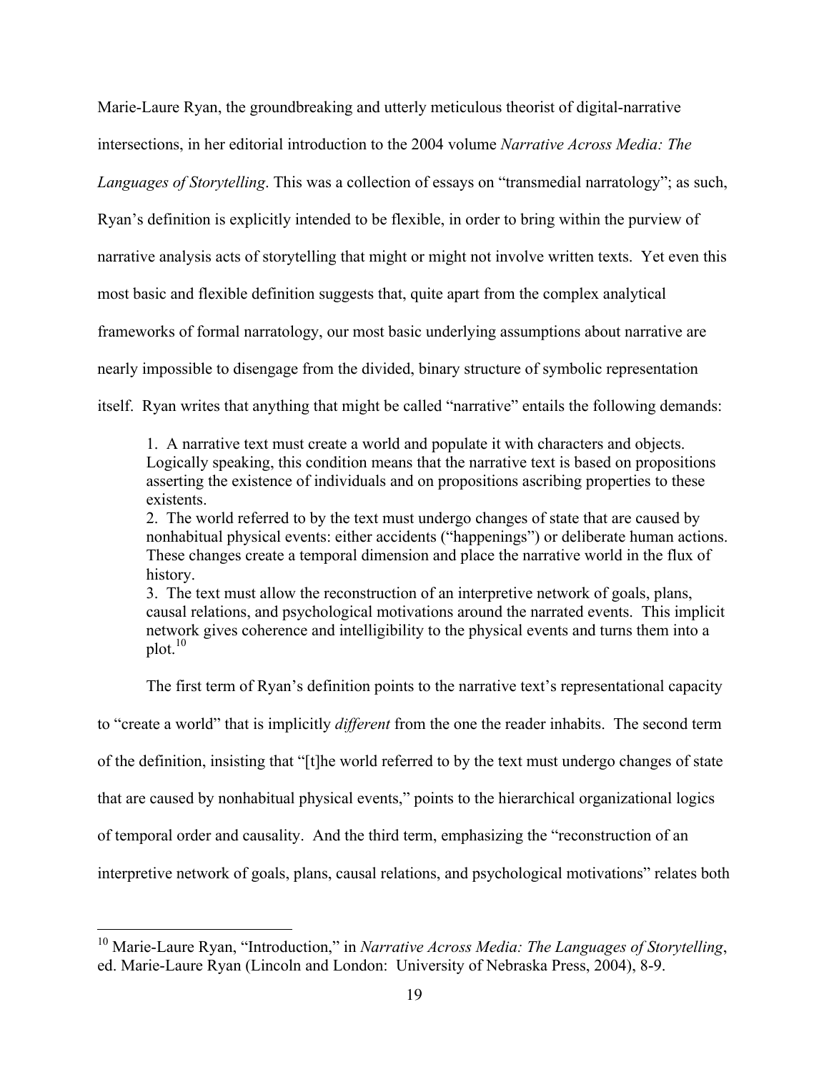Marie-Laure Ryan, the groundbreaking and utterly meticulous theorist of digital-narrative intersections, in her editorial introduction to the 2004 volume *Narrative Across Media: The Languages of Storytelling*. This was a collection of essays on "transmedial narratology"; as such, Ryan's definition is explicitly intended to be flexible, in order to bring within the purview of narrative analysis acts of storytelling that might or might not involve written texts. Yet even this most basic and flexible definition suggests that, quite apart from the complex analytical frameworks of formal narratology, our most basic underlying assumptions about narrative are nearly impossible to disengage from the divided, binary structure of symbolic representation itself. Ryan writes that anything that might be called "narrative" entails the following demands:

> 1. A narrative text must create a world and populate it with characters and objects. Logically speaking, this condition means that the narrative text is based on propositions asserting the existence of individuals and on propositions ascribing properties to these existents.
> 2. The world referred to by the text must undergo changes of state that are caused by nonhabitual physical events: either accidents ("happenings") or deliberate human actions. These changes create a temporal dimension and place the narrative world in the flux of history.
> 3. The text must allow the reconstruction of an interpretive network of goals, plans, causal relations, and psychological motivations around the narrated events. This implicit network gives coherence and intelligibility to the physical events and turns them into a plot.[10]

The first term of Ryan's definition points to the narrative text's representational capacity to "create a world" that is implicitly *different* from the one the reader inhabits. The second term of the definition, insisting that "[t]he world referred to by the text must undergo changes of state that are caused by nonhabitual physical events," points to the hierarchical organizational logics of temporal order and causality. And the third term, emphasizing the "reconstruction of an interpretive network of goals, plans, causal relations, and psychological motivations" relates both

---

[10] Marie-Laure Ryan, "Introduction," in *Narrative Across Media: The Languages of Storytelling*, ed. Marie-Laure Ryan (Lincoln and London: University of Nebraska Press, 2004), 8-9.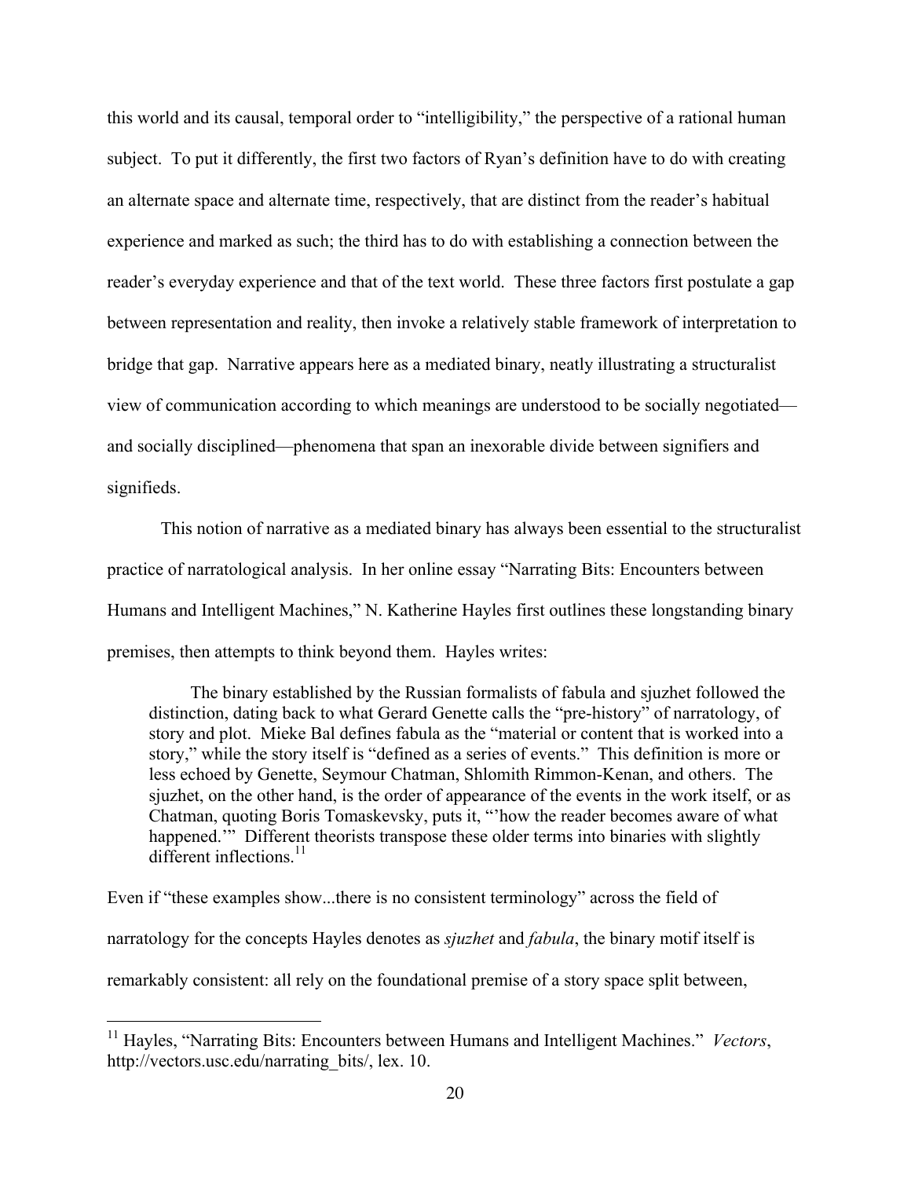this world and its causal, temporal order to "intelligibility," the perspective of a rational human subject. To put it differently, the first two factors of Ryan's definition have to do with creating an alternate space and alternate time, respectively, that are distinct from the reader's habitual experience and marked as such; the third has to do with establishing a connection between the reader's everyday experience and that of the text world. These three factors first postulate a gap between representation and reality, then invoke a relatively stable framework of interpretation to bridge that gap. Narrative appears here as a mediated binary, neatly illustrating a structuralist view of communication according to which meanings are understood to be socially negotiated—and socially disciplined—phenomena that span an inexorable divide between signifiers and signifieds.

This notion of narrative as a mediated binary has always been essential to the structuralist practice of narratological analysis. In her online essay "Narrating Bits: Encounters between Humans and Intelligent Machines," N. Katherine Hayles first outlines these longstanding binary premises, then attempts to think beyond them. Hayles writes:

> The binary established by the Russian formalists of fabula and sjuzhet followed the distinction, dating back to what Gerard Genette calls the "pre-history" of narratology, of story and plot. Mieke Bal defines fabula as the "material or content that is worked into a story," while the story itself is "defined as a series of events." This definition is more or less echoed by Genette, Seymour Chatman, Shlomith Rimmon-Kenan, and others. The sjuzhet, on the other hand, is the order of appearance of the events in the work itself, or as Chatman, quoting Boris Tomaskevsky, puts it, "'how the reader becomes aware of what happened.'" Different theorists transpose these older terms into binaries with slightly different inflections.[11]

Even if "these examples show...there is no consistent terminology" across the field of narratology for the concepts Hayles denotes as *sjuzhet* and *fabula*, the binary motif itself is remarkably consistent: all rely on the foundational premise of a story space split between,

---

[11] Hayles, "Narrating Bits: Encounters between Humans and Intelligent Machines." *Vectors*, http://vectors.usc.edu/narrating_bits/, lex. 10.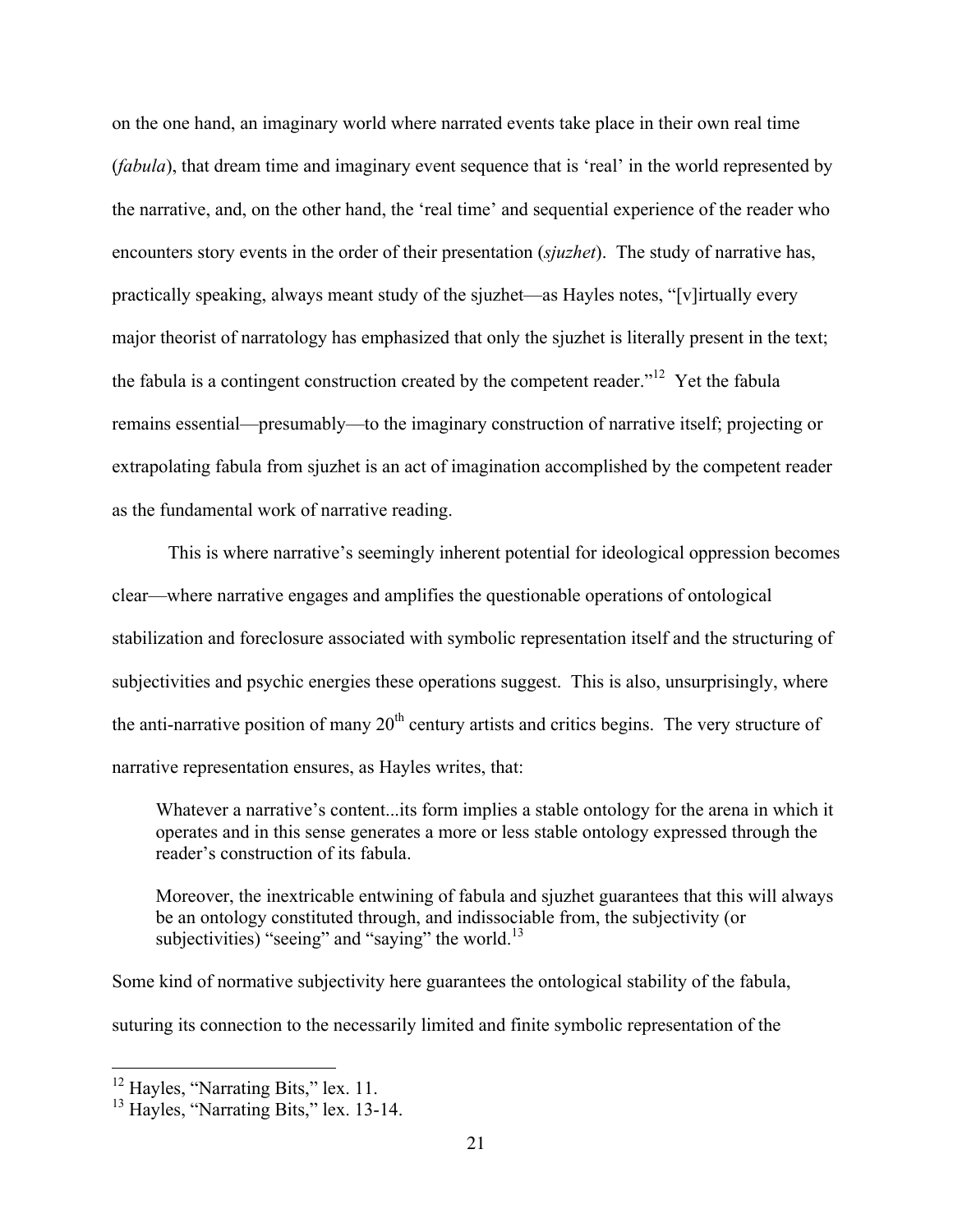on the one hand, an imaginary world where narrated events take place in their own real time (*fabula*), that dream time and imaginary event sequence that is 'real' in the world represented by the narrative, and, on the other hand, the 'real time' and sequential experience of the reader who encounters story events in the order of their presentation (*sjuzhet*). The study of narrative has, practically speaking, always meant study of the sjuzhet—as Hayles notes, "[v]irtually every major theorist of narratology has emphasized that only the sjuzhet is literally present in the text; the fabula is a contingent construction created by the competent reader."[12] Yet the fabula remains essential—presumably—to the imaginary construction of narrative itself; projecting or extrapolating fabula from sjuzhet is an act of imagination accomplished by the competent reader as the fundamental work of narrative reading.

This is where narrative's seemingly inherent potential for ideological oppression becomes clear—where narrative engages and amplifies the questionable operations of ontological stabilization and foreclosure associated with symbolic representation itself and the structuring of subjectivities and psychic energies these operations suggest. This is also, unsurprisingly, where the anti-narrative position of many 20th century artists and critics begins. The very structure of narrative representation ensures, as Hayles writes, that:

> Whatever a narrative's content...its form implies a stable ontology for the arena in which it operates and in this sense generates a more or less stable ontology expressed through the reader's construction of its fabula.
>
> Moreover, the inextricable entwining of fabula and sjuzhet guarantees that this will always be an ontology constituted through, and indissociable from, the subjectivity (or subjectivities) "seeing" and "saying" the world.[13]

Some kind of normative subjectivity here guarantees the ontological stability of the fabula, suturing its connection to the necessarily limited and finite symbolic representation of the

---

[12] Hayles, "Narrating Bits," lex. 11.

[13] Hayles, "Narrating Bits," lex. 13-14.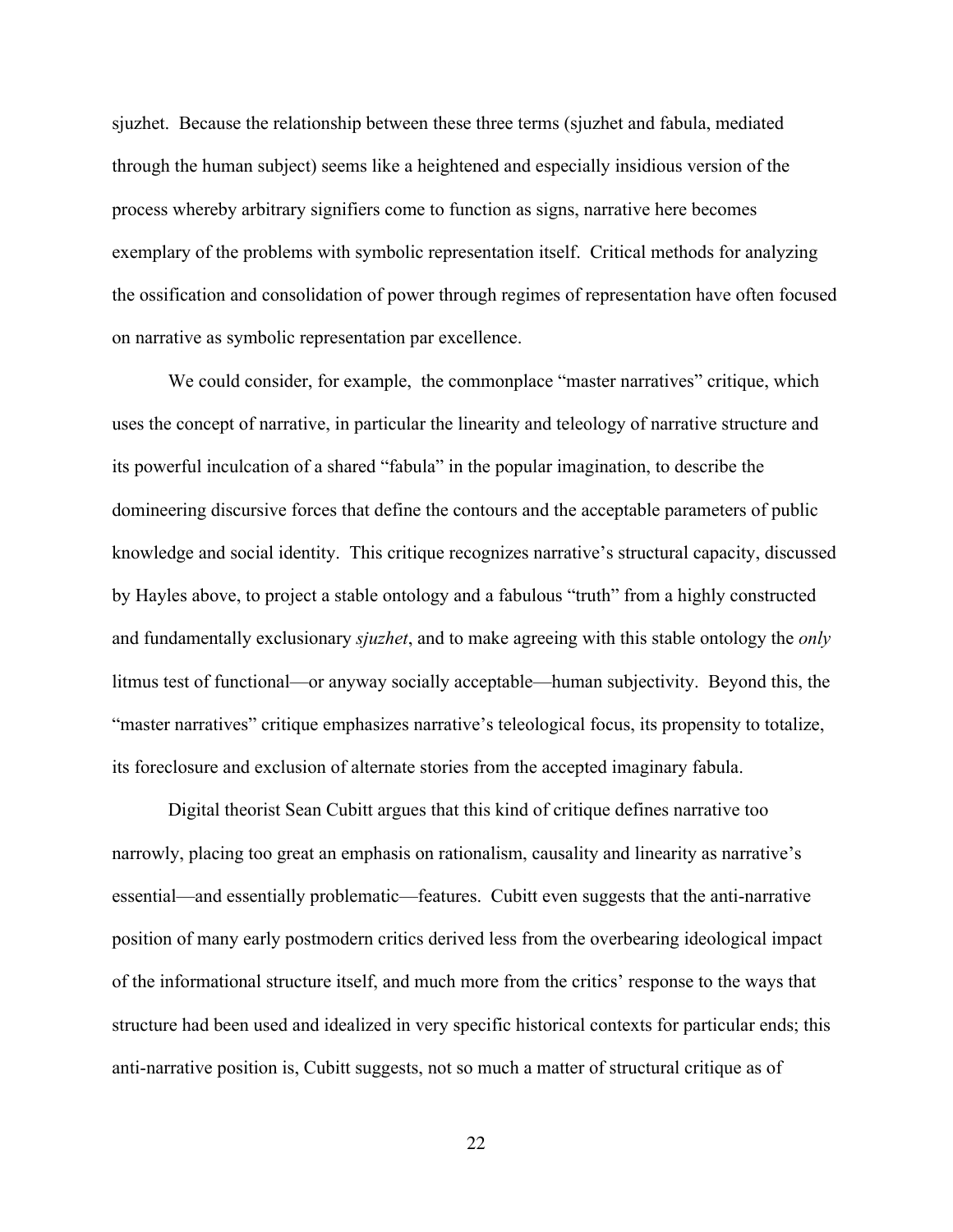sjuzhet. Because the relationship between these three terms (sjuzhet and fabula, mediated through the human subject) seems like a heightened and especially insidious version of the process whereby arbitrary signifiers come to function as signs, narrative here becomes exemplary of the problems with symbolic representation itself. Critical methods for analyzing the ossification and consolidation of power through regimes of representation have often focused on narrative as symbolic representation par excellence.

We could consider, for example, the commonplace "master narratives" critique, which uses the concept of narrative, in particular the linearity and teleology of narrative structure and its powerful inculcation of a shared "fabula" in the popular imagination, to describe the domineering discursive forces that define the contours and the acceptable parameters of public knowledge and social identity. This critique recognizes narrative's structural capacity, discussed by Hayles above, to project a stable ontology and a fabulous "truth" from a highly constructed and fundamentally exclusionary *sjuzhet*, and to make agreeing with this stable ontology the *only* litmus test of functional—or anyway socially acceptable—human subjectivity. Beyond this, the "master narratives" critique emphasizes narrative's teleological focus, its propensity to totalize, its foreclosure and exclusion of alternate stories from the accepted imaginary fabula.

Digital theorist Sean Cubitt argues that this kind of critique defines narrative too narrowly, placing too great an emphasis on rationalism, causality and linearity as narrative's essential—and essentially problematic—features. Cubitt even suggests that the anti-narrative position of many early postmodern critics derived less from the overbearing ideological impact of the informational structure itself, and much more from the critics' response to the ways that structure had been used and idealized in very specific historical contexts for particular ends; this anti-narrative position is, Cubitt suggests, not so much a matter of structural critique as of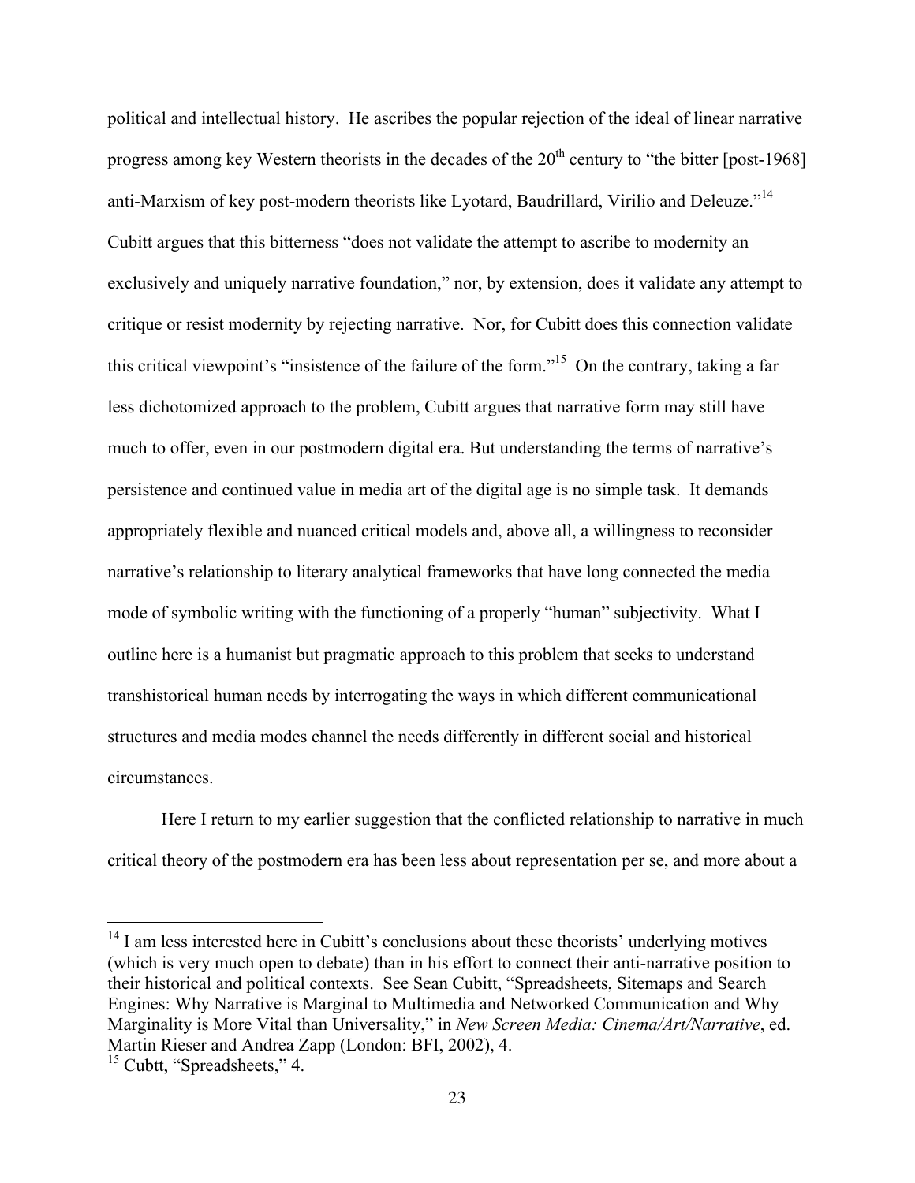political and intellectual history. He ascribes the popular rejection of the ideal of linear narrative progress among key Western theorists in the decades of the 20th century to "the bitter [post-1968] anti-Marxism of key post-modern theorists like Lyotard, Baudrillard, Virilio and Deleuze."[14] Cubitt argues that this bitterness "does not validate the attempt to ascribe to modernity an exclusively and uniquely narrative foundation," nor, by extension, does it validate any attempt to critique or resist modernity by rejecting narrative. Nor, for Cubitt does this connection validate this critical viewpoint's "insistence of the failure of the form."[15] On the contrary, taking a far less dichotomized approach to the problem, Cubitt argues that narrative form may still have much to offer, even in our postmodern digital era. But understanding the terms of narrative's persistence and continued value in media art of the digital age is no simple task. It demands appropriately flexible and nuanced critical models and, above all, a willingness to reconsider narrative's relationship to literary analytical frameworks that have long connected the media mode of symbolic writing with the functioning of a properly "human" subjectivity. What I outline here is a humanist but pragmatic approach to this problem that seeks to understand transhistorical human needs by interrogating the ways in which different communicational structures and media modes channel the needs differently in different social and historical circumstances.

Here I return to my earlier suggestion that the conflicted relationship to narrative in much critical theory of the postmodern era has been less about representation per se, and more about a

---

[14] I am less interested here in Cubitt's conclusions about these theorists' underlying motives (which is very much open to debate) than in his effort to connect their anti-narrative position to their historical and political contexts. See Sean Cubitt, "Spreadsheets, Sitemaps and Search Engines: Why Narrative is Marginal to Multimedia and Networked Communication and Why Marginality is More Vital than Universality," in *New Screen Media: Cinema/Art/Narrative*, ed. Martin Rieser and Andrea Zapp (London: BFI, 2002), 4.

[15] Cubtt, "Spreadsheets," 4.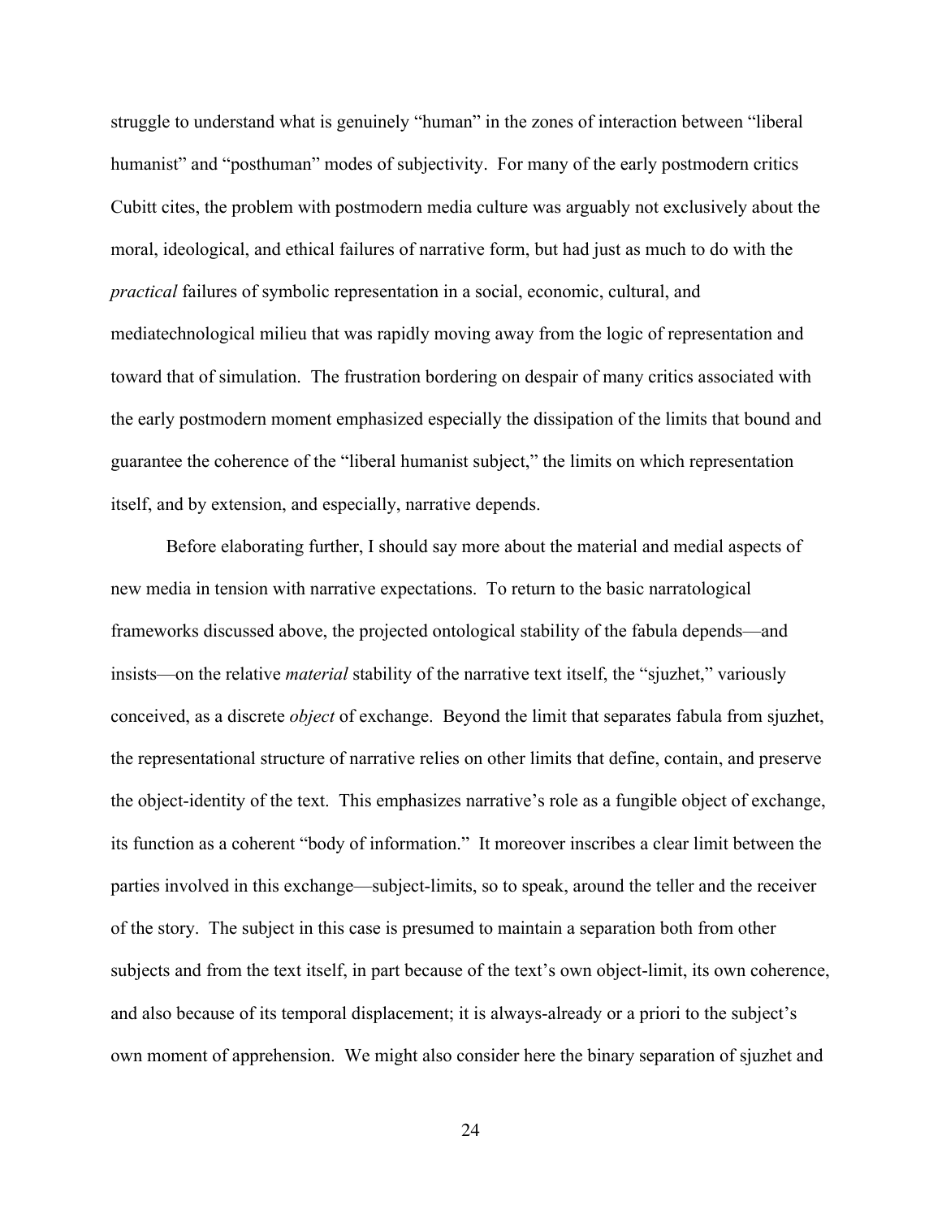struggle to understand what is genuinely "human" in the zones of interaction between "liberal humanist" and "posthuman" modes of subjectivity. For many of the early postmodern critics Cubitt cites, the problem with postmodern media culture was arguably not exclusively about the moral, ideological, and ethical failures of narrative form, but had just as much to do with the *practical* failures of symbolic representation in a social, economic, cultural, and mediatechnological milieu that was rapidly moving away from the logic of representation and toward that of simulation. The frustration bordering on despair of many critics associated with the early postmodern moment emphasized especially the dissipation of the limits that bound and guarantee the coherence of the "liberal humanist subject," the limits on which representation itself, and by extension, and especially, narrative depends.

Before elaborating further, I should say more about the material and medial aspects of new media in tension with narrative expectations. To return to the basic narratological frameworks discussed above, the projected ontological stability of the fabula depends—and insists—on the relative *material* stability of the narrative text itself, the "sjuzhet," variously conceived, as a discrete *object* of exchange. Beyond the limit that separates fabula from sjuzhet, the representational structure of narrative relies on other limits that define, contain, and preserve the object-identity of the text. This emphasizes narrative's role as a fungible object of exchange, its function as a coherent "body of information." It moreover inscribes a clear limit between the parties involved in this exchange—subject-limits, so to speak, around the teller and the receiver of the story. The subject in this case is presumed to maintain a separation both from other subjects and from the text itself, in part because of the text's own object-limit, its own coherence, and also because of its temporal displacement; it is always-already or a priori to the subject's own moment of apprehension. We might also consider here the binary separation of sjuzhet and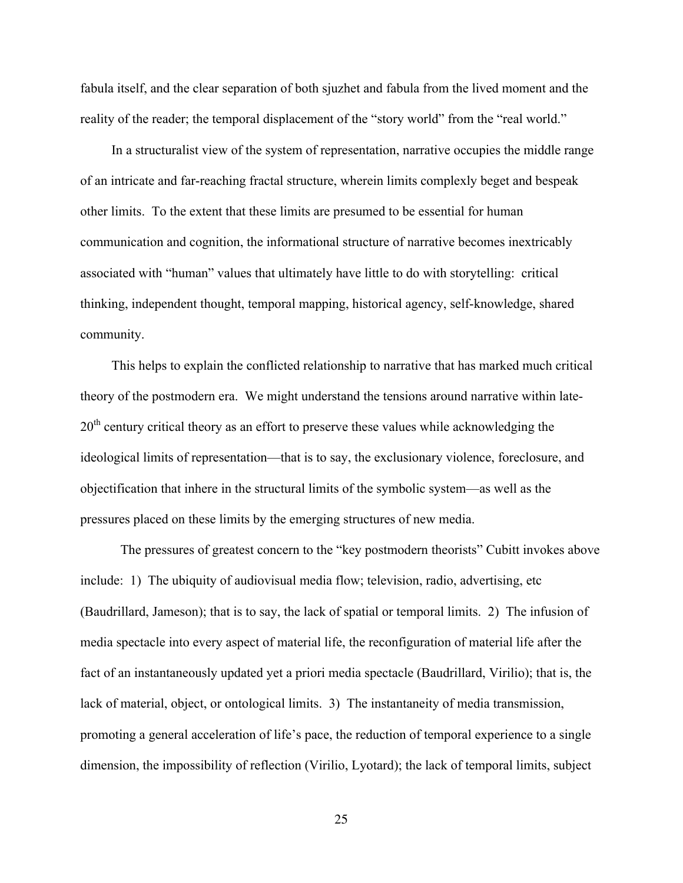fabula itself, and the clear separation of both sjuzhet and fabula from the lived moment and the reality of the reader; the temporal displacement of the "story world" from the "real world."

In a structuralist view of the system of representation, narrative occupies the middle range of an intricate and far-reaching fractal structure, wherein limits complexly beget and bespeak other limits. To the extent that these limits are presumed to be essential for human communication and cognition, the informational structure of narrative becomes inextricably associated with "human" values that ultimately have little to do with storytelling: critical thinking, independent thought, temporal mapping, historical agency, self-knowledge, shared community.

This helps to explain the conflicted relationship to narrative that has marked much critical theory of the postmodern era. We might understand the tensions around narrative within late-20th century critical theory as an effort to preserve these values while acknowledging the ideological limits of representation—that is to say, the exclusionary violence, foreclosure, and objectification that inhere in the structural limits of the symbolic system—as well as the pressures placed on these limits by the emerging structures of new media.

The pressures of greatest concern to the "key postmodern theorists" Cubitt invokes above include: 1) The ubiquity of audiovisual media flow; television, radio, advertising, etc (Baudrillard, Jameson); that is to say, the lack of spatial or temporal limits. 2) The infusion of media spectacle into every aspect of material life, the reconfiguration of material life after the fact of an instantaneously updated yet a priori media spectacle (Baudrillard, Virilio); that is, the lack of material, object, or ontological limits. 3) The instantaneity of media transmission, promoting a general acceleration of life's pace, the reduction of temporal experience to a single dimension, the impossibility of reflection (Virilio, Lyotard); the lack of temporal limits, subject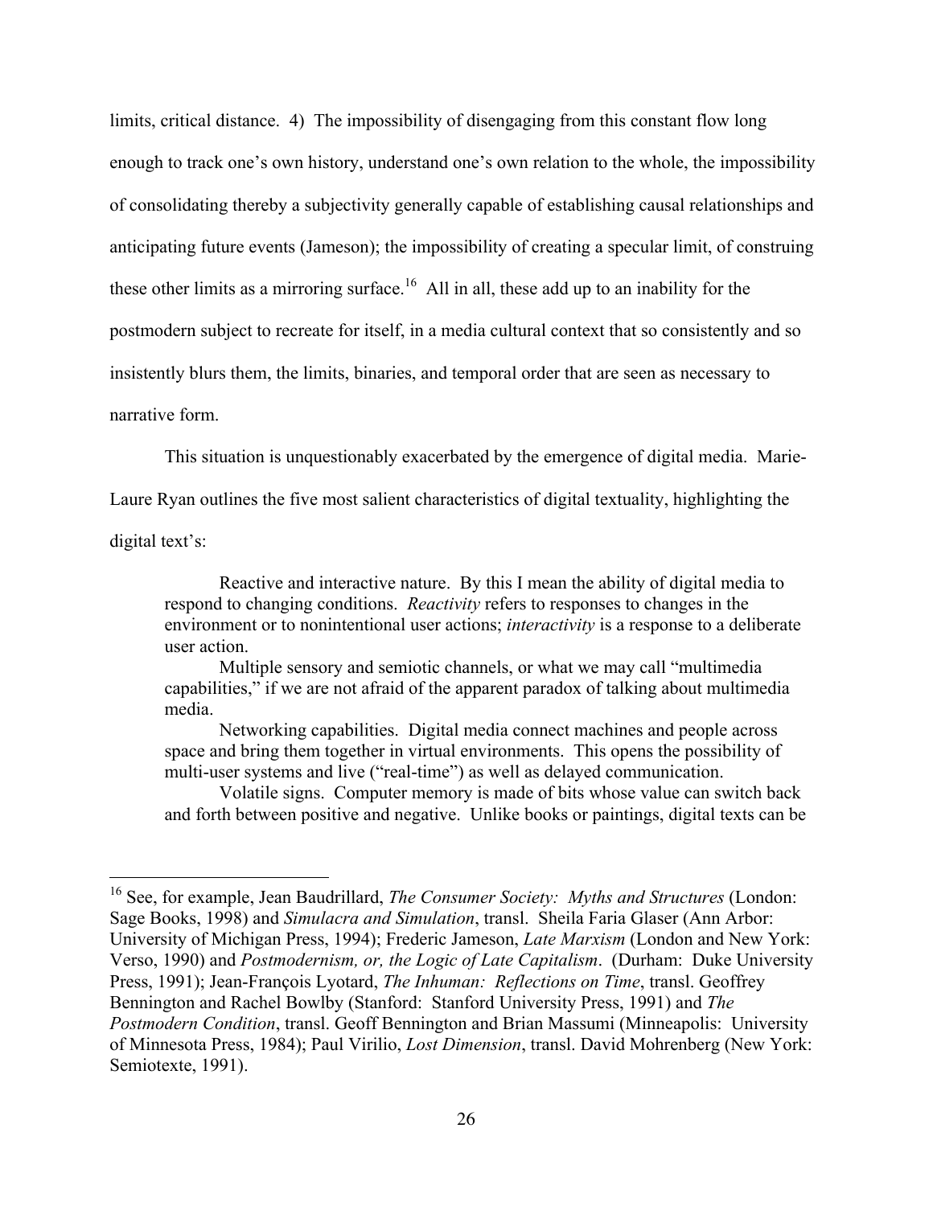limits, critical distance. 4) The impossibility of disengaging from this constant flow long enough to track one's own history, understand one's own relation to the whole, the impossibility of consolidating thereby a subjectivity generally capable of establishing causal relationships and anticipating future events (Jameson); the impossibility of creating a specular limit, of construing these other limits as a mirroring surface.[16] All in all, these add up to an inability for the postmodern subject to recreate for itself, in a media cultural context that so consistently and so insistently blurs them, the limits, binaries, and temporal order that are seen as necessary to narrative form.

This situation is unquestionably exacerbated by the emergence of digital media. Marie-Laure Ryan outlines the five most salient characteristics of digital textuality, highlighting the digital text's:

> Reactive and interactive nature. By this I mean the ability of digital media to respond to changing conditions. *Reactivity* refers to responses to changes in the environment or to nonintentional user actions; *interactivity* is a response to a deliberate user action.
>
> Multiple sensory and semiotic channels, or what we may call "multimedia capabilities," if we are not afraid of the apparent paradox of talking about multimedia media.
>
> Networking capabilities. Digital media connect machines and people across space and bring them together in virtual environments. This opens the possibility of multi-user systems and live ("real-time") as well as delayed communication.
>
> Volatile signs. Computer memory is made of bits whose value can switch back and forth between positive and negative. Unlike books or paintings, digital texts can be

---

[16] See, for example, Jean Baudrillard, *The Consumer Society: Myths and Structures* (London: Sage Books, 1998) and *Simulacra and Simulation*, transl. Sheila Faria Glaser (Ann Arbor: University of Michigan Press, 1994); Frederic Jameson, *Late Marxism* (London and New York: Verso, 1990) and *Postmodernism, or, the Logic of Late Capitalism*. (Durham: Duke University Press, 1991); Jean-François Lyotard, *The Inhuman: Reflections on Time*, transl. Geoffrey Bennington and Rachel Bowlby (Stanford: Stanford University Press, 1991) and *The Postmodern Condition*, transl. Geoff Bennington and Brian Massumi (Minneapolis: University of Minnesota Press, 1984); Paul Virilio, *Lost Dimension*, transl. David Mohrenberg (New York: Semiotexte, 1991).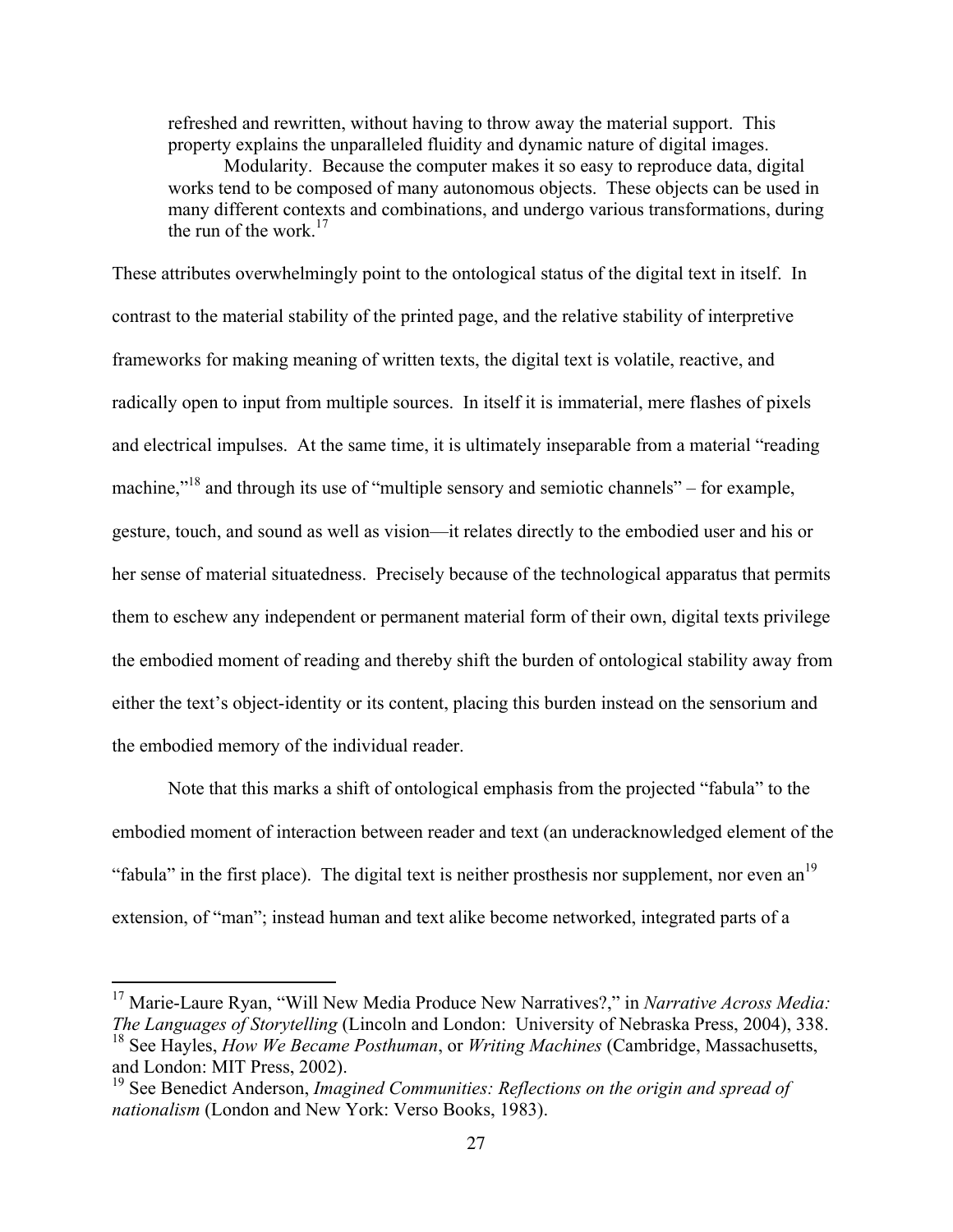> refreshed and rewritten, without having to throw away the material support. This property explains the unparalleled fluidity and dynamic nature of digital images.
>
> Modularity. Because the computer makes it so easy to reproduce data, digital works tend to be composed of many autonomous objects. These objects can be used in many different contexts and combinations, and undergo various transformations, during the run of the work.[17]

These attributes overwhelmingly point to the ontological status of the digital text in itself. In contrast to the material stability of the printed page, and the relative stability of interpretive frameworks for making meaning of written texts, the digital text is volatile, reactive, and radically open to input from multiple sources. In itself it is immaterial, mere flashes of pixels and electrical impulses. At the same time, it is ultimately inseparable from a material "reading machine,"[18] and through its use of "multiple sensory and semiotic channels" – for example, gesture, touch, and sound as well as vision—it relates directly to the embodied user and his or her sense of material situatedness. Precisely because of the technological apparatus that permits them to eschew any independent or permanent material form of their own, digital texts privilege the embodied moment of reading and thereby shift the burden of ontological stability away from either the text's object-identity or its content, placing this burden instead on the sensorium and the embodied memory of the individual reader.

Note that this marks a shift of ontological emphasis from the projected "fabula" to the embodied moment of interaction between reader and text (an underacknowledged element of the "fabula" in the first place). The digital text is neither prosthesis nor supplement, nor even an[19] extension, of "man"; instead human and text alike become networked, integrated parts of a

---

[17] Marie-Laure Ryan, "Will New Media Produce New Narratives?," in *Narrative Across Media: The Languages of Storytelling* (Lincoln and London: University of Nebraska Press, 2004), 338.

[18] See Hayles, *How We Became Posthuman*, or *Writing Machines* (Cambridge, Massachusetts, and London: MIT Press, 2002).

[19] See Benedict Anderson, *Imagined Communities: Reflections on the origin and spread of nationalism* (London and New York: Verso Books, 1983).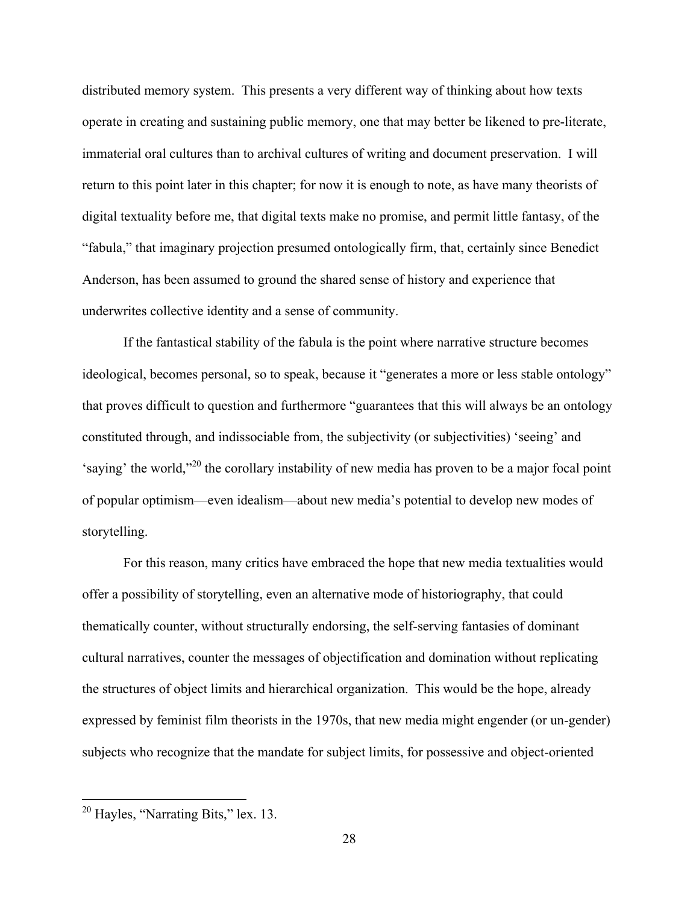distributed memory system. This presents a very different way of thinking about how texts operate in creating and sustaining public memory, one that may better be likened to pre-literate, immaterial oral cultures than to archival cultures of writing and document preservation. I will return to this point later in this chapter; for now it is enough to note, as have many theorists of digital textuality before me, that digital texts make no promise, and permit little fantasy, of the "fabula," that imaginary projection presumed ontologically firm, that, certainly since Benedict Anderson, has been assumed to ground the shared sense of history and experience that underwrites collective identity and a sense of community.

If the fantastical stability of the fabula is the point where narrative structure becomes ideological, becomes personal, so to speak, because it "generates a more or less stable ontology" that proves difficult to question and furthermore "guarantees that this will always be an ontology constituted through, and indissociable from, the subjectivity (or subjectivities) 'seeing' and 'saying' the world,"[20] the corollary instability of new media has proven to be a major focal point of popular optimism—even idealism—about new media's potential to develop new modes of storytelling.

For this reason, many critics have embraced the hope that new media textualities would offer a possibility of storytelling, even an alternative mode of historiography, that could thematically counter, without structurally endorsing, the self-serving fantasies of dominant cultural narratives, counter the messages of objectification and domination without replicating the structures of object limits and hierarchical organization. This would be the hope, already expressed by feminist film theorists in the 1970s, that new media might engender (or un-gender) subjects who recognize that the mandate for subject limits, for possessive and object-oriented

[20] Hayles, "Narrating Bits," lex. 13.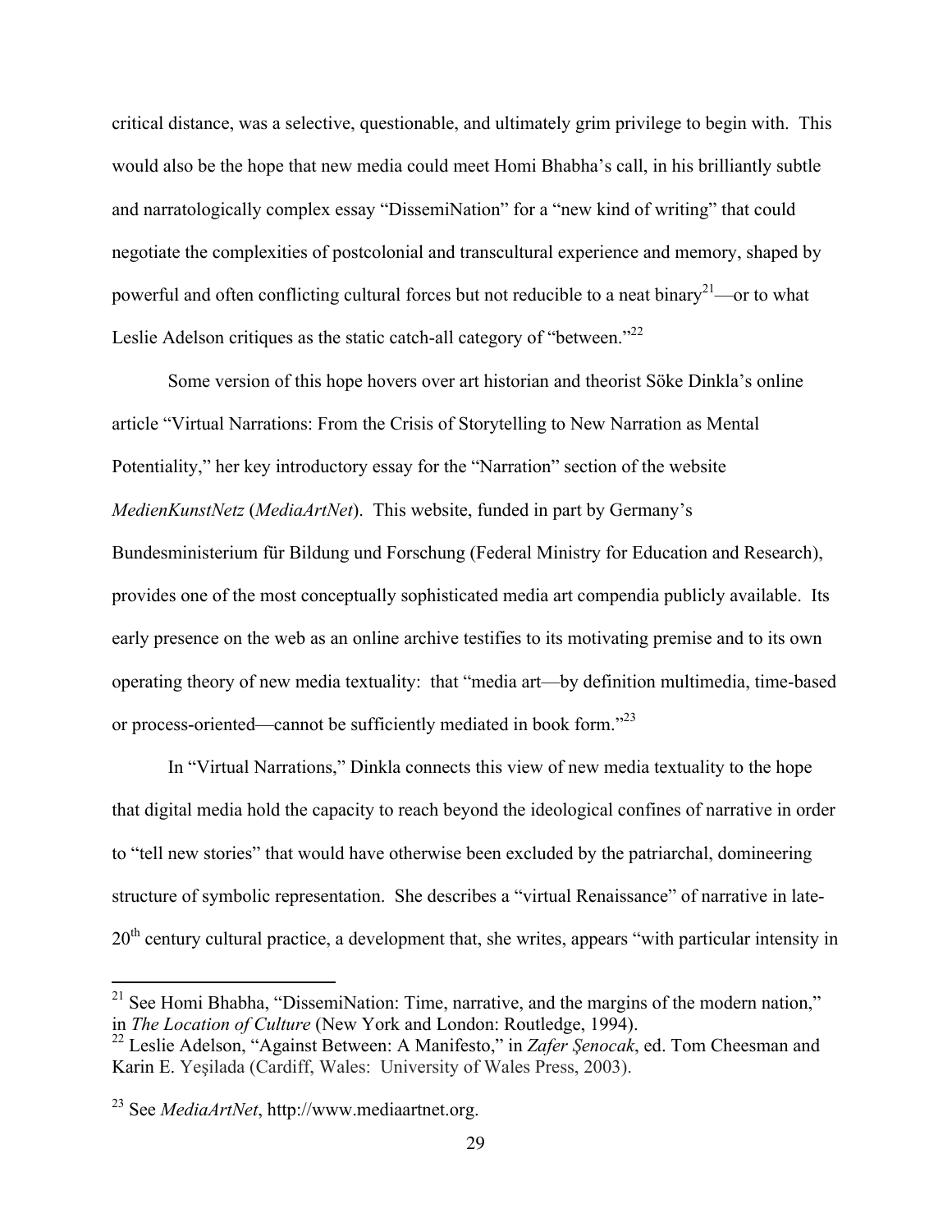critical distance, was a selective, questionable, and ultimately grim privilege to begin with. This would also be the hope that new media could meet Homi Bhabha's call, in his brilliantly subtle and narratologically complex essay "DissemiNation" for a "new kind of writing" that could negotiate the complexities of postcolonial and transcultural experience and memory, shaped by powerful and often conflicting cultural forces but not reducible to a neat binary[21]—or to what Leslie Adelson critiques as the static catch-all category of "between."[22]

Some version of this hope hovers over art historian and theorist Söke Dinkla's online article "Virtual Narrations: From the Crisis of Storytelling to New Narration as Mental Potentiality," her key introductory essay for the "Narration" section of the website *MedienKunstNetz* (*MediaArtNet*). This website, funded in part by Germany's Bundesministerium für Bildung und Forschung (Federal Ministry for Education and Research), provides one of the most conceptually sophisticated media art compendia publicly available. Its early presence on the web as an online archive testifies to its motivating premise and to its own operating theory of new media textuality: that "media art—by definition multimedia, time-based or process-oriented—cannot be sufficiently mediated in book form."[23]

In "Virtual Narrations," Dinkla connects this view of new media textuality to the hope that digital media hold the capacity to reach beyond the ideological confines of narrative in order to "tell new stories" that would have otherwise been excluded by the patriarchal, domineering structure of symbolic representation. She describes a "virtual Renaissance" of narrative in late-20th century cultural practice, a development that, she writes, appears "with particular intensity in

[21] See Homi Bhabha, "DissemiNation: Time, narrative, and the margins of the modern nation," in *The Location of Culture* (New York and London: Routledge, 1994).

[22] Leslie Adelson, "Against Between: A Manifesto," in *Zafer Şenocak*, ed. Tom Cheesman and Karin E. Yeşilada (Cardiff, Wales: University of Wales Press, 2003).

[23] See *MediaArtNet*, http://www.mediaartnet.org.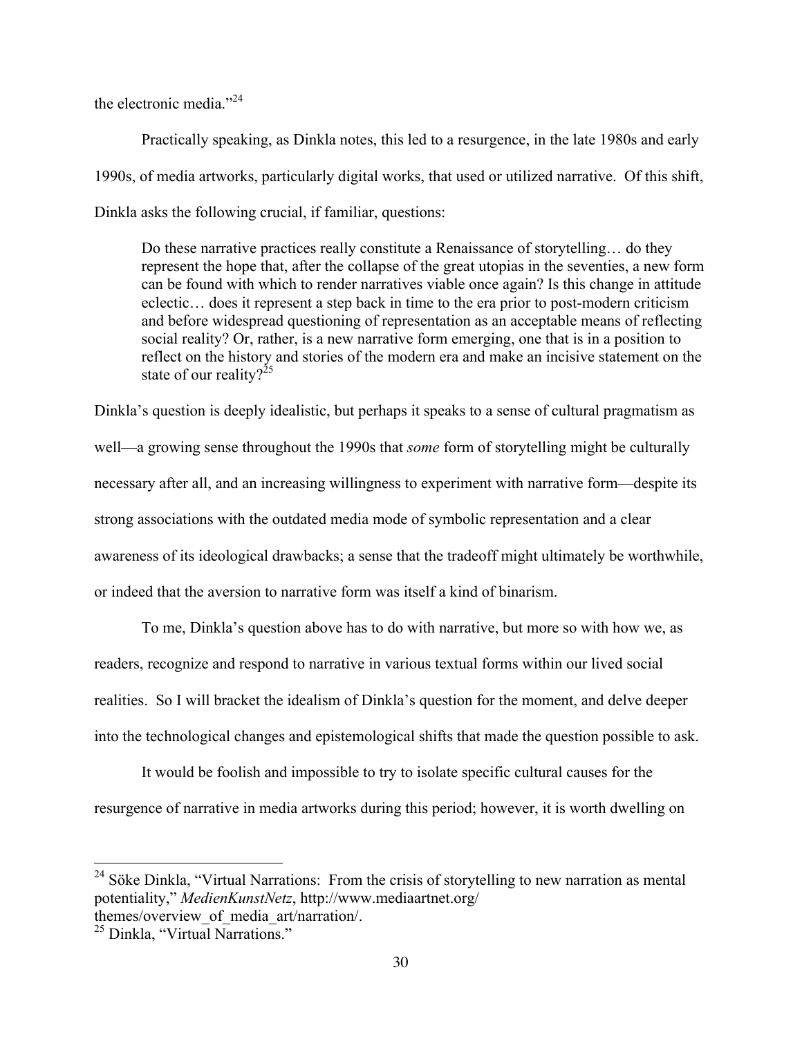the electronic media."[24]

Practically speaking, as Dinkla notes, this led to a resurgence, in the late 1980s and early 1990s, of media artworks, particularly digital works, that used or utilized narrative. Of this shift, Dinkla asks the following crucial, if familiar, questions:

> Do these narrative practices really constitute a Renaissance of storytelling… do they represent the hope that, after the collapse of the great utopias in the seventies, a new form can be found with which to render narratives viable once again? Is this change in attitude eclectic… does it represent a step back in time to the era prior to post-modern criticism and before widespread questioning of representation as an acceptable means of reflecting social reality? Or, rather, is a new narrative form emerging, one that is in a position to reflect on the history and stories of the modern era and make an incisive statement on the state of our reality?[25]

Dinkla's question is deeply idealistic, but perhaps it speaks to a sense of cultural pragmatism as well—a growing sense throughout the 1990s that *some* form of storytelling might be culturally necessary after all, and an increasing willingness to experiment with narrative form—despite its strong associations with the outdated media mode of symbolic representation and a clear awareness of its ideological drawbacks; a sense that the tradeoff might ultimately be worthwhile, or indeed that the aversion to narrative form was itself a kind of binarism.

To me, Dinkla's question above has to do with narrative, but more so with how we, as readers, recognize and respond to narrative in various textual forms within our lived social realities. So I will bracket the idealism of Dinkla's question for the moment, and delve deeper into the technological changes and epistemological shifts that made the question possible to ask.

It would be foolish and impossible to try to isolate specific cultural causes for the resurgence of narrative in media artworks during this period; however, it is worth dwelling on

---

[24] Söke Dinkla, "Virtual Narrations: From the crisis of storytelling to new narration as mental potentiality," *MedienKunstNetz*, http://www.mediaartnet.org/themes/overview_of_media_art/narration/.

[25] Dinkla, "Virtual Narrations."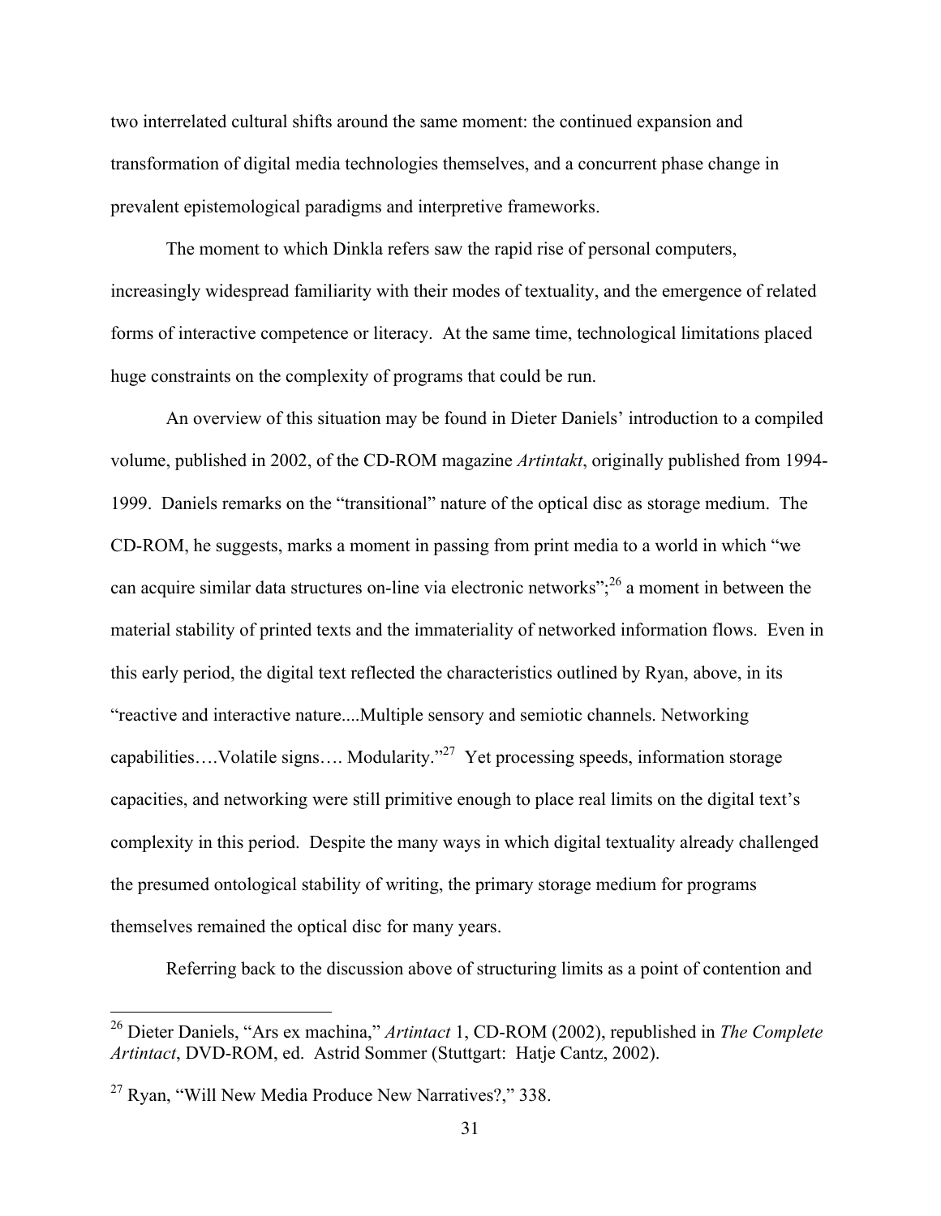two interrelated cultural shifts around the same moment: the continued expansion and transformation of digital media technologies themselves, and a concurrent phase change in prevalent epistemological paradigms and interpretive frameworks.

The moment to which Dinkla refers saw the rapid rise of personal computers, increasingly widespread familiarity with their modes of textuality, and the emergence of related forms of interactive competence or literacy. At the same time, technological limitations placed huge constraints on the complexity of programs that could be run.

An overview of this situation may be found in Dieter Daniels' introduction to a compiled volume, published in 2002, of the CD-ROM magazine *Artintakt*, originally published from 1994-1999. Daniels remarks on the "transitional" nature of the optical disc as storage medium. The CD-ROM, he suggests, marks a moment in passing from print media to a world in which "we can acquire similar data structures on-line via electronic networks";[26] a moment in between the material stability of printed texts and the immateriality of networked information flows. Even in this early period, the digital text reflected the characteristics outlined by Ryan, above, in its "reactive and interactive nature....Multiple sensory and semiotic channels. Networking capabilities….Volatile signs…. Modularity."[27] Yet processing speeds, information storage capacities, and networking were still primitive enough to place real limits on the digital text's complexity in this period. Despite the many ways in which digital textuality already challenged the presumed ontological stability of writing, the primary storage medium for programs themselves remained the optical disc for many years.

Referring back to the discussion above of structuring limits as a point of contention and

---

[26] Dieter Daniels, "Ars ex machina," *Artintact* 1, CD-ROM (2002), republished in *The Complete Artintact*, DVD-ROM, ed. Astrid Sommer (Stuttgart: Hatje Cantz, 2002).

[27] Ryan, "Will New Media Produce New Narratives?," 338.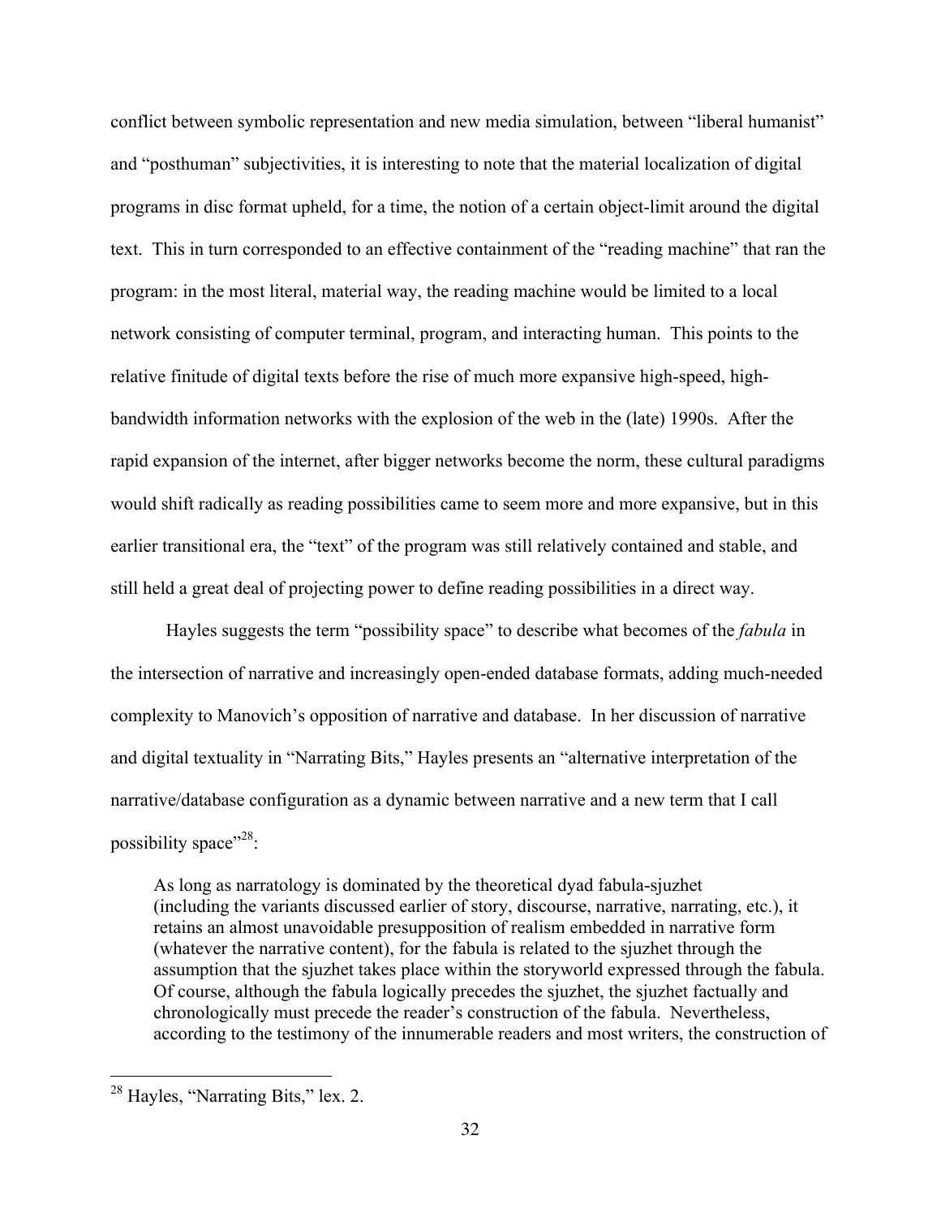conflict between symbolic representation and new media simulation, between "liberal humanist" and "posthuman" subjectivities, it is interesting to note that the material localization of digital programs in disc format upheld, for a time, the notion of a certain object-limit around the digital text. This in turn corresponded to an effective containment of the "reading machine" that ran the program: in the most literal, material way, the reading machine would be limited to a local network consisting of computer terminal, program, and interacting human. This points to the relative finitude of digital texts before the rise of much more expansive high-speed, high-bandwidth information networks with the explosion of the web in the (late) 1990s. After the rapid expansion of the internet, after bigger networks become the norm, these cultural paradigms would shift radically as reading possibilities came to seem more and more expansive, but in this earlier transitional era, the "text" of the program was still relatively contained and stable, and still held a great deal of projecting power to define reading possibilities in a direct way.

Hayles suggests the term "possibility space" to describe what becomes of the *fabula* in the intersection of narrative and increasingly open-ended database formats, adding much-needed complexity to Manovich's opposition of narrative and database. In her discussion of narrative and digital textuality in "Narrating Bits," Hayles presents an "alternative interpretation of the narrative/database configuration as a dynamic between narrative and a new term that I call possibility space"[28]:

> As long as narratology is dominated by the theoretical dyad fabula-sjuzhet (including the variants discussed earlier of story, discourse, narrative, narrating, etc.), it retains an almost unavoidable presupposition of realism embedded in narrative form (whatever the narrative content), for the fabula is related to the sjuzhet through the assumption that the sjuzhet takes place within the storyworld expressed through the fabula. Of course, although the fabula logically precedes the sjuzhet, the sjuzhet factually and chronologically must precede the reader's construction of the fabula. Nevertheless, according to the testimony of the innumerable readers and most writers, the construction of

[28] Hayles, "Narrating Bits," lex. 2.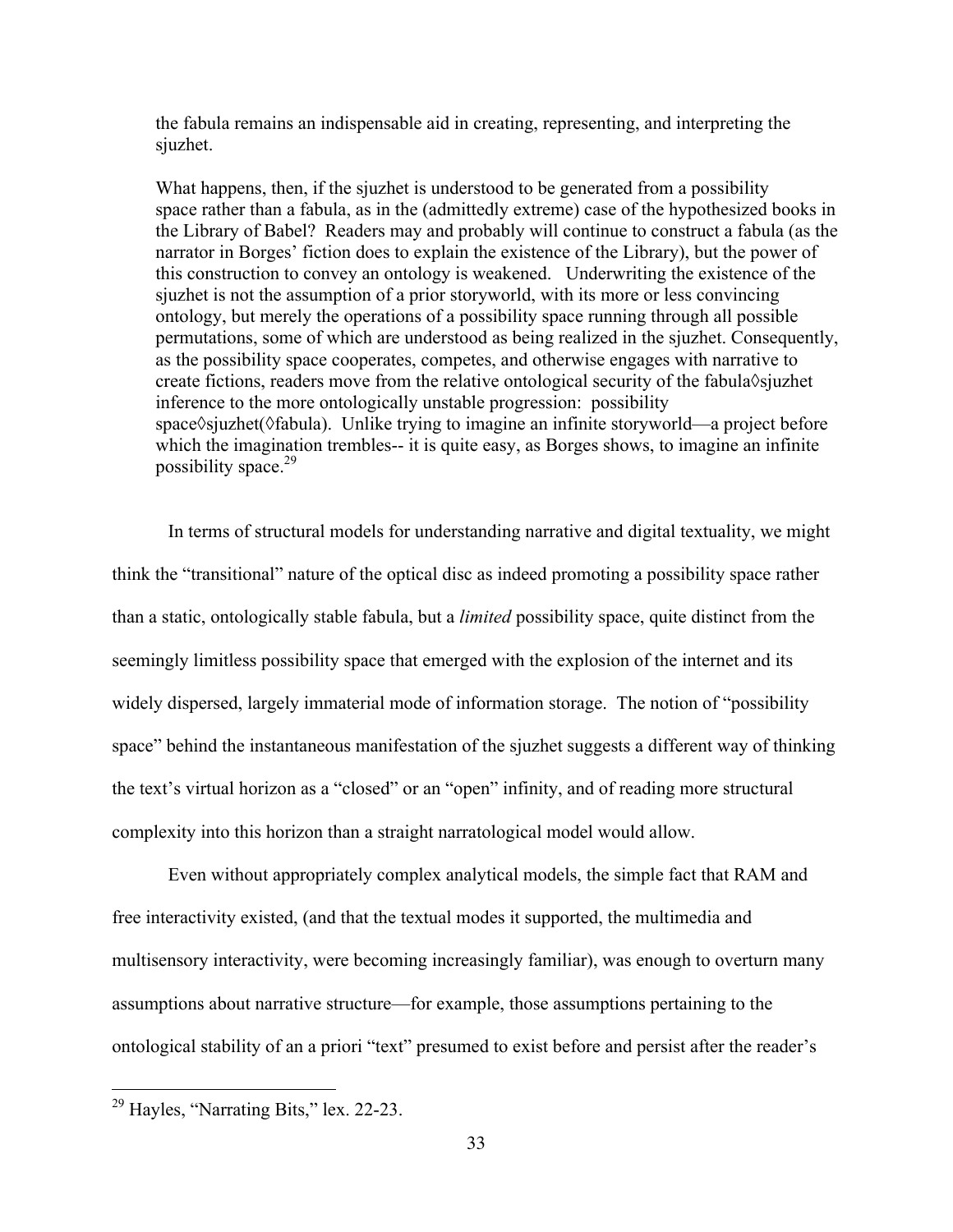> the fabula remains an indispensable aid in creating, representing, and interpreting the sjuzhet.
>
> What happens, then, if the sjuzhet is understood to be generated from a possibility space rather than a fabula, as in the (admittedly extreme) case of the hypothesized books in the Library of Babel? Readers may and probably will continue to construct a fabula (as the narrator in Borges' fiction does to explain the existence of the Library), but the power of this construction to convey an ontology is weakened. Underwriting the existence of the sjuzhet is not the assumption of a prior storyworld, with its more or less convincing ontology, but merely the operations of a possibility space running through all possible permutations, some of which are understood as being realized in the sjuzhet. Consequently, as the possibility space cooperates, competes, and otherwise engages with narrative to create fictions, readers move from the relative ontological security of the fabula◊sjuzhet inference to the more ontologically unstable progression: possibility space◊sjuzhet(◊fabula). Unlike trying to imagine an infinite storyworld—a project before which the imagination trembles-- it is quite easy, as Borges shows, to imagine an infinite possibility space.[29]

In terms of structural models for understanding narrative and digital textuality, we might think the "transitional" nature of the optical disc as indeed promoting a possibility space rather than a static, ontologically stable fabula, but a *limited* possibility space, quite distinct from the seemingly limitless possibility space that emerged with the explosion of the internet and its widely dispersed, largely immaterial mode of information storage. The notion of "possibility space" behind the instantaneous manifestation of the sjuzhet suggests a different way of thinking the text's virtual horizon as a "closed" or an "open" infinity, and of reading more structural complexity into this horizon than a straight narratological model would allow.

Even without appropriately complex analytical models, the simple fact that RAM and free interactivity existed, (and that the textual modes it supported, the multimedia and multisensory interactivity, were becoming increasingly familiar), was enough to overturn many assumptions about narrative structure—for example, those assumptions pertaining to the ontological stability of an a priori "text" presumed to exist before and persist after the reader's

---

[29] Hayles, "Narrating Bits," lex. 22-23.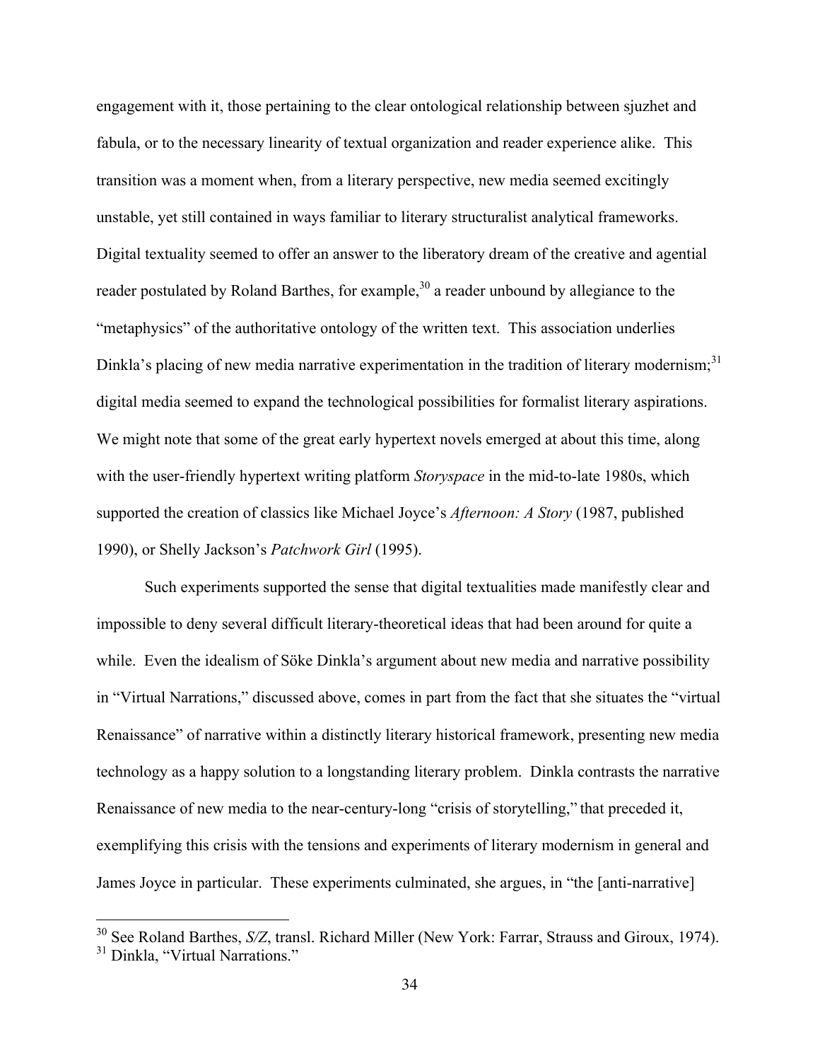engagement with it, those pertaining to the clear ontological relationship between sjuzhet and fabula, or to the necessary linearity of textual organization and reader experience alike. This transition was a moment when, from a literary perspective, new media seemed excitingly unstable, yet still contained in ways familiar to literary structuralist analytical frameworks. Digital textuality seemed to offer an answer to the liberatory dream of the creative and agential reader postulated by Roland Barthes, for example,[30] a reader unbound by allegiance to the "metaphysics" of the authoritative ontology of the written text. This association underlies Dinkla's placing of new media narrative experimentation in the tradition of literary modernism;[31] digital media seemed to expand the technological possibilities for formalist literary aspirations. We might note that some of the great early hypertext novels emerged at about this time, along with the user-friendly hypertext writing platform *Storyspace* in the mid-to-late 1980s, which supported the creation of classics like Michael Joyce's *Afternoon: A Story* (1987, published 1990), or Shelly Jackson's *Patchwork Girl* (1995).

Such experiments supported the sense that digital textualities made manifestly clear and impossible to deny several difficult literary-theoretical ideas that had been around for quite a while. Even the idealism of Söke Dinkla's argument about new media and narrative possibility in "Virtual Narrations," discussed above, comes in part from the fact that she situates the "virtual Renaissance" of narrative within a distinctly literary historical framework, presenting new media technology as a happy solution to a longstanding literary problem. Dinkla contrasts the narrative Renaissance of new media to the near-century-long "crisis of storytelling," that preceded it, exemplifying this crisis with the tensions and experiments of literary modernism in general and James Joyce in particular. These experiments culminated, she argues, in "the [anti-narrative]

[30] See Roland Barthes, *S/Z*, transl. Richard Miller (New York: Farrar, Strauss and Giroux, 1974).
[31] Dinkla, "Virtual Narrations."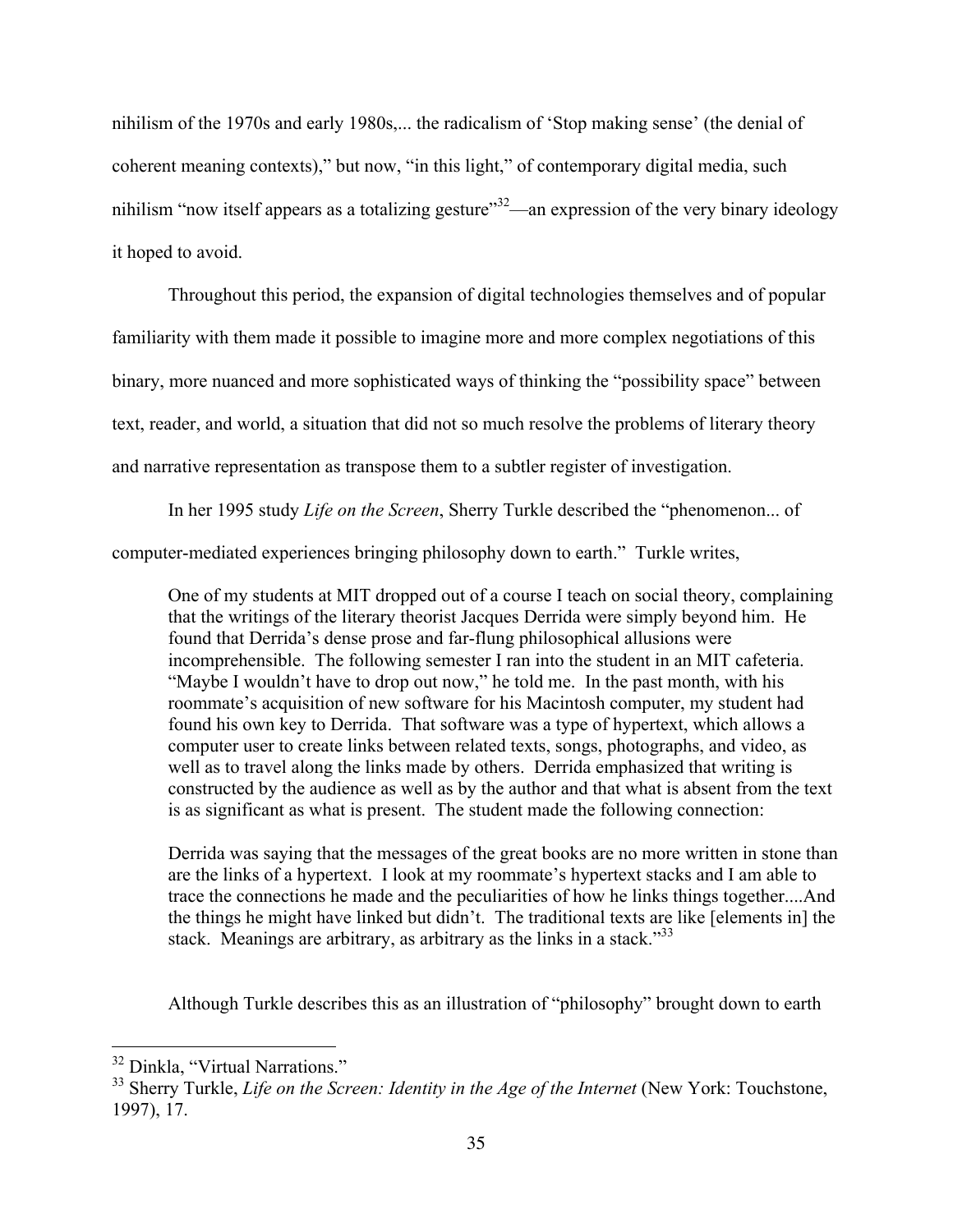nihilism of the 1970s and early 1980s,... the radicalism of 'Stop making sense' (the denial of coherent meaning contexts)," but now, "in this light," of contemporary digital media, such nihilism "now itself appears as a totalizing gesture"[32]—an expression of the very binary ideology it hoped to avoid.

Throughout this period, the expansion of digital technologies themselves and of popular familiarity with them made it possible to imagine more and more complex negotiations of this binary, more nuanced and more sophisticated ways of thinking the "possibility space" between text, reader, and world, a situation that did not so much resolve the problems of literary theory and narrative representation as transpose them to a subtler register of investigation.

In her 1995 study *Life on the Screen*, Sherry Turkle described the "phenomenon... of computer-mediated experiences bringing philosophy down to earth." Turkle writes,

> One of my students at MIT dropped out of a course I teach on social theory, complaining that the writings of the literary theorist Jacques Derrida were simply beyond him. He found that Derrida's dense prose and far-flung philosophical allusions were incomprehensible. The following semester I ran into the student in an MIT cafeteria. "Maybe I wouldn't have to drop out now," he told me. In the past month, with his roommate's acquisition of new software for his Macintosh computer, my student had found his own key to Derrida. That software was a type of hypertext, which allows a computer user to create links between related texts, songs, photographs, and video, as well as to travel along the links made by others. Derrida emphasized that writing is constructed by the audience as well as by the author and that what is absent from the text is as significant as what is present. The student made the following connection:
>
> Derrida was saying that the messages of the great books are no more written in stone than are the links of a hypertext. I look at my roommate's hypertext stacks and I am able to trace the connections he made and the peculiarities of how he links things together....And the things he might have linked but didn't. The traditional texts are like [elements in] the stack. Meanings are arbitrary, as arbitrary as the links in a stack."[33]

Although Turkle describes this as an illustration of "philosophy" brought down to earth

[32] Dinkla, "Virtual Narrations."

[33] Sherry Turkle, *Life on the Screen: Identity in the Age of the Internet* (New York: Touchstone, 1997), 17.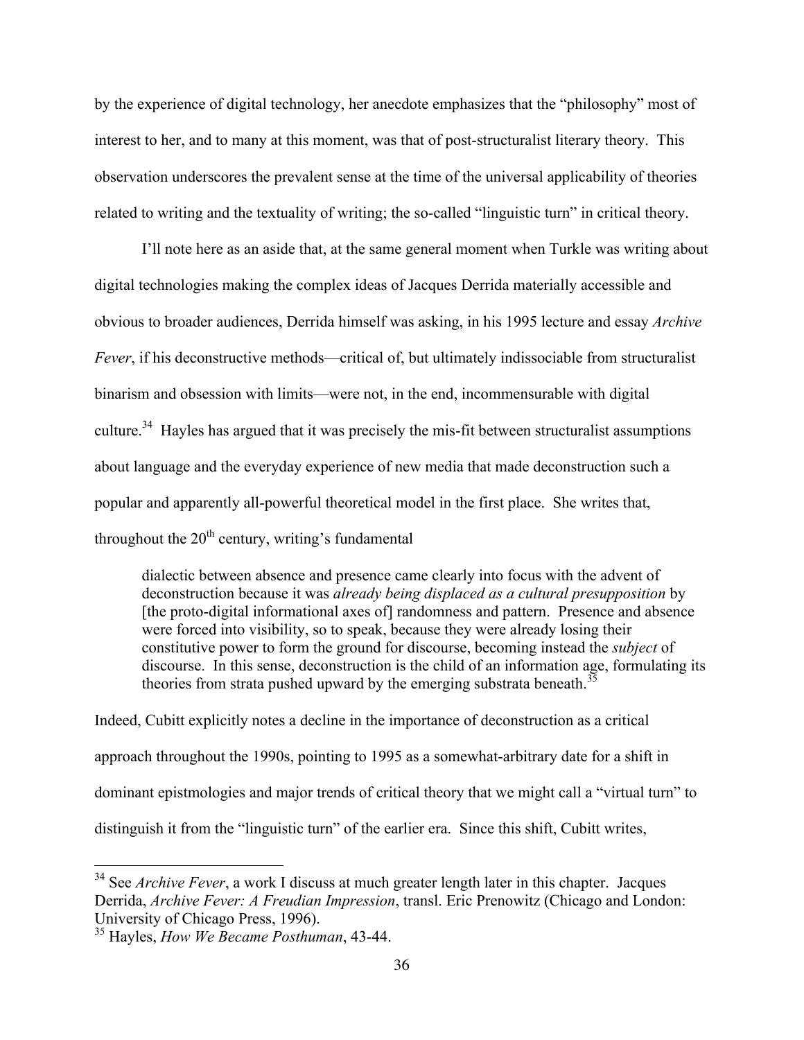by the experience of digital technology, her anecdote emphasizes that the "philosophy" most of interest to her, and to many at this moment, was that of post-structuralist literary theory. This observation underscores the prevalent sense at the time of the universal applicability of theories related to writing and the textuality of writing; the so-called "linguistic turn" in critical theory.

I'll note here as an aside that, at the same general moment when Turkle was writing about digital technologies making the complex ideas of Jacques Derrida materially accessible and obvious to broader audiences, Derrida himself was asking, in his 1995 lecture and essay *Archive Fever*, if his deconstructive methods—critical of, but ultimately indissociable from structuralist binarism and obsession with limits—were not, in the end, incommensurable with digital culture.[34] Hayles has argued that it was precisely the mis-fit between structuralist assumptions about language and the everyday experience of new media that made deconstruction such a popular and apparently all-powerful theoretical model in the first place. She writes that, throughout the 20th century, writing's fundamental

> dialectic between absence and presence came clearly into focus with the advent of deconstruction because it was *already being displaced as a cultural presupposition* by [the proto-digital informational axes of] randomness and pattern. Presence and absence were forced into visibility, so to speak, because they were already losing their constitutive power to form the ground for discourse, becoming instead the *subject* of discourse. In this sense, deconstruction is the child of an information age, formulating its theories from strata pushed upward by the emerging substrata beneath.[35]

Indeed, Cubitt explicitly notes a decline in the importance of deconstruction as a critical approach throughout the 1990s, pointing to 1995 as a somewhat-arbitrary date for a shift in dominant epistmologies and major trends of critical theory that we might call a "virtual turn" to distinguish it from the "linguistic turn" of the earlier era. Since this shift, Cubitt writes,

---

[34] See *Archive Fever*, a work I discuss at much greater length later in this chapter. Jacques Derrida, *Archive Fever: A Freudian Impression*, transl. Eric Prenowitz (Chicago and London: University of Chicago Press, 1996).

[35] Hayles, *How We Became Posthuman*, 43-44.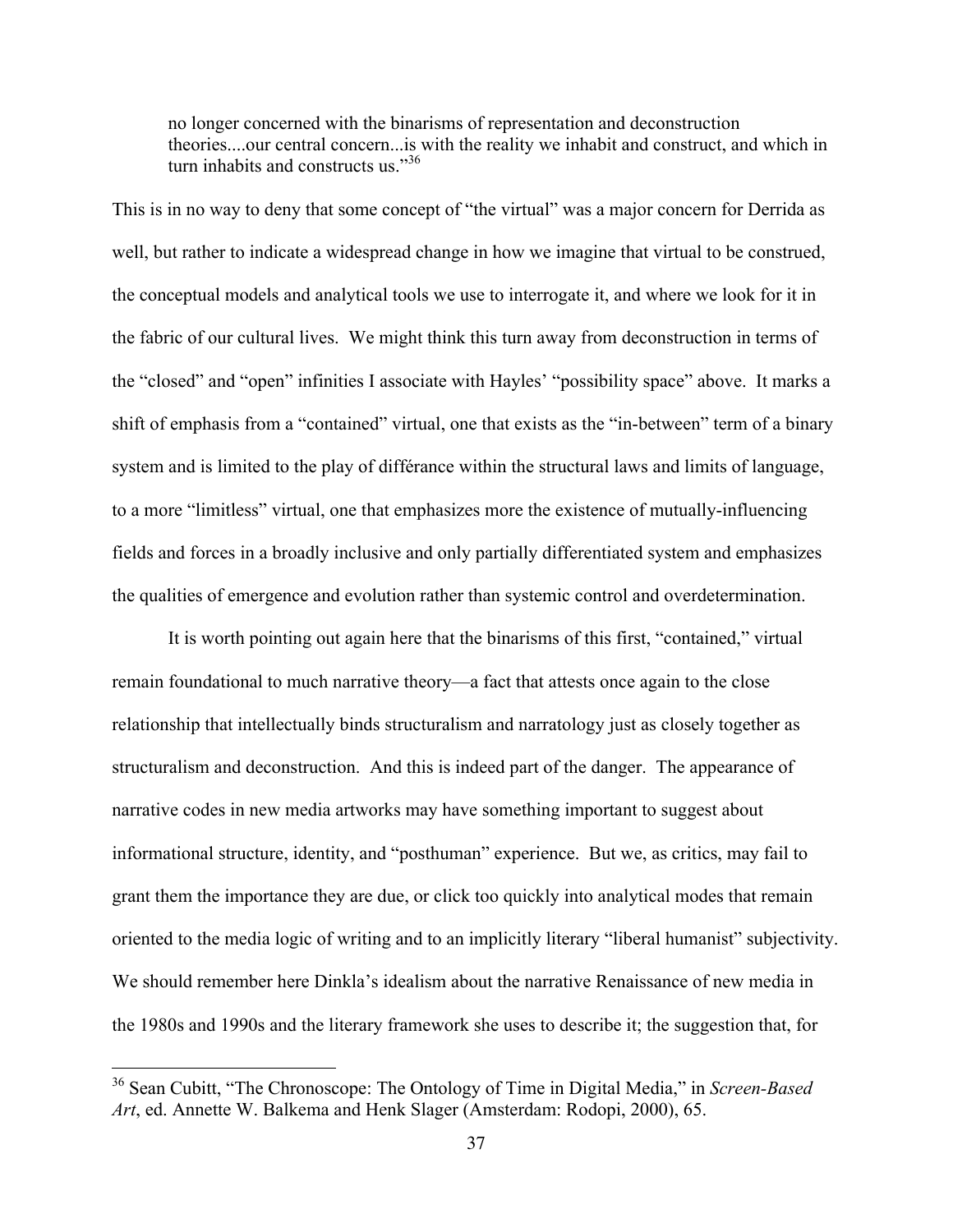> no longer concerned with the binarisms of representation and deconstruction theories....our central concern...is with the reality we inhabit and construct, and which in turn inhabits and constructs us."[36]

This is in no way to deny that some concept of "the virtual" was a major concern for Derrida as well, but rather to indicate a widespread change in how we imagine that virtual to be construed, the conceptual models and analytical tools we use to interrogate it, and where we look for it in the fabric of our cultural lives. We might think this turn away from deconstruction in terms of the "closed" and "open" infinities I associate with Hayles' "possibility space" above. It marks a shift of emphasis from a "contained" virtual, one that exists as the "in-between" term of a binary system and is limited to the play of différance within the structural laws and limits of language, to a more "limitless" virtual, one that emphasizes more the existence of mutually-influencing fields and forces in a broadly inclusive and only partially differentiated system and emphasizes the qualities of emergence and evolution rather than systemic control and overdetermination.

It is worth pointing out again here that the binarisms of this first, "contained," virtual remain foundational to much narrative theory—a fact that attests once again to the close relationship that intellectually binds structuralism and narratology just as closely together as structuralism and deconstruction. And this is indeed part of the danger. The appearance of narrative codes in new media artworks may have something important to suggest about informational structure, identity, and "posthuman" experience. But we, as critics, may fail to grant them the importance they are due, or click too quickly into analytical modes that remain oriented to the media logic of writing and to an implicitly literary "liberal humanist" subjectivity. We should remember here Dinkla's idealism about the narrative Renaissance of new media in the 1980s and 1990s and the literary framework she uses to describe it; the suggestion that, for

---

[36] Sean Cubitt, "The Chronoscope: The Ontology of Time in Digital Media," in *Screen-Based Art*, ed. Annette W. Balkema and Henk Slager (Amsterdam: Rodopi, 2000), 65.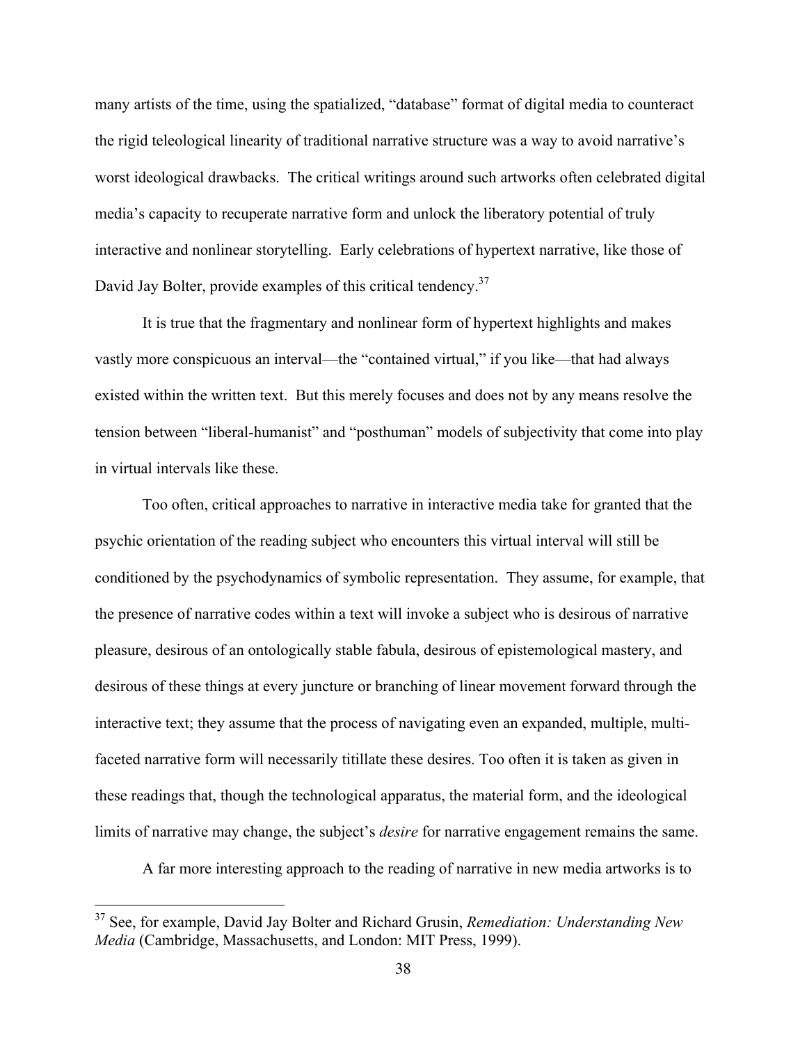many artists of the time, using the spatialized, "database" format of digital media to counteract the rigid teleological linearity of traditional narrative structure was a way to avoid narrative's worst ideological drawbacks. The critical writings around such artworks often celebrated digital media's capacity to recuperate narrative form and unlock the liberatory potential of truly interactive and nonlinear storytelling. Early celebrations of hypertext narrative, like those of David Jay Bolter, provide examples of this critical tendency.[37]

It is true that the fragmentary and nonlinear form of hypertext highlights and makes vastly more conspicuous an interval—the "contained virtual," if you like—that had always existed within the written text. But this merely focuses and does not by any means resolve the tension between "liberal-humanist" and "posthuman" models of subjectivity that come into play in virtual intervals like these.

Too often, critical approaches to narrative in interactive media take for granted that the psychic orientation of the reading subject who encounters this virtual interval will still be conditioned by the psychodynamics of symbolic representation. They assume, for example, that the presence of narrative codes within a text will invoke a subject who is desirous of narrative pleasure, desirous of an ontologically stable fabula, desirous of epistemological mastery, and desirous of these things at every juncture or branching of linear movement forward through the interactive text; they assume that the process of navigating even an expanded, multiple, multi-faceted narrative form will necessarily titillate these desires. Too often it is taken as given in these readings that, though the technological apparatus, the material form, and the ideological limits of narrative may change, the subject's *desire* for narrative engagement remains the same.

A far more interesting approach to the reading of narrative in new media artworks is to

---

[37] See, for example, David Jay Bolter and Richard Grusin, *Remediation: Understanding New Media* (Cambridge, Massachusetts, and London: MIT Press, 1999).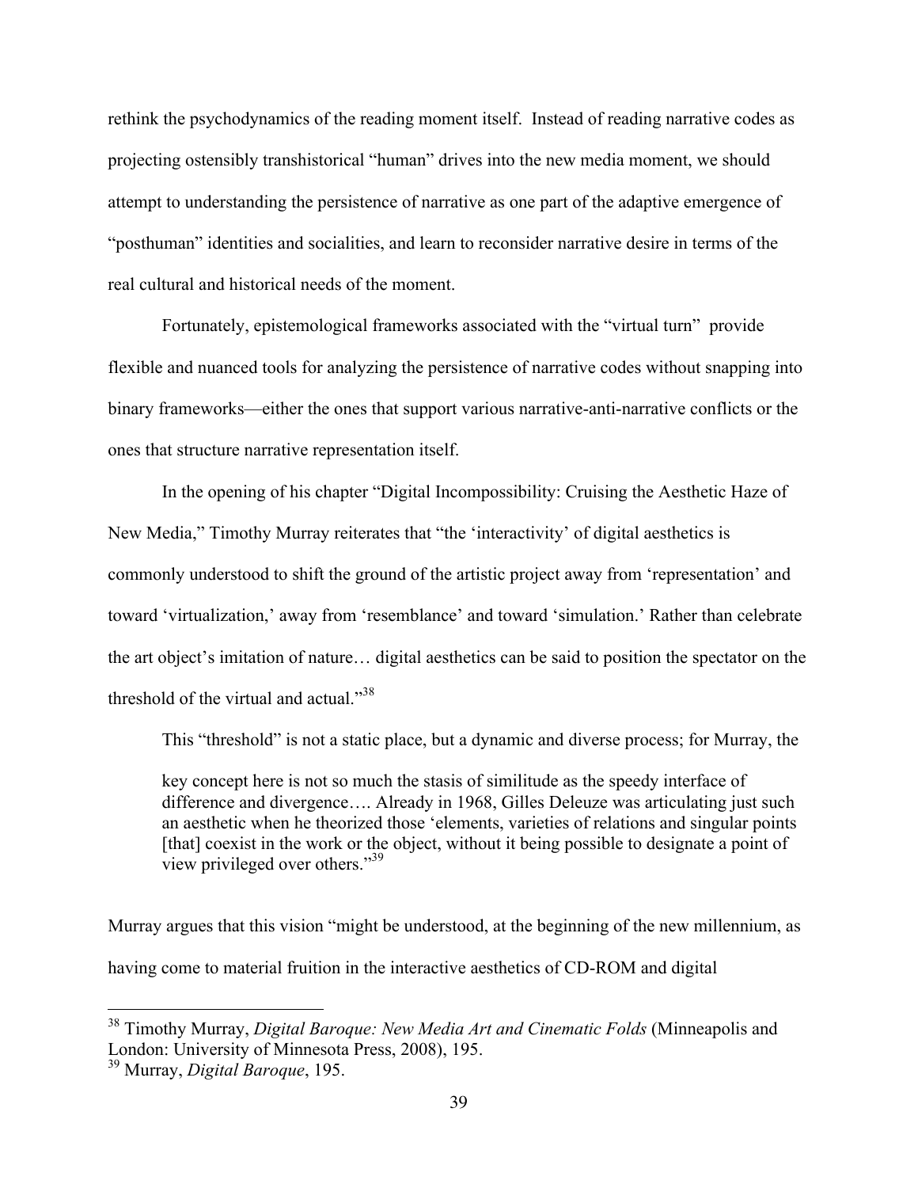rethink the psychodynamics of the reading moment itself. Instead of reading narrative codes as projecting ostensibly transhistorical "human" drives into the new media moment, we should attempt to understanding the persistence of narrative as one part of the adaptive emergence of "posthuman" identities and socialities, and learn to reconsider narrative desire in terms of the real cultural and historical needs of the moment.

Fortunately, epistemological frameworks associated with the "virtual turn" provide flexible and nuanced tools for analyzing the persistence of narrative codes without snapping into binary frameworks—either the ones that support various narrative-anti-narrative conflicts or the ones that structure narrative representation itself.

In the opening of his chapter "Digital Incompossibility: Cruising the Aesthetic Haze of New Media," Timothy Murray reiterates that "the 'interactivity' of digital aesthetics is commonly understood to shift the ground of the artistic project away from 'representation' and toward 'virtualization,' away from 'resemblance' and toward 'simulation.' Rather than celebrate the art object's imitation of nature… digital aesthetics can be said to position the spectator on the threshold of the virtual and actual."[38]

This "threshold" is not a static place, but a dynamic and diverse process; for Murray, the

> key concept here is not so much the stasis of similitude as the speedy interface of difference and divergence…. Already in 1968, Gilles Deleuze was articulating just such an aesthetic when he theorized those 'elements, varieties of relations and singular points [that] coexist in the work or the object, without it being possible to designate a point of view privileged over others."[39]

Murray argues that this vision "might be understood, at the beginning of the new millennium, as having come to material fruition in the interactive aesthetics of CD-ROM and digital

---

[38] Timothy Murray, *Digital Baroque: New Media Art and Cinematic Folds* (Minneapolis and London: University of Minnesota Press, 2008), 195.

[39] Murray, *Digital Baroque*, 195.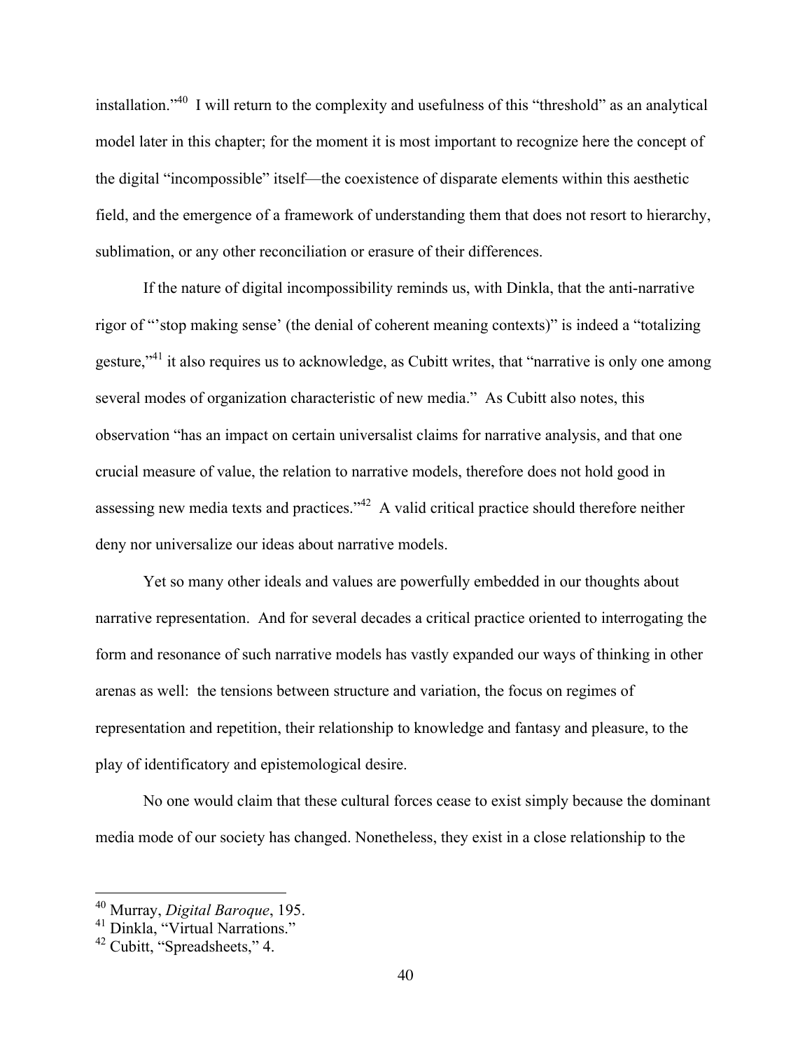installation."[40] I will return to the complexity and usefulness of this "threshold" as an analytical model later in this chapter; for the moment it is most important to recognize here the concept of the digital "incompossible" itself—the coexistence of disparate elements within this aesthetic field, and the emergence of a framework of understanding them that does not resort to hierarchy, sublimation, or any other reconciliation or erasure of their differences.

If the nature of digital incompossibility reminds us, with Dinkla, that the anti-narrative rigor of "'stop making sense' (the denial of coherent meaning contexts)" is indeed a "totalizing gesture,"[41] it also requires us to acknowledge, as Cubitt writes, that "narrative is only one among several modes of organization characteristic of new media." As Cubitt also notes, this observation "has an impact on certain universalist claims for narrative analysis, and that one crucial measure of value, the relation to narrative models, therefore does not hold good in assessing new media texts and practices."[42] A valid critical practice should therefore neither deny nor universalize our ideas about narrative models.

Yet so many other ideals and values are powerfully embedded in our thoughts about narrative representation. And for several decades a critical practice oriented to interrogating the form and resonance of such narrative models has vastly expanded our ways of thinking in other arenas as well: the tensions between structure and variation, the focus on regimes of representation and repetition, their relationship to knowledge and fantasy and pleasure, to the play of identificatory and epistemological desire.

No one would claim that these cultural forces cease to exist simply because the dominant media mode of our society has changed. Nonetheless, they exist in a close relationship to the

---

[40] Murray, *Digital Baroque*, 195.

[41] Dinkla, "Virtual Narrations."

[42] Cubitt, "Spreadsheets," 4.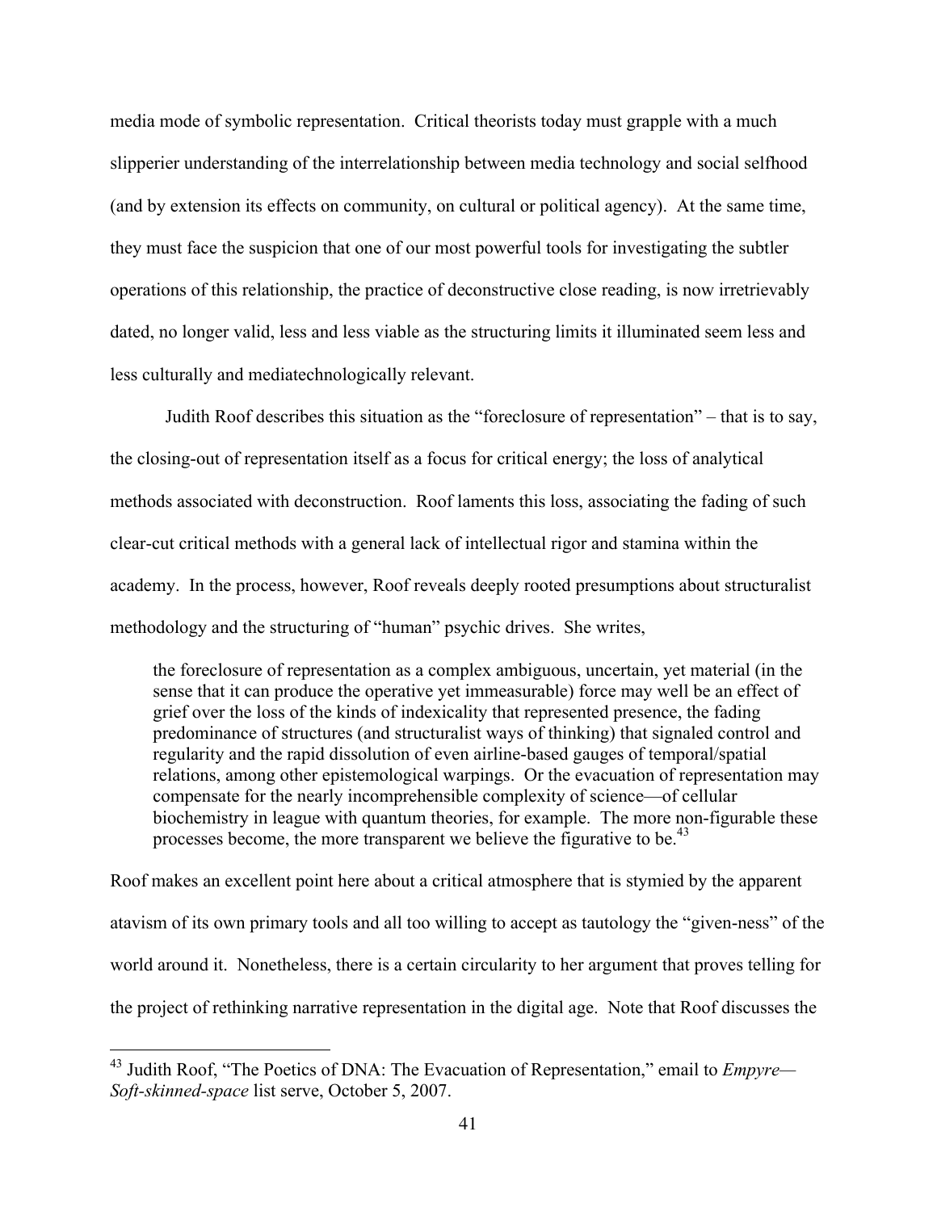media mode of symbolic representation. Critical theorists today must grapple with a much slipperier understanding of the interrelationship between media technology and social selfhood (and by extension its effects on community, on cultural or political agency). At the same time, they must face the suspicion that one of our most powerful tools for investigating the subtler operations of this relationship, the practice of deconstructive close reading, is now irretrievably dated, no longer valid, less and less viable as the structuring limits it illuminated seem less and less culturally and mediatechnologically relevant.

Judith Roof describes this situation as the "foreclosure of representation" – that is to say, the closing-out of representation itself as a focus for critical energy; the loss of analytical methods associated with deconstruction. Roof laments this loss, associating the fading of such clear-cut critical methods with a general lack of intellectual rigor and stamina within the academy. In the process, however, Roof reveals deeply rooted presumptions about structuralist methodology and the structuring of "human" psychic drives. She writes,

> the foreclosure of representation as a complex ambiguous, uncertain, yet material (in the sense that it can produce the operative yet immeasurable) force may well be an effect of grief over the loss of the kinds of indexicality that represented presence, the fading predominance of structures (and structuralist ways of thinking) that signaled control and regularity and the rapid dissolution of even airline-based gauges of temporal/spatial relations, among other epistemological warpings. Or the evacuation of representation may compensate for the nearly incomprehensible complexity of science—of cellular biochemistry in league with quantum theories, for example. The more non-figurable these processes become, the more transparent we believe the figurative to be.[43]

Roof makes an excellent point here about a critical atmosphere that is stymied by the apparent atavism of its own primary tools and all too willing to accept as tautology the "given-ness" of the world around it. Nonetheless, there is a certain circularity to her argument that proves telling for the project of rethinking narrative representation in the digital age. Note that Roof discusses the

---

[43] Judith Roof, "The Poetics of DNA: The Evacuation of Representation," email to *Empyre—Soft-skinned-space* list serve, October 5, 2007.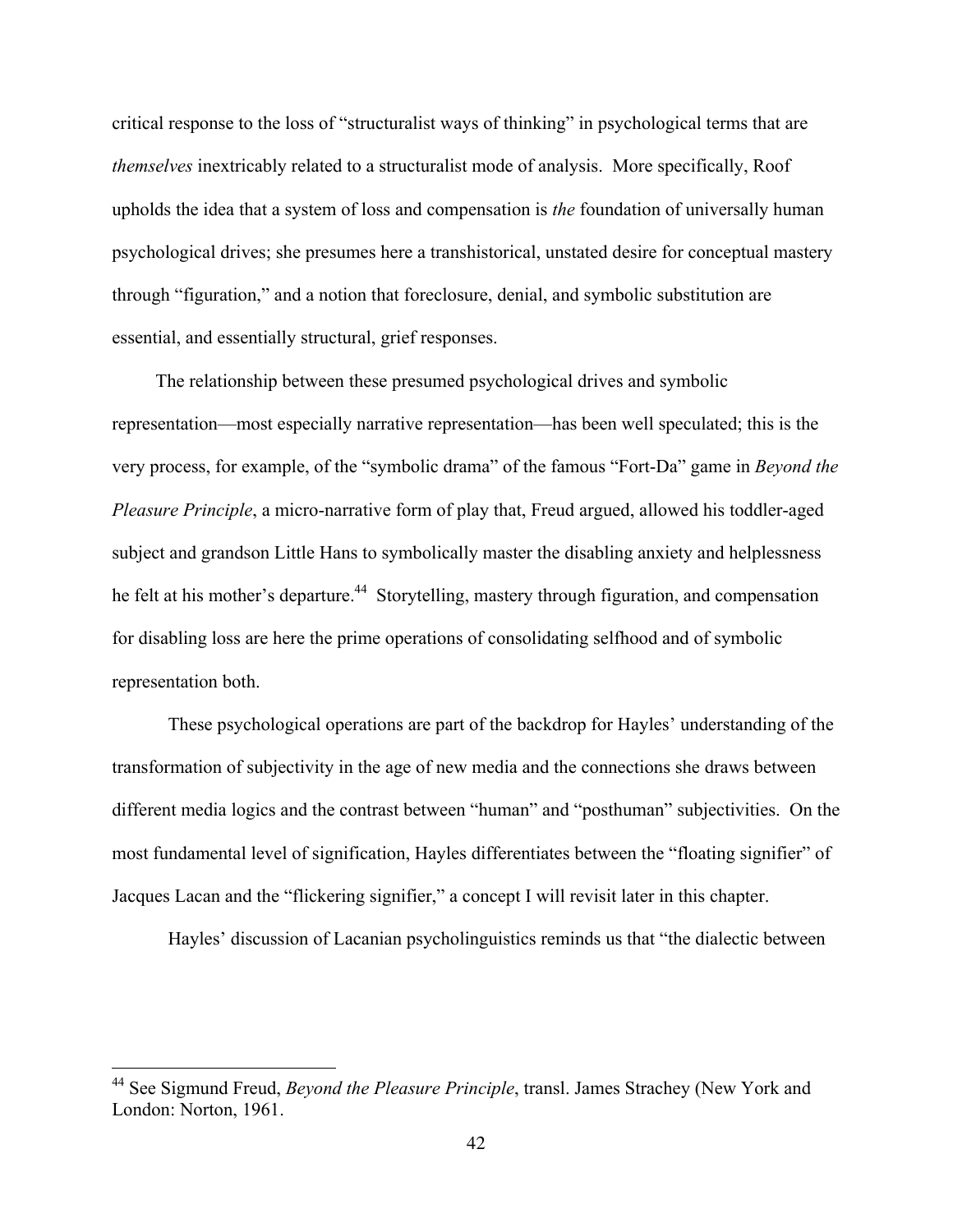critical response to the loss of "structuralist ways of thinking" in psychological terms that are *themselves* inextricably related to a structuralist mode of analysis. More specifically, Roof upholds the idea that a system of loss and compensation is *the* foundation of universally human psychological drives; she presumes here a transhistorical, unstated desire for conceptual mastery through "figuration," and a notion that foreclosure, denial, and symbolic substitution are essential, and essentially structural, grief responses.

The relationship between these presumed psychological drives and symbolic representation—most especially narrative representation—has been well speculated; this is the very process, for example, of the "symbolic drama" of the famous "Fort-Da" game in *Beyond the Pleasure Principle*, a micro-narrative form of play that, Freud argued, allowed his toddler-aged subject and grandson Little Hans to symbolically master the disabling anxiety and helplessness he felt at his mother's departure.[44] Storytelling, mastery through figuration, and compensation for disabling loss are here the prime operations of consolidating selfhood and of symbolic representation both.

These psychological operations are part of the backdrop for Hayles' understanding of the transformation of subjectivity in the age of new media and the connections she draws between different media logics and the contrast between "human" and "posthuman" subjectivities. On the most fundamental level of signification, Hayles differentiates between the "floating signifier" of Jacques Lacan and the "flickering signifier," a concept I will revisit later in this chapter.

Hayles' discussion of Lacanian psycholinguistics reminds us that "the dialectic between

---

[44] See Sigmund Freud, *Beyond the Pleasure Principle*, transl. James Strachey (New York and London: Norton, 1961.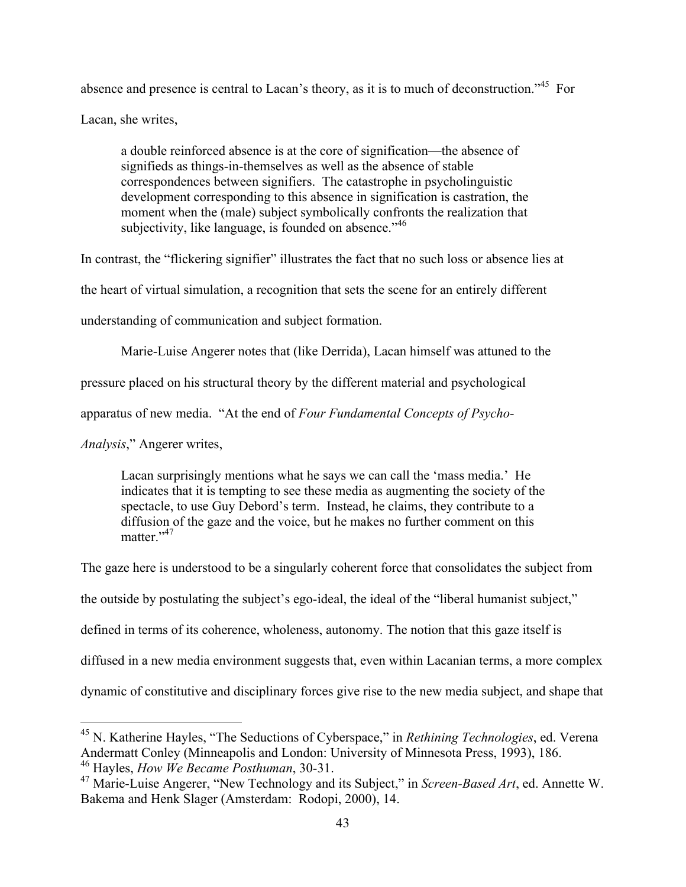absence and presence is central to Lacan's theory, as it is to much of deconstruction."[45] For Lacan, she writes,

> a double reinforced absence is at the core of signification—the absence of signifieds as things-in-themselves as well as the absence of stable correspondences between signifiers. The catastrophe in psycholinguistic development corresponding to this absence in signification is castration, the moment when the (male) subject symbolically confronts the realization that subjectivity, like language, is founded on absence."[46]

In contrast, the "flickering signifier" illustrates the fact that no such loss or absence lies at the heart of virtual simulation, a recognition that sets the scene for an entirely different understanding of communication and subject formation.

Marie-Luise Angerer notes that (like Derrida), Lacan himself was attuned to the pressure placed on his structural theory by the different material and psychological apparatus of new media. "At the end of *Four Fundamental Concepts of Psycho-Analysis*," Angerer writes,

> Lacan surprisingly mentions what he says we can call the 'mass media.' He indicates that it is tempting to see these media as augmenting the society of the spectacle, to use Guy Debord's term. Instead, he claims, they contribute to a diffusion of the gaze and the voice, but he makes no further comment on this matter."[47]

The gaze here is understood to be a singularly coherent force that consolidates the subject from the outside by postulating the subject's ego-ideal, the ideal of the "liberal humanist subject," defined in terms of its coherence, wholeness, autonomy. The notion that this gaze itself is diffused in a new media environment suggests that, even within Lacanian terms, a more complex dynamic of constitutive and disciplinary forces give rise to the new media subject, and shape that

---

[45] N. Katherine Hayles, "The Seductions of Cyberspace," in *Rethining Technologies*, ed. Verena Andermatt Conley (Minneapolis and London: University of Minnesota Press, 1993), 186.

[46] Hayles, *How We Became Posthuman*, 30-31.

[47] Marie-Luise Angerer, "New Technology and its Subject," in *Screen-Based Art*, ed. Annette W. Bakema and Henk Slager (Amsterdam: Rodopi, 2000), 14.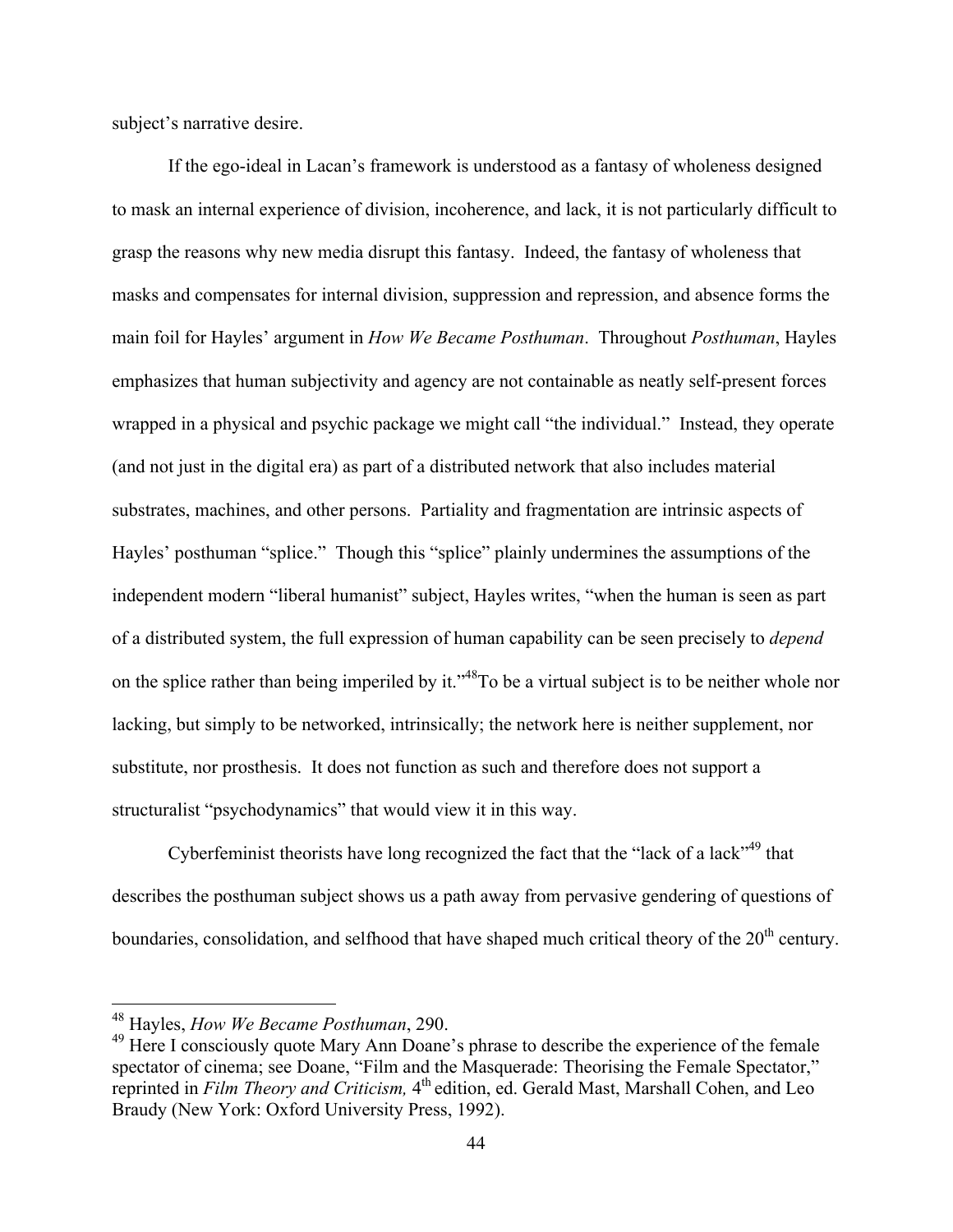subject's narrative desire.

If the ego-ideal in Lacan's framework is understood as a fantasy of wholeness designed to mask an internal experience of division, incoherence, and lack, it is not particularly difficult to grasp the reasons why new media disrupt this fantasy. Indeed, the fantasy of wholeness that masks and compensates for internal division, suppression and repression, and absence forms the main foil for Hayles' argument in *How We Became Posthuman*. Throughout *Posthuman*, Hayles emphasizes that human subjectivity and agency are not containable as neatly self-present forces wrapped in a physical and psychic package we might call "the individual." Instead, they operate (and not just in the digital era) as part of a distributed network that also includes material substrates, machines, and other persons. Partiality and fragmentation are intrinsic aspects of Hayles' posthuman "splice." Though this "splice" plainly undermines the assumptions of the independent modern "liberal humanist" subject, Hayles writes, "when the human is seen as part of a distributed system, the full expression of human capability can be seen precisely to *depend* on the splice rather than being imperiled by it."[48] To be a virtual subject is to be neither whole nor lacking, but simply to be networked, intrinsically; the network here is neither supplement, nor substitute, nor prosthesis. It does not function as such and therefore does not support a structuralist "psychodynamics" that would view it in this way.

Cyberfeminist theorists have long recognized the fact that the "lack of a lack"[49] that describes the posthuman subject shows us a path away from pervasive gendering of questions of boundaries, consolidation, and selfhood that have shaped much critical theory of the 20th century.

---

[48] Hayles, *How We Became Posthuman*, 290.

[49] Here I consciously quote Mary Ann Doane's phrase to describe the experience of the female spectator of cinema; see Doane, "Film and the Masquerade: Theorising the Female Spectator," reprinted in *Film Theory and Criticism,* 4th edition, ed. Gerald Mast, Marshall Cohen, and Leo Braudy (New York: Oxford University Press, 1992).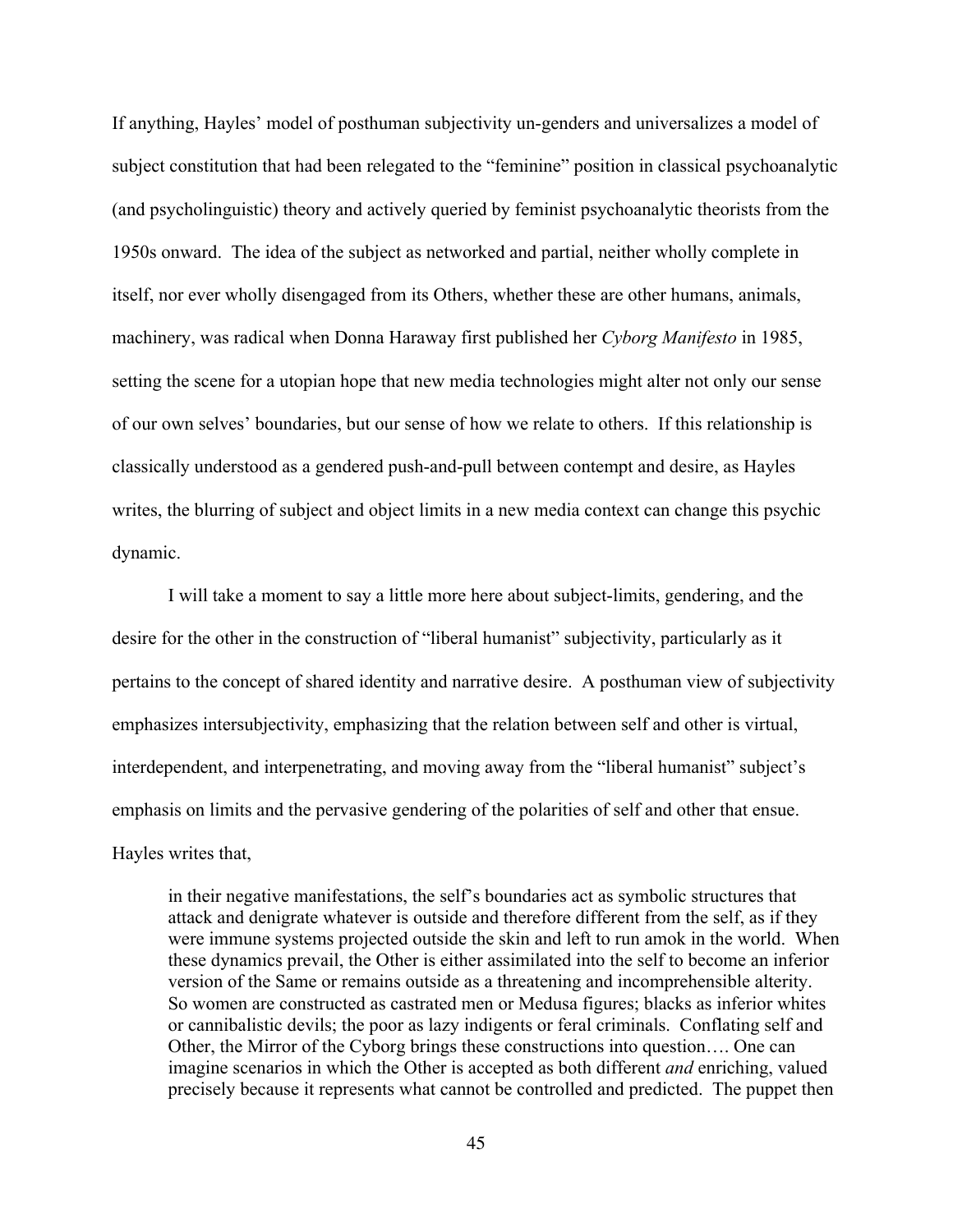If anything, Hayles' model of posthuman subjectivity un-genders and universalizes a model of subject constitution that had been relegated to the "feminine" position in classical psychoanalytic (and psycholinguistic) theory and actively queried by feminist psychoanalytic theorists from the 1950s onward. The idea of the subject as networked and partial, neither wholly complete in itself, nor ever wholly disengaged from its Others, whether these are other humans, animals, machinery, was radical when Donna Haraway first published her *Cyborg Manifesto* in 1985, setting the scene for a utopian hope that new media technologies might alter not only our sense of our own selves' boundaries, but our sense of how we relate to others. If this relationship is classically understood as a gendered push-and-pull between contempt and desire, as Hayles writes, the blurring of subject and object limits in a new media context can change this psychic dynamic.

I will take a moment to say a little more here about subject-limits, gendering, and the desire for the other in the construction of "liberal humanist" subjectivity, particularly as it pertains to the concept of shared identity and narrative desire. A posthuman view of subjectivity emphasizes intersubjectivity, emphasizing that the relation between self and other is virtual, interdependent, and interpenetrating, and moving away from the "liberal humanist" subject's emphasis on limits and the pervasive gendering of the polarities of self and other that ensue. Hayles writes that,

> in their negative manifestations, the self's boundaries act as symbolic structures that attack and denigrate whatever is outside and therefore different from the self, as if they were immune systems projected outside the skin and left to run amok in the world. When these dynamics prevail, the Other is either assimilated into the self to become an inferior version of the Same or remains outside as a threatening and incomprehensible alterity. So women are constructed as castrated men or Medusa figures; blacks as inferior whites or cannibalistic devils; the poor as lazy indigents or feral criminals. Conflating self and Other, the Mirror of the Cyborg brings these constructions into question…. One can imagine scenarios in which the Other is accepted as both different *and* enriching, valued precisely because it represents what cannot be controlled and predicted. The puppet then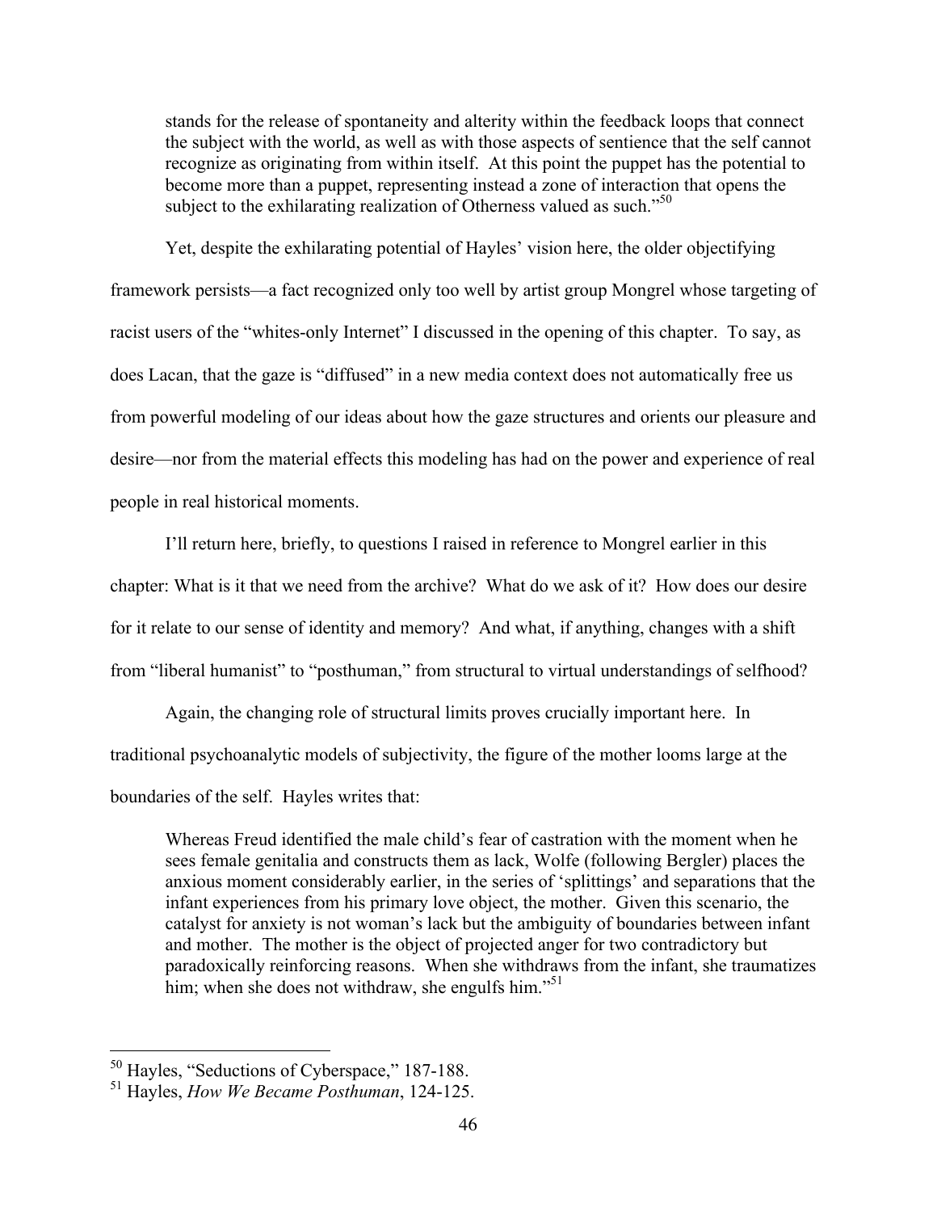> stands for the release of spontaneity and alterity within the feedback loops that connect the subject with the world, as well as with those aspects of sentience that the self cannot recognize as originating from within itself. At this point the puppet has the potential to become more than a puppet, representing instead a zone of interaction that opens the subject to the exhilarating realization of Otherness valued as such."[50]

Yet, despite the exhilarating potential of Hayles' vision here, the older objectifying framework persists—a fact recognized only too well by artist group Mongrel whose targeting of racist users of the "whites-only Internet" I discussed in the opening of this chapter. To say, as does Lacan, that the gaze is "diffused" in a new media context does not automatically free us from powerful modeling of our ideas about how the gaze structures and orients our pleasure and desire—nor from the material effects this modeling has had on the power and experience of real people in real historical moments.

I'll return here, briefly, to questions I raised in reference to Mongrel earlier in this chapter: What is it that we need from the archive? What do we ask of it? How does our desire for it relate to our sense of identity and memory? And what, if anything, changes with a shift from "liberal humanist" to "posthuman," from structural to virtual understandings of selfhood?

Again, the changing role of structural limits proves crucially important here. In traditional psychoanalytic models of subjectivity, the figure of the mother looms large at the boundaries of the self. Hayles writes that:

> Whereas Freud identified the male child's fear of castration with the moment when he sees female genitalia and constructs them as lack, Wolfe (following Bergler) places the anxious moment considerably earlier, in the series of 'splittings' and separations that the infant experiences from his primary love object, the mother. Given this scenario, the catalyst for anxiety is not woman's lack but the ambiguity of boundaries between infant and mother. The mother is the object of projected anger for two contradictory but paradoxically reinforcing reasons. When she withdraws from the infant, she traumatizes him; when she does not withdraw, she engulfs him."[51]

---

[50] Hayles, "Seductions of Cyberspace," 187-188.

[51] Hayles, *How We Became Posthuman*, 124-125.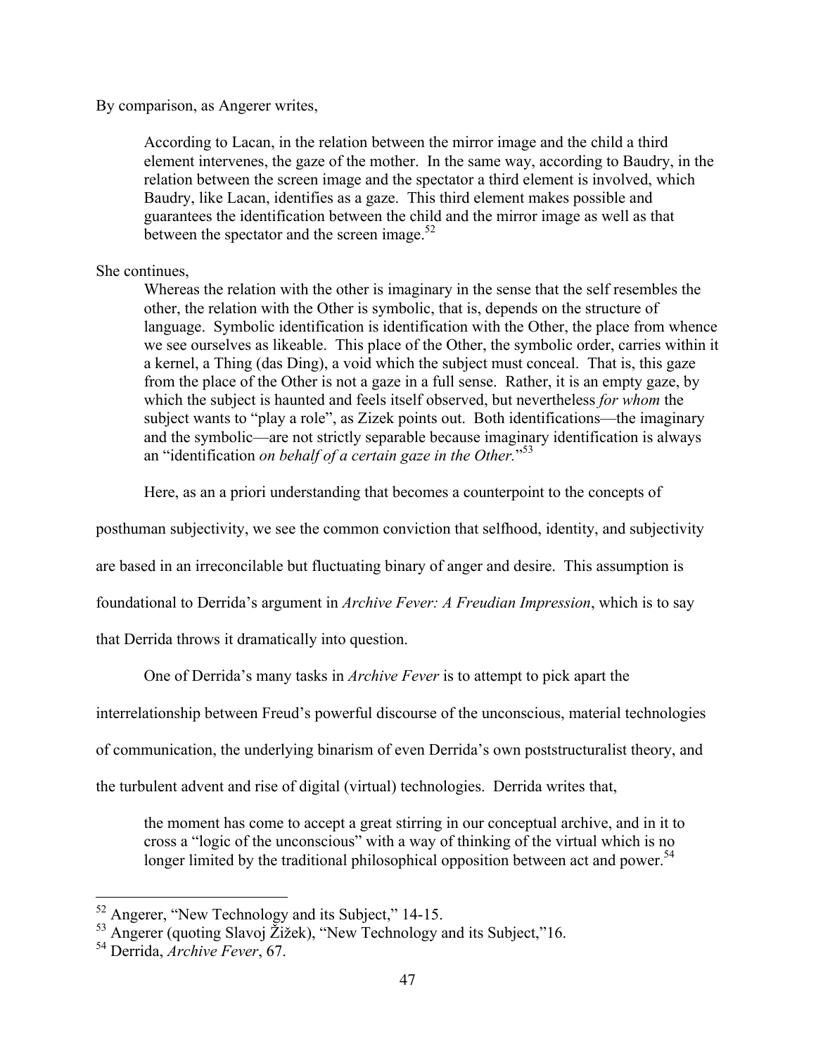By comparison, as Angerer writes,

> According to Lacan, in the relation between the mirror image and the child a third element intervenes, the gaze of the mother. In the same way, according to Baudry, in the relation between the screen image and the spectator a third element is involved, which Baudry, like Lacan, identifies as a gaze. This third element makes possible and guarantees the identification between the child and the mirror image as well as that between the spectator and the screen image.[52]

She continues,

> Whereas the relation with the other is imaginary in the sense that the self resembles the other, the relation with the Other is symbolic, that is, depends on the structure of language. Symbolic identification is identification with the Other, the place from whence we see ourselves as likeable. This place of the Other, the symbolic order, carries within it a kernel, a Thing (das Ding), a void which the subject must conceal. That is, this gaze from the place of the Other is not a gaze in a full sense. Rather, it is an empty gaze, by which the subject is haunted and feels itself observed, but nevertheless *for whom* the subject wants to "play a role", as Zizek points out. Both identifications—the imaginary and the symbolic—are not strictly separable because imaginary identification is always an "identification *on behalf of a certain gaze in the Other.*"[53]

Here, as an a priori understanding that becomes a counterpoint to the concepts of posthuman subjectivity, we see the common conviction that selfhood, identity, and subjectivity are based in an irreconcilable but fluctuating binary of anger and desire. This assumption is foundational to Derrida's argument in *Archive Fever: A Freudian Impression*, which is to say that Derrida throws it dramatically into question.

One of Derrida's many tasks in *Archive Fever* is to attempt to pick apart the interrelationship between Freud's powerful discourse of the unconscious, material technologies of communication, the underlying binarism of even Derrida's own poststructuralist theory, and the turbulent advent and rise of digital (virtual) technologies. Derrida writes that,

> the moment has come to accept a great stirring in our conceptual archive, and in it to cross a "logic of the unconscious" with a way of thinking of the virtual which is no longer limited by the traditional philosophical opposition between act and power.[54]

---

[52] Angerer, "New Technology and its Subject," 14-15.

[53] Angerer (quoting Slavoj Žižek), "New Technology and its Subject,"16.

[54] Derrida, *Archive Fever*, 67.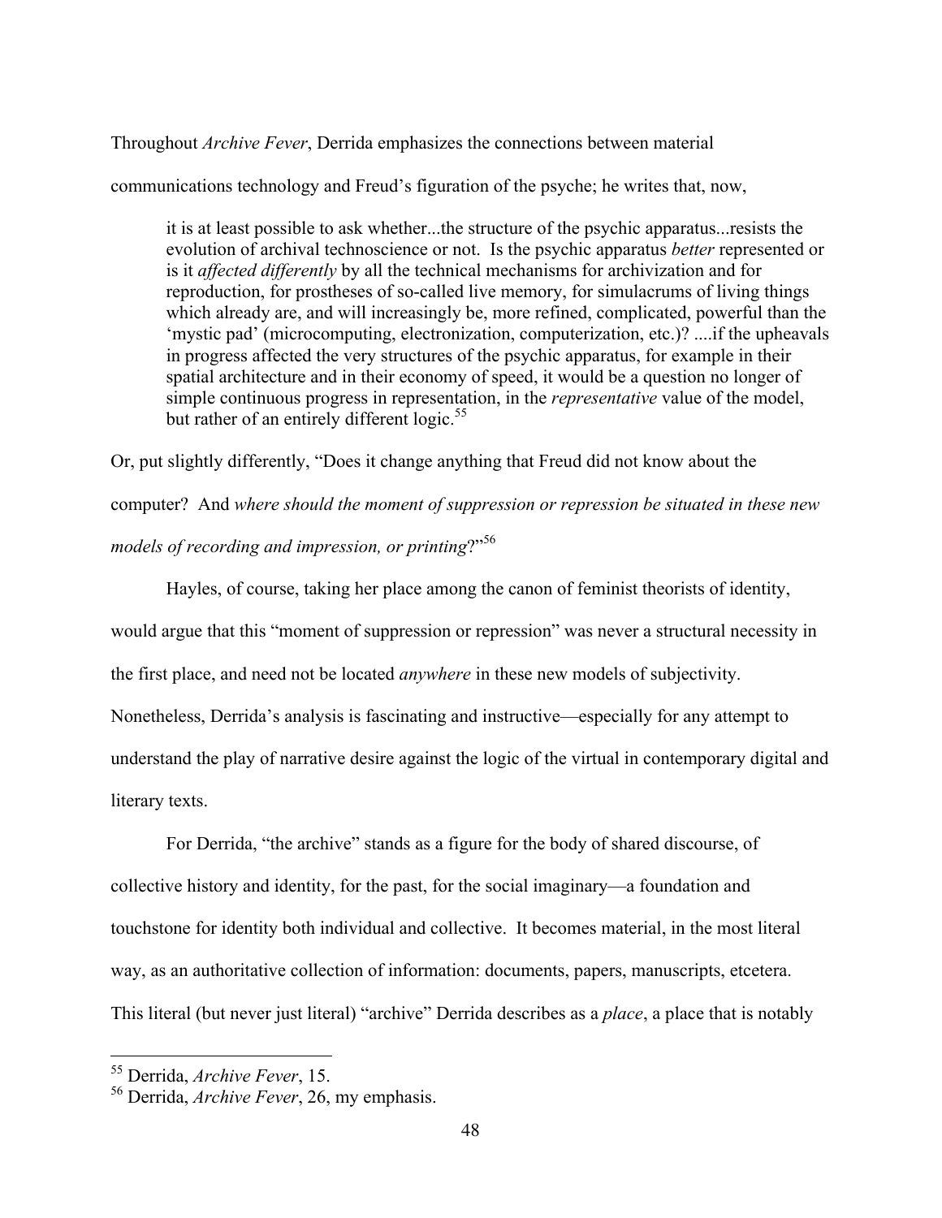Throughout *Archive Fever*, Derrida emphasizes the connections between material communications technology and Freud's figuration of the psyche; he writes that, now,

> it is at least possible to ask whether...the structure of the psychic apparatus...resists the evolution of archival technoscience or not. Is the psychic apparatus *better* represented or is it *affected differently* by all the technical mechanisms for archivization and for reproduction, for prostheses of so-called live memory, for simulacrums of living things which already are, and will increasingly be, more refined, complicated, powerful than the 'mystic pad' (microcomputing, electronization, computerization, etc.)? ....if the upheavals in progress affected the very structures of the psychic apparatus, for example in their spatial architecture and in their economy of speed, it would be a question no longer of simple continuous progress in representation, in the *representative* value of the model, but rather of an entirely different logic.[55]

Or, put slightly differently, "Does it change anything that Freud did not know about the computer? And *where should the moment of suppression or repression be situated in these new models of recording and impression, or printing*?"[56]

Hayles, of course, taking her place among the canon of feminist theorists of identity, would argue that this "moment of suppression or repression" was never a structural necessity in the first place, and need not be located *anywhere* in these new models of subjectivity. Nonetheless, Derrida's analysis is fascinating and instructive—especially for any attempt to understand the play of narrative desire against the logic of the virtual in contemporary digital and literary texts.

For Derrida, "the archive" stands as a figure for the body of shared discourse, of collective history and identity, for the past, for the social imaginary—a foundation and touchstone for identity both individual and collective. It becomes material, in the most literal way, as an authoritative collection of information: documents, papers, manuscripts, etcetera. This literal (but never just literal) "archive" Derrida describes as a *place*, a place that is notably

---

[55] Derrida, *Archive Fever*, 15.

[56] Derrida, *Archive Fever*, 26, my emphasis.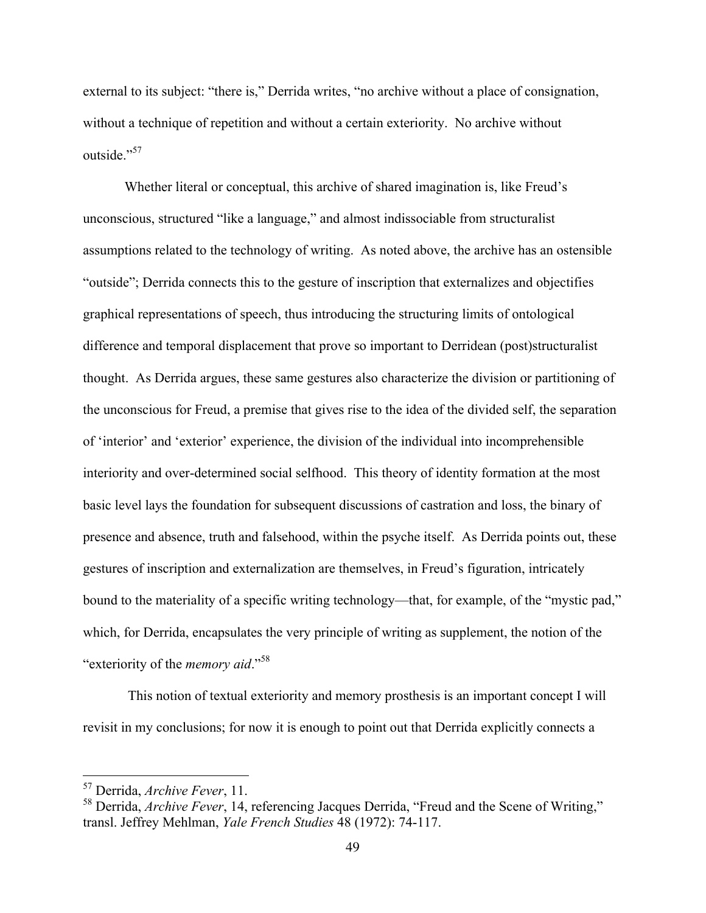external to its subject: "there is," Derrida writes, "no archive without a place of consignation, without a technique of repetition and without a certain exteriority. No archive without outside."[57]

Whether literal or conceptual, this archive of shared imagination is, like Freud's unconscious, structured "like a language," and almost indissociable from structuralist assumptions related to the technology of writing. As noted above, the archive has an ostensible "outside"; Derrida connects this to the gesture of inscription that externalizes and objectifies graphical representations of speech, thus introducing the structuring limits of ontological difference and temporal displacement that prove so important to Derridean (post)structuralist thought. As Derrida argues, these same gestures also characterize the division or partitioning of the unconscious for Freud, a premise that gives rise to the idea of the divided self, the separation of 'interior' and 'exterior' experience, the division of the individual into incomprehensible interiority and over-determined social selfhood. This theory of identity formation at the most basic level lays the foundation for subsequent discussions of castration and loss, the binary of presence and absence, truth and falsehood, within the psyche itself. As Derrida points out, these gestures of inscription and externalization are themselves, in Freud's figuration, intricately bound to the materiality of a specific writing technology—that, for example, of the "mystic pad," which, for Derrida, encapsulates the very principle of writing as supplement, the notion of the "exteriority of the *memory aid*."[58]

This notion of textual exteriority and memory prosthesis is an important concept I will revisit in my conclusions; for now it is enough to point out that Derrida explicitly connects a

---

[57] Derrida, *Archive Fever*, 11.

[58] Derrida, *Archive Fever*, 14, referencing Jacques Derrida, "Freud and the Scene of Writing," transl. Jeffrey Mehlman, *Yale French Studies* 48 (1972): 74-117.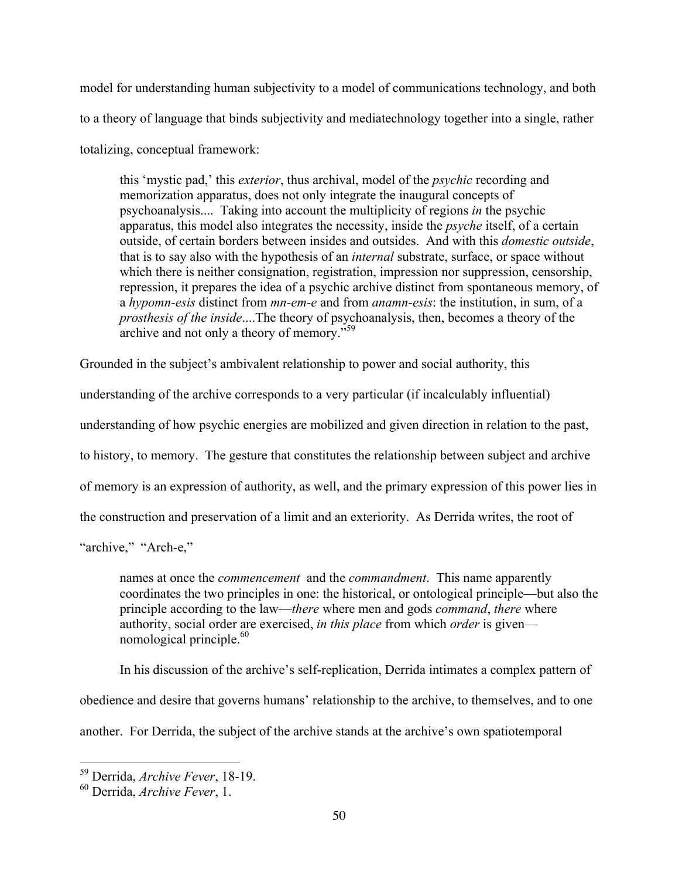model for understanding human subjectivity to a model of communications technology, and both to a theory of language that binds subjectivity and mediatechnology together into a single, rather totalizing, conceptual framework:

> this 'mystic pad,' this *exterior*, thus archival, model of the *psychic* recording and memorization apparatus, does not only integrate the inaugural concepts of psychoanalysis.... Taking into account the multiplicity of regions *in* the psychic apparatus, this model also integrates the necessity, inside the *psyche* itself, of a certain outside, of certain borders between insides and outsides. And with this *domestic outside*, that is to say also with the hypothesis of an *internal* substrate, surface, or space without which there is neither consignation, registration, impression nor suppression, censorship, repression, it prepares the idea of a psychic archive distinct from spontaneous memory, of a *hypomn-esis* distinct from *mn-em-e* and from *anamn-esis*: the institution, in sum, of a *prosthesis of the inside*....The theory of psychoanalysis, then, becomes a theory of the archive and not only a theory of memory."[59]

Grounded in the subject's ambivalent relationship to power and social authority, this understanding of the archive corresponds to a very particular (if incalculably influential) understanding of how psychic energies are mobilized and given direction in relation to the past, to history, to memory. The gesture that constitutes the relationship between subject and archive of memory is an expression of authority, as well, and the primary expression of this power lies in the construction and preservation of a limit and an exteriority. As Derrida writes, the root of "archive," "Arch-e,"

> names at once the *commencement* and the *commandment*. This name apparently coordinates the two principles in one: the historical, or ontological principle—but also the principle according to the law—*there* where men and gods *command*, *there* where authority, social order are exercised, *in this place* from which *order* is given—nomological principle.[60]

In his discussion of the archive's self-replication, Derrida intimates a complex pattern of obedience and desire that governs humans' relationship to the archive, to themselves, and to one another. For Derrida, the subject of the archive stands at the archive's own spatiotemporal

[59] Derrida, *Archive Fever*, 18-19.
[60] Derrida, *Archive Fever*, 1.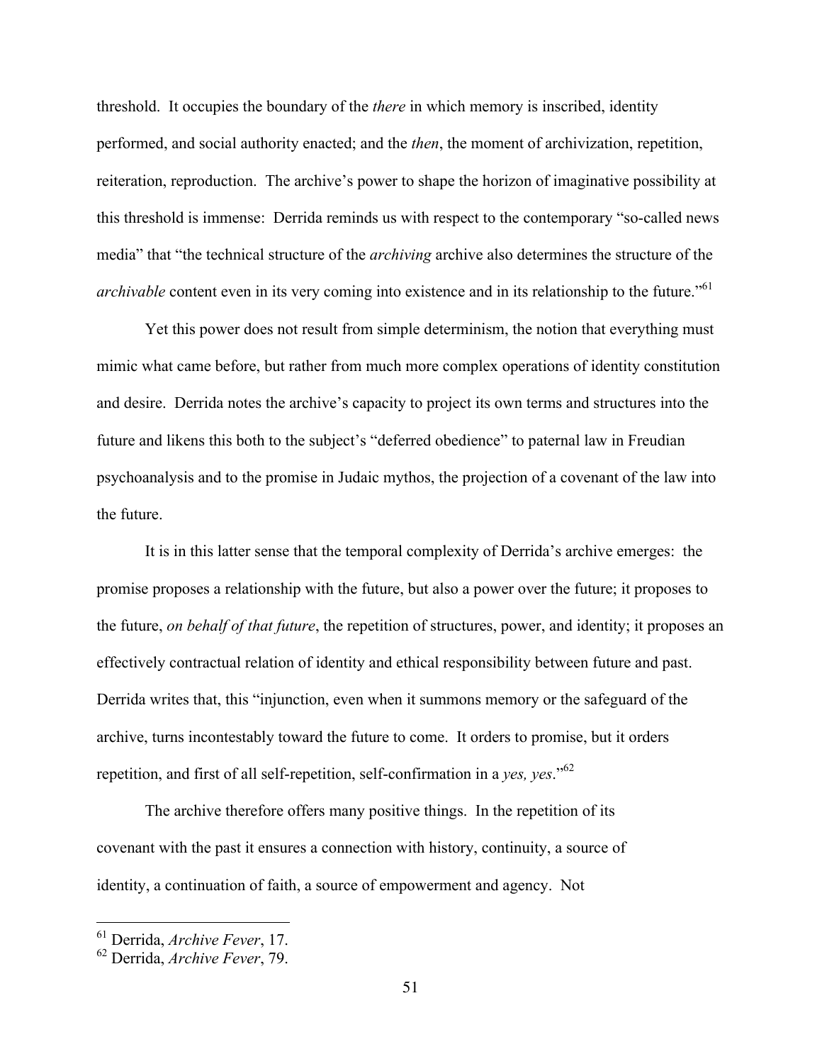threshold. It occupies the boundary of the *there* in which memory is inscribed, identity performed, and social authority enacted; and the *then*, the moment of archivization, repetition, reiteration, reproduction. The archive's power to shape the horizon of imaginative possibility at this threshold is immense: Derrida reminds us with respect to the contemporary "so-called news media" that "the technical structure of the *archiving* archive also determines the structure of the *archivable* content even in its very coming into existence and in its relationship to the future."[61]

Yet this power does not result from simple determinism, the notion that everything must mimic what came before, but rather from much more complex operations of identity constitution and desire. Derrida notes the archive's capacity to project its own terms and structures into the future and likens this both to the subject's "deferred obedience" to paternal law in Freudian psychoanalysis and to the promise in Judaic mythos, the projection of a covenant of the law into the future.

It is in this latter sense that the temporal complexity of Derrida's archive emerges: the promise proposes a relationship with the future, but also a power over the future; it proposes to the future, *on behalf of that future*, the repetition of structures, power, and identity; it proposes an effectively contractual relation of identity and ethical responsibility between future and past. Derrida writes that, this "injunction, even when it summons memory or the safeguard of the archive, turns incontestably toward the future to come. It orders to promise, but it orders repetition, and first of all self-repetition, self-confirmation in a *yes, yes*."[62]

The archive therefore offers many positive things. In the repetition of its covenant with the past it ensures a connection with history, continuity, a source of identity, a continuation of faith, a source of empowerment and agency. Not

---

[61] Derrida, *Archive Fever*, 17.

[62] Derrida, *Archive Fever*, 79.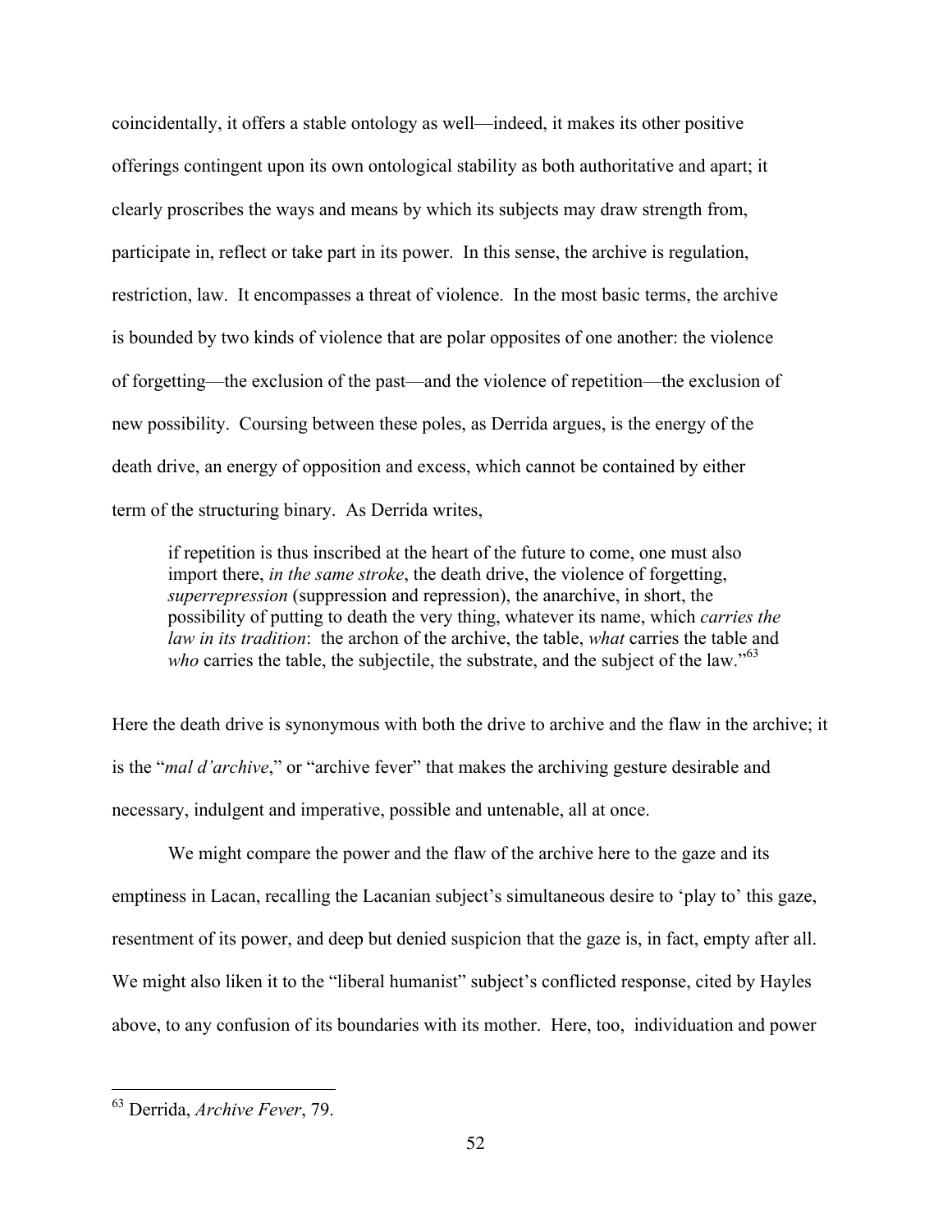coincidentally, it offers a stable ontology as well—indeed, it makes its other positive offerings contingent upon its own ontological stability as both authoritative and apart; it clearly proscribes the ways and means by which its subjects may draw strength from, participate in, reflect or take part in its power. In this sense, the archive is regulation, restriction, law. It encompasses a threat of violence. In the most basic terms, the archive is bounded by two kinds of violence that are polar opposites of one another: the violence of forgetting—the exclusion of the past—and the violence of repetition—the exclusion of new possibility. Coursing between these poles, as Derrida argues, is the energy of the death drive, an energy of opposition and excess, which cannot be contained by either term of the structuring binary. As Derrida writes,

> if repetition is thus inscribed at the heart of the future to come, one must also import there, *in the same stroke*, the death drive, the violence of forgetting, *superrepression* (suppression and repression), the anarchive, in short, the possibility of putting to death the very thing, whatever its name, which *carries the law in its tradition*: the archon of the archive, the table, *what* carries the table and *who* carries the table, the subjectile, the substrate, and the subject of the law."[63]

Here the death drive is synonymous with both the drive to archive and the flaw in the archive; it is the "*mal d'archive*," or "archive fever" that makes the archiving gesture desirable and necessary, indulgent and imperative, possible and untenable, all at once.

We might compare the power and the flaw of the archive here to the gaze and its emptiness in Lacan, recalling the Lacanian subject's simultaneous desire to 'play to' this gaze, resentment of its power, and deep but denied suspicion that the gaze is, in fact, empty after all. We might also liken it to the "liberal humanist" subject's conflicted response, cited by Hayles above, to any confusion of its boundaries with its mother. Here, too, individuation and power

---

[63] Derrida, *Archive Fever*, 79.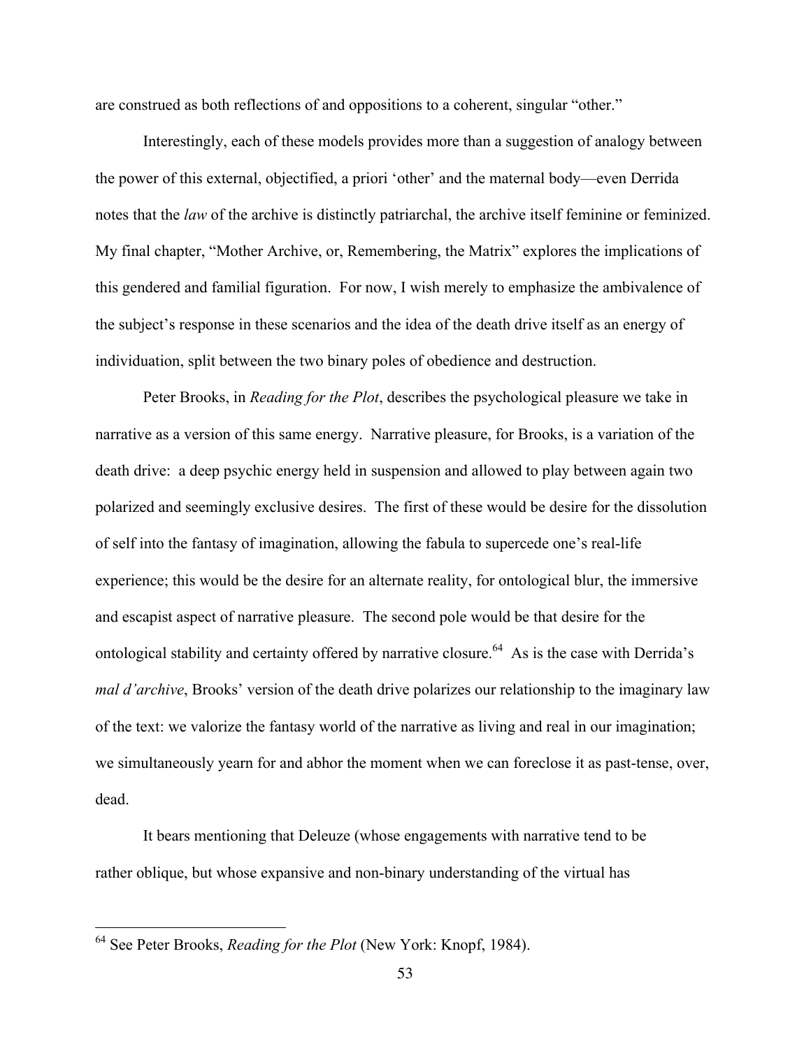are construed as both reflections of and oppositions to a coherent, singular "other."

Interestingly, each of these models provides more than a suggestion of analogy between the power of this external, objectified, a priori 'other' and the maternal body—even Derrida notes that the *law* of the archive is distinctly patriarchal, the archive itself feminine or feminized. My final chapter, "Mother Archive, or, Remembering, the Matrix" explores the implications of this gendered and familial figuration. For now, I wish merely to emphasize the ambivalence of the subject's response in these scenarios and the idea of the death drive itself as an energy of individuation, split between the two binary poles of obedience and destruction.

Peter Brooks, in *Reading for the Plot*, describes the psychological pleasure we take in narrative as a version of this same energy. Narrative pleasure, for Brooks, is a variation of the death drive: a deep psychic energy held in suspension and allowed to play between again two polarized and seemingly exclusive desires. The first of these would be desire for the dissolution of self into the fantasy of imagination, allowing the fabula to supercede one's real-life experience; this would be the desire for an alternate reality, for ontological blur, the immersive and escapist aspect of narrative pleasure. The second pole would be that desire for the ontological stability and certainty offered by narrative closure.[64] As is the case with Derrida's *mal d'archive*, Brooks' version of the death drive polarizes our relationship to the imaginary law of the text: we valorize the fantasy world of the narrative as living and real in our imagination; we simultaneously yearn for and abhor the moment when we can foreclose it as past-tense, over, dead.

It bears mentioning that Deleuze (whose engagements with narrative tend to be rather oblique, but whose expansive and non-binary understanding of the virtual has

[64] See Peter Brooks, *Reading for the Plot* (New York: Knopf, 1984).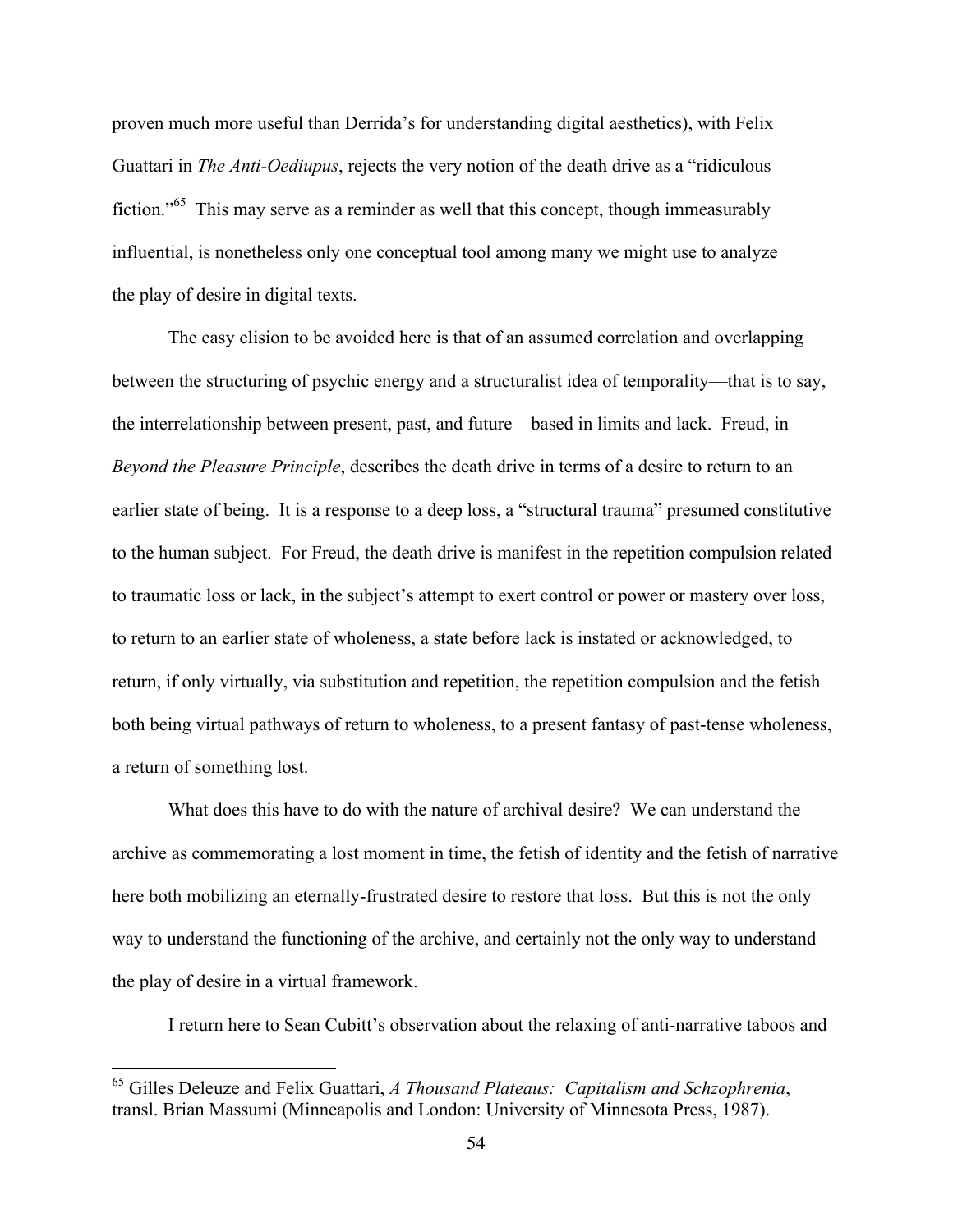proven much more useful than Derrida's for understanding digital aesthetics), with Felix Guattari in *The Anti-Oediupus*, rejects the very notion of the death drive as a "ridiculous fiction."[65] This may serve as a reminder as well that this concept, though immeasurably influential, is nonetheless only one conceptual tool among many we might use to analyze the play of desire in digital texts.

The easy elision to be avoided here is that of an assumed correlation and overlapping between the structuring of psychic energy and a structuralist idea of temporality—that is to say, the interrelationship between present, past, and future—based in limits and lack. Freud, in *Beyond the Pleasure Principle*, describes the death drive in terms of a desire to return to an earlier state of being. It is a response to a deep loss, a "structural trauma" presumed constitutive to the human subject. For Freud, the death drive is manifest in the repetition compulsion related to traumatic loss or lack, in the subject's attempt to exert control or power or mastery over loss, to return to an earlier state of wholeness, a state before lack is instated or acknowledged, to return, if only virtually, via substitution and repetition, the repetition compulsion and the fetish both being virtual pathways of return to wholeness, to a present fantasy of past-tense wholeness, a return of something lost.

What does this have to do with the nature of archival desire? We can understand the archive as commemorating a lost moment in time, the fetish of identity and the fetish of narrative here both mobilizing an eternally-frustrated desire to restore that loss. But this is not the only way to understand the functioning of the archive, and certainly not the only way to understand the play of desire in a virtual framework.

I return here to Sean Cubitt's observation about the relaxing of anti-narrative taboos and

---

[65] Gilles Deleuze and Felix Guattari, *A Thousand Plateaus: Capitalism and Schzophrenia*, transl. Brian Massumi (Minneapolis and London: University of Minnesota Press, 1987).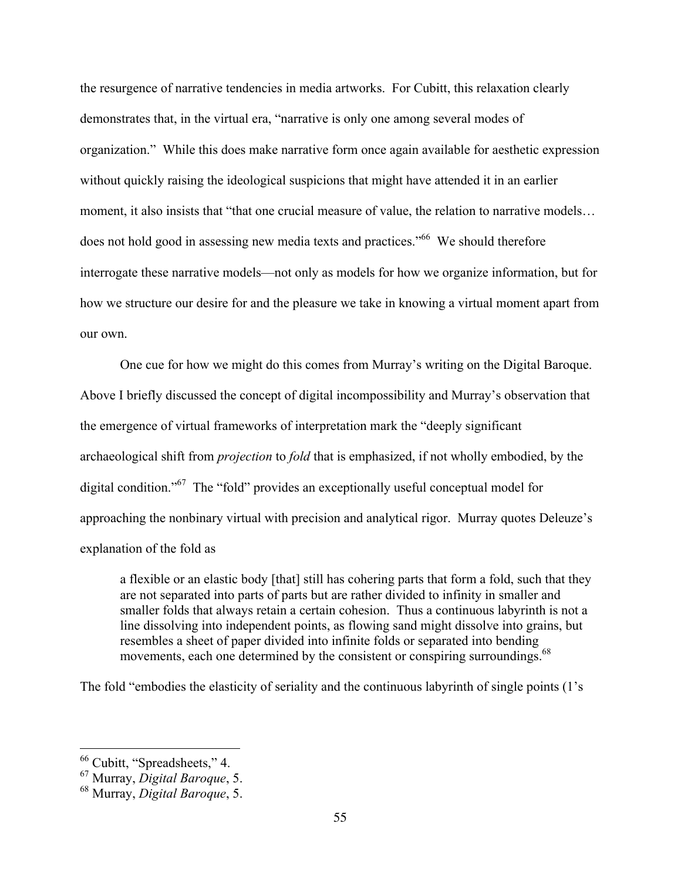the resurgence of narrative tendencies in media artworks. For Cubitt, this relaxation clearly demonstrates that, in the virtual era, "narrative is only one among several modes of organization." While this does make narrative form once again available for aesthetic expression without quickly raising the ideological suspicions that might have attended it in an earlier moment, it also insists that "that one crucial measure of value, the relation to narrative models… does not hold good in assessing new media texts and practices."[66] We should therefore interrogate these narrative models—not only as models for how we organize information, but for how we structure our desire for and the pleasure we take in knowing a virtual moment apart from our own.

One cue for how we might do this comes from Murray's writing on the Digital Baroque. Above I briefly discussed the concept of digital incompossibility and Murray's observation that the emergence of virtual frameworks of interpretation mark the "deeply significant archaeological shift from *projection* to *fold* that is emphasized, if not wholly embodied, by the digital condition."[67] The "fold" provides an exceptionally useful conceptual model for approaching the nonbinary virtual with precision and analytical rigor. Murray quotes Deleuze's explanation of the fold as

> a flexible or an elastic body [that] still has cohering parts that form a fold, such that they are not separated into parts of parts but are rather divided to infinity in smaller and smaller folds that always retain a certain cohesion. Thus a continuous labyrinth is not a line dissolving into independent points, as flowing sand might dissolve into grains, but resembles a sheet of paper divided into infinite folds or separated into bending movements, each one determined by the consistent or conspiring surroundings.[68]

The fold "embodies the elasticity of seriality and the continuous labyrinth of single points (1's

---

[66] Cubitt, "Spreadsheets," 4.

[67] Murray, *Digital Baroque*, 5.

[68] Murray, *Digital Baroque*, 5.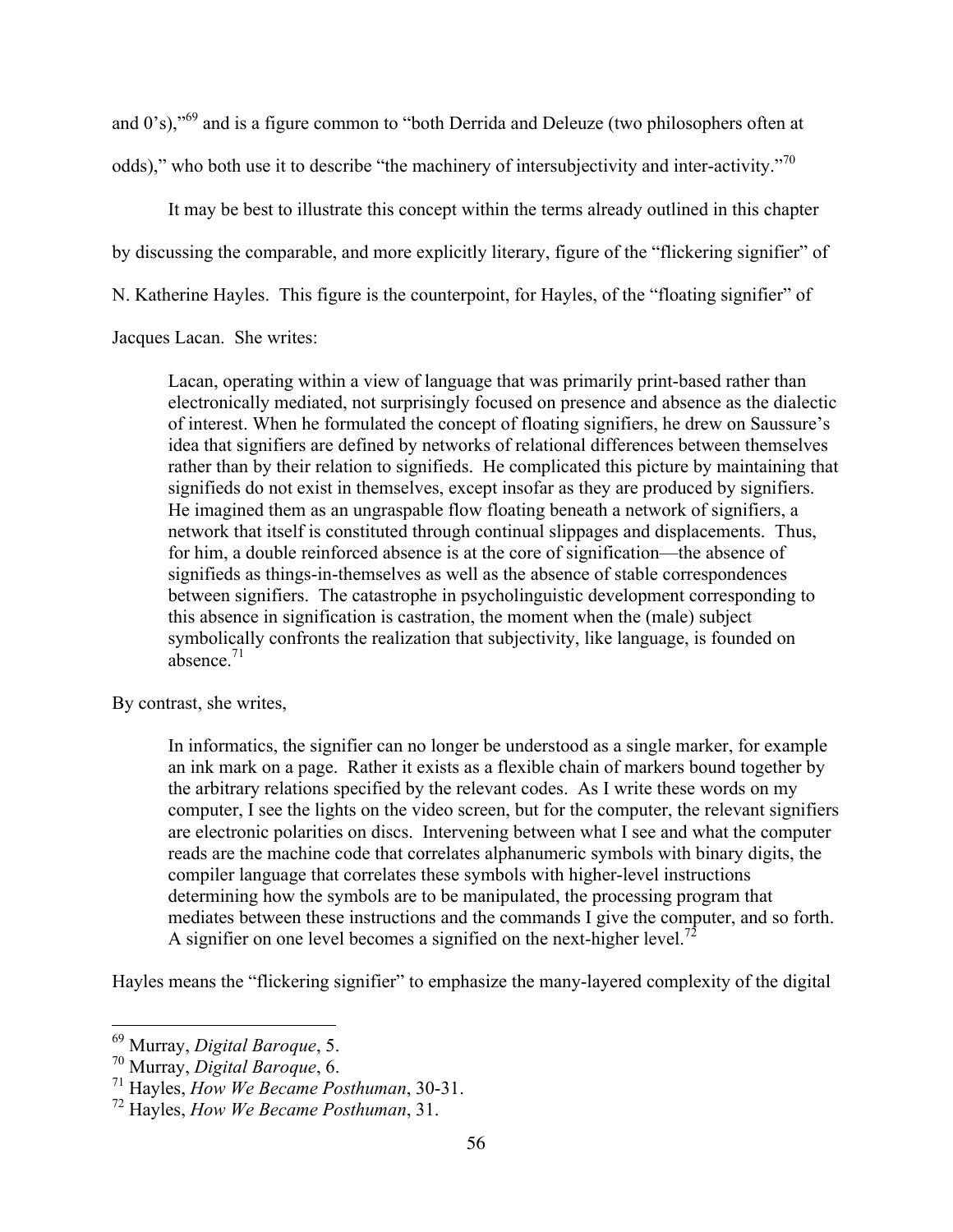and 0's),"[69] and is a figure common to "both Derrida and Deleuze (two philosophers often at odds)," who both use it to describe "the machinery of intersubjectivity and inter-activity."[70]

It may be best to illustrate this concept within the terms already outlined in this chapter by discussing the comparable, and more explicitly literary, figure of the "flickering signifier" of N. Katherine Hayles. This figure is the counterpoint, for Hayles, of the "floating signifier" of Jacques Lacan. She writes:

> Lacan, operating within a view of language that was primarily print-based rather than electronically mediated, not surprisingly focused on presence and absence as the dialectic of interest. When he formulated the concept of floating signifiers, he drew on Saussure's idea that signifiers are defined by networks of relational differences between themselves rather than by their relation to signifieds. He complicated this picture by maintaining that signifieds do not exist in themselves, except insofar as they are produced by signifiers. He imagined them as an ungraspable flow floating beneath a network of signifiers, a network that itself is constituted through continual slippages and displacements. Thus, for him, a double reinforced absence is at the core of signification—the absence of signifieds as things-in-themselves as well as the absence of stable correspondences between signifiers. The catastrophe in psycholinguistic development corresponding to this absence in signification is castration, the moment when the (male) subject symbolically confronts the realization that subjectivity, like language, is founded on absence.[71]

By contrast, she writes,

> In informatics, the signifier can no longer be understood as a single marker, for example an ink mark on a page. Rather it exists as a flexible chain of markers bound together by the arbitrary relations specified by the relevant codes. As I write these words on my computer, I see the lights on the video screen, but for the computer, the relevant signifiers are electronic polarities on discs. Intervening between what I see and what the computer reads are the machine code that correlates alphanumeric symbols with binary digits, the compiler language that correlates these symbols with higher-level instructions determining how the symbols are to be manipulated, the processing program that mediates between these instructions and the commands I give the computer, and so forth. A signifier on one level becomes a signified on the next-higher level.[72]

Hayles means the "flickering signifier" to emphasize the many-layered complexity of the digital

---

[69] Murray, *Digital Baroque*, 5.

[70] Murray, *Digital Baroque*, 6.

[71] Hayles, *How We Became Posthuman*, 30-31.

[72] Hayles, *How We Became Posthuman*, 31.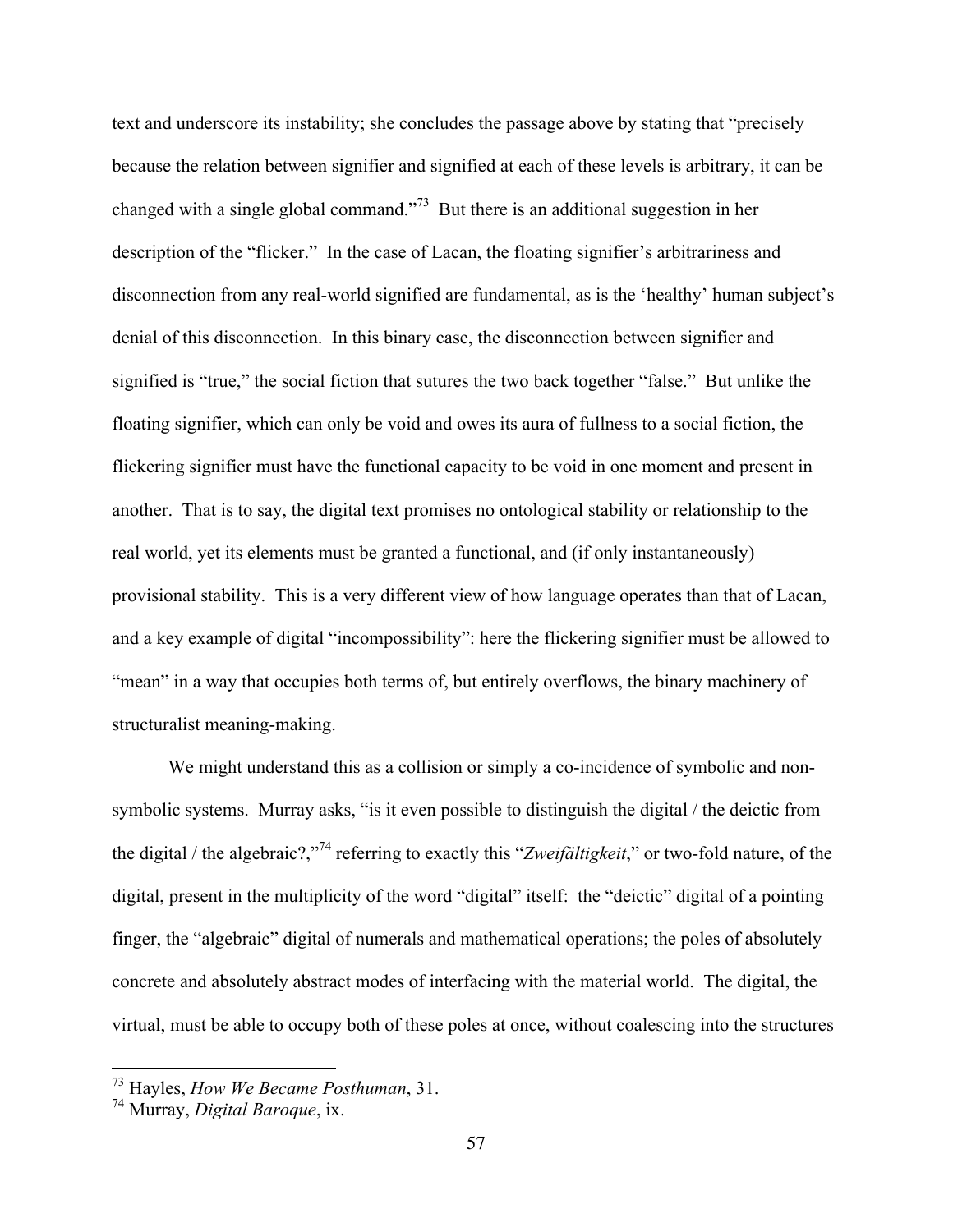text and underscore its instability; she concludes the passage above by stating that "precisely because the relation between signifier and signified at each of these levels is arbitrary, it can be changed with a single global command."[73] But there is an additional suggestion in her description of the "flicker." In the case of Lacan, the floating signifier's arbitrariness and disconnection from any real-world signified are fundamental, as is the 'healthy' human subject's denial of this disconnection. In this binary case, the disconnection between signifier and signified is "true," the social fiction that sutures the two back together "false." But unlike the floating signifier, which can only be void and owes its aura of fullness to a social fiction, the flickering signifier must have the functional capacity to be void in one moment and present in another. That is to say, the digital text promises no ontological stability or relationship to the real world, yet its elements must be granted a functional, and (if only instantaneously) provisional stability. This is a very different view of how language operates than that of Lacan, and a key example of digital "incompossibility": here the flickering signifier must be allowed to "mean" in a way that occupies both terms of, but entirely overflows, the binary machinery of structuralist meaning-making.

We might understand this as a collision or simply a co-incidence of symbolic and non-symbolic systems. Murray asks, "is it even possible to distinguish the digital / the deictic from the digital / the algebraic?,"[74] referring to exactly this "*Zweifältigkeit*," or two-fold nature, of the digital, present in the multiplicity of the word "digital" itself: the "deictic" digital of a pointing finger, the "algebraic" digital of numerals and mathematical operations; the poles of absolutely concrete and absolutely abstract modes of interfacing with the material world. The digital, the virtual, must be able to occupy both of these poles at once, without coalescing into the structures

---

[73] Hayles, *How We Became Posthuman*, 31.

[74] Murray, *Digital Baroque*, ix.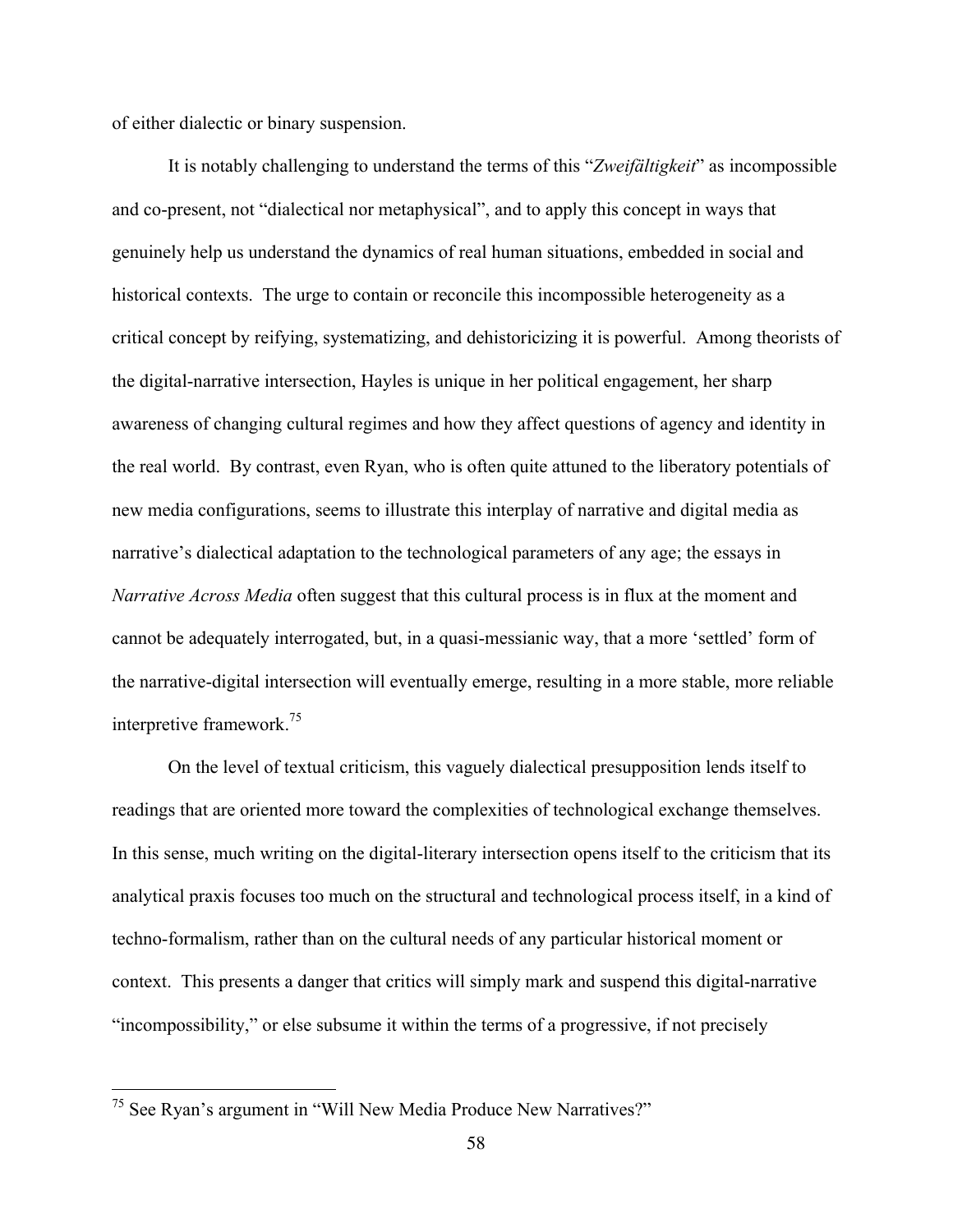of either dialectic or binary suspension.

It is notably challenging to understand the terms of this "*Zweifältigkeit*" as incompossible and co-present, not "dialectical nor metaphysical", and to apply this concept in ways that genuinely help us understand the dynamics of real human situations, embedded in social and historical contexts. The urge to contain or reconcile this incompossible heterogeneity as a critical concept by reifying, systematizing, and dehistoricizing it is powerful. Among theorists of the digital-narrative intersection, Hayles is unique in her political engagement, her sharp awareness of changing cultural regimes and how they affect questions of agency and identity in the real world. By contrast, even Ryan, who is often quite attuned to the liberatory potentials of new media configurations, seems to illustrate this interplay of narrative and digital media as narrative's dialectical adaptation to the technological parameters of any age; the essays in *Narrative Across Media* often suggest that this cultural process is in flux at the moment and cannot be adequately interrogated, but, in a quasi-messianic way, that a more 'settled' form of the narrative-digital intersection will eventually emerge, resulting in a more stable, more reliable interpretive framework.[75]

On the level of textual criticism, this vaguely dialectical presupposition lends itself to readings that are oriented more toward the complexities of technological exchange themselves. In this sense, much writing on the digital-literary intersection opens itself to the criticism that its analytical praxis focuses too much on the structural and technological process itself, in a kind of techno-formalism, rather than on the cultural needs of any particular historical moment or context. This presents a danger that critics will simply mark and suspend this digital-narrative "incompossibility," or else subsume it within the terms of a progressive, if not precisely

---

[75] See Ryan's argument in "Will New Media Produce New Narratives?"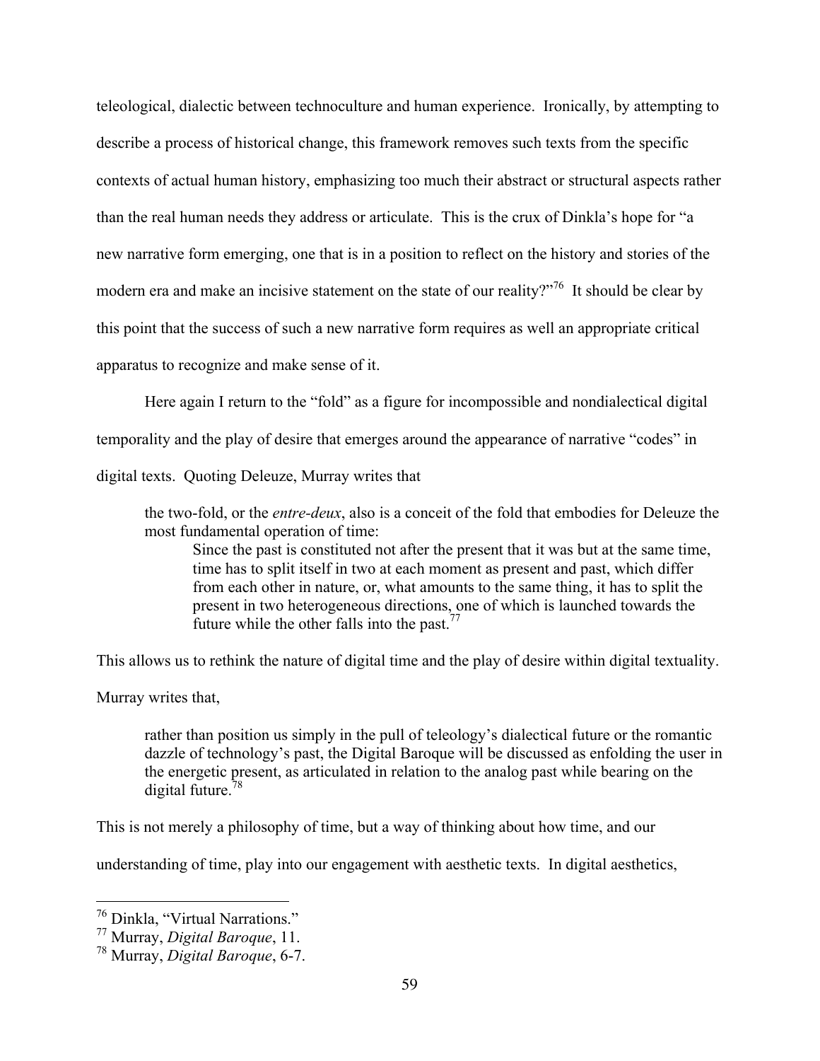teleological, dialectic between technoculture and human experience. Ironically, by attempting to describe a process of historical change, this framework removes such texts from the specific contexts of actual human history, emphasizing too much their abstract or structural aspects rather than the real human needs they address or articulate. This is the crux of Dinkla's hope for "a new narrative form emerging, one that is in a position to reflect on the history and stories of the modern era and make an incisive statement on the state of our reality?"[76] It should be clear by this point that the success of such a new narrative form requires as well an appropriate critical apparatus to recognize and make sense of it.

Here again I return to the "fold" as a figure for incompossible and nondialectical digital temporality and the play of desire that emerges around the appearance of narrative "codes" in digital texts. Quoting Deleuze, Murray writes that

> the two-fold, or the *entre-deux*, also is a conceit of the fold that embodies for Deleuze the most fundamental operation of time:
>
> > Since the past is constituted not after the present that it was but at the same time, time has to split itself in two at each moment as present and past, which differ from each other in nature, or, what amounts to the same thing, it has to split the present in two heterogeneous directions, one of which is launched towards the future while the other falls into the past.[77]

This allows us to rethink the nature of digital time and the play of desire within digital textuality. Murray writes that,

> rather than position us simply in the pull of teleology's dialectical future or the romantic dazzle of technology's past, the Digital Baroque will be discussed as enfolding the user in the energetic present, as articulated in relation to the analog past while bearing on the digital future.[78]

This is not merely a philosophy of time, but a way of thinking about how time, and our understanding of time, play into our engagement with aesthetic texts. In digital aesthetics,

---

[76] Dinkla, "Virtual Narrations."

[77] Murray, *Digital Baroque*, 11.

[78] Murray, *Digital Baroque*, 6-7.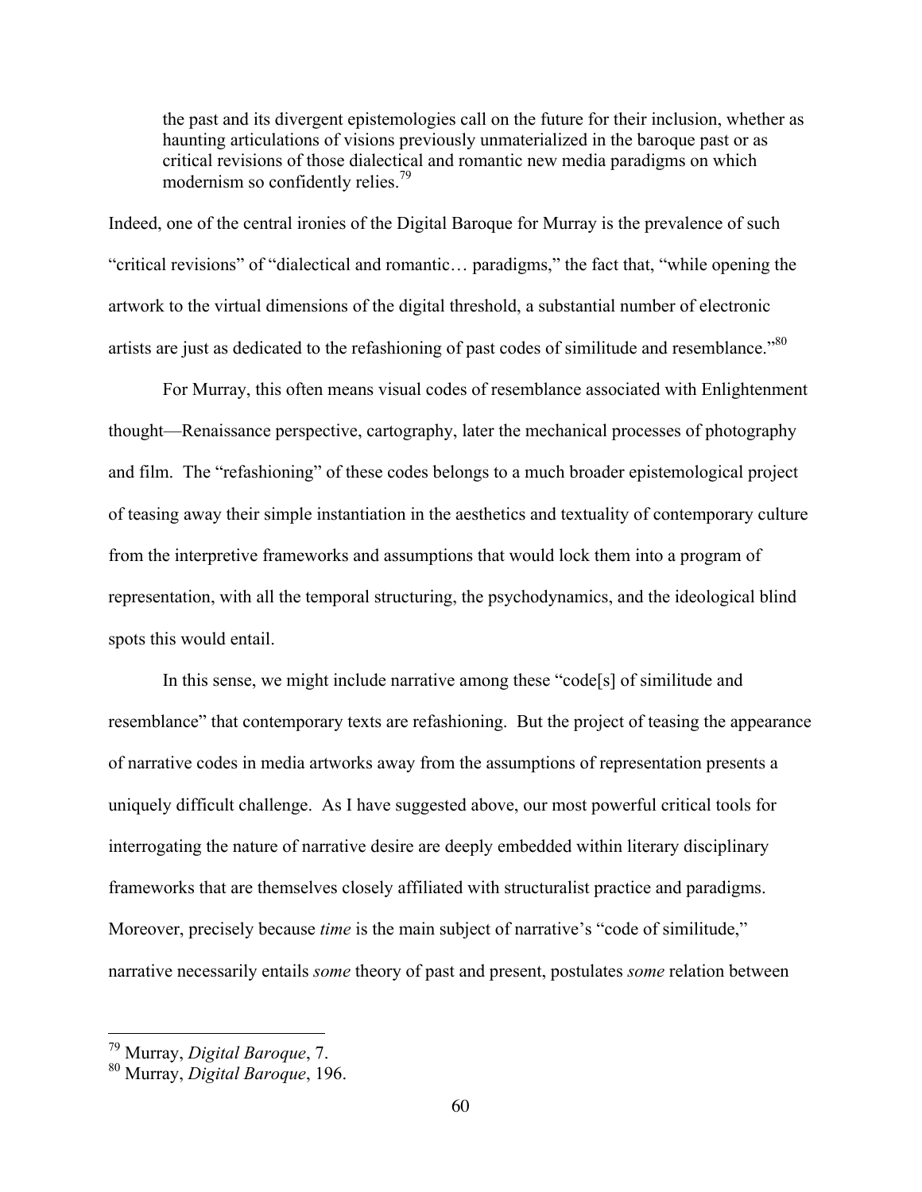> the past and its divergent epistemologies call on the future for their inclusion, whether as haunting articulations of visions previously unmaterialized in the baroque past or as critical revisions of those dialectical and romantic new media paradigms on which modernism so confidently relies.[79]

Indeed, one of the central ironies of the Digital Baroque for Murray is the prevalence of such "critical revisions" of "dialectical and romantic… paradigms," the fact that, "while opening the artwork to the virtual dimensions of the digital threshold, a substantial number of electronic artists are just as dedicated to the refashioning of past codes of similitude and resemblance."[80]

For Murray, this often means visual codes of resemblance associated with Enlightenment thought—Renaissance perspective, cartography, later the mechanical processes of photography and film. The "refashioning" of these codes belongs to a much broader epistemological project of teasing away their simple instantiation in the aesthetics and textuality of contemporary culture from the interpretive frameworks and assumptions that would lock them into a program of representation, with all the temporal structuring, the psychodynamics, and the ideological blind spots this would entail.

In this sense, we might include narrative among these "code[s] of similitude and resemblance" that contemporary texts are refashioning. But the project of teasing the appearance of narrative codes in media artworks away from the assumptions of representation presents a uniquely difficult challenge. As I have suggested above, our most powerful critical tools for interrogating the nature of narrative desire are deeply embedded within literary disciplinary frameworks that are themselves closely affiliated with structuralist practice and paradigms. Moreover, precisely because *time* is the main subject of narrative's "code of similitude," narrative necessarily entails *some* theory of past and present, postulates *some* relation between

---

[79] Murray, *Digital Baroque*, 7.

[80] Murray, *Digital Baroque*, 196.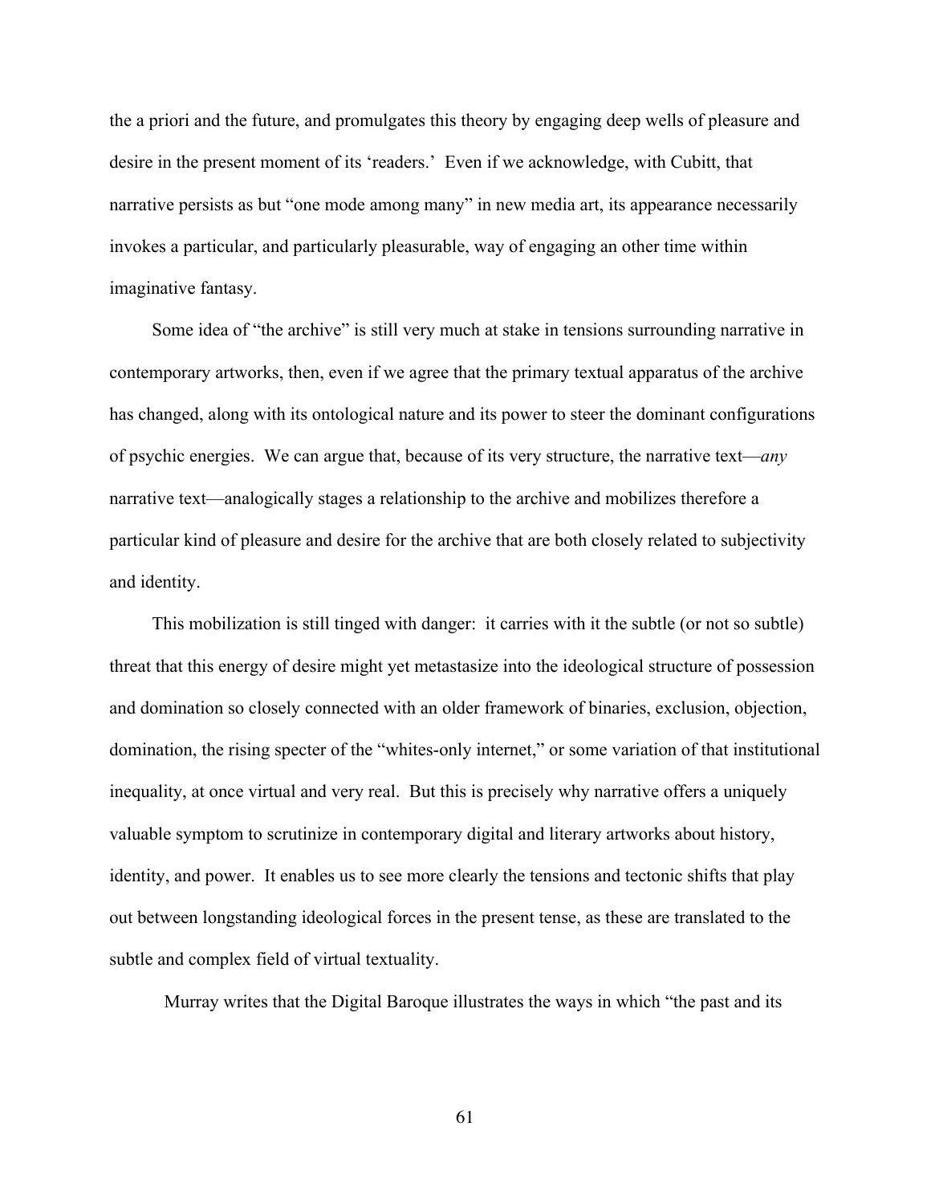the a priori and the future, and promulgates this theory by engaging deep wells of pleasure and desire in the present moment of its 'readers.' Even if we acknowledge, with Cubitt, that narrative persists as but "one mode among many" in new media art, its appearance necessarily invokes a particular, and particularly pleasurable, way of engaging an other time within imaginative fantasy.

Some idea of "the archive" is still very much at stake in tensions surrounding narrative in contemporary artworks, then, even if we agree that the primary textual apparatus of the archive has changed, along with its ontological nature and its power to steer the dominant configurations of psychic energies. We can argue that, because of its very structure, the narrative text—*any* narrative text—analogically stages a relationship to the archive and mobilizes therefore a particular kind of pleasure and desire for the archive that are both closely related to subjectivity and identity.

This mobilization is still tinged with danger: it carries with it the subtle (or not so subtle) threat that this energy of desire might yet metastasize into the ideological structure of possession and domination so closely connected with an older framework of binaries, exclusion, objection, domination, the rising specter of the "whites-only internet," or some variation of that institutional inequality, at once virtual and very real. But this is precisely why narrative offers a uniquely valuable symptom to scrutinize in contemporary digital and literary artworks about history, identity, and power. It enables us to see more clearly the tensions and tectonic shifts that play out between longstanding ideological forces in the present tense, as these are translated to the subtle and complex field of virtual textuality.

Murray writes that the Digital Baroque illustrates the ways in which "the past and its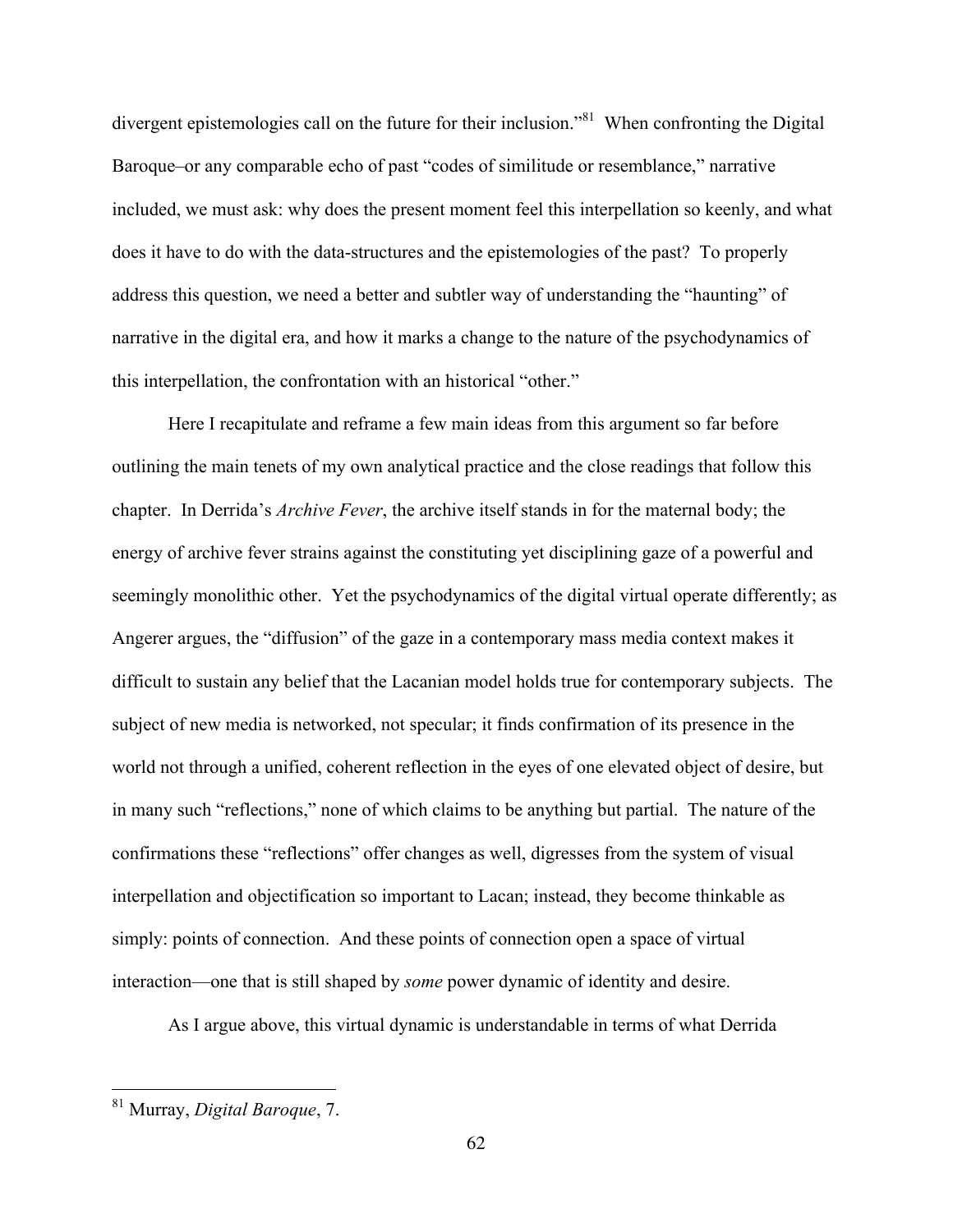divergent epistemologies call on the future for their inclusion."[81] When confronting the Digital Baroque–or any comparable echo of past "codes of similitude or resemblance," narrative included, we must ask: why does the present moment feel this interpellation so keenly, and what does it have to do with the data-structures and the epistemologies of the past? To properly address this question, we need a better and subtler way of understanding the "haunting" of narrative in the digital era, and how it marks a change to the nature of the psychodynamics of this interpellation, the confrontation with an historical "other."

Here I recapitulate and reframe a few main ideas from this argument so far before outlining the main tenets of my own analytical practice and the close readings that follow this chapter. In Derrida's *Archive Fever*, the archive itself stands in for the maternal body; the energy of archive fever strains against the constituting yet disciplining gaze of a powerful and seemingly monolithic other. Yet the psychodynamics of the digital virtual operate differently; as Angerer argues, the "diffusion" of the gaze in a contemporary mass media context makes it difficult to sustain any belief that the Lacanian model holds true for contemporary subjects. The subject of new media is networked, not specular; it finds confirmation of its presence in the world not through a unified, coherent reflection in the eyes of one elevated object of desire, but in many such "reflections," none of which claims to be anything but partial. The nature of the confirmations these "reflections" offer changes as well, digresses from the system of visual interpellation and objectification so important to Lacan; instead, they become thinkable as simply: points of connection. And these points of connection open a space of virtual interaction—one that is still shaped by *some* power dynamic of identity and desire.

As I argue above, this virtual dynamic is understandable in terms of what Derrida

---

[81] Murray, *Digital Baroque*, 7.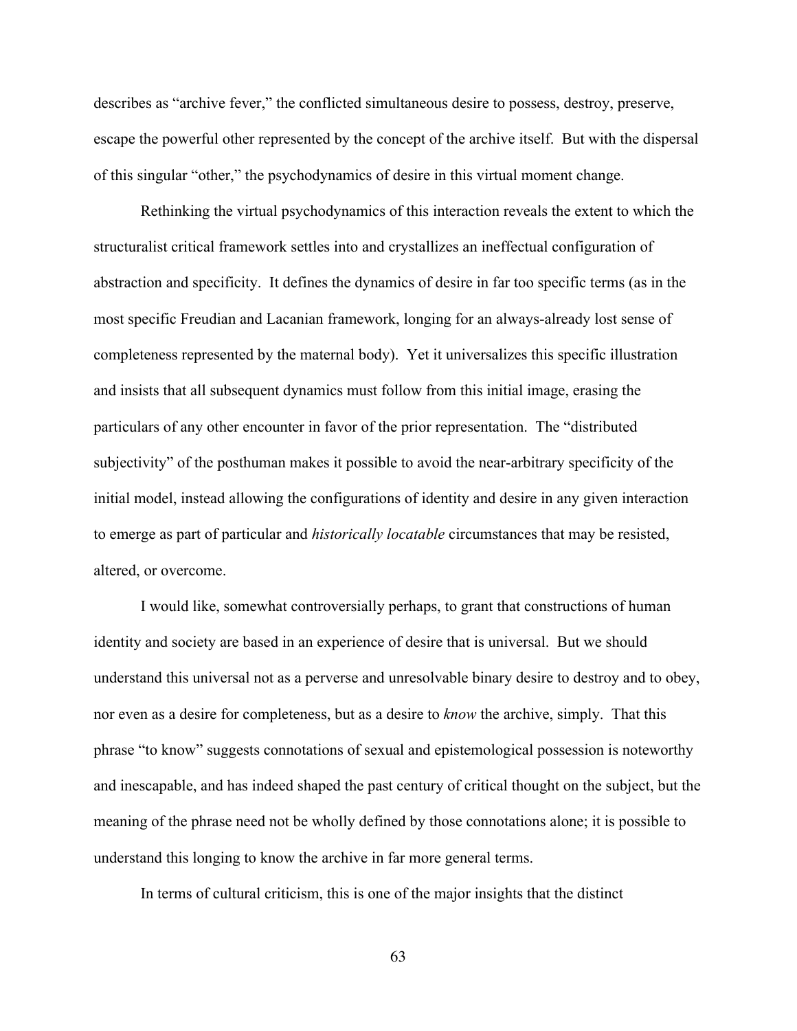describes as "archive fever," the conflicted simultaneous desire to possess, destroy, preserve, escape the powerful other represented by the concept of the archive itself. But with the dispersal of this singular "other," the psychodynamics of desire in this virtual moment change.

Rethinking the virtual psychodynamics of this interaction reveals the extent to which the structuralist critical framework settles into and crystallizes an ineffectual configuration of abstraction and specificity. It defines the dynamics of desire in far too specific terms (as in the most specific Freudian and Lacanian framework, longing for an always-already lost sense of completeness represented by the maternal body). Yet it universalizes this specific illustration and insists that all subsequent dynamics must follow from this initial image, erasing the particulars of any other encounter in favor of the prior representation. The "distributed subjectivity" of the posthuman makes it possible to avoid the near-arbitrary specificity of the initial model, instead allowing the configurations of identity and desire in any given interaction to emerge as part of particular and *historically locatable* circumstances that may be resisted, altered, or overcome.

I would like, somewhat controversially perhaps, to grant that constructions of human identity and society are based in an experience of desire that is universal. But we should understand this universal not as a perverse and unresolvable binary desire to destroy and to obey, nor even as a desire for completeness, but as a desire to *know* the archive, simply. That this phrase "to know" suggests connotations of sexual and epistemological possession is noteworthy and inescapable, and has indeed shaped the past century of critical thought on the subject, but the meaning of the phrase need not be wholly defined by those connotations alone; it is possible to understand this longing to know the archive in far more general terms.

In terms of cultural criticism, this is one of the major insights that the distinct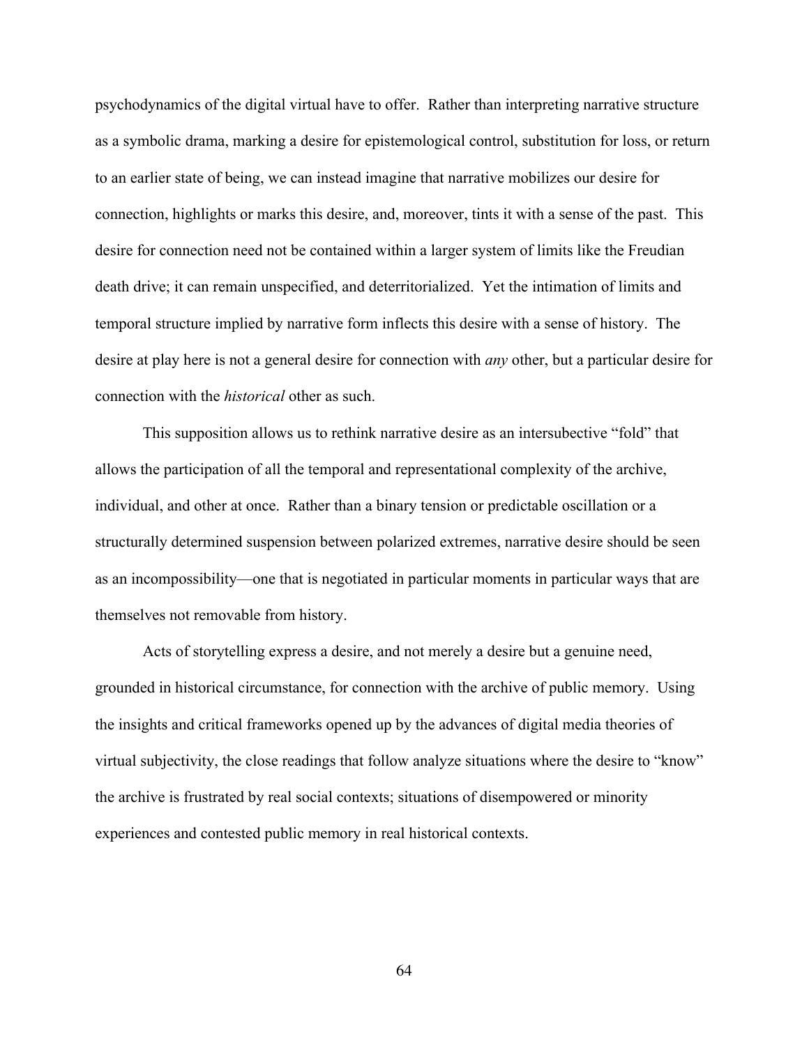psychodynamics of the digital virtual have to offer. Rather than interpreting narrative structure as a symbolic drama, marking a desire for epistemological control, substitution for loss, or return to an earlier state of being, we can instead imagine that narrative mobilizes our desire for connection, highlights or marks this desire, and, moreover, tints it with a sense of the past. This desire for connection need not be contained within a larger system of limits like the Freudian death drive; it can remain unspecified, and deterritorialized. Yet the intimation of limits and temporal structure implied by narrative form inflects this desire with a sense of history. The desire at play here is not a general desire for connection with *any* other, but a particular desire for connection with the *historical* other as such.

This supposition allows us to rethink narrative desire as an intersubective "fold" that allows the participation of all the temporal and representational complexity of the archive, individual, and other at once. Rather than a binary tension or predictable oscillation or a structurally determined suspension between polarized extremes, narrative desire should be seen as an incompossibility—one that is negotiated in particular moments in particular ways that are themselves not removable from history.

Acts of storytelling express a desire, and not merely a desire but a genuine need, grounded in historical circumstance, for connection with the archive of public memory. Using the insights and critical frameworks opened up by the advances of digital media theories of virtual subjectivity, the close readings that follow analyze situations where the desire to "know" the archive is frustrated by real social contexts; situations of disempowered or minority experiences and contested public memory in real historical contexts.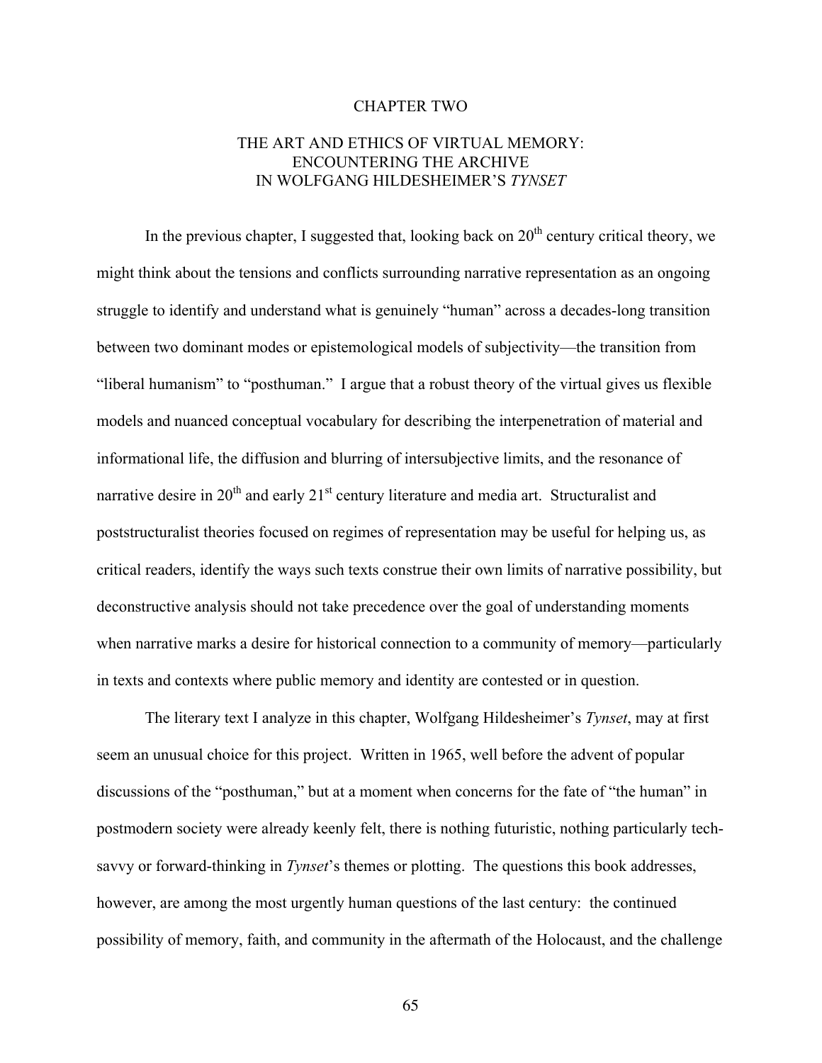# CHAPTER TWO

## THE ART AND ETHICS OF VIRTUAL MEMORY: ENCOUNTERING THE ARCHIVE IN WOLFGANG HILDESHEIMER'S *TYNSET*

In the previous chapter, I suggested that, looking back on 20th century critical theory, we might think about the tensions and conflicts surrounding narrative representation as an ongoing struggle to identify and understand what is genuinely "human" across a decades-long transition between two dominant modes or epistemological models of subjectivity—the transition from "liberal humanism" to "posthuman." I argue that a robust theory of the virtual gives us flexible models and nuanced conceptual vocabulary for describing the interpenetration of material and informational life, the diffusion and blurring of intersubjective limits, and the resonance of narrative desire in 20th and early 21st century literature and media art. Structuralist and poststructuralist theories focused on regimes of representation may be useful for helping us, as critical readers, identify the ways such texts construe their own limits of narrative possibility, but deconstructive analysis should not take precedence over the goal of understanding moments when narrative marks a desire for historical connection to a community of memory—particularly in texts and contexts where public memory and identity are contested or in question.

The literary text I analyze in this chapter, Wolfgang Hildesheimer's *Tynset*, may at first seem an unusual choice for this project. Written in 1965, well before the advent of popular discussions of the "posthuman," but at a moment when concerns for the fate of "the human" in postmodern society were already keenly felt, there is nothing futuristic, nothing particularly tech-savvy or forward-thinking in *Tynset*'s themes or plotting. The questions this book addresses, however, are among the most urgently human questions of the last century: the continued possibility of memory, faith, and community in the aftermath of the Holocaust, and the challenge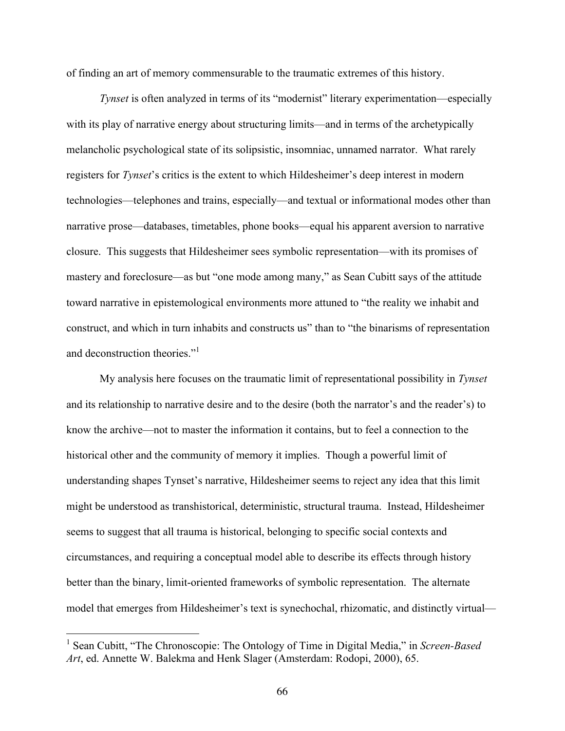of finding an art of memory commensurable to the traumatic extremes of this history.

*Tynset* is often analyzed in terms of its "modernist" literary experimentation—especially with its play of narrative energy about structuring limits—and in terms of the archetypically melancholic psychological state of its solipsistic, insomniac, unnamed narrator. What rarely registers for *Tynset*'s critics is the extent to which Hildesheimer's deep interest in modern technologies—telephones and trains, especially—and textual or informational modes other than narrative prose—databases, timetables, phone books—equal his apparent aversion to narrative closure. This suggests that Hildesheimer sees symbolic representation—with its promises of mastery and foreclosure—as but "one mode among many," as Sean Cubitt says of the attitude toward narrative in epistemological environments more attuned to "the reality we inhabit and construct, and which in turn inhabits and constructs us" than to "the binarisms of representation and deconstruction theories."[1]

My analysis here focuses on the traumatic limit of representational possibility in *Tynset* and its relationship to narrative desire and to the desire (both the narrator's and the reader's) to know the archive—not to master the information it contains, but to feel a connection to the historical other and the community of memory it implies. Though a powerful limit of understanding shapes Tynset's narrative, Hildesheimer seems to reject any idea that this limit might be understood as transhistorical, deterministic, structural trauma. Instead, Hildesheimer seems to suggest that all trauma is historical, belonging to specific social contexts and circumstances, and requiring a conceptual model able to describe its effects through history better than the binary, limit-oriented frameworks of symbolic representation. The alternate model that emerges from Hildesheimer's text is synechochal, rhizomatic, and distinctly virtual—

[1] Sean Cubitt, "The Chronoscopie: The Ontology of Time in Digital Media," in *Screen-Based Art*, ed. Annette W. Balekma and Henk Slager (Amsterdam: Rodopi, 2000), 65.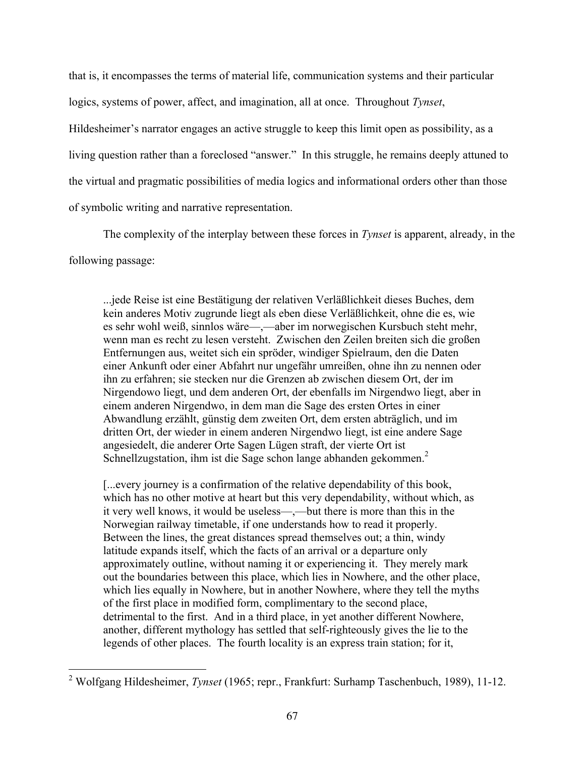that is, it encompasses the terms of material life, communication systems and their particular logics, systems of power, affect, and imagination, all at once. Throughout *Tynset*, Hildesheimer's narrator engages an active struggle to keep this limit open as possibility, as a living question rather than a foreclosed "answer." In this struggle, he remains deeply attuned to the virtual and pragmatic possibilities of media logics and informational orders other than those of symbolic writing and narrative representation.

The complexity of the interplay between these forces in *Tynset* is apparent, already, in the following passage:

> ...jede Reise ist eine Bestätigung der relativen Verläßlichkeit dieses Buches, dem kein anderes Motiv zugrunde liegt als eben diese Verläßlichkeit, ohne die es, wie es sehr wohl weiß, sinnlos wäre—,—aber im norwegischen Kursbuch steht mehr, wenn man es recht zu lesen versteht. Zwischen den Zeilen breiten sich die großen Entfernungen aus, weitet sich ein spröder, windiger Spielraum, den die Daten einer Ankunft oder einer Abfahrt nur ungefähr umreißen, ohne ihn zu nennen oder ihn zu erfahren; sie stecken nur die Grenzen ab zwischen diesem Ort, der im Nirgendowo liegt, und dem anderen Ort, der ebenfalls im Nirgendwo liegt, aber in einem anderen Nirgendwo, in dem man die Sage des ersten Ortes in einer Abwandlung erzählt, günstig dem zweiten Ort, dem ersten abträglich, und im dritten Ort, der wieder in einem anderen Nirgendwo liegt, ist eine andere Sage angesiedelt, die anderer Orte Sagen Lügen straft, der vierte Ort ist Schnellzugstation, ihm ist die Sage schon lange abhanden gekommen.[2]

> [...every journey is a confirmation of the relative dependability of this book, which has no other motive at heart but this very dependability, without which, as it very well knows, it would be useless—,—but there is more than this in the Norwegian railway timetable, if one understands how to read it properly. Between the lines, the great distances spread themselves out; a thin, windy latitude expands itself, which the facts of an arrival or a departure only approximately outline, without naming it or experiencing it. They merely mark out the boundaries between this place, which lies in Nowhere, and the other place, which lies equally in Nowhere, but in another Nowhere, where they tell the myths of the first place in modified form, complimentary to the second place, detrimental to the first. And in a third place, in yet another different Nowhere, another, different mythology has settled that self-righteously gives the lie to the legends of other places. The fourth locality is an express train station; for it,

[2] Wolfgang Hildesheimer, *Tynset* (1965; repr., Frankfurt: Surhamp Taschenbuch, 1989), 11-12.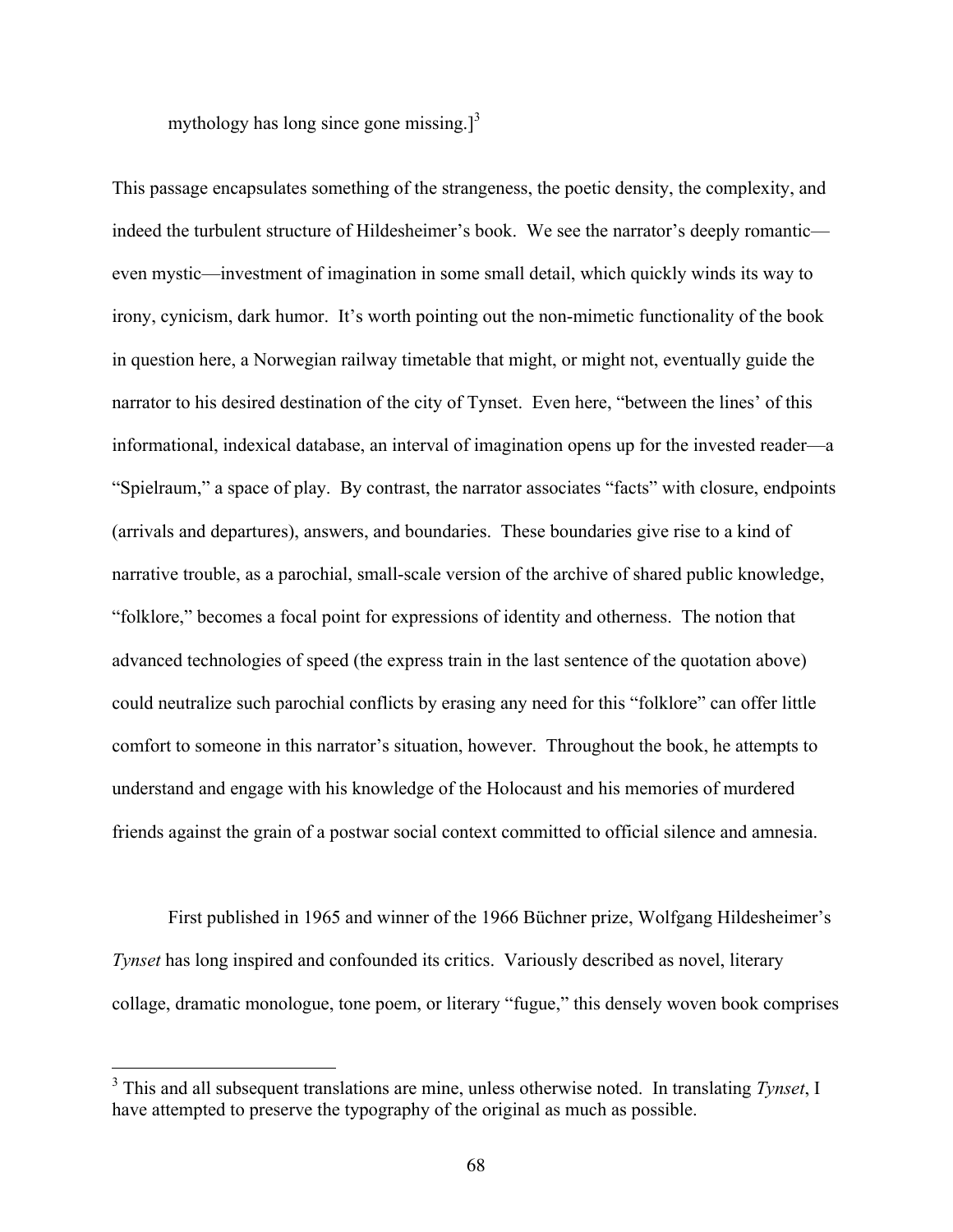mythology has long since gone missing.][3]

This passage encapsulates something of the strangeness, the poetic density, the complexity, and indeed the turbulent structure of Hildesheimer's book. We see the narrator's deeply romantic—even mystic—investment of imagination in some small detail, which quickly winds its way to irony, cynicism, dark humor. It's worth pointing out the non-mimetic functionality of the book in question here, a Norwegian railway timetable that might, or might not, eventually guide the narrator to his desired destination of the city of Tynset. Even here, "between the lines' of this informational, indexical database, an interval of imagination opens up for the invested reader—a "Spielraum," a space of play. By contrast, the narrator associates "facts" with closure, endpoints (arrivals and departures), answers, and boundaries. These boundaries give rise to a kind of narrative trouble, as a parochial, small-scale version of the archive of shared public knowledge, "folklore," becomes a focal point for expressions of identity and otherness. The notion that advanced technologies of speed (the express train in the last sentence of the quotation above) could neutralize such parochial conflicts by erasing any need for this "folklore" can offer little comfort to someone in this narrator's situation, however. Throughout the book, he attempts to understand and engage with his knowledge of the Holocaust and his memories of murdered friends against the grain of a postwar social context committed to official silence and amnesia.

First published in 1965 and winner of the 1966 Büchner prize, Wolfgang Hildesheimer's *Tynset* has long inspired and confounded its critics. Variously described as novel, literary collage, dramatic monologue, tone poem, or literary "fugue," this densely woven book comprises

[3] This and all subsequent translations are mine, unless otherwise noted. In translating *Tynset*, I have attempted to preserve the typography of the original as much as possible.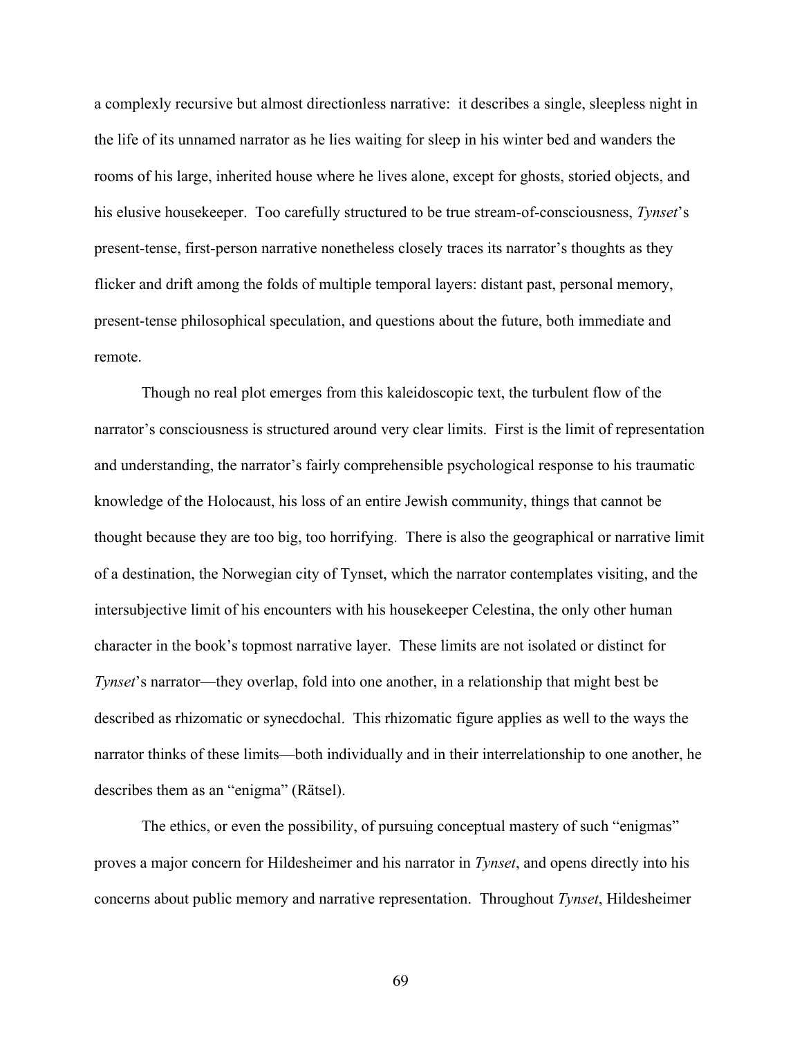a complexly recursive but almost directionless narrative: it describes a single, sleepless night in the life of its unnamed narrator as he lies waiting for sleep in his winter bed and wanders the rooms of his large, inherited house where he lives alone, except for ghosts, storied objects, and his elusive housekeeper. Too carefully structured to be true stream-of-consciousness, *Tynset*'s present-tense, first-person narrative nonetheless closely traces its narrator's thoughts as they flicker and drift among the folds of multiple temporal layers: distant past, personal memory, present-tense philosophical speculation, and questions about the future, both immediate and remote.

Though no real plot emerges from this kaleidoscopic text, the turbulent flow of the narrator's consciousness is structured around very clear limits. First is the limit of representation and understanding, the narrator's fairly comprehensible psychological response to his traumatic knowledge of the Holocaust, his loss of an entire Jewish community, things that cannot be thought because they are too big, too horrifying. There is also the geographical or narrative limit of a destination, the Norwegian city of Tynset, which the narrator contemplates visiting, and the intersubjective limit of his encounters with his housekeeper Celestina, the only other human character in the book's topmost narrative layer. These limits are not isolated or distinct for *Tynset*'s narrator—they overlap, fold into one another, in a relationship that might best be described as rhizomatic or synecdochal. This rhizomatic figure applies as well to the ways the narrator thinks of these limits—both individually and in their interrelationship to one another, he describes them as an "enigma" (Rätsel).

The ethics, or even the possibility, of pursuing conceptual mastery of such "enigmas" proves a major concern for Hildesheimer and his narrator in *Tynset*, and opens directly into his concerns about public memory and narrative representation. Throughout *Tynset*, Hildesheimer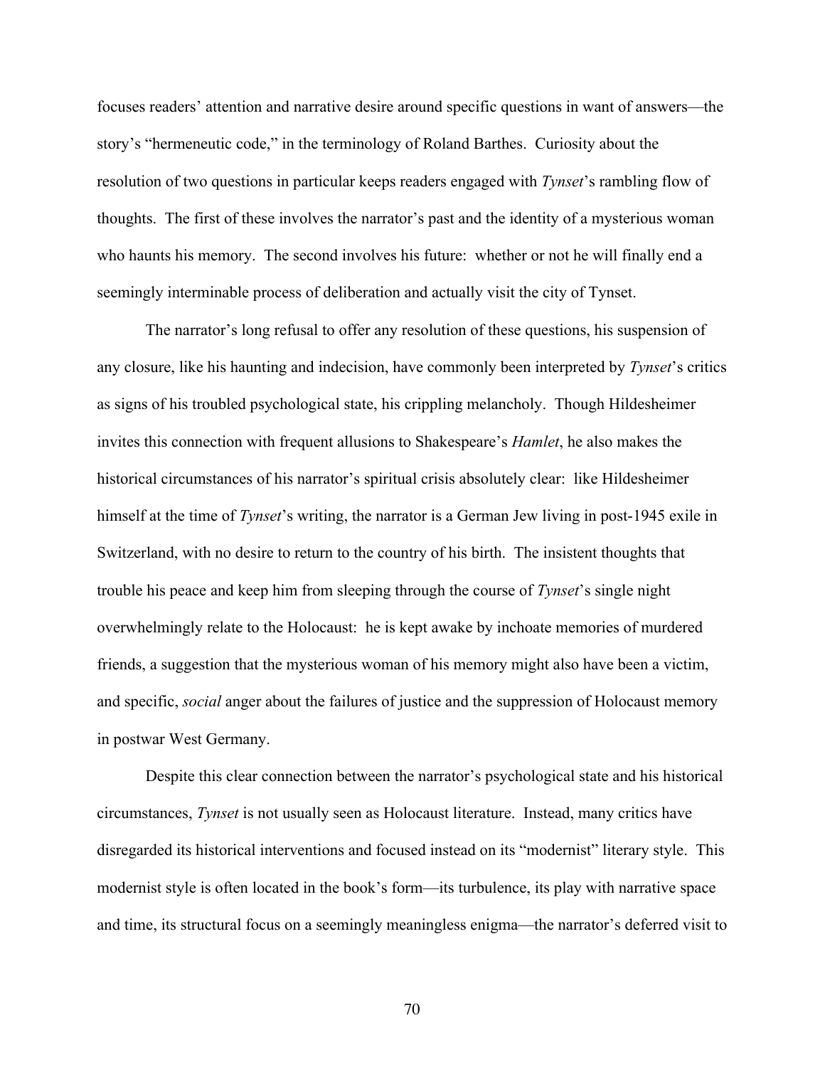focuses readers' attention and narrative desire around specific questions in want of answers—the story's "hermeneutic code," in the terminology of Roland Barthes. Curiosity about the resolution of two questions in particular keeps readers engaged with *Tynset*'s rambling flow of thoughts. The first of these involves the narrator's past and the identity of a mysterious woman who haunts his memory. The second involves his future: whether or not he will finally end a seemingly interminable process of deliberation and actually visit the city of Tynset.

The narrator's long refusal to offer any resolution of these questions, his suspension of any closure, like his haunting and indecision, have commonly been interpreted by *Tynset*'s critics as signs of his troubled psychological state, his crippling melancholy. Though Hildesheimer invites this connection with frequent allusions to Shakespeare's *Hamlet*, he also makes the historical circumstances of his narrator's spiritual crisis absolutely clear: like Hildesheimer himself at the time of *Tynset*'s writing, the narrator is a German Jew living in post-1945 exile in Switzerland, with no desire to return to the country of his birth. The insistent thoughts that trouble his peace and keep him from sleeping through the course of *Tynset*'s single night overwhelmingly relate to the Holocaust: he is kept awake by inchoate memories of murdered friends, a suggestion that the mysterious woman of his memory might also have been a victim, and specific, *social* anger about the failures of justice and the suppression of Holocaust memory in postwar West Germany.

Despite this clear connection between the narrator's psychological state and his historical circumstances, *Tynset* is not usually seen as Holocaust literature. Instead, many critics have disregarded its historical interventions and focused instead on its "modernist" literary style. This modernist style is often located in the book's form—its turbulence, its play with narrative space and time, its structural focus on a seemingly meaningless enigma—the narrator's deferred visit to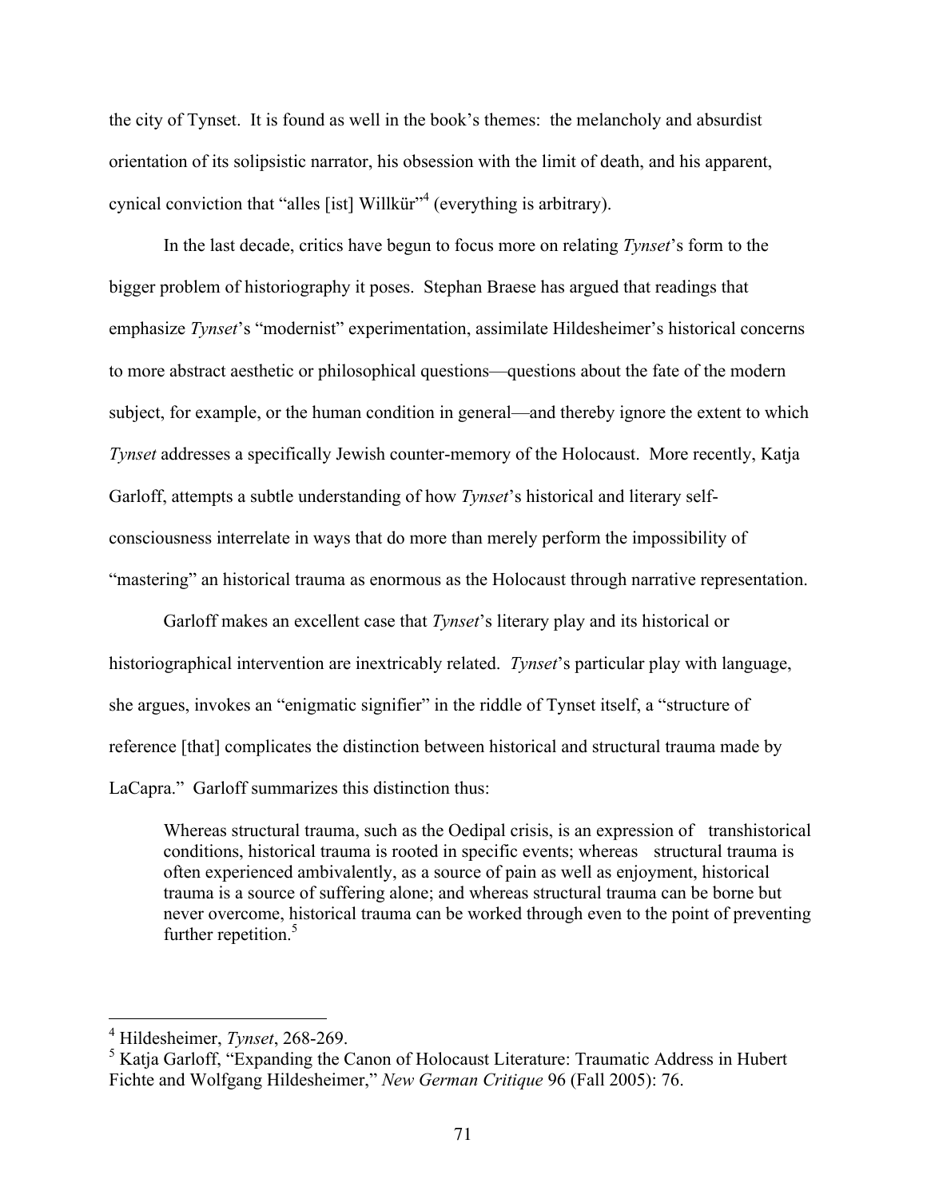the city of Tynset. It is found as well in the book's themes: the melancholy and absurdist orientation of its solipsistic narrator, his obsession with the limit of death, and his apparent, cynical conviction that "alles [ist] Willkür"[4] (everything is arbitrary).

In the last decade, critics have begun to focus more on relating *Tynset*'s form to the bigger problem of historiography it poses. Stephan Braese has argued that readings that emphasize *Tynset*'s "modernist" experimentation, assimilate Hildesheimer's historical concerns to more abstract aesthetic or philosophical questions—questions about the fate of the modern subject, for example, or the human condition in general—and thereby ignore the extent to which *Tynset* addresses a specifically Jewish counter-memory of the Holocaust. More recently, Katja Garloff, attempts a subtle understanding of how *Tynset*'s historical and literary self-consciousness interrelate in ways that do more than merely perform the impossibility of "mastering" an historical trauma as enormous as the Holocaust through narrative representation.

Garloff makes an excellent case that *Tynset*'s literary play and its historical or historiographical intervention are inextricably related. *Tynset*'s particular play with language, she argues, invokes an "enigmatic signifier" in the riddle of Tynset itself, a "structure of reference [that] complicates the distinction between historical and structural trauma made by LaCapra." Garloff summarizes this distinction thus:

> Whereas structural trauma, such as the Oedipal crisis, is an expression of transhistorical conditions, historical trauma is rooted in specific events; whereas structural trauma is often experienced ambivalently, as a source of pain as well as enjoyment, historical trauma is a source of suffering alone; and whereas structural trauma can be borne but never overcome, historical trauma can be worked through even to the point of preventing further repetition.[5]

---

[4] Hildesheimer, *Tynset*, 268-269.

[5] Katja Garloff, "Expanding the Canon of Holocaust Literature: Traumatic Address in Hubert Fichte and Wolfgang Hildesheimer," *New German Critique* 96 (Fall 2005): 76.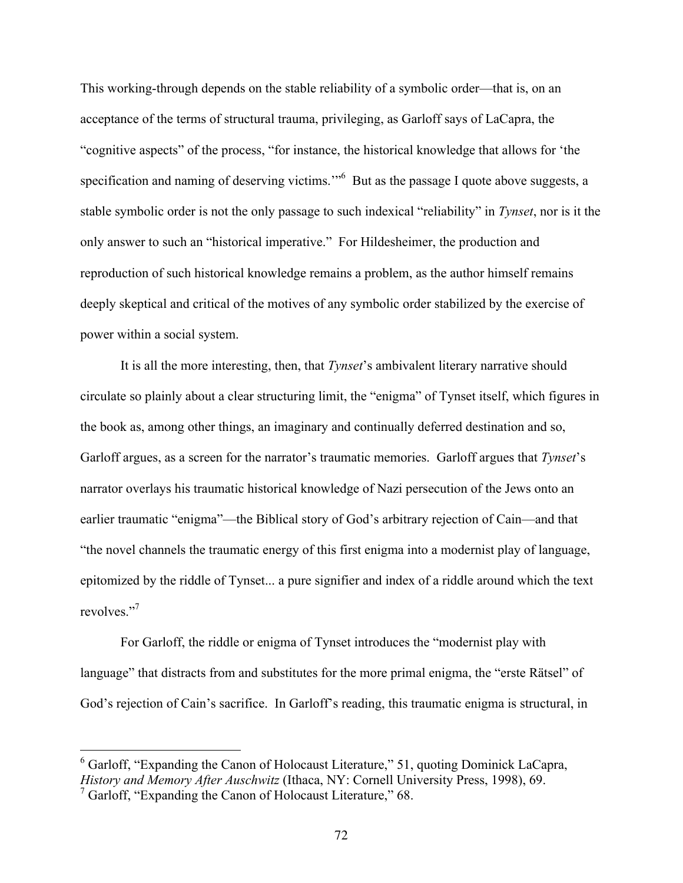This working-through depends on the stable reliability of a symbolic order—that is, on an acceptance of the terms of structural trauma, privileging, as Garloff says of LaCapra, the "cognitive aspects" of the process, "for instance, the historical knowledge that allows for 'the specification and naming of deserving victims.'"[6] But as the passage I quote above suggests, a stable symbolic order is not the only passage to such indexical "reliability" in *Tynset*, nor is it the only answer to such an "historical imperative." For Hildesheimer, the production and reproduction of such historical knowledge remains a problem, as the author himself remains deeply skeptical and critical of the motives of any symbolic order stabilized by the exercise of power within a social system.

It is all the more interesting, then, that *Tynset*'s ambivalent literary narrative should circulate so plainly about a clear structuring limit, the "enigma" of Tynset itself, which figures in the book as, among other things, an imaginary and continually deferred destination and so, Garloff argues, as a screen for the narrator's traumatic memories. Garloff argues that *Tynset*'s narrator overlays his traumatic historical knowledge of Nazi persecution of the Jews onto an earlier traumatic "enigma"—the Biblical story of God's arbitrary rejection of Cain—and that "the novel channels the traumatic energy of this first enigma into a modernist play of language, epitomized by the riddle of Tynset... a pure signifier and index of a riddle around which the text revolves."[7]

For Garloff, the riddle or enigma of Tynset introduces the "modernist play with language" that distracts from and substitutes for the more primal enigma, the "erste Rätsel" of God's rejection of Cain's sacrifice. In Garloff's reading, this traumatic enigma is structural, in

[6] Garloff, "Expanding the Canon of Holocaust Literature," 51, quoting Dominick LaCapra, *History and Memory After Auschwitz* (Ithaca, NY: Cornell University Press, 1998), 69.

[7] Garloff, "Expanding the Canon of Holocaust Literature," 68.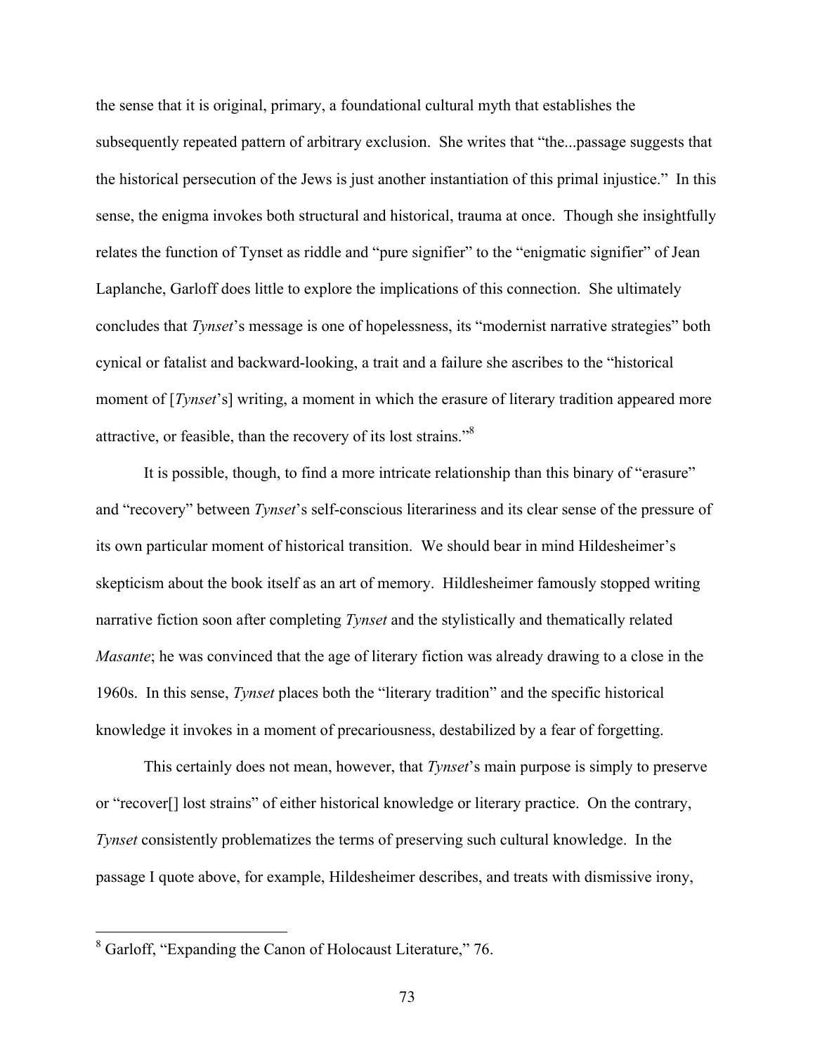the sense that it is original, primary, a foundational cultural myth that establishes the subsequently repeated pattern of arbitrary exclusion. She writes that "the...passage suggests that the historical persecution of the Jews is just another instantiation of this primal injustice." In this sense, the enigma invokes both structural and historical, trauma at once. Though she insightfully relates the function of Tynset as riddle and "pure signifier" to the "enigmatic signifier" of Jean Laplanche, Garloff does little to explore the implications of this connection. She ultimately concludes that *Tynset*'s message is one of hopelessness, its "modernist narrative strategies" both cynical or fatalist and backward-looking, a trait and a failure she ascribes to the "historical moment of [*Tynset*'s] writing, a moment in which the erasure of literary tradition appeared more attractive, or feasible, than the recovery of its lost strains."[8]

It is possible, though, to find a more intricate relationship than this binary of "erasure" and "recovery" between *Tynset*'s self-conscious literariness and its clear sense of the pressure of its own particular moment of historical transition. We should bear in mind Hildesheimer's skepticism about the book itself as an art of memory. Hildesheimer famously stopped writing narrative fiction soon after completing *Tynset* and the stylistically and thematically related *Masante*; he was convinced that the age of literary fiction was already drawing to a close in the 1960s. In this sense, *Tynset* places both the "literary tradition" and the specific historical knowledge it invokes in a moment of precariousness, destabilized by a fear of forgetting.

This certainly does not mean, however, that *Tynset*'s main purpose is simply to preserve or "recover[] lost strains" of either historical knowledge or literary practice. On the contrary, *Tynset* consistently problematizes the terms of preserving such cultural knowledge. In the passage I quote above, for example, Hildesheimer describes, and treats with dismissive irony,

---

[8] Garloff, "Expanding the Canon of Holocaust Literature," 76.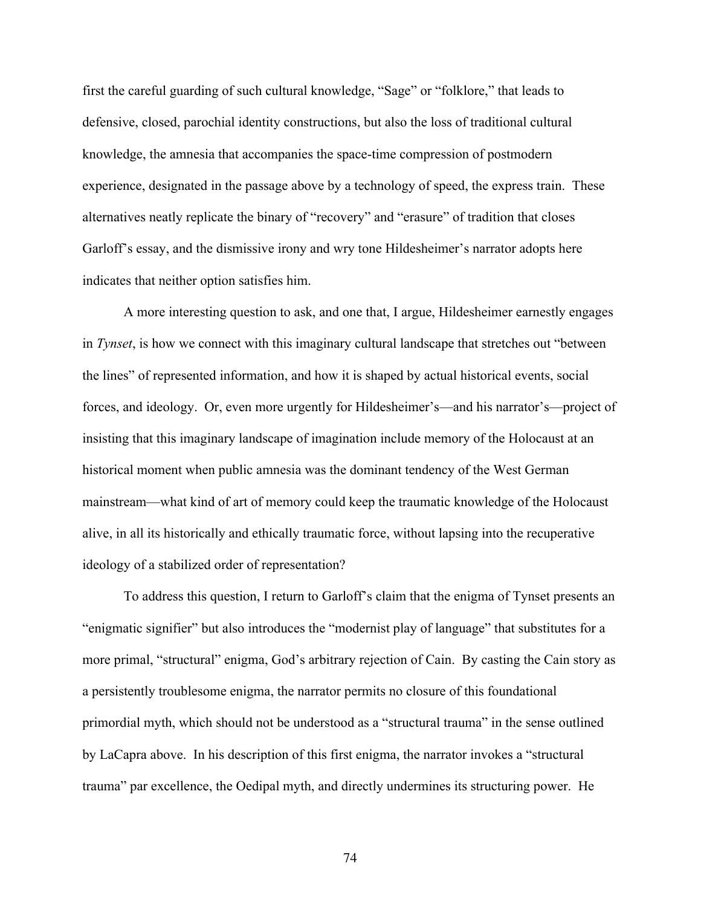first the careful guarding of such cultural knowledge, "Sage" or "folklore," that leads to defensive, closed, parochial identity constructions, but also the loss of traditional cultural knowledge, the amnesia that accompanies the space-time compression of postmodern experience, designated in the passage above by a technology of speed, the express train. These alternatives neatly replicate the binary of "recovery" and "erasure" of tradition that closes Garloff's essay, and the dismissive irony and wry tone Hildesheimer's narrator adopts here indicates that neither option satisfies him.

A more interesting question to ask, and one that, I argue, Hildesheimer earnestly engages in *Tynset*, is how we connect with this imaginary cultural landscape that stretches out "between the lines" of represented information, and how it is shaped by actual historical events, social forces, and ideology. Or, even more urgently for Hildesheimer's—and his narrator's—project of insisting that this imaginary landscape of imagination include memory of the Holocaust at an historical moment when public amnesia was the dominant tendency of the West German mainstream—what kind of art of memory could keep the traumatic knowledge of the Holocaust alive, in all its historically and ethically traumatic force, without lapsing into the recuperative ideology of a stabilized order of representation?

To address this question, I return to Garloff's claim that the enigma of Tynset presents an "enigmatic signifier" but also introduces the "modernist play of language" that substitutes for a more primal, "structural" enigma, God's arbitrary rejection of Cain. By casting the Cain story as a persistently troublesome enigma, the narrator permits no closure of this foundational primordial myth, which should not be understood as a "structural trauma" in the sense outlined by LaCapra above. In his description of this first enigma, the narrator invokes a "structural trauma" par excellence, the Oedipal myth, and directly undermines its structuring power. He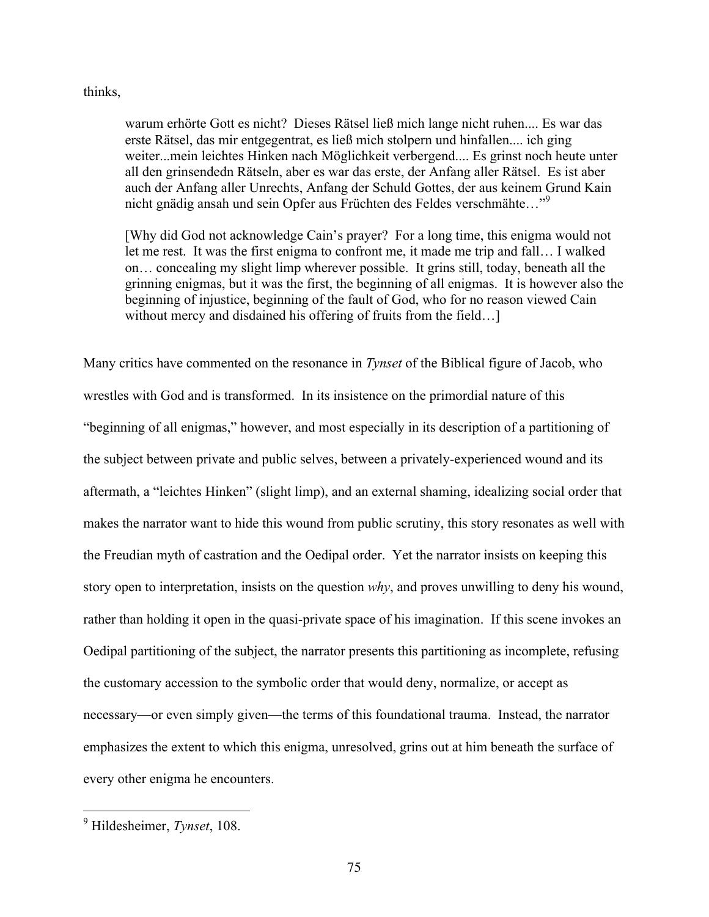thinks,

> warum erhörte Gott es nicht? Dieses Rätsel ließ mich lange nicht ruhen.... Es war das erste Rätsel, das mir entgegentrat, es ließ mich stolpern und hinfallen.... ich ging weiter...mein leichtes Hinken nach Möglichkeit verbergend.... Es grinst noch heute unter all den grinsendedn Rätseln, aber es war das erste, der Anfang aller Rätsel. Es ist aber auch der Anfang aller Unrechts, Anfang der Schuld Gottes, der aus keinem Grund Kain nicht gnädig ansah und sein Opfer aus Früchten des Feldes verschmähte…"[9]
>
> [Why did God not acknowledge Cain's prayer? For a long time, this enigma would not let me rest. It was the first enigma to confront me, it made me trip and fall… I walked on… concealing my slight limp wherever possible. It grins still, today, beneath all the grinning enigmas, but it was the first, the beginning of all enigmas. It is however also the beginning of injustice, beginning of the fault of God, who for no reason viewed Cain without mercy and disdained his offering of fruits from the field…]

Many critics have commented on the resonance in *Tynset* of the Biblical figure of Jacob, who wrestles with God and is transformed. In its insistence on the primordial nature of this "beginning of all enigmas," however, and most especially in its description of a partitioning of the subject between private and public selves, between a privately-experienced wound and its aftermath, a "leichtes Hinken" (slight limp), and an external shaming, idealizing social order that makes the narrator want to hide this wound from public scrutiny, this story resonates as well with the Freudian myth of castration and the Oedipal order. Yet the narrator insists on keeping this story open to interpretation, insists on the question *why*, and proves unwilling to deny his wound, rather than holding it open in the quasi-private space of his imagination. If this scene invokes an Oedipal partitioning of the subject, the narrator presents this partitioning as incomplete, refusing the customary accession to the symbolic order that would deny, normalize, or accept as necessary—or even simply given—the terms of this foundational trauma. Instead, the narrator emphasizes the extent to which this enigma, unresolved, grins out at him beneath the surface of every other enigma he encounters.

---

[9] Hildesheimer, *Tynset*, 108.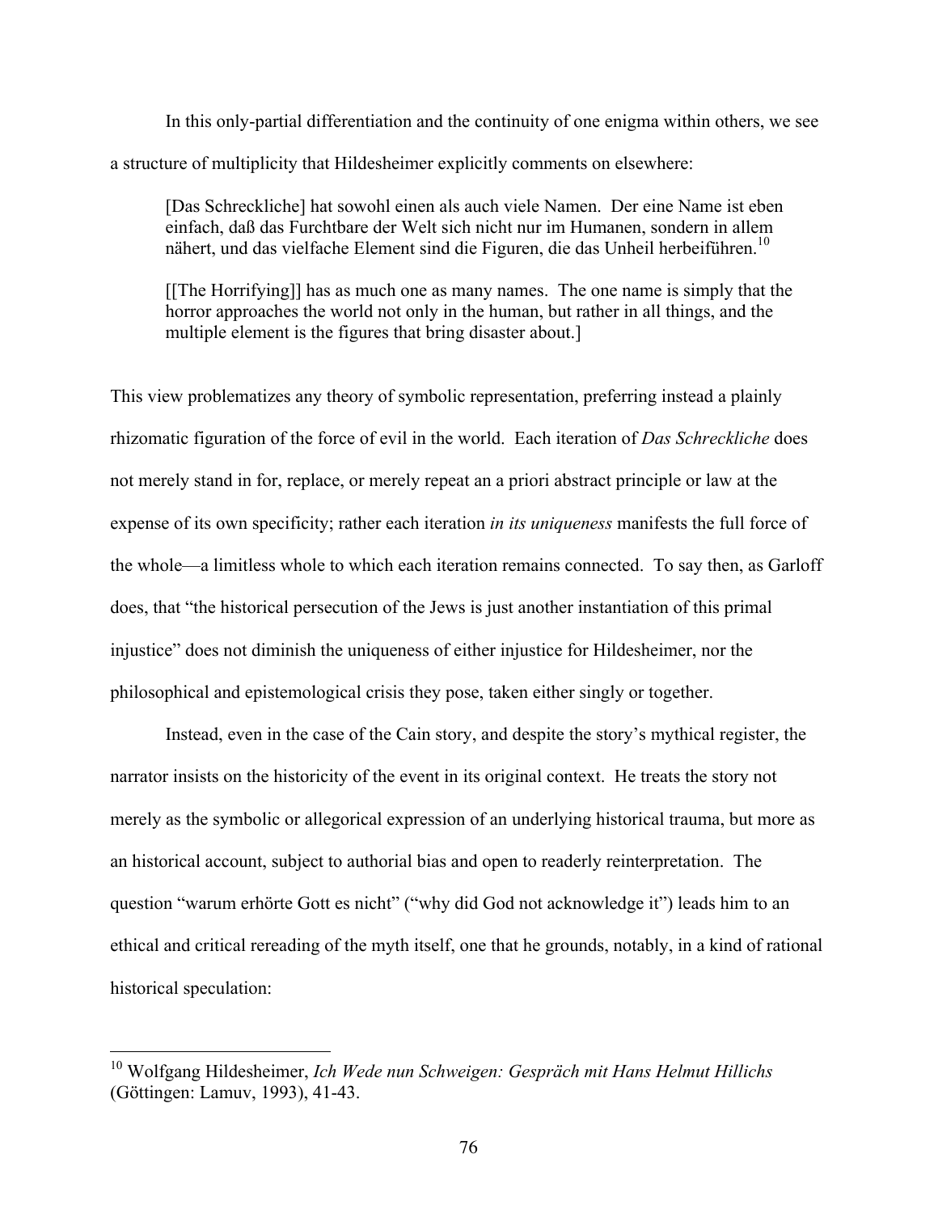In this only-partial differentiation and the continuity of one enigma within others, we see a structure of multiplicity that Hildesheimer explicitly comments on elsewhere:

> [Das Schreckliche] hat sowohl einen als auch viele Namen. Der eine Name ist eben einfach, daß das Furchtbare der Welt sich nicht nur im Humanen, sondern in allem nähert, und das vielfache Element sind die Figuren, die das Unheil herbeiführen.[10]
>
> [[The Horrifying]] has as much one as many names. The one name is simply that the horror approaches the world not only in the human, but rather in all things, and the multiple element is the figures that bring disaster about.]

This view problematizes any theory of symbolic representation, preferring instead a plainly rhizomatic figuration of the force of evil in the world. Each iteration of *Das Schreckliche* does not merely stand in for, replace, or merely repeat an a priori abstract principle or law at the expense of its own specificity; rather each iteration *in its uniqueness* manifests the full force of the whole—a limitless whole to which each iteration remains connected. To say then, as Garloff does, that "the historical persecution of the Jews is just another instantiation of this primal injustice" does not diminish the uniqueness of either injustice for Hildesheimer, nor the philosophical and epistemological crisis they pose, taken either singly or together.

Instead, even in the case of the Cain story, and despite the story's mythical register, the narrator insists on the historicity of the event in its original context. He treats the story not merely as the symbolic or allegorical expression of an underlying historical trauma, but more as an historical account, subject to authorial bias and open to readerly reinterpretation. The question "warum erhörte Gott es nicht" ("why did God not acknowledge it") leads him to an ethical and critical rereading of the myth itself, one that he grounds, notably, in a kind of rational historical speculation:

---

[10] Wolfgang Hildesheimer, *Ich Wede nun Schweigen: Gespräch mit Hans Helmut Hillichs* (Göttingen: Lamuv, 1993), 41-43.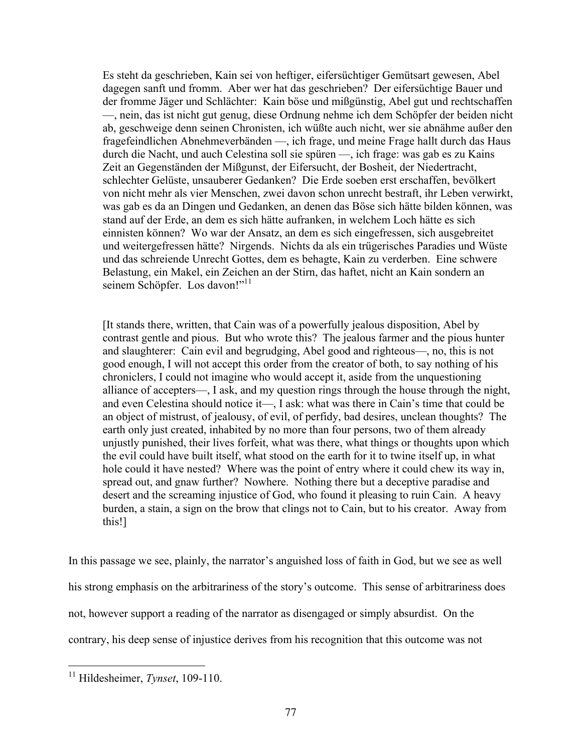> Es steht da geschrieben, Kain sei von heftiger, eifersüchtiger Gemütsart gewesen, Abel dagegen sanft und fromm. Aber wer hat das geschrieben? Der eifersüchtige Bauer und der fromme Jäger und Schlächter: Kain böse und mißgünstig, Abel gut und rechtschaffen —, nein, das ist nicht gut genug, diese Ordnung nehme ich dem Schöpfer der beiden nicht ab, geschweige denn seinen Chronisten, ich wüßte auch nicht, wer sie abnähme außer den fragefeindlichen Abnehmeverbänden —, ich frage, und meine Frage hallt durch das Haus durch die Nacht, und auch Celestina soll sie spüren —, ich frage: was gab es zu Kains Zeit an Gegenständen der Mißgunst, der Eifersucht, der Bosheit, der Niedertracht, schlechter Gelüste, unsauberer Gedanken? Die Erde soeben erst erschaffen, bevölkert von nicht mehr als vier Menschen, zwei davon schon unrecht bestraft, ihr Leben verwirkt, was gab es da an Dingen und Gedanken, an denen das Böse sich hätte bilden können, was stand auf der Erde, an dem es sich hätte aufranken, in welchem Loch hätte es sich einnisten können? Wo war der Ansatz, an dem es sich eingefressen, sich ausgebreitet und weitergefressen hätte? Nirgends. Nichts da als ein trügerisches Paradies und Wüste und das schreiende Unrecht Gottes, dem es behagte, Kain zu verderben. Eine schwere Belastung, ein Makel, ein Zeichen an der Stirn, das haftet, nicht an Kain sondern an seinem Schöpfer. Los davon!"[11]

> [It stands there, written, that Cain was of a powerfully jealous disposition, Abel by contrast gentle and pious. But who wrote this? The jealous farmer and the pious hunter and slaughterer: Cain evil and begrudging, Abel good and righteous—, no, this is not good enough, I will not accept this order from the creator of both, to say nothing of his chroniclers, I could not imagine who would accept it, aside from the unquestioning alliance of accepters—, I ask, and my question rings through the house through the night, and even Celestina should notice it—, I ask: what was there in Cain's time that could be an object of mistrust, of jealousy, of evil, of perfidy, bad desires, unclean thoughts? The earth only just created, inhabited by no more than four persons, two of them already unjustly punished, their lives forfeit, what was there, what things or thoughts upon which the evil could have built itself, what stood on the earth for it to twine itself up, in what hole could it have nested? Where was the point of entry where it could chew its way in, spread out, and gnaw further? Nowhere. Nothing there but a deceptive paradise and desert and the screaming injustice of God, who found it pleasing to ruin Cain. A heavy burden, a stain, a sign on the brow that clings not to Cain, but to his creator. Away from this!]

In this passage we see, plainly, the narrator's anguished loss of faith in God, but we see as well his strong emphasis on the arbitrariness of the story's outcome. This sense of arbitrariness does not, however support a reading of the narrator as disengaged or simply absurdist. On the contrary, his deep sense of injustice derives from his recognition that this outcome was not

[11] Hildesheimer, *Tynset*, 109-110.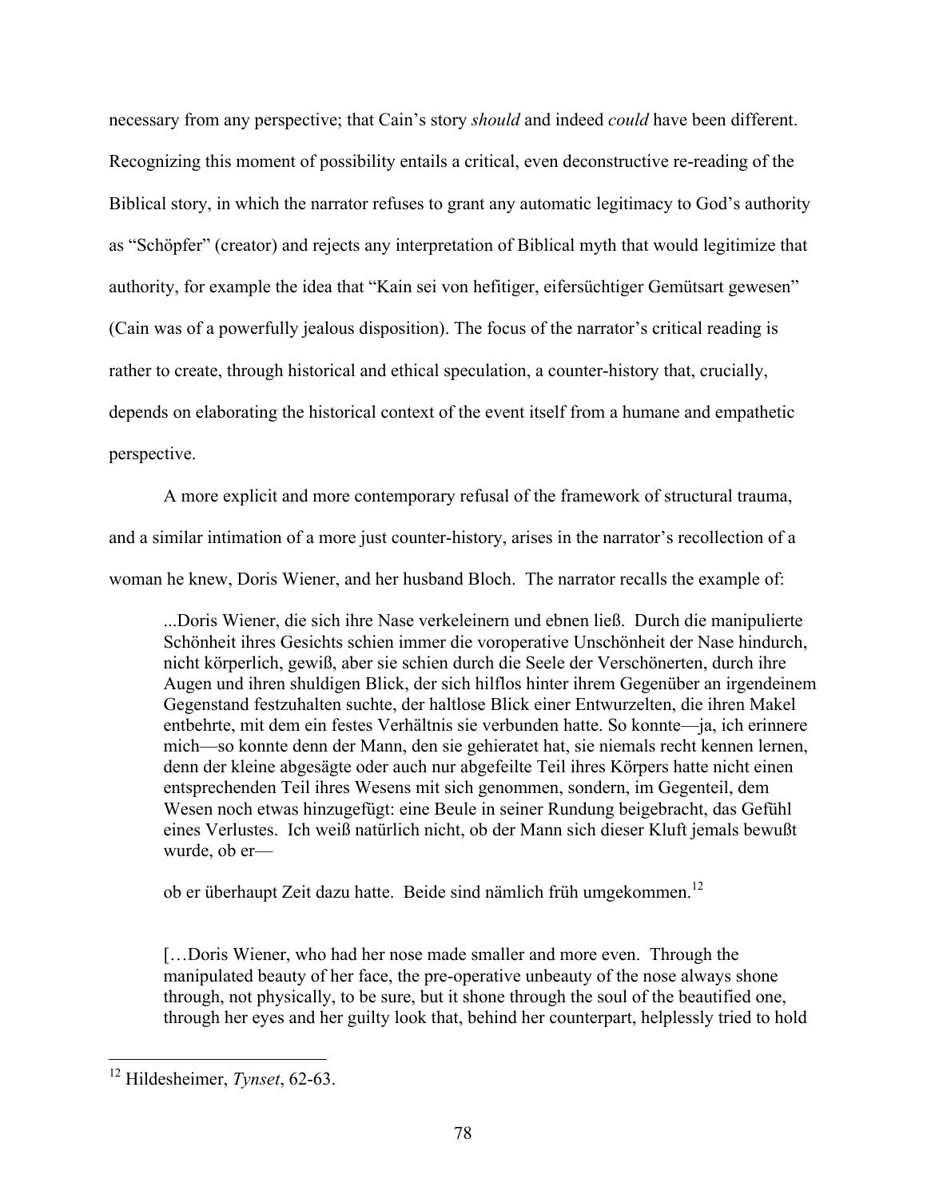necessary from any perspective; that Cain's story *should* and indeed *could* have been different. Recognizing this moment of possibility entails a critical, even deconstructive re-reading of the Biblical story, in which the narrator refuses to grant any automatic legitimacy to God's authority as "Schöpfer" (creator) and rejects any interpretation of Biblical myth that would legitimize that authority, for example the idea that "Kain sei von hefitiger, eifersüchtiger Gemütsart gewesen" (Cain was of a powerfully jealous disposition). The focus of the narrator's critical reading is rather to create, through historical and ethical speculation, a counter-history that, crucially, depends on elaborating the historical context of the event itself from a humane and empathetic perspective.

A more explicit and more contemporary refusal of the framework of structural trauma, and a similar intimation of a more just counter-history, arises in the narrator's recollection of a woman he knew, Doris Wiener, and her husband Bloch. The narrator recalls the example of:

> ...Doris Wiener, die sich ihre Nase verkeleinern und ebnen ließ. Durch die manipulierte Schönheit ihres Gesichts schien immer die voroperative Unschönheit der Nase hindurch, nicht körperlich, gewiß, aber sie schien durch die Seele der Verschönerten, durch ihre Augen und ihren shuldigen Blick, der sich hilflos hinter ihrem Gegenüber an irgendeinem Gegenstand festzuhalten suchte, der haltlose Blick einer Entwurzelten, die ihren Makel entbehrte, mit dem ein festes Verhältnis sie verbunden hatte. So konnte—ja, ich erinnere mich—so konnte denn der Mann, den sie gehieratet hat, sie niemals recht kennen lernen, denn der kleine abgesägte oder auch nur abgefeilte Teil ihres Körpers hatte nicht einen entsprechenden Teil ihres Wesens mit sich genommen, sondern, im Gegenteil, dem Wesen noch etwas hinzugefügt: eine Beule in seiner Rundung beigebracht, das Gefühl eines Verlustes. Ich weiß natürlich nicht, ob der Mann sich dieser Kluft jemals bewußt wurde, ob er—
>
> ob er überhaupt Zeit dazu hatte. Beide sind nämlich früh umgekommen.[12]
>
> […Doris Wiener, who had her nose made smaller and more even. Through the manipulated beauty of her face, the pre-operative unbeauty of the nose always shone through, not physically, to be sure, but it shone through the soul of the beautified one, through her eyes and her guilty look that, behind her counterpart, helplessly tried to hold

[12] Hildesheimer, *Tynset*, 62-63.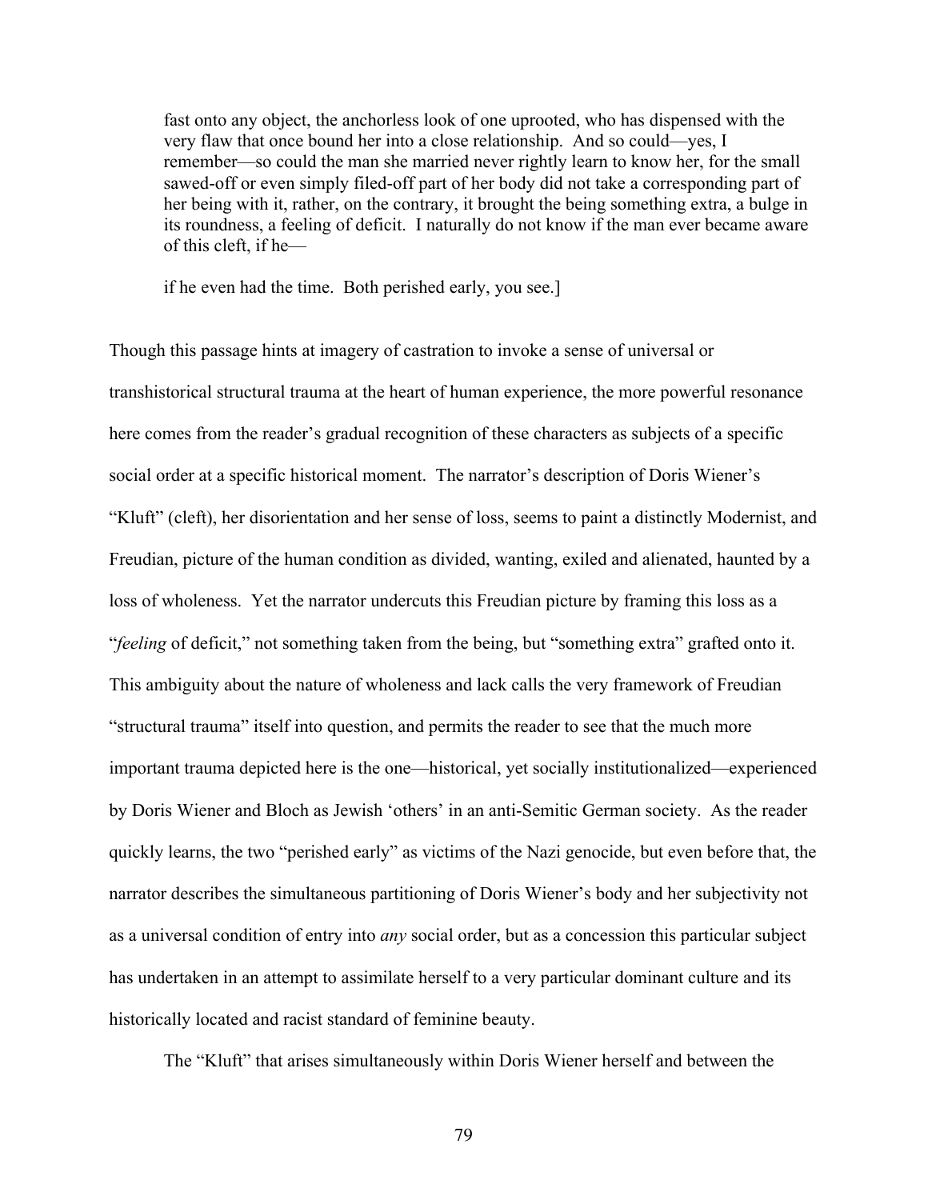> fast onto any object, the anchorless look of one uprooted, who has dispensed with the very flaw that once bound her into a close relationship. And so could—yes, I remember—so could the man she married never rightly learn to know her, for the small sawed-off or even simply filed-off part of her body did not take a corresponding part of her being with it, rather, on the contrary, it brought the being something extra, a bulge in its roundness, a feeling of deficit. I naturally do not know if the man ever became aware of this cleft, if he—
>
> if he even had the time. Both perished early, you see.]

Though this passage hints at imagery of castration to invoke a sense of universal or transhistorical structural trauma at the heart of human experience, the more powerful resonance here comes from the reader's gradual recognition of these characters as subjects of a specific social order at a specific historical moment. The narrator's description of Doris Wiener's "Kluft" (cleft), her disorientation and her sense of loss, seems to paint a distinctly Modernist, and Freudian, picture of the human condition as divided, wanting, exiled and alienated, haunted by a loss of wholeness. Yet the narrator undercuts this Freudian picture by framing this loss as a "*feeling* of deficit," not something taken from the being, but "something extra" grafted onto it. This ambiguity about the nature of wholeness and lack calls the very framework of Freudian "structural trauma" itself into question, and permits the reader to see that the much more important trauma depicted here is the one—historical, yet socially institutionalized—experienced by Doris Wiener and Bloch as Jewish 'others' in an anti-Semitic German society. As the reader quickly learns, the two "perished early" as victims of the Nazi genocide, but even before that, the narrator describes the simultaneous partitioning of Doris Wiener's body and her subjectivity not as a universal condition of entry into *any* social order, but as a concession this particular subject has undertaken in an attempt to assimilate herself to a very particular dominant culture and its historically located and racist standard of feminine beauty.

The "Kluft" that arises simultaneously within Doris Wiener herself and between the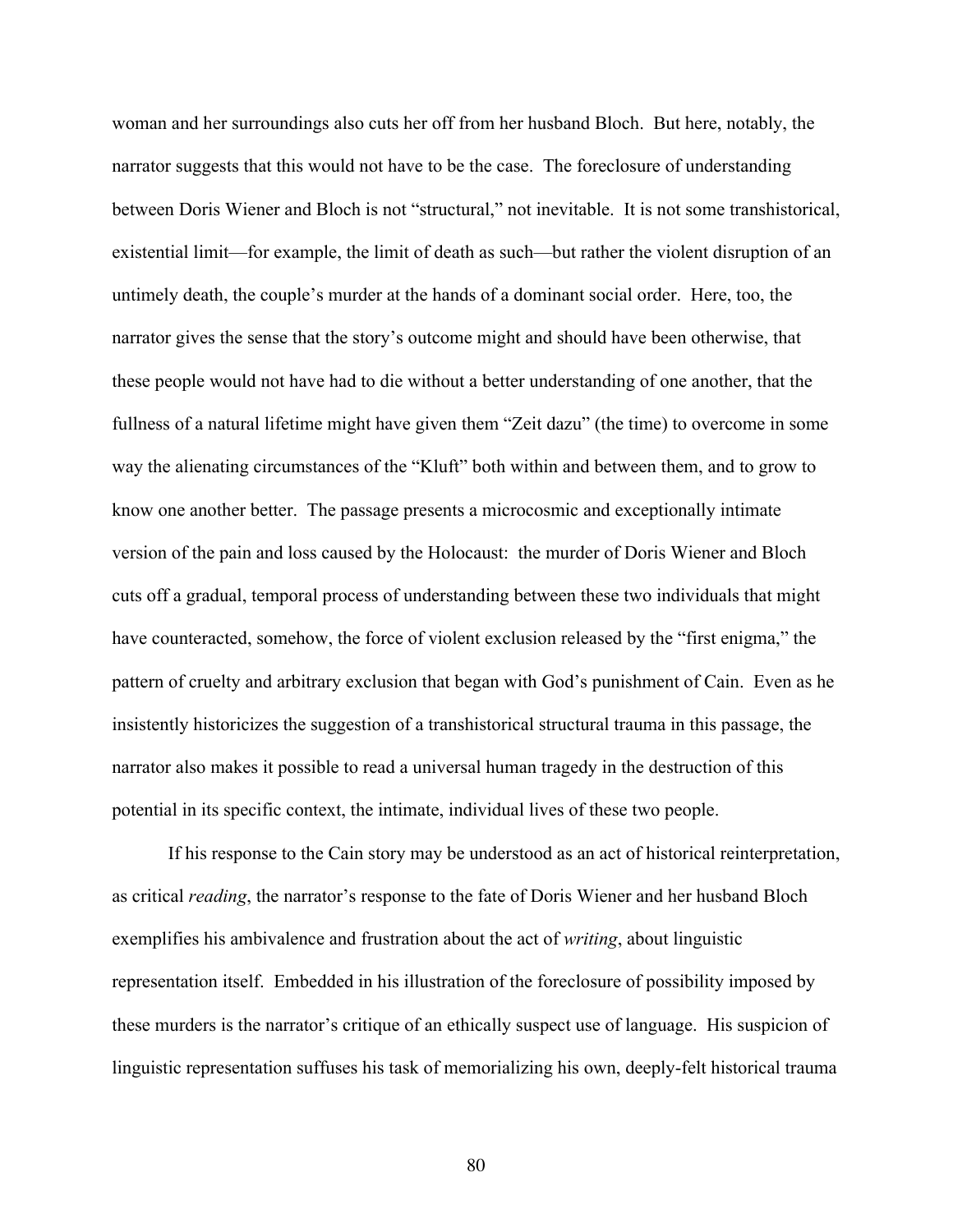woman and her surroundings also cuts her off from her husband Bloch. But here, notably, the narrator suggests that this would not have to be the case. The foreclosure of understanding between Doris Wiener and Bloch is not "structural," not inevitable. It is not some transhistorical, existential limit—for example, the limit of death as such—but rather the violent disruption of an untimely death, the couple's murder at the hands of a dominant social order. Here, too, the narrator gives the sense that the story's outcome might and should have been otherwise, that these people would not have had to die without a better understanding of one another, that the fullness of a natural lifetime might have given them "Zeit dazu" (the time) to overcome in some way the alienating circumstances of the "Kluft" both within and between them, and to grow to know one another better. The passage presents a microcosmic and exceptionally intimate version of the pain and loss caused by the Holocaust: the murder of Doris Wiener and Bloch cuts off a gradual, temporal process of understanding between these two individuals that might have counteracted, somehow, the force of violent exclusion released by the "first enigma," the pattern of cruelty and arbitrary exclusion that began with God's punishment of Cain. Even as he insistently historicizes the suggestion of a transhistorical structural trauma in this passage, the narrator also makes it possible to read a universal human tragedy in the destruction of this potential in its specific context, the intimate, individual lives of these two people.

If his response to the Cain story may be understood as an act of historical reinterpretation, as critical *reading*, the narrator's response to the fate of Doris Wiener and her husband Bloch exemplifies his ambivalence and frustration about the act of *writing*, about linguistic representation itself. Embedded in his illustration of the foreclosure of possibility imposed by these murders is the narrator's critique of an ethically suspect use of language. His suspicion of linguistic representation suffuses his task of memorializing his own, deeply-felt historical trauma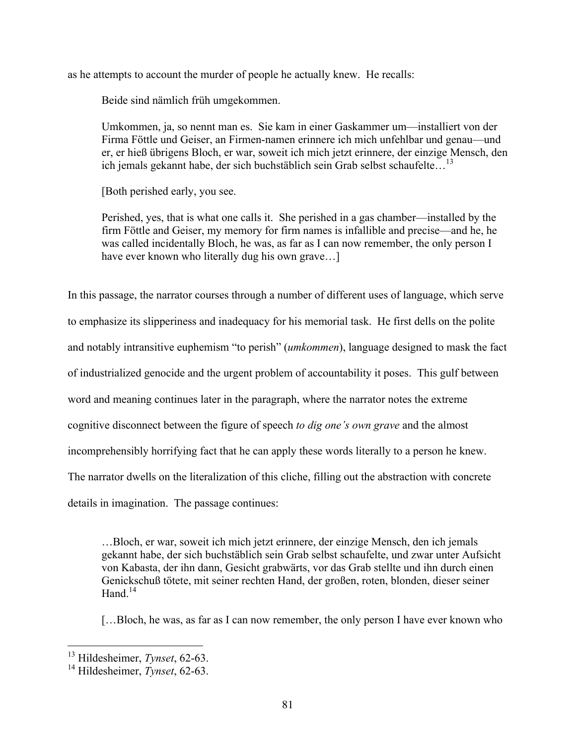as he attempts to account the murder of people he actually knew. He recalls:

> Beide sind nämlich früh umgekommen.
>
> Umkommen, ja, so nennt man es. Sie kam in einer Gaskammer um—installiert von der Firma Föttle und Geiser, an Firmen-namen erinnere ich mich unfehlbar und genau—und er, er hieß übrigens Bloch, er war, soweit ich mich jetzt erinnere, der einzige Mensch, den ich jemals gekannt habe, der sich buchstäblich sein Grab selbst schaufelte…[13]
>
> [Both perished early, you see.
>
> Perished, yes, that is what one calls it. She perished in a gas chamber—installed by the firm Föttle and Geiser, my memory for firm names is infallible and precise—and he, he was called incidentally Bloch, he was, as far as I can now remember, the only person I have ever known who literally dug his own grave…]

In this passage, the narrator courses through a number of different uses of language, which serve to emphasize its slipperiness and inadequacy for his memorial task. He first dells on the polite and notably intransitive euphemism "to perish" (*umkommen*), language designed to mask the fact of industrialized genocide and the urgent problem of accountability it poses. This gulf between word and meaning continues later in the paragraph, where the narrator notes the extreme cognitive disconnect between the figure of speech *to dig one's own grave* and the almost incomprehensibly horrifying fact that he can apply these words literally to a person he knew. The narrator dwells on the literalization of this cliche, filling out the abstraction with concrete details in imagination. The passage continues:

> …Bloch, er war, soweit ich mich jetzt erinnere, der einzige Mensch, den ich jemals gekannt habe, der sich buchstäblich sein Grab selbst schaufelte, und zwar unter Aufsicht von Kabasta, der ihn dann, Gesicht grabwärts, vor das Grab stellte und ihn durch einen Genickschuß tötete, mit seiner rechten Hand, der großen, roten, blonden, dieser seiner Hand.[14]
>
> […Bloch, he was, as far as I can now remember, the only person I have ever known who

---

[13] Hildesheimer, *Tynset*, 62-63.

[14] Hildesheimer, *Tynset*, 62-63.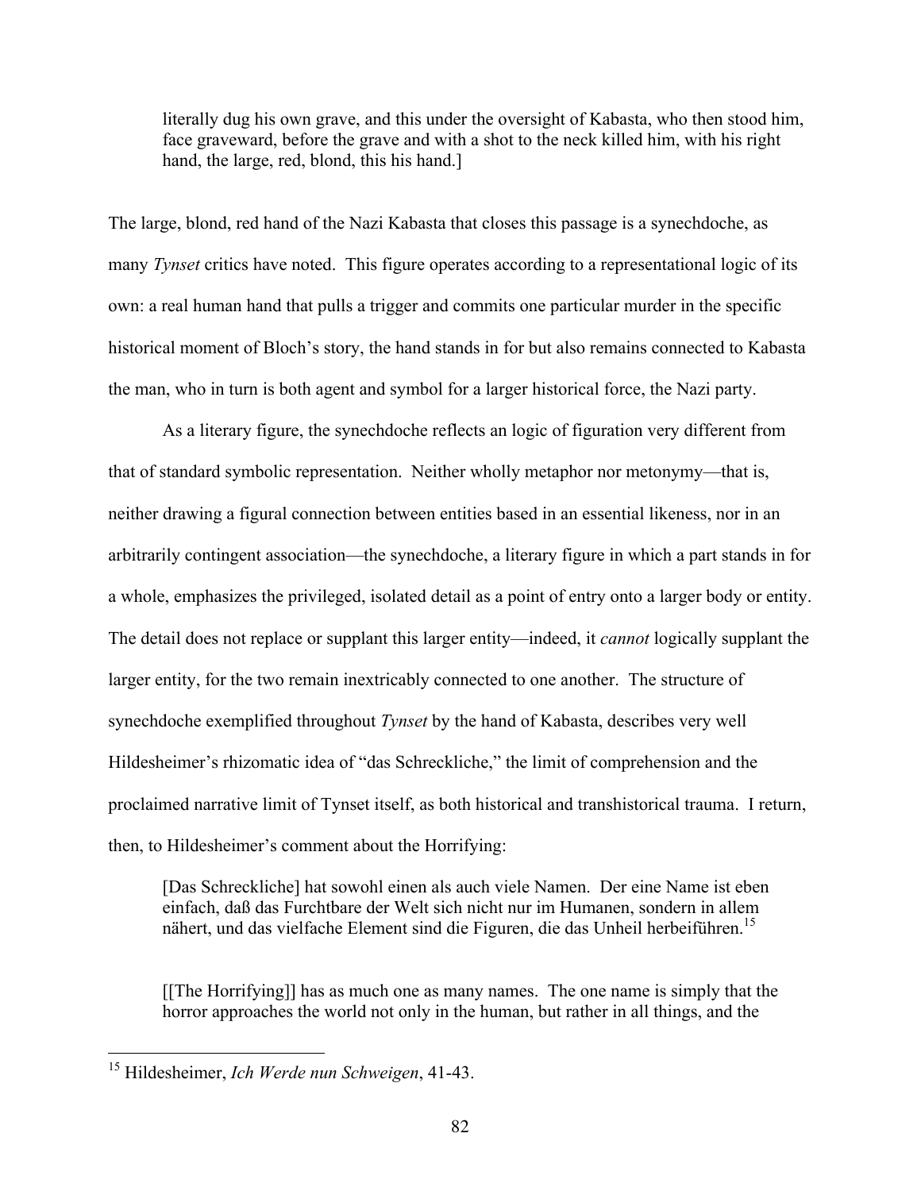> literally dug his own grave, and this under the oversight of Kabasta, who then stood him, face graveward, before the grave and with a shot to the neck killed him, with his right hand, the large, red, blond, this his hand.]

The large, blond, red hand of the Nazi Kabasta that closes this passage is a synechdoche, as many *Tynset* critics have noted. This figure operates according to a representational logic of its own: a real human hand that pulls a trigger and commits one particular murder in the specific historical moment of Bloch's story, the hand stands in for but also remains connected to Kabasta the man, who in turn is both agent and symbol for a larger historical force, the Nazi party.

As a literary figure, the synechdoche reflects an logic of figuration very different from that of standard symbolic representation. Neither wholly metaphor nor metonymy—that is, neither drawing a figural connection between entities based in an essential likeness, nor in an arbitrarily contingent association—the synechdoche, a literary figure in which a part stands in for a whole, emphasizes the privileged, isolated detail as a point of entry onto a larger body or entity. The detail does not replace or supplant this larger entity—indeed, it *cannot* logically supplant the larger entity, for the two remain inextricably connected to one another. The structure of synechdoche exemplified throughout *Tynset* by the hand of Kabasta, describes very well Hildesheimer's rhizomatic idea of "das Schreckliche," the limit of comprehension and the proclaimed narrative limit of Tynset itself, as both historical and transhistorical trauma. I return, then, to Hildesheimer's comment about the Horrifying:

> [Das Schreckliche] hat sowohl einen als auch viele Namen. Der eine Name ist eben einfach, daß das Furchtbare der Welt sich nicht nur im Humanen, sondern in allem nähert, und das vielfache Element sind die Figuren, die das Unheil herbeiführen.[15]

> [[The Horrifying]] has as much one as many names. The one name is simply that the horror approaches the world not only in the human, but rather in all things, and the

---

[15] Hildesheimer, *Ich Werde nun Schweigen*, 41-43.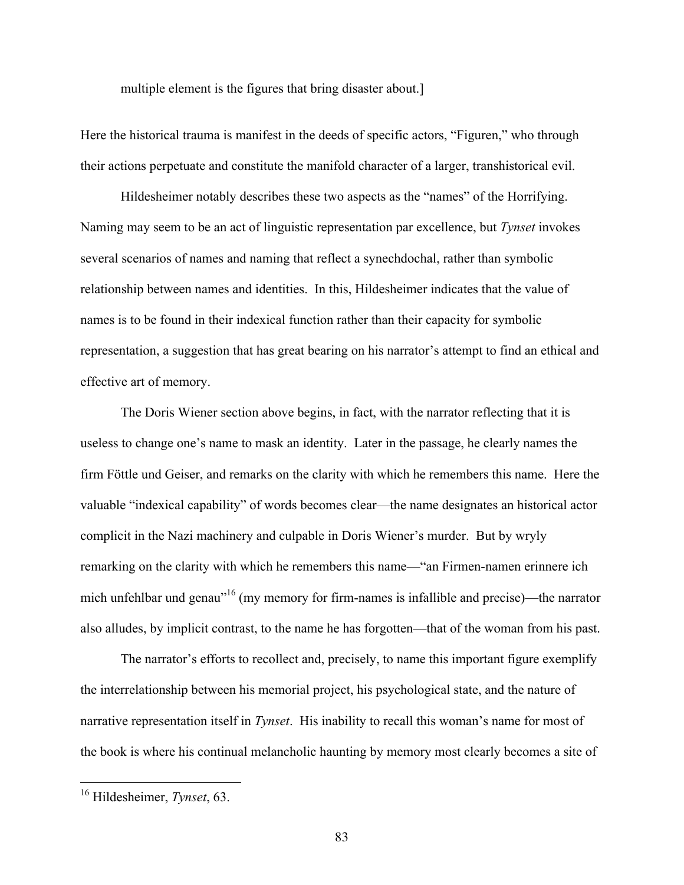multiple element is the figures that bring disaster about.]

Here the historical trauma is manifest in the deeds of specific actors, "Figuren," who through their actions perpetuate and constitute the manifold character of a larger, transhistorical evil.

Hildesheimer notably describes these two aspects as the "names" of the Horrifying. Naming may seem to be an act of linguistic representation par excellence, but *Tynset* invokes several scenarios of names and naming that reflect a synechdochal, rather than symbolic relationship between names and identities. In this, Hildesheimer indicates that the value of names is to be found in their indexical function rather than their capacity for symbolic representation, a suggestion that has great bearing on his narrator's attempt to find an ethical and effective art of memory.

The Doris Wiener section above begins, in fact, with the narrator reflecting that it is useless to change one's name to mask an identity. Later in the passage, he clearly names the firm Föttle und Geiser, and remarks on the clarity with which he remembers this name. Here the valuable "indexical capability" of words becomes clear—the name designates an historical actor complicit in the Nazi machinery and culpable in Doris Wiener's murder. But by wryly remarking on the clarity with which he remembers this name—"an Firmen-namen erinnere ich mich unfehlbar und genau"[16] (my memory for firm-names is infallible and precise)—the narrator also alludes, by implicit contrast, to the name he has forgotten—that of the woman from his past.

The narrator's efforts to recollect and, precisely, to name this important figure exemplify the interrelationship between his memorial project, his psychological state, and the nature of narrative representation itself in *Tynset*. His inability to recall this woman's name for most of the book is where his continual melancholic haunting by memory most clearly becomes a site of

[16] Hildesheimer, *Tynset*, 63.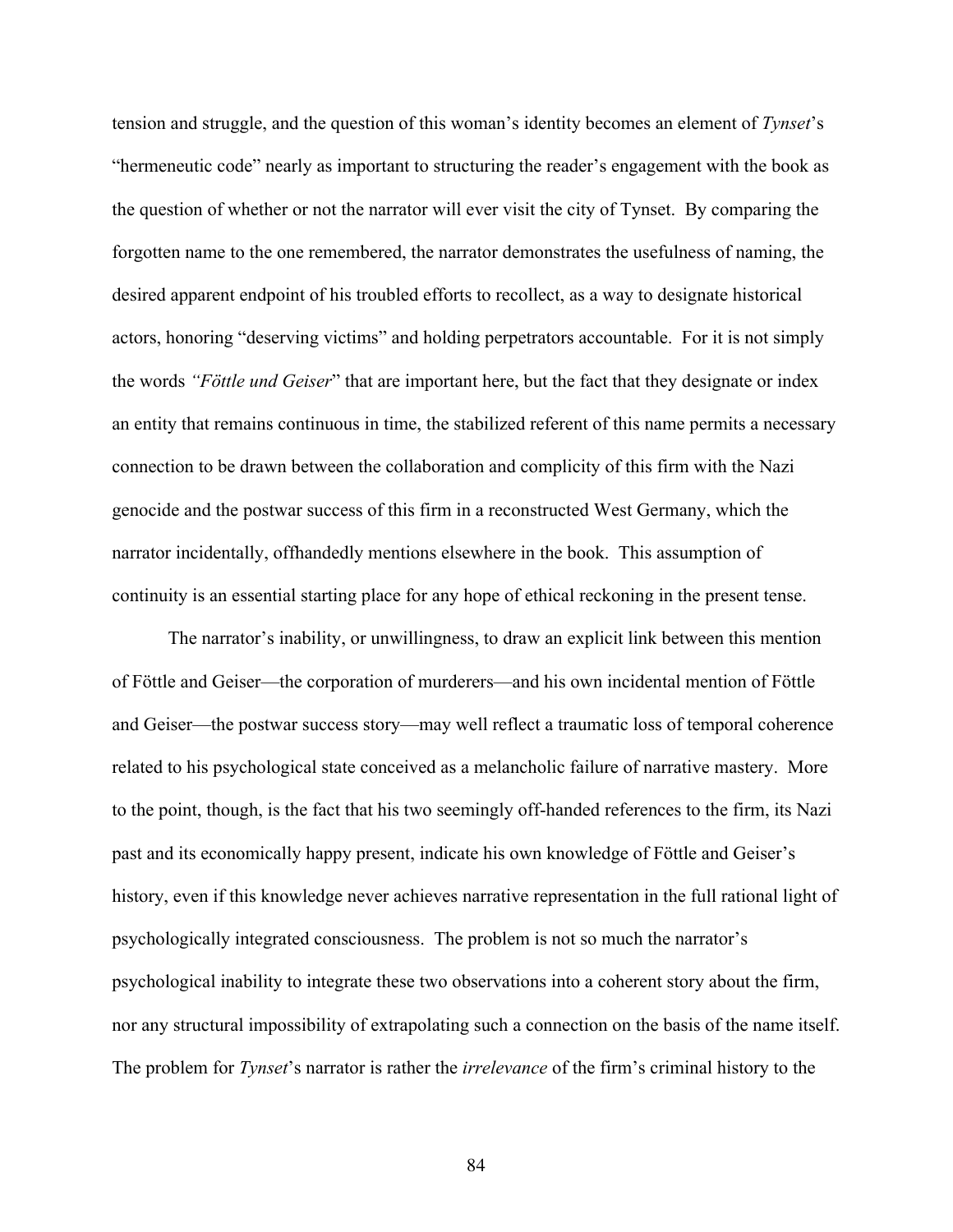tension and struggle, and the question of this woman's identity becomes an element of *Tynset*'s "hermeneutic code" nearly as important to structuring the reader's engagement with the book as the question of whether or not the narrator will ever visit the city of Tynset. By comparing the forgotten name to the one remembered, the narrator demonstrates the usefulness of naming, the desired apparent endpoint of his troubled efforts to recollect, as a way to designate historical actors, honoring "deserving victims" and holding perpetrators accountable. For it is not simply the words *"Föttle und Geiser*" that are important here, but the fact that they designate or index an entity that remains continuous in time, the stabilized referent of this name permits a necessary connection to be drawn between the collaboration and complicity of this firm with the Nazi genocide and the postwar success of this firm in a reconstructed West Germany, which the narrator incidentally, offhandedly mentions elsewhere in the book. This assumption of continuity is an essential starting place for any hope of ethical reckoning in the present tense.

The narrator's inability, or unwillingness, to draw an explicit link between this mention of Föttle and Geiser—the corporation of murderers—and his own incidental mention of Föttle and Geiser—the postwar success story—may well reflect a traumatic loss of temporal coherence related to his psychological state conceived as a melancholic failure of narrative mastery. More to the point, though, is the fact that his two seemingly off-handed references to the firm, its Nazi past and its economically happy present, indicate his own knowledge of Föttle and Geiser's history, even if this knowledge never achieves narrative representation in the full rational light of psychologically integrated consciousness. The problem is not so much the narrator's psychological inability to integrate these two observations into a coherent story about the firm, nor any structural impossibility of extrapolating such a connection on the basis of the name itself. The problem for *Tynset*'s narrator is rather the *irrelevance* of the firm's criminal history to the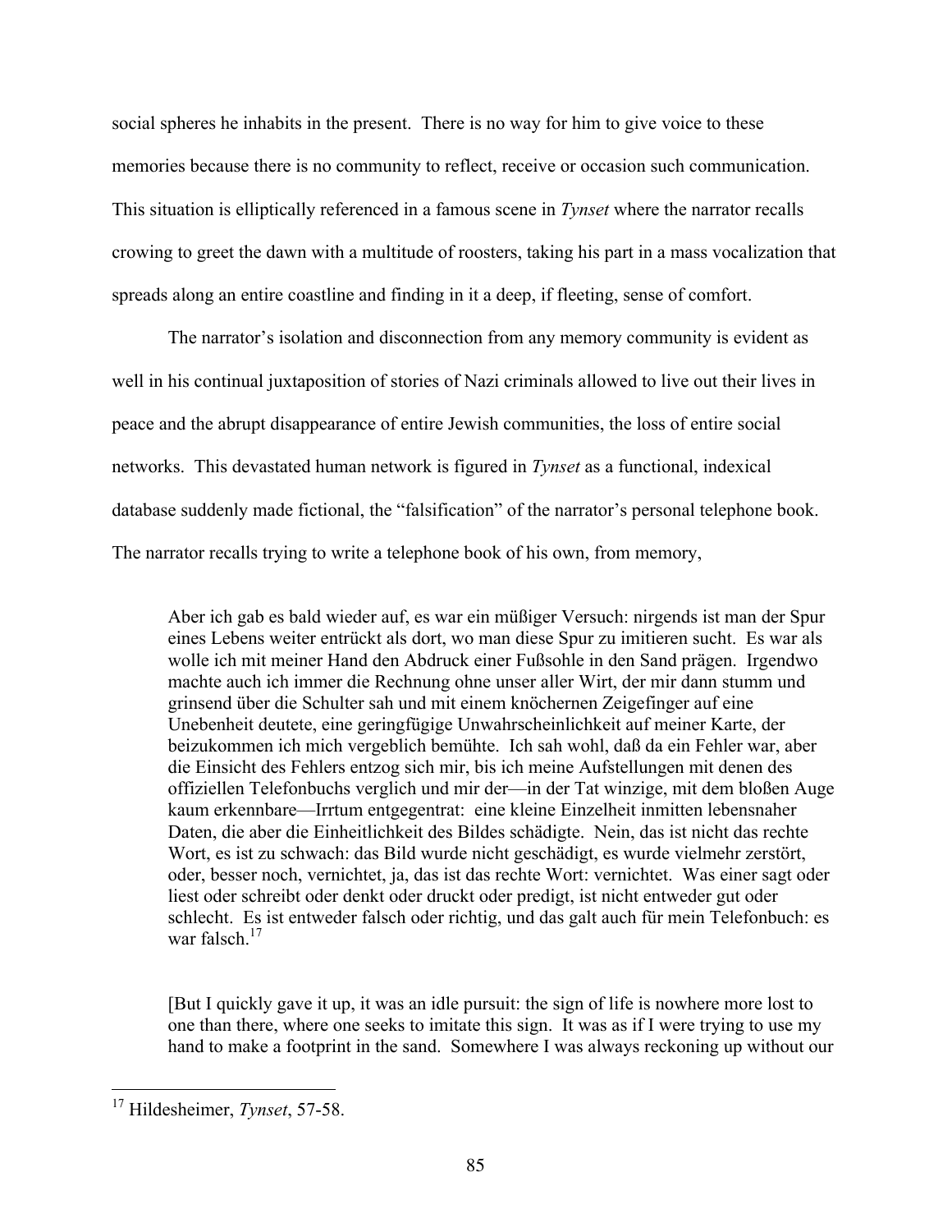social spheres he inhabits in the present. There is no way for him to give voice to these memories because there is no community to reflect, receive or occasion such communication. This situation is elliptically referenced in a famous scene in *Tynset* where the narrator recalls crowing to greet the dawn with a multitude of roosters, taking his part in a mass vocalization that spreads along an entire coastline and finding in it a deep, if fleeting, sense of comfort.

The narrator's isolation and disconnection from any memory community is evident as well in his continual juxtaposition of stories of Nazi criminals allowed to live out their lives in peace and the abrupt disappearance of entire Jewish communities, the loss of entire social networks. This devastated human network is figured in *Tynset* as a functional, indexical database suddenly made fictional, the "falsification" of the narrator's personal telephone book. The narrator recalls trying to write a telephone book of his own, from memory,

> Aber ich gab es bald wieder auf, es war ein müßiger Versuch: nirgends ist man der Spur eines Lebens weiter entrückt als dort, wo man diese Spur zu imitieren sucht. Es war als wolle ich mit meiner Hand den Abdruck einer Fußsohle in den Sand prägen. Irgendwo machte auch ich immer die Rechnung ohne unser aller Wirt, der mir dann stumm und grinsend über die Schulter sah und mit einem knöchernen Zeigefinger auf eine Unebenheit deutete, eine geringfügige Unwahrscheinlichkeit auf meiner Karte, der beizukommen ich mich vergeblich bemühte. Ich sah wohl, daß da ein Fehler war, aber die Einsicht des Fehlers entzog sich mir, bis ich meine Aufstellungen mit denen des offiziellen Telefonbuchs verglich und mir der—in der Tat winzige, mit dem bloßen Auge kaum erkennbare—Irrtum entgegentrat: eine kleine Einzelheit inmitten lebensnaher Daten, die aber die Einheitlichkeit des Bildes schädigte. Nein, das ist nicht das rechte Wort, es ist zu schwach: das Bild wurde nicht geschädigt, es wurde vielmehr zerstört, oder, besser noch, vernichtet, ja, das ist das rechte Wort: vernichtet. Was einer sagt oder liest oder schreibt oder denkt oder druckt oder predigt, ist nicht entweder gut oder schlecht. Es ist entweder falsch oder richtig, und das galt auch für mein Telefonbuch: es war falsch.[17]

> [But I quickly gave it up, it was an idle pursuit: the sign of life is nowhere more lost to one than there, where one seeks to imitate this sign. It was as if I were trying to use my hand to make a footprint in the sand. Somewhere I was always reckoning up without our

[17] Hildesheimer, *Tynset*, 57-58.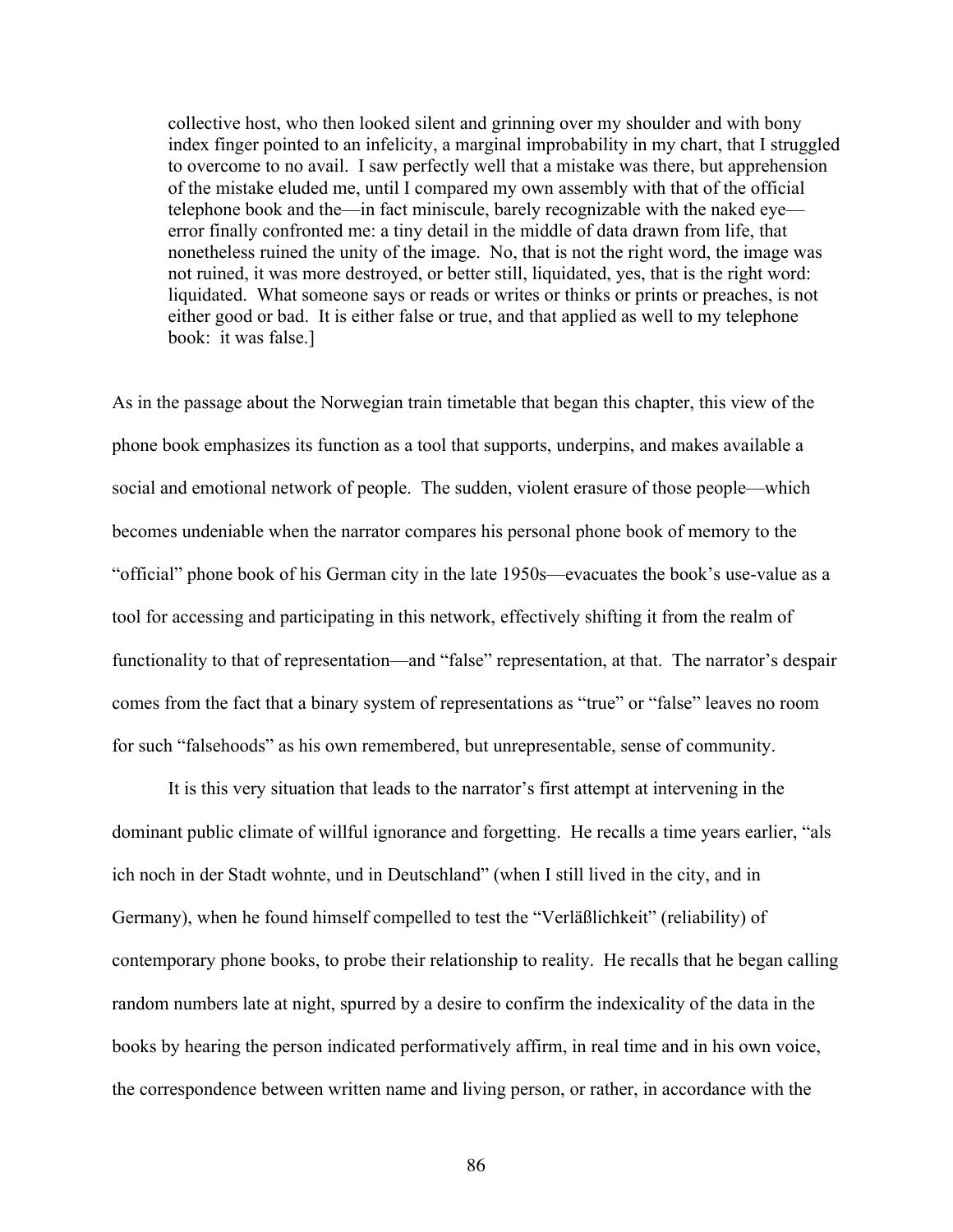> collective host, who then looked silent and grinning over my shoulder and with bony index finger pointed to an infelicity, a marginal improbability in my chart, that I struggled to overcome to no avail. I saw perfectly well that a mistake was there, but apprehension of the mistake eluded me, until I compared my own assembly with that of the official telephone book and the—in fact miniscule, barely recognizable with the naked eye—error finally confronted me: a tiny detail in the middle of data drawn from life, that nonetheless ruined the unity of the image. No, that is not the right word, the image was not ruined, it was more destroyed, or better still, liquidated, yes, that is the right word: liquidated. What someone says or reads or writes or thinks or prints or preaches, is not either good or bad. It is either false or true, and that applied as well to my telephone book: it was false.]

As in the passage about the Norwegian train timetable that began this chapter, this view of the phone book emphasizes its function as a tool that supports, underpins, and makes available a social and emotional network of people. The sudden, violent erasure of those people—which becomes undeniable when the narrator compares his personal phone book of memory to the "official" phone book of his German city in the late 1950s—evacuates the book's use-value as a tool for accessing and participating in this network, effectively shifting it from the realm of functionality to that of representation—and "false" representation, at that. The narrator's despair comes from the fact that a binary system of representations as "true" or "false" leaves no room for such "falsehoods" as his own remembered, but unrepresentable, sense of community.

It is this very situation that leads to the narrator's first attempt at intervening in the dominant public climate of willful ignorance and forgetting. He recalls a time years earlier, "als ich noch in der Stadt wohnte, und in Deutschland" (when I still lived in the city, and in Germany), when he found himself compelled to test the "Verläßlichkeit" (reliability) of contemporary phone books, to probe their relationship to reality. He recalls that he began calling random numbers late at night, spurred by a desire to confirm the indexicality of the data in the books by hearing the person indicated performatively affirm, in real time and in his own voice, the correspondence between written name and living person, or rather, in accordance with the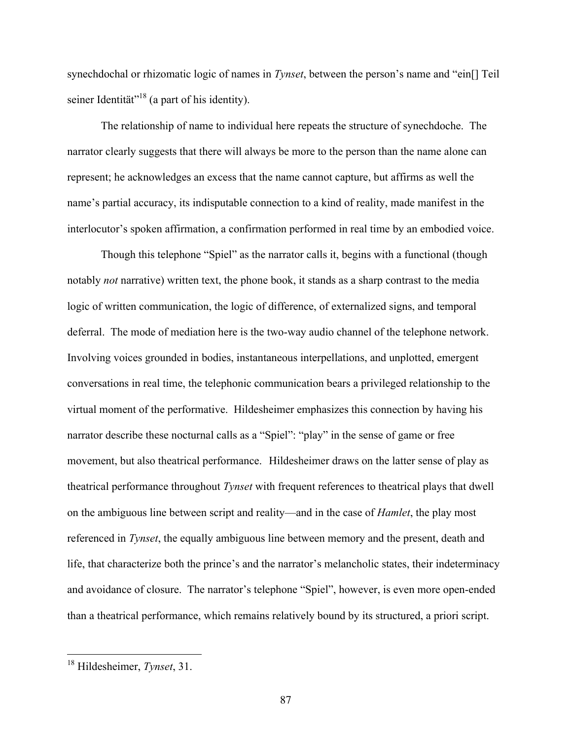synechdochal or rhizomatic logic of names in *Tynset*, between the person's name and "ein[] Teil seiner Identität"[18] (a part of his identity).

The relationship of name to individual here repeats the structure of synechdoche. The narrator clearly suggests that there will always be more to the person than the name alone can represent; he acknowledges an excess that the name cannot capture, but affirms as well the name's partial accuracy, its indisputable connection to a kind of reality, made manifest in the interlocutor's spoken affirmation, a confirmation performed in real time by an embodied voice.

Though this telephone "Spiel" as the narrator calls it, begins with a functional (though notably *not* narrative) written text, the phone book, it stands as a sharp contrast to the media logic of written communication, the logic of difference, of externalized signs, and temporal deferral. The mode of mediation here is the two-way audio channel of the telephone network. Involving voices grounded in bodies, instantaneous interpellations, and unplotted, emergent conversations in real time, the telephonic communication bears a privileged relationship to the virtual moment of the performative. Hildesheimer emphasizes this connection by having his narrator describe these nocturnal calls as a "Spiel": "play" in the sense of game or free movement, but also theatrical performance. Hildesheimer draws on the latter sense of play as theatrical performance throughout *Tynset* with frequent references to theatrical plays that dwell on the ambiguous line between script and reality—and in the case of *Hamlet*, the play most referenced in *Tynset*, the equally ambiguous line between memory and the present, death and life, that characterize both the prince's and the narrator's melancholic states, their indeterminacy and avoidance of closure. The narrator's telephone "Spiel", however, is even more open-ended than a theatrical performance, which remains relatively bound by its structured, a priori script.

---

[18] Hildesheimer, *Tynset*, 31.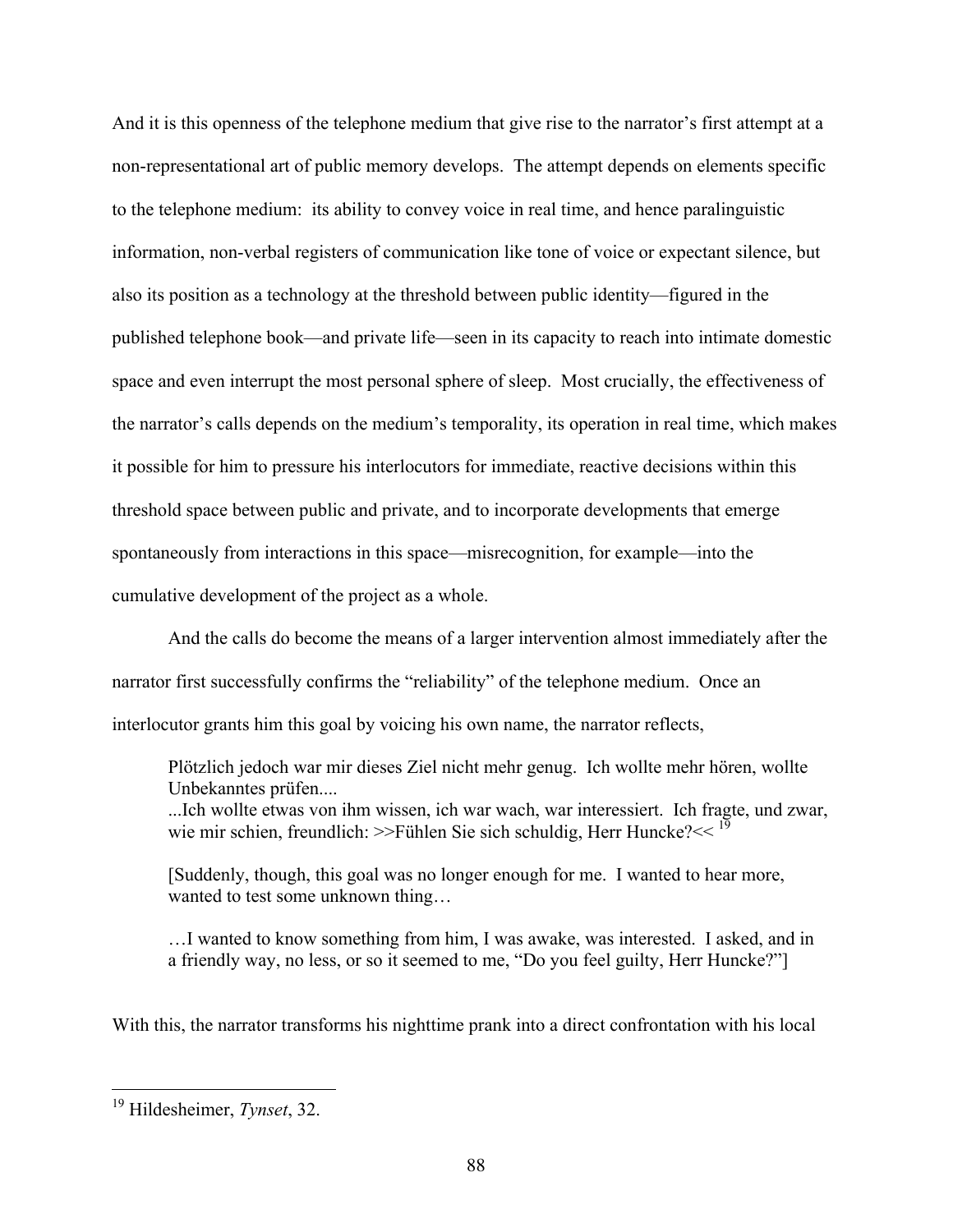And it is this openness of the telephone medium that give rise to the narrator's first attempt at a non-representational art of public memory develops. The attempt depends on elements specific to the telephone medium: its ability to convey voice in real time, and hence paralinguistic information, non-verbal registers of communication like tone of voice or expectant silence, but also its position as a technology at the threshold between public identity—figured in the published telephone book—and private life—seen in its capacity to reach into intimate domestic space and even interrupt the most personal sphere of sleep. Most crucially, the effectiveness of the narrator's calls depends on the medium's temporality, its operation in real time, which makes it possible for him to pressure his interlocutors for immediate, reactive decisions within this threshold space between public and private, and to incorporate developments that emerge spontaneously from interactions in this space—misrecognition, for example—into the cumulative development of the project as a whole.

And the calls do become the means of a larger intervention almost immediately after the narrator first successfully confirms the "reliability" of the telephone medium. Once an interlocutor grants him this goal by voicing his own name, the narrator reflects,

> Plötzlich jedoch war mir dieses Ziel nicht mehr genug. Ich wollte mehr hören, wollte Unbekanntes prüfen....
> ...Ich wollte etwas von ihm wissen, ich war wach, war interessiert. Ich fragte, und zwar, wie mir schien, freundlich: >>Fühlen Sie sich schuldig, Herr Huncke?<< [19]
>
> [Suddenly, though, this goal was no longer enough for me. I wanted to hear more, wanted to test some unknown thing…
>
> …I wanted to know something from him, I was awake, was interested. I asked, and in a friendly way, no less, or so it seemed to me, "Do you feel guilty, Herr Huncke?"]

With this, the narrator transforms his nighttime prank into a direct confrontation with his local

---

[19] Hildesheimer, *Tynset*, 32.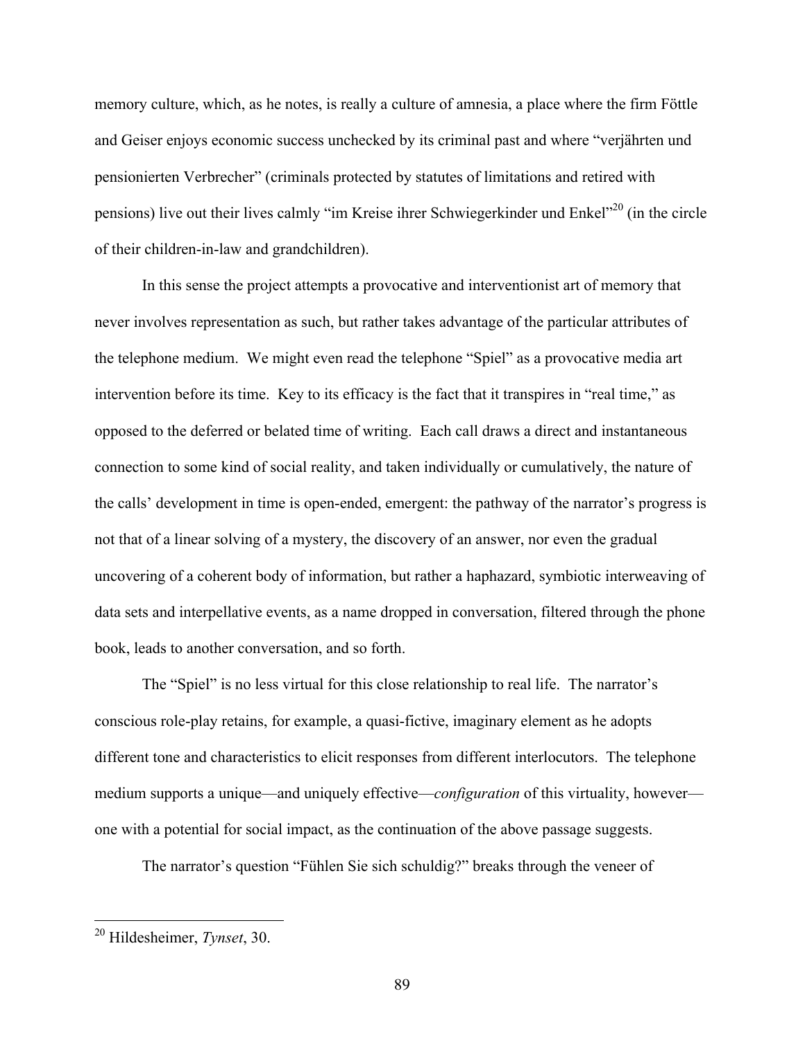memory culture, which, as he notes, is really a culture of amnesia, a place where the firm Föttle and Geiser enjoys economic success unchecked by its criminal past and where "verjährten und pensionierten Verbrecher" (criminals protected by statutes of limitations and retired with pensions) live out their lives calmly "im Kreise ihrer Schwiegerkinder und Enkel"[20] (in the circle of their children-in-law and grandchildren).

In this sense the project attempts a provocative and interventionist art of memory that never involves representation as such, but rather takes advantage of the particular attributes of the telephone medium. We might even read the telephone "Spiel" as a provocative media art intervention before its time. Key to its efficacy is the fact that it transpires in "real time," as opposed to the deferred or belated time of writing. Each call draws a direct and instantaneous connection to some kind of social reality, and taken individually or cumulatively, the nature of the calls' development in time is open-ended, emergent: the pathway of the narrator's progress is not that of a linear solving of a mystery, the discovery of an answer, nor even the gradual uncovering of a coherent body of information, but rather a haphazard, symbiotic interweaving of data sets and interpellative events, as a name dropped in conversation, filtered through the phone book, leads to another conversation, and so forth.

The "Spiel" is no less virtual for this close relationship to real life. The narrator's conscious role-play retains, for example, a quasi-fictive, imaginary element as he adopts different tone and characteristics to elicit responses from different interlocutors. The telephone medium supports a unique—and uniquely effective—*configuration* of this virtuality, however—one with a potential for social impact, as the continuation of the above passage suggests.

The narrator's question "Fühlen Sie sich schuldig?" breaks through the veneer of

[20] Hildesheimer, *Tynset*, 30.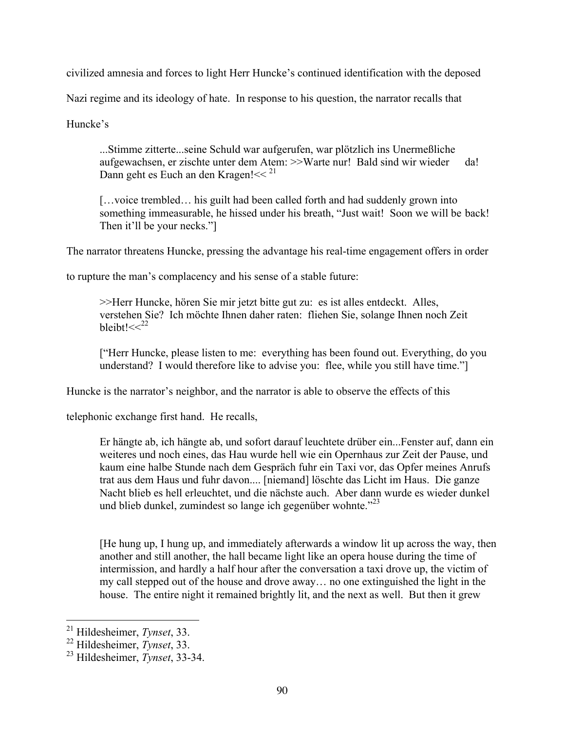civilized amnesia and forces to light Herr Huncke's continued identification with the deposed Nazi regime and its ideology of hate. In response to his question, the narrator recalls that Huncke's

> ...Stimme zitterte...seine Schuld war aufgerufen, war plötzlich ins Unermeßliche aufgewachsen, er zischte unter dem Atem: >>Warte nur! Bald sind wir wieder da! Dann geht es Euch an den Kragen!<< [21]
>
> […voice trembled… his guilt had been called forth and had suddenly grown into something immeasurable, he hissed under his breath, "Just wait! Soon we will be back! Then it'll be your necks."]

The narrator threatens Huncke, pressing the advantage his real-time engagement offers in order to rupture the man's complacency and his sense of a stable future:

> >>Herr Huncke, hören Sie mir jetzt bitte gut zu: es ist alles entdeckt. Alles, verstehen Sie? Ich möchte Ihnen daher raten: fliehen Sie, solange Ihnen noch Zeit bleibt!<<[22]
>
> ["Herr Huncke, please listen to me: everything has been found out. Everything, do you understand? I would therefore like to advise you: flee, while you still have time."]

Huncke is the narrator's neighbor, and the narrator is able to observe the effects of this telephonic exchange first hand. He recalls,

> Er hängte ab, ich hängte ab, und sofort darauf leuchtete drüber ein...Fenster auf, dann ein weiteres und noch eines, das Hau wurde hell wie ein Opernhaus zur Zeit der Pause, und kaum eine halbe Stunde nach dem Gespräch fuhr ein Taxi vor, das Opfer meines Anrufs trat aus dem Haus und fuhr davon.... [niemand] löschte das Licht im Haus. Die ganze Nacht blieb es hell erleuchtet, und die nächste auch. Aber dann wurde es wieder dunkel und blieb dunkel, zumindest so lange ich gegenüber wohnte."[23]
>
> [He hung up, I hung up, and immediately afterwards a window lit up across the way, then another and still another, the hall became light like an opera house during the time of intermission, and hardly a half hour after the conversation a taxi drove up, the victim of my call stepped out of the house and drove away… no one extinguished the light in the house. The entire night it remained brightly lit, and the next as well. But then it grew

[21] Hildesheimer, *Tynset*, 33.
[22] Hildesheimer, *Tynset*, 33.
[23] Hildesheimer, *Tynset*, 33-34.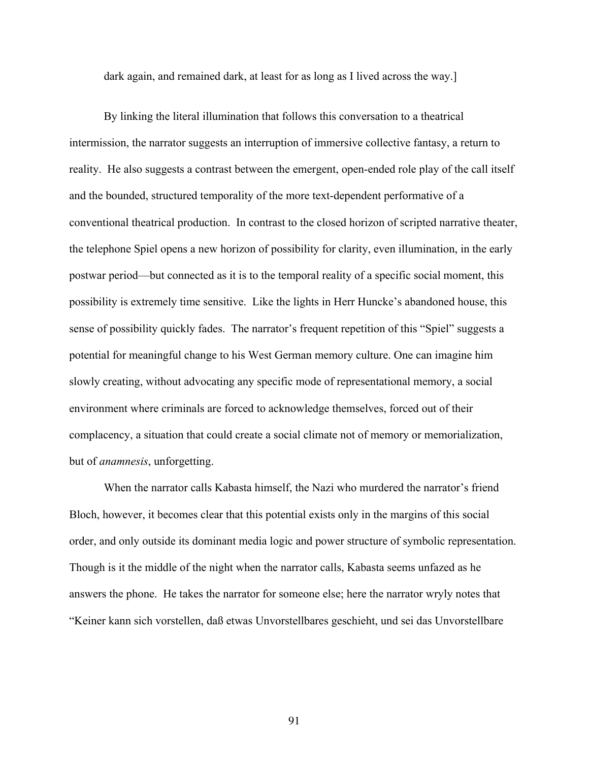dark again, and remained dark, at least for as long as I lived across the way.]

By linking the literal illumination that follows this conversation to a theatrical intermission, the narrator suggests an interruption of immersive collective fantasy, a return to reality. He also suggests a contrast between the emergent, open-ended role play of the call itself and the bounded, structured temporality of the more text-dependent performative of a conventional theatrical production. In contrast to the closed horizon of scripted narrative theater, the telephone Spiel opens a new horizon of possibility for clarity, even illumination, in the early postwar period—but connected as it is to the temporal reality of a specific social moment, this possibility is extremely time sensitive. Like the lights in Herr Huncke's abandoned house, this sense of possibility quickly fades. The narrator's frequent repetition of this "Spiel" suggests a potential for meaningful change to his West German memory culture. One can imagine him slowly creating, without advocating any specific mode of representational memory, a social environment where criminals are forced to acknowledge themselves, forced out of their complacency, a situation that could create a social climate not of memory or memorialization, but of *anamnesis*, unforgetting.

When the narrator calls Kabasta himself, the Nazi who murdered the narrator's friend Bloch, however, it becomes clear that this potential exists only in the margins of this social order, and only outside its dominant media logic and power structure of symbolic representation. Though is it the middle of the night when the narrator calls, Kabasta seems unfazed as he answers the phone. He takes the narrator for someone else; here the narrator wryly notes that "Keiner kann sich vorstellen, daß etwas Unvorstellbares geschieht, und sei das Unvorstellbare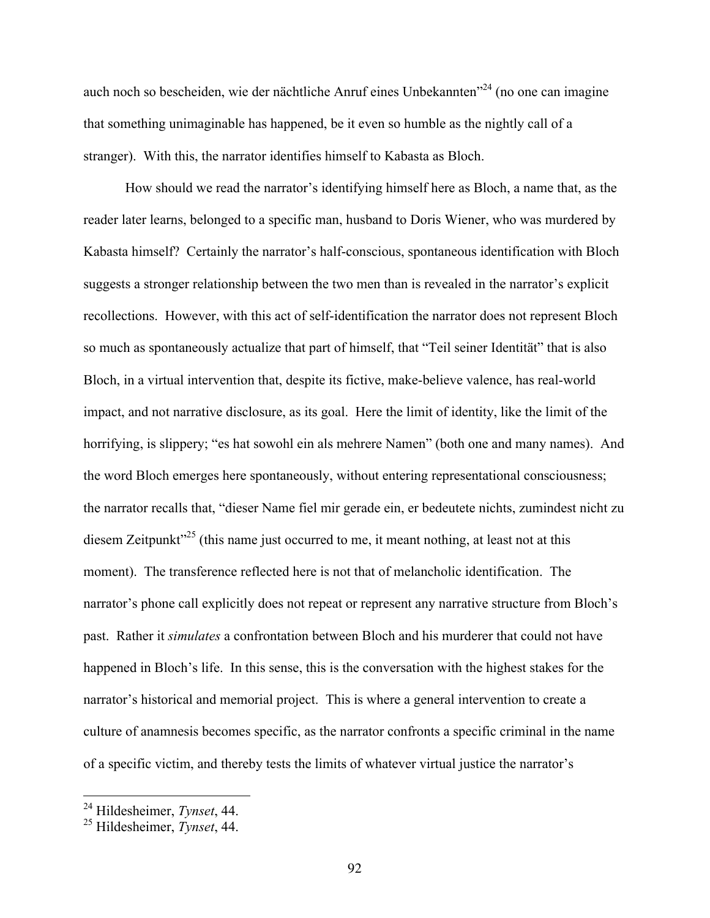auch noch so bescheiden, wie der nächtliche Anruf eines Unbekannten"[24] (no one can imagine that something unimaginable has happened, be it even so humble as the nightly call of a stranger). With this, the narrator identifies himself to Kabasta as Bloch.

How should we read the narrator's identifying himself here as Bloch, a name that, as the reader later learns, belonged to a specific man, husband to Doris Wiener, who was murdered by Kabasta himself? Certainly the narrator's half-conscious, spontaneous identification with Bloch suggests a stronger relationship between the two men than is revealed in the narrator's explicit recollections. However, with this act of self-identification the narrator does not represent Bloch so much as spontaneously actualize that part of himself, that "Teil seiner Identität" that is also Bloch, in a virtual intervention that, despite its fictive, make-believe valence, has real-world impact, and not narrative disclosure, as its goal. Here the limit of identity, like the limit of the horrifying, is slippery; "es hat sowohl ein als mehrere Namen" (both one and many names). And the word Bloch emerges here spontaneously, without entering representational consciousness; the narrator recalls that, "dieser Name fiel mir gerade ein, er bedeutete nichts, zumindest nicht zu diesem Zeitpunkt"[25] (this name just occurred to me, it meant nothing, at least not at this moment). The transference reflected here is not that of melancholic identification. The narrator's phone call explicitly does not repeat or represent any narrative structure from Bloch's past. Rather it *simulates* a confrontation between Bloch and his murderer that could not have happened in Bloch's life. In this sense, this is the conversation with the highest stakes for the narrator's historical and memorial project. This is where a general intervention to create a culture of anamnesis becomes specific, as the narrator confronts a specific criminal in the name of a specific victim, and thereby tests the limits of whatever virtual justice the narrator's

[24] Hildesheimer, *Tynset*, 44.
[25] Hildesheimer, *Tynset*, 44.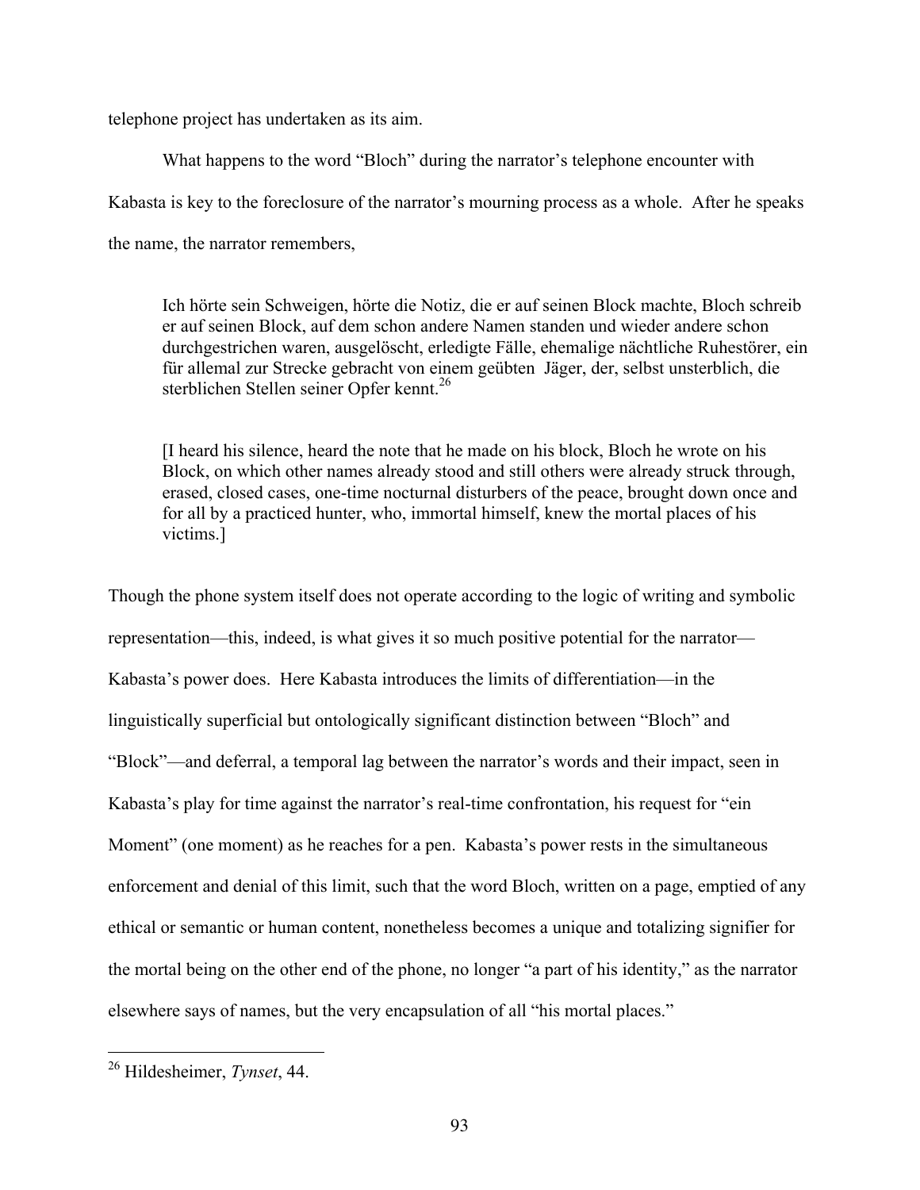telephone project has undertaken as its aim.

What happens to the word "Bloch" during the narrator's telephone encounter with Kabasta is key to the foreclosure of the narrator's mourning process as a whole. After he speaks the name, the narrator remembers,

> Ich hörte sein Schweigen, hörte die Notiz, die er auf seinen Block machte, Bloch schreib er auf seinen Block, auf dem schon andere Namen standen und wieder andere schon durchgestrichen waren, ausgelöscht, erledigte Fälle, ehemalige nächtliche Ruhestörer, ein für allemal zur Strecke gebracht von einem geübten Jäger, der, selbst unsterblich, die sterblichen Stellen seiner Opfer kennt.[26]

> [I heard his silence, heard the note that he made on his block, Bloch he wrote on his Block, on which other names already stood and still others were already struck through, erased, closed cases, one-time nocturnal disturbers of the peace, brought down once and for all by a practiced hunter, who, immortal himself, knew the mortal places of his victims.]

Though the phone system itself does not operate according to the logic of writing and symbolic representation—this, indeed, is what gives it so much positive potential for the narrator—Kabasta's power does. Here Kabasta introduces the limits of differentiation—in the linguistically superficial but ontologically significant distinction between "Bloch" and "Block"—and deferral, a temporal lag between the narrator's words and their impact, seen in Kabasta's play for time against the narrator's real-time confrontation, his request for "ein Moment" (one moment) as he reaches for a pen. Kabasta's power rests in the simultaneous enforcement and denial of this limit, such that the word Bloch, written on a page, emptied of any ethical or semantic or human content, nonetheless becomes a unique and totalizing signifier for the mortal being on the other end of the phone, no longer "a part of his identity," as the narrator elsewhere says of names, but the very encapsulation of all "his mortal places."

---

[26] Hildesheimer, *Tynset*, 44.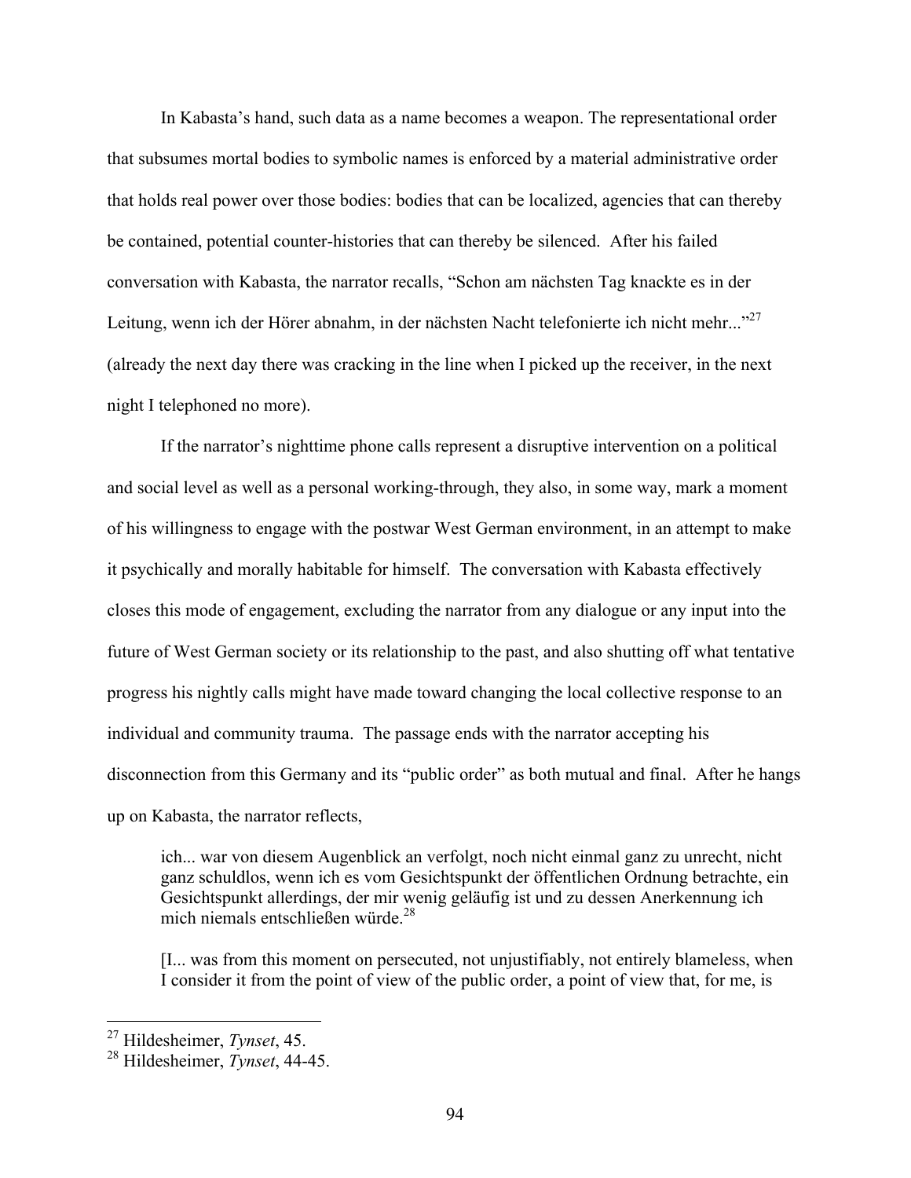In Kabasta's hand, such data as a name becomes a weapon. The representational order that subsumes mortal bodies to symbolic names is enforced by a material administrative order that holds real power over those bodies: bodies that can be localized, agencies that can thereby be contained, potential counter-histories that can thereby be silenced. After his failed conversation with Kabasta, the narrator recalls, "Schon am nächsten Tag knackte es in der Leitung, wenn ich der Hörer abnahm, in der nächsten Nacht telefonierte ich nicht mehr..."[27] (already the next day there was cracking in the line when I picked up the receiver, in the next night I telephoned no more).

If the narrator's nighttime phone calls represent a disruptive intervention on a political and social level as well as a personal working-through, they also, in some way, mark a moment of his willingness to engage with the postwar West German environment, in an attempt to make it psychically and morally habitable for himself. The conversation with Kabasta effectively closes this mode of engagement, excluding the narrator from any dialogue or any input into the future of West German society or its relationship to the past, and also shutting off what tentative progress his nightly calls might have made toward changing the local collective response to an individual and community trauma. The passage ends with the narrator accepting his disconnection from this Germany and its "public order" as both mutual and final. After he hangs up on Kabasta, the narrator reflects,

> ich... war von diesem Augenblick an verfolgt, noch nicht einmal ganz zu unrecht, nicht ganz schuldlos, wenn ich es vom Gesichtspunkt der öffentlichen Ordnung betrachte, ein Gesichtspunkt allerdings, der mir wenig geläufig ist und zu dessen Anerkennung ich mich niemals entschließen würde.[28]
>
> [I... was from this moment on persecuted, not unjustifiably, not entirely blameless, when I consider it from the point of view of the public order, a point of view that, for me, is

---

[27] Hildesheimer, *Tynset*, 45.

[28] Hildesheimer, *Tynset*, 44-45.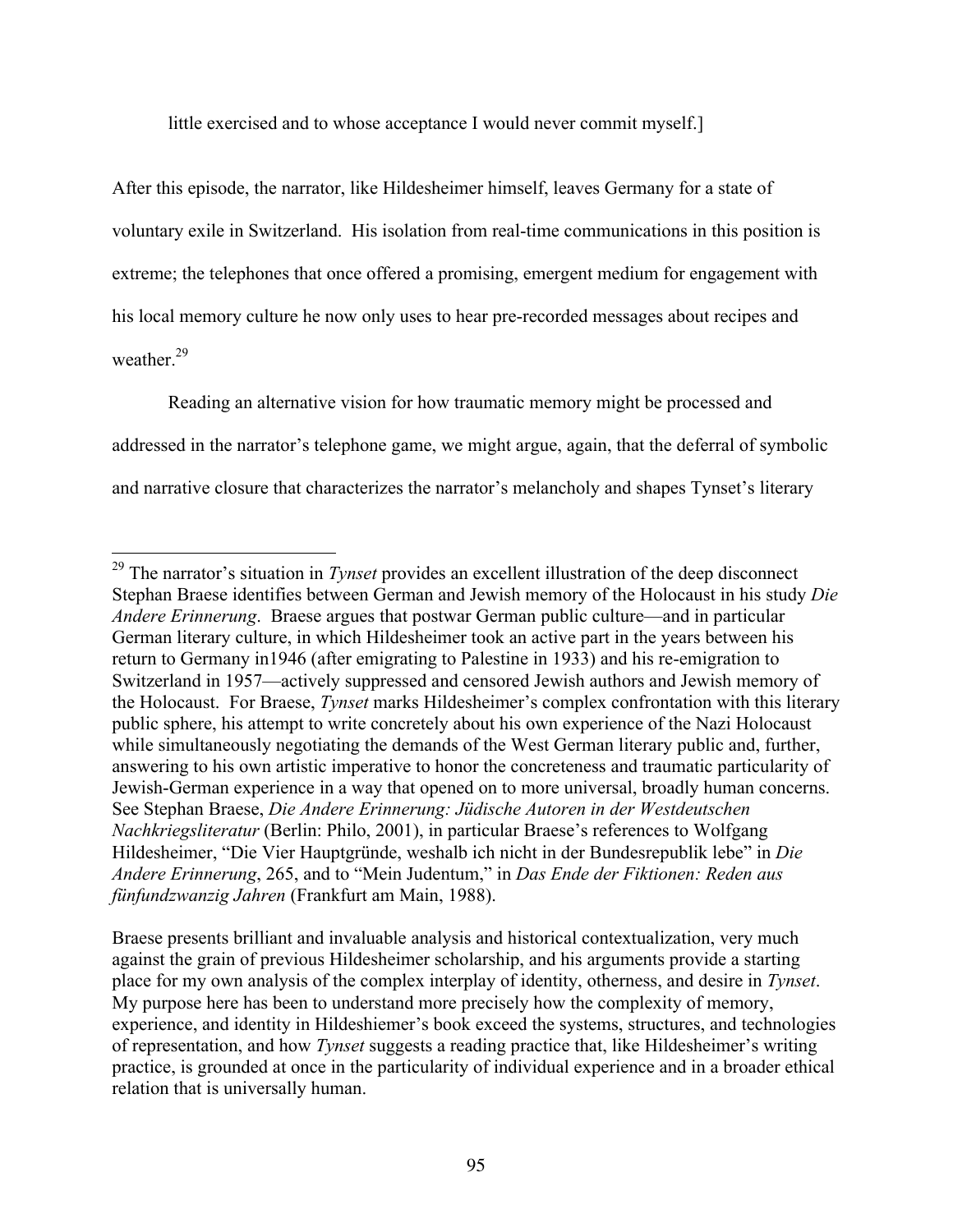little exercised and to whose acceptance I would never commit myself.]

After this episode, the narrator, like Hildesheimer himself, leaves Germany for a state of voluntary exile in Switzerland. His isolation from real-time communications in this position is extreme; the telephones that once offered a promising, emergent medium for engagement with his local memory culture he now only uses to hear pre-recorded messages about recipes and weather.[29]

Reading an alternative vision for how traumatic memory might be processed and addressed in the narrator's telephone game, we might argue, again, that the deferral of symbolic and narrative closure that characterizes the narrator's melancholy and shapes Tynset's literary

---

[29] The narrator's situation in *Tynset* provides an excellent illustration of the deep disconnect Stephan Braese identifies between German and Jewish memory of the Holocaust in his study *Die Andere Erinnerung*. Braese argues that postwar German public culture—and in particular German literary culture, in which Hildesheimer took an active part in the years between his return to Germany in1946 (after emigrating to Palestine in 1933) and his re-emigration to Switzerland in 1957—actively suppressed and censored Jewish authors and Jewish memory of the Holocaust. For Braese, *Tynset* marks Hildesheimer's complex confrontation with this literary public sphere, his attempt to write concretely about his own experience of the Nazi Holocaust while simultaneously negotiating the demands of the West German literary public and, further, answering to his own artistic imperative to honor the concreteness and traumatic particularity of Jewish-German experience in a way that opened on to more universal, broadly human concerns. See Stephan Braese, *Die Andere Erinnerung: Jüdische Autoren in der Westdeutschen Nachkriegsliteratur* (Berlin: Philo, 2001), in particular Braese's references to Wolfgang Hildesheimer, "Die Vier Hauptgründe, weshalb ich nicht in der Bundesrepublik lebe" in *Die Andere Erinnerung*, 265, and to "Mein Judentum," in *Das Ende der Fiktionen: Reden aus fünfundzwanzig Jahren* (Frankfurt am Main, 1988).

Braese presents brilliant and invaluable analysis and historical contextualization, very much against the grain of previous Hildesheimer scholarship, and his arguments provide a starting place for my own analysis of the complex interplay of identity, otherness, and desire in *Tynset*. My purpose here has been to understand more precisely how the complexity of memory, experience, and identity in Hildeshiemer's book exceed the systems, structures, and technologies of representation, and how *Tynset* suggests a reading practice that, like Hildesheimer's writing practice, is grounded at once in the particularity of individual experience and in a broader ethical relation that is universally human.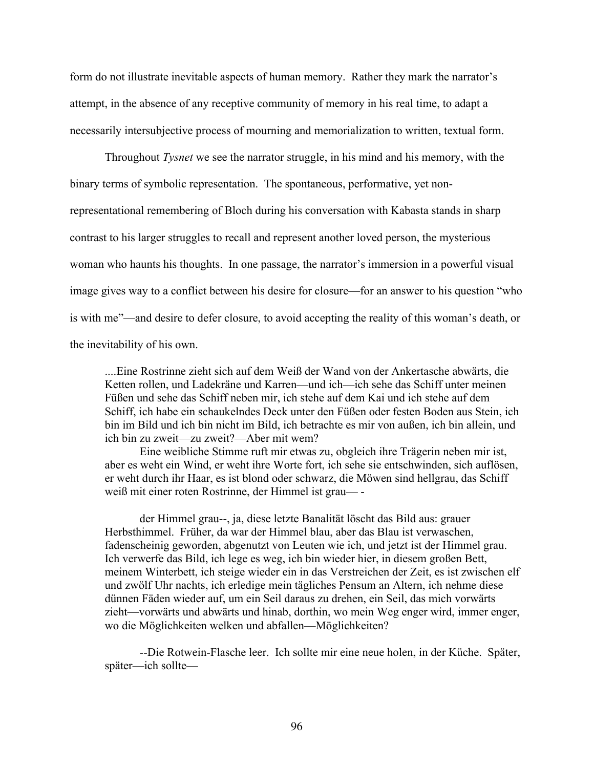form do not illustrate inevitable aspects of human memory. Rather they mark the narrator's attempt, in the absence of any receptive community of memory in his real time, to adapt a necessarily intersubjective process of mourning and memorialization to written, textual form.

Throughout *Tysnet* we see the narrator struggle, in his mind and his memory, with the binary terms of symbolic representation. The spontaneous, performative, yet non-representational remembering of Bloch during his conversation with Kabasta stands in sharp contrast to his larger struggles to recall and represent another loved person, the mysterious woman who haunts his thoughts. In one passage, the narrator's immersion in a powerful visual image gives way to a conflict between his desire for closure—for an answer to his question "who is with me"—and desire to defer closure, to avoid accepting the reality of this woman's death, or the inevitability of his own.

> ....Eine Rostrinne zieht sich auf dem Weiß der Wand von der Ankertasche abwärts, die Ketten rollen, und Ladekräne und Karren—und ich—ich sehe das Schiff unter meinen Füßen und sehe das Schiff neben mir, ich stehe auf dem Kai und ich stehe auf dem Schiff, ich habe ein schaukelndes Deck unter den Füßen oder festen Boden aus Stein, ich bin im Bild und ich bin nicht im Bild, ich betrachte es mir von außen, ich bin allein, und ich bin zu zweit—zu zweit?—Aber mit wem?
>
> Eine weibliche Stimme ruft mir etwas zu, obgleich ihre Trägerin neben mir ist, aber es weht ein Wind, er weht ihre Worte fort, ich sehe sie entschwinden, sich auflösen, er weht durch ihr Haar, es ist blond oder schwarz, die Möwen sind hellgrau, das Schiff weiß mit einer roten Rostrinne, der Himmel ist grau— -
>
> der Himmel grau--, ja, diese letzte Banalität löscht das Bild aus: grauer Herbsthimmel. Früher, da war der Himmel blau, aber das Blau ist verwaschen, fadenscheinig geworden, abgenutzt von Leuten wie ich, und jetzt ist der Himmel grau. Ich verwerfe das Bild, ich lege es weg, ich bin wieder hier, in diesem großen Bett, meinem Winterbett, ich steige wieder ein in das Verstreichen der Zeit, es ist zwischen elf und zwölf Uhr nachts, ich erledige mein tägliches Pensum an Altern, ich nehme diese dünnen Fäden wieder auf, um ein Seil daraus zu drehen, ein Seil, das mich vorwärts zieht—vorwärts und abwärts und hinab, dorthin, wo mein Weg enger wird, immer enger, wo die Möglichkeiten welken und abfallen—Möglichkeiten?
>
> --Die Rotwein-Flasche leer. Ich sollte mir eine neue holen, in der Küche. Später, später—ich sollte—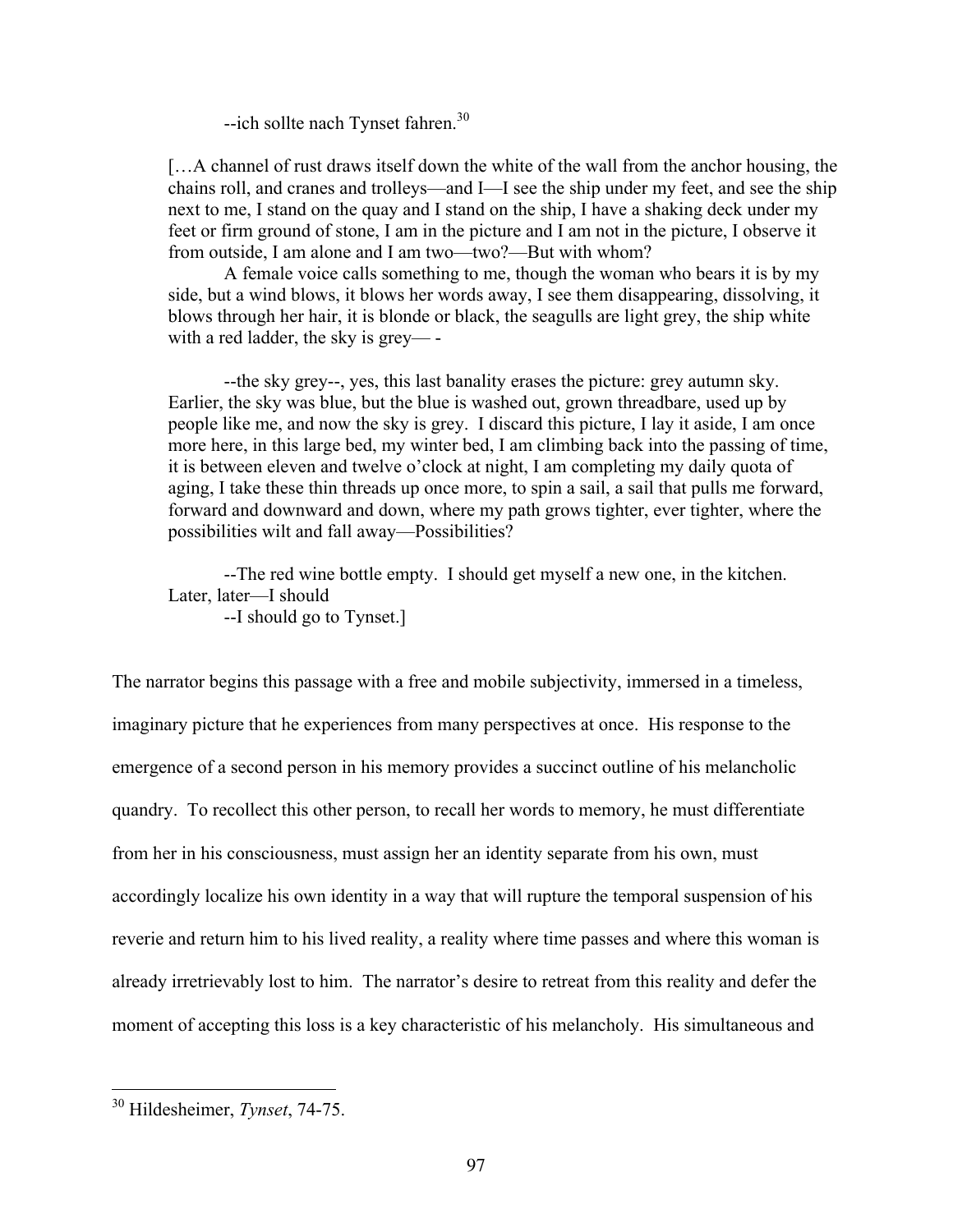--ich sollte nach Tynset fahren.[30]

> […A channel of rust draws itself down the white of the wall from the anchor housing, the chains roll, and cranes and trolleys—and I—I see the ship under my feet, and see the ship next to me, I stand on the quay and I stand on the ship, I have a shaking deck under my feet or firm ground of stone, I am in the picture and I am not in the picture, I observe it from outside, I am alone and I am two—two?—But with whom?
>
> A female voice calls something to me, though the woman who bears it is by my side, but a wind blows, it blows her words away, I see them disappearing, dissolving, it blows through her hair, it is blonde or black, the seagulls are light grey, the ship white with a red ladder, the sky is grey— -
>
> --the sky grey--, yes, this last banality erases the picture: grey autumn sky. Earlier, the sky was blue, but the blue is washed out, grown threadbare, used up by people like me, and now the sky is grey. I discard this picture, I lay it aside, I am once more here, in this large bed, my winter bed, I am climbing back into the passing of time, it is between eleven and twelve o'clock at night, I am completing my daily quota of aging, I take these thin threads up once more, to spin a sail, a sail that pulls me forward, forward and downward and down, where my path grows tighter, ever tighter, where the possibilities wilt and fall away—Possibilities?
>
> --The red wine bottle empty. I should get myself a new one, in the kitchen. Later, later—I should
> --I should go to Tynset.]

The narrator begins this passage with a free and mobile subjectivity, immersed in a timeless, imaginary picture that he experiences from many perspectives at once. His response to the emergence of a second person in his memory provides a succinct outline of his melancholic quandry. To recollect this other person, to recall her words to memory, he must differentiate from her in his consciousness, must assign her an identity separate from his own, must accordingly localize his own identity in a way that will rupture the temporal suspension of his reverie and return him to his lived reality, a reality where time passes and where this woman is already irretrievably lost to him. The narrator's desire to retreat from this reality and defer the moment of accepting this loss is a key characteristic of his melancholy. His simultaneous and

---

[30] Hildesheimer, *Tynset*, 74-75.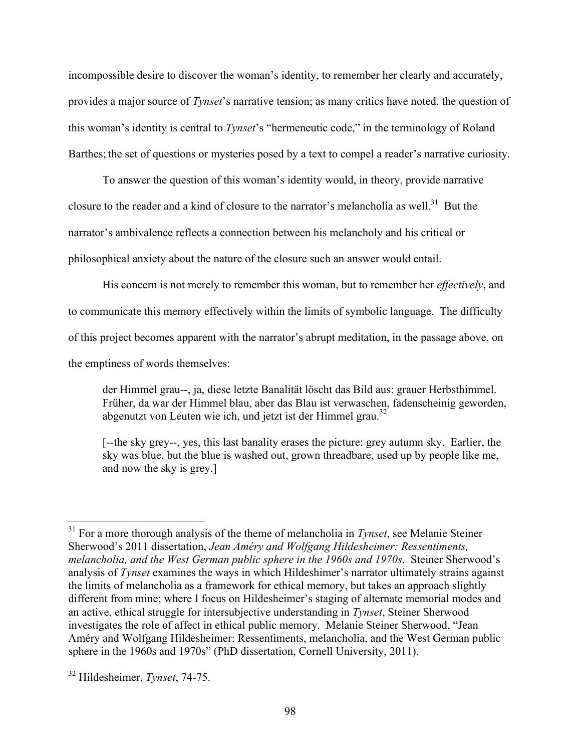incompossible desire to discover the woman's identity, to remember her clearly and accurately, provides a major source of *Tynset*'s narrative tension; as many critics have noted, the question of this woman's identity is central to *Tynset*'s "hermeneutic code," in the terminology of Roland Barthes; the set of questions or mysteries posed by a text to compel a reader's narrative curiosity.

To answer the question of this woman's identity would, in theory, provide narrative closure to the reader and a kind of closure to the narrator's melancholia as well.[31] But the narrator's ambivalence reflects a connection between his melancholy and his critical or philosophical anxiety about the nature of the closure such an answer would entail.

His concern is not merely to remember this woman, but to remember her *effectively*, and to communicate this memory effectively within the limits of symbolic language. The difficulty of this project becomes apparent with the narrator's abrupt meditation, in the passage above, on the emptiness of words themselves:

> der Himmel grau--, ja, diese letzte Banalität löscht das Bild aus: grauer Herbsthimmel. Früher, da war der Himmel blau, aber das Blau ist verwaschen, fadenscheinig geworden, abgenutzt von Leuten wie ich, und jetzt ist der Himmel grau.[32]
>
> [--the sky grey--, yes, this last banality erases the picture: grey autumn sky. Earlier, the sky was blue, but the blue is washed out, grown threadbare, used up by people like me, and now the sky is grey.]

---

[31] For a more thorough analysis of the theme of melancholia in *Tynset*, see Melanie Steiner Sherwood's 2011 dissertation, *Jean Améry and Wolfgang Hildesheimer: Ressentiments, melancholia, and the West German public sphere in the 1960s and 1970s*. Steiner Sherwood's analysis of *Tynset* examines the ways in which Hildeshimer's narrator ultimately strains against the limits of melancholia as a framework for ethical memory, but takes an approach slightly different from mine; where I focus on Hildesheimer's staging of alternate memorial modes and an active, ethical struggle for intersubjective understanding in *Tynset*, Steiner Sherwood investigates the role of affect in ethical public memory. Melanie Steiner Sherwood, "Jean Améry and Wolfgang Hildesheimer: Ressentiments, melancholia, and the West German public sphere in the 1960s and 1970s" (PhD dissertation, Cornell University, 2011).

[32] Hildesheimer, *Tynset*, 74-75.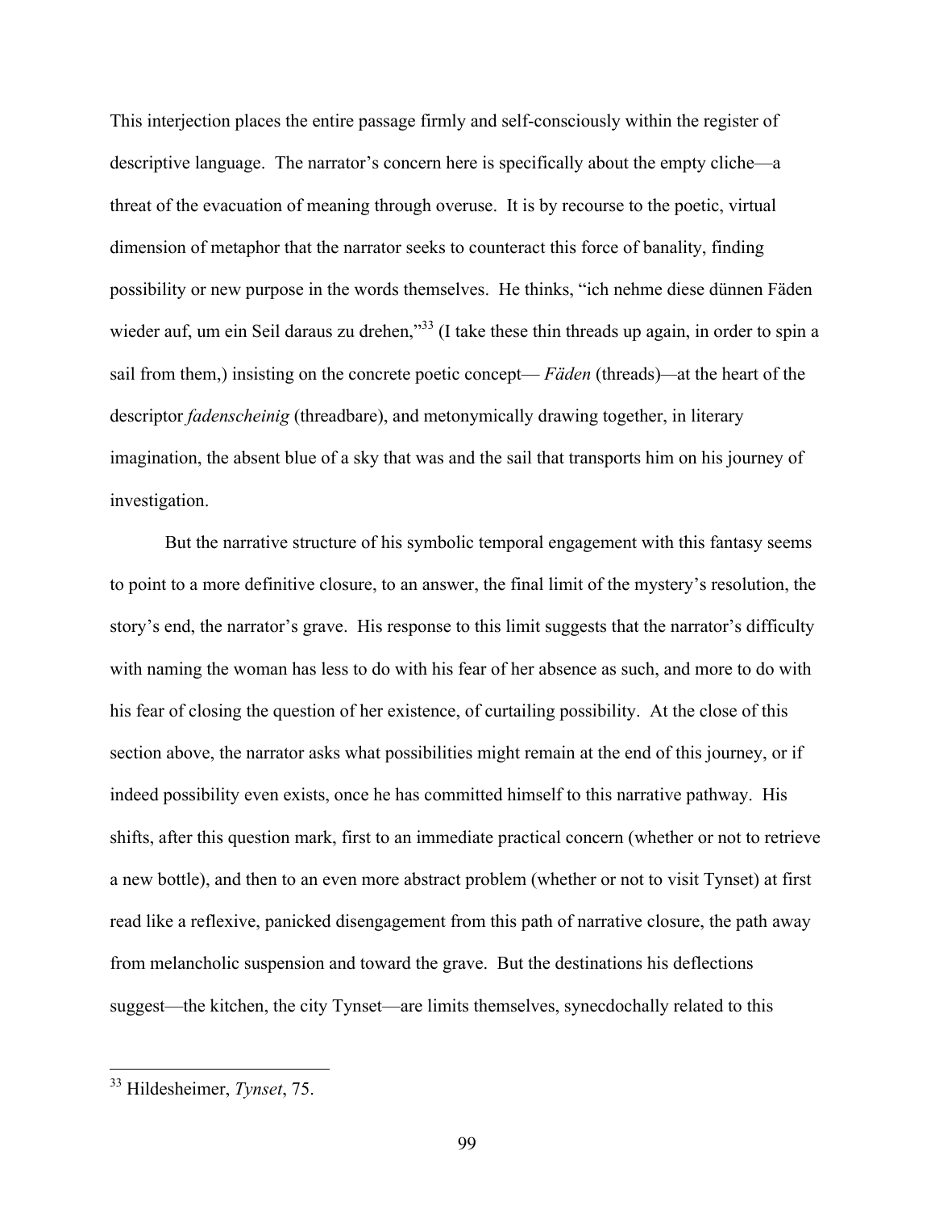This interjection places the entire passage firmly and self-consciously within the register of descriptive language. The narrator's concern here is specifically about the empty cliche—a threat of the evacuation of meaning through overuse. It is by recourse to the poetic, virtual dimension of metaphor that the narrator seeks to counteract this force of banality, finding possibility or new purpose in the words themselves. He thinks, "ich nehme diese dünnen Fäden wieder auf, um ein Seil daraus zu drehen,"[33] (I take these thin threads up again, in order to spin a sail from them,) insisting on the concrete poetic concept— *Fäden* (threads)—at the heart of the descriptor *fadenscheinig* (threadbare), and metonymically drawing together, in literary imagination, the absent blue of a sky that was and the sail that transports him on his journey of investigation.

But the narrative structure of his symbolic temporal engagement with this fantasy seems to point to a more definitive closure, to an answer, the final limit of the mystery's resolution, the story's end, the narrator's grave. His response to this limit suggests that the narrator's difficulty with naming the woman has less to do with his fear of her absence as such, and more to do with his fear of closing the question of her existence, of curtailing possibility. At the close of this section above, the narrator asks what possibilities might remain at the end of this journey, or if indeed possibility even exists, once he has committed himself to this narrative pathway. His shifts, after this question mark, first to an immediate practical concern (whether or not to retrieve a new bottle), and then to an even more abstract problem (whether or not to visit Tynset) at first read like a reflexive, panicked disengagement from this path of narrative closure, the path away from melancholic suspension and toward the grave. But the destinations his deflections suggest—the kitchen, the city Tynset—are limits themselves, synecdochally related to this

---

[33] Hildesheimer, *Tynset*, 75.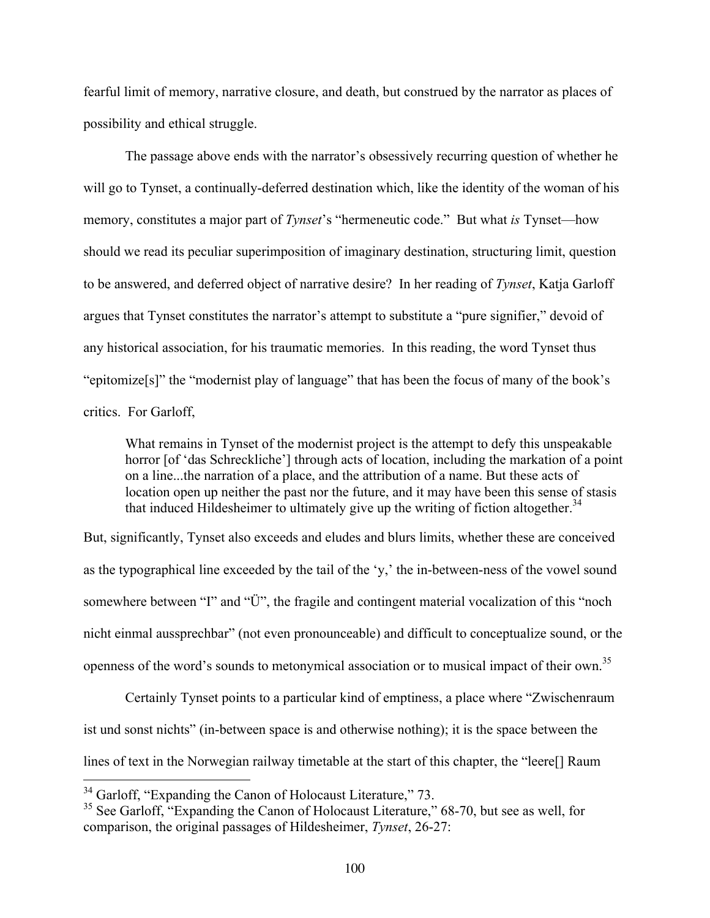fearful limit of memory, narrative closure, and death, but construed by the narrator as places of possibility and ethical struggle.

The passage above ends with the narrator's obsessively recurring question of whether he will go to Tynset, a continually-deferred destination which, like the identity of the woman of his memory, constitutes a major part of *Tynset*'s "hermeneutic code." But what *is* Tynset—how should we read its peculiar superimposition of imaginary destination, structuring limit, question to be answered, and deferred object of narrative desire? In her reading of *Tynset*, Katja Garloff argues that Tynset constitutes the narrator's attempt to substitute a "pure signifier," devoid of any historical association, for his traumatic memories. In this reading, the word Tynset thus "epitomize[s]" the "modernist play of language" that has been the focus of many of the book's critics. For Garloff,

> What remains in Tynset of the modernist project is the attempt to defy this unspeakable horror [of 'das Schreckliche'] through acts of location, including the markation of a point on a line...the narration of a place, and the attribution of a name. But these acts of location open up neither the past nor the future, and it may have been this sense of stasis that induced Hildesheimer to ultimately give up the writing of fiction altogether.[34]

But, significantly, Tynset also exceeds and eludes and blurs limits, whether these are conceived as the typographical line exceeded by the tail of the 'y,' the in-between-ness of the vowel sound somewhere between "I" and "Ü", the fragile and contingent material vocalization of this "noch nicht einmal aussprechbar" (not even pronounceable) and difficult to conceptualize sound, or the openness of the word's sounds to metonymical association or to musical impact of their own.[35]

Certainly Tynset points to a particular kind of emptiness, a place where "Zwischenraum ist und sonst nichts" (in-between space is and otherwise nothing); it is the space between the lines of text in the Norwegian railway timetable at the start of this chapter, the "leere[] Raum

---

[34] Garloff, "Expanding the Canon of Holocaust Literature," 73.

[35] See Garloff, "Expanding the Canon of Holocaust Literature," 68-70, but see as well, for comparison, the original passages of Hildesheimer, *Tynset*, 26-27: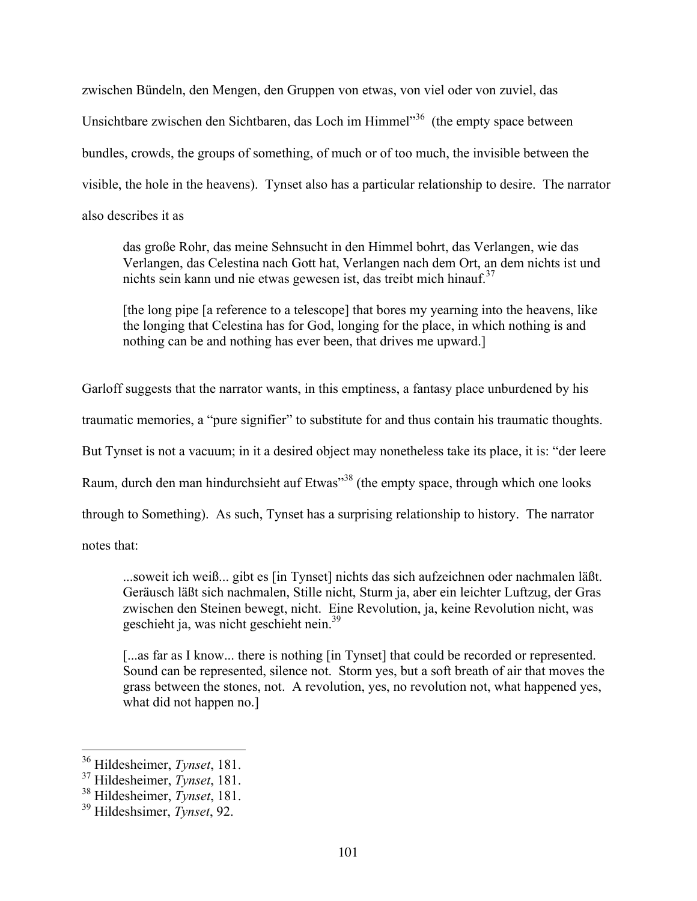zwischen Bündeln, den Mengen, den Gruppen von etwas, von viel oder von zuviel, das Unsichtbare zwischen den Sichtbaren, das Loch im Himmel"[36] (the empty space between bundles, crowds, the groups of something, of much or of too much, the invisible between the visible, the hole in the heavens). Tynset also has a particular relationship to desire. The narrator also describes it as

> das große Rohr, das meine Sehnsucht in den Himmel bohrt, das Verlangen, wie das Verlangen, das Celestina nach Gott hat, Verlangen nach dem Ort, an dem nichts ist und nichts sein kann und nie etwas gewesen ist, das treibt mich hinauf.[37]
>
> [the long pipe [a reference to a telescope] that bores my yearning into the heavens, like the longing that Celestina has for God, longing for the place, in which nothing is and nothing can be and nothing has ever been, that drives me upward.]

Garloff suggests that the narrator wants, in this emptiness, a fantasy place unburdened by his traumatic memories, a "pure signifier" to substitute for and thus contain his traumatic thoughts. But Tynset is not a vacuum; in it a desired object may nonetheless take its place, it is: "der leere Raum, durch den man hindurchsieht auf Etwas"[38] (the empty space, through which one looks through to Something). As such, Tynset has a surprising relationship to history. The narrator notes that:

> ...soweit ich weiß... gibt es [in Tynset] nichts das sich aufzeichnen oder nachmalen läßt. Geräusch läßt sich nachmalen, Stille nicht, Sturm ja, aber ein leichter Luftzug, der Gras zwischen den Steinen bewegt, nicht. Eine Revolution, ja, keine Revolution nicht, was geschieht ja, was nicht geschieht nein.[39]
>
> [...as far as I know... there is nothing [in Tynset] that could be recorded or represented. Sound can be represented, silence not. Storm yes, but a soft breath of air that moves the grass between the stones, not. A revolution, yes, no revolution not, what happened yes, what did not happen no.]

---

[36] Hildesheimer, *Tynset*, 181.

[37] Hildesheimer, *Tynset*, 181.

[38] Hildesheimer, *Tynset*, 181.

[39] Hildeshsimer, *Tynset*, 92.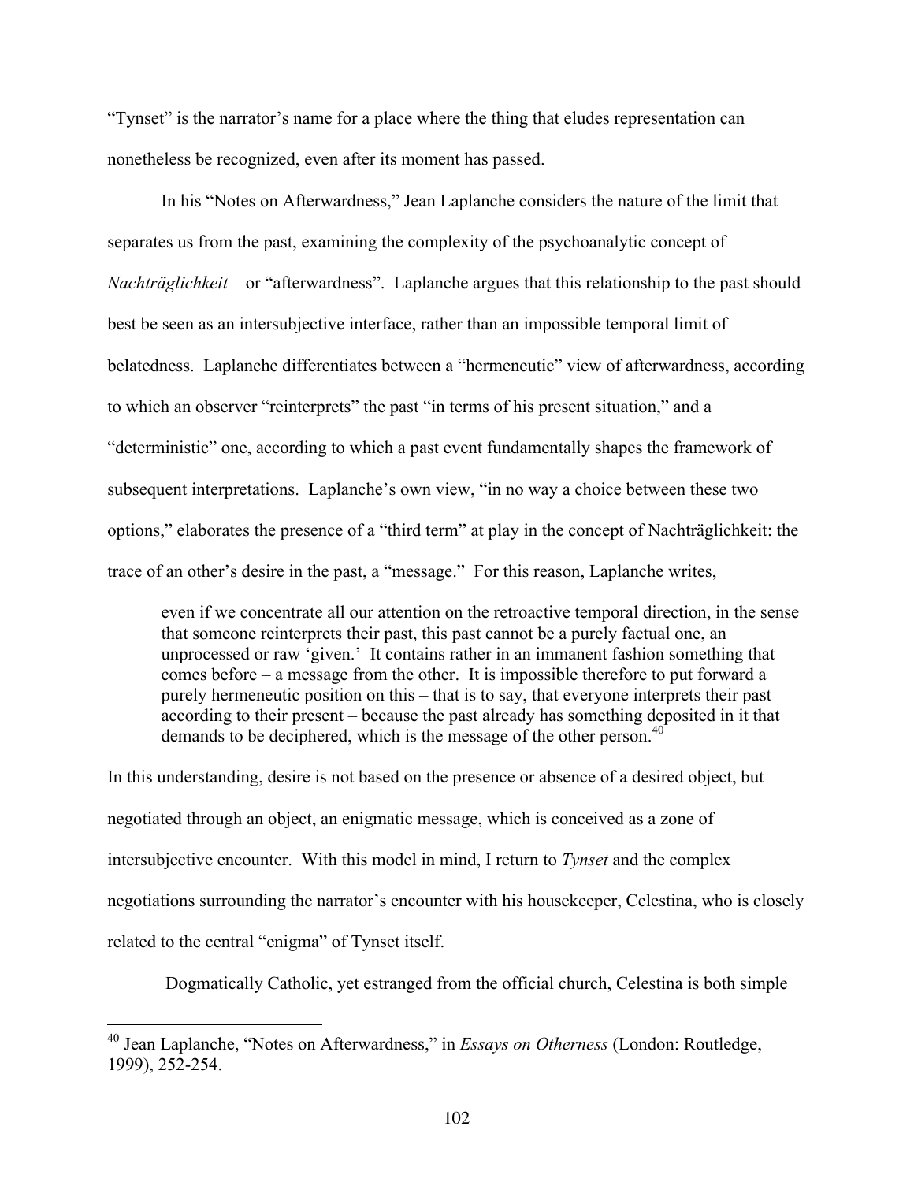"Tynset" is the narrator's name for a place where the thing that eludes representation can nonetheless be recognized, even after its moment has passed.

In his "Notes on Afterwardness," Jean Laplanche considers the nature of the limit that separates us from the past, examining the complexity of the psychoanalytic concept of *Nachträglichkeit*—or "afterwardness". Laplanche argues that this relationship to the past should best be seen as an intersubjective interface, rather than an impossible temporal limit of belatedness. Laplanche differentiates between a "hermeneutic" view of afterwardness, according to which an observer "reinterprets" the past "in terms of his present situation," and a "deterministic" one, according to which a past event fundamentally shapes the framework of subsequent interpretations. Laplanche's own view, "in no way a choice between these two options," elaborates the presence of a "third term" at play in the concept of Nachträglichkeit: the trace of an other's desire in the past, a "message." For this reason, Laplanche writes,

> even if we concentrate all our attention on the retroactive temporal direction, in the sense that someone reinterprets their past, this past cannot be a purely factual one, an unprocessed or raw 'given.' It contains rather in an immanent fashion something that comes before – a message from the other. It is impossible therefore to put forward a purely hermeneutic position on this – that is to say, that everyone interprets their past according to their present – because the past already has something deposited in it that demands to be deciphered, which is the message of the other person.[40]

In this understanding, desire is not based on the presence or absence of a desired object, but negotiated through an object, an enigmatic message, which is conceived as a zone of intersubjective encounter. With this model in mind, I return to *Tynset* and the complex negotiations surrounding the narrator's encounter with his housekeeper, Celestina, who is closely related to the central "enigma" of Tynset itself.

Dogmatically Catholic, yet estranged from the official church, Celestina is both simple

---

[40] Jean Laplanche, "Notes on Afterwardness," in *Essays on Otherness* (London: Routledge, 1999), 252-254.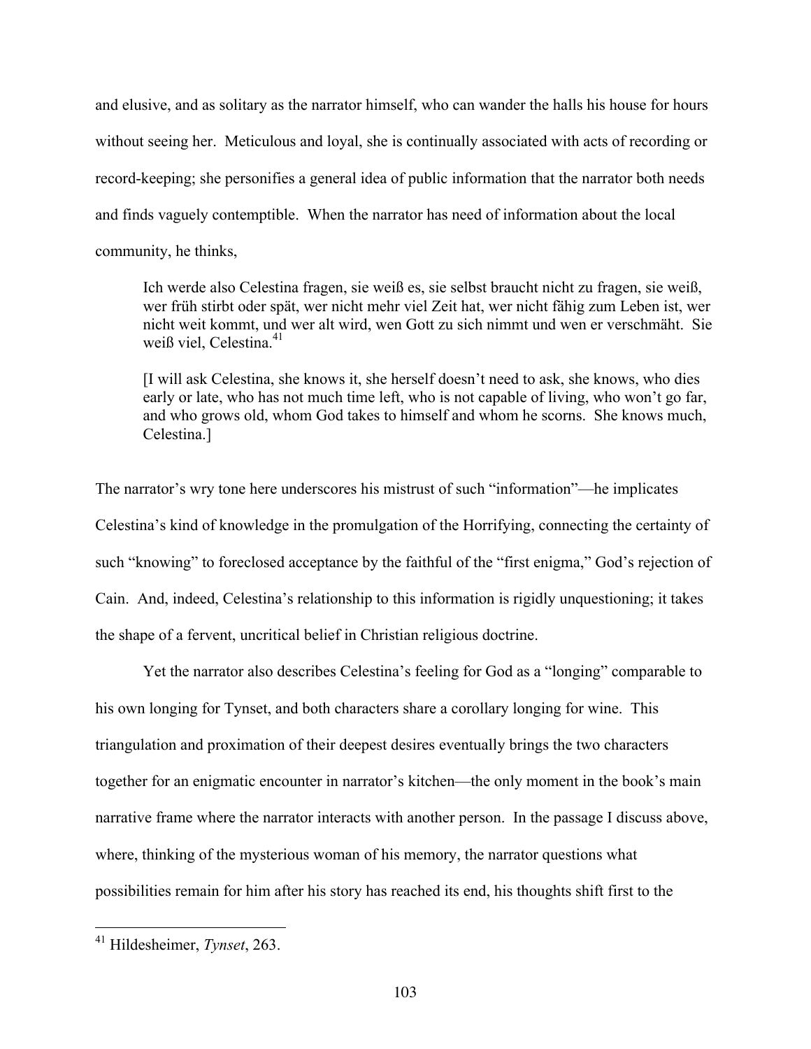and elusive, and as solitary as the narrator himself, who can wander the halls his house for hours without seeing her. Meticulous and loyal, she is continually associated with acts of recording or record-keeping; she personifies a general idea of public information that the narrator both needs and finds vaguely contemptible. When the narrator has need of information about the local community, he thinks,

> Ich werde also Celestina fragen, sie weiß es, sie selbst braucht nicht zu fragen, sie weiß, wer früh stirbt oder spät, wer nicht mehr viel Zeit hat, wer nicht fähig zum Leben ist, wer nicht weit kommt, und wer alt wird, wen Gott zu sich nimmt und wen er verschmäht. Sie weiß viel, Celestina.[41]
>
> [I will ask Celestina, she knows it, she herself doesn't need to ask, she knows, who dies early or late, who has not much time left, who is not capable of living, who won't go far, and who grows old, whom God takes to himself and whom he scorns. She knows much, Celestina.]

The narrator's wry tone here underscores his mistrust of such "information"—he implicates Celestina's kind of knowledge in the promulgation of the Horrifying, connecting the certainty of such "knowing" to foreclosed acceptance by the faithful of the "first enigma," God's rejection of Cain. And, indeed, Celestina's relationship to this information is rigidly unquestioning; it takes the shape of a fervent, uncritical belief in Christian religious doctrine.

Yet the narrator also describes Celestina's feeling for God as a "longing" comparable to his own longing for Tynset, and both characters share a corollary longing for wine. This triangulation and proximation of their deepest desires eventually brings the two characters together for an enigmatic encounter in narrator's kitchen—the only moment in the book's main narrative frame where the narrator interacts with another person. In the passage I discuss above, where, thinking of the mysterious woman of his memory, the narrator questions what possibilities remain for him after his story has reached its end, his thoughts shift first to the

---

[41] Hildesheimer, *Tynset*, 263.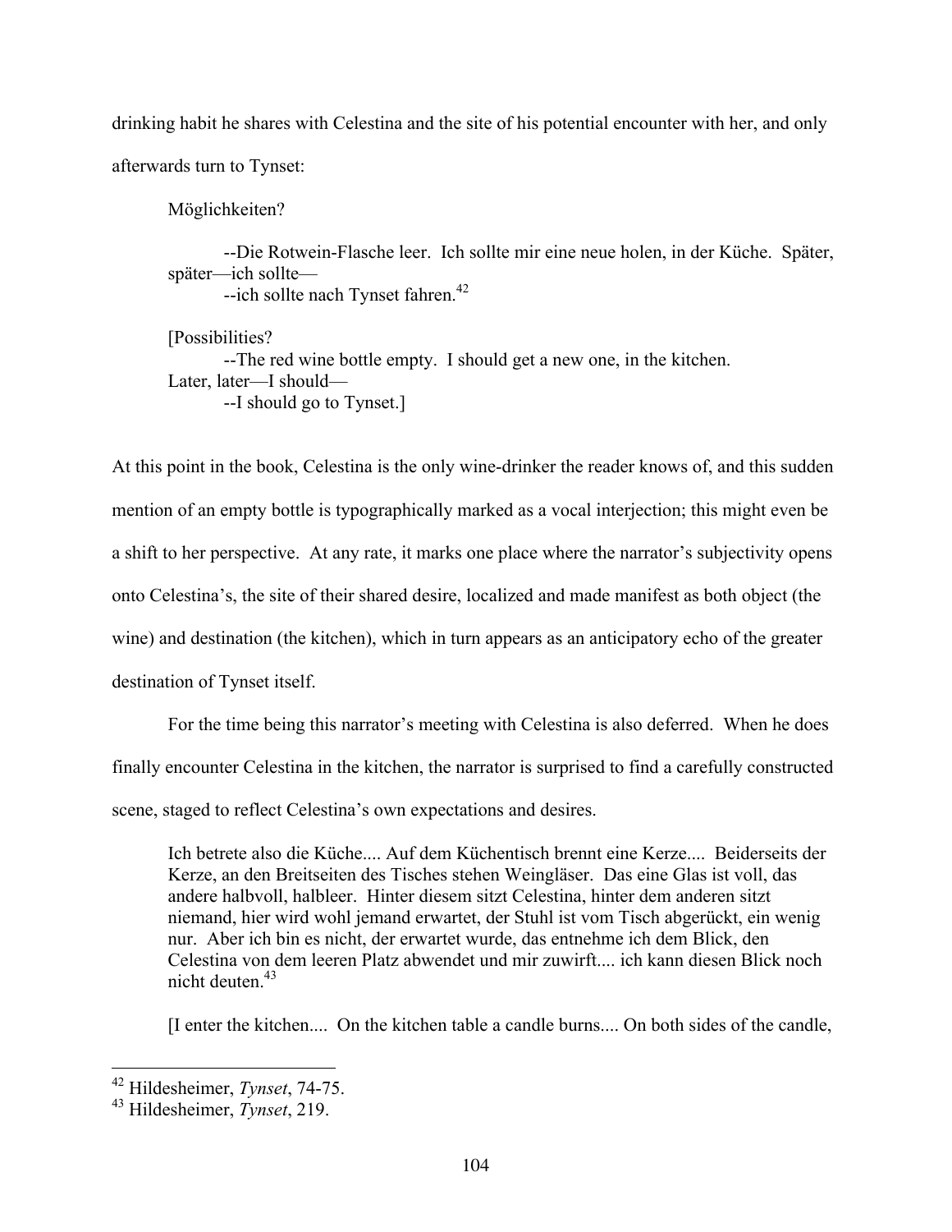drinking habit he shares with Celestina and the site of his potential encounter with her, and only afterwards turn to Tynset:

> Möglichkeiten?
>
> --Die Rotwein-Flasche leer. Ich sollte mir eine neue holen, in der Küche. Später, später—ich sollte—
> --ich sollte nach Tynset fahren.[42]
>
> [Possibilities?
> --The red wine bottle empty. I should get a new one, in the kitchen. Later, later—I should—
> --I should go to Tynset.]

At this point in the book, Celestina is the only wine-drinker the reader knows of, and this sudden mention of an empty bottle is typographically marked as a vocal interjection; this might even be a shift to her perspective. At any rate, it marks one place where the narrator's subjectivity opens onto Celestina's, the site of their shared desire, localized and made manifest as both object (the wine) and destination (the kitchen), which in turn appears as an anticipatory echo of the greater destination of Tynset itself.

For the time being this narrator's meeting with Celestina is also deferred. When he does finally encounter Celestina in the kitchen, the narrator is surprised to find a carefully constructed scene, staged to reflect Celestina's own expectations and desires.

> Ich betrete also die Küche.... Auf dem Küchentisch brennt eine Kerze.... Beiderseits der Kerze, an den Breitseiten des Tisches stehen Weingläser. Das eine Glas ist voll, das andere halbvoll, halbleer. Hinter diesem sitzt Celestina, hinter dem anderen sitzt niemand, hier wird wohl jemand erwartet, der Stuhl ist vom Tisch abgerückt, ein wenig nur. Aber ich bin es nicht, der erwartet wurde, das entnehme ich dem Blick, den Celestina von dem leeren Platz abwendet und mir zuwirft.... ich kann diesen Blick noch nicht deuten.[43]
>
> [I enter the kitchen.... On the kitchen table a candle burns.... On both sides of the candle,

---

[42] Hildesheimer, *Tynset*, 74-75.

[43] Hildesheimer, *Tynset*, 219.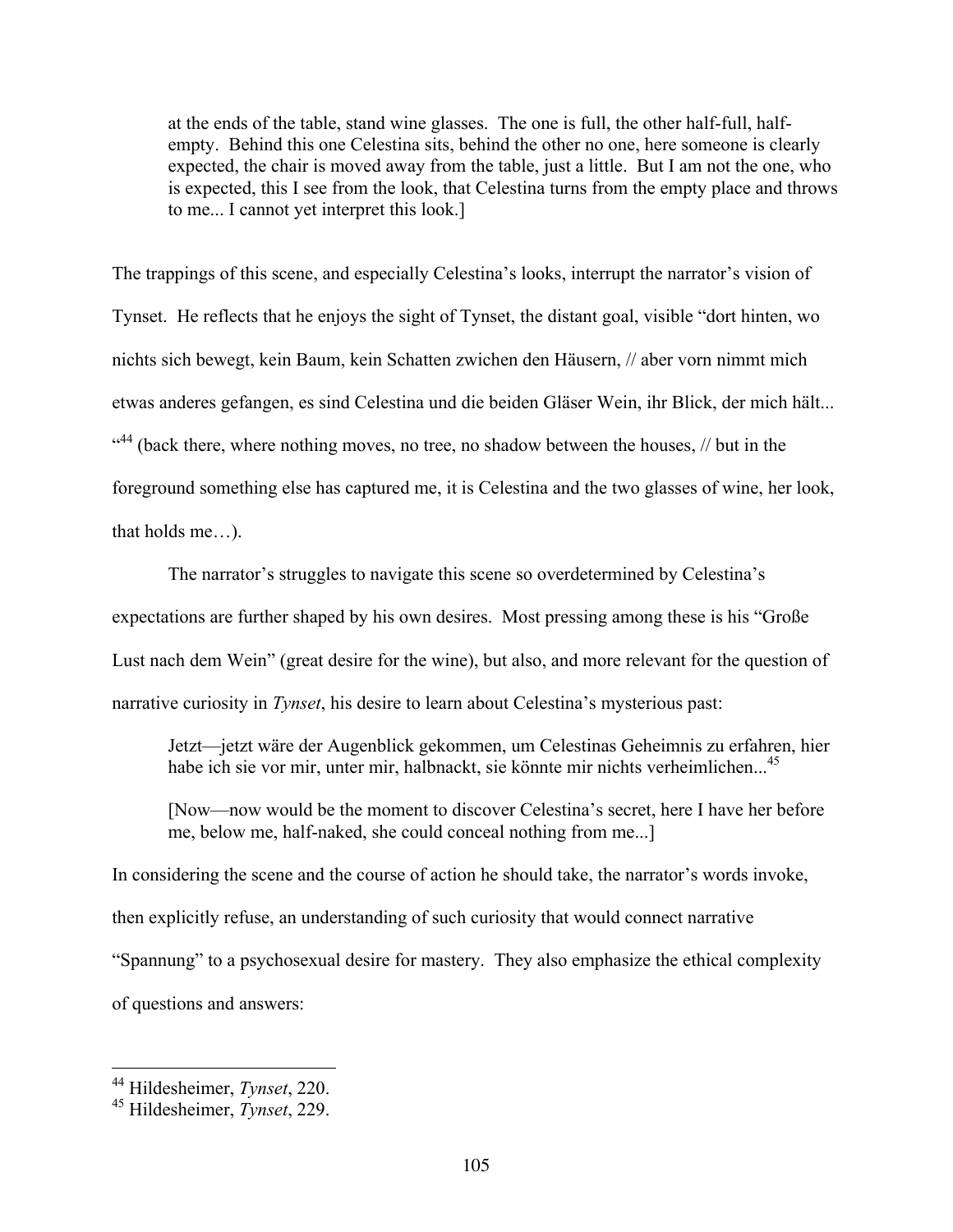at the ends of the table, stand wine glasses. The one is full, the other half-full, half-empty. Behind this one Celestina sits, behind the other no one, here someone is clearly expected, the chair is moved away from the table, just a little. But I am not the one, who is expected, this I see from the look, that Celestina turns from the empty place and throws to me... I cannot yet interpret this look.]

The trappings of this scene, and especially Celestina's looks, interrupt the narrator's vision of Tynset. He reflects that he enjoys the sight of Tynset, the distant goal, visible "dort hinten, wo nichts sich bewegt, kein Baum, kein Schatten zwichen den Häusern, // aber vorn nimmt mich etwas anderes gefangen, es sind Celestina und die beiden Gläser Wein, ihr Blick, der mich hält... "[44] (back there, where nothing moves, no tree, no shadow between the houses, // but in the foreground something else has captured me, it is Celestina and the two glasses of wine, her look, that holds me…).

The narrator's struggles to navigate this scene so overdetermined by Celestina's expectations are further shaped by his own desires. Most pressing among these is his "Große Lust nach dem Wein" (great desire for the wine), but also, and more relevant for the question of narrative curiosity in *Tynset*, his desire to learn about Celestina's mysterious past:

> Jetzt—jetzt wäre der Augenblick gekommen, um Celestinas Geheimnis zu erfahren, hier habe ich sie vor mir, unter mir, halbnackt, sie könnte mir nichts verheimlichen...[45]
>
> [Now—now would be the moment to discover Celestina's secret, here I have her before me, below me, half-naked, she could conceal nothing from me...]

In considering the scene and the course of action he should take, the narrator's words invoke, then explicitly refuse, an understanding of such curiosity that would connect narrative "Spannung" to a psychosexual desire for mastery. They also emphasize the ethical complexity of questions and answers:

---

[44] Hildesheimer, *Tynset*, 220.

[45] Hildesheimer, *Tynset*, 229.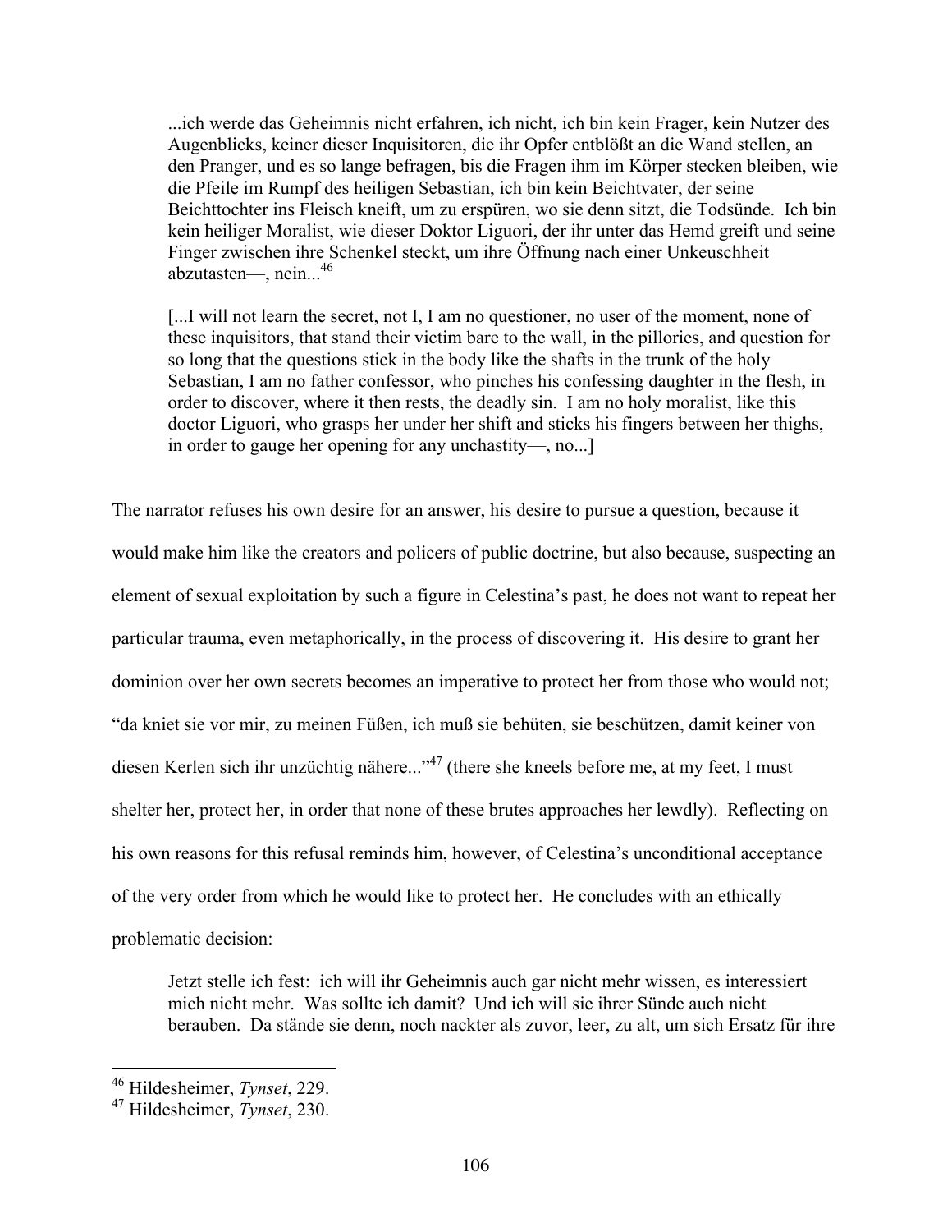> ...ich werde das Geheimnis nicht erfahren, ich nicht, ich bin kein Frager, kein Nutzer des Augenblicks, keiner dieser Inquisitoren, die ihr Opfer entblößt an die Wand stellen, an den Pranger, und es so lange befragen, bis die Fragen ihm im Körper stecken bleiben, wie die Pfeile im Rumpf des heiligen Sebastian, ich bin kein Beichtvater, der seine Beichttochter ins Fleisch kneift, um zu erspüren, wo sie denn sitzt, die Todsünde. Ich bin kein heiliger Moralist, wie dieser Doktor Liguori, der ihr unter das Hemd greift und seine Finger zwischen ihre Schenkel steckt, um ihre Öffnung nach einer Unkeuschheit abzutasten—, nein...[46]
>
> [...I will not learn the secret, not I, I am no questioner, no user of the moment, none of these inquisitors, that stand their victim bare to the wall, in the pillories, and question for so long that the questions stick in the body like the shafts in the trunk of the holy Sebastian, I am no father confessor, who pinches his confessing daughter in the flesh, in order to discover, where it then rests, the deadly sin. I am no holy moralist, like this doctor Liguori, who grasps her under her shift and sticks his fingers between her thighs, in order to gauge her opening for any unchastity—, no...]

The narrator refuses his own desire for an answer, his desire to pursue a question, because it would make him like the creators and policers of public doctrine, but also because, suspecting an element of sexual exploitation by such a figure in Celestina's past, he does not want to repeat her particular trauma, even metaphorically, in the process of discovering it. His desire to grant her dominion over her own secrets becomes an imperative to protect her from those who would not; "da kniet sie vor mir, zu meinen Füßen, ich muß sie behüten, sie beschützen, damit keiner von diesen Kerlen sich ihr unzüchtig nähere..."[47] (there she kneels before me, at my feet, I must shelter her, protect her, in order that none of these brutes approaches her lewdly). Reflecting on his own reasons for this refusal reminds him, however, of Celestina's unconditional acceptance of the very order from which he would like to protect her. He concludes with an ethically problematic decision:

> Jetzt stelle ich fest: ich will ihr Geheimnis auch gar nicht mehr wissen, es interessiert mich nicht mehr. Was sollte ich damit? Und ich will sie ihrer Sünde auch nicht berauben. Da stände sie denn, noch nackter als zuvor, leer, zu alt, um sich Ersatz für ihre

---

[46] Hildesheimer, *Tynset*, 229.

[47] Hildesheimer, *Tynset*, 230.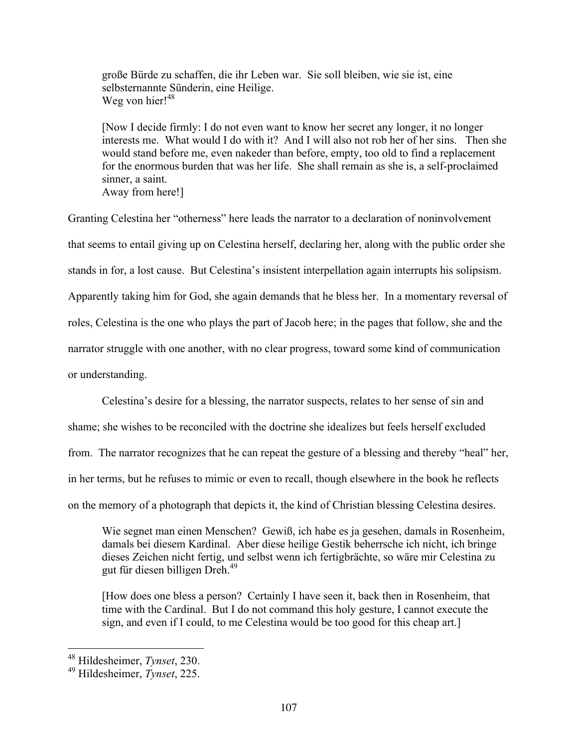> große Bürde zu schaffen, die ihr Leben war. Sie soll bleiben, wie sie ist, eine selbsternannte Sünderin, eine Heilige.
> Weg von hier![48]
>
> [Now I decide firmly: I do not even want to know her secret any longer, it no longer interests me. What would I do with it? And I will also not rob her of her sins. Then she would stand before me, even nakeder than before, empty, too old to find a replacement for the enormous burden that was her life. She shall remain as she is, a self-proclaimed sinner, a saint.
> Away from here!]

Granting Celestina her "otherness" here leads the narrator to a declaration of noninvolvement that seems to entail giving up on Celestina herself, declaring her, along with the public order she stands in for, a lost cause. But Celestina's insistent interpellation again interrupts his solipsism. Apparently taking him for God, she again demands that he bless her. In a momentary reversal of roles, Celestina is the one who plays the part of Jacob here; in the pages that follow, she and the narrator struggle with one another, with no clear progress, toward some kind of communication or understanding.

Celestina's desire for a blessing, the narrator suspects, relates to her sense of sin and shame; she wishes to be reconciled with the doctrine she idealizes but feels herself excluded from. The narrator recognizes that he can repeat the gesture of a blessing and thereby "heal" her, in her terms, but he refuses to mimic or even to recall, though elsewhere in the book he reflects on the memory of a photograph that depicts it, the kind of Christian blessing Celestina desires.

> Wie segnet man einen Menschen? Gewiß, ich habe es ja gesehen, damals in Rosenheim, damals bei diesem Kardinal. Aber diese heilige Gestik beherrsche ich nicht, ich bringe dieses Zeichen nicht fertig, und selbst wenn ich fertigbrächte, so wäre mir Celestina zu gut für diesen billigen Dreh.[49]
>
> [How does one bless a person? Certainly I have seen it, back then in Rosenheim, that time with the Cardinal. But I do not command this holy gesture, I cannot execute the sign, and even if I could, to me Celestina would be too good for this cheap art.]

---

[48] Hildesheimer, *Tynset*, 230.
[49] Hildesheimer, *Tynset*, 225.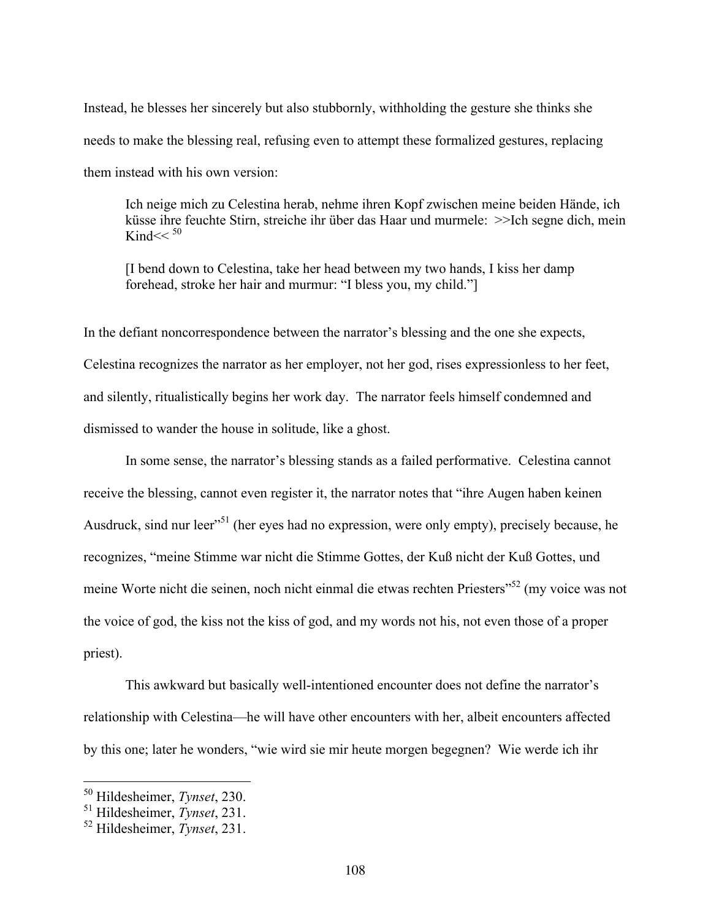Instead, he blesses her sincerely but also stubbornly, withholding the gesture she thinks she needs to make the blessing real, refusing even to attempt these formalized gestures, replacing them instead with his own version:

> Ich neige mich zu Celestina herab, nehme ihren Kopf zwischen meine beiden Hände, ich küsse ihre feuchte Stirn, streiche ihr über das Haar und murmele: >>Ich segne dich, mein Kind<< [50]
>
> [I bend down to Celestina, take her head between my two hands, I kiss her damp forehead, stroke her hair and murmur: "I bless you, my child."]

In the defiant noncorrespondence between the narrator's blessing and the one she expects, Celestina recognizes the narrator as her employer, not her god, rises expressionless to her feet, and silently, ritualistically begins her work day. The narrator feels himself condemned and dismissed to wander the house in solitude, like a ghost.

In some sense, the narrator's blessing stands as a failed performative. Celestina cannot receive the blessing, cannot even register it, the narrator notes that "ihre Augen haben keinen Ausdruck, sind nur leer"[51] (her eyes had no expression, were only empty), precisely because, he recognizes, "meine Stimme war nicht die Stimme Gottes, der Kuß nicht der Kuß Gottes, und meine Worte nicht die seinen, noch nicht einmal die etwas rechten Priesters"[52] (my voice was not the voice of god, the kiss not the kiss of god, and my words not his, not even those of a proper priest).

This awkward but basically well-intentioned encounter does not define the narrator's relationship with Celestina—he will have other encounters with her, albeit encounters affected by this one; later he wonders, "wie wird sie mir heute morgen begegnen? Wie werde ich ihr

---

[50] Hildesheimer, *Tynset*, 230.
[51] Hildesheimer, *Tynset*, 231.
[52] Hildesheimer, *Tynset*, 231.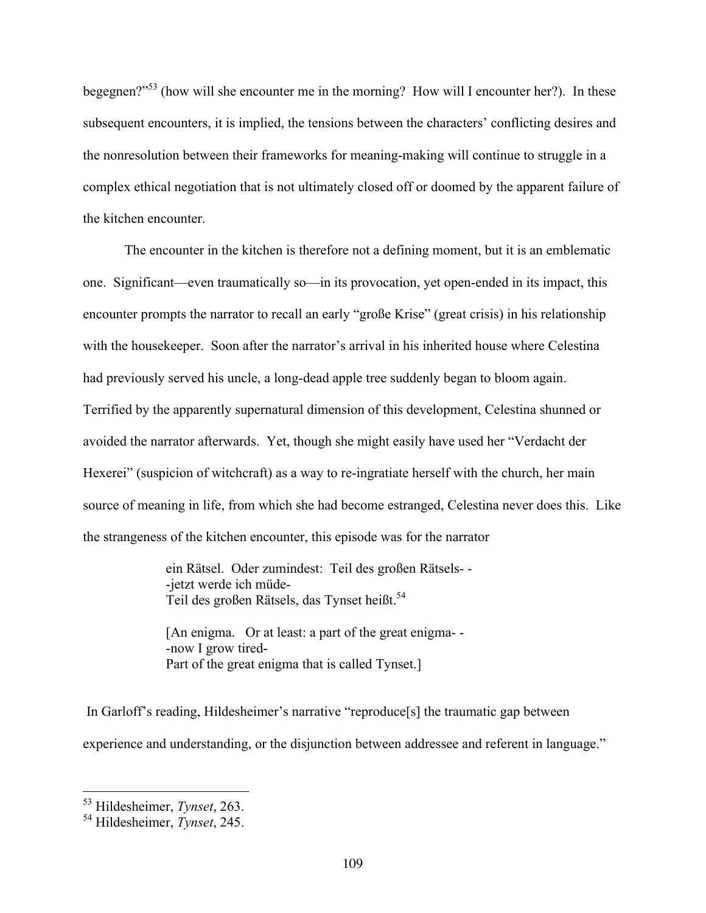begegnen?"[53] (how will she encounter me in the morning? How will I encounter her?). In these subsequent encounters, it is implied, the tensions between the characters' conflicting desires and the nonresolution between their frameworks for meaning-making will continue to struggle in a complex ethical negotiation that is not ultimately closed off or doomed by the apparent failure of the kitchen encounter.

The encounter in the kitchen is therefore not a defining moment, but it is an emblematic one. Significant—even traumatically so—in its provocation, yet open-ended in its impact, this encounter prompts the narrator to recall an early "große Krise" (great crisis) in his relationship with the housekeeper. Soon after the narrator's arrival in his inherited house where Celestina had previously served his uncle, a long-dead apple tree suddenly began to bloom again. Terrified by the apparently supernatural dimension of this development, Celestina shunned or avoided the narrator afterwards. Yet, though she might easily have used her "Verdacht der Hexerei" (suspicion of witchcraft) as a way to re-ingratiate herself with the church, her main source of meaning in life, from which she had become estranged, Celestina never does this. Like the strangeness of the kitchen encounter, this episode was for the narrator

> ein Rätsel. Oder zumindest: Teil des großen Rätsels- -
> -jetzt werde ich müde-
> Teil des großen Rätsels, das Tynset heißt.[54]
>
> [An enigma. Or at least: a part of the great enigma- -
> -now I grow tired-
> Part of the great enigma that is called Tynset.]

In Garloff's reading, Hildesheimer's narrative "reproduce[s] the traumatic gap between experience and understanding, or the disjunction between addressee and referent in language."

---

[53] Hildesheimer, *Tynset*, 263.

[54] Hildesheimer, *Tynset*, 245.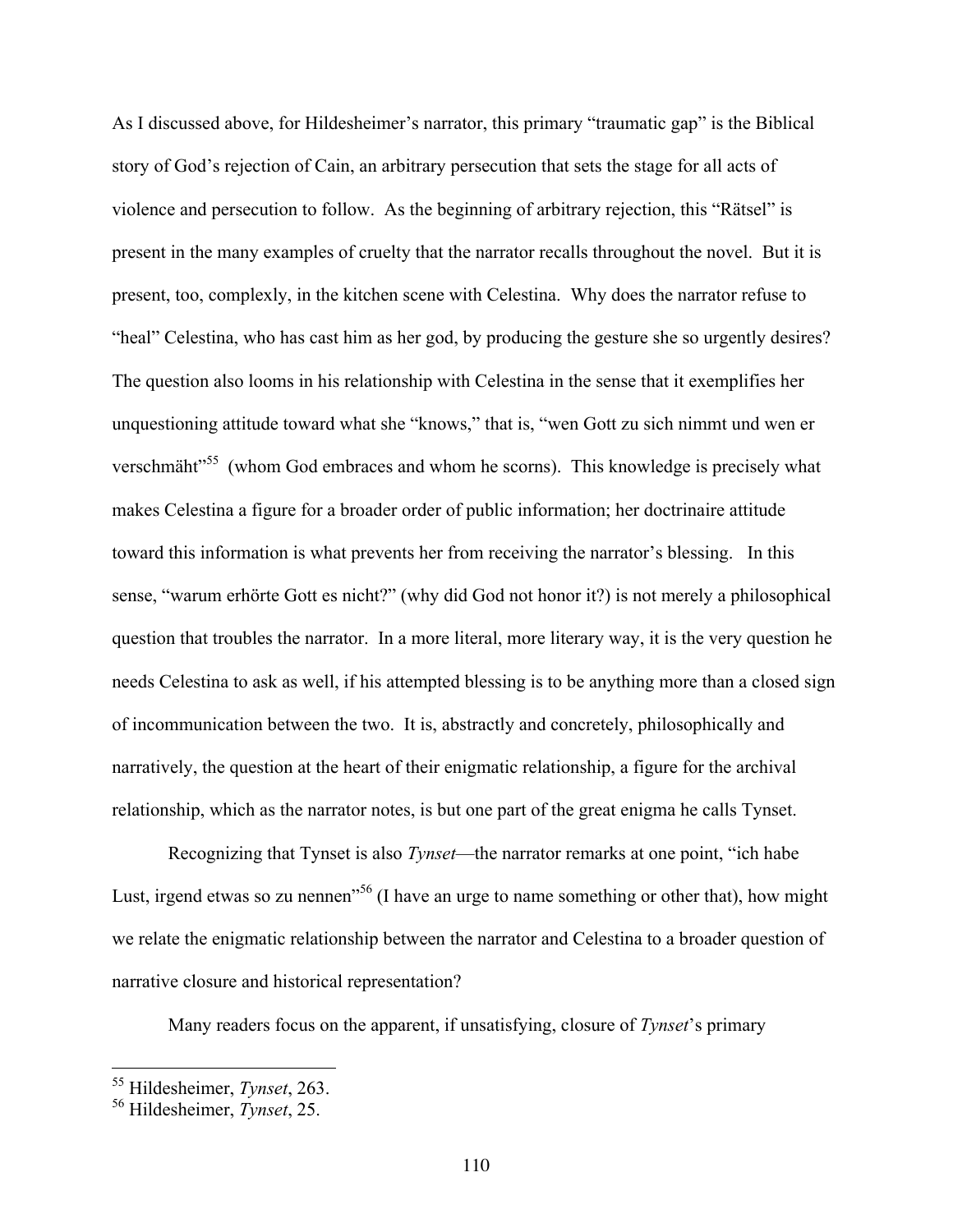As I discussed above, for Hildesheimer's narrator, this primary "traumatic gap" is the Biblical story of God's rejection of Cain, an arbitrary persecution that sets the stage for all acts of violence and persecution to follow. As the beginning of arbitrary rejection, this "Rätsel" is present in the many examples of cruelty that the narrator recalls throughout the novel. But it is present, too, complexly, in the kitchen scene with Celestina. Why does the narrator refuse to "heal" Celestina, who has cast him as her god, by producing the gesture she so urgently desires? The question also looms in his relationship with Celestina in the sense that it exemplifies her unquestioning attitude toward what she "knows," that is, "wen Gott zu sich nimmt und wen er verschmäht"[55] (whom God embraces and whom he scorns). This knowledge is precisely what makes Celestina a figure for a broader order of public information; her doctrinaire attitude toward this information is what prevents her from receiving the narrator's blessing. In this sense, "warum erhörte Gott es nicht?" (why did God not honor it?) is not merely a philosophical question that troubles the narrator. In a more literal, more literary way, it is the very question he needs Celestina to ask as well, if his attempted blessing is to be anything more than a closed sign of incommunication between the two. It is, abstractly and concretely, philosophically and narratively, the question at the heart of their enigmatic relationship, a figure for the archival relationship, which as the narrator notes, is but one part of the great enigma he calls Tynset.

Recognizing that Tynset is also *Tynset*—the narrator remarks at one point, "ich habe Lust, irgend etwas so zu nennen"[56] (I have an urge to name something or other that), how might we relate the enigmatic relationship between the narrator and Celestina to a broader question of narrative closure and historical representation?

Many readers focus on the apparent, if unsatisfying, closure of *Tynset*'s primary

---

[55] Hildesheimer, *Tynset*, 263.

[56] Hildesheimer, *Tynset*, 25.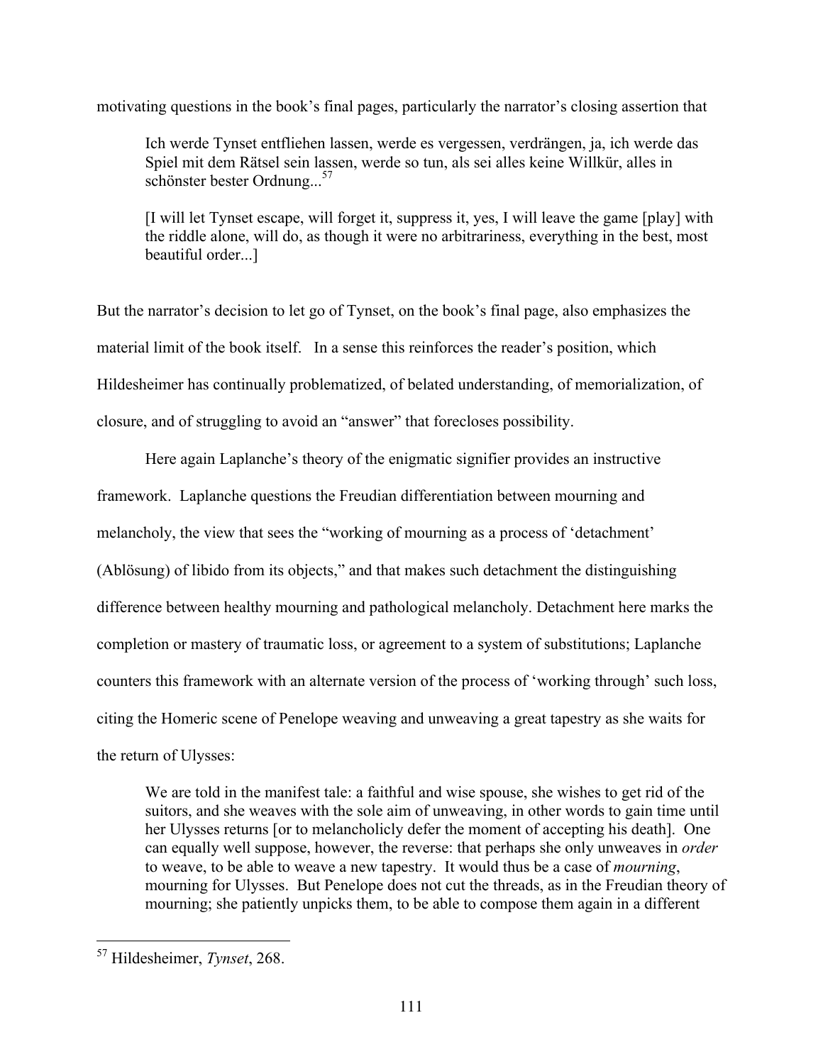motivating questions in the book's final pages, particularly the narrator's closing assertion that

> Ich werde Tynset entfliehen lassen, werde es vergessen, verdrängen, ja, ich werde das Spiel mit dem Rätsel sein lassen, werde so tun, als sei alles keine Willkür, alles in schönster bester Ordnung...[57]
>
> [I will let Tynset escape, will forget it, suppress it, yes, I will leave the game [play] with the riddle alone, will do, as though it were no arbitrariness, everything in the best, most beautiful order...]

But the narrator's decision to let go of Tynset, on the book's final page, also emphasizes the material limit of the book itself. In a sense this reinforces the reader's position, which Hildesheimer has continually problematized, of belated understanding, of memorialization, of closure, and of struggling to avoid an "answer" that forecloses possibility.

Here again Laplanche's theory of the enigmatic signifier provides an instructive framework. Laplanche questions the Freudian differentiation between mourning and melancholy, the view that sees the "working of mourning as a process of 'detachment' (Ablösung) of libido from its objects," and that makes such detachment the distinguishing difference between healthy mourning and pathological melancholy. Detachment here marks the completion or mastery of traumatic loss, or agreement to a system of substitutions; Laplanche counters this framework with an alternate version of the process of 'working through' such loss, citing the Homeric scene of Penelope weaving and unweaving a great tapestry as she waits for the return of Ulysses:

> We are told in the manifest tale: a faithful and wise spouse, she wishes to get rid of the suitors, and she weaves with the sole aim of unweaving, in other words to gain time until her Ulysses returns [or to melancholicly defer the moment of accepting his death]. One can equally well suppose, however, the reverse: that perhaps she only unweaves in *order* to weave, to be able to weave a new tapestry. It would thus be a case of *mourning*, mourning for Ulysses. But Penelope does not cut the threads, as in the Freudian theory of mourning; she patiently unpicks them, to be able to compose them again in a different

---

[57] Hildesheimer, *Tynset*, 268.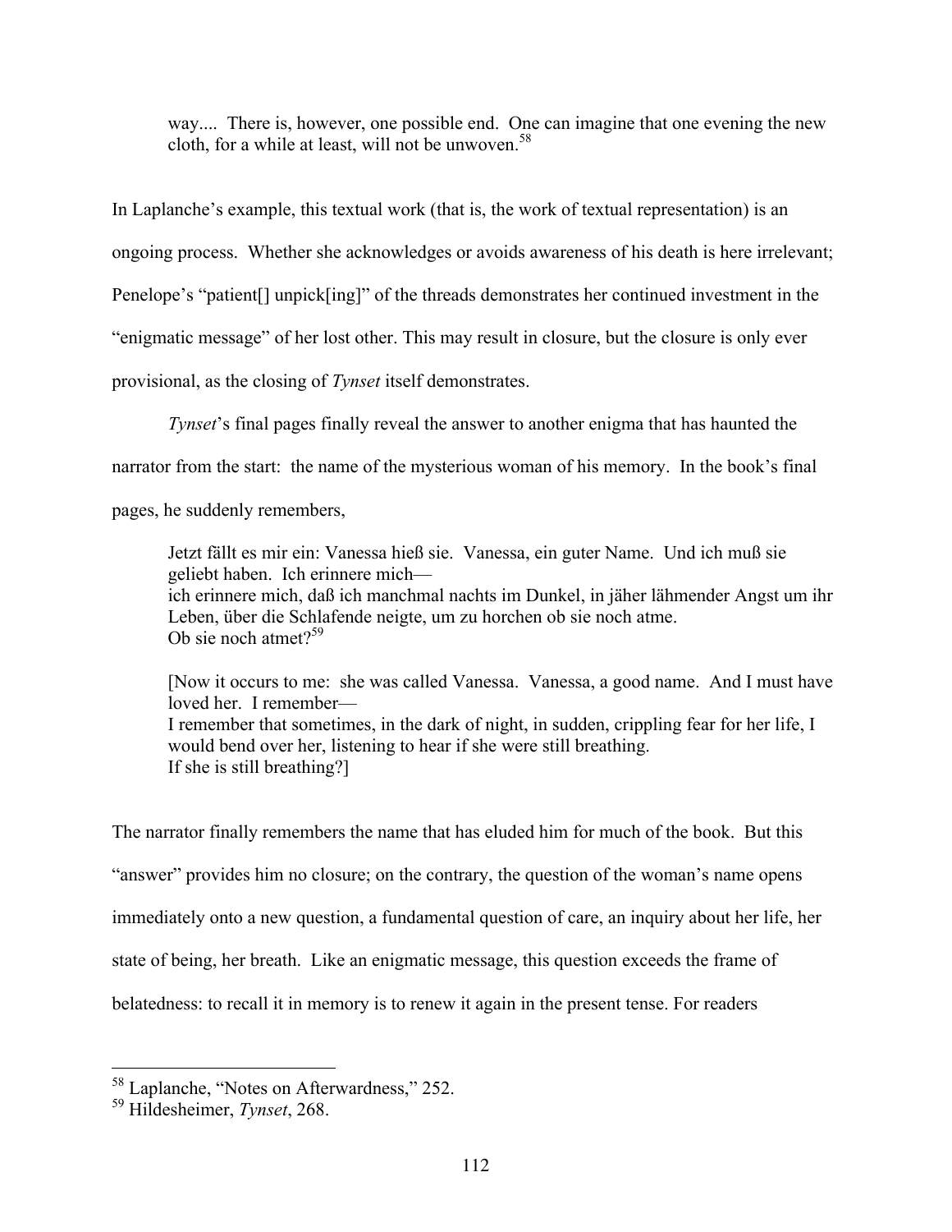> way.... There is, however, one possible end. One can imagine that one evening the new cloth, for a while at least, will not be unwoven.[58]

In Laplanche's example, this textual work (that is, the work of textual representation) is an ongoing process. Whether she acknowledges or avoids awareness of his death is here irrelevant; Penelope's "patient[] unpick[ing]" of the threads demonstrates her continued investment in the "enigmatic message" of her lost other. This may result in closure, but the closure is only ever provisional, as the closing of *Tynset* itself demonstrates.

*Tynset*'s final pages finally reveal the answer to another enigma that has haunted the narrator from the start: the name of the mysterious woman of his memory. In the book's final pages, he suddenly remembers,

> Jetzt fällt es mir ein: Vanessa hieß sie. Vanessa, ein guter Name. Und ich muß sie geliebt haben. Ich erinnere mich—
> ich erinnere mich, daß ich manchmal nachts im Dunkel, in jäher lähmender Angst um ihr Leben, über die Schlafende neigte, um zu horchen ob sie noch atme.
> Ob sie noch atmet?[59]
>
> [Now it occurs to me: she was called Vanessa. Vanessa, a good name. And I must have loved her. I remember—
> I remember that sometimes, in the dark of night, in sudden, crippling fear for her life, I would bend over her, listening to hear if she were still breathing.
> If she is still breathing?]

The narrator finally remembers the name that has eluded him for much of the book. But this "answer" provides him no closure; on the contrary, the question of the woman's name opens immediately onto a new question, a fundamental question of care, an inquiry about her life, her state of being, her breath. Like an enigmatic message, this question exceeds the frame of belatedness: to recall it in memory is to renew it again in the present tense. For readers

---

[58] Laplanche, "Notes on Afterwardness," 252.

[59] Hildesheimer, *Tynset*, 268.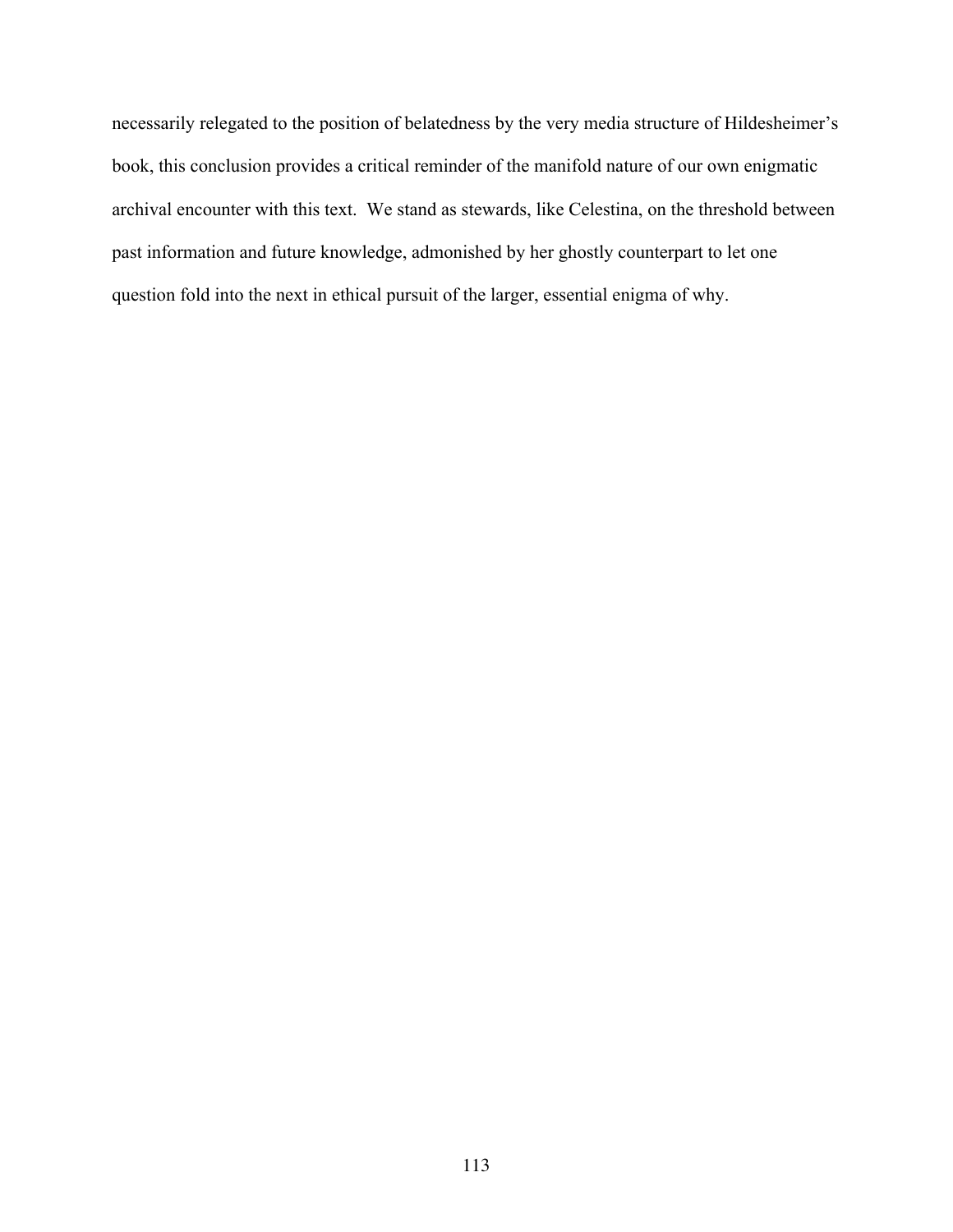necessarily relegated to the position of belatedness by the very media structure of Hildesheimer's book, this conclusion provides a critical reminder of the manifold nature of our own enigmatic archival encounter with this text. We stand as stewards, like Celestina, on the threshold between past information and future knowledge, admonished by her ghostly counterpart to let one question fold into the next in ethical pursuit of the larger, essential enigma of why.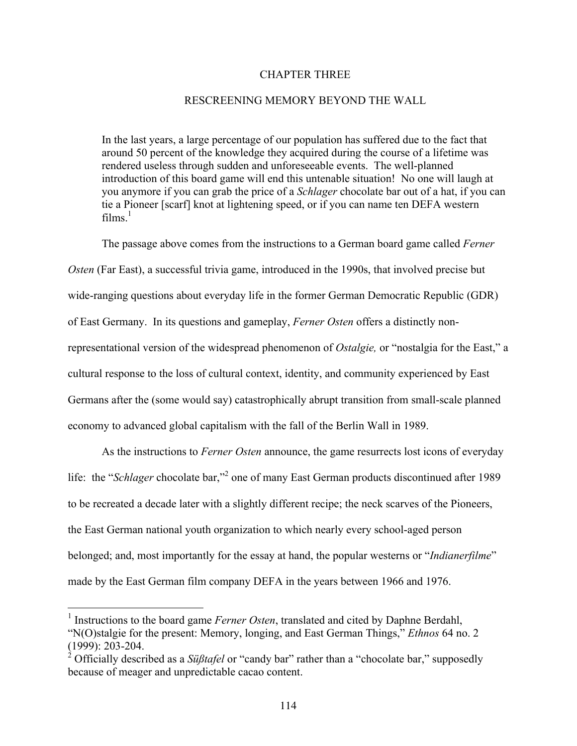# CHAPTER THREE

## RESCREENING MEMORY BEYOND THE WALL

> In the last years, a large percentage of our population has suffered due to the fact that around 50 percent of the knowledge they acquired during the course of a lifetime was rendered useless through sudden and unforeseeable events. The well-planned introduction of this board game will end this untenable situation! No one will laugh at you anymore if you can grab the price of a *Schlager* chocolate bar out of a hat, if you can tie a Pioneer [scarf] knot at lightening speed, or if you can name ten DEFA western films.[1]

The passage above comes from the instructions to a German board game called *Ferner Osten* (Far East), a successful trivia game, introduced in the 1990s, that involved precise but wide-ranging questions about everyday life in the former German Democratic Republic (GDR) of East Germany. In its questions and gameplay, *Ferner Osten* offers a distinctly non-representational version of the widespread phenomenon of *Ostalgie,* or "nostalgia for the East," a cultural response to the loss of cultural context, identity, and community experienced by East Germans after the (some would say) catastrophically abrupt transition from small-scale planned economy to advanced global capitalism with the fall of the Berlin Wall in 1989.

As the instructions to *Ferner Osten* announce, the game resurrects lost icons of everyday life: the "*Schlager* chocolate bar,"[2] one of many East German products discontinued after 1989 to be recreated a decade later with a slightly different recipe; the neck scarves of the Pioneers, the East German national youth organization to which nearly every school-aged person belonged; and, most importantly for the essay at hand, the popular westerns or "*Indianerfilme*" made by the East German film company DEFA in the years between 1966 and 1976.

---

[1] Instructions to the board game *Ferner Osten*, translated and cited by Daphne Berdahl, "N(O)stalgie for the present: Memory, longing, and East German Things," *Ethnos* 64 no. 2 (1999): 203-204.

[2] Officially described as a *Süßtafel* or "candy bar" rather than a "chocolate bar," supposedly because of meager and unpredictable cacao content.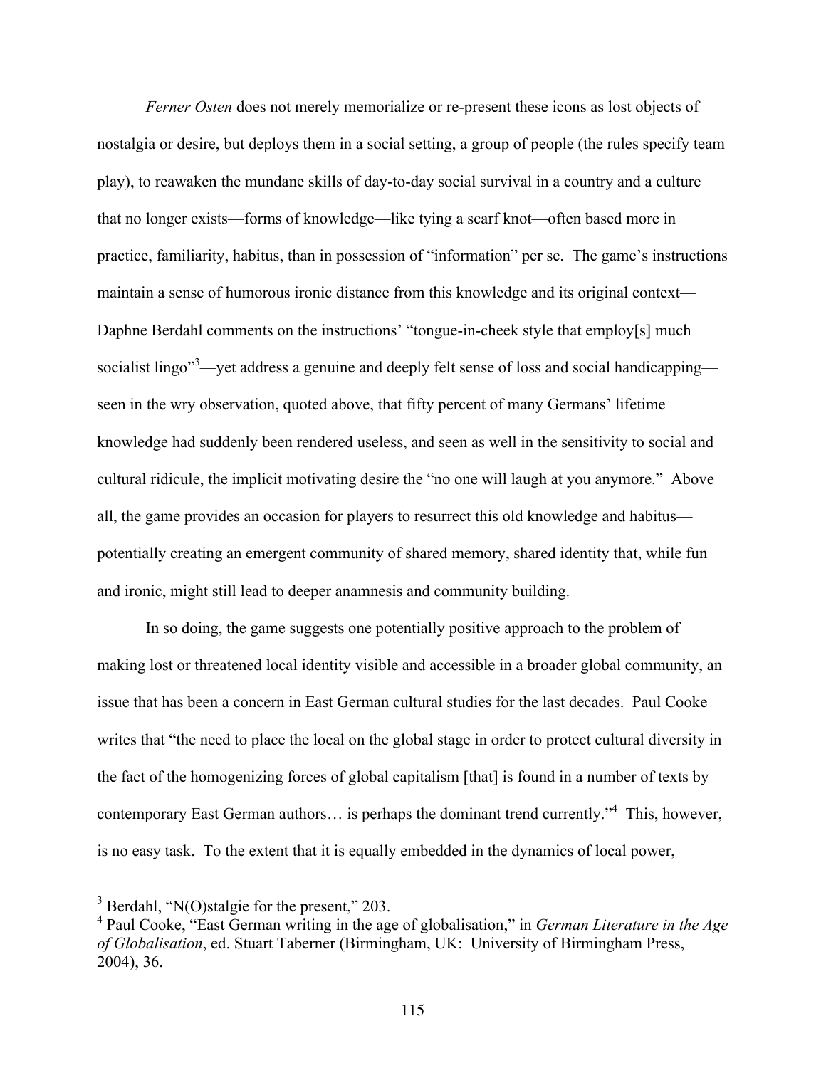*Ferner Osten* does not merely memorialize or re-present these icons as lost objects of nostalgia or desire, but deploys them in a social setting, a group of people (the rules specify team play), to reawaken the mundane skills of day-to-day social survival in a country and a culture that no longer exists—forms of knowledge—like tying a scarf knot—often based more in practice, familiarity, habitus, than in possession of "information" per se. The game's instructions maintain a sense of humorous ironic distance from this knowledge and its original context—Daphne Berdahl comments on the instructions' "tongue-in-cheek style that employ[s] much socialist lingo"[3]—yet address a genuine and deeply felt sense of loss and social handicapping—seen in the wry observation, quoted above, that fifty percent of many Germans' lifetime knowledge had suddenly been rendered useless, and seen as well in the sensitivity to social and cultural ridicule, the implicit motivating desire the "no one will laugh at you anymore." Above all, the game provides an occasion for players to resurrect this old knowledge and habitus—potentially creating an emergent community of shared memory, shared identity that, while fun and ironic, might still lead to deeper anamnesis and community building.

In so doing, the game suggests one potentially positive approach to the problem of making lost or threatened local identity visible and accessible in a broader global community, an issue that has been a concern in East German cultural studies for the last decades. Paul Cooke writes that "the need to place the local on the global stage in order to protect cultural diversity in the fact of the homogenizing forces of global capitalism [that] is found in a number of texts by contemporary East German authors… is perhaps the dominant trend currently."[4] This, however, is no easy task. To the extent that it is equally embedded in the dynamics of local power,

---

[3] Berdahl, "N(O)stalgie for the present," 203.

[4] Paul Cooke, "East German writing in the age of globalisation," in *German Literature in the Age of Globalisation*, ed. Stuart Taberner (Birmingham, UK: University of Birmingham Press, 2004), 36.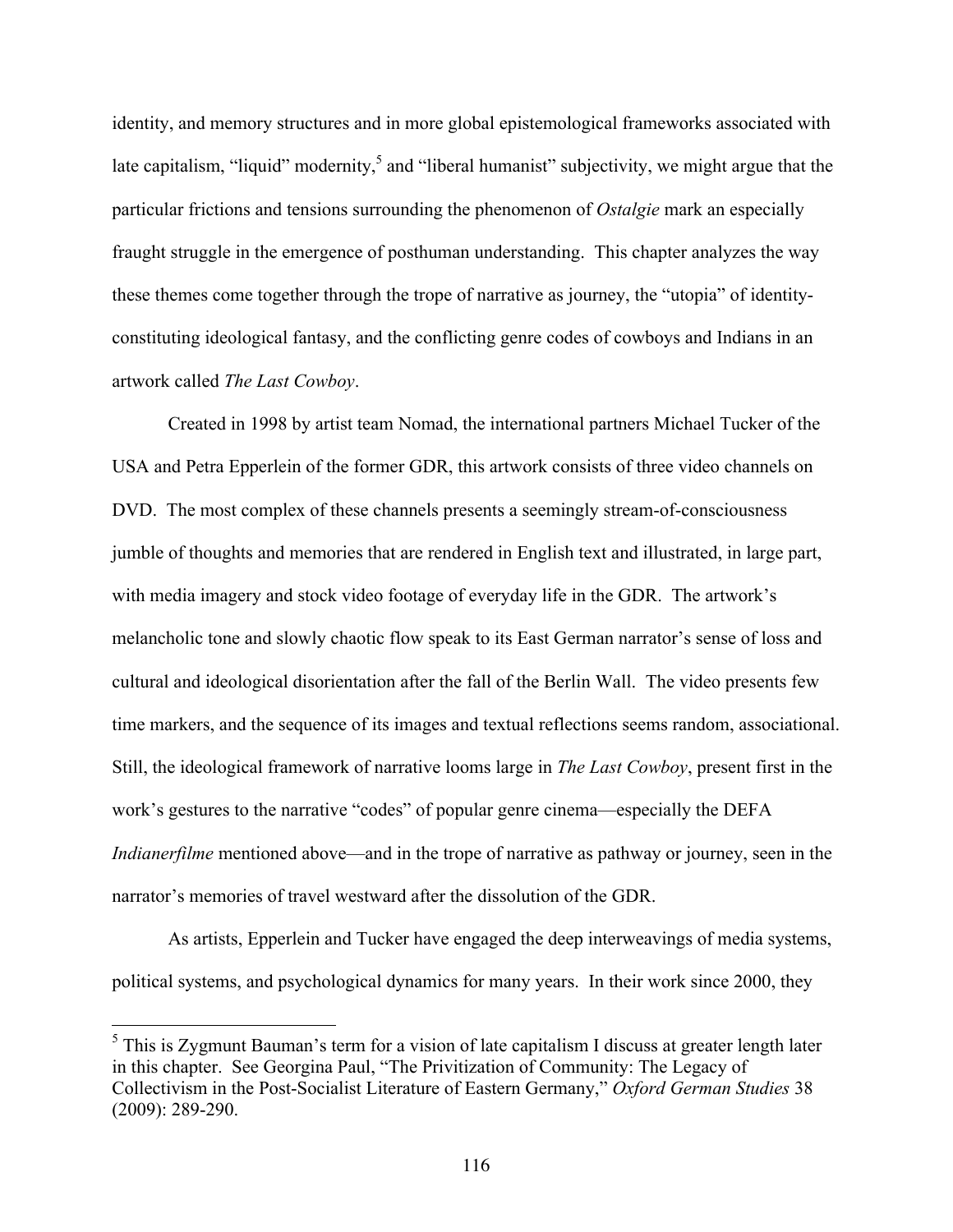identity, and memory structures and in more global epistemological frameworks associated with late capitalism, "liquid" modernity,[5] and "liberal humanist" subjectivity, we might argue that the particular frictions and tensions surrounding the phenomenon of *Ostalgie* mark an especially fraught struggle in the emergence of posthuman understanding. This chapter analyzes the way these themes come together through the trope of narrative as journey, the "utopia" of identity-constituting ideological fantasy, and the conflicting genre codes of cowboys and Indians in an artwork called *The Last Cowboy*.

Created in 1998 by artist team Nomad, the international partners Michael Tucker of the USA and Petra Epperlein of the former GDR, this artwork consists of three video channels on DVD. The most complex of these channels presents a seemingly stream-of-consciousness jumble of thoughts and memories that are rendered in English text and illustrated, in large part, with media imagery and stock video footage of everyday life in the GDR. The artwork's melancholic tone and slowly chaotic flow speak to its East German narrator's sense of loss and cultural and ideological disorientation after the fall of the Berlin Wall. The video presents few time markers, and the sequence of its images and textual reflections seems random, associational. Still, the ideological framework of narrative looms large in *The Last Cowboy*, present first in the work's gestures to the narrative "codes" of popular genre cinema—especially the DEFA *Indianerfilme* mentioned above—and in the trope of narrative as pathway or journey, seen in the narrator's memories of travel westward after the dissolution of the GDR.

As artists, Epperlein and Tucker have engaged the deep interweavings of media systems, political systems, and psychological dynamics for many years. In their work since 2000, they

---

[5] This is Zygmunt Bauman's term for a vision of late capitalism I discuss at greater length later in this chapter. See Georgina Paul, "The Privitization of Community: The Legacy of Collectivism in the Post-Socialist Literature of Eastern Germany," *Oxford German Studies* 38 (2009): 289-290.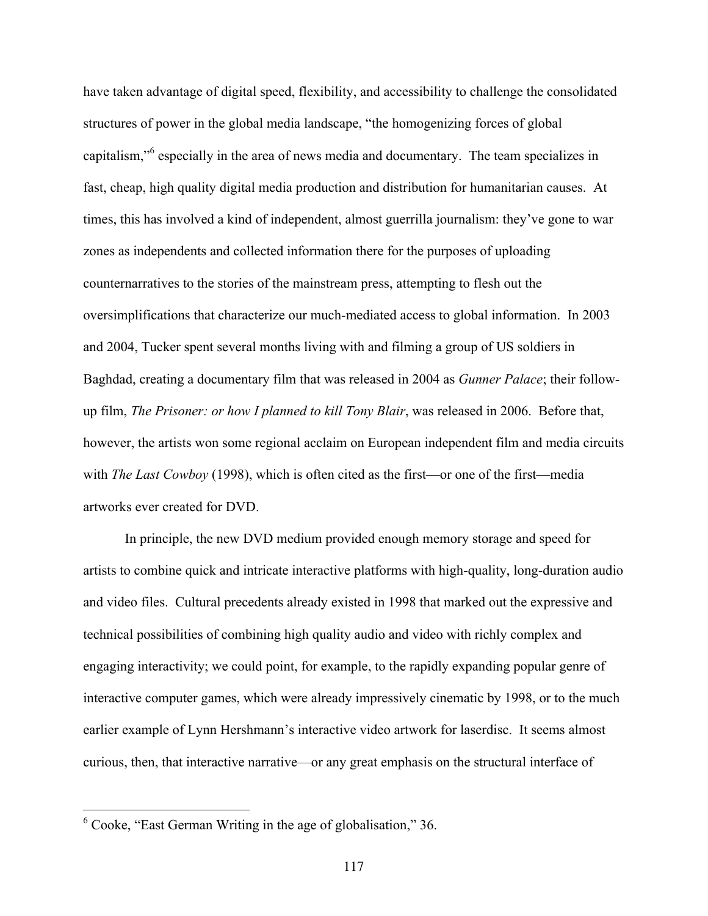have taken advantage of digital speed, flexibility, and accessibility to challenge the consolidated structures of power in the global media landscape, "the homogenizing forces of global capitalism,"[6] especially in the area of news media and documentary. The team specializes in fast, cheap, high quality digital media production and distribution for humanitarian causes. At times, this has involved a kind of independent, almost guerrilla journalism: they've gone to war zones as independents and collected information there for the purposes of uploading counternarratives to the stories of the mainstream press, attempting to flesh out the oversimplifications that characterize our much-mediated access to global information. In 2003 and 2004, Tucker spent several months living with and filming a group of US soldiers in Baghdad, creating a documentary film that was released in 2004 as *Gunner Palace*; their follow-up film, *The Prisoner: or how I planned to kill Tony Blair*, was released in 2006. Before that, however, the artists won some regional acclaim on European independent film and media circuits with *The Last Cowboy* (1998), which is often cited as the first—or one of the first—media artworks ever created for DVD.

In principle, the new DVD medium provided enough memory storage and speed for artists to combine quick and intricate interactive platforms with high-quality, long-duration audio and video files. Cultural precedents already existed in 1998 that marked out the expressive and technical possibilities of combining high quality audio and video with richly complex and engaging interactivity; we could point, for example, to the rapidly expanding popular genre of interactive computer games, which were already impressively cinematic by 1998, or to the much earlier example of Lynn Hershmann's interactive video artwork for laserdisc. It seems almost curious, then, that interactive narrative—or any great emphasis on the structural interface of

---

[6] Cooke, "East German Writing in the age of globalisation," 36.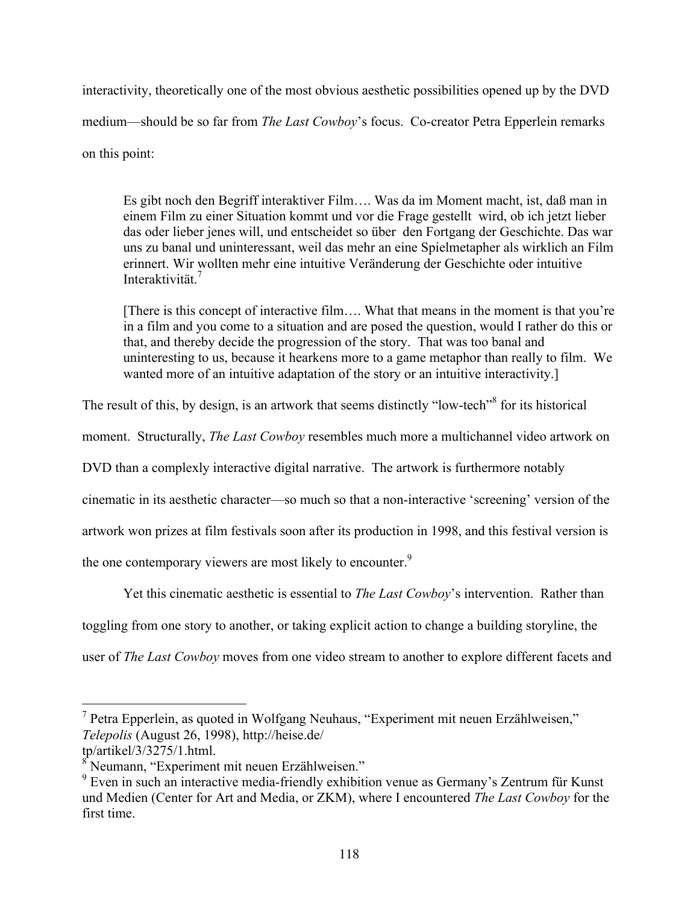interactivity, theoretically one of the most obvious aesthetic possibilities opened up by the DVD medium—should be so far from *The Last Cowboy*'s focus. Co-creator Petra Epperlein remarks on this point:

> Es gibt noch den Begriff interaktiver Film…. Was da im Moment macht, ist, daß man in einem Film zu einer Situation kommt und vor die Frage gestellt wird, ob ich jetzt lieber das oder lieber jenes will, und entscheidet so über den Fortgang der Geschichte. Das war uns zu banal und uninteressant, weil das mehr an eine Spielmetapher als wirklich an Film erinnert. Wir wollten mehr eine intuitive Veränderung der Geschichte oder intuitive Interaktivität.[7]
>
> [There is this concept of interactive film…. What that means in the moment is that you're in a film and you come to a situation and are posed the question, would I rather do this or that, and thereby decide the progression of the story. That was too banal and uninteresting to us, because it hearkens more to a game metaphor than really to film. We wanted more of an intuitive adaptation of the story or an intuitive interactivity.]

The result of this, by design, is an artwork that seems distinctly "low-tech"[8] for its historical moment. Structurally, *The Last Cowboy* resembles much more a multichannel video artwork on DVD than a complexly interactive digital narrative. The artwork is furthermore notably cinematic in its aesthetic character—so much so that a non-interactive 'screening' version of the artwork won prizes at film festivals soon after its production in 1998, and this festival version is the one contemporary viewers are most likely to encounter.[9]

Yet this cinematic aesthetic is essential to *The Last Cowboy*'s intervention. Rather than toggling from one story to another, or taking explicit action to change a building storyline, the user of *The Last Cowboy* moves from one video stream to another to explore different facets and

---

[7] Petra Epperlein, as quoted in Wolfgang Neuhaus, "Experiment mit neuen Erzählweisen," *Telepolis* (August 26, 1998), http://heise.de/tp/artikel/3/3275/1.html.

[8] Neumann, "Experiment mit neuen Erzählweisen."

[9] Even in such an interactive media-friendly exhibition venue as Germany's Zentrum für Kunst und Medien (Center for Art and Media, or ZKM), where I encountered *The Last Cowboy* for the first time.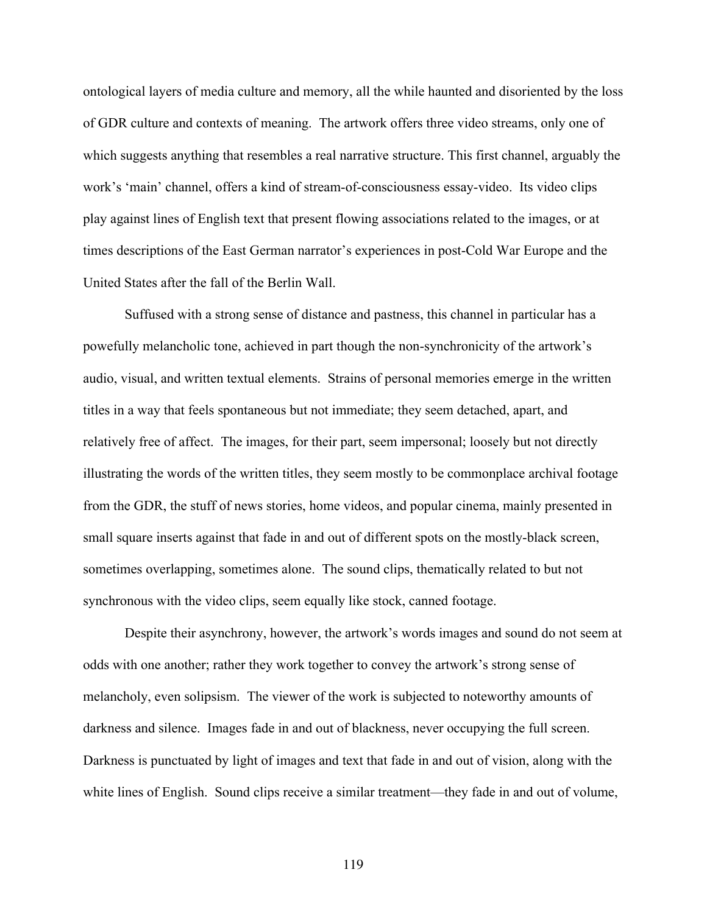ontological layers of media culture and memory, all the while haunted and disoriented by the loss of GDR culture and contexts of meaning. The artwork offers three video streams, only one of which suggests anything that resembles a real narrative structure. This first channel, arguably the work's 'main' channel, offers a kind of stream-of-consciousness essay-video. Its video clips play against lines of English text that present flowing associations related to the images, or at times descriptions of the East German narrator's experiences in post-Cold War Europe and the United States after the fall of the Berlin Wall.

Suffused with a strong sense of distance and pastness, this channel in particular has a powefully melancholic tone, achieved in part though the non-synchronicity of the artwork's audio, visual, and written textual elements. Strains of personal memories emerge in the written titles in a way that feels spontaneous but not immediate; they seem detached, apart, and relatively free of affect. The images, for their part, seem impersonal; loosely but not directly illustrating the words of the written titles, they seem mostly to be commonplace archival footage from the GDR, the stuff of news stories, home videos, and popular cinema, mainly presented in small square inserts against that fade in and out of different spots on the mostly-black screen, sometimes overlapping, sometimes alone. The sound clips, thematically related to but not synchronous with the video clips, seem equally like stock, canned footage.

Despite their asynchrony, however, the artwork's words images and sound do not seem at odds with one another; rather they work together to convey the artwork's strong sense of melancholy, even solipsism. The viewer of the work is subjected to noteworthy amounts of darkness and silence. Images fade in and out of blackness, never occupying the full screen. Darkness is punctuated by light of images and text that fade in and out of vision, along with the white lines of English. Sound clips receive a similar treatment—they fade in and out of volume,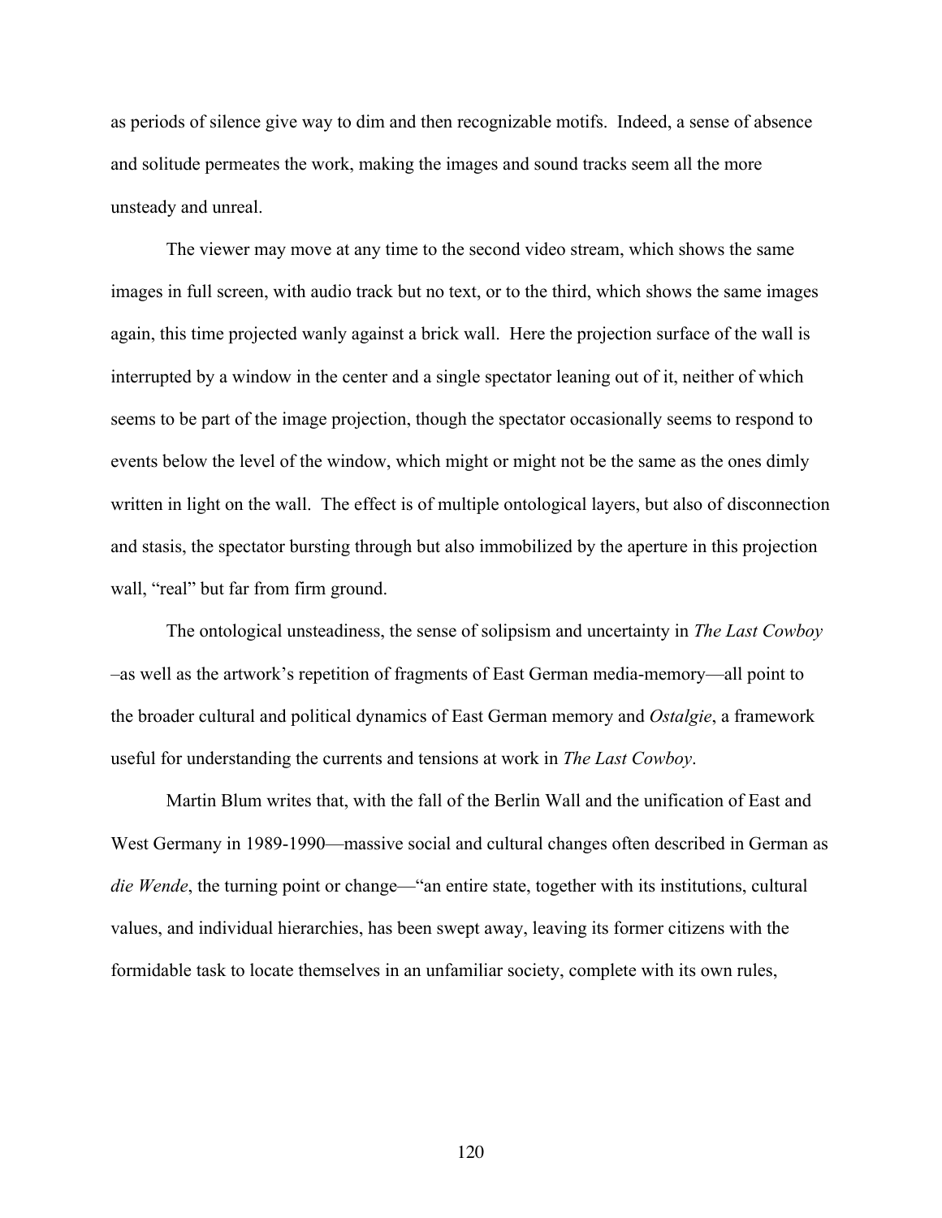as periods of silence give way to dim and then recognizable motifs. Indeed, a sense of absence and solitude permeates the work, making the images and sound tracks seem all the more unsteady and unreal.

The viewer may move at any time to the second video stream, which shows the same images in full screen, with audio track but no text, or to the third, which shows the same images again, this time projected wanly against a brick wall. Here the projection surface of the wall is interrupted by a window in the center and a single spectator leaning out of it, neither of which seems to be part of the image projection, though the spectator occasionally seems to respond to events below the level of the window, which might or might not be the same as the ones dimly written in light on the wall. The effect is of multiple ontological layers, but also of disconnection and stasis, the spectator bursting through but also immobilized by the aperture in this projection wall, "real" but far from firm ground.

The ontological unsteadiness, the sense of solipsism and uncertainty in *The Last Cowboy* –as well as the artwork's repetition of fragments of East German media-memory—all point to the broader cultural and political dynamics of East German memory and *Ostalgie*, a framework useful for understanding the currents and tensions at work in *The Last Cowboy*.

Martin Blum writes that, with the fall of the Berlin Wall and the unification of East and West Germany in 1989-1990—massive social and cultural changes often described in German as *die Wende*, the turning point or change—"an entire state, together with its institutions, cultural values, and individual hierarchies, has been swept away, leaving its former citizens with the formidable task to locate themselves in an unfamiliar society, complete with its own rules,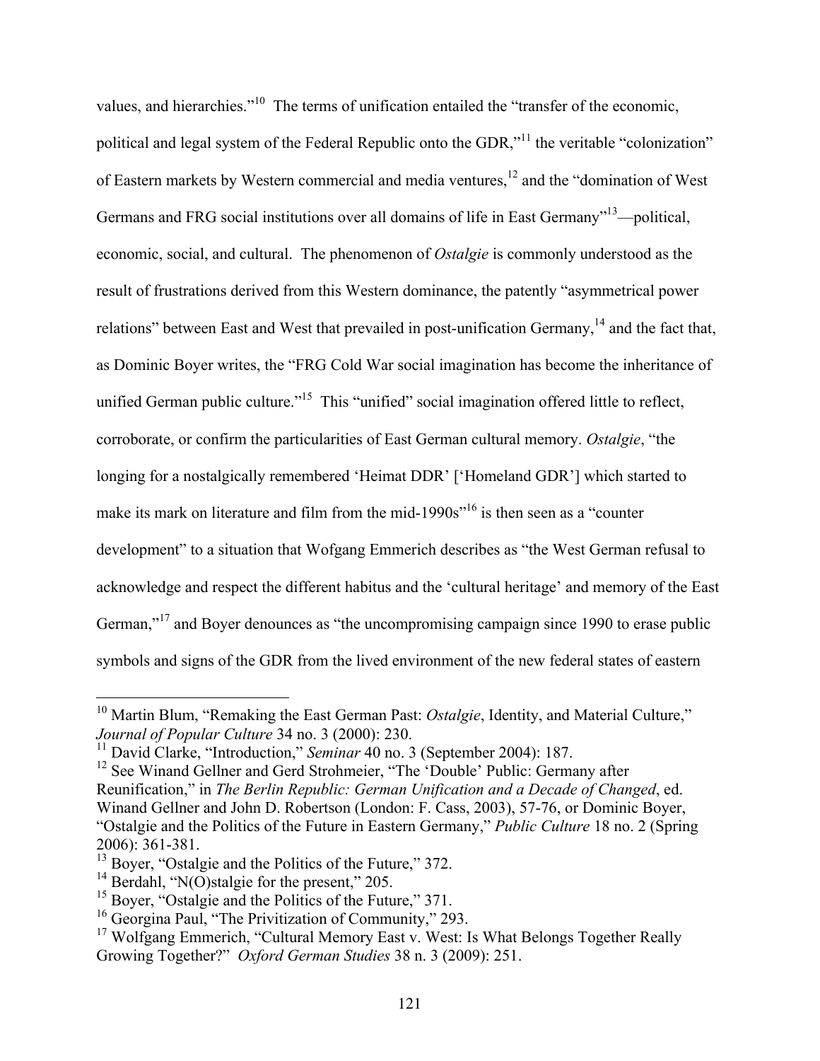values, and hierarchies."[10] The terms of unification entailed the "transfer of the economic, political and legal system of the Federal Republic onto the GDR,"[11] the veritable "colonization" of Eastern markets by Western commercial and media ventures,[12] and the "domination of West Germans and FRG social institutions over all domains of life in East Germany"[13]—political, economic, social, and cultural. The phenomenon of *Ostalgie* is commonly understood as the result of frustrations derived from this Western dominance, the patently "asymmetrical power relations" between East and West that prevailed in post-unification Germany,[14] and the fact that, as Dominic Boyer writes, the "FRG Cold War social imagination has become the inheritance of unified German public culture."[15] This "unified" social imagination offered little to reflect, corroborate, or confirm the particularities of East German cultural memory. *Ostalgie*, "the longing for a nostalgically remembered 'Heimat DDR' ['Homeland GDR'] which started to make its mark on literature and film from the mid-1990s"[16] is then seen as a "counter development" to a situation that Wofgang Emmerich describes as "the West German refusal to acknowledge and respect the different habitus and the 'cultural heritage' and memory of the East German,"[17] and Boyer denounces as "the uncompromising campaign since 1990 to erase public symbols and signs of the GDR from the lived environment of the new federal states of eastern

---

[10] Martin Blum, "Remaking the East German Past: *Ostalgie*, Identity, and Material Culture," *Journal of Popular Culture* 34 no. 3 (2000): 230.

[11] David Clarke, "Introduction," *Seminar* 40 no. 3 (September 2004): 187.

[12] See Winand Gellner and Gerd Strohmeier, "The 'Double' Public: Germany after Reunification," in *The Berlin Republic: German Unification and a Decade of Changed*, ed. Winand Gellner and John D. Robertson (London: F. Cass, 2003), 57-76, or Dominic Boyer, "Ostalgie and the Politics of the Future in Eastern Germany," *Public Culture* 18 no. 2 (Spring 2006): 361-381.

[13] Boyer, "Ostalgie and the Politics of the Future," 372.

[14] Berdahl, "N(O)stalgie for the present," 205.

[15] Boyer, "Ostalgie and the Politics of the Future," 371.

[16] Georgina Paul, "The Privitization of Community," 293.

[17] Wolfgang Emmerich, "Cultural Memory East v. West: Is What Belongs Together Really Growing Together?" *Oxford German Studies* 38 n. 3 (2009): 251.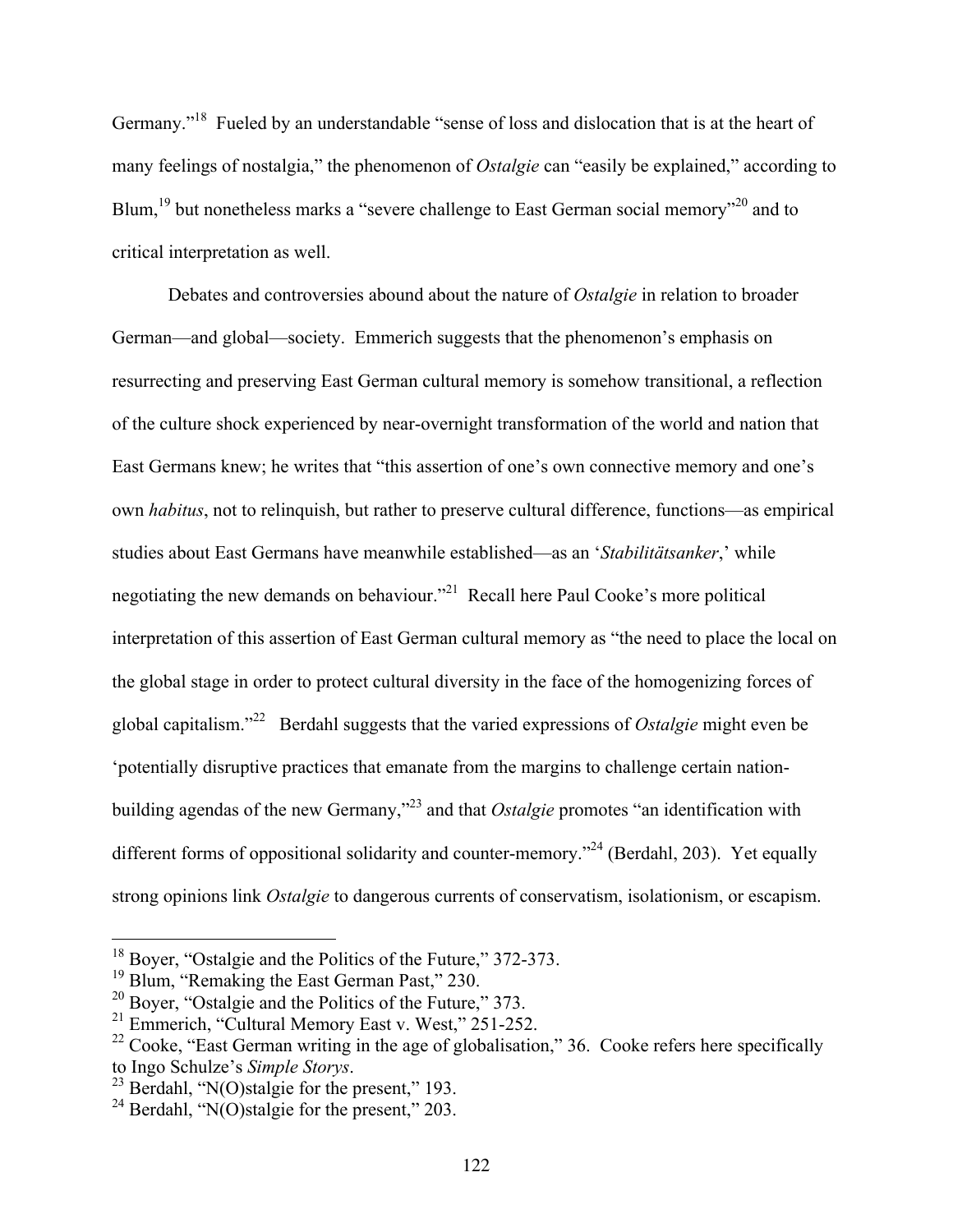Germany."[18] Fueled by an understandable "sense of loss and dislocation that is at the heart of many feelings of nostalgia," the phenomenon of *Ostalgie* can "easily be explained," according to Blum,[19] but nonetheless marks a "severe challenge to East German social memory"[20] and to critical interpretation as well.

Debates and controversies abound about the nature of *Ostalgie* in relation to broader German—and global—society. Emmerich suggests that the phenomenon's emphasis on resurrecting and preserving East German cultural memory is somehow transitional, a reflection of the culture shock experienced by near-overnight transformation of the world and nation that East Germans knew; he writes that "this assertion of one's own connective memory and one's own *habitus*, not to relinquish, but rather to preserve cultural difference, functions—as empirical studies about East Germans have meanwhile established—as an '*Stabilitätsanker*,' while negotiating the new demands on behaviour."[21] Recall here Paul Cooke's more political interpretation of this assertion of East German cultural memory as "the need to place the local on the global stage in order to protect cultural diversity in the face of the homogenizing forces of global capitalism."[22] Berdahl suggests that the varied expressions of *Ostalgie* might even be 'potentially disruptive practices that emanate from the margins to challenge certain nation-building agendas of the new Germany,"[23] and that *Ostalgie* promotes "an identification with different forms of oppositional solidarity and counter-memory."[24] (Berdahl, 203). Yet equally strong opinions link *Ostalgie* to dangerous currents of conservatism, isolationism, or escapism.

---

[18] Boyer, "Ostalgie and the Politics of the Future," 372-373.
[19] Blum, "Remaking the East German Past," 230.
[20] Boyer, "Ostalgie and the Politics of the Future," 373.
[21] Emmerich, "Cultural Memory East v. West," 251-252.
[22] Cooke, "East German writing in the age of globalisation," 36. Cooke refers here specifically to Ingo Schulze's *Simple Storys*.
[23] Berdahl, "N(O)stalgie for the present," 193.
[24] Berdahl, "N(O)stalgie for the present," 203.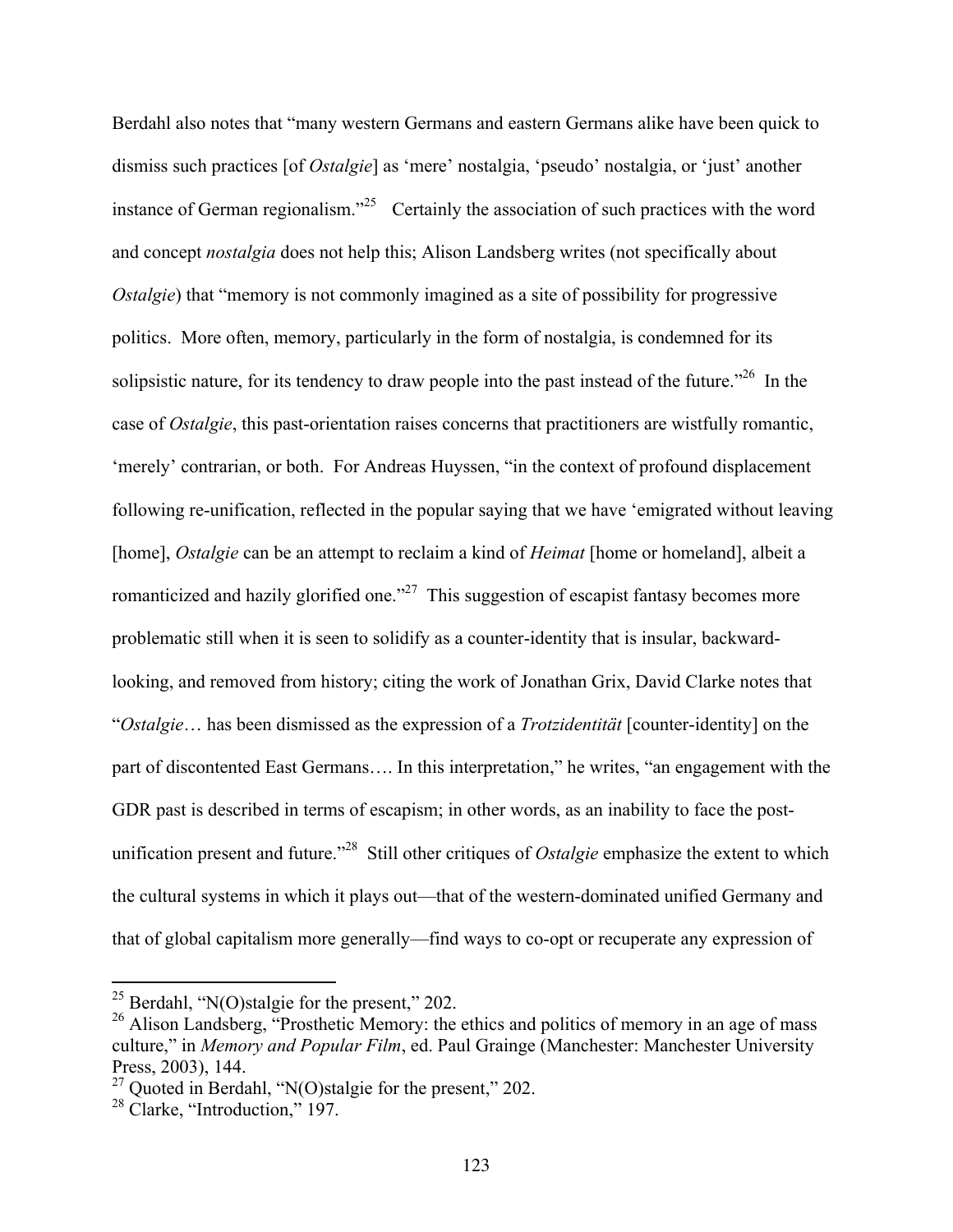Berdahl also notes that "many western Germans and eastern Germans alike have been quick to dismiss such practices [of *Ostalgie*] as 'mere' nostalgia, 'pseudo' nostalgia, or 'just' another instance of German regionalism."[25] Certainly the association of such practices with the word and concept *nostalgia* does not help this; Alison Landsberg writes (not specifically about *Ostalgie*) that "memory is not commonly imagined as a site of possibility for progressive politics. More often, memory, particularly in the form of nostalgia, is condemned for its solipsistic nature, for its tendency to draw people into the past instead of the future."[26] In the case of *Ostalgie*, this past-orientation raises concerns that practitioners are wistfully romantic, 'merely' contrarian, or both. For Andreas Huyssen, "in the context of profound displacement following re-unification, reflected in the popular saying that we have 'emigrated without leaving [home], *Ostalgie* can be an attempt to reclaim a kind of *Heimat* [home or homeland], albeit a romanticized and hazily glorified one."[27] This suggestion of escapist fantasy becomes more problematic still when it is seen to solidify as a counter-identity that is insular, backward-looking, and removed from history; citing the work of Jonathan Grix, David Clarke notes that "*Ostalgie*… has been dismissed as the expression of a *Trotzidentität* [counter-identity] on the part of discontented East Germans…. In this interpretation," he writes, "an engagement with the GDR past is described in terms of escapism; in other words, as an inability to face the post-unification present and future."[28] Still other critiques of *Ostalgie* emphasize the extent to which the cultural systems in which it plays out—that of the western-dominated unified Germany and that of global capitalism more generally—find ways to co-opt or recuperate any expression of

---

[25] Berdahl, "N(O)stalgie for the present," 202.

[26] Alison Landsberg, "Prosthetic Memory: the ethics and politics of memory in an age of mass culture," in *Memory and Popular Film*, ed. Paul Grainge (Manchester: Manchester University Press, 2003), 144.

[27] Quoted in Berdahl, "N(O)stalgie for the present," 202.

[28] Clarke, "Introduction," 197.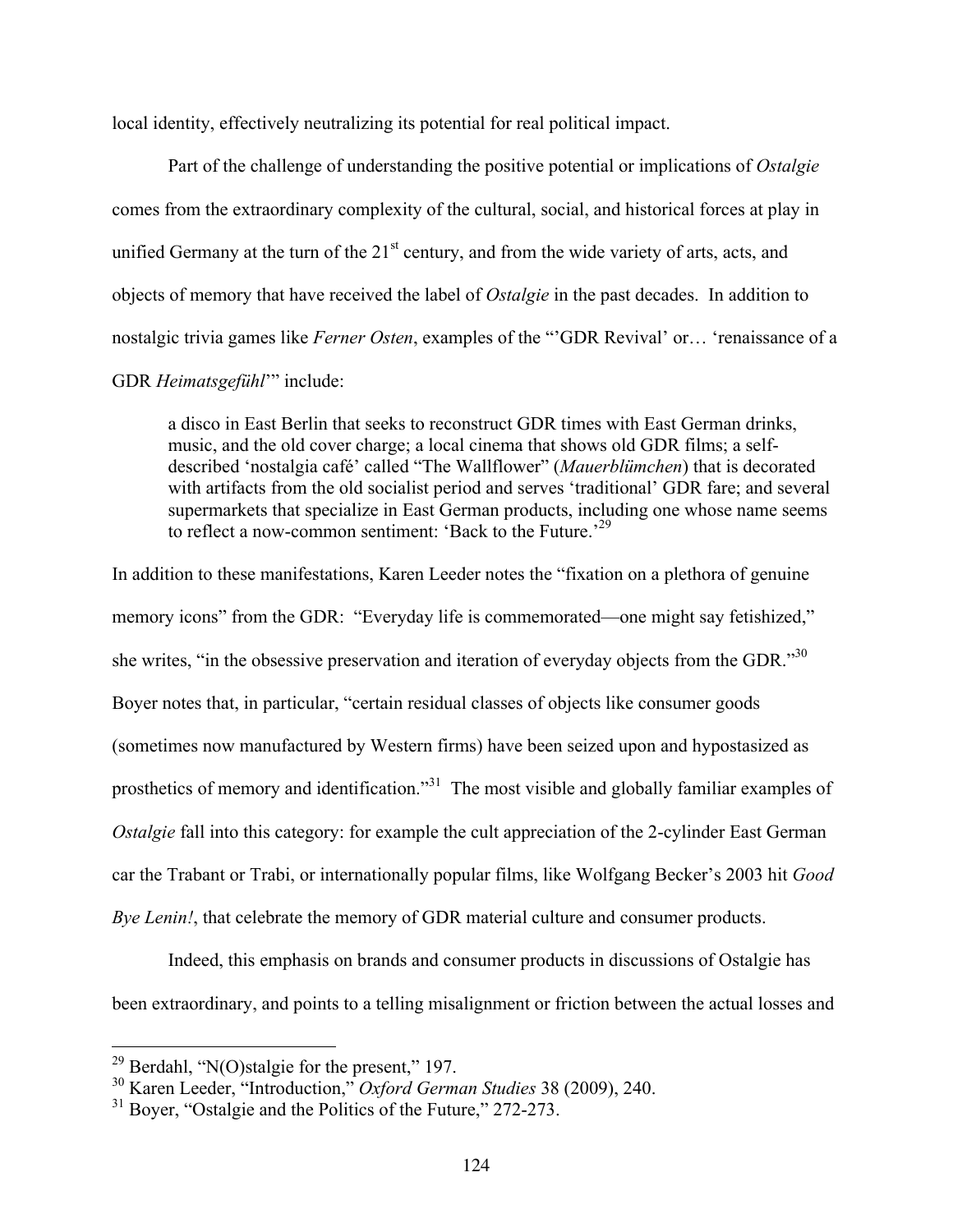local identity, effectively neutralizing its potential for real political impact.

Part of the challenge of understanding the positive potential or implications of *Ostalgie* comes from the extraordinary complexity of the cultural, social, and historical forces at play in unified Germany at the turn of the 21st century, and from the wide variety of arts, acts, and objects of memory that have received the label of *Ostalgie* in the past decades. In addition to nostalgic trivia games like *Ferner Osten*, examples of the "'GDR Revival' or… 'renaissance of a GDR *Heimatsgefühl*'" include:

> a disco in East Berlin that seeks to reconstruct GDR times with East German drinks, music, and the old cover charge; a local cinema that shows old GDR films; a self-described 'nostalgia café' called "The Wallflower" (*Mauerblümchen*) that is decorated with artifacts from the old socialist period and serves 'traditional' GDR fare; and several supermarkets that specialize in East German products, including one whose name seems to reflect a now-common sentiment: 'Back to the Future.'[29]

In addition to these manifestations, Karen Leeder notes the "fixation on a plethora of genuine memory icons" from the GDR: "Everyday life is commemorated—one might say fetishized," she writes, "in the obsessive preservation and iteration of everyday objects from the GDR."[30] Boyer notes that, in particular, "certain residual classes of objects like consumer goods (sometimes now manufactured by Western firms) have been seized upon and hypostasized as prosthetics of memory and identification."[31] The most visible and globally familiar examples of *Ostalgie* fall into this category: for example the cult appreciation of the 2-cylinder East German car the Trabant or Trabi, or internationally popular films, like Wolfgang Becker's 2003 hit *Good Bye Lenin!*, that celebrate the memory of GDR material culture and consumer products.

Indeed, this emphasis on brands and consumer products in discussions of Ostalgie has been extraordinary, and points to a telling misalignment or friction between the actual losses and

---

[29] Berdahl, "N(O)stalgie for the present," 197.

[30] Karen Leeder, "Introduction," *Oxford German Studies* 38 (2009), 240.

[31] Boyer, "Ostalgie and the Politics of the Future," 272-273.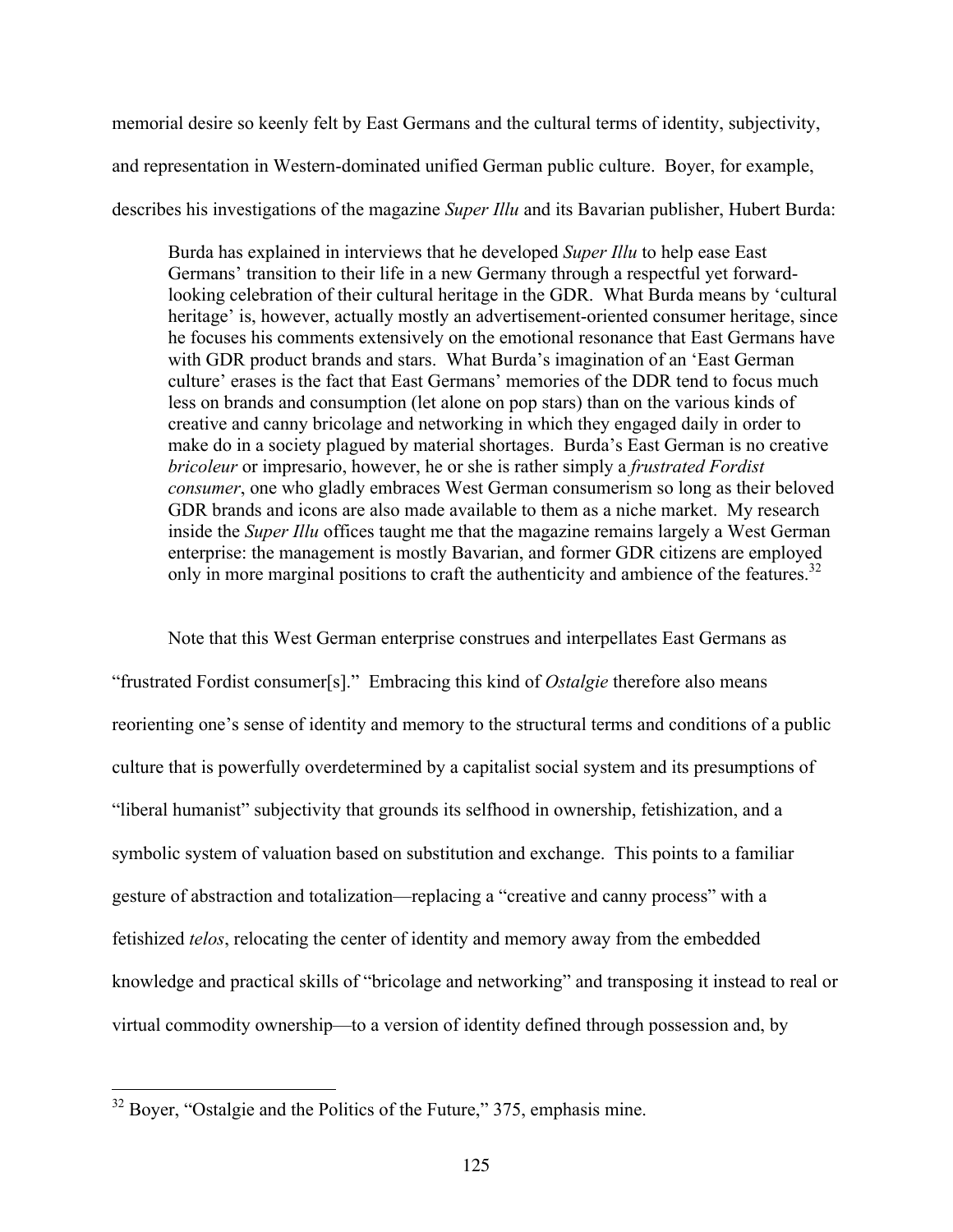memorial desire so keenly felt by East Germans and the cultural terms of identity, subjectivity, and representation in Western-dominated unified German public culture. Boyer, for example, describes his investigations of the magazine *Super Illu* and its Bavarian publisher, Hubert Burda:

> Burda has explained in interviews that he developed *Super Illu* to help ease East Germans' transition to their life in a new Germany through a respectful yet forward-looking celebration of their cultural heritage in the GDR. What Burda means by 'cultural heritage' is, however, actually mostly an advertisement-oriented consumer heritage, since he focuses his comments extensively on the emotional resonance that East Germans have with GDR product brands and stars. What Burda's imagination of an 'East German culture' erases is the fact that East Germans' memories of the DDR tend to focus much less on brands and consumption (let alone on pop stars) than on the various kinds of creative and canny bricolage and networking in which they engaged daily in order to make do in a society plagued by material shortages. Burda's East German is no creative *bricoleur* or impresario, however, he or she is rather simply a *frustrated Fordist consumer*, one who gladly embraces West German consumerism so long as their beloved GDR brands and icons are also made available to them as a niche market. My research inside the *Super Illu* offices taught me that the magazine remains largely a West German enterprise: the management is mostly Bavarian, and former GDR citizens are employed only in more marginal positions to craft the authenticity and ambience of the features.[32]

Note that this West German enterprise construes and interpellates East Germans as "frustrated Fordist consumer[s]." Embracing this kind of *Ostalgie* therefore also means reorienting one's sense of identity and memory to the structural terms and conditions of a public culture that is powerfully overdetermined by a capitalist social system and its presumptions of "liberal humanist" subjectivity that grounds its selfhood in ownership, fetishization, and a symbolic system of valuation based on substitution and exchange. This points to a familiar gesture of abstraction and totalization—replacing a "creative and canny process" with a fetishized *telos*, relocating the center of identity and memory away from the embedded knowledge and practical skills of "bricolage and networking" and transposing it instead to real or virtual commodity ownership—to a version of identity defined through possession and, by

[32] Boyer, "Ostalgie and the Politics of the Future," 375, emphasis mine.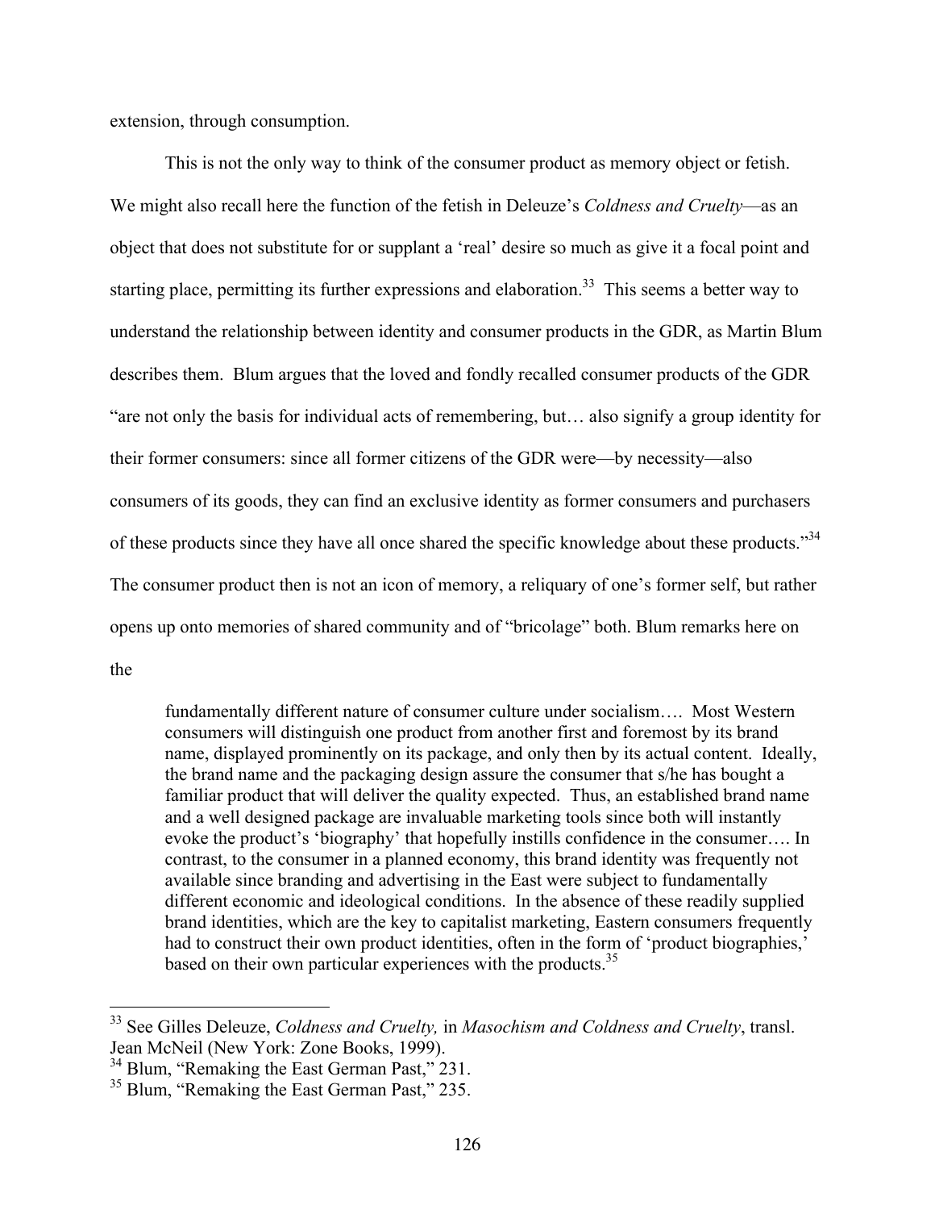extension, through consumption.

This is not the only way to think of the consumer product as memory object or fetish. We might also recall here the function of the fetish in Deleuze's *Coldness and Cruelty*—as an object that does not substitute for or supplant a 'real' desire so much as give it a focal point and starting place, permitting its further expressions and elaboration.[33] This seems a better way to understand the relationship between identity and consumer products in the GDR, as Martin Blum describes them. Blum argues that the loved and fondly recalled consumer products of the GDR "are not only the basis for individual acts of remembering, but… also signify a group identity for their former consumers: since all former citizens of the GDR were—by necessity—also consumers of its goods, they can find an exclusive identity as former consumers and purchasers of these products since they have all once shared the specific knowledge about these products."[34] The consumer product then is not an icon of memory, a reliquary of one's former self, but rather opens up onto memories of shared community and of "bricolage" both. Blum remarks here on the

> fundamentally different nature of consumer culture under socialism…. Most Western consumers will distinguish one product from another first and foremost by its brand name, displayed prominently on its package, and only then by its actual content. Ideally, the brand name and the packaging design assure the consumer that s/he has bought a familiar product that will deliver the quality expected. Thus, an established brand name and a well designed package are invaluable marketing tools since both will instantly evoke the product's 'biography' that hopefully instills confidence in the consumer…. In contrast, to the consumer in a planned economy, this brand identity was frequently not available since branding and advertising in the East were subject to fundamentally different economic and ideological conditions. In the absence of these readily supplied brand identities, which are the key to capitalist marketing, Eastern consumers frequently had to construct their own product identities, often in the form of 'product biographies,' based on their own particular experiences with the products.[35]

---

[33] See Gilles Deleuze, *Coldness and Cruelty,* in *Masochism and Coldness and Cruelty*, transl. Jean McNeil (New York: Zone Books, 1999).

[34] Blum, "Remaking the East German Past," 231.

[35] Blum, "Remaking the East German Past," 235.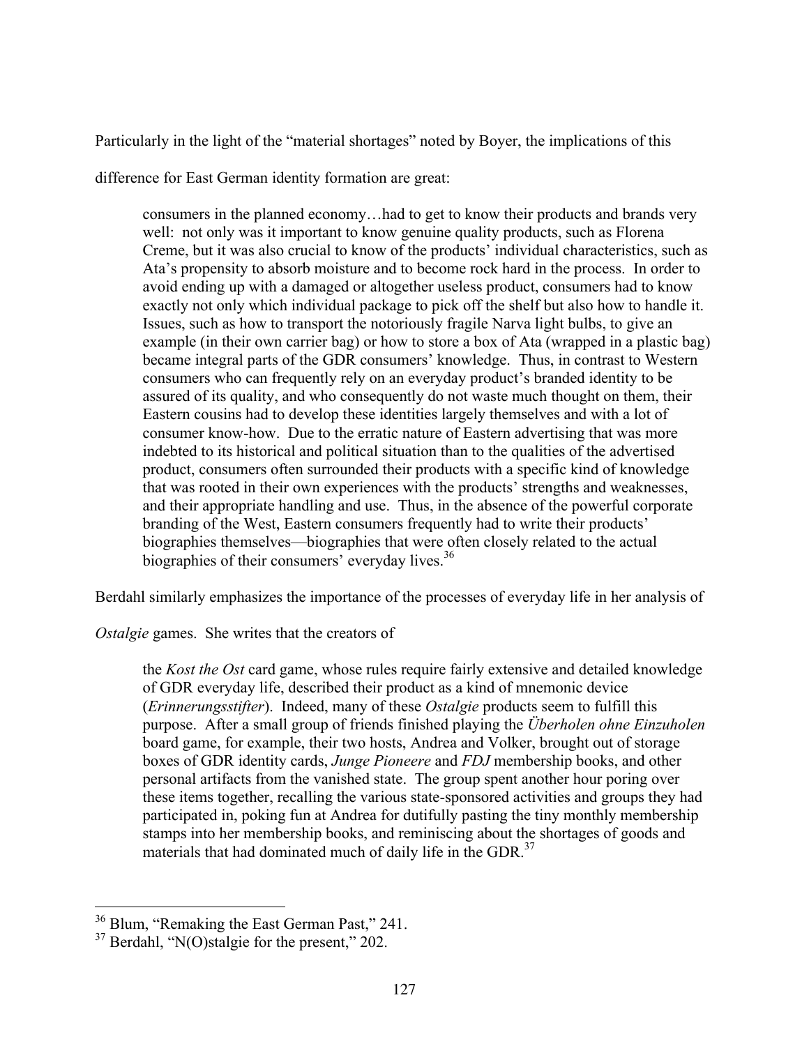Particularly in the light of the "material shortages" noted by Boyer, the implications of this difference for East German identity formation are great:

> consumers in the planned economy…had to get to know their products and brands very well: not only was it important to know genuine quality products, such as Florena Creme, but it was also crucial to know of the products' individual characteristics, such as Ata's propensity to absorb moisture and to become rock hard in the process. In order to avoid ending up with a damaged or altogether useless product, consumers had to know exactly not only which individual package to pick off the shelf but also how to handle it. Issues, such as how to transport the notoriously fragile Narva light bulbs, to give an example (in their own carrier bag) or how to store a box of Ata (wrapped in a plastic bag) became integral parts of the GDR consumers' knowledge. Thus, in contrast to Western consumers who can frequently rely on an everyday product's branded identity to be assured of its quality, and who consequently do not waste much thought on them, their Eastern cousins had to develop these identities largely themselves and with a lot of consumer know-how. Due to the erratic nature of Eastern advertising that was more indebted to its historical and political situation than to the qualities of the advertised product, consumers often surrounded their products with a specific kind of knowledge that was rooted in their own experiences with the products' strengths and weaknesses, and their appropriate handling and use. Thus, in the absence of the powerful corporate branding of the West, Eastern consumers frequently had to write their products' biographies themselves—biographies that were often closely related to the actual biographies of their consumers' everyday lives.[36]

Berdahl similarly emphasizes the importance of the processes of everyday life in her analysis of *Ostalgie* games. She writes that the creators of

> the *Kost the Ost* card game, whose rules require fairly extensive and detailed knowledge of GDR everyday life, described their product as a kind of mnemonic device (*Erinnerungsstifter*). Indeed, many of these *Ostalgie* products seem to fulfill this purpose. After a small group of friends finished playing the *Überholen ohne Einzuholen* board game, for example, their two hosts, Andrea and Volker, brought out of storage boxes of GDR identity cards, *Junge Pioneere* and *FDJ* membership books, and other personal artifacts from the vanished state. The group spent another hour poring over these items together, recalling the various state-sponsored activities and groups they had participated in, poking fun at Andrea for dutifully pasting the tiny monthly membership stamps into her membership books, and reminiscing about the shortages of goods and materials that had dominated much of daily life in the GDR.[37]

---

[36] Blum, "Remaking the East German Past," 241.

[37] Berdahl, "N(O)stalgie for the present," 202.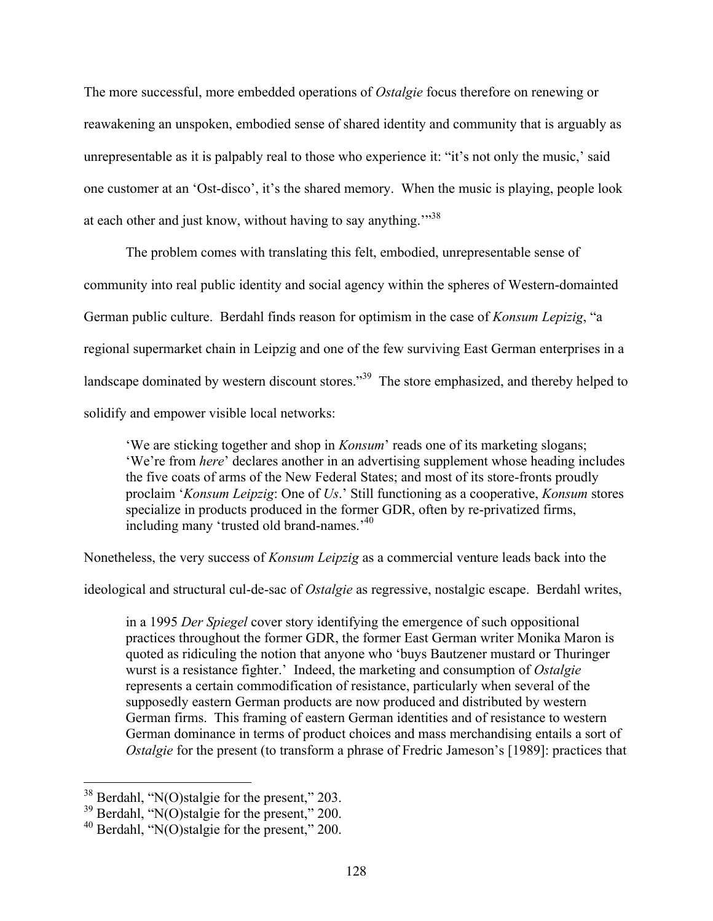The more successful, more embedded operations of *Ostalgie* focus therefore on renewing or reawakening an unspoken, embodied sense of shared identity and community that is arguably as unrepresentable as it is palpably real to those who experience it: "it's not only the music,' said one customer at an 'Ost-disco', it's the shared memory. When the music is playing, people look at each other and just know, without having to say anything.'"[38]

The problem comes with translating this felt, embodied, unrepresentable sense of community into real public identity and social agency within the spheres of Western-domainted German public culture. Berdahl finds reason for optimism in the case of *Konsum Lepizig*, "a regional supermarket chain in Leipzig and one of the few surviving East German enterprises in a landscape dominated by western discount stores."[39] The store emphasized, and thereby helped to solidify and empower visible local networks:

> 'We are sticking together and shop in *Konsum*' reads one of its marketing slogans; 'We're from *here*' declares another in an advertising supplement whose heading includes the five coats of arms of the New Federal States; and most of its store-fronts proudly proclaim '*Konsum Leipzig*: One of *Us*.' Still functioning as a cooperative, *Konsum* stores specialize in products produced in the former GDR, often by re-privatized firms, including many 'trusted old brand-names.'[40]

Nonetheless, the very success of *Konsum Leipzig* as a commercial venture leads back into the ideological and structural cul-de-sac of *Ostalgie* as regressive, nostalgic escape. Berdahl writes,

> in a 1995 *Der Spiegel* cover story identifying the emergence of such oppositional practices throughout the former GDR, the former East German writer Monika Maron is quoted as ridiculing the notion that anyone who 'buys Bautzener mustard or Thuringer wurst is a resistance fighter.' Indeed, the marketing and consumption of *Ostalgie* represents a certain commodification of resistance, particularly when several of the supposedly eastern German products are now produced and distributed by western German firms. This framing of eastern German identities and of resistance to western German dominance in terms of product choices and mass merchandising entails a sort of *Ostalgie* for the present (to transform a phrase of Fredric Jameson's [1989]: practices that

[38] Berdahl, "N(O)stalgie for the present," 203.

[39] Berdahl, "N(O)stalgie for the present," 200.

[40] Berdahl, "N(O)stalgie for the present," 200.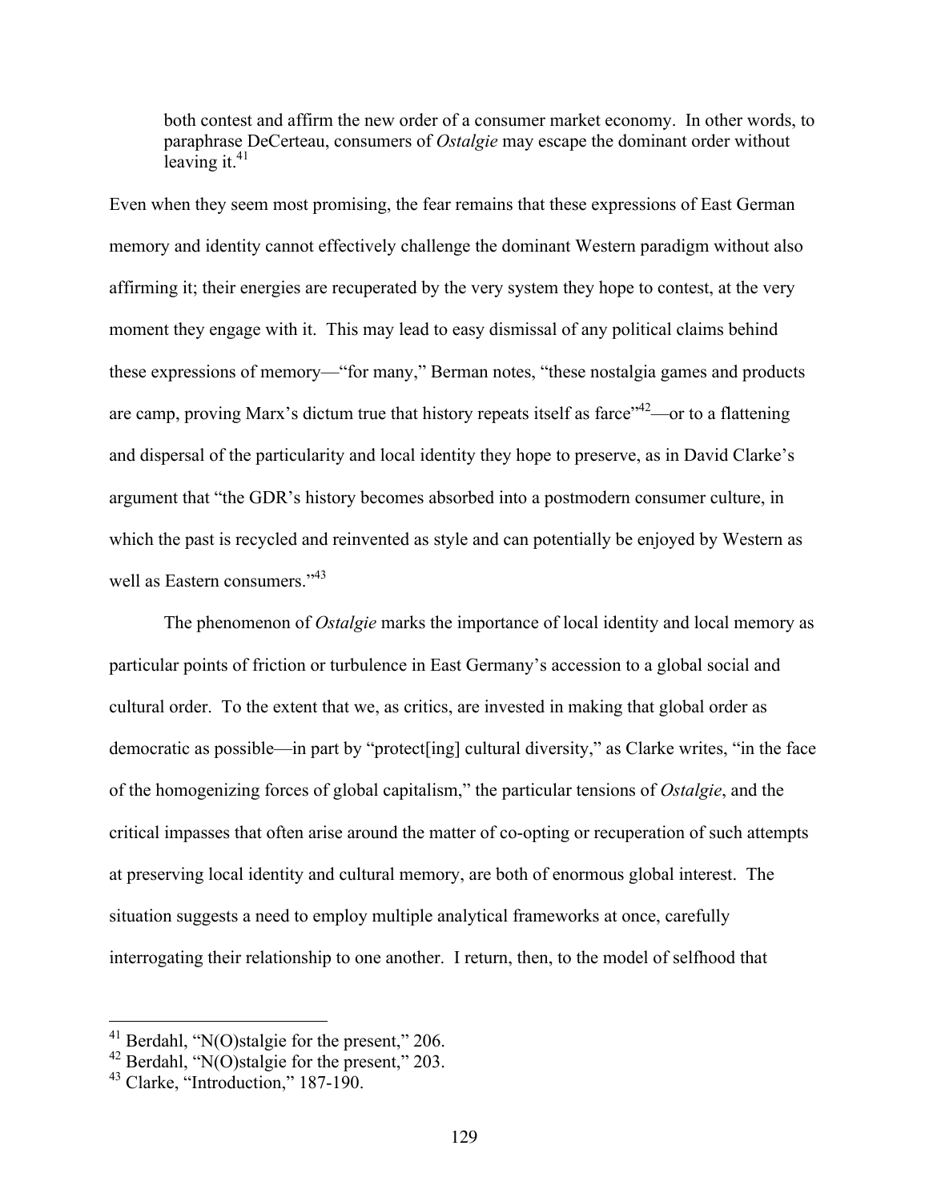> both contest and affirm the new order of a consumer market economy. In other words, to paraphrase DeCerteau, consumers of *Ostalgie* may escape the dominant order without leaving it.[41]

Even when they seem most promising, the fear remains that these expressions of East German memory and identity cannot effectively challenge the dominant Western paradigm without also affirming it; their energies are recuperated by the very system they hope to contest, at the very moment they engage with it. This may lead to easy dismissal of any political claims behind these expressions of memory—"for many," Berman notes, "these nostalgia games and products are camp, proving Marx's dictum true that history repeats itself as farce"[42]—or to a flattening and dispersal of the particularity and local identity they hope to preserve, as in David Clarke's argument that "the GDR's history becomes absorbed into a postmodern consumer culture, in which the past is recycled and reinvented as style and can potentially be enjoyed by Western as well as Eastern consumers."[43]

The phenomenon of *Ostalgie* marks the importance of local identity and local memory as particular points of friction or turbulence in East Germany's accession to a global social and cultural order. To the extent that we, as critics, are invested in making that global order as democratic as possible—in part by "protect[ing] cultural diversity," as Clarke writes, "in the face of the homogenizing forces of global capitalism," the particular tensions of *Ostalgie*, and the critical impasses that often arise around the matter of co-opting or recuperation of such attempts at preserving local identity and cultural memory, are both of enormous global interest. The situation suggests a need to employ multiple analytical frameworks at once, carefully interrogating their relationship to one another. I return, then, to the model of selfhood that

---

[41] Berdahl, "N(O)stalgie for the present," 206.

[42] Berdahl, "N(O)stalgie for the present," 203.

[43] Clarke, "Introduction," 187-190.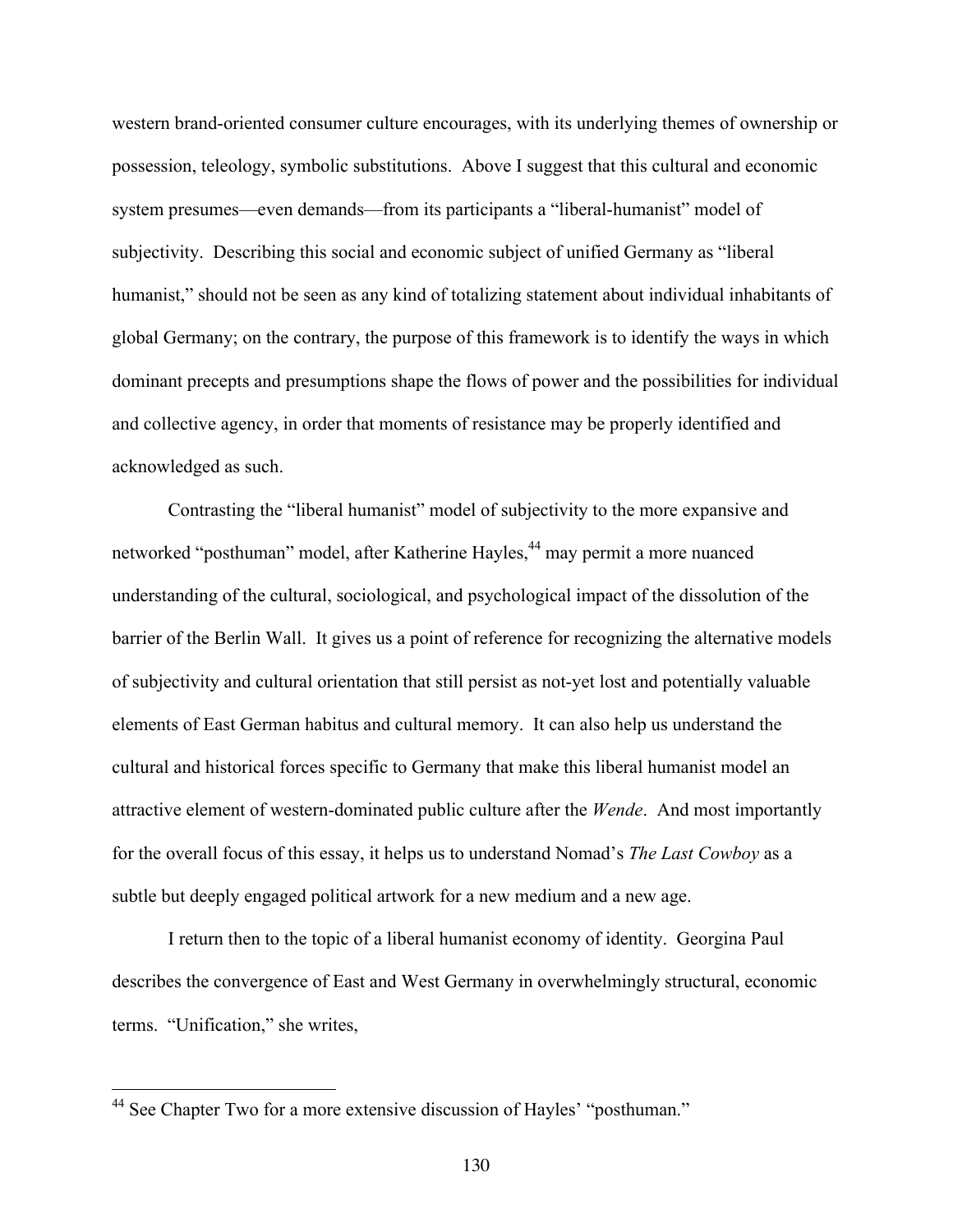western brand-oriented consumer culture encourages, with its underlying themes of ownership or possession, teleology, symbolic substitutions. Above I suggest that this cultural and economic system presumes—even demands—from its participants a "liberal-humanist" model of subjectivity. Describing this social and economic subject of unified Germany as "liberal humanist," should not be seen as any kind of totalizing statement about individual inhabitants of global Germany; on the contrary, the purpose of this framework is to identify the ways in which dominant precepts and presumptions shape the flows of power and the possibilities for individual and collective agency, in order that moments of resistance may be properly identified and acknowledged as such.

Contrasting the "liberal humanist" model of subjectivity to the more expansive and networked "posthuman" model, after Katherine Hayles,[44] may permit a more nuanced understanding of the cultural, sociological, and psychological impact of the dissolution of the barrier of the Berlin Wall. It gives us a point of reference for recognizing the alternative models of subjectivity and cultural orientation that still persist as not-yet lost and potentially valuable elements of East German habitus and cultural memory. It can also help us understand the cultural and historical forces specific to Germany that make this liberal humanist model an attractive element of western-dominated public culture after the *Wende*. And most importantly for the overall focus of this essay, it helps us to understand Nomad's *The Last Cowboy* as a subtle but deeply engaged political artwork for a new medium and a new age.

I return then to the topic of a liberal humanist economy of identity. Georgina Paul describes the convergence of East and West Germany in overwhelmingly structural, economic terms. "Unification," she writes,

---

[44] See Chapter Two for a more extensive discussion of Hayles' "posthuman."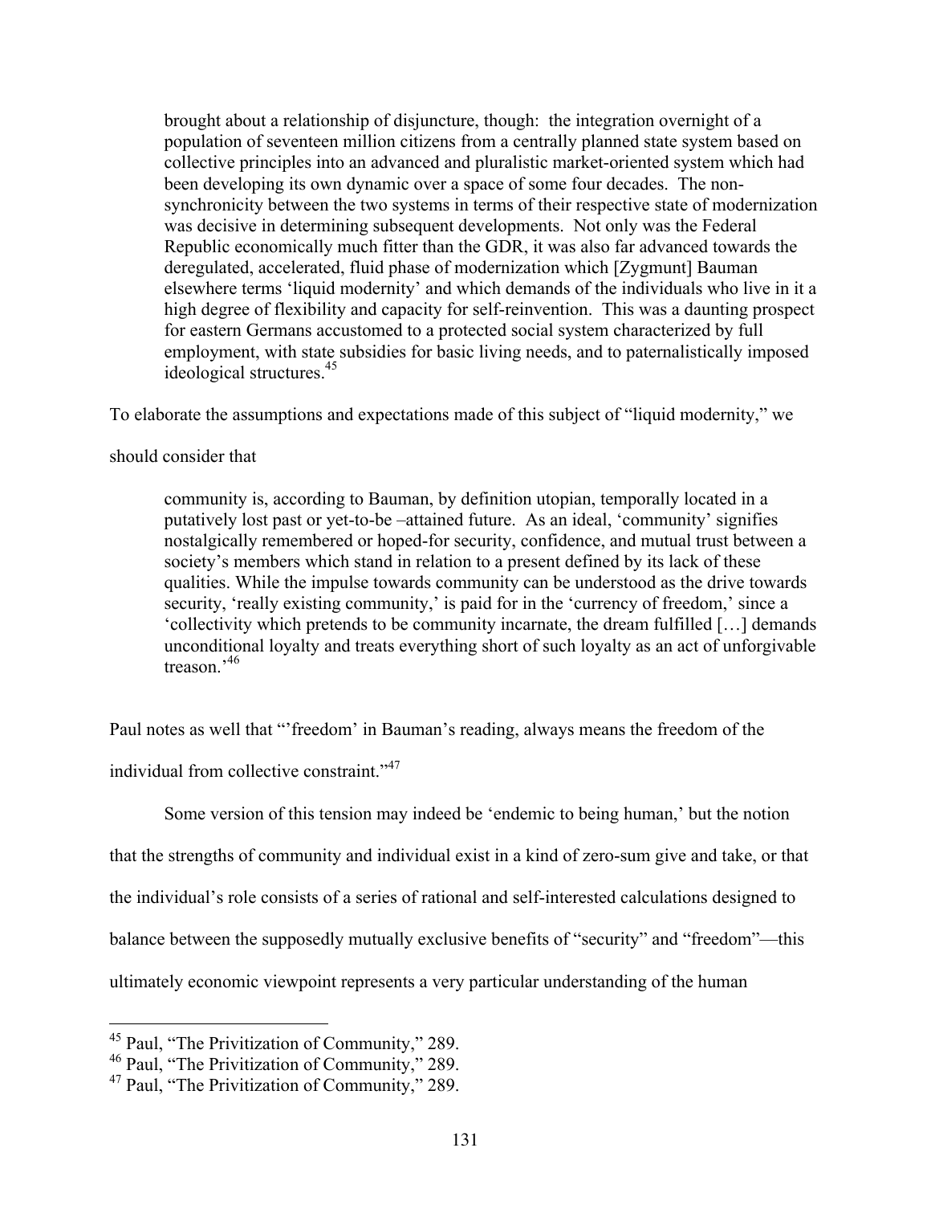> brought about a relationship of disjuncture, though: the integration overnight of a population of seventeen million citizens from a centrally planned state system based on collective principles into an advanced and pluralistic market-oriented system which had been developing its own dynamic over a space of some four decades. The non-synchronicity between the two systems in terms of their respective state of modernization was decisive in determining subsequent developments. Not only was the Federal Republic economically much fitter than the GDR, it was also far advanced towards the deregulated, accelerated, fluid phase of modernization which [Zygmunt] Bauman elsewhere terms 'liquid modernity' and which demands of the individuals who live in it a high degree of flexibility and capacity for self-reinvention. This was a daunting prospect for eastern Germans accustomed to a protected social system characterized by full employment, with state subsidies for basic living needs, and to paternalistically imposed ideological structures.[45]

To elaborate the assumptions and expectations made of this subject of "liquid modernity," we should consider that

> community is, according to Bauman, by definition utopian, temporally located in a putatively lost past or yet-to-be –attained future. As an ideal, 'community' signifies nostalgically remembered or hoped-for security, confidence, and mutual trust between a society's members which stand in relation to a present defined by its lack of these qualities. While the impulse towards community can be understood as the drive towards security, 'really existing community,' is paid for in the 'currency of freedom,' since a 'collectivity which pretends to be community incarnate, the dream fulfilled […] demands unconditional loyalty and treats everything short of such loyalty as an act of unforgivable treason.'[46]

Paul notes as well that "'freedom' in Bauman's reading, always means the freedom of the individual from collective constraint."[47]

Some version of this tension may indeed be 'endemic to being human,' but the notion that the strengths of community and individual exist in a kind of zero-sum give and take, or that the individual's role consists of a series of rational and self-interested calculations designed to balance between the supposedly mutually exclusive benefits of "security" and "freedom"—this ultimately economic viewpoint represents a very particular understanding of the human

---

[45] Paul, "The Privitization of Community," 289.
[46] Paul, "The Privitization of Community," 289.
[47] Paul, "The Privitization of Community," 289.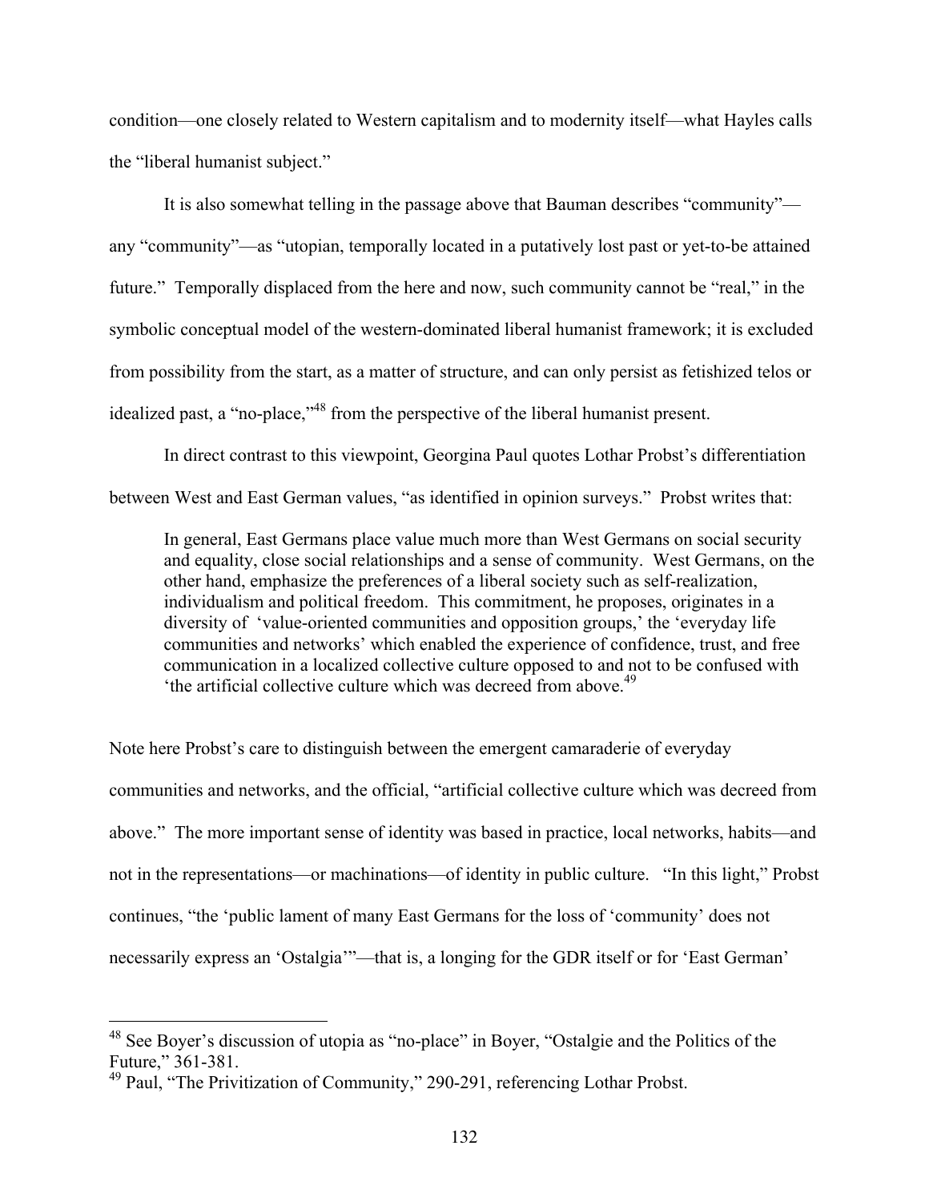condition—one closely related to Western capitalism and to modernity itself—what Hayles calls the "liberal humanist subject."

It is also somewhat telling in the passage above that Bauman describes "community"—any "community"—as "utopian, temporally located in a putatively lost past or yet-to-be attained future." Temporally displaced from the here and now, such community cannot be "real," in the symbolic conceptual model of the western-dominated liberal humanist framework; it is excluded from possibility from the start, as a matter of structure, and can only persist as fetishized telos or idealized past, a "no-place,"[48] from the perspective of the liberal humanist present.

In direct contrast to this viewpoint, Georgina Paul quotes Lothar Probst's differentiation between West and East German values, "as identified in opinion surveys." Probst writes that:

> In general, East Germans place value much more than West Germans on social security and equality, close social relationships and a sense of community. West Germans, on the other hand, emphasize the preferences of a liberal society such as self-realization, individualism and political freedom. This commitment, he proposes, originates in a diversity of 'value-oriented communities and opposition groups,' the 'everyday life communities and networks' which enabled the experience of confidence, trust, and free communication in a localized collective culture opposed to and not to be confused with 'the artificial collective culture which was decreed from above.[49]

Note here Probst's care to distinguish between the emergent camaraderie of everyday communities and networks, and the official, "artificial collective culture which was decreed from above." The more important sense of identity was based in practice, local networks, habits—and not in the representations—or machinations—of identity in public culture. "In this light," Probst continues, "the 'public lament of many East Germans for the loss of 'community' does not necessarily express an 'Ostalgia'"—that is, a longing for the GDR itself or for 'East German'

[48] See Boyer's discussion of utopia as "no-place" in Boyer, "Ostalgie and the Politics of the Future," 361-381.

[49] Paul, "The Privitization of Community," 290-291, referencing Lothar Probst.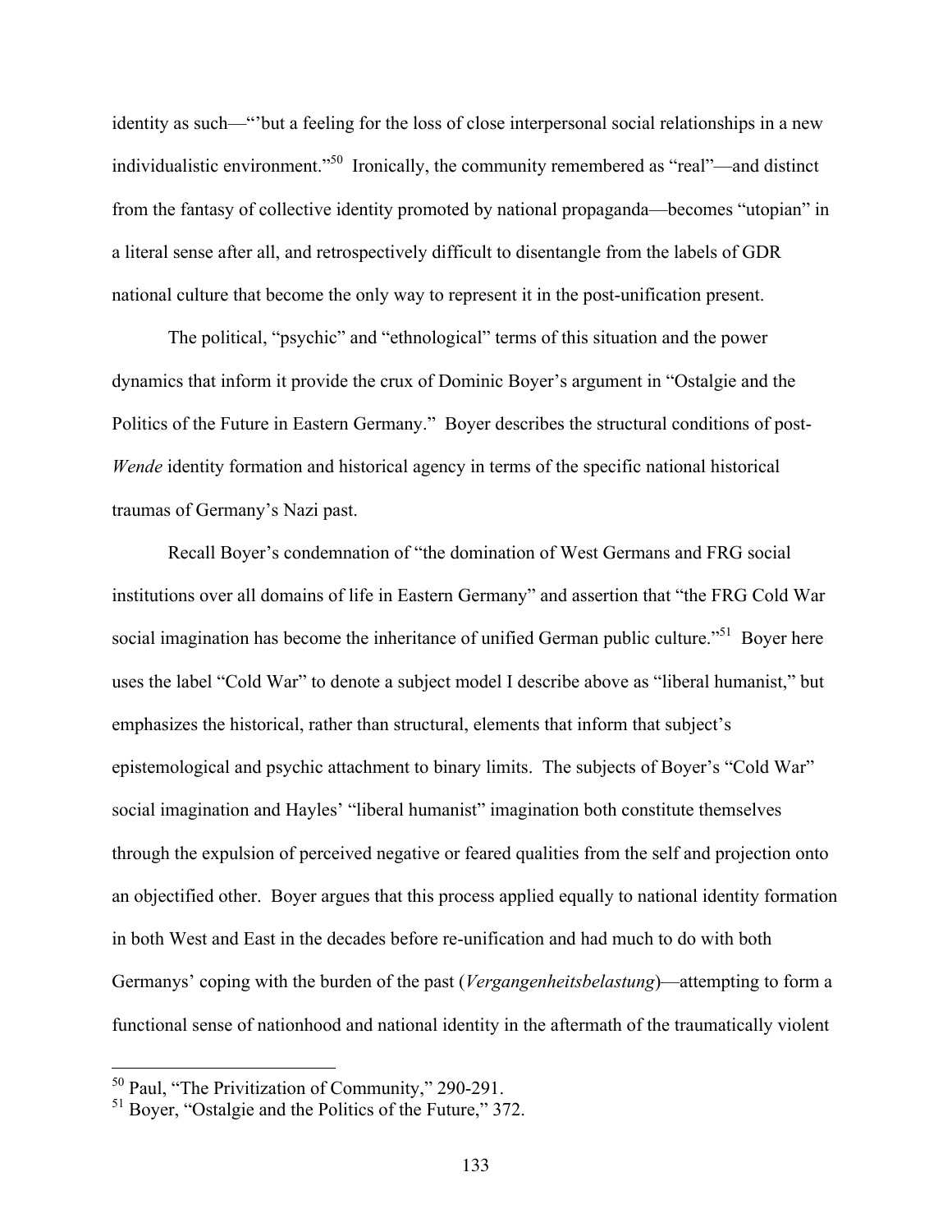identity as such—"'but a feeling for the loss of close interpersonal social relationships in a new individualistic environment."[50] Ironically, the community remembered as "real"—and distinct from the fantasy of collective identity promoted by national propaganda—becomes "utopian" in a literal sense after all, and retrospectively difficult to disentangle from the labels of GDR national culture that become the only way to represent it in the post-unification present.

The political, "psychic" and "ethnological" terms of this situation and the power dynamics that inform it provide the crux of Dominic Boyer's argument in "Ostalgie and the Politics of the Future in Eastern Germany." Boyer describes the structural conditions of post-*Wende* identity formation and historical agency in terms of the specific national historical traumas of Germany's Nazi past.

Recall Boyer's condemnation of "the domination of West Germans and FRG social institutions over all domains of life in Eastern Germany" and assertion that "the FRG Cold War social imagination has become the inheritance of unified German public culture."[51] Boyer here uses the label "Cold War" to denote a subject model I describe above as "liberal humanist," but emphasizes the historical, rather than structural, elements that inform that subject's epistemological and psychic attachment to binary limits. The subjects of Boyer's "Cold War" social imagination and Hayles' "liberal humanist" imagination both constitute themselves through the expulsion of perceived negative or feared qualities from the self and projection onto an objectified other. Boyer argues that this process applied equally to national identity formation in both West and East in the decades before re-unification and had much to do with both Germanys' coping with the burden of the past (*Vergangenheitsbelastung*)—attempting to form a functional sense of nationhood and national identity in the aftermath of the traumatically violent

---

[50] Paul, "The Privitization of Community," 290-291.

[51] Boyer, "Ostalgie and the Politics of the Future," 372.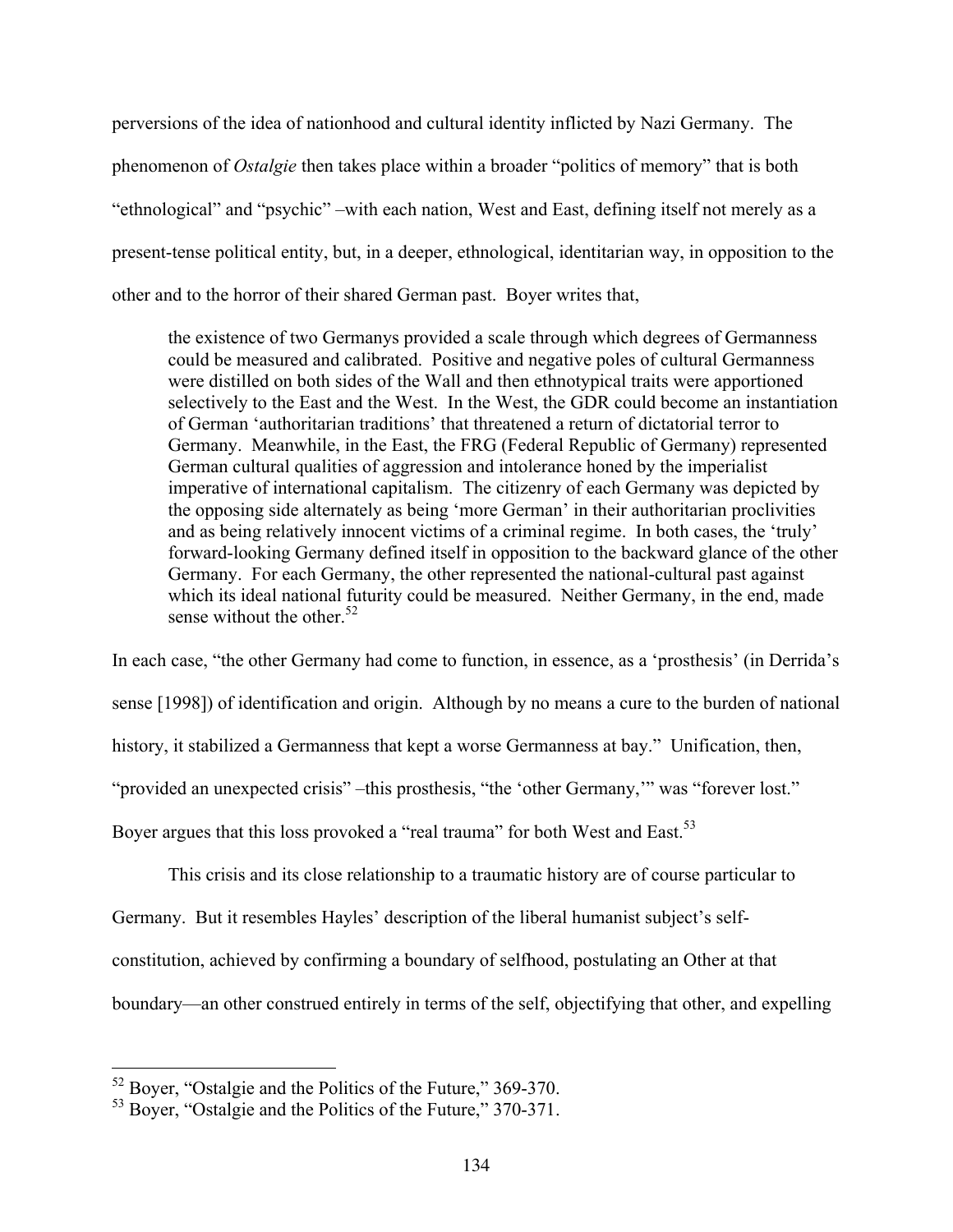perversions of the idea of nationhood and cultural identity inflicted by Nazi Germany. The phenomenon of *Ostalgie* then takes place within a broader "politics of memory" that is both "ethnological" and "psychic" –with each nation, West and East, defining itself not merely as a present-tense political entity, but, in a deeper, ethnological, identitarian way, in opposition to the other and to the horror of their shared German past. Boyer writes that,

> the existence of two Germanys provided a scale through which degrees of Germanness could be measured and calibrated. Positive and negative poles of cultural Germanness were distilled on both sides of the Wall and then ethnotypical traits were apportioned selectively to the East and the West. In the West, the GDR could become an instantiation of German 'authoritarian traditions' that threatened a return of dictatorial terror to Germany. Meanwhile, in the East, the FRG (Federal Republic of Germany) represented German cultural qualities of aggression and intolerance honed by the imperialist imperative of international capitalism. The citizenry of each Germany was depicted by the opposing side alternately as being 'more German' in their authoritarian proclivities and as being relatively innocent victims of a criminal regime. In both cases, the 'truly' forward-looking Germany defined itself in opposition to the backward glance of the other Germany. For each Germany, the other represented the national-cultural past against which its ideal national futurity could be measured. Neither Germany, in the end, made sense without the other.[52]

In each case, "the other Germany had come to function, in essence, as a 'prosthesis' (in Derrida's sense [1998]) of identification and origin. Although by no means a cure to the burden of national history, it stabilized a Germanness that kept a worse Germanness at bay." Unification, then, "provided an unexpected crisis" –this prosthesis, "the 'other Germany,'" was "forever lost." Boyer argues that this loss provoked a "real trauma" for both West and East.[53]

This crisis and its close relationship to a traumatic history are of course particular to Germany. But it resembles Hayles' description of the liberal humanist subject's self-constitution, achieved by confirming a boundary of selfhood, postulating an Other at that boundary—an other construed entirely in terms of the self, objectifying that other, and expelling

---

[52] Boyer, "Ostalgie and the Politics of the Future," 369-370.

[53] Boyer, "Ostalgie and the Politics of the Future," 370-371.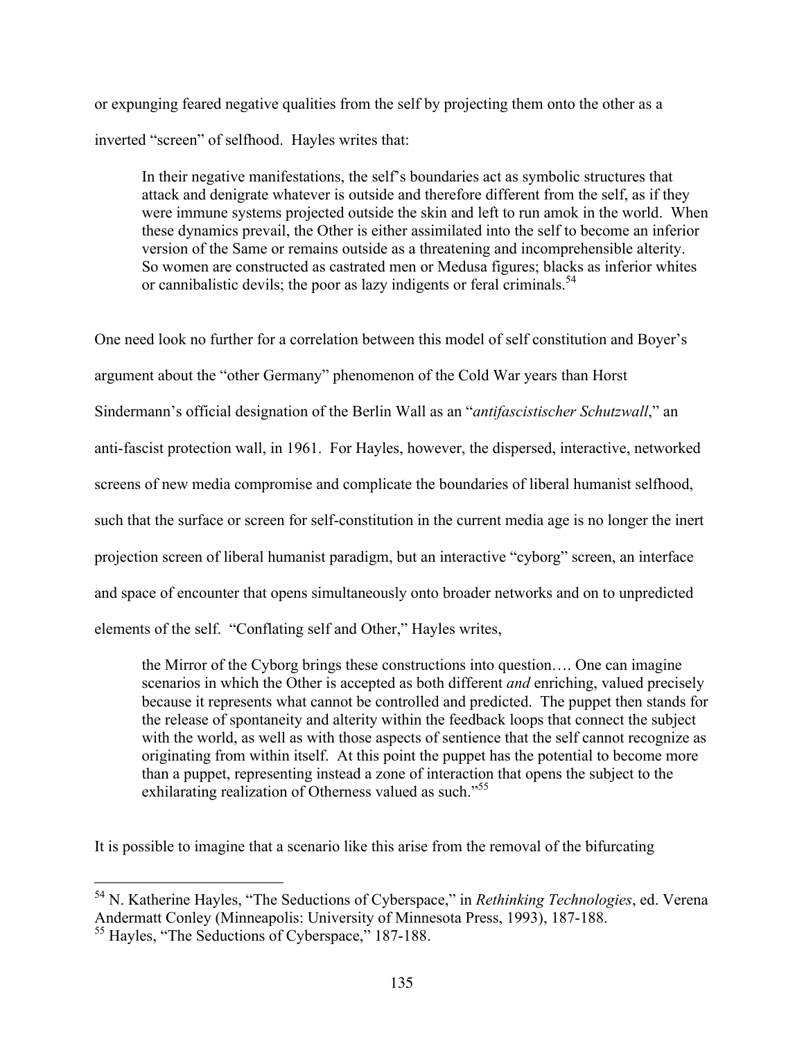or expunging feared negative qualities from the self by projecting them onto the other as a inverted "screen" of selfhood. Hayles writes that:

> In their negative manifestations, the self's boundaries act as symbolic structures that attack and denigrate whatever is outside and therefore different from the self, as if they were immune systems projected outside the skin and left to run amok in the world. When these dynamics prevail, the Other is either assimilated into the self to become an inferior version of the Same or remains outside as a threatening and incomprehensible alterity. So women are constructed as castrated men or Medusa figures; blacks as inferior whites or cannibalistic devils; the poor as lazy indigents or feral criminals.[54]

One need look no further for a correlation between this model of self constitution and Boyer's argument about the "other Germany" phenomenon of the Cold War years than Horst Sindermann's official designation of the Berlin Wall as an "*antifascistischer Schutzwall*," an anti-fascist protection wall, in 1961. For Hayles, however, the dispersed, interactive, networked screens of new media compromise and complicate the boundaries of liberal humanist selfhood, such that the surface or screen for self-constitution in the current media age is no longer the inert projection screen of liberal humanist paradigm, but an interactive "cyborg" screen, an interface and space of encounter that opens simultaneously onto broader networks and on to unpredicted elements of the self. "Conflating self and Other," Hayles writes,

> the Mirror of the Cyborg brings these constructions into question…. One can imagine scenarios in which the Other is accepted as both different *and* enriching, valued precisely because it represents what cannot be controlled and predicted. The puppet then stands for the release of spontaneity and alterity within the feedback loops that connect the subject with the world, as well as with those aspects of sentience that the self cannot recognize as originating from within itself. At this point the puppet has the potential to become more than a puppet, representing instead a zone of interaction that opens the subject to the exhilarating realization of Otherness valued as such."[55]

It is possible to imagine that a scenario like this arise from the removal of the bifurcating

---

[54] N. Katherine Hayles, "The Seductions of Cyberspace," in *Rethinking Technologies*, ed. Verena Andermatt Conley (Minneapolis: University of Minnesota Press, 1993), 187-188.

[55] Hayles, "The Seductions of Cyberspace," 187-188.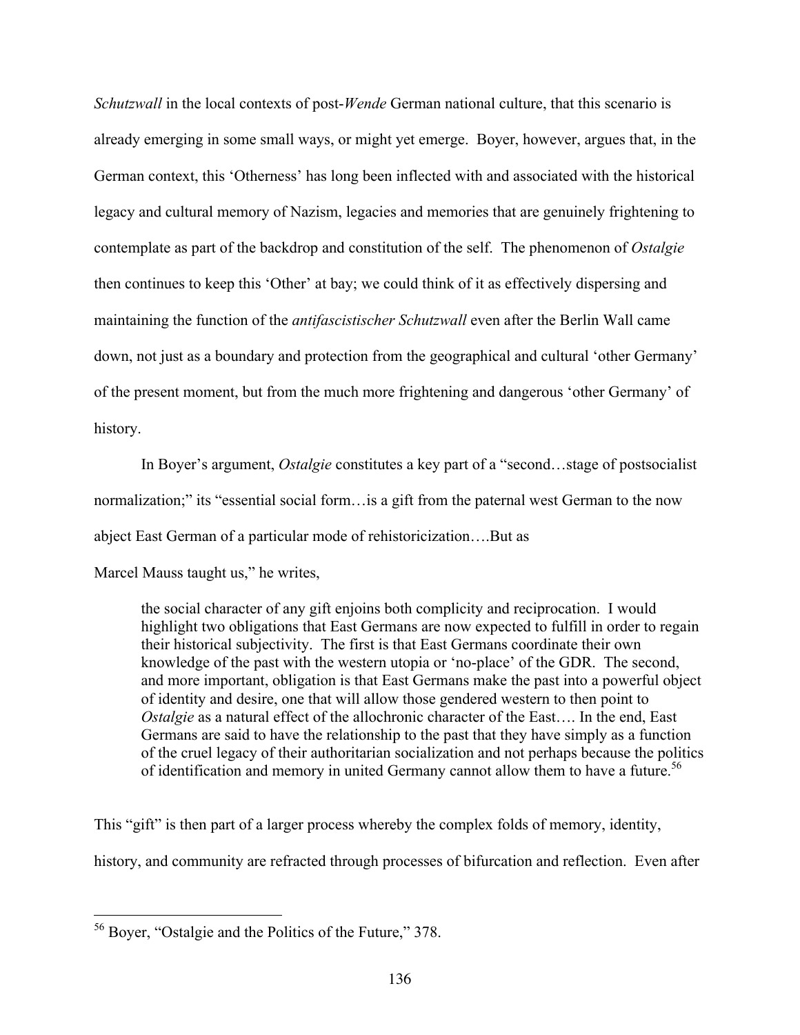*Schutzwall* in the local contexts of post-*Wende* German national culture, that this scenario is already emerging in some small ways, or might yet emerge. Boyer, however, argues that, in the German context, this 'Otherness' has long been inflected with and associated with the historical legacy and cultural memory of Nazism, legacies and memories that are genuinely frightening to contemplate as part of the backdrop and constitution of the self. The phenomenon of *Ostalgie* then continues to keep this 'Other' at bay; we could think of it as effectively dispersing and maintaining the function of the *antifascistischer Schutzwall* even after the Berlin Wall came down, not just as a boundary and protection from the geographical and cultural 'other Germany' of the present moment, but from the much more frightening and dangerous 'other Germany' of history.

In Boyer's argument, *Ostalgie* constitutes a key part of a "second…stage of postsocialist normalization;" its "essential social form…is a gift from the paternal west German to the now abject East German of a particular mode of rehistoricization….But as Marcel Mauss taught us," he writes,

> the social character of any gift enjoins both complicity and reciprocation. I would highlight two obligations that East Germans are now expected to fulfill in order to regain their historical subjectivity. The first is that East Germans coordinate their own knowledge of the past with the western utopia or 'no-place' of the GDR. The second, and more important, obligation is that East Germans make the past into a powerful object of identity and desire, one that will allow those gendered western to then point to *Ostalgie* as a natural effect of the allochronic character of the East…. In the end, East Germans are said to have the relationship to the past that they have simply as a function of the cruel legacy of their authoritarian socialization and not perhaps because the politics of identification and memory in united Germany cannot allow them to have a future.[56]

This "gift" is then part of a larger process whereby the complex folds of memory, identity, history, and community are refracted through processes of bifurcation and reflection. Even after

[56] Boyer, "Ostalgie and the Politics of the Future," 378.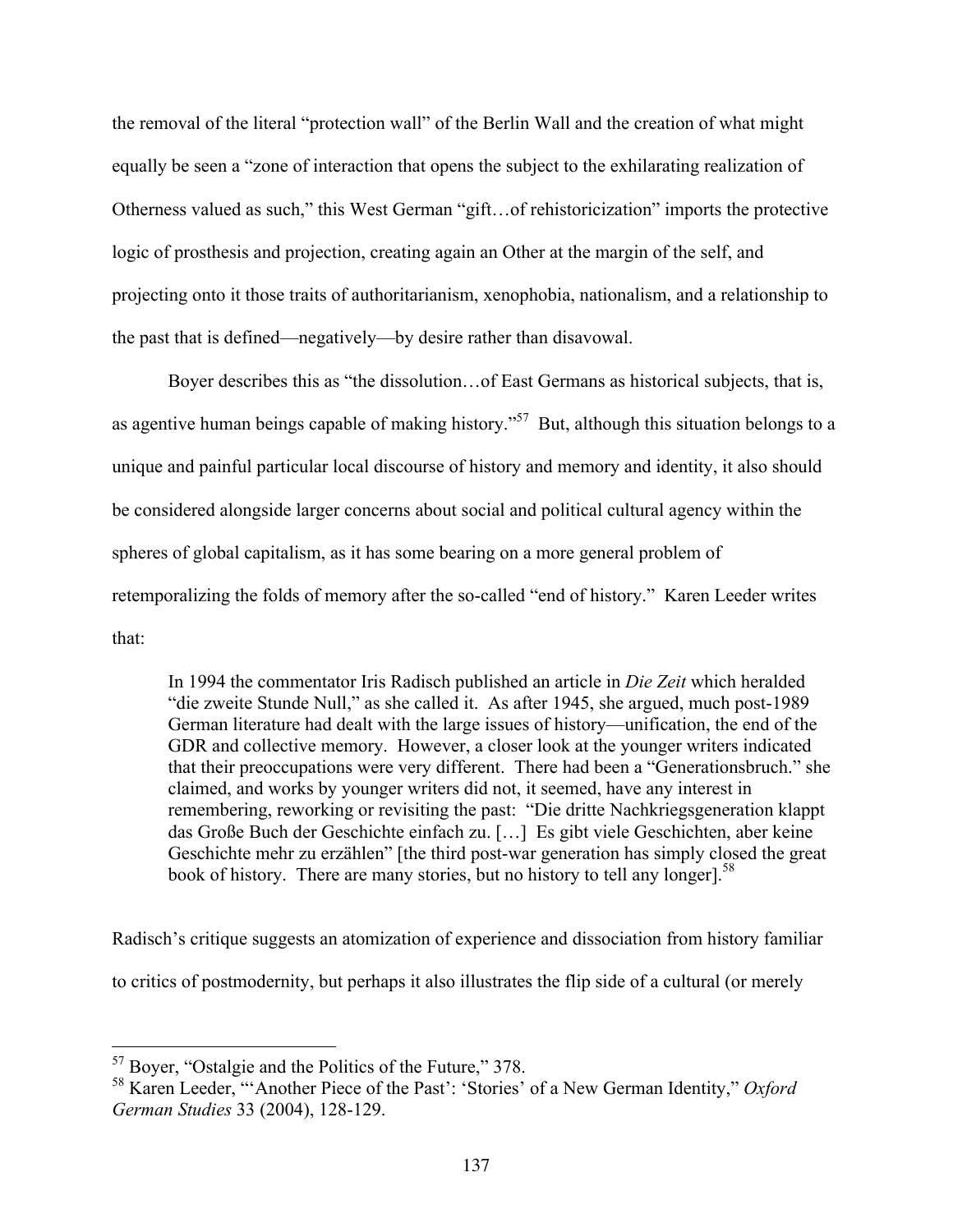the removal of the literal "protection wall" of the Berlin Wall and the creation of what might equally be seen a "zone of interaction that opens the subject to the exhilarating realization of Otherness valued as such," this West German "gift…of rehistoricization" imports the protective logic of prosthesis and projection, creating again an Other at the margin of the self, and projecting onto it those traits of authoritarianism, xenophobia, nationalism, and a relationship to the past that is defined—negatively—by desire rather than disavowal.

Boyer describes this as "the dissolution…of East Germans as historical subjects, that is, as agentive human beings capable of making history."[57] But, although this situation belongs to a unique and painful particular local discourse of history and memory and identity, it also should be considered alongside larger concerns about social and political cultural agency within the spheres of global capitalism, as it has some bearing on a more general problem of retemporalizing the folds of memory after the so-called "end of history." Karen Leeder writes that:

> In 1994 the commentator Iris Radisch published an article in *Die Zeit* which heralded "die zweite Stunde Null," as she called it. As after 1945, she argued, much post-1989 German literature had dealt with the large issues of history—unification, the end of the GDR and collective memory. However, a closer look at the younger writers indicated that their preoccupations were very different. There had been a "Generationsbruch." she claimed, and works by younger writers did not, it seemed, have any interest in remembering, reworking or revisiting the past: "Die dritte Nachkriegsgeneration klappt das Große Buch der Geschichte einfach zu. […] Es gibt viele Geschichten, aber keine Geschichte mehr zu erzählen" [the third post-war generation has simply closed the great book of history. There are many stories, but no history to tell any longer].[58]

Radisch's critique suggests an atomization of experience and dissociation from history familiar to critics of postmodernity, but perhaps it also illustrates the flip side of a cultural (or merely

---

[57] Boyer, "Ostalgie and the Politics of the Future," 378.

[58] Karen Leeder, "'Another Piece of the Past': 'Stories' of a New German Identity," *Oxford German Studies* 33 (2004), 128-129.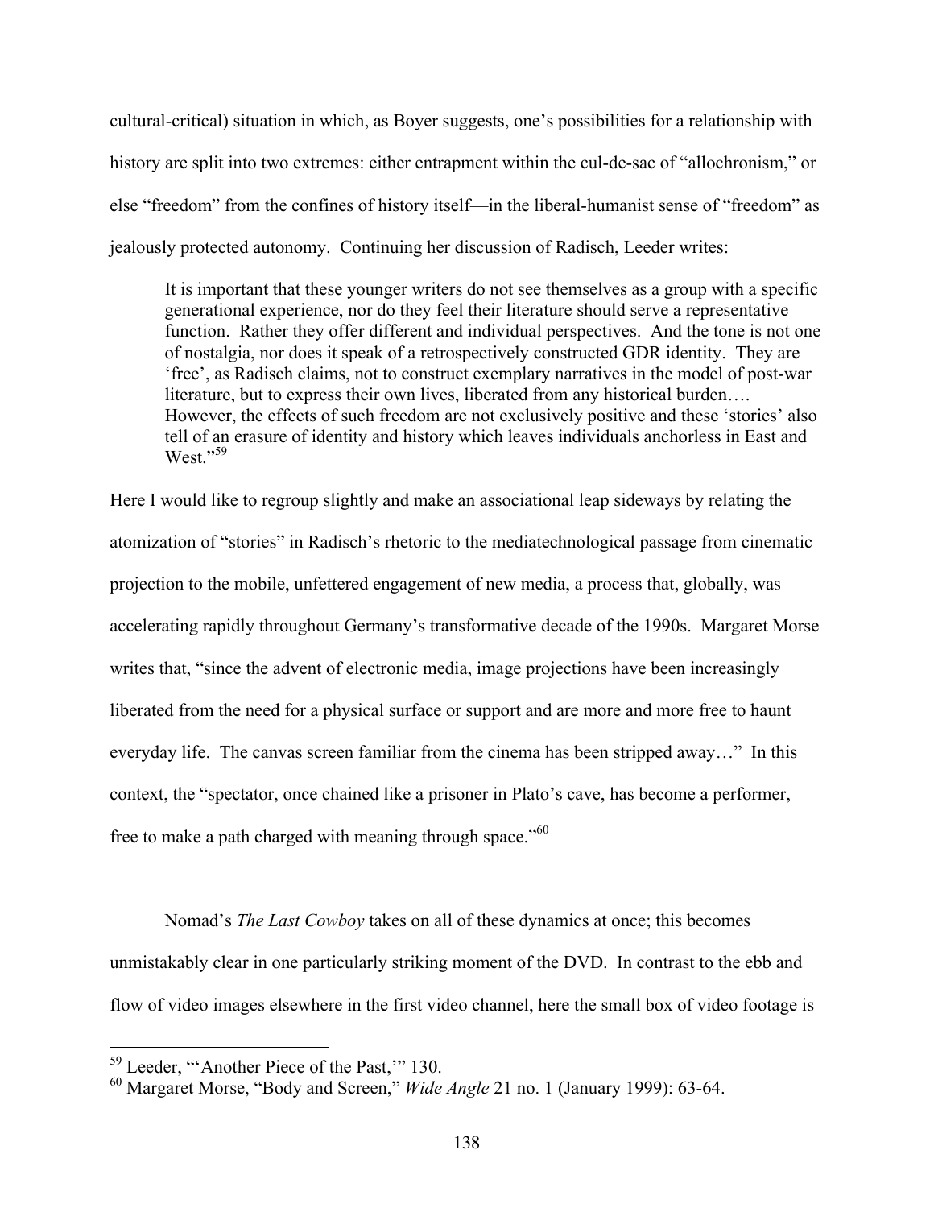cultural-critical) situation in which, as Boyer suggests, one's possibilities for a relationship with history are split into two extremes: either entrapment within the cul-de-sac of "allochronism," or else "freedom" from the confines of history itself—in the liberal-humanist sense of "freedom" as jealously protected autonomy. Continuing her discussion of Radisch, Leeder writes:

> It is important that these younger writers do not see themselves as a group with a specific generational experience, nor do they feel their literature should serve a representative function. Rather they offer different and individual perspectives. And the tone is not one of nostalgia, nor does it speak of a retrospectively constructed GDR identity. They are 'free', as Radisch claims, not to construct exemplary narratives in the model of post-war literature, but to express their own lives, liberated from any historical burden…. However, the effects of such freedom are not exclusively positive and these 'stories' also tell of an erasure of identity and history which leaves individuals anchorless in East and West."[59]

Here I would like to regroup slightly and make an associational leap sideways by relating the atomization of "stories" in Radisch's rhetoric to the mediatechnological passage from cinematic projection to the mobile, unfettered engagement of new media, a process that, globally, was accelerating rapidly throughout Germany's transformative decade of the 1990s. Margaret Morse writes that, "since the advent of electronic media, image projections have been increasingly liberated from the need for a physical surface or support and are more and more free to haunt everyday life. The canvas screen familiar from the cinema has been stripped away…" In this context, the "spectator, once chained like a prisoner in Plato's cave, has become a performer, free to make a path charged with meaning through space."[60]

Nomad's *The Last Cowboy* takes on all of these dynamics at once; this becomes unmistakably clear in one particularly striking moment of the DVD. In contrast to the ebb and flow of video images elsewhere in the first video channel, here the small box of video footage is

---

[59] Leeder, "'Another Piece of the Past,'" 130.

[60] Margaret Morse, "Body and Screen," *Wide Angle* 21 no. 1 (January 1999): 63-64.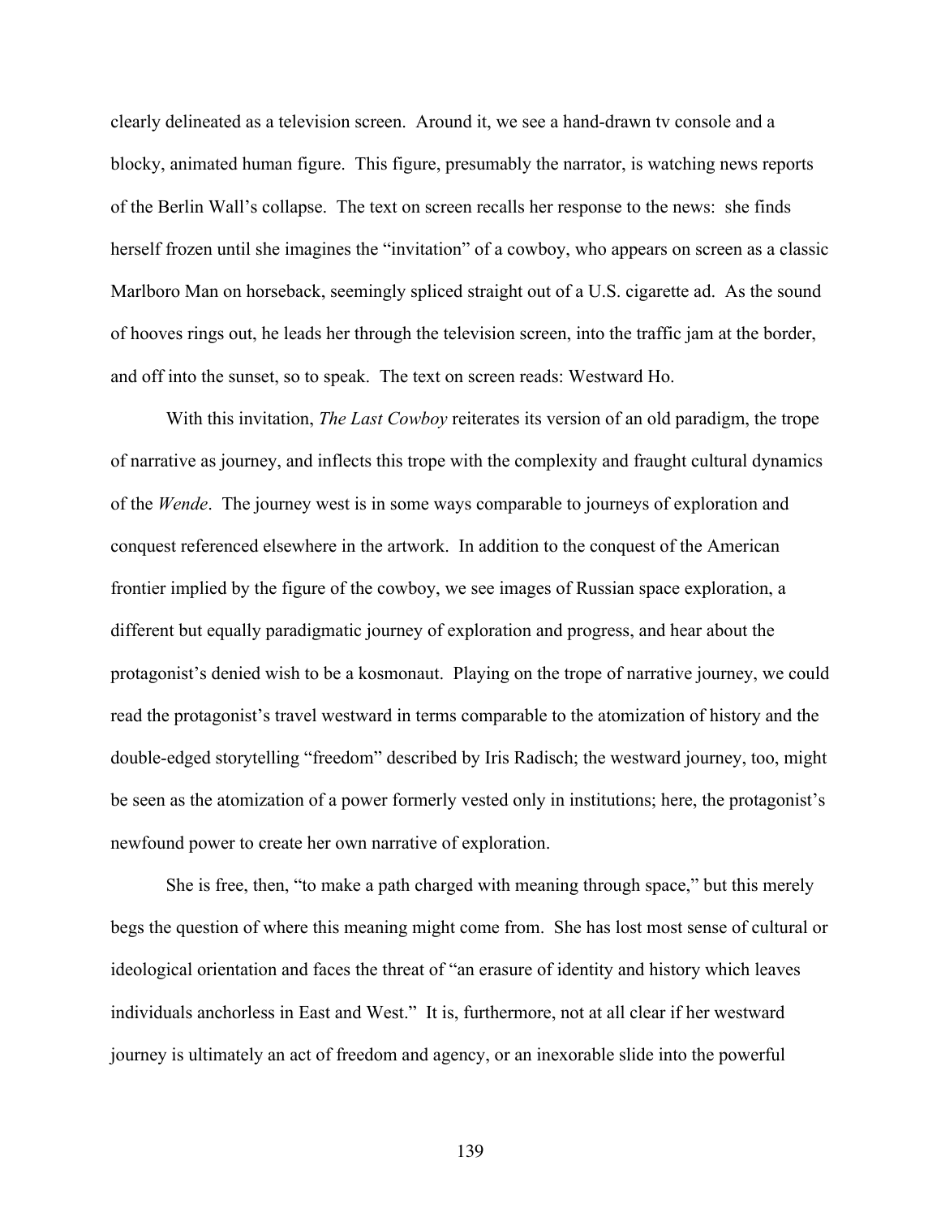clearly delineated as a television screen. Around it, we see a hand-drawn tv console and a blocky, animated human figure. This figure, presumably the narrator, is watching news reports of the Berlin Wall's collapse. The text on screen recalls her response to the news: she finds herself frozen until she imagines the "invitation" of a cowboy, who appears on screen as a classic Marlboro Man on horseback, seemingly spliced straight out of a U.S. cigarette ad. As the sound of hooves rings out, he leads her through the television screen, into the traffic jam at the border, and off into the sunset, so to speak. The text on screen reads: Westward Ho.

With this invitation, *The Last Cowboy* reiterates its version of an old paradigm, the trope of narrative as journey, and inflects this trope with the complexity and fraught cultural dynamics of the *Wende*. The journey west is in some ways comparable to journeys of exploration and conquest referenced elsewhere in the artwork. In addition to the conquest of the American frontier implied by the figure of the cowboy, we see images of Russian space exploration, a different but equally paradigmatic journey of exploration and progress, and hear about the protagonist's denied wish to be a kosmonaut. Playing on the trope of narrative journey, we could read the protagonist's travel westward in terms comparable to the atomization of history and the double-edged storytelling "freedom" described by Iris Radisch; the westward journey, too, might be seen as the atomization of a power formerly vested only in institutions; here, the protagonist's newfound power to create her own narrative of exploration.

She is free, then, "to make a path charged with meaning through space," but this merely begs the question of where this meaning might come from. She has lost most sense of cultural or ideological orientation and faces the threat of "an erasure of identity and history which leaves individuals anchorless in East and West." It is, furthermore, not at all clear if her westward journey is ultimately an act of freedom and agency, or an inexorable slide into the powerful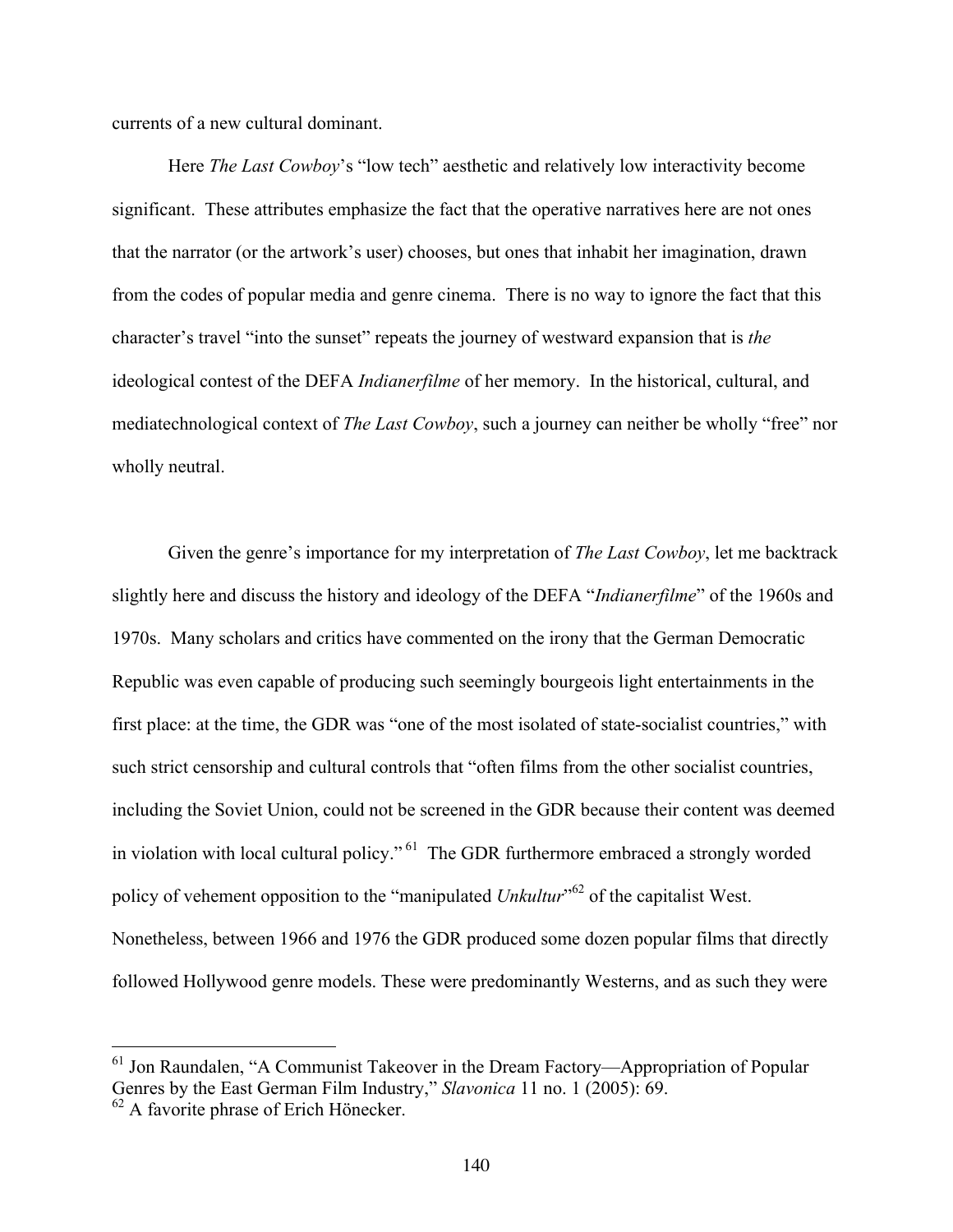currents of a new cultural dominant.

Here *The Last Cowboy*'s "low tech" aesthetic and relatively low interactivity become significant. These attributes emphasize the fact that the operative narratives here are not ones that the narrator (or the artwork's user) chooses, but ones that inhabit her imagination, drawn from the codes of popular media and genre cinema. There is no way to ignore the fact that this character's travel "into the sunset" repeats the journey of westward expansion that is *the* ideological contest of the DEFA *Indianerfilme* of her memory. In the historical, cultural, and mediatechnological context of *The Last Cowboy*, such a journey can neither be wholly "free" nor wholly neutral.

Given the genre's importance for my interpretation of *The Last Cowboy*, let me backtrack slightly here and discuss the history and ideology of the DEFA "*Indianerfilme*" of the 1960s and 1970s. Many scholars and critics have commented on the irony that the German Democratic Republic was even capable of producing such seemingly bourgeois light entertainments in the first place: at the time, the GDR was "one of the most isolated of state-socialist countries," with such strict censorship and cultural controls that "often films from the other socialist countries, including the Soviet Union, could not be screened in the GDR because their content was deemed in violation with local cultural policy." [61] The GDR furthermore embraced a strongly worded policy of vehement opposition to the "manipulated *Unkultur*"[62] of the capitalist West. Nonetheless, between 1966 and 1976 the GDR produced some dozen popular films that directly followed Hollywood genre models. These were predominantly Westerns, and as such they were

---

[61] Jon Raundalen, "A Communist Takeover in the Dream Factory—Appropriation of Popular Genres by the East German Film Industry," *Slavonica* 11 no. 1 (2005): 69.

[62] A favorite phrase of Erich Hönecker.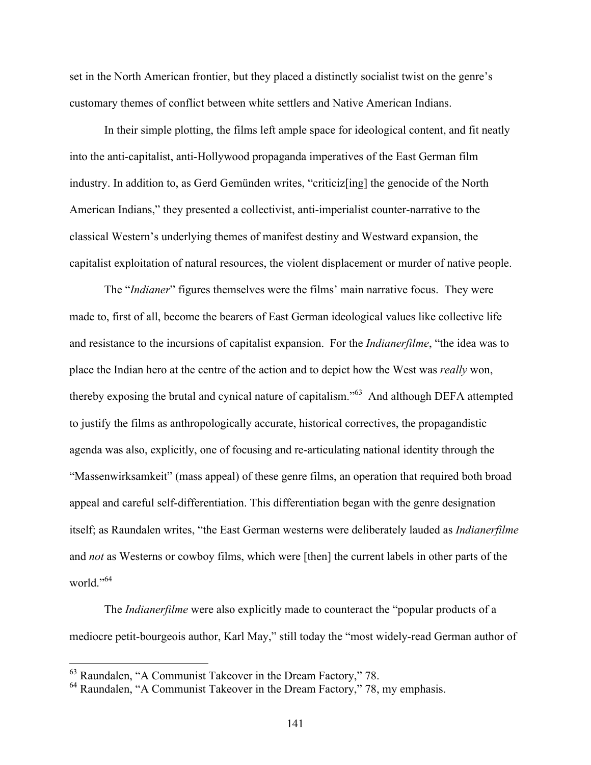set in the North American frontier, but they placed a distinctly socialist twist on the genre's customary themes of conflict between white settlers and Native American Indians.

In their simple plotting, the films left ample space for ideological content, and fit neatly into the anti-capitalist, anti-Hollywood propaganda imperatives of the East German film industry. In addition to, as Gerd Gemünden writes, "criticiz[ing] the genocide of the North American Indians," they presented a collectivist, anti-imperialist counter-narrative to the classical Western's underlying themes of manifest destiny and Westward expansion, the capitalist exploitation of natural resources, the violent displacement or murder of native people.

The "*Indianer*" figures themselves were the films' main narrative focus. They were made to, first of all, become the bearers of East German ideological values like collective life and resistance to the incursions of capitalist expansion. For the *Indianerfilme*, "the idea was to place the Indian hero at the centre of the action and to depict how the West was *really* won, thereby exposing the brutal and cynical nature of capitalism."[63] And although DEFA attempted to justify the films as anthropologically accurate, historical correctives, the propagandistic agenda was also, explicitly, one of focusing and re-articulating national identity through the "Massenwirksamkeit" (mass appeal) of these genre films, an operation that required both broad appeal and careful self-differentiation. This differentiation began with the genre designation itself; as Raundalen writes, "the East German westerns were deliberately lauded as *Indianerfilme* and *not* as Westerns or cowboy films, which were [then] the current labels in other parts of the world."[64]

The *Indianerfilme* were also explicitly made to counteract the "popular products of a mediocre petit-bourgeois author, Karl May," still today the "most widely-read German author of

---

[63] Raundalen, "A Communist Takeover in the Dream Factory," 78.

[64] Raundalen, "A Communist Takeover in the Dream Factory," 78, my emphasis.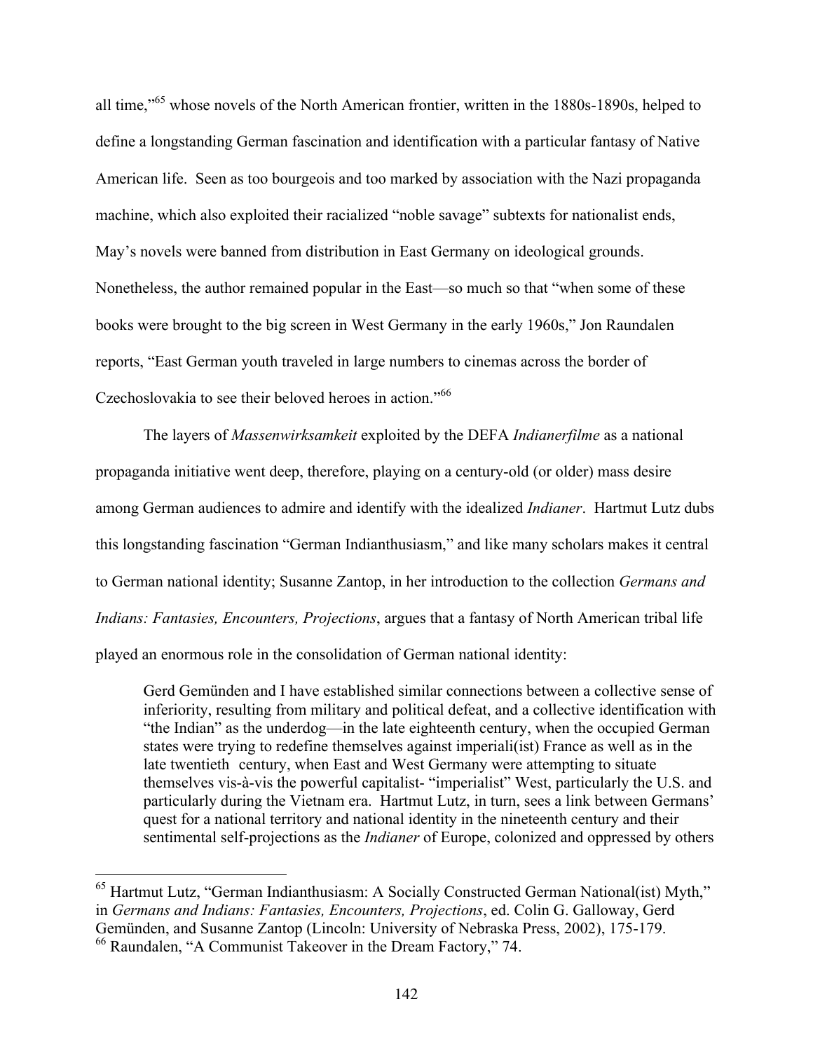all time,"[65] whose novels of the North American frontier, written in the 1880s-1890s, helped to define a longstanding German fascination and identification with a particular fantasy of Native American life. Seen as too bourgeois and too marked by association with the Nazi propaganda machine, which also exploited their racialized "noble savage" subtexts for nationalist ends, May's novels were banned from distribution in East Germany on ideological grounds. Nonetheless, the author remained popular in the East—so much so that "when some of these books were brought to the big screen in West Germany in the early 1960s," Jon Raundalen reports, "East German youth traveled in large numbers to cinemas across the border of Czechoslovakia to see their beloved heroes in action."[66]

The layers of *Massenwirksamkeit* exploited by the DEFA *Indianerfilme* as a national propaganda initiative went deep, therefore, playing on a century-old (or older) mass desire among German audiences to admire and identify with the idealized *Indianer*. Hartmut Lutz dubs this longstanding fascination "German Indianthusiasm," and like many scholars makes it central to German national identity; Susanne Zantop, in her introduction to the collection *Germans and Indians: Fantasies, Encounters, Projections*, argues that a fantasy of North American tribal life played an enormous role in the consolidation of German national identity:

> Gerd Gemünden and I have established similar connections between a collective sense of inferiority, resulting from military and political defeat, and a collective identification with "the Indian" as the underdog—in the late eighteenth century, when the occupied German states were trying to redefine themselves against imperiali(ist) France as well as in the late twentieth century, when East and West Germany were attempting to situate themselves vis-à-vis the powerful capitalist- "imperialist" West, particularly the U.S. and particularly during the Vietnam era. Hartmut Lutz, in turn, sees a link between Germans' quest for a national territory and national identity in the nineteenth century and their sentimental self-projections as the *Indianer* of Europe, colonized and oppressed by others

---

[65] Hartmut Lutz, "German Indianthusiasm: A Socially Constructed German National(ist) Myth," in *Germans and Indians: Fantasies, Encounters, Projections*, ed. Colin G. Galloway, Gerd Gemünden, and Susanne Zantop (Lincoln: University of Nebraska Press, 2002), 175-179.

[66] Raundalen, "A Communist Takeover in the Dream Factory," 74.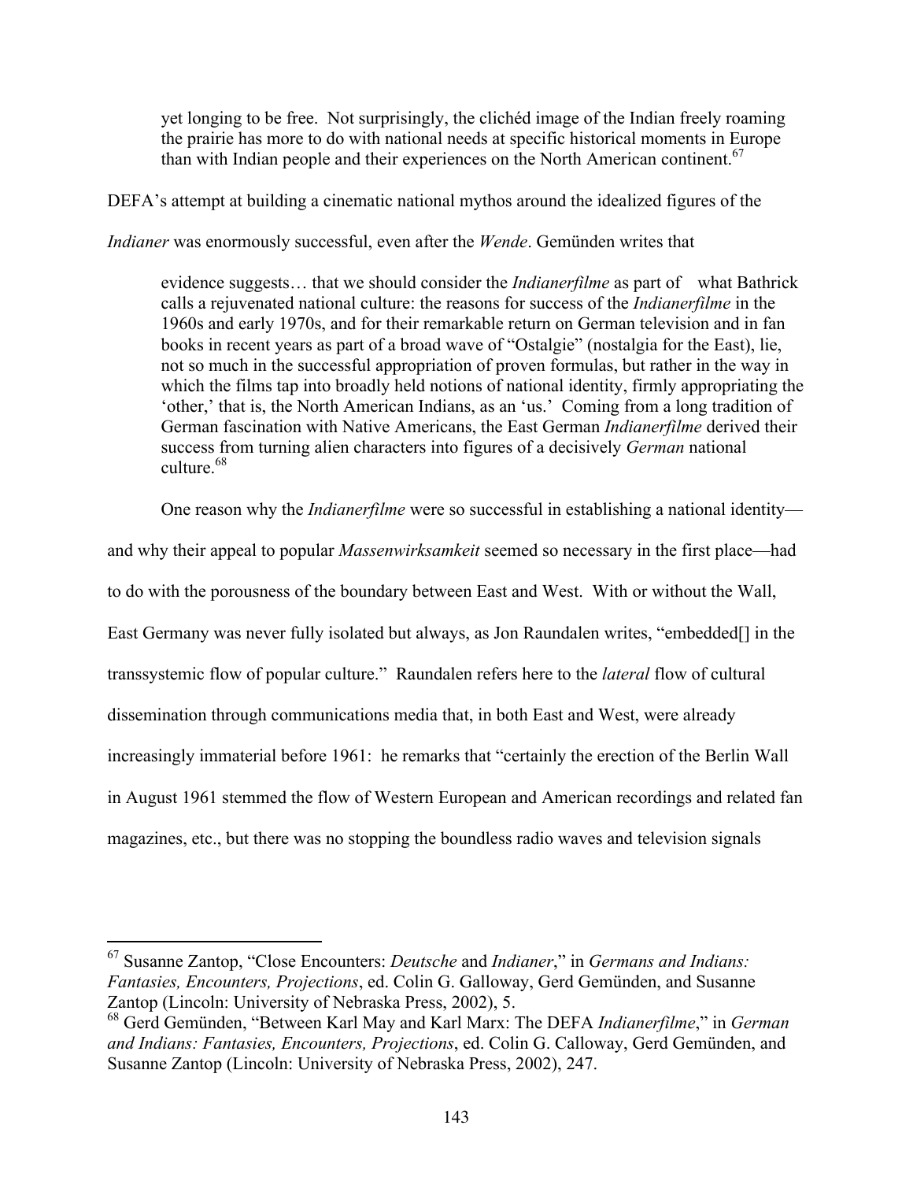> yet longing to be free. Not surprisingly, the clichéd image of the Indian freely roaming the prairie has more to do with national needs at specific historical moments in Europe than with Indian people and their experiences on the North American continent.[67]

DEFA's attempt at building a cinematic national mythos around the idealized figures of the *Indianer* was enormously successful, even after the *Wende*. Gemünden writes that

> evidence suggests… that we should consider the *Indianerfilme* as part of what Bathrick calls a rejuvenated national culture: the reasons for success of the *Indianerfilme* in the 1960s and early 1970s, and for their remarkable return on German television and in fan books in recent years as part of a broad wave of "Ostalgie" (nostalgia for the East), lie, not so much in the successful appropriation of proven formulas, but rather in the way in which the films tap into broadly held notions of national identity, firmly appropriating the 'other,' that is, the North American Indians, as an 'us.' Coming from a long tradition of German fascination with Native Americans, the East German *Indianerfilme* derived their success from turning alien characters into figures of a decisively *German* national culture.[68]

One reason why the *Indianerfilme* were so successful in establishing a national identity—and why their appeal to popular *Massenwirksamkeit* seemed so necessary in the first place—had to do with the porousness of the boundary between East and West. With or without the Wall, East Germany was never fully isolated but always, as Jon Raundalen writes, "embedded[] in the transsystemic flow of popular culture." Raundalen refers here to the *lateral* flow of cultural dissemination through communications media that, in both East and West, were already increasingly immaterial before 1961: he remarks that "certainly the erection of the Berlin Wall in August 1961 stemmed the flow of Western European and American recordings and related fan magazines, etc., but there was no stopping the boundless radio waves and television signals

---

[67] Susanne Zantop, "Close Encounters: *Deutsche* and *Indianer*," in *Germans and Indians: Fantasies, Encounters, Projections*, ed. Colin G. Galloway, Gerd Gemünden, and Susanne Zantop (Lincoln: University of Nebraska Press, 2002), 5.

[68] Gerd Gemünden, "Between Karl May and Karl Marx: The DEFA *Indianerfilme*," in *German and Indians: Fantasies, Encounters, Projections*, ed. Colin G. Calloway, Gerd Gemünden, and Susanne Zantop (Lincoln: University of Nebraska Press, 2002), 247.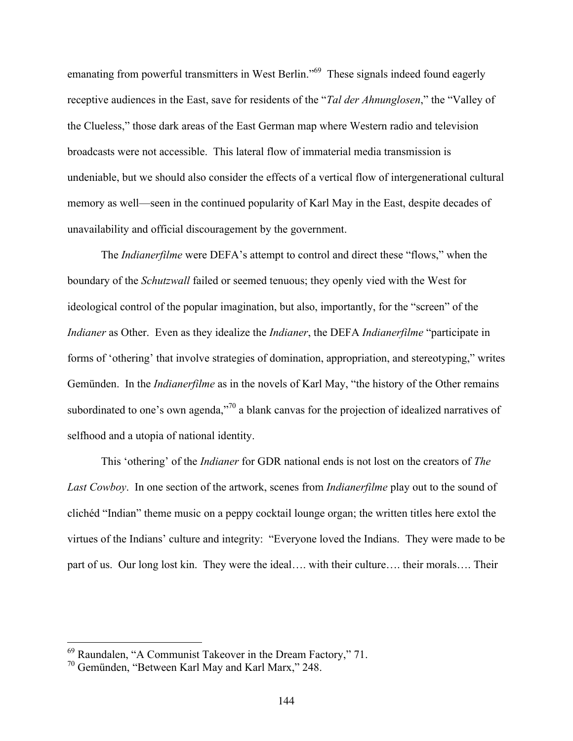emanating from powerful transmitters in West Berlin."[69] These signals indeed found eagerly receptive audiences in the East, save for residents of the "*Tal der Ahnunglosen*," the "Valley of the Clueless," those dark areas of the East German map where Western radio and television broadcasts were not accessible. This lateral flow of immaterial media transmission is undeniable, but we should also consider the effects of a vertical flow of intergenerational cultural memory as well—seen in the continued popularity of Karl May in the East, despite decades of unavailability and official discouragement by the government.

The *Indianerfilme* were DEFA's attempt to control and direct these "flows," when the boundary of the *Schutzwall* failed or seemed tenuous; they openly vied with the West for ideological control of the popular imagination, but also, importantly, for the "screen" of the *Indianer* as Other. Even as they idealize the *Indianer*, the DEFA *Indianerfilme* "participate in forms of 'othering' that involve strategies of domination, appropriation, and stereotyping," writes Gemünden. In the *Indianerfilme* as in the novels of Karl May, "the history of the Other remains subordinated to one's own agenda,"[70] a blank canvas for the projection of idealized narratives of selfhood and a utopia of national identity.

This 'othering' of the *Indianer* for GDR national ends is not lost on the creators of *The Last Cowboy*. In one section of the artwork, scenes from *Indianerfilme* play out to the sound of clichéd "Indian" theme music on a peppy cocktail lounge organ; the written titles here extol the virtues of the Indians' culture and integrity: "Everyone loved the Indians. They were made to be part of us. Our long lost kin. They were the ideal…. with their culture…. their morals…. Their

---

[69] Raundalen, "A Communist Takeover in the Dream Factory," 71.
[70] Gemünden, "Between Karl May and Karl Marx," 248.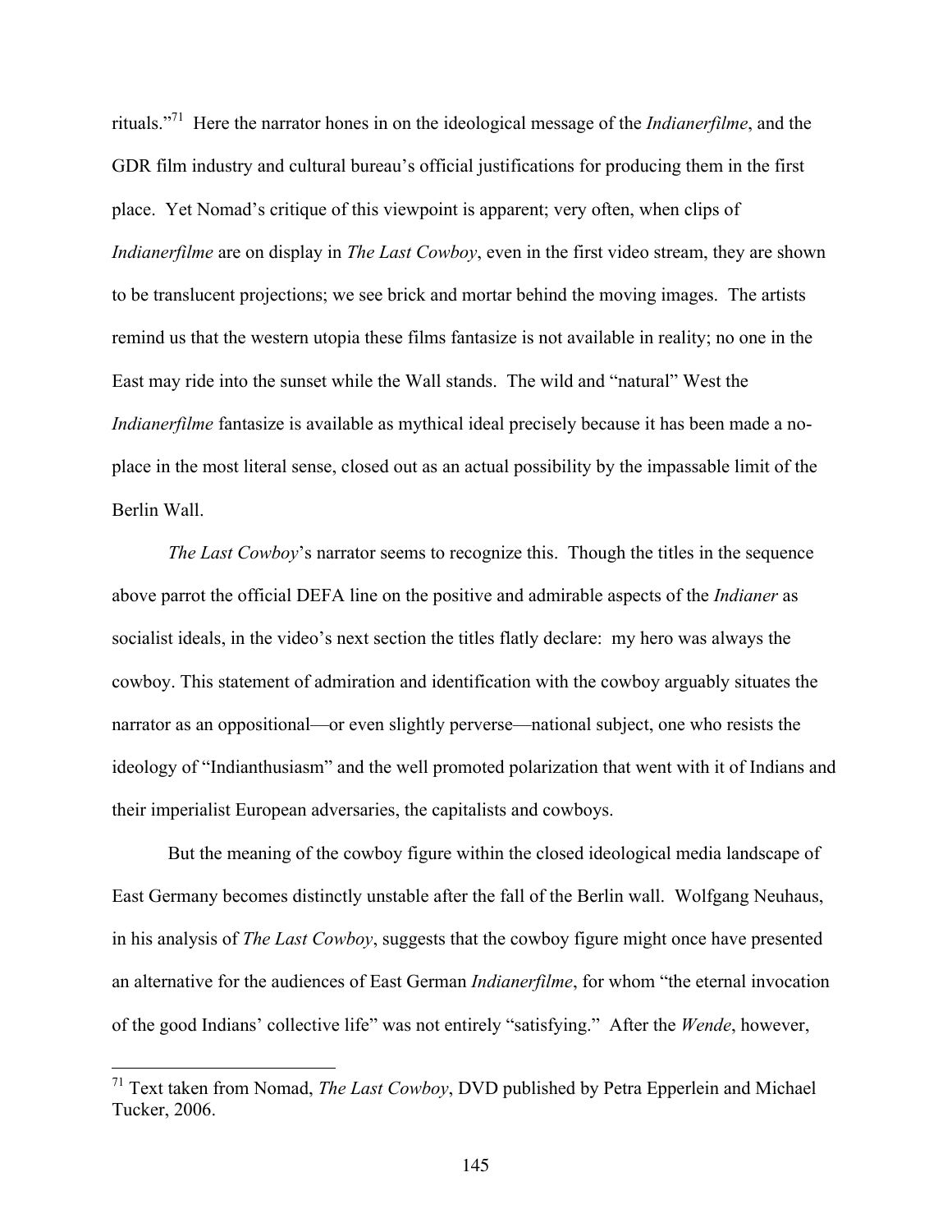rituals."[71] Here the narrator hones in on the ideological message of the *Indianerfilme*, and the GDR film industry and cultural bureau's official justifications for producing them in the first place. Yet Nomad's critique of this viewpoint is apparent; very often, when clips of *Indianerfilme* are on display in *The Last Cowboy*, even in the first video stream, they are shown to be translucent projections; we see brick and mortar behind the moving images. The artists remind us that the western utopia these films fantasize is not available in reality; no one in the East may ride into the sunset while the Wall stands. The wild and "natural" West the *Indianerfilme* fantasize is available as mythical ideal precisely because it has been made a no-place in the most literal sense, closed out as an actual possibility by the impassable limit of the Berlin Wall.

*The Last Cowboy*'s narrator seems to recognize this. Though the titles in the sequence above parrot the official DEFA line on the positive and admirable aspects of the *Indianer* as socialist ideals, in the video's next section the titles flatly declare: my hero was always the cowboy. This statement of admiration and identification with the cowboy arguably situates the narrator as an oppositional—or even slightly perverse—national subject, one who resists the ideology of "Indianthusiasm" and the well promoted polarization that went with it of Indians and their imperialist European adversaries, the capitalists and cowboys.

But the meaning of the cowboy figure within the closed ideological media landscape of East Germany becomes distinctly unstable after the fall of the Berlin wall. Wolfgang Neuhaus, in his analysis of *The Last Cowboy*, suggests that the cowboy figure might once have presented an alternative for the audiences of East German *Indianerfilme*, for whom "the eternal invocation of the good Indians' collective life" was not entirely "satisfying." After the *Wende*, however,

---

[71] Text taken from Nomad, *The Last Cowboy*, DVD published by Petra Epperlein and Michael Tucker, 2006.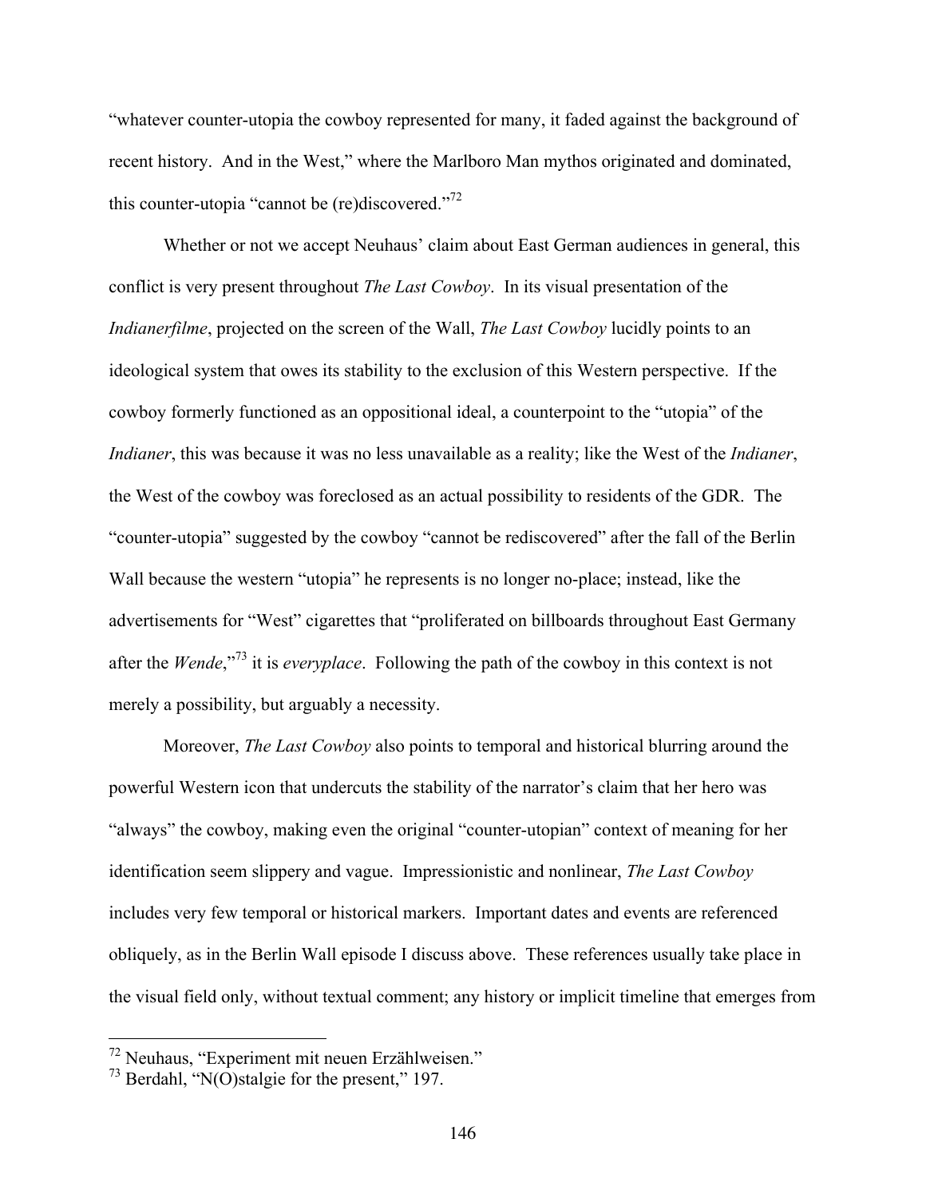"whatever counter-utopia the cowboy represented for many, it faded against the background of recent history. And in the West," where the Marlboro Man mythos originated and dominated, this counter-utopia "cannot be (re)discovered."[72]

Whether or not we accept Neuhaus' claim about East German audiences in general, this conflict is very present throughout *The Last Cowboy*. In its visual presentation of the *Indianerfilme*, projected on the screen of the Wall, *The Last Cowboy* lucidly points to an ideological system that owes its stability to the exclusion of this Western perspective. If the cowboy formerly functioned as an oppositional ideal, a counterpoint to the "utopia" of the *Indianer*, this was because it was no less unavailable as a reality; like the West of the *Indianer*, the West of the cowboy was foreclosed as an actual possibility to residents of the GDR. The "counter-utopia" suggested by the cowboy "cannot be rediscovered" after the fall of the Berlin Wall because the western "utopia" he represents is no longer no-place; instead, like the advertisements for "West" cigarettes that "proliferated on billboards throughout East Germany after the *Wende*,"[73] it is *everyplace*. Following the path of the cowboy in this context is not merely a possibility, but arguably a necessity.

Moreover, *The Last Cowboy* also points to temporal and historical blurring around the powerful Western icon that undercuts the stability of the narrator's claim that her hero was "always" the cowboy, making even the original "counter-utopian" context of meaning for her identification seem slippery and vague. Impressionistic and nonlinear, *The Last Cowboy* includes very few temporal or historical markers. Important dates and events are referenced obliquely, as in the Berlin Wall episode I discuss above. These references usually take place in the visual field only, without textual comment; any history or implicit timeline that emerges from

---

[72] Neuhaus, "Experiment mit neuen Erzählweisen."

[73] Berdahl, "N(O)stalgie for the present," 197.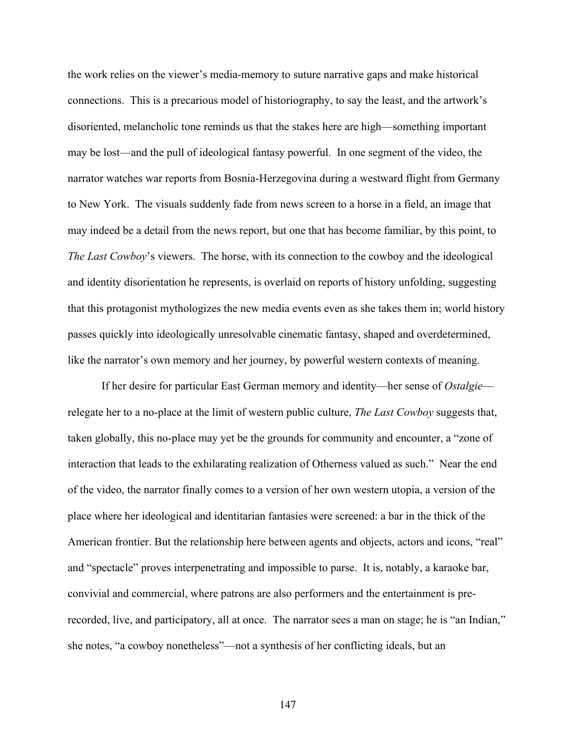the work relies on the viewer's media-memory to suture narrative gaps and make historical connections. This is a precarious model of historiography, to say the least, and the artwork's disoriented, melancholic tone reminds us that the stakes here are high—something important may be lost—and the pull of ideological fantasy powerful. In one segment of the video, the narrator watches war reports from Bosnia-Herzegovina during a westward flight from Germany to New York. The visuals suddenly fade from news screen to a horse in a field, an image that may indeed be a detail from the news report, but one that has become familiar, by this point, to *The Last Cowboy*'s viewers. The horse, with its connection to the cowboy and the ideological and identity disorientation he represents, is overlaid on reports of history unfolding, suggesting that this protagonist mythologizes the new media events even as she takes them in; world history passes quickly into ideologically unresolvable cinematic fantasy, shaped and overdetermined, like the narrator's own memory and her journey, by powerful western contexts of meaning.

If her desire for particular East German memory and identity—her sense of *Ostalgie*—relegate her to a no-place at the limit of western public culture, *The Last Cowboy* suggests that, taken globally, this no-place may yet be the grounds for community and encounter, a "zone of interaction that leads to the exhilarating realization of Otherness valued as such." Near the end of the video, the narrator finally comes to a version of her own western utopia, a version of the place where her ideological and identitarian fantasies were screened: a bar in the thick of the American frontier. But the relationship here between agents and objects, actors and icons, "real" and "spectacle" proves interpenetrating and impossible to parse. It is, notably, a karaoke bar, convivial and commercial, where patrons are also performers and the entertainment is pre-recorded, live, and participatory, all at once. The narrator sees a man on stage; he is "an Indian," she notes, "a cowboy nonetheless"—not a synthesis of her conflicting ideals, but an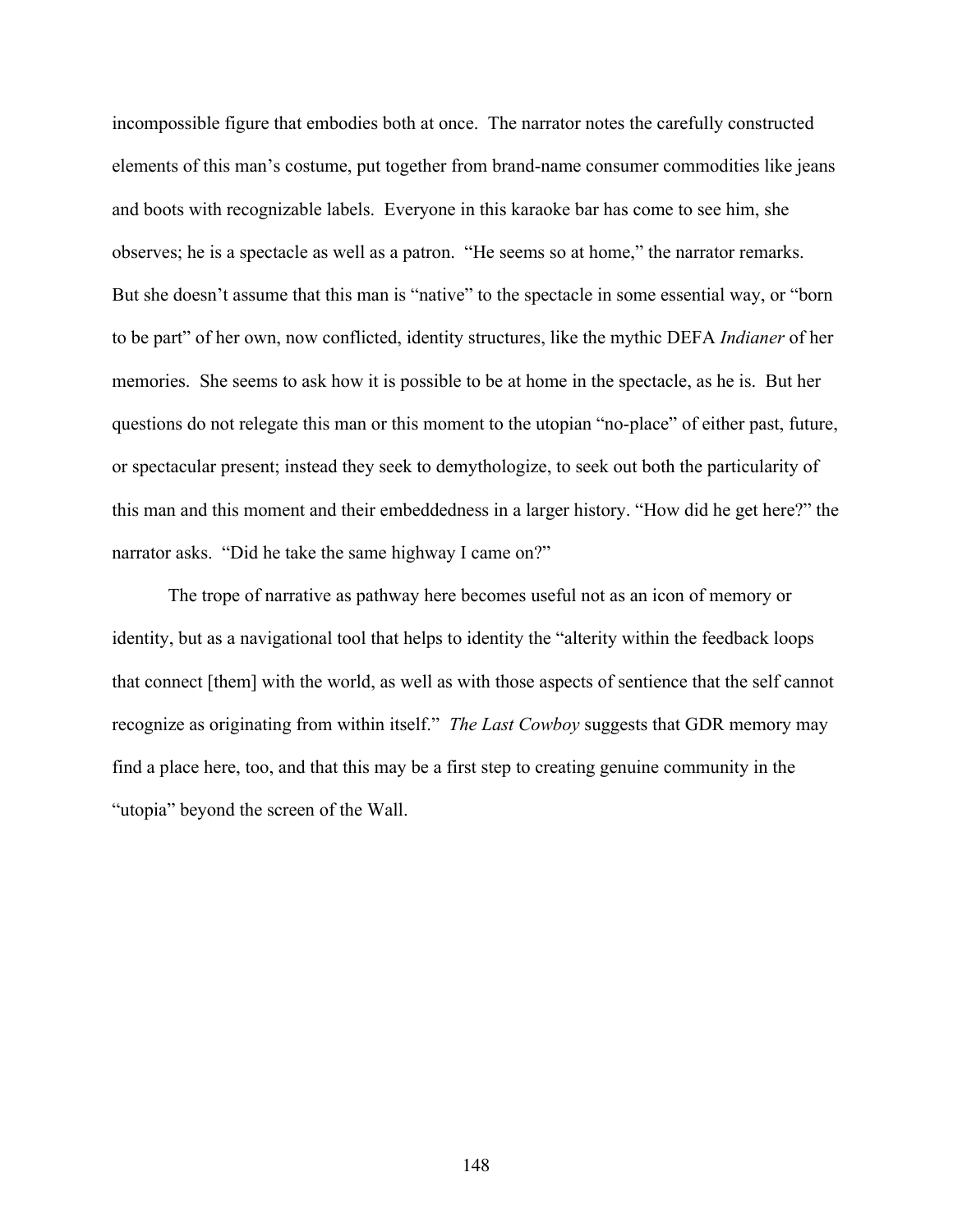incompossible figure that embodies both at once. The narrator notes the carefully constructed elements of this man's costume, put together from brand-name consumer commodities like jeans and boots with recognizable labels. Everyone in this karaoke bar has come to see him, she observes; he is a spectacle as well as a patron. "He seems so at home," the narrator remarks. But she doesn't assume that this man is "native" to the spectacle in some essential way, or "born to be part" of her own, now conflicted, identity structures, like the mythic DEFA *Indianer* of her memories. She seems to ask how it is possible to be at home in the spectacle, as he is. But her questions do not relegate this man or this moment to the utopian "no-place" of either past, future, or spectacular present; instead they seek to demythologize, to seek out both the particularity of this man and this moment and their embeddedness in a larger history. "How did he get here?" the narrator asks. "Did he take the same highway I came on?"

The trope of narrative as pathway here becomes useful not as an icon of memory or identity, but as a navigational tool that helps to identity the "alterity within the feedback loops that connect [them] with the world, as well as with those aspects of sentience that the self cannot recognize as originating from within itself." *The Last Cowboy* suggests that GDR memory may find a place here, too, and that this may be a first step to creating genuine community in the "utopia" beyond the screen of the Wall.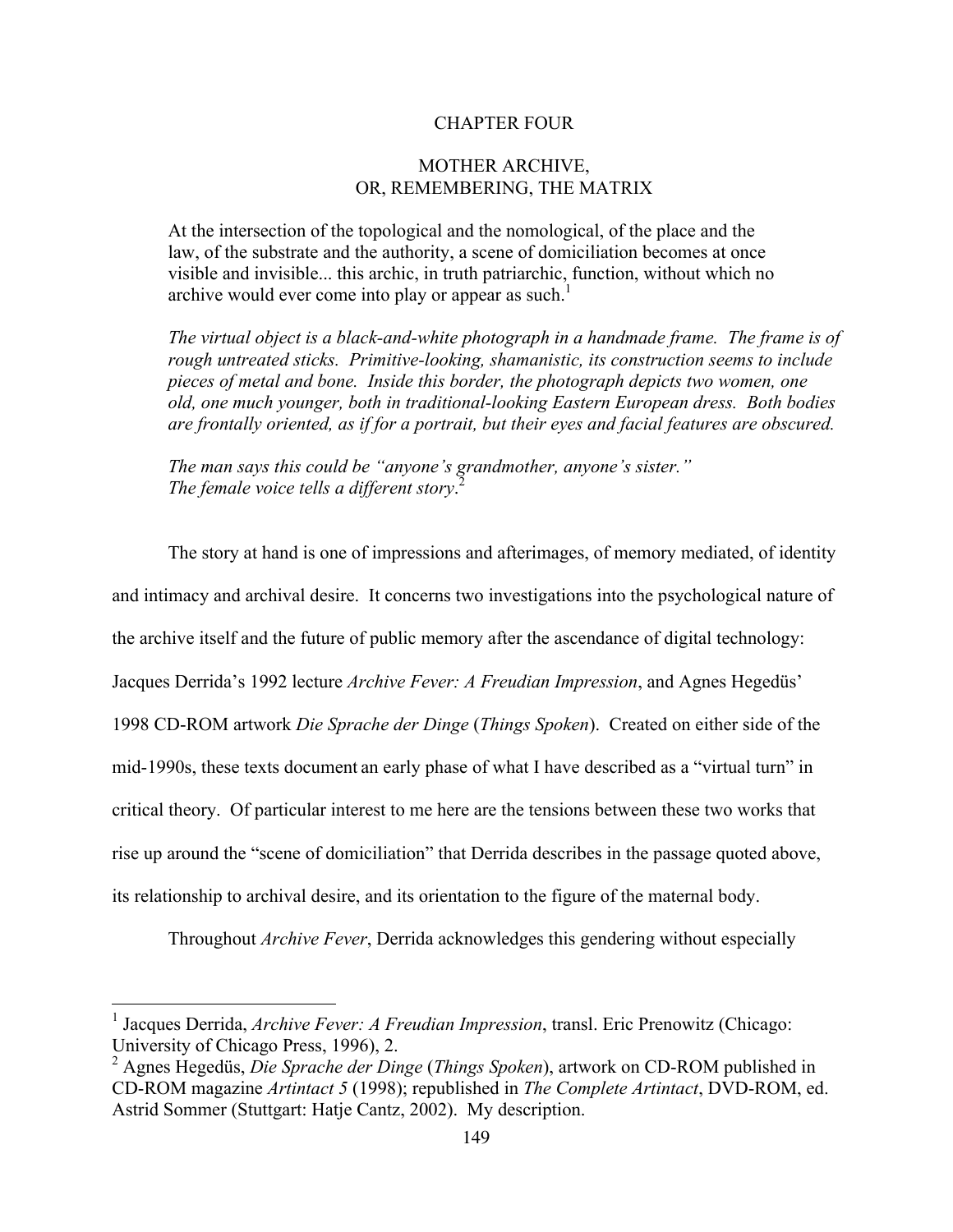# CHAPTER FOUR

## MOTHER ARCHIVE, OR, REMEMBERING, THE MATRIX

> At the intersection of the topological and the nomological, of the place and the law, of the substrate and the authority, a scene of domiciliation becomes at once visible and invisible... this archic, in truth patriarchic, function, without which no archive would ever come into play or appear as such.[1]

> *The virtual object is a black-and-white photograph in a handmade frame. The frame is of rough untreated sticks. Primitive-looking, shamanistic, its construction seems to include pieces of metal and bone. Inside this border, the photograph depicts two women, one old, one much younger, both in traditional-looking Eastern European dress. Both bodies are frontally oriented, as if for a portrait, but their eyes and facial features are obscured.*

> *The man says this could be "anyone's grandmother, anyone's sister."*
> *The female voice tells a different story.*[2]

The story at hand is one of impressions and afterimages, of memory mediated, of identity and intimacy and archival desire. It concerns two investigations into the psychological nature of the archive itself and the future of public memory after the ascendance of digital technology: Jacques Derrida's 1992 lecture *Archive Fever: A Freudian Impression*, and Agnes Hegedüs' 1998 CD-ROM artwork *Die Sprache der Dinge* (*Things Spoken*). Created on either side of the mid-1990s, these texts document an early phase of what I have described as a "virtual turn" in critical theory. Of particular interest to me here are the tensions between these two works that rise up around the "scene of domiciliation" that Derrida describes in the passage quoted above, its relationship to archival desire, and its orientation to the figure of the maternal body.

Throughout *Archive Fever*, Derrida acknowledges this gendering without especially

---

[1] Jacques Derrida, *Archive Fever: A Freudian Impression*, transl. Eric Prenowitz (Chicago: University of Chicago Press, 1996), 2.

[2] Agnes Hegedüs, *Die Sprache der Dinge* (*Things Spoken*), artwork on CD-ROM published in CD-ROM magazine *Artintact 5* (1998); republished in *The Complete Artintact*, DVD-ROM, ed. Astrid Sommer (Stuttgart: Hatje Cantz, 2002). My description.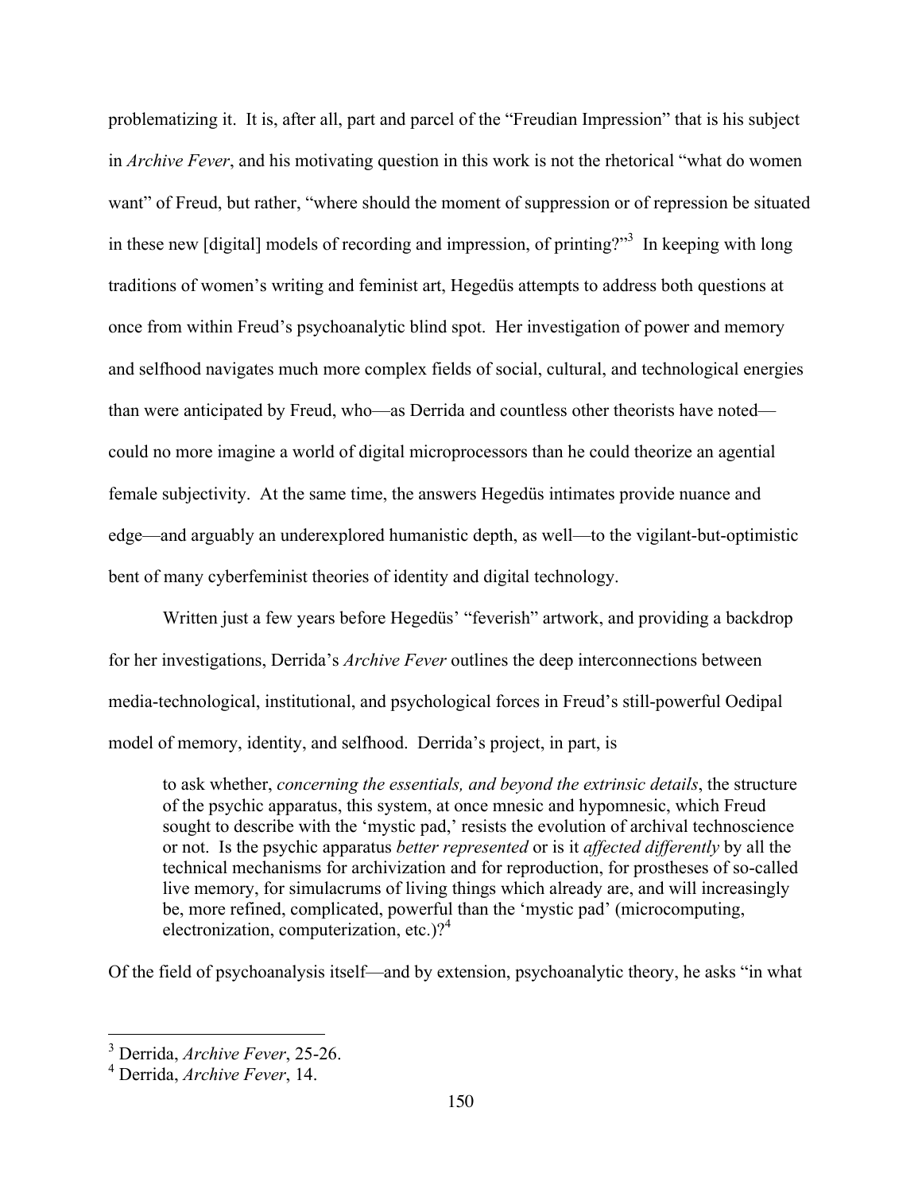problematizing it. It is, after all, part and parcel of the "Freudian Impression" that is his subject in *Archive Fever*, and his motivating question in this work is not the rhetorical "what do women want" of Freud, but rather, "where should the moment of suppression or of repression be situated in these new [digital] models of recording and impression, of printing?"[3] In keeping with long traditions of women's writing and feminist art, Hegedüs attempts to address both questions at once from within Freud's psychoanalytic blind spot. Her investigation of power and memory and selfhood navigates much more complex fields of social, cultural, and technological energies than were anticipated by Freud, who—as Derrida and countless other theorists have noted—could no more imagine a world of digital microprocessors than he could theorize an agential female subjectivity. At the same time, the answers Hegedüs intimates provide nuance and edge—and arguably an underexplored humanistic depth, as well—to the vigilant-but-optimistic bent of many cyberfeminist theories of identity and digital technology.

Written just a few years before Hegedüs' "feverish" artwork, and providing a backdrop for her investigations, Derrida's *Archive Fever* outlines the deep interconnections between media-technological, institutional, and psychological forces in Freud's still-powerful Oedipal model of memory, identity, and selfhood. Derrida's project, in part, is

> to ask whether, *concerning the essentials, and beyond the extrinsic details*, the structure of the psychic apparatus, this system, at once mnesic and hypomnesic, which Freud sought to describe with the 'mystic pad,' resists the evolution of archival technoscience or not. Is the psychic apparatus *better represented* or is it *affected differently* by all the technical mechanisms for archivization and for reproduction, for prostheses of so-called live memory, for simulacrums of living things which already are, and will increasingly be, more refined, complicated, powerful than the 'mystic pad' (microcomputing, electronization, computerization, etc.)?[4]

Of the field of psychoanalysis itself—and by extension, psychoanalytic theory, he asks "in what

---

[3] Derrida, *Archive Fever*, 25-26.

[4] Derrida, *Archive Fever*, 14.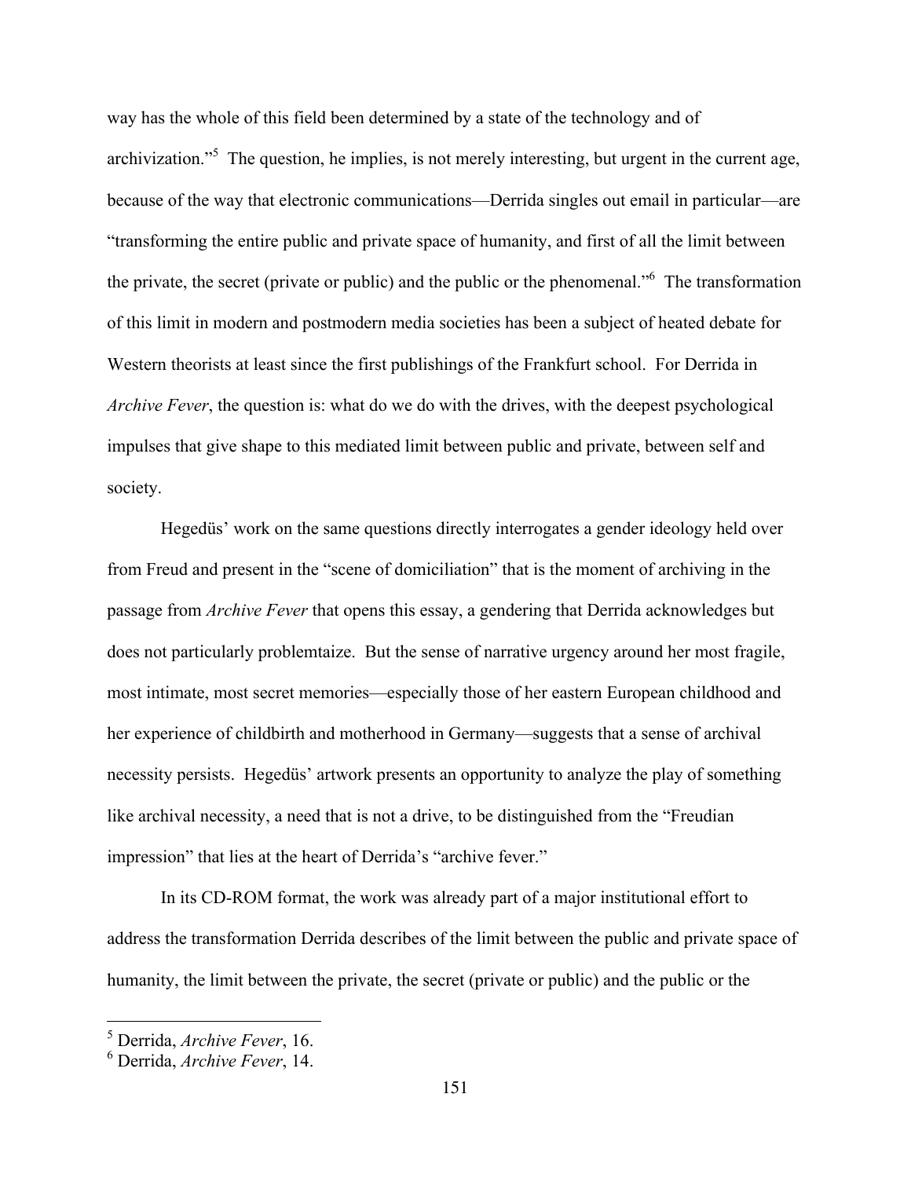way has the whole of this field been determined by a state of the technology and of archivization."[5] The question, he implies, is not merely interesting, but urgent in the current age, because of the way that electronic communications—Derrida singles out email in particular—are "transforming the entire public and private space of humanity, and first of all the limit between the private, the secret (private or public) and the public or the phenomenal."[6] The transformation of this limit in modern and postmodern media societies has been a subject of heated debate for Western theorists at least since the first publishings of the Frankfurt school. For Derrida in *Archive Fever*, the question is: what do we do with the drives, with the deepest psychological impulses that give shape to this mediated limit between public and private, between self and society.

Hegedüs' work on the same questions directly interrogates a gender ideology held over from Freud and present in the "scene of domiciliation" that is the moment of archiving in the passage from *Archive Fever* that opens this essay, a gendering that Derrida acknowledges but does not particularly problemtaize. But the sense of narrative urgency around her most fragile, most intimate, most secret memories—especially those of her eastern European childhood and her experience of childbirth and motherhood in Germany—suggests that a sense of archival necessity persists. Hegedüs' artwork presents an opportunity to analyze the play of something like archival necessity, a need that is not a drive, to be distinguished from the "Freudian impression" that lies at the heart of Derrida's "archive fever."

In its CD-ROM format, the work was already part of a major institutional effort to address the transformation Derrida describes of the limit between the public and private space of humanity, the limit between the private, the secret (private or public) and the public or the

[5] Derrida, *Archive Fever*, 16.

[6] Derrida, *Archive Fever*, 14.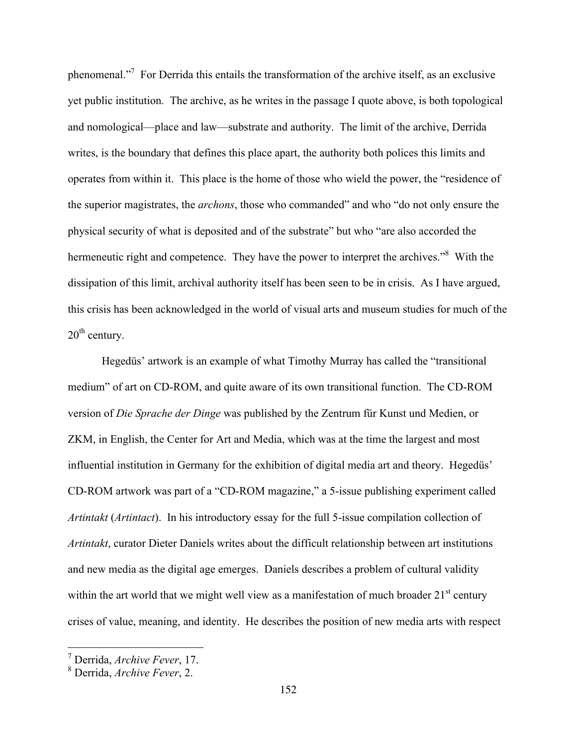phenomenal."[7] For Derrida this entails the transformation of the archive itself, as an exclusive yet public institution. The archive, as he writes in the passage I quote above, is both topological and nomological—place and law—substrate and authority. The limit of the archive, Derrida writes, is the boundary that defines this place apart, the authority both polices this limits and operates from within it. This place is the home of those who wield the power, the "residence of the superior magistrates, the *archons*, those who commanded" and who "do not only ensure the physical security of what is deposited and of the substrate" but who "are also accorded the hermeneutic right and competence. They have the power to interpret the archives."[8] With the dissipation of this limit, archival authority itself has been seen to be in crisis. As I have argued, this crisis has been acknowledged in the world of visual arts and museum studies for much of the 20th century.

Hegedüs' artwork is an example of what Timothy Murray has called the "transitional medium" of art on CD-ROM, and quite aware of its own transitional function. The CD-ROM version of *Die Sprache der Dinge* was published by the Zentrum für Kunst und Medien, or ZKM, in English, the Center for Art and Media, which was at the time the largest and most influential institution in Germany for the exhibition of digital media art and theory. Hegedüs' CD-ROM artwork was part of a "CD-ROM magazine," a 5-issue publishing experiment called *Artintakt* (*Artintact*). In his introductory essay for the full 5-issue compilation collection of *Artintakt*, curator Dieter Daniels writes about the difficult relationship between art institutions and new media as the digital age emerges. Daniels describes a problem of cultural validity within the art world that we might well view as a manifestation of much broader 21st century crises of value, meaning, and identity. He describes the position of new media arts with respect

---

[7] Derrida, *Archive Fever*, 17.

[8] Derrida, *Archive Fever*, 2.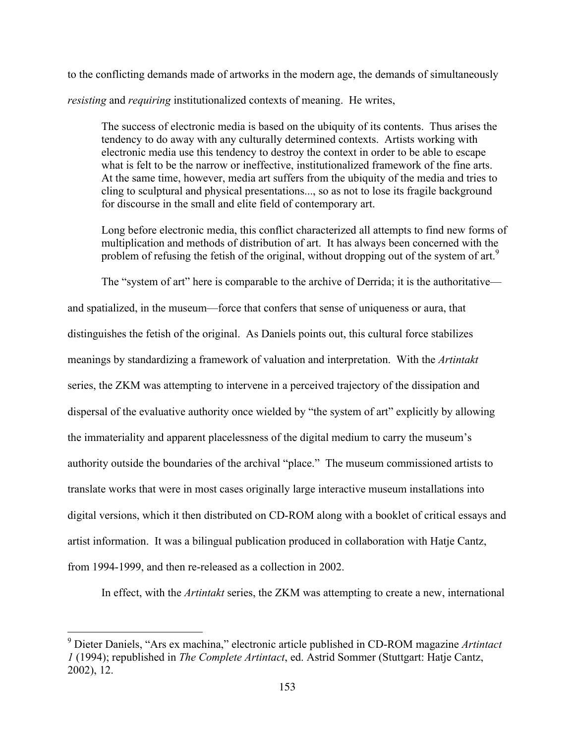to the conflicting demands made of artworks in the modern age, the demands of simultaneously *resisting* and *requiring* institutionalized contexts of meaning. He writes,

> The success of electronic media is based on the ubiquity of its contents. Thus arises the tendency to do away with any culturally determined contexts. Artists working with electronic media use this tendency to destroy the context in order to be able to escape what is felt to be the narrow or ineffective, institutionalized framework of the fine arts. At the same time, however, media art suffers from the ubiquity of the media and tries to cling to sculptural and physical presentations..., so as not to lose its fragile background for discourse in the small and elite field of contemporary art.
>
> Long before electronic media, this conflict characterized all attempts to find new forms of multiplication and methods of distribution of art. It has always been concerned with the problem of refusing the fetish of the original, without dropping out of the system of art.[9]

The "system of art" here is comparable to the archive of Derrida; it is the authoritative—and spatialized, in the museum—force that confers that sense of uniqueness or aura, that distinguishes the fetish of the original. As Daniels points out, this cultural force stabilizes meanings by standardizing a framework of valuation and interpretation. With the *Artintakt* series, the ZKM was attempting to intervene in a perceived trajectory of the dissipation and dispersal of the evaluative authority once wielded by "the system of art" explicitly by allowing the immateriality and apparent placelessness of the digital medium to carry the museum's authority outside the boundaries of the archival "place." The museum commissioned artists to translate works that were in most cases originally large interactive museum installations into digital versions, which it then distributed on CD-ROM along with a booklet of critical essays and artist information. It was a bilingual publication produced in collaboration with Hatje Cantz, from 1994-1999, and then re-released as a collection in 2002.

In effect, with the *Artintakt* series, the ZKM was attempting to create a new, international

---

[9] Dieter Daniels, "Ars ex machina," electronic article published in CD-ROM magazine *Artintact 1* (1994); republished in *The Complete Artintact*, ed. Astrid Sommer (Stuttgart: Hatje Cantz, 2002), 12.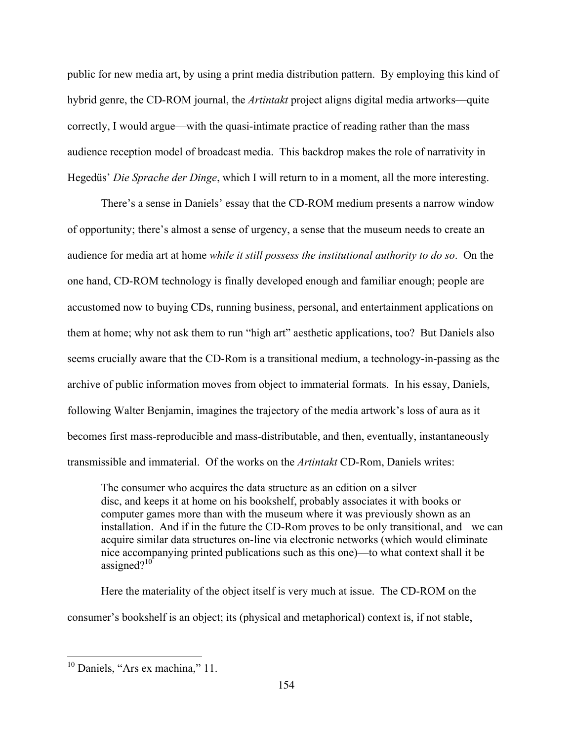public for new media art, by using a print media distribution pattern. By employing this kind of hybrid genre, the CD-ROM journal, the *Artintakt* project aligns digital media artworks—quite correctly, I would argue—with the quasi-intimate practice of reading rather than the mass audience reception model of broadcast media. This backdrop makes the role of narrativity in Hegedüs' *Die Sprache der Dinge*, which I will return to in a moment, all the more interesting.

There's a sense in Daniels' essay that the CD-ROM medium presents a narrow window of opportunity; there's almost a sense of urgency, a sense that the museum needs to create an audience for media art at home *while it still possess the institutional authority to do so*. On the one hand, CD-ROM technology is finally developed enough and familiar enough; people are accustomed now to buying CDs, running business, personal, and entertainment applications on them at home; why not ask them to run "high art" aesthetic applications, too? But Daniels also seems crucially aware that the CD-Rom is a transitional medium, a technology-in-passing as the archive of public information moves from object to immaterial formats. In his essay, Daniels, following Walter Benjamin, imagines the trajectory of the media artwork's loss of aura as it becomes first mass-reproducible and mass-distributable, and then, eventually, instantaneously transmissible and immaterial. Of the works on the *Artintakt* CD-Rom, Daniels writes:

> The consumer who acquires the data structure as an edition on a silver disc, and keeps it at home on his bookshelf, probably associates it with books or computer games more than with the museum where it was previously shown as an installation. And if in the future the CD-Rom proves to be only transitional, and we can acquire similar data structures on-line via electronic networks (which would eliminate nice accompanying printed publications such as this one)—to what context shall it be assigned?[10]

Here the materiality of the object itself is very much at issue. The CD-ROM on the consumer's bookshelf is an object; its (physical and metaphorical) context is, if not stable,

---

[10] Daniels, "Ars ex machina," 11.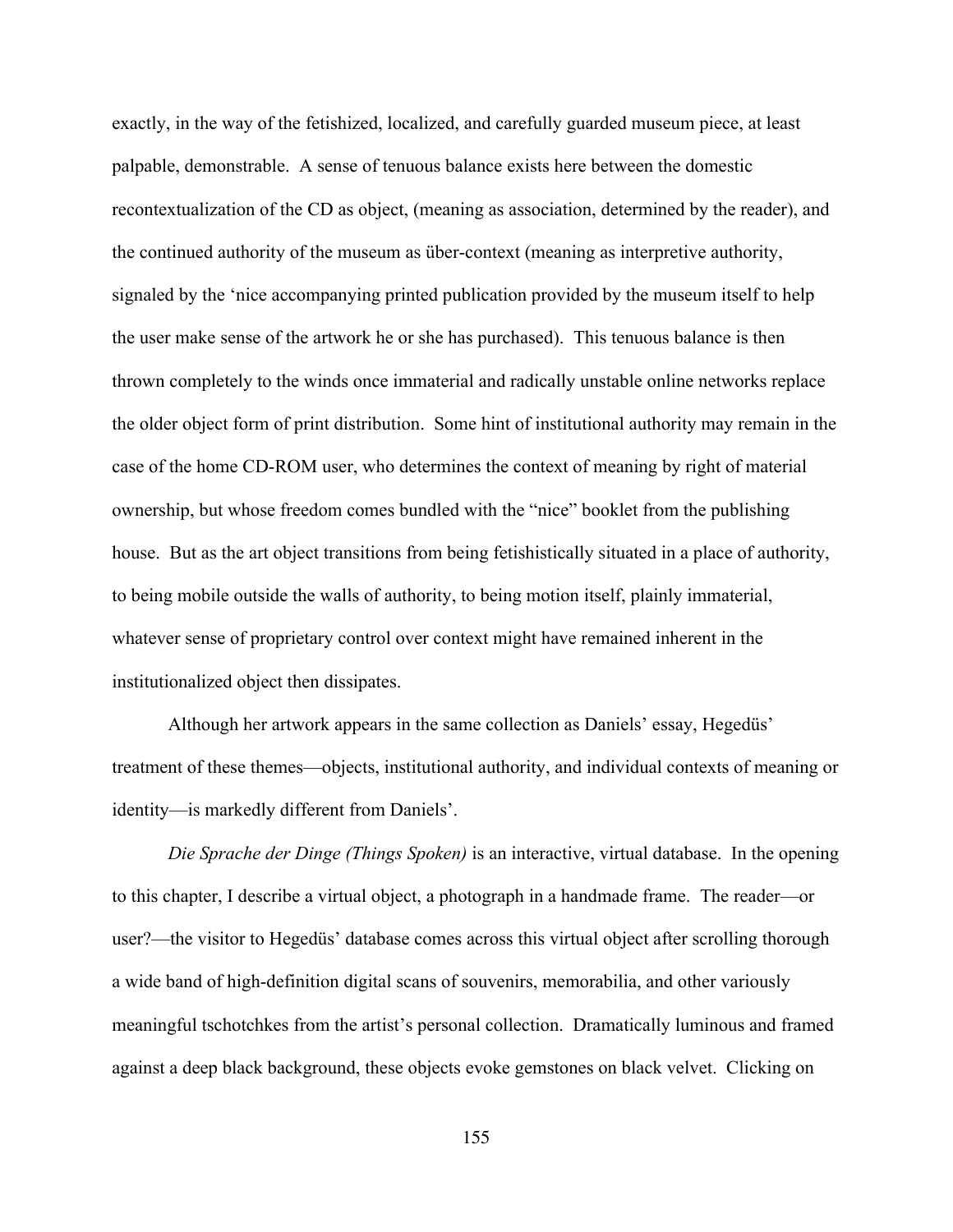exactly, in the way of the fetishized, localized, and carefully guarded museum piece, at least palpable, demonstrable. A sense of tenuous balance exists here between the domestic recontextualization of the CD as object, (meaning as association, determined by the reader), and the continued authority of the museum as über-context (meaning as interpretive authority, signaled by the 'nice accompanying printed publication provided by the museum itself to help the user make sense of the artwork he or she has purchased). This tenuous balance is then thrown completely to the winds once immaterial and radically unstable online networks replace the older object form of print distribution. Some hint of institutional authority may remain in the case of the home CD-ROM user, who determines the context of meaning by right of material ownership, but whose freedom comes bundled with the "nice" booklet from the publishing house. But as the art object transitions from being fetishistically situated in a place of authority, to being mobile outside the walls of authority, to being motion itself, plainly immaterial, whatever sense of proprietary control over context might have remained inherent in the institutionalized object then dissipates.

Although her artwork appears in the same collection as Daniels' essay, Hegedüs' treatment of these themes—objects, institutional authority, and individual contexts of meaning or identity—is markedly different from Daniels'.

*Die Sprache der Dinge (Things Spoken)* is an interactive, virtual database. In the opening to this chapter, I describe a virtual object, a photograph in a handmade frame. The reader—or user?—the visitor to Hegedüs' database comes across this virtual object after scrolling thorough a wide band of high-definition digital scans of souvenirs, memorabilia, and other variously meaningful tschotchkes from the artist's personal collection. Dramatically luminous and framed against a deep black background, these objects evoke gemstones on black velvet. Clicking on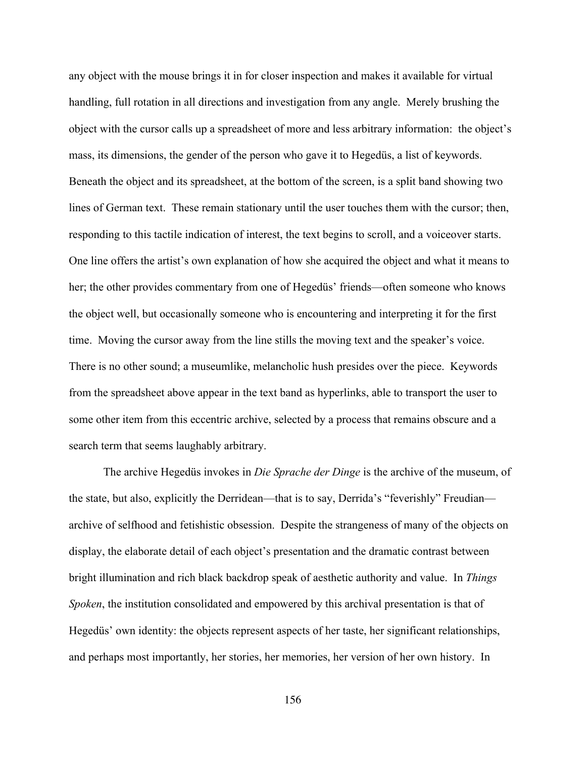any object with the mouse brings it in for closer inspection and makes it available for virtual handling, full rotation in all directions and investigation from any angle. Merely brushing the object with the cursor calls up a spreadsheet of more and less arbitrary information: the object's mass, its dimensions, the gender of the person who gave it to Hegedüs, a list of keywords. Beneath the object and its spreadsheet, at the bottom of the screen, is a split band showing two lines of German text. These remain stationary until the user touches them with the cursor; then, responding to this tactile indication of interest, the text begins to scroll, and a voiceover starts. One line offers the artist's own explanation of how she acquired the object and what it means to her; the other provides commentary from one of Hegedüs' friends—often someone who knows the object well, but occasionally someone who is encountering and interpreting it for the first time. Moving the cursor away from the line stills the moving text and the speaker's voice. There is no other sound; a museumlike, melancholic hush presides over the piece. Keywords from the spreadsheet above appear in the text band as hyperlinks, able to transport the user to some other item from this eccentric archive, selected by a process that remains obscure and a search term that seems laughably arbitrary.

The archive Hegedüs invokes in *Die Sprache der Dinge* is the archive of the museum, of the state, but also, explicitly the Derridean—that is to say, Derrida's "feverishly" Freudian—archive of selfhood and fetishistic obsession. Despite the strangeness of many of the objects on display, the elaborate detail of each object's presentation and the dramatic contrast between bright illumination and rich black backdrop speak of aesthetic authority and value. In *Things Spoken*, the institution consolidated and empowered by this archival presentation is that of Hegedüs' own identity: the objects represent aspects of her taste, her significant relationships, and perhaps most importantly, her stories, her memories, her version of her own history. In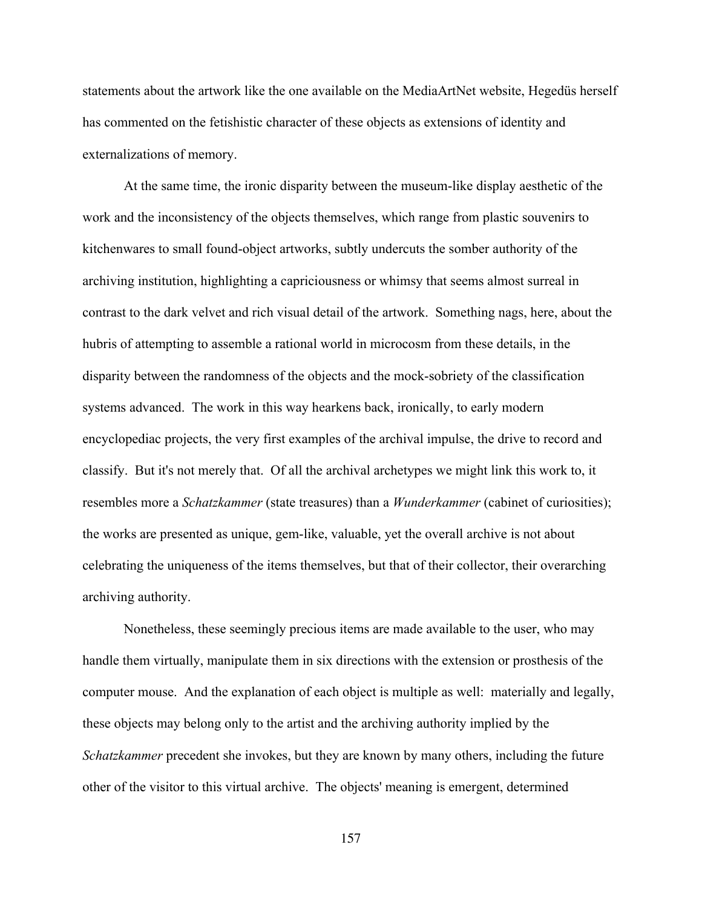statements about the artwork like the one available on the MediaArtNet website, Hegedüs herself has commented on the fetishistic character of these objects as extensions of identity and externalizations of memory.

At the same time, the ironic disparity between the museum-like display aesthetic of the work and the inconsistency of the objects themselves, which range from plastic souvenirs to kitchenwares to small found-object artworks, subtly undercuts the somber authority of the archiving institution, highlighting a capriciousness or whimsy that seems almost surreal in contrast to the dark velvet and rich visual detail of the artwork. Something nags, here, about the hubris of attempting to assemble a rational world in microcosm from these details, in the disparity between the randomness of the objects and the mock-sobriety of the classification systems advanced. The work in this way hearkens back, ironically, to early modern encyclopediac projects, the very first examples of the archival impulse, the drive to record and classify. But it's not merely that. Of all the archival archetypes we might link this work to, it resembles more a *Schatzkammer* (state treasures) than a *Wunderkammer* (cabinet of curiosities); the works are presented as unique, gem-like, valuable, yet the overall archive is not about celebrating the uniqueness of the items themselves, but that of their collector, their overarching archiving authority.

Nonetheless, these seemingly precious items are made available to the user, who may handle them virtually, manipulate them in six directions with the extension or prosthesis of the computer mouse. And the explanation of each object is multiple as well: materially and legally, these objects may belong only to the artist and the archiving authority implied by the *Schatzkammer* precedent she invokes, but they are known by many others, including the future other of the visitor to this virtual archive. The objects' meaning is emergent, determined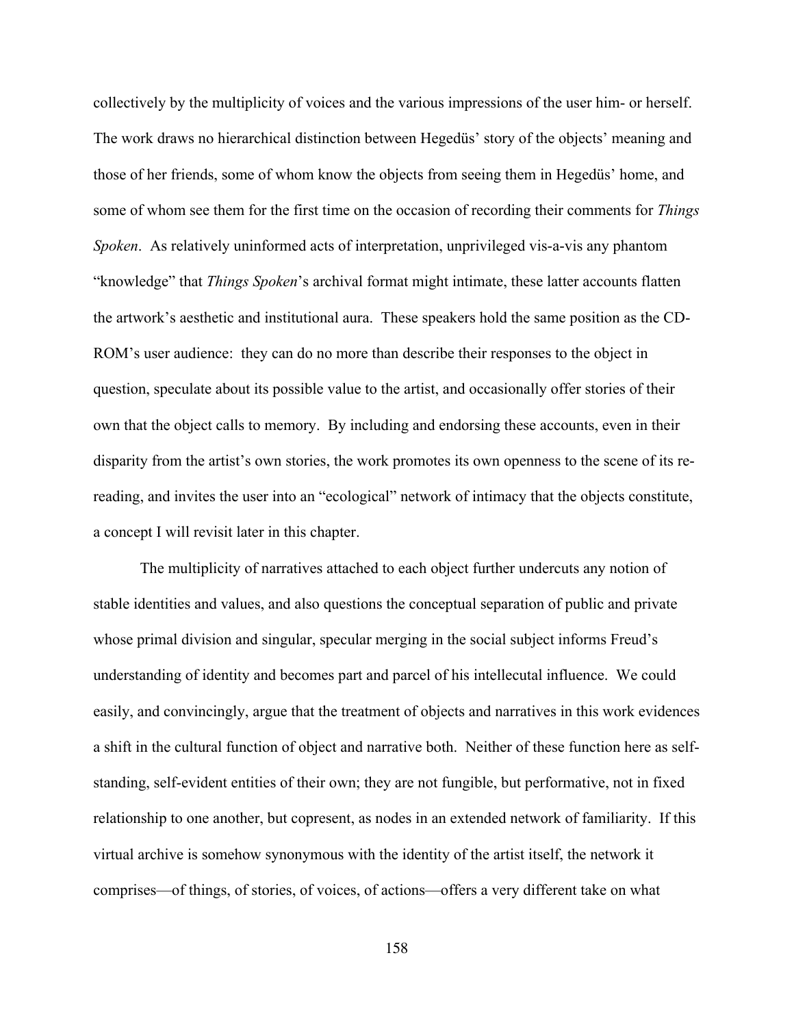collectively by the multiplicity of voices and the various impressions of the user him- or herself. The work draws no hierarchical distinction between Hegedüs' story of the objects' meaning and those of her friends, some of whom know the objects from seeing them in Hegedüs' home, and some of whom see them for the first time on the occasion of recording their comments for *Things Spoken*. As relatively uninformed acts of interpretation, unprivileged vis-a-vis any phantom "knowledge" that *Things Spoken*'s archival format might intimate, these latter accounts flatten the artwork's aesthetic and institutional aura. These speakers hold the same position as the CD-ROM's user audience: they can do no more than describe their responses to the object in question, speculate about its possible value to the artist, and occasionally offer stories of their own that the object calls to memory. By including and endorsing these accounts, even in their disparity from the artist's own stories, the work promotes its own openness to the scene of its re-reading, and invites the user into an "ecological" network of intimacy that the objects constitute, a concept I will revisit later in this chapter.

The multiplicity of narratives attached to each object further undercuts any notion of stable identities and values, and also questions the conceptual separation of public and private whose primal division and singular, specular merging in the social subject informs Freud's understanding of identity and becomes part and parcel of his intellecutal influence. We could easily, and convincingly, argue that the treatment of objects and narratives in this work evidences a shift in the cultural function of object and narrative both. Neither of these function here as self-standing, self-evident entities of their own; they are not fungible, but performative, not in fixed relationship to one another, but copresent, as nodes in an extended network of familiarity. If this virtual archive is somehow synonymous with the identity of the artist itself, the network it comprises—of things, of stories, of voices, of actions—offers a very different take on what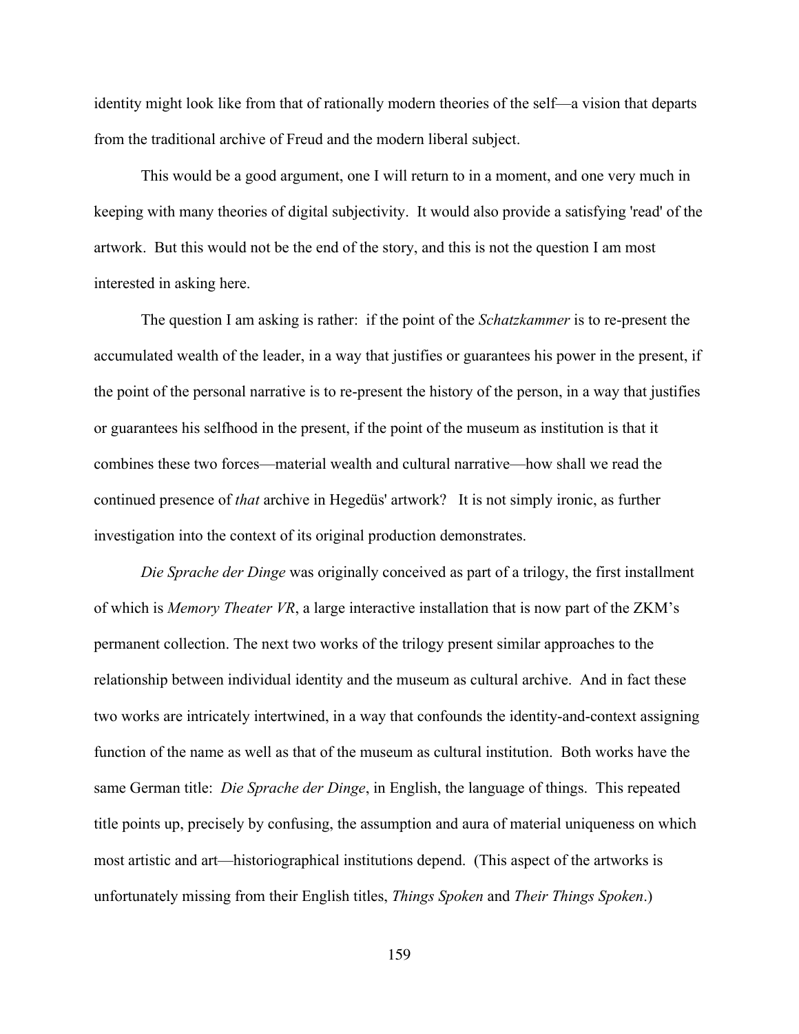identity might look like from that of rationally modern theories of the self—a vision that departs from the traditional archive of Freud and the modern liberal subject.

This would be a good argument, one I will return to in a moment, and one very much in keeping with many theories of digital subjectivity. It would also provide a satisfying 'read' of the artwork. But this would not be the end of the story, and this is not the question I am most interested in asking here.

The question I am asking is rather: if the point of the *Schatzkammer* is to re-present the accumulated wealth of the leader, in a way that justifies or guarantees his power in the present, if the point of the personal narrative is to re-present the history of the person, in a way that justifies or guarantees his selfhood in the present, if the point of the museum as institution is that it combines these two forces—material wealth and cultural narrative—how shall we read the continued presence of *that* archive in Hegedüs' artwork? It is not simply ironic, as further investigation into the context of its original production demonstrates.

*Die Sprache der Dinge* was originally conceived as part of a trilogy, the first installment of which is *Memory Theater VR*, a large interactive installation that is now part of the ZKM's permanent collection. The next two works of the trilogy present similar approaches to the relationship between individual identity and the museum as cultural archive. And in fact these two works are intricately intertwined, in a way that confounds the identity-and-context assigning function of the name as well as that of the museum as cultural institution. Both works have the same German title: *Die Sprache der Dinge*, in English, the language of things. This repeated title points up, precisely by confusing, the assumption and aura of material uniqueness on which most artistic and art—historiographical institutions depend. (This aspect of the artworks is unfortunately missing from their English titles, *Things Spoken* and *Their Things Spoken*.)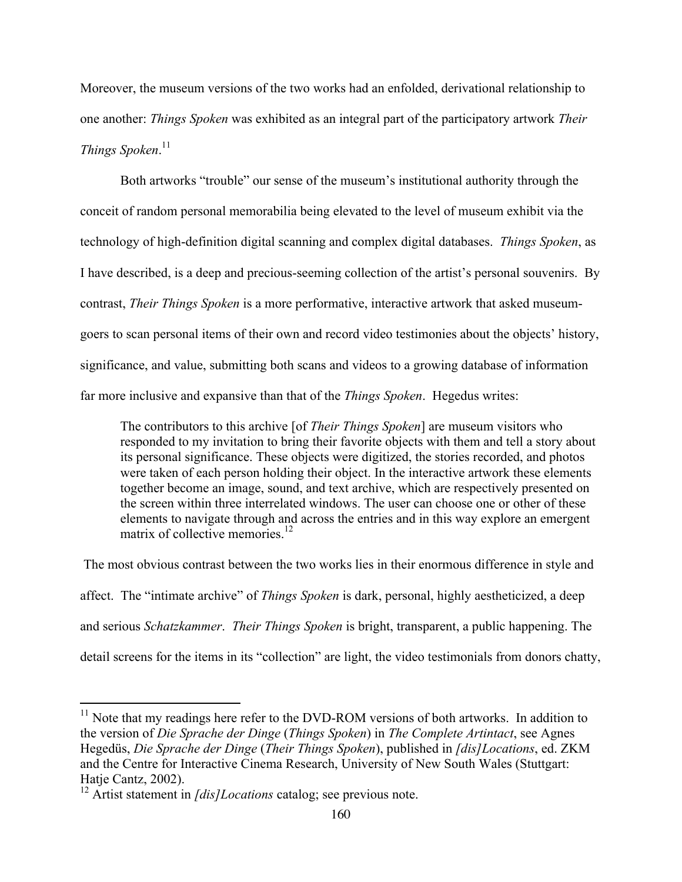Moreover, the museum versions of the two works had an enfolded, derivational relationship to one another: *Things Spoken* was exhibited as an integral part of the participatory artwork *Their Things Spoken*.[11]

Both artworks "trouble" our sense of the museum's institutional authority through the conceit of random personal memorabilia being elevated to the level of museum exhibit via the technology of high-definition digital scanning and complex digital databases. *Things Spoken*, as I have described, is a deep and precious-seeming collection of the artist's personal souvenirs. By contrast, *Their Things Spoken* is a more performative, interactive artwork that asked museum-goers to scan personal items of their own and record video testimonies about the objects' history, significance, and value, submitting both scans and videos to a growing database of information far more inclusive and expansive than that of the *Things Spoken*. Hegedus writes:

> The contributors to this archive [of *Their Things Spoken*] are museum visitors who responded to my invitation to bring their favorite objects with them and tell a story about its personal significance. These objects were digitized, the stories recorded, and photos were taken of each person holding their object. In the interactive artwork these elements together become an image, sound, and text archive, which are respectively presented on the screen within three interrelated windows. The user can choose one or other of these elements to navigate through and across the entries and in this way explore an emergent matrix of collective memories.[12]

The most obvious contrast between the two works lies in their enormous difference in style and affect. The "intimate archive" of *Things Spoken* is dark, personal, highly aestheticized, a deep and serious *Schatzkammer*. *Their Things Spoken* is bright, transparent, a public happening. The detail screens for the items in its "collection" are light, the video testimonials from donors chatty,

---

[11] Note that my readings here refer to the DVD-ROM versions of both artworks. In addition to the version of *Die Sprache der Dinge* (*Things Spoken*) in *The Complete Artintact*, see Agnes Hegedüs, *Die Sprache der Dinge* (*Their Things Spoken*), published in *[dis]Locations*, ed. ZKM and the Centre for Interactive Cinema Research, University of New South Wales (Stuttgart: Hatje Cantz, 2002).

[12] Artist statement in *[dis]Locations* catalog; see previous note.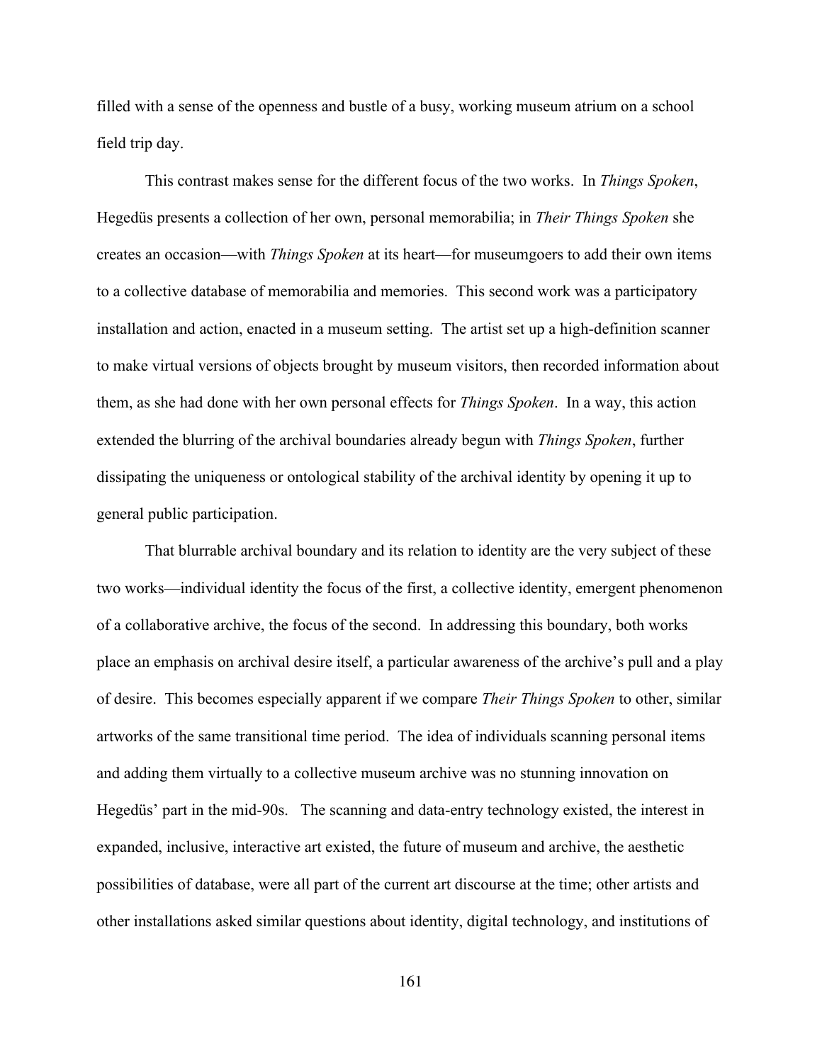filled with a sense of the openness and bustle of a busy, working museum atrium on a school field trip day.

This contrast makes sense for the different focus of the two works. In *Things Spoken*, Hegedüs presents a collection of her own, personal memorabilia; in *Their Things Spoken* she creates an occasion—with *Things Spoken* at its heart—for museumgoers to add their own items to a collective database of memorabilia and memories. This second work was a participatory installation and action, enacted in a museum setting. The artist set up a high-definition scanner to make virtual versions of objects brought by museum visitors, then recorded information about them, as she had done with her own personal effects for *Things Spoken*. In a way, this action extended the blurring of the archival boundaries already begun with *Things Spoken*, further dissipating the uniqueness or ontological stability of the archival identity by opening it up to general public participation.

That blurrable archival boundary and its relation to identity are the very subject of these two works—individual identity the focus of the first, a collective identity, emergent phenomenon of a collaborative archive, the focus of the second. In addressing this boundary, both works place an emphasis on archival desire itself, a particular awareness of the archive's pull and a play of desire. This becomes especially apparent if we compare *Their Things Spoken* to other, similar artworks of the same transitional time period. The idea of individuals scanning personal items and adding them virtually to a collective museum archive was no stunning innovation on Hegedüs' part in the mid-90s. The scanning and data-entry technology existed, the interest in expanded, inclusive, interactive art existed, the future of museum and archive, the aesthetic possibilities of database, were all part of the current art discourse at the time; other artists and other installations asked similar questions about identity, digital technology, and institutions of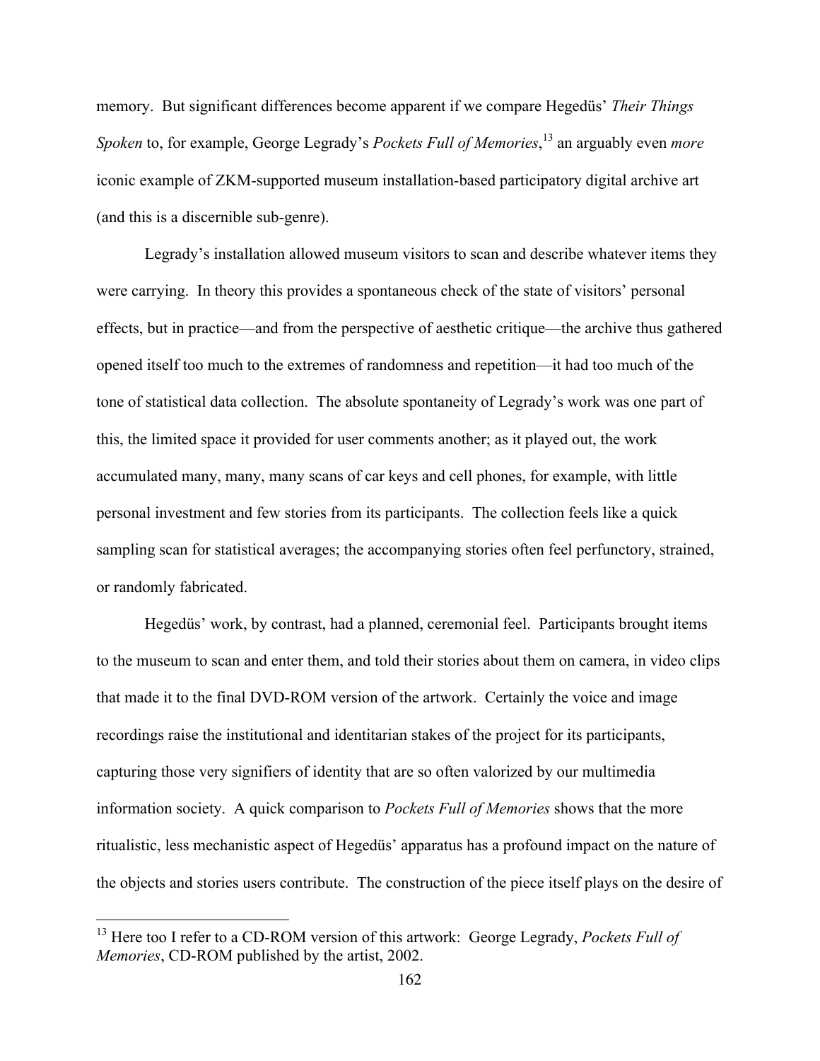memory. But significant differences become apparent if we compare Hegedüs' *Their Things Spoken* to, for example, George Legrady's *Pockets Full of Memories*,[13] an arguably even *more* iconic example of ZKM-supported museum installation-based participatory digital archive art (and this is a discernible sub-genre).

Legrady's installation allowed museum visitors to scan and describe whatever items they were carrying. In theory this provides a spontaneous check of the state of visitors' personal effects, but in practice—and from the perspective of aesthetic critique—the archive thus gathered opened itself too much to the extremes of randomness and repetition—it had too much of the tone of statistical data collection. The absolute spontaneity of Legrady's work was one part of this, the limited space it provided for user comments another; as it played out, the work accumulated many, many, many scans of car keys and cell phones, for example, with little personal investment and few stories from its participants. The collection feels like a quick sampling scan for statistical averages; the accompanying stories often feel perfunctory, strained, or randomly fabricated.

Hegedüs' work, by contrast, had a planned, ceremonial feel. Participants brought items to the museum to scan and enter them, and told their stories about them on camera, in video clips that made it to the final DVD-ROM version of the artwork. Certainly the voice and image recordings raise the institutional and identitarian stakes of the project for its participants, capturing those very signifiers of identity that are so often valorized by our multimedia information society. A quick comparison to *Pockets Full of Memories* shows that the more ritualistic, less mechanistic aspect of Hegedüs' apparatus has a profound impact on the nature of the objects and stories users contribute. The construction of the piece itself plays on the desire of

---

[13] Here too I refer to a CD-ROM version of this artwork: George Legrady, *Pockets Full of Memories*, CD-ROM published by the artist, 2002.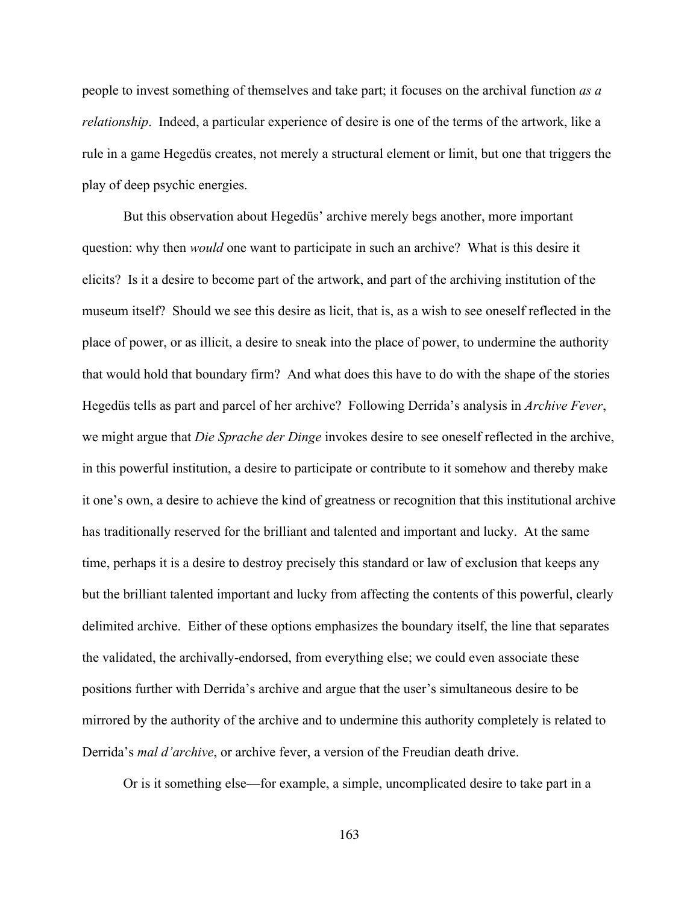people to invest something of themselves and take part; it focuses on the archival function *as a relationship*. Indeed, a particular experience of desire is one of the terms of the artwork, like a rule in a game Hegedüs creates, not merely a structural element or limit, but one that triggers the play of deep psychic energies.

But this observation about Hegedüs' archive merely begs another, more important question: why then *would* one want to participate in such an archive? What is this desire it elicits? Is it a desire to become part of the artwork, and part of the archiving institution of the museum itself? Should we see this desire as licit, that is, as a wish to see oneself reflected in the place of power, or as illicit, a desire to sneak into the place of power, to undermine the authority that would hold that boundary firm? And what does this have to do with the shape of the stories Hegedüs tells as part and parcel of her archive? Following Derrida's analysis in *Archive Fever*, we might argue that *Die Sprache der Dinge* invokes desire to see oneself reflected in the archive, in this powerful institution, a desire to participate or contribute to it somehow and thereby make it one's own, a desire to achieve the kind of greatness or recognition that this institutional archive has traditionally reserved for the brilliant and talented and important and lucky. At the same time, perhaps it is a desire to destroy precisely this standard or law of exclusion that keeps any but the brilliant talented important and lucky from affecting the contents of this powerful, clearly delimited archive. Either of these options emphasizes the boundary itself, the line that separates the validated, the archivally-endorsed, from everything else; we could even associate these positions further with Derrida's archive and argue that the user's simultaneous desire to be mirrored by the authority of the archive and to undermine this authority completely is related to Derrida's *mal d'archive*, or archive fever, a version of the Freudian death drive.

Or is it something else—for example, a simple, uncomplicated desire to take part in a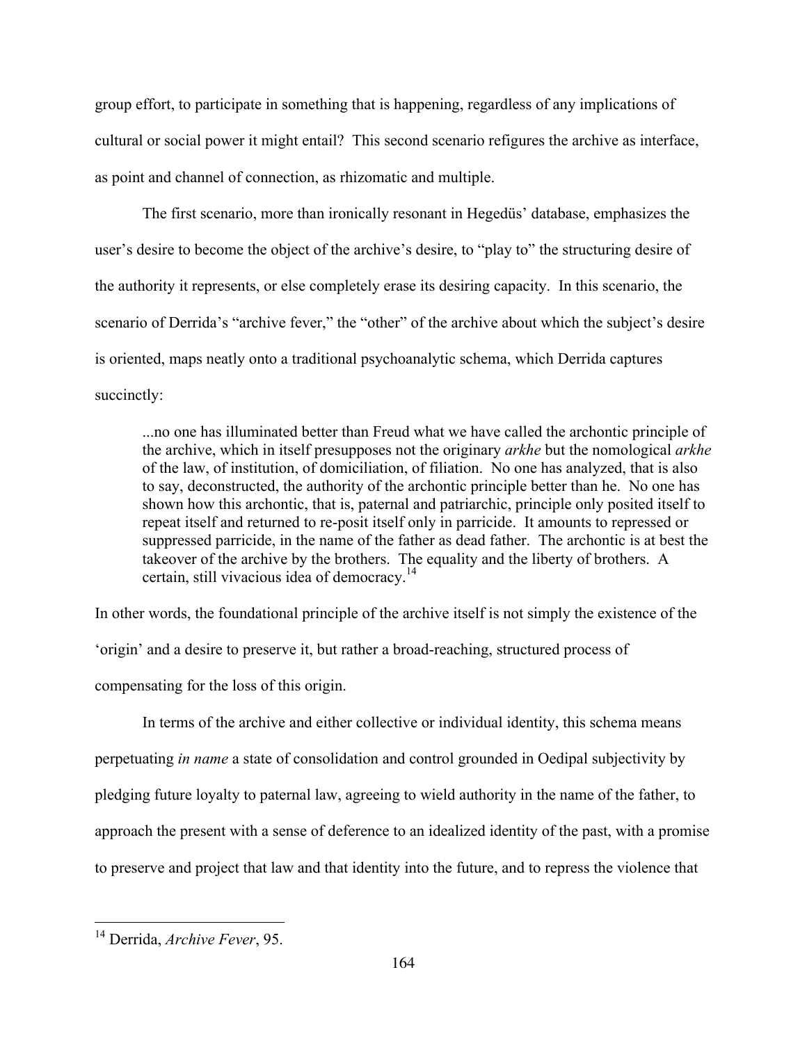group effort, to participate in something that is happening, regardless of any implications of cultural or social power it might entail? This second scenario refigures the archive as interface, as point and channel of connection, as rhizomatic and multiple.

The first scenario, more than ironically resonant in Hegedüs' database, emphasizes the user's desire to become the object of the archive's desire, to "play to" the structuring desire of the authority it represents, or else completely erase its desiring capacity. In this scenario, the scenario of Derrida's "archive fever," the "other" of the archive about which the subject's desire is oriented, maps neatly onto a traditional psychoanalytic schema, which Derrida captures succinctly:

> ...no one has illuminated better than Freud what we have called the archontic principle of the archive, which in itself presupposes not the originary *arkhe* but the nomological *arkhe* of the law, of institution, of domiciliation, of filiation. No one has analyzed, that is also to say, deconstructed, the authority of the archontic principle better than he. No one has shown how this archontic, that is, paternal and patriarchic, principle only posited itself to repeat itself and returned to re-posit itself only in parricide. It amounts to repressed or suppressed parricide, in the name of the father as dead father. The archontic is at best the takeover of the archive by the brothers. The equality and the liberty of brothers. A certain, still vivacious idea of democracy.[14]

In other words, the foundational principle of the archive itself is not simply the existence of the 'origin' and a desire to preserve it, but rather a broad-reaching, structured process of compensating for the loss of this origin.

In terms of the archive and either collective or individual identity, this schema means perpetuating *in name* a state of consolidation and control grounded in Oedipal subjectivity by pledging future loyalty to paternal law, agreeing to wield authority in the name of the father, to approach the present with a sense of deference to an idealized identity of the past, with a promise to preserve and project that law and that identity into the future, and to repress the violence that

---

[14] Derrida, *Archive Fever*, 95.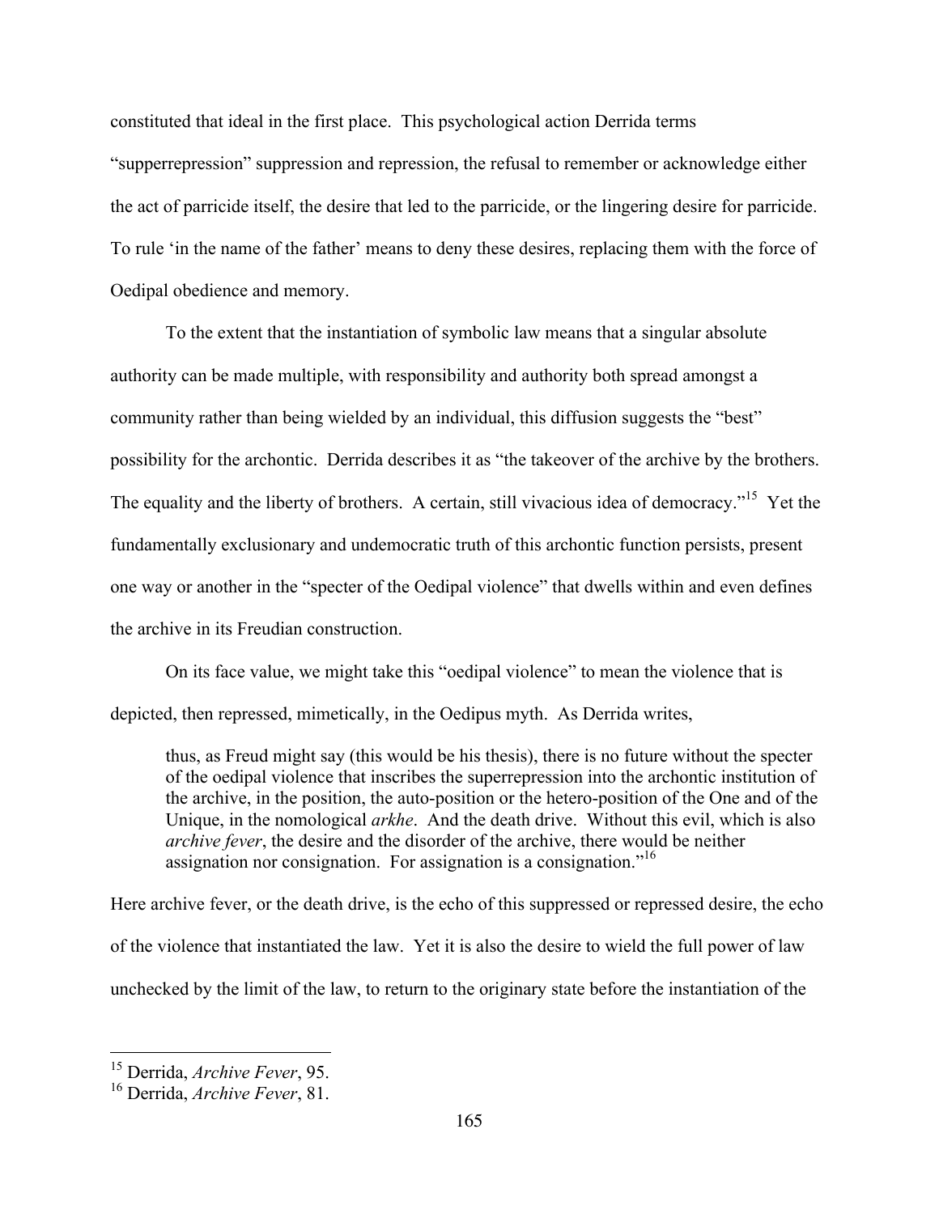constituted that ideal in the first place. This psychological action Derrida terms "supperrepression" suppression and repression, the refusal to remember or acknowledge either the act of parricide itself, the desire that led to the parricide, or the lingering desire for parricide. To rule 'in the name of the father' means to deny these desires, replacing them with the force of Oedipal obedience and memory.

To the extent that the instantiation of symbolic law means that a singular absolute authority can be made multiple, with responsibility and authority both spread amongst a community rather than being wielded by an individual, this diffusion suggests the "best" possibility for the archontic. Derrida describes it as "the takeover of the archive by the brothers. The equality and the liberty of brothers. A certain, still vivacious idea of democracy."[15] Yet the fundamentally exclusionary and undemocratic truth of this archontic function persists, present one way or another in the "specter of the Oedipal violence" that dwells within and even defines the archive in its Freudian construction.

On its face value, we might take this "oedipal violence" to mean the violence that is depicted, then repressed, mimetically, in the Oedipus myth. As Derrida writes,

> thus, as Freud might say (this would be his thesis), there is no future without the specter of the oedipal violence that inscribes the superrepression into the archontic institution of the archive, in the position, the auto-position or the hetero-position of the One and of the Unique, in the nomological *arkhe*. And the death drive. Without this evil, which is also *archive fever*, the desire and the disorder of the archive, there would be neither assignation nor consignation. For assignation is a consignation."[16]

Here archive fever, or the death drive, is the echo of this suppressed or repressed desire, the echo of the violence that instantiated the law. Yet it is also the desire to wield the full power of law unchecked by the limit of the law, to return to the originary state before the instantiation of the

---

[15] Derrida, *Archive Fever*, 95.

[16] Derrida, *Archive Fever*, 81.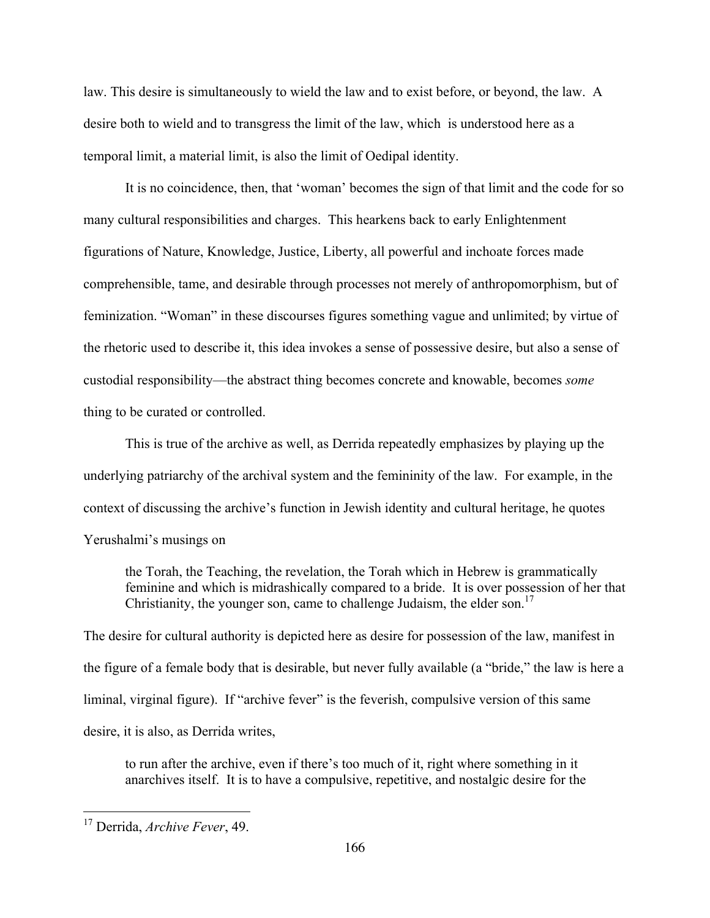law. This desire is simultaneously to wield the law and to exist before, or beyond, the law. A desire both to wield and to transgress the limit of the law, which is understood here as a temporal limit, a material limit, is also the limit of Oedipal identity.

It is no coincidence, then, that 'woman' becomes the sign of that limit and the code for so many cultural responsibilities and charges. This hearkens back to early Enlightenment figurations of Nature, Knowledge, Justice, Liberty, all powerful and inchoate forces made comprehensible, tame, and desirable through processes not merely of anthropomorphism, but of feminization. "Woman" in these discourses figures something vague and unlimited; by virtue of the rhetoric used to describe it, this idea invokes a sense of possessive desire, but also a sense of custodial responsibility—the abstract thing becomes concrete and knowable, becomes *some* thing to be curated or controlled.

This is true of the archive as well, as Derrida repeatedly emphasizes by playing up the underlying patriarchy of the archival system and the femininity of the law. For example, in the context of discussing the archive's function in Jewish identity and cultural heritage, he quotes Yerushalmi's musings on

> the Torah, the Teaching, the revelation, the Torah which in Hebrew is grammatically feminine and which is midrashically compared to a bride. It is over possession of her that Christianity, the younger son, came to challenge Judaism, the elder son.[17]

The desire for cultural authority is depicted here as desire for possession of the law, manifest in the figure of a female body that is desirable, but never fully available (a "bride," the law is here a liminal, virginal figure). If "archive fever" is the feverish, compulsive version of this same desire, it is also, as Derrida writes,

> to run after the archive, even if there's too much of it, right where something in it anarchives itself. It is to have a compulsive, repetitive, and nostalgic desire for the

[17] Derrida, *Archive Fever*, 49.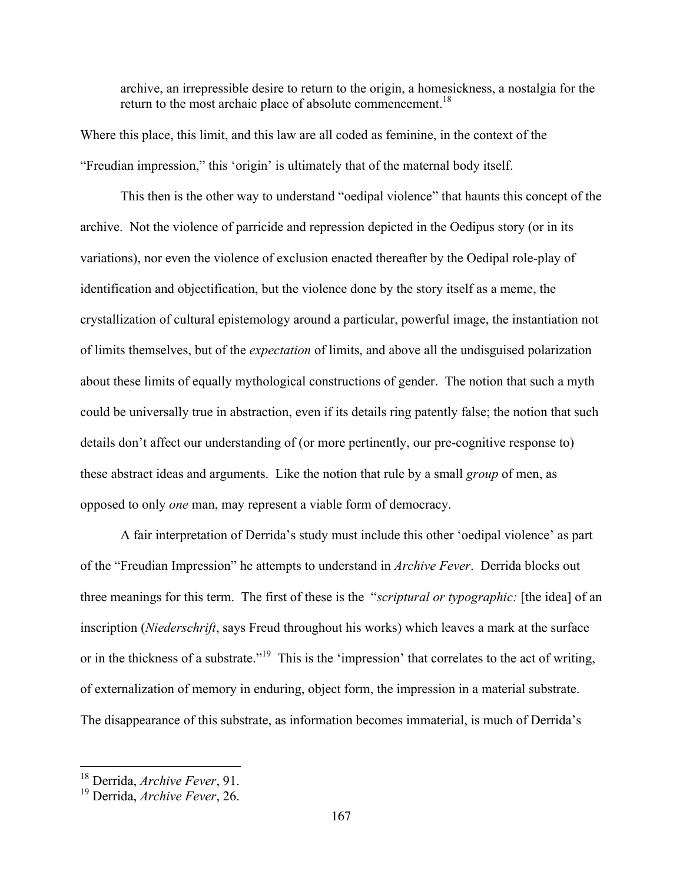> archive, an irrepressible desire to return to the origin, a homesickness, a nostalgia for the return to the most archaic place of absolute commencement.[18]

Where this place, this limit, and this law are all coded as feminine, in the context of the "Freudian impression," this 'origin' is ultimately that of the maternal body itself.

This then is the other way to understand "oedipal violence" that haunts this concept of the archive. Not the violence of parricide and repression depicted in the Oedipus story (or in its variations), nor even the violence of exclusion enacted thereafter by the Oedipal role-play of identification and objectification, but the violence done by the story itself as a meme, the crystallization of cultural epistemology around a particular, powerful image, the instantiation not of limits themselves, but of the *expectation* of limits, and above all the undisguised polarization about these limits of equally mythological constructions of gender. The notion that such a myth could be universally true in abstraction, even if its details ring patently false; the notion that such details don't affect our understanding of (or more pertinently, our pre-cognitive response to) these abstract ideas and arguments. Like the notion that rule by a small *group* of men, as opposed to only *one* man, may represent a viable form of democracy.

A fair interpretation of Derrida's study must include this other 'oedipal violence' as part of the "Freudian Impression" he attempts to understand in *Archive Fever*. Derrida blocks out three meanings for this term. The first of these is the "*scriptural or typographic:* [the idea] of an inscription (*Niederschrift*, says Freud throughout his works) which leaves a mark at the surface or in the thickness of a substrate."[19] This is the 'impression' that correlates to the act of writing, of externalization of memory in enduring, object form, the impression in a material substrate. The disappearance of this substrate, as information becomes immaterial, is much of Derrida's

---

[18] Derrida, *Archive Fever*, 91.

[19] Derrida, *Archive Fever*, 26.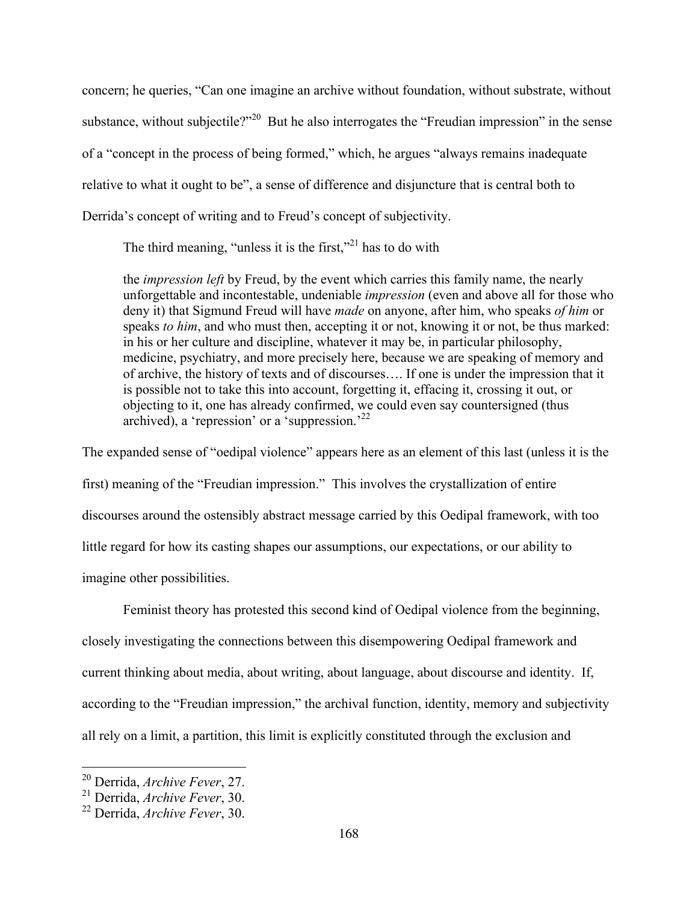concern; he queries, "Can one imagine an archive without foundation, without substrate, without substance, without subjectile?"[20] But he also interrogates the "Freudian impression" in the sense of a "concept in the process of being formed," which, he argues "always remains inadequate relative to what it ought to be", a sense of difference and disjuncture that is central both to Derrida's concept of writing and to Freud's concept of subjectivity.

The third meaning, "unless it is the first,"[21] has to do with

> the *impression left* by Freud, by the event which carries this family name, the nearly unforgettable and incontestable, undeniable *impression* (even and above all for those who deny it) that Sigmund Freud will have *made* on anyone, after him, who speaks *of him* or speaks *to him*, and who must then, accepting it or not, knowing it or not, be thus marked: in his or her culture and discipline, whatever it may be, in particular philosophy, medicine, psychiatry, and more precisely here, because we are speaking of memory and of archive, the history of texts and of discourses…. If one is under the impression that it is possible not to take this into account, forgetting it, effacing it, crossing it out, or objecting to it, one has already confirmed, we could even say countersigned (thus archived), a 'repression' or a 'suppression.'[22]

The expanded sense of "oedipal violence" appears here as an element of this last (unless it is the first) meaning of the "Freudian impression." This involves the crystallization of entire discourses around the ostensibly abstract message carried by this Oedipal framework, with too little regard for how its casting shapes our assumptions, our expectations, or our ability to imagine other possibilities.

Feminist theory has protested this second kind of Oedipal violence from the beginning, closely investigating the connections between this disempowering Oedipal framework and current thinking about media, about writing, about language, about discourse and identity. If, according to the "Freudian impression," the archival function, identity, memory and subjectivity all rely on a limit, a partition, this limit is explicitly constituted through the exclusion and

---

[20] Derrida, *Archive Fever*, 27.

[21] Derrida, *Archive Fever*, 30.

[22] Derrida, *Archive Fever*, 30.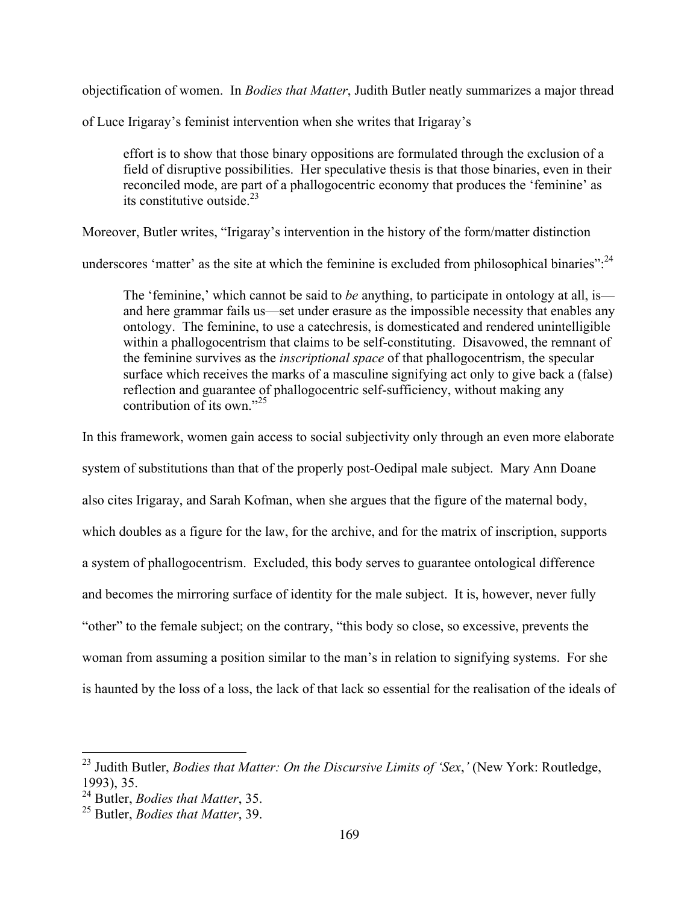objectification of women. In *Bodies that Matter*, Judith Butler neatly summarizes a major thread of Luce Irigaray's feminist intervention when she writes that Irigaray's

> effort is to show that those binary oppositions are formulated through the exclusion of a field of disruptive possibilities. Her speculative thesis is that those binaries, even in their reconciled mode, are part of a phallogocentric economy that produces the 'feminine' as its constitutive outside.[23]

Moreover, Butler writes, "Irigaray's intervention in the history of the form/matter distinction underscores 'matter' as the site at which the feminine is excluded from philosophical binaries":[24]

> The 'feminine,' which cannot be said to *be* anything, to participate in ontology at all, is—and here grammar fails us—set under erasure as the impossible necessity that enables any ontology. The feminine, to use a catechresis, is domesticated and rendered unintelligible within a phallogocentrism that claims to be self-constituting. Disavowed, the remnant of the feminine survives as the *inscriptional space* of that phallogocentrism, the specular surface which receives the marks of a masculine signifying act only to give back a (false) reflection and guarantee of phallogocentric self-sufficiency, without making any contribution of its own."[25]

In this framework, women gain access to social subjectivity only through an even more elaborate system of substitutions than that of the properly post-Oedipal male subject. Mary Ann Doane also cites Irigaray, and Sarah Kofman, when she argues that the figure of the maternal body, which doubles as a figure for the law, for the archive, and for the matrix of inscription, supports a system of phallogocentrism. Excluded, this body serves to guarantee ontological difference and becomes the mirroring surface of identity for the male subject. It is, however, never fully "other" to the female subject; on the contrary, "this body so close, so excessive, prevents the woman from assuming a position similar to the man's in relation to signifying systems. For she is haunted by the loss of a loss, the lack of that lack so essential for the realisation of the ideals of

---

[23] Judith Butler, *Bodies that Matter: On the Discursive Limits of 'Sex*,*'* (New York: Routledge, 1993), 35.

[24] Butler, *Bodies that Matter*, 35.

[25] Butler, *Bodies that Matter*, 39.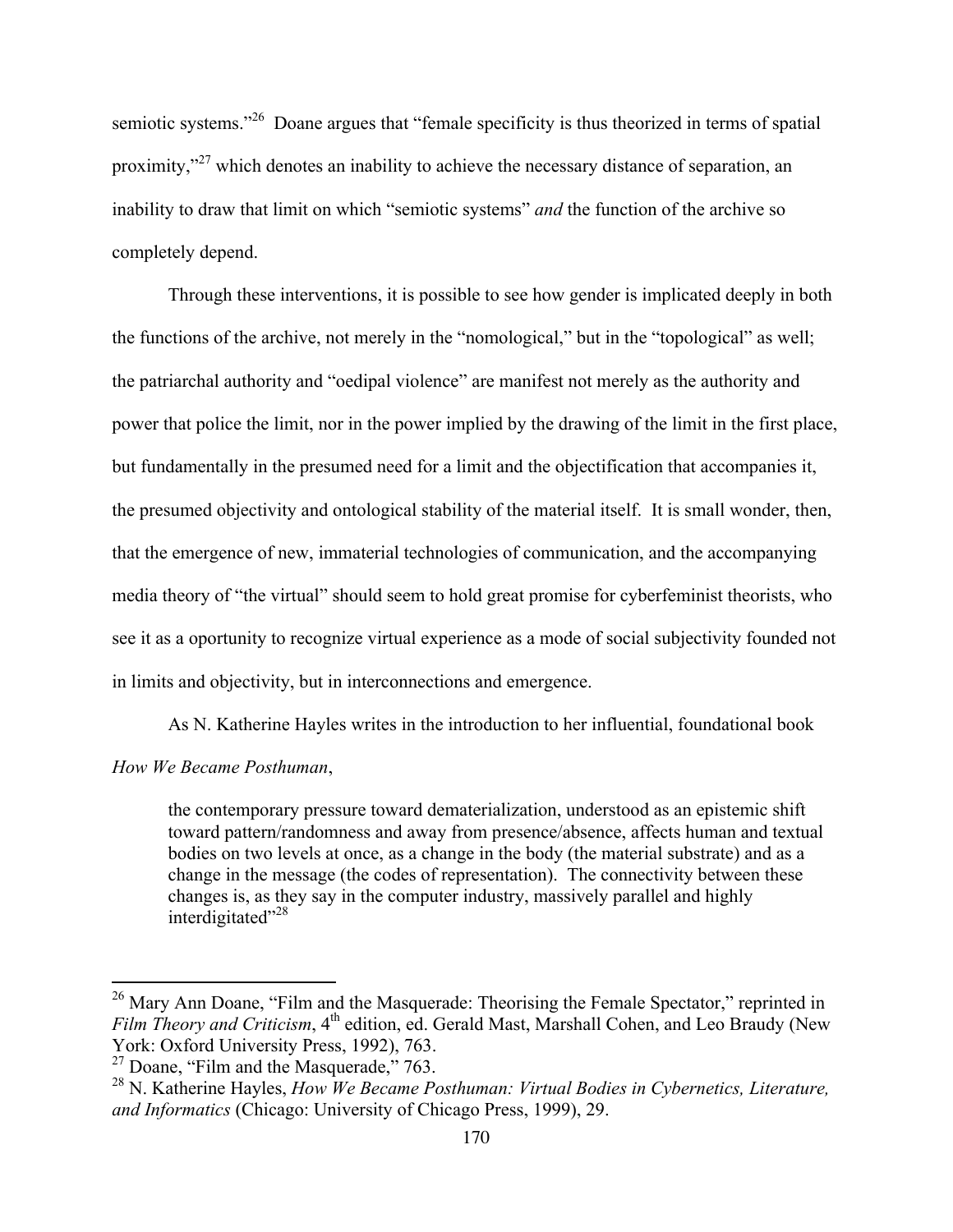semiotic systems."[26] Doane argues that "female specificity is thus theorized in terms of spatial proximity,"[27] which denotes an inability to achieve the necessary distance of separation, an inability to draw that limit on which "semiotic systems" *and* the function of the archive so completely depend.

Through these interventions, it is possible to see how gender is implicated deeply in both the functions of the archive, not merely in the "nomological," but in the "topological" as well; the patriarchal authority and "oedipal violence" are manifest not merely as the authority and power that police the limit, nor in the power implied by the drawing of the limit in the first place, but fundamentally in the presumed need for a limit and the objectification that accompanies it, the presumed objectivity and ontological stability of the material itself. It is small wonder, then, that the emergence of new, immaterial technologies of communication, and the accompanying media theory of "the virtual" should seem to hold great promise for cyberfeminist theorists, who see it as a oportunity to recognize virtual experience as a mode of social subjectivity founded not in limits and objectivity, but in interconnections and emergence.

As N. Katherine Hayles writes in the introduction to her influential, foundational book *How We Became Posthuman*,

> the contemporary pressure toward dematerialization, understood as an epistemic shift toward pattern/randomness and away from presence/absence, affects human and textual bodies on two levels at once, as a change in the body (the material substrate) and as a change in the message (the codes of representation). The connectivity between these changes is, as they say in the computer industry, massively parallel and highly interdigitated"[28]

---

[26] Mary Ann Doane, "Film and the Masquerade: Theorising the Female Spectator," reprinted in *Film Theory and Criticism*, 4th edition, ed. Gerald Mast, Marshall Cohen, and Leo Braudy (New York: Oxford University Press, 1992), 763.

[27] Doane, "Film and the Masquerade," 763.

[28] N. Katherine Hayles, *How We Became Posthuman: Virtual Bodies in Cybernetics, Literature, and Informatics* (Chicago: University of Chicago Press, 1999), 29.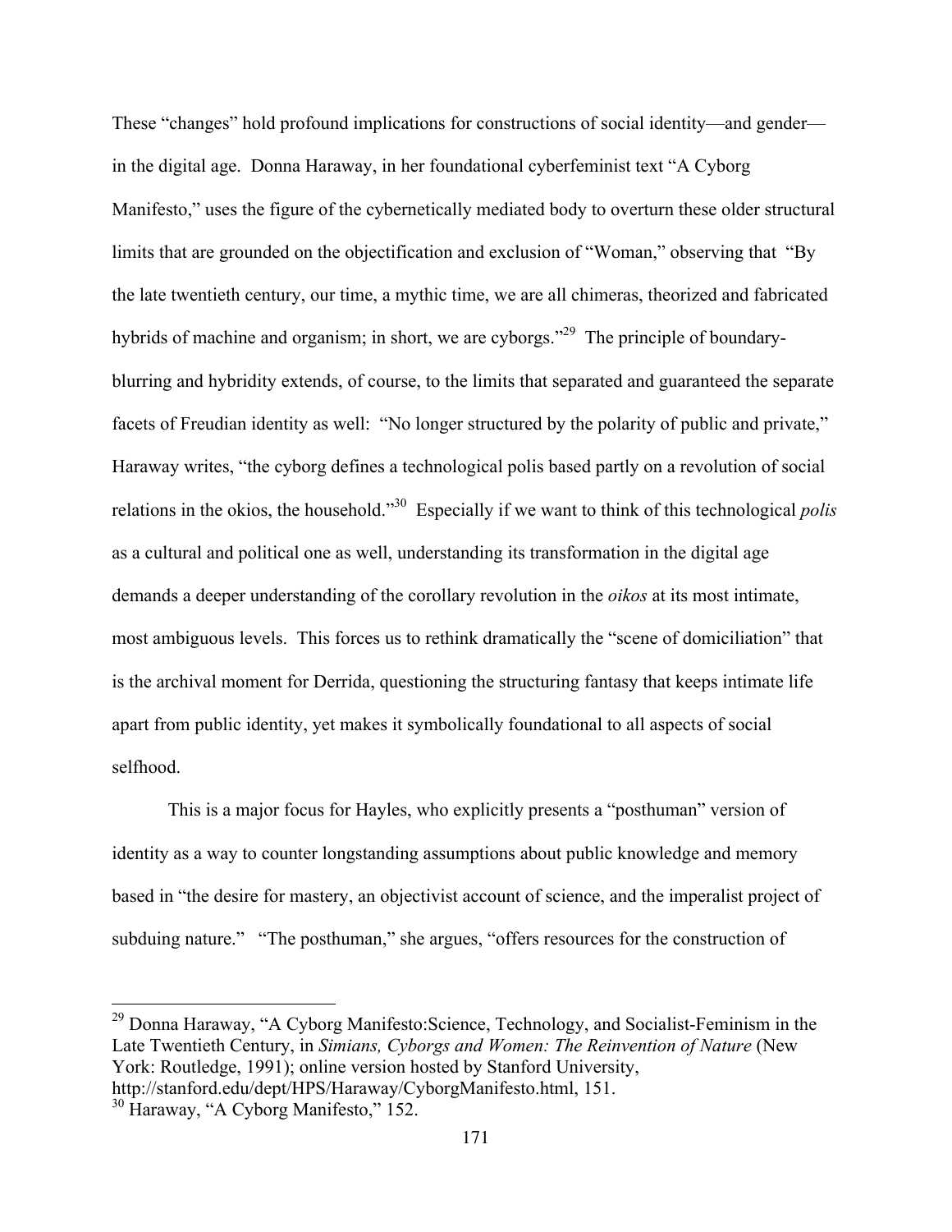These "changes" hold profound implications for constructions of social identity—and gender—in the digital age. Donna Haraway, in her foundational cyberfeminist text "A Cyborg Manifesto," uses the figure of the cybernetically mediated body to overturn these older structural limits that are grounded on the objectification and exclusion of "Woman," observing that "By the late twentieth century, our time, a mythic time, we are all chimeras, theorized and fabricated hybrids of machine and organism; in short, we are cyborgs."[29] The principle of boundary-blurring and hybridity extends, of course, to the limits that separated and guaranteed the separate facets of Freudian identity as well: "No longer structured by the polarity of public and private," Haraway writes, "the cyborg defines a technological polis based partly on a revolution of social relations in the okios, the household."[30] Especially if we want to think of this technological *polis* as a cultural and political one as well, understanding its transformation in the digital age demands a deeper understanding of the corollary revolution in the *oikos* at its most intimate, most ambiguous levels. This forces us to rethink dramatically the "scene of domiciliation" that is the archival moment for Derrida, questioning the structuring fantasy that keeps intimate life apart from public identity, yet makes it symbolically foundational to all aspects of social selfhood.

This is a major focus for Hayles, who explicitly presents a "posthuman" version of identity as a way to counter longstanding assumptions about public knowledge and memory based in "the desire for mastery, an objectivist account of science, and the imperalist project of subduing nature." "The posthuman," she argues, "offers resources for the construction of

---

[29] Donna Haraway, "A Cyborg Manifesto:Science, Technology, and Socialist-Feminism in the Late Twentieth Century, in *Simians, Cyborgs and Women: The Reinvention of Nature* (New York: Routledge, 1991); online version hosted by Stanford University, http://stanford.edu/dept/HPS/Haraway/CyborgManifesto.html, 151.

[30] Haraway, "A Cyborg Manifesto," 152.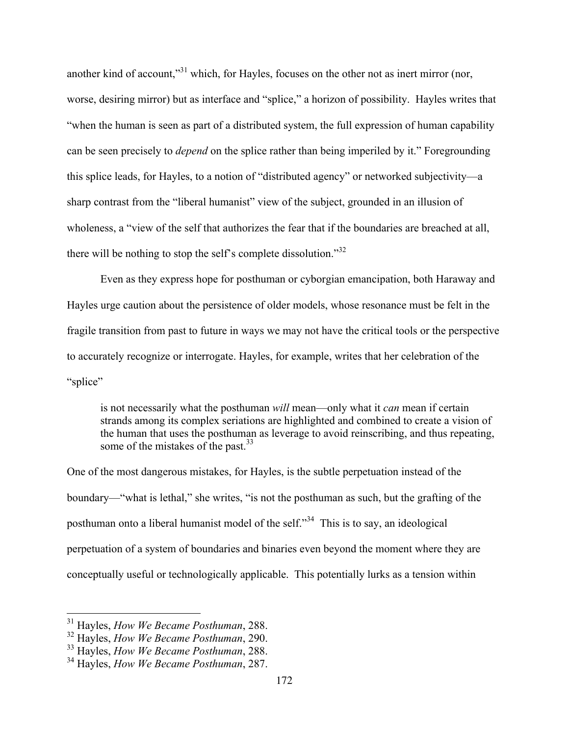another kind of account,"[31] which, for Hayles, focuses on the other not as inert mirror (nor, worse, desiring mirror) but as interface and "splice," a horizon of possibility. Hayles writes that "when the human is seen as part of a distributed system, the full expression of human capability can be seen precisely to *depend* on the splice rather than being imperiled by it." Foregrounding this splice leads, for Hayles, to a notion of "distributed agency" or networked subjectivity—a sharp contrast from the "liberal humanist" view of the subject, grounded in an illusion of wholeness, a "view of the self that authorizes the fear that if the boundaries are breached at all, there will be nothing to stop the self's complete dissolution."[32]

Even as they express hope for posthuman or cyborgian emancipation, both Haraway and Hayles urge caution about the persistence of older models, whose resonance must be felt in the fragile transition from past to future in ways we may not have the critical tools or the perspective to accurately recognize or interrogate. Hayles, for example, writes that her celebration of the "splice"

> is not necessarily what the posthuman *will* mean—only what it *can* mean if certain strands among its complex seriations are highlighted and combined to create a vision of the human that uses the posthuman as leverage to avoid reinscribing, and thus repeating, some of the mistakes of the past.[33]

One of the most dangerous mistakes, for Hayles, is the subtle perpetuation instead of the boundary—"what is lethal," she writes, "is not the posthuman as such, but the grafting of the posthuman onto a liberal humanist model of the self."[34] This is to say, an ideological perpetuation of a system of boundaries and binaries even beyond the moment where they are conceptually useful or technologically applicable. This potentially lurks as a tension within

---

[31] Hayles, *How We Became Posthuman*, 288.
[32] Hayles, *How We Became Posthuman*, 290.
[33] Hayles, *How We Became Posthuman*, 288.
[34] Hayles, *How We Became Posthuman*, 287.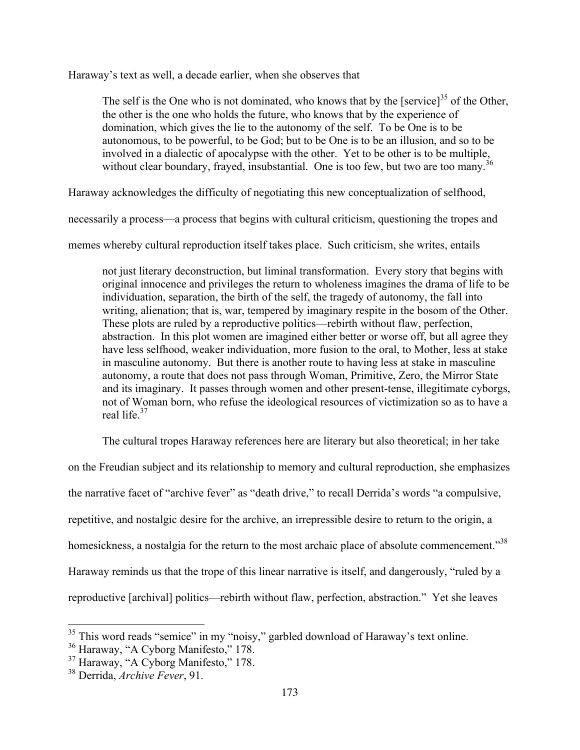Haraway's text as well, a decade earlier, when she observes that

> The self is the One who is not dominated, who knows that by the [service][35] of the Other, the other is the one who holds the future, who knows that by the experience of domination, which gives the lie to the autonomy of the self. To be One is to be autonomous, to be powerful, to be God; but to be One is to be an illusion, and so to be involved in a dialectic of apocalypse with the other. Yet to be other is to be multiple, without clear boundary, frayed, insubstantial. One is too few, but two are too many.[36]

Haraway acknowledges the difficulty of negotiating this new conceptualization of selfhood, necessarily a process—a process that begins with cultural criticism, questioning the tropes and memes whereby cultural reproduction itself takes place. Such criticism, she writes, entails

> not just literary deconstruction, but liminal transformation. Every story that begins with original innocence and privileges the return to wholeness imagines the drama of life to be individuation, separation, the birth of the self, the tragedy of autonomy, the fall into writing, alienation; that is, war, tempered by imaginary respite in the bosom of the Other. These plots are ruled by a reproductive politics—rebirth without flaw, perfection, abstraction. In this plot women are imagined either better or worse off, but all agree they have less selfhood, weaker individuation, more fusion to the oral, to Mother, less at stake in masculine autonomy. But there is another route to having less at stake in masculine autonomy, a route that does not pass through Woman, Primitive, Zero, the Mirror State and its imaginary. It passes through women and other present-tense, illegitimate cyborgs, not of Woman born, who refuse the ideological resources of victimization so as to have a real life.[37]

The cultural tropes Haraway references here are literary but also theoretical; in her take on the Freudian subject and its relationship to memory and cultural reproduction, she emphasizes the narrative facet of "archive fever" as "death drive," to recall Derrida's words "a compulsive, repetitive, and nostalgic desire for the archive, an irrepressible desire to return to the origin, a homesickness, a nostalgia for the return to the most archaic place of absolute commencement."[38] Haraway reminds us that the trope of this linear narrative is itself, and dangerously, "ruled by a reproductive [archival] politics—rebirth without flaw, perfection, abstraction." Yet she leaves

---

[35] This word reads "semice" in my "noisy," garbled download of Haraway's text online.

[36] Haraway, "A Cyborg Manifesto," 178.

[37] Haraway, "A Cyborg Manifesto," 178.

[38] Derrida, *Archive Fever*, 91.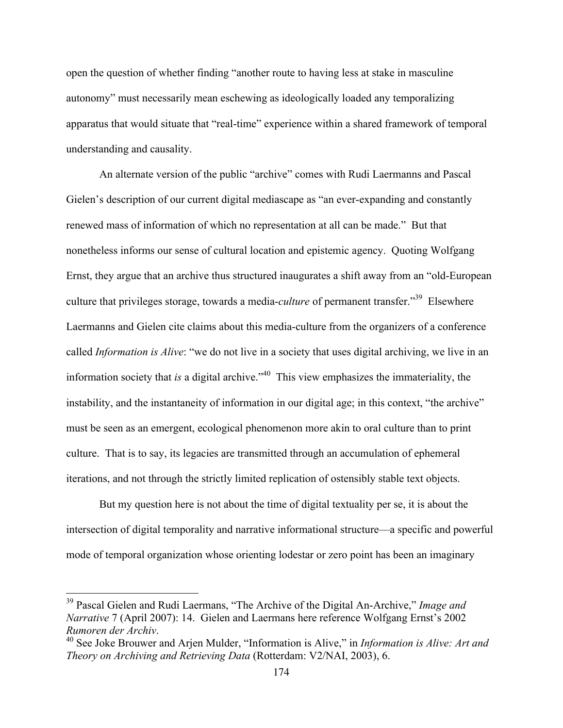open the question of whether finding "another route to having less at stake in masculine autonomy" must necessarily mean eschewing as ideologically loaded any temporalizing apparatus that would situate that "real-time" experience within a shared framework of temporal understanding and causality.

An alternate version of the public "archive" comes with Rudi Laermanns and Pascal Gielen's description of our current digital mediascape as "an ever-expanding and constantly renewed mass of information of which no representation at all can be made." But that nonetheless informs our sense of cultural location and epistemic agency. Quoting Wolfgang Ernst, they argue that an archive thus structured inaugurates a shift away from an "old-European culture that privileges storage, towards a media-*culture* of permanent transfer."[39] Elsewhere Laermanns and Gielen cite claims about this media-culture from the organizers of a conference called *Information is Alive*: "we do not live in a society that uses digital archiving, we live in an information society that *is* a digital archive."[40] This view emphasizes the immateriality, the instability, and the instantaneity of information in our digital age; in this context, "the archive" must be seen as an emergent, ecological phenomenon more akin to oral culture than to print culture. That is to say, its legacies are transmitted through an accumulation of ephemeral iterations, and not through the strictly limited replication of ostensibly stable text objects.

But my question here is not about the time of digital textuality per se, it is about the intersection of digital temporality and narrative informational structure—a specific and powerful mode of temporal organization whose orienting lodestar or zero point has been an imaginary

---

[39] Pascal Gielen and Rudi Laermans, "The Archive of the Digital An-Archive," *Image and Narrative* 7 (April 2007): 14. Gielen and Laermans here reference Wolfgang Ernst's 2002 *Rumoren der Archiv*.

[40] See Joke Brouwer and Arjen Mulder, "Information is Alive," in *Information is Alive: Art and Theory on Archiving and Retrieving Data* (Rotterdam: V2/NAI, 2003), 6.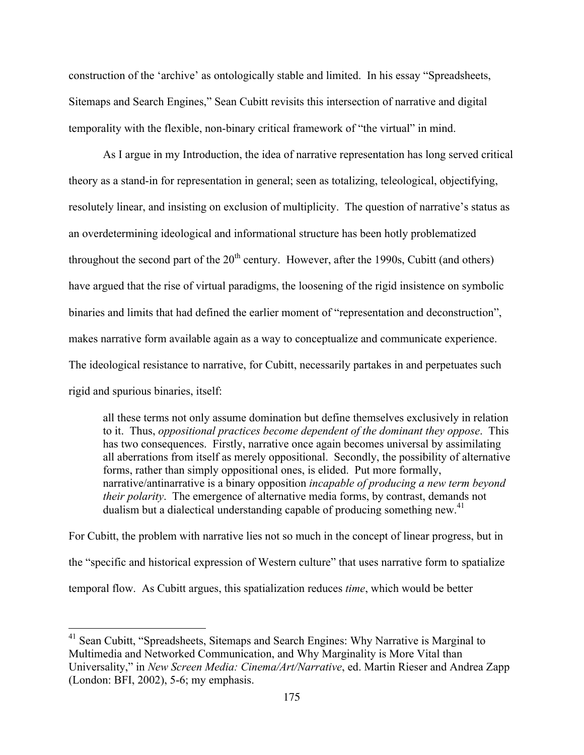construction of the 'archive' as ontologically stable and limited. In his essay "Spreadsheets, Sitemaps and Search Engines," Sean Cubitt revisits this intersection of narrative and digital temporality with the flexible, non-binary critical framework of "the virtual" in mind.

As I argue in my Introduction, the idea of narrative representation has long served critical theory as a stand-in for representation in general; seen as totalizing, teleological, objectifying, resolutely linear, and insisting on exclusion of multiplicity. The question of narrative's status as an overdetermining ideological and informational structure has been hotly problematized throughout the second part of the 20th century. However, after the 1990s, Cubitt (and others) have argued that the rise of virtual paradigms, the loosening of the rigid insistence on symbolic binaries and limits that had defined the earlier moment of "representation and deconstruction", makes narrative form available again as a way to conceptualize and communicate experience. The ideological resistance to narrative, for Cubitt, necessarily partakes in and perpetuates such rigid and spurious binaries, itself:

> all these terms not only assume domination but define themselves exclusively in relation to it. Thus, *oppositional practices become dependent of the dominant they oppose*. This has two consequences. Firstly, narrative once again becomes universal by assimilating all aberrations from itself as merely oppositional. Secondly, the possibility of alternative forms, rather than simply oppositional ones, is elided. Put more formally, narrative/antinarrative is a binary opposition *incapable of producing a new term beyond their polarity*. The emergence of alternative media forms, by contrast, demands not dualism but a dialectical understanding capable of producing something new.[41]

For Cubitt, the problem with narrative lies not so much in the concept of linear progress, but in the "specific and historical expression of Western culture" that uses narrative form to spatialize temporal flow. As Cubitt argues, this spatialization reduces *time*, which would be better

---

[41] Sean Cubitt, "Spreadsheets, Sitemaps and Search Engines: Why Narrative is Marginal to Multimedia and Networked Communication, and Why Marginality is More Vital than Universality," in *New Screen Media: Cinema/Art/Narrative*, ed. Martin Rieser and Andrea Zapp (London: BFI, 2002), 5-6; my emphasis.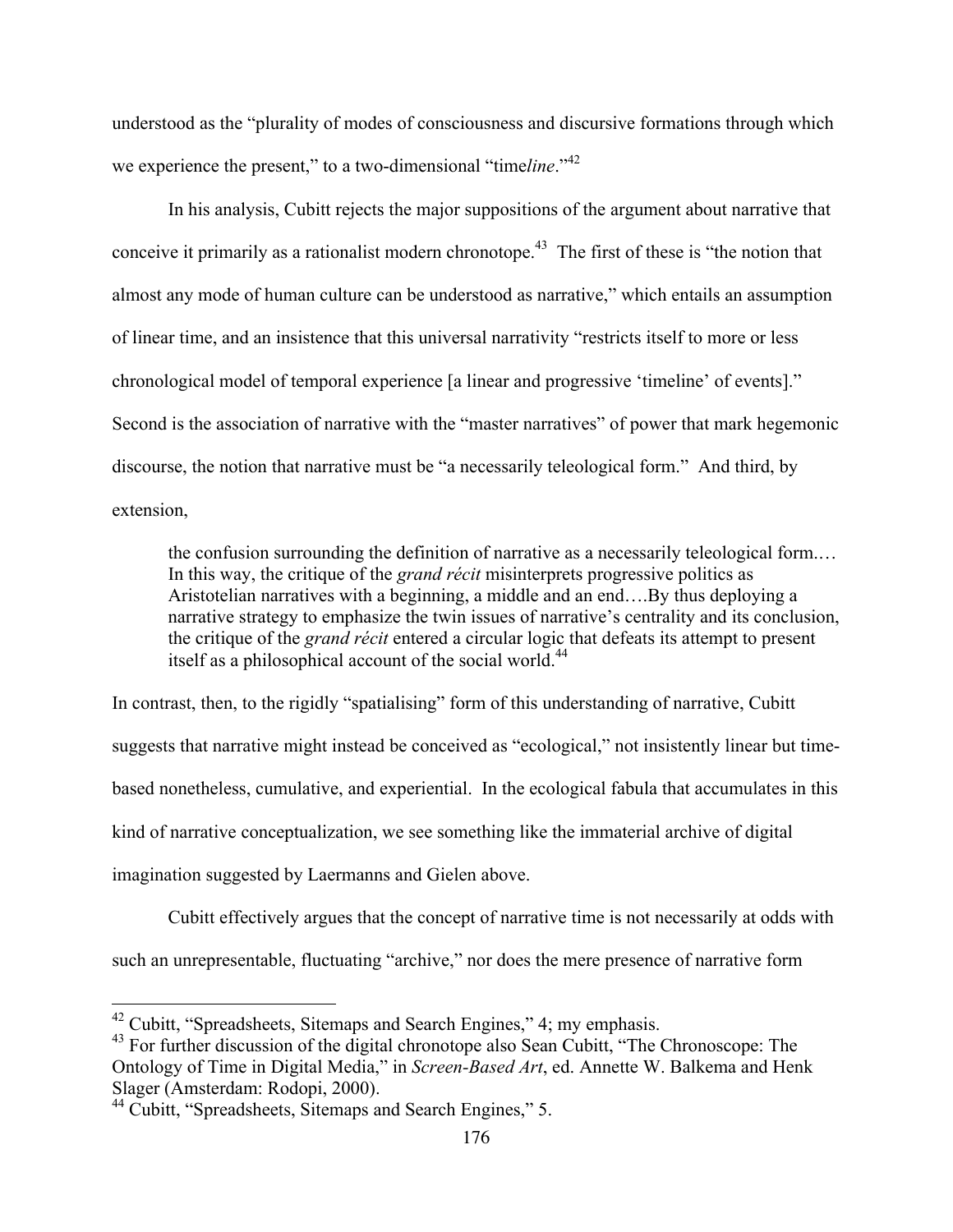understood as the "plurality of modes of consciousness and discursive formations through which we experience the present," to a two-dimensional "time*line*."[42]

In his analysis, Cubitt rejects the major suppositions of the argument about narrative that conceive it primarily as a rationalist modern chronotope.[43] The first of these is "the notion that almost any mode of human culture can be understood as narrative," which entails an assumption of linear time, and an insistence that this universal narrativity "restricts itself to more or less chronological model of temporal experience [a linear and progressive 'timeline' of events]." Second is the association of narrative with the "master narratives" of power that mark hegemonic discourse, the notion that narrative must be "a necessarily teleological form." And third, by extension,

> the confusion surrounding the definition of narrative as a necessarily teleological form.… In this way, the critique of the *grand récit* misinterprets progressive politics as Aristotelian narratives with a beginning, a middle and an end….By thus deploying a narrative strategy to emphasize the twin issues of narrative's centrality and its conclusion, the critique of the *grand récit* entered a circular logic that defeats its attempt to present itself as a philosophical account of the social world.[44]

In contrast, then, to the rigidly "spatialising" form of this understanding of narrative, Cubitt suggests that narrative might instead be conceived as "ecological," not insistently linear but time-based nonetheless, cumulative, and experiential. In the ecological fabula that accumulates in this kind of narrative conceptualization, we see something like the immaterial archive of digital imagination suggested by Laermanns and Gielen above.

Cubitt effectively argues that the concept of narrative time is not necessarily at odds with such an unrepresentable, fluctuating "archive," nor does the mere presence of narrative form

---

[42] Cubitt, "Spreadsheets, Sitemaps and Search Engines," 4; my emphasis.

[43] For further discussion of the digital chronotope also Sean Cubitt, "The Chronoscope: The Ontology of Time in Digital Media," in *Screen-Based Art*, ed. Annette W. Balkema and Henk Slager (Amsterdam: Rodopi, 2000).

[44] Cubitt, "Spreadsheets, Sitemaps and Search Engines," 5.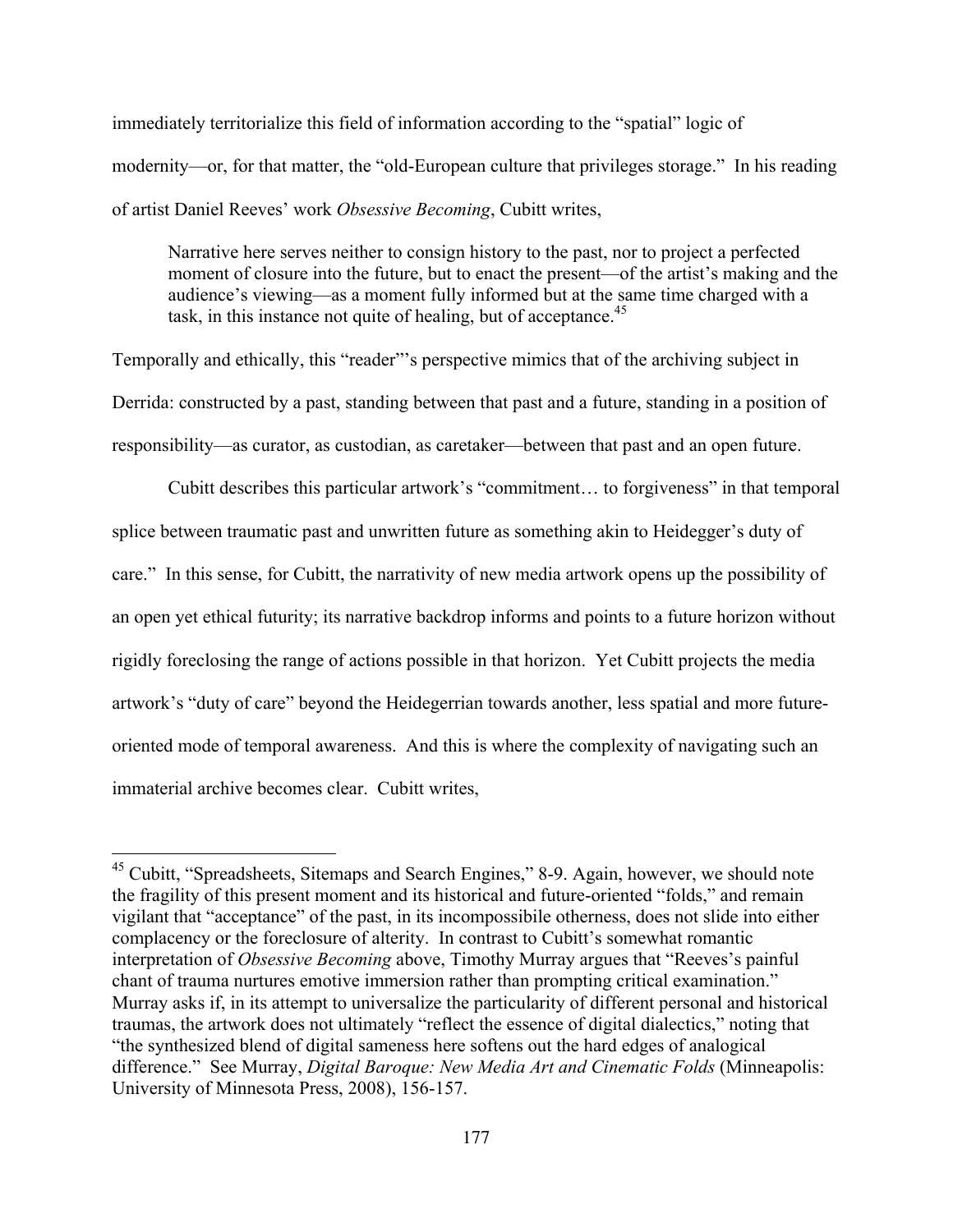immediately territorialize this field of information according to the "spatial" logic of modernity—or, for that matter, the "old-European culture that privileges storage." In his reading of artist Daniel Reeves' work *Obsessive Becoming*, Cubitt writes,

> Narrative here serves neither to consign history to the past, nor to project a perfected moment of closure into the future, but to enact the present—of the artist's making and the audience's viewing—as a moment fully informed but at the same time charged with a task, in this instance not quite of healing, but of acceptance.[45]

Temporally and ethically, this "reader"'s perspective mimics that of the archiving subject in Derrida: constructed by a past, standing between that past and a future, standing in a position of responsibility—as curator, as custodian, as caretaker—between that past and an open future.

Cubitt describes this particular artwork's "commitment… to forgiveness" in that temporal splice between traumatic past and unwritten future as something akin to Heidegger's duty of care." In this sense, for Cubitt, the narrativity of new media artwork opens up the possibility of an open yet ethical futurity; its narrative backdrop informs and points to a future horizon without rigidly foreclosing the range of actions possible in that horizon. Yet Cubitt projects the media artwork's "duty of care" beyond the Heidegerrian towards another, less spatial and more future-oriented mode of temporal awareness. And this is where the complexity of navigating such an immaterial archive becomes clear. Cubitt writes,

---

[45] Cubitt, "Spreadsheets, Sitemaps and Search Engines," 8-9. Again, however, we should note the fragility of this present moment and its historical and future-oriented "folds," and remain vigilant that "acceptance" of the past, in its incompossibile otherness, does not slide into either complacency or the foreclosure of alterity. In contrast to Cubitt's somewhat romantic interpretation of *Obsessive Becoming* above, Timothy Murray argues that "Reeves's painful chant of trauma nurtures emotive immersion rather than prompting critical examination." Murray asks if, in its attempt to universalize the particularity of different personal and historical traumas, the artwork does not ultimately "reflect the essence of digital dialectics," noting that "the synthesized blend of digital sameness here softens out the hard edges of analogical difference." See Murray, *Digital Baroque: New Media Art and Cinematic Folds* (Minneapolis: University of Minnesota Press, 2008), 156-157.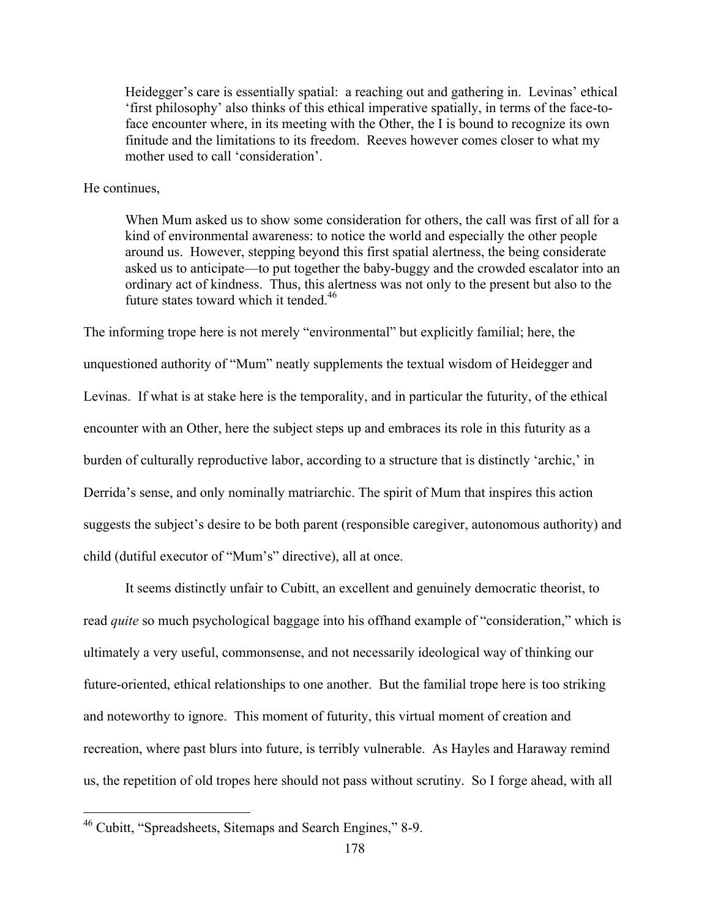> Heidegger's care is essentially spatial: a reaching out and gathering in. Levinas' ethical 'first philosophy' also thinks of this ethical imperative spatially, in terms of the face-to-face encounter where, in its meeting with the Other, the I is bound to recognize its own finitude and the limitations to its freedom. Reeves however comes closer to what my mother used to call 'consideration'.

He continues,

> When Mum asked us to show some consideration for others, the call was first of all for a kind of environmental awareness: to notice the world and especially the other people around us. However, stepping beyond this first spatial alertness, the being considerate asked us to anticipate—to put together the baby-buggy and the crowded escalator into an ordinary act of kindness. Thus, this alertness was not only to the present but also to the future states toward which it tended.[46]

The informing trope here is not merely "environmental" but explicitly familial; here, the unquestioned authority of "Mum" neatly supplements the textual wisdom of Heidegger and Levinas. If what is at stake here is the temporality, and in particular the futurity, of the ethical encounter with an Other, here the subject steps up and embraces its role in this futurity as a burden of culturally reproductive labor, according to a structure that is distinctly 'archic,' in Derrida's sense, and only nominally matriarchic. The spirit of Mum that inspires this action suggests the subject's desire to be both parent (responsible caregiver, autonomous authority) and child (dutiful executor of "Mum's" directive), all at once.

It seems distinctly unfair to Cubitt, an excellent and genuinely democratic theorist, to read *quite* so much psychological baggage into his offhand example of "consideration," which is ultimately a very useful, commonsense, and not necessarily ideological way of thinking our future-oriented, ethical relationships to one another. But the familial trope here is too striking and noteworthy to ignore. This moment of futurity, this virtual moment of creation and recreation, where past blurs into future, is terribly vulnerable. As Hayles and Haraway remind us, the repetition of old tropes here should not pass without scrutiny. So I forge ahead, with all

---

[46] Cubitt, "Spreadsheets, Sitemaps and Search Engines," 8-9.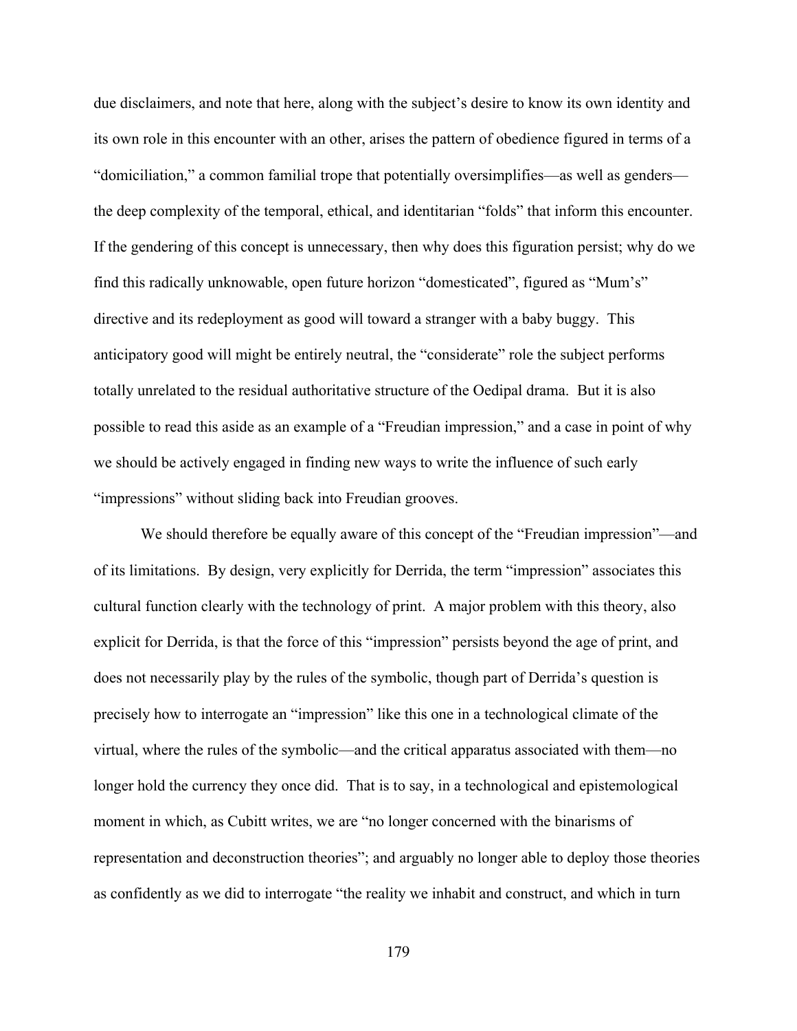due disclaimers, and note that here, along with the subject's desire to know its own identity and its own role in this encounter with an other, arises the pattern of obedience figured in terms of a "domiciliation," a common familial trope that potentially oversimplifies—as well as genders—the deep complexity of the temporal, ethical, and identitarian "folds" that inform this encounter. If the gendering of this concept is unnecessary, then why does this figuration persist; why do we find this radically unknowable, open future horizon "domesticated", figured as "Mum's" directive and its redeployment as good will toward a stranger with a baby buggy. This anticipatory good will might be entirely neutral, the "considerate" role the subject performs totally unrelated to the residual authoritative structure of the Oedipal drama. But it is also possible to read this aside as an example of a "Freudian impression," and a case in point of why we should be actively engaged in finding new ways to write the influence of such early "impressions" without sliding back into Freudian grooves.

We should therefore be equally aware of this concept of the "Freudian impression"—and of its limitations. By design, very explicitly for Derrida, the term "impression" associates this cultural function clearly with the technology of print. A major problem with this theory, also explicit for Derrida, is that the force of this "impression" persists beyond the age of print, and does not necessarily play by the rules of the symbolic, though part of Derrida's question is precisely how to interrogate an "impression" like this one in a technological climate of the virtual, where the rules of the symbolic—and the critical apparatus associated with them—no longer hold the currency they once did. That is to say, in a technological and epistemological moment in which, as Cubitt writes, we are "no longer concerned with the binarisms of representation and deconstruction theories"; and arguably no longer able to deploy those theories as confidently as we did to interrogate "the reality we inhabit and construct, and which in turn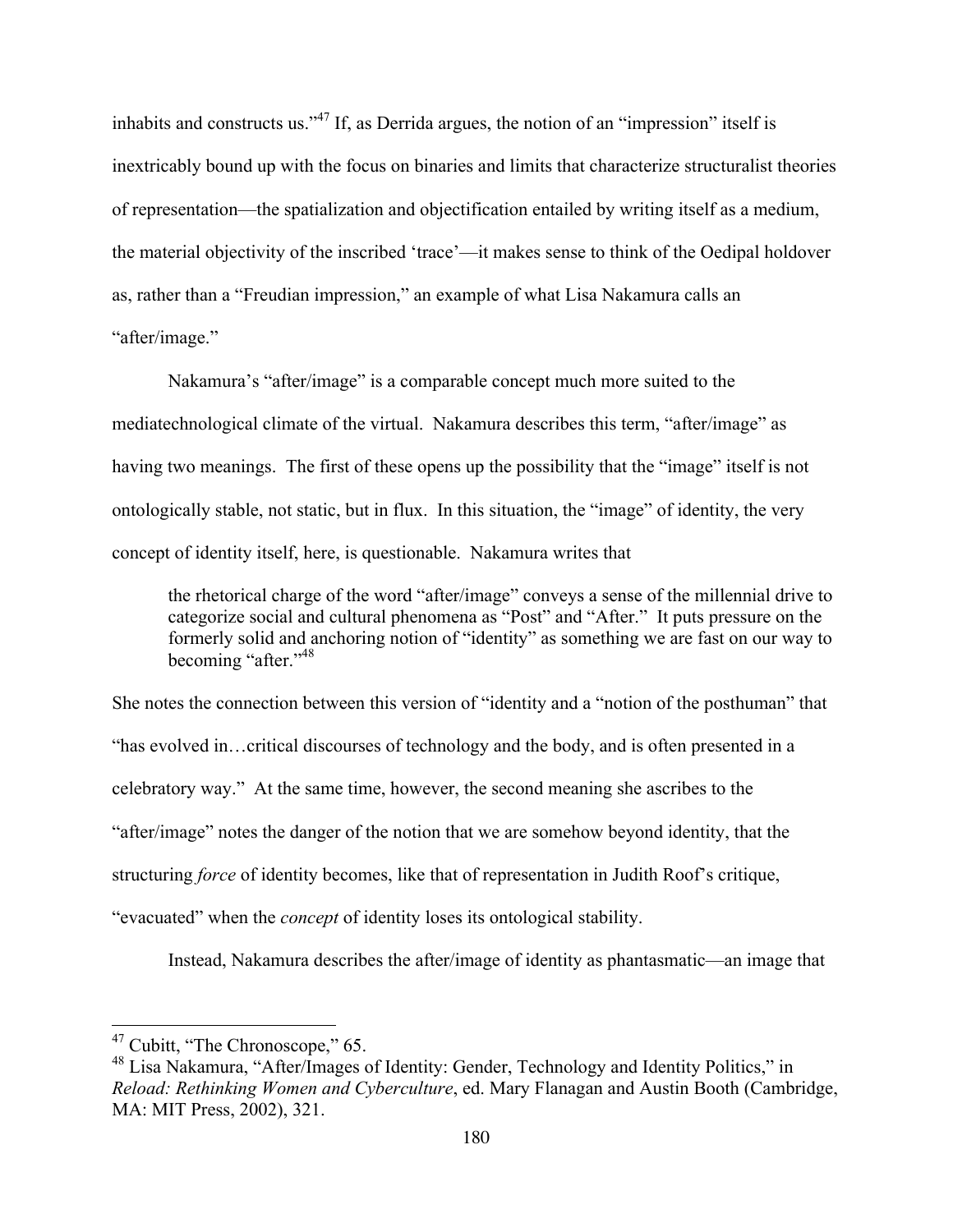inhabits and constructs us."[47] If, as Derrida argues, the notion of an "impression" itself is inextricably bound up with the focus on binaries and limits that characterize structuralist theories of representation—the spatialization and objectification entailed by writing itself as a medium, the material objectivity of the inscribed 'trace'—it makes sense to think of the Oedipal holdover as, rather than a "Freudian impression," an example of what Lisa Nakamura calls an "after/image."

Nakamura's "after/image" is a comparable concept much more suited to the mediatechnological climate of the virtual. Nakamura describes this term, "after/image" as having two meanings. The first of these opens up the possibility that the "image" itself is not ontologically stable, not static, but in flux. In this situation, the "image" of identity, the very concept of identity itself, here, is questionable. Nakamura writes that

> the rhetorical charge of the word "after/image" conveys a sense of the millennial drive to categorize social and cultural phenomena as "Post" and "After." It puts pressure on the formerly solid and anchoring notion of "identity" as something we are fast on our way to becoming "after."[48]

She notes the connection between this version of "identity and a "notion of the posthuman" that "has evolved in…critical discourses of technology and the body, and is often presented in a celebratory way." At the same time, however, the second meaning she ascribes to the "after/image" notes the danger of the notion that we are somehow beyond identity, that the structuring *force* of identity becomes, like that of representation in Judith Roof's critique, "evacuated" when the *concept* of identity loses its ontological stability.

Instead, Nakamura describes the after/image of identity as phantasmatic—an image that

---

[47] Cubitt, "The Chronoscope," 65.

[48] Lisa Nakamura, "After/Images of Identity: Gender, Technology and Identity Politics," in *Reload: Rethinking Women and Cyberculture*, ed. Mary Flanagan and Austin Booth (Cambridge, MA: MIT Press, 2002), 321.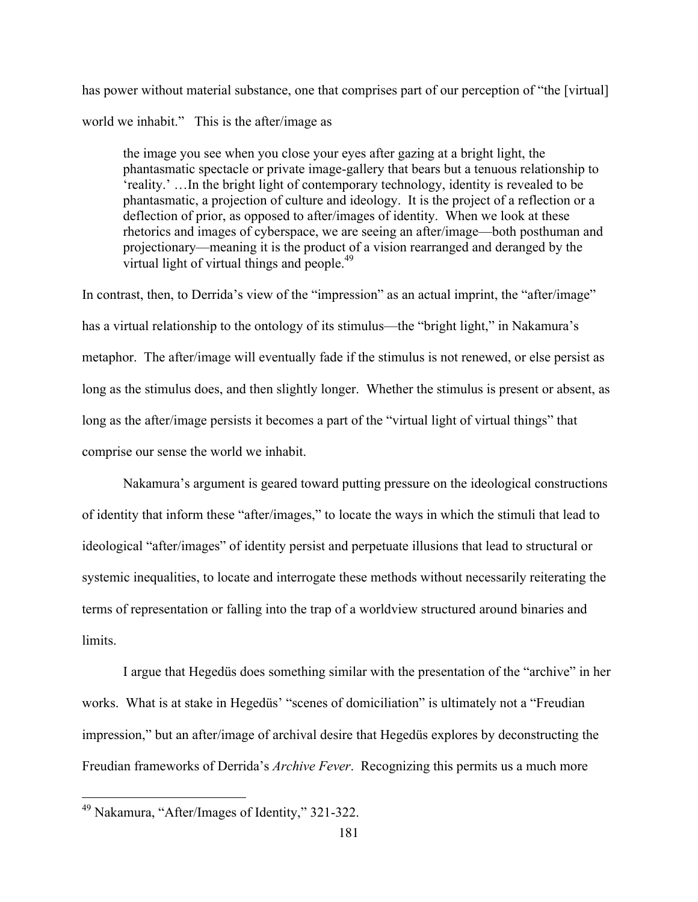has power without material substance, one that comprises part of our perception of "the [virtual] world we inhabit." This is the after/image as

> the image you see when you close your eyes after gazing at a bright light, the phantasmatic spectacle or private image-gallery that bears but a tenuous relationship to 'reality.' …In the bright light of contemporary technology, identity is revealed to be phantasmatic, a projection of culture and ideology. It is the project of a reflection or a deflection of prior, as opposed to after/images of identity. When we look at these rhetorics and images of cyberspace, we are seeing an after/image—both posthuman and projectionary—meaning it is the product of a vision rearranged and deranged by the virtual light of virtual things and people.[49]

In contrast, then, to Derrida's view of the "impression" as an actual imprint, the "after/image" has a virtual relationship to the ontology of its stimulus—the "bright light," in Nakamura's metaphor. The after/image will eventually fade if the stimulus is not renewed, or else persist as long as the stimulus does, and then slightly longer. Whether the stimulus is present or absent, as long as the after/image persists it becomes a part of the "virtual light of virtual things" that comprise our sense the world we inhabit.

Nakamura's argument is geared toward putting pressure on the ideological constructions of identity that inform these "after/images," to locate the ways in which the stimuli that lead to ideological "after/images" of identity persist and perpetuate illusions that lead to structural or systemic inequalities, to locate and interrogate these methods without necessarily reiterating the terms of representation or falling into the trap of a worldview structured around binaries and limits.

I argue that Hegedüs does something similar with the presentation of the "archive" in her works. What is at stake in Hegedüs' "scenes of domiciliation" is ultimately not a "Freudian impression," but an after/image of archival desire that Hegedüs explores by deconstructing the Freudian frameworks of Derrida's *Archive Fever*. Recognizing this permits us a much more

[49] Nakamura, "After/Images of Identity," 321-322.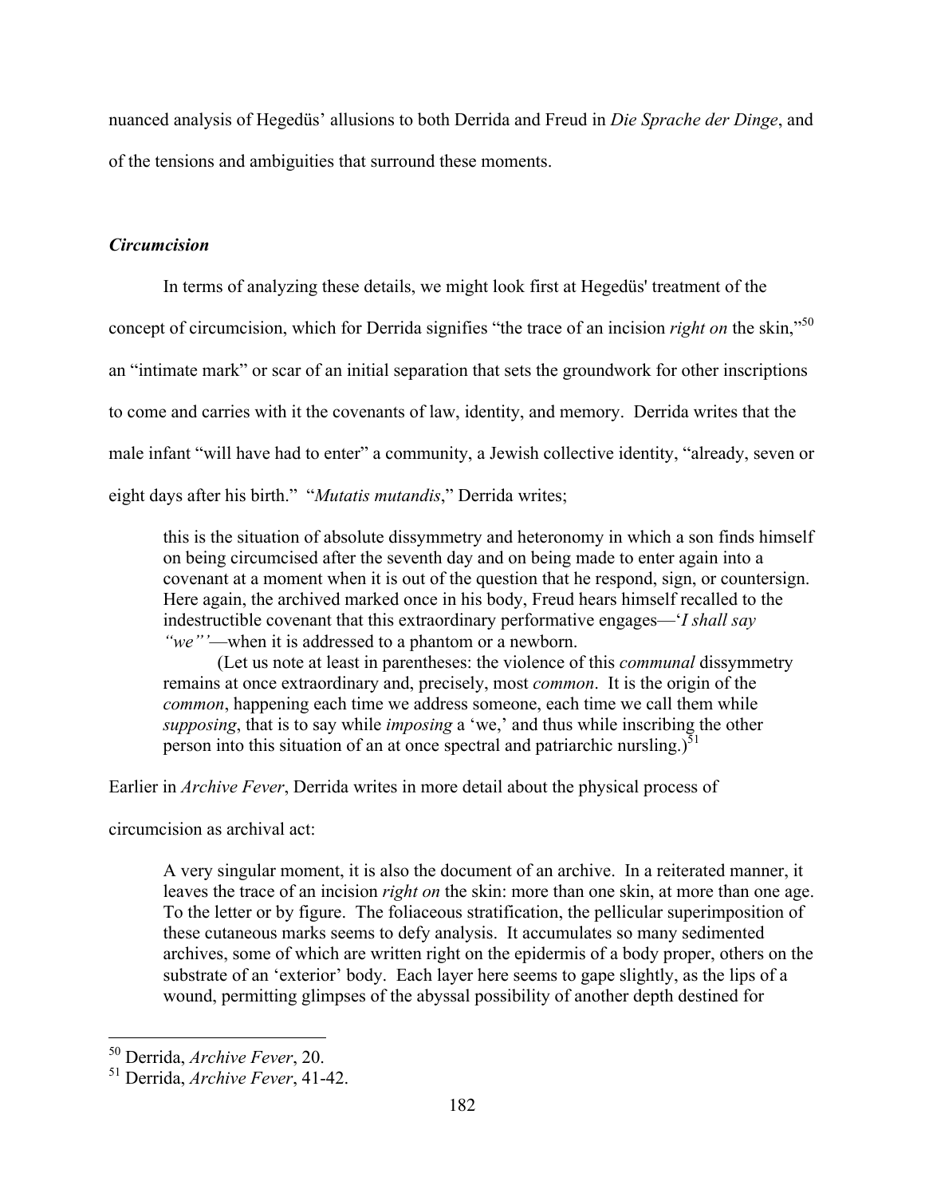nuanced analysis of Hegedüs' allusions to both Derrida and Freud in *Die Sprache der Dinge*, and of the tensions and ambiguities that surround these moments.

***Circumcision***

In terms of analyzing these details, we might look first at Hegedüs' treatment of the concept of circumcision, which for Derrida signifies "the trace of an incision *right on* the skin,"[50] an "intimate mark" or scar of an initial separation that sets the groundwork for other inscriptions to come and carries with it the covenants of law, identity, and memory. Derrida writes that the male infant "will have had to enter" a community, a Jewish collective identity, "already, seven or eight days after his birth." "*Mutatis mutandis*," Derrida writes;

> this is the situation of absolute dissymmetry and heteronomy in which a son finds himself on being circumcised after the seventh day and on being made to enter again into a covenant at a moment when it is out of the question that he respond, sign, or countersign. Here again, the archived marked once in his body, Freud hears himself recalled to the indestructible covenant that this extraordinary performative engages—'*I shall say "we"*'—when it is addressed to a phantom or a newborn.
>
> (Let us note at least in parentheses: the violence of this *communal* dissymmetry remains at once extraordinary and, precisely, most *common*. It is the origin of the *common*, happening each time we address someone, each time we call them while *supposing*, that is to say while *imposing* a 'we,' and thus while inscribing the other person into this situation of an at once spectral and patriarchic nursling.)[51]

Earlier in *Archive Fever*, Derrida writes in more detail about the physical process of circumcision as archival act:

> A very singular moment, it is also the document of an archive. In a reiterated manner, it leaves the trace of an incision *right on* the skin: more than one skin, at more than one age. To the letter or by figure. The foliaceous stratification, the pellicular superimposition of these cutaneous marks seems to defy analysis. It accumulates so many sedimented archives, some of which are written right on the epidermis of a body proper, others on the substrate of an 'exterior' body. Each layer here seems to gape slightly, as the lips of a wound, permitting glimpses of the abyssal possibility of another depth destined for

[50] Derrida, *Archive Fever*, 20.

[51] Derrida, *Archive Fever*, 41-42.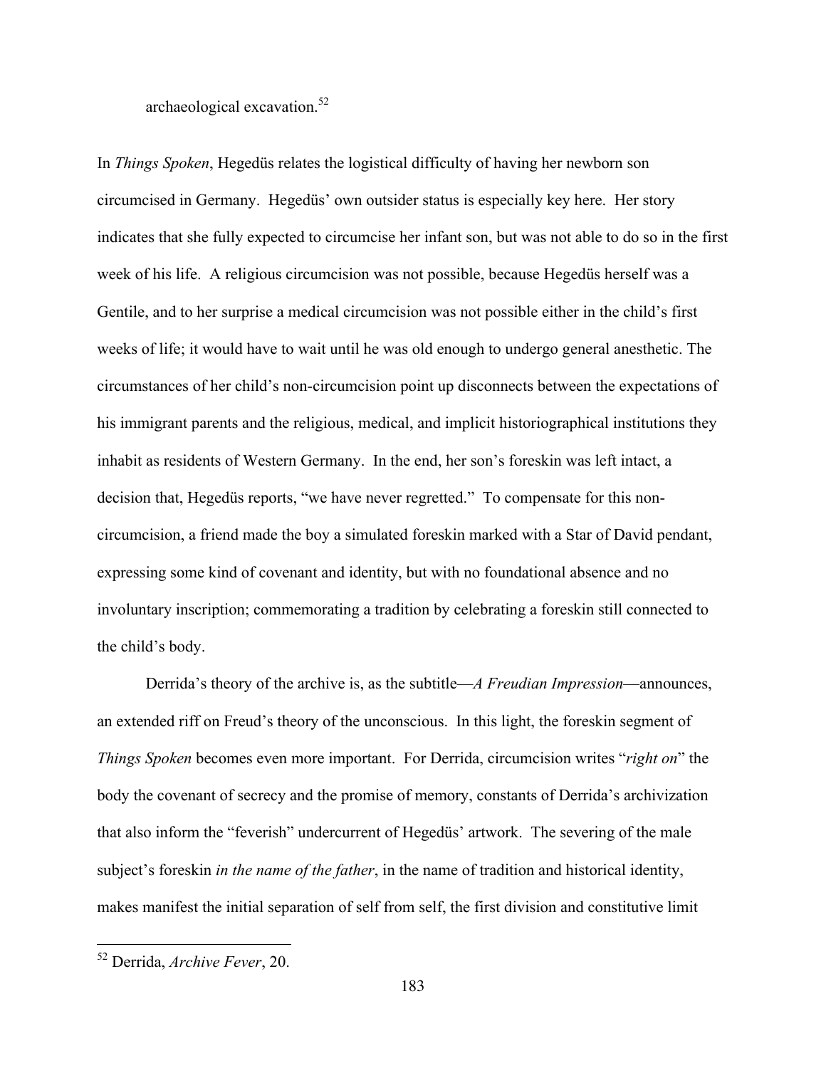archaeological excavation.[52]

In *Things Spoken*, Hegedüs relates the logistical difficulty of having her newborn son circumcised in Germany. Hegedüs' own outsider status is especially key here. Her story indicates that she fully expected to circumcise her infant son, but was not able to do so in the first week of his life. A religious circumcision was not possible, because Hegedüs herself was a Gentile, and to her surprise a medical circumcision was not possible either in the child's first weeks of life; it would have to wait until he was old enough to undergo general anesthetic. The circumstances of her child's non-circumcision point up disconnects between the expectations of his immigrant parents and the religious, medical, and implicit historiographical institutions they inhabit as residents of Western Germany. In the end, her son's foreskin was left intact, a decision that, Hegedüs reports, "we have never regretted." To compensate for this non-circumcision, a friend made the boy a simulated foreskin marked with a Star of David pendant, expressing some kind of covenant and identity, but with no foundational absence and no involuntary inscription; commemorating a tradition by celebrating a foreskin still connected to the child's body.

Derrida's theory of the archive is, as the subtitle—*A Freudian Impression*—announces, an extended riff on Freud's theory of the unconscious. In this light, the foreskin segment of *Things Spoken* becomes even more important. For Derrida, circumcision writes "*right on*" the body the covenant of secrecy and the promise of memory, constants of Derrida's archivization that also inform the "feverish" undercurrent of Hegedüs' artwork. The severing of the male subject's foreskin *in the name of the father*, in the name of tradition and historical identity, makes manifest the initial separation of self from self, the first division and constitutive limit

[52] Derrida, *Archive Fever*, 20.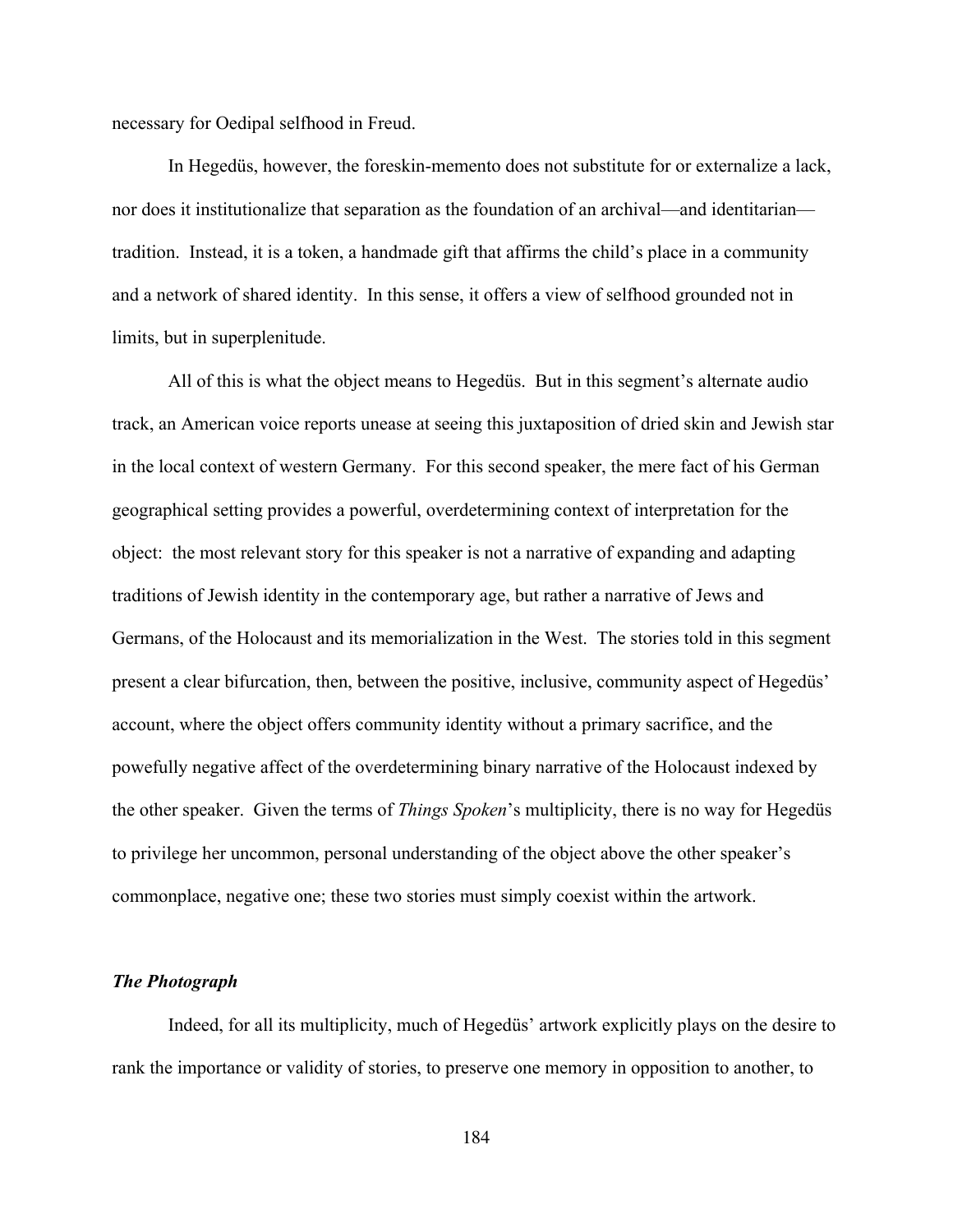necessary for Oedipal selfhood in Freud.

In Hegedüs, however, the foreskin-memento does not substitute for or externalize a lack, nor does it institutionalize that separation as the foundation of an archival—and identitarian—tradition. Instead, it is a token, a handmade gift that affirms the child's place in a community and a network of shared identity. In this sense, it offers a view of selfhood grounded not in limits, but in superplenitude.

All of this is what the object means to Hegedüs. But in this segment's alternate audio track, an American voice reports unease at seeing this juxtaposition of dried skin and Jewish star in the local context of western Germany. For this second speaker, the mere fact of his German geographical setting provides a powerful, overdetermining context of interpretation for the object: the most relevant story for this speaker is not a narrative of expanding and adapting traditions of Jewish identity in the contemporary age, but rather a narrative of Jews and Germans, of the Holocaust and its memorialization in the West. The stories told in this segment present a clear bifurcation, then, between the positive, inclusive, community aspect of Hegedüs' account, where the object offers community identity without a primary sacrifice, and the powefully negative affect of the overdetermining binary narrative of the Holocaust indexed by the other speaker. Given the terms of *Things Spoken*'s multiplicity, there is no way for Hegedüs to privilege her uncommon, personal understanding of the object above the other speaker's commonplace, negative one; these two stories must simply coexist within the artwork.

### *The Photograph*

Indeed, for all its multiplicity, much of Hegedüs' artwork explicitly plays on the desire to rank the importance or validity of stories, to preserve one memory in opposition to another, to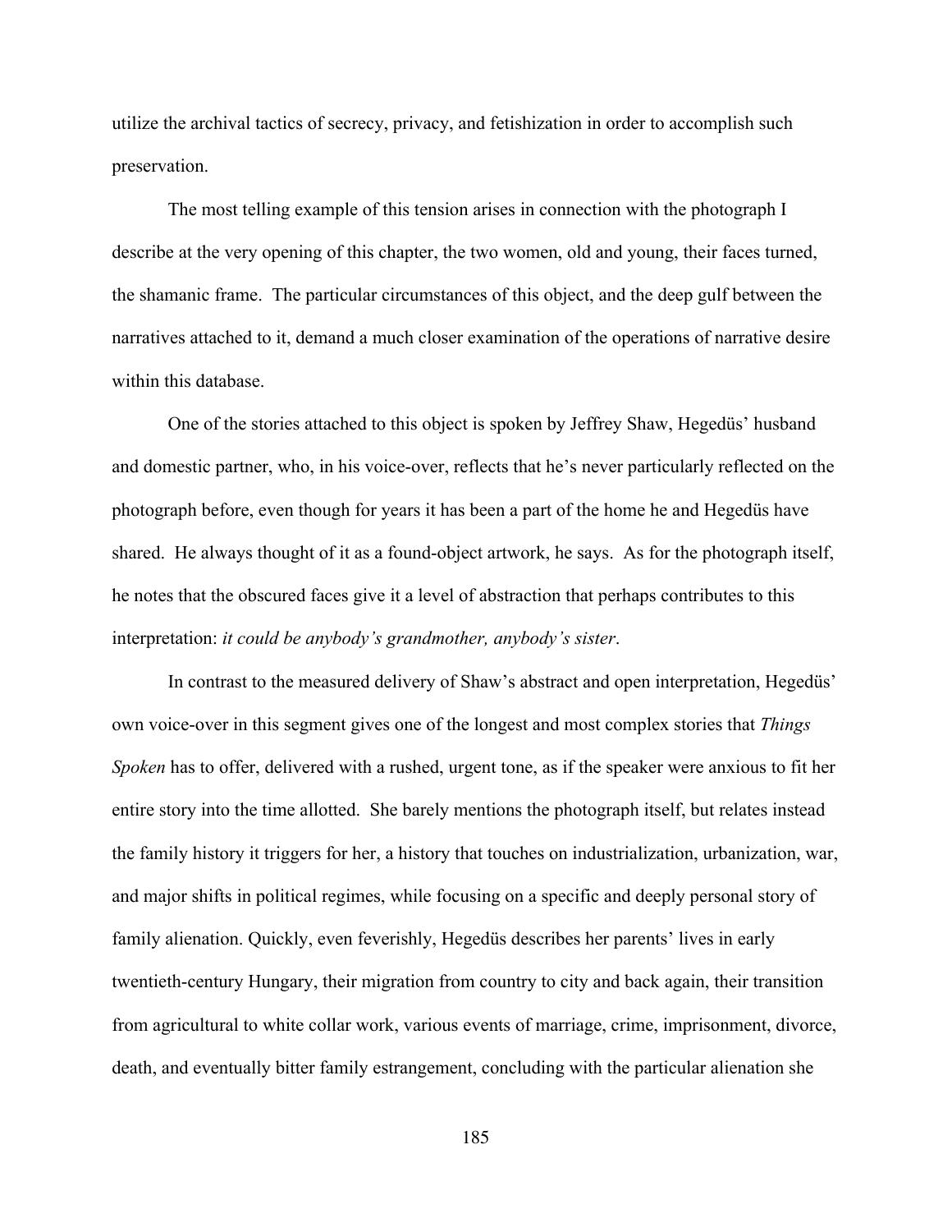utilize the archival tactics of secrecy, privacy, and fetishization in order to accomplish such preservation.

The most telling example of this tension arises in connection with the photograph I describe at the very opening of this chapter, the two women, old and young, their faces turned, the shamanic frame. The particular circumstances of this object, and the deep gulf between the narratives attached to it, demand a much closer examination of the operations of narrative desire within this database.

One of the stories attached to this object is spoken by Jeffrey Shaw, Hegedüs' husband and domestic partner, who, in his voice-over, reflects that he's never particularly reflected on the photograph before, even though for years it has been a part of the home he and Hegedüs have shared. He always thought of it as a found-object artwork, he says. As for the photograph itself, he notes that the obscured faces give it a level of abstraction that perhaps contributes to this interpretation: *it could be anybody's grandmother, anybody's sister*.

In contrast to the measured delivery of Shaw's abstract and open interpretation, Hegedüs' own voice-over in this segment gives one of the longest and most complex stories that *Things Spoken* has to offer, delivered with a rushed, urgent tone, as if the speaker were anxious to fit her entire story into the time allotted. She barely mentions the photograph itself, but relates instead the family history it triggers for her, a history that touches on industrialization, urbanization, war, and major shifts in political regimes, while focusing on a specific and deeply personal story of family alienation. Quickly, even feverishly, Hegedüs describes her parents' lives in early twentieth-century Hungary, their migration from country to city and back again, their transition from agricultural to white collar work, various events of marriage, crime, imprisonment, divorce, death, and eventually bitter family estrangement, concluding with the particular alienation she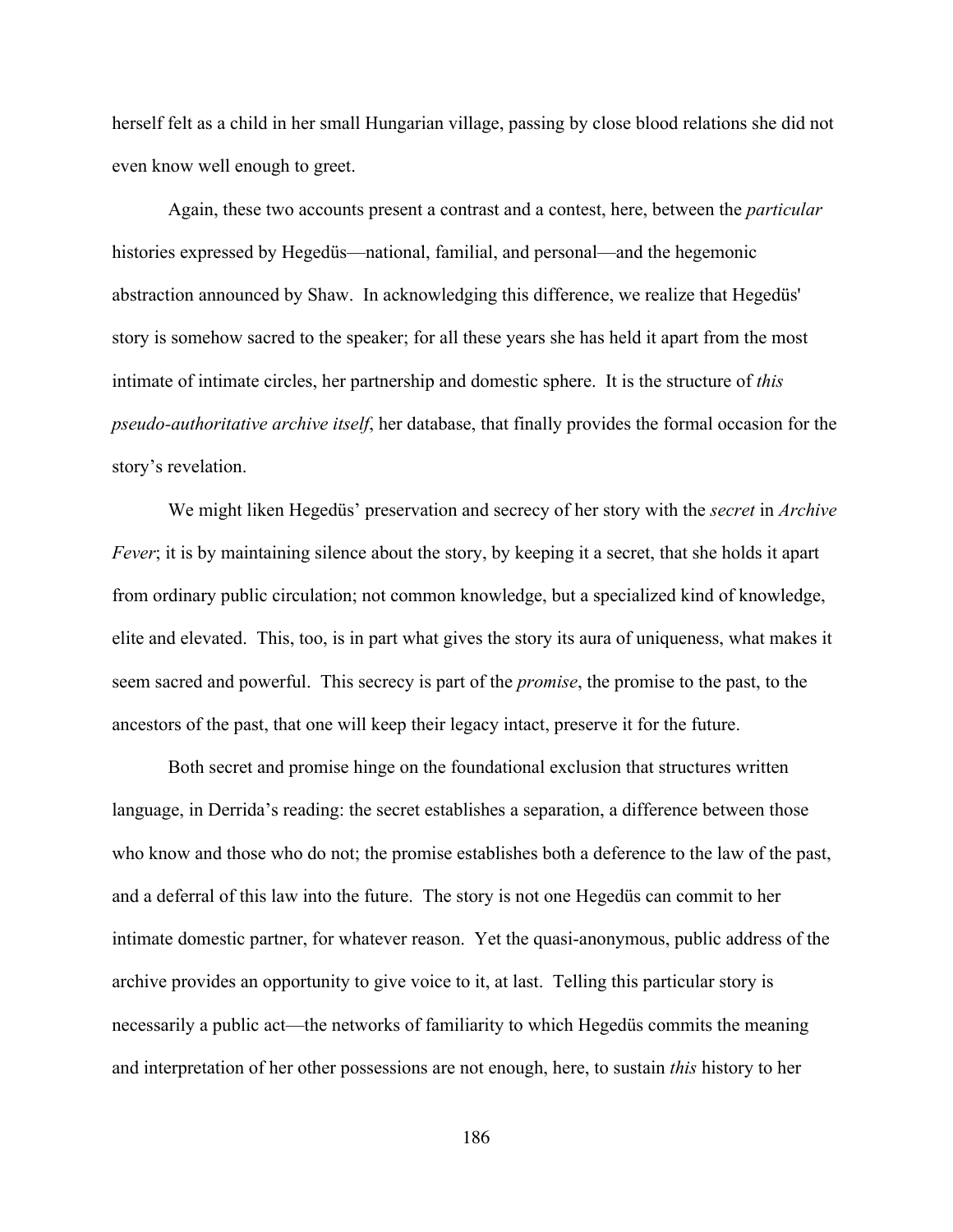herself felt as a child in her small Hungarian village, passing by close blood relations she did not even know well enough to greet.

Again, these two accounts present a contrast and a contest, here, between the *particular* histories expressed by Hegedüs—national, familial, and personal—and the hegemonic abstraction announced by Shaw. In acknowledging this difference, we realize that Hegedüs' story is somehow sacred to the speaker; for all these years she has held it apart from the most intimate of intimate circles, her partnership and domestic sphere. It is the structure of *this pseudo-authoritative archive itself*, her database, that finally provides the formal occasion for the story's revelation.

We might liken Hegedüs' preservation and secrecy of her story with the *secret* in *Archive Fever*; it is by maintaining silence about the story, by keeping it a secret, that she holds it apart from ordinary public circulation; not common knowledge, but a specialized kind of knowledge, elite and elevated. This, too, is in part what gives the story its aura of uniqueness, what makes it seem sacred and powerful. This secrecy is part of the *promise*, the promise to the past, to the ancestors of the past, that one will keep their legacy intact, preserve it for the future.

Both secret and promise hinge on the foundational exclusion that structures written language, in Derrida's reading: the secret establishes a separation, a difference between those who know and those who do not; the promise establishes both a deference to the law of the past, and a deferral of this law into the future. The story is not one Hegedüs can commit to her intimate domestic partner, for whatever reason. Yet the quasi-anonymous, public address of the archive provides an opportunity to give voice to it, at last. Telling this particular story is necessarily a public act—the networks of familiarity to which Hegedüs commits the meaning and interpretation of her other possessions are not enough, here, to sustain *this* history to her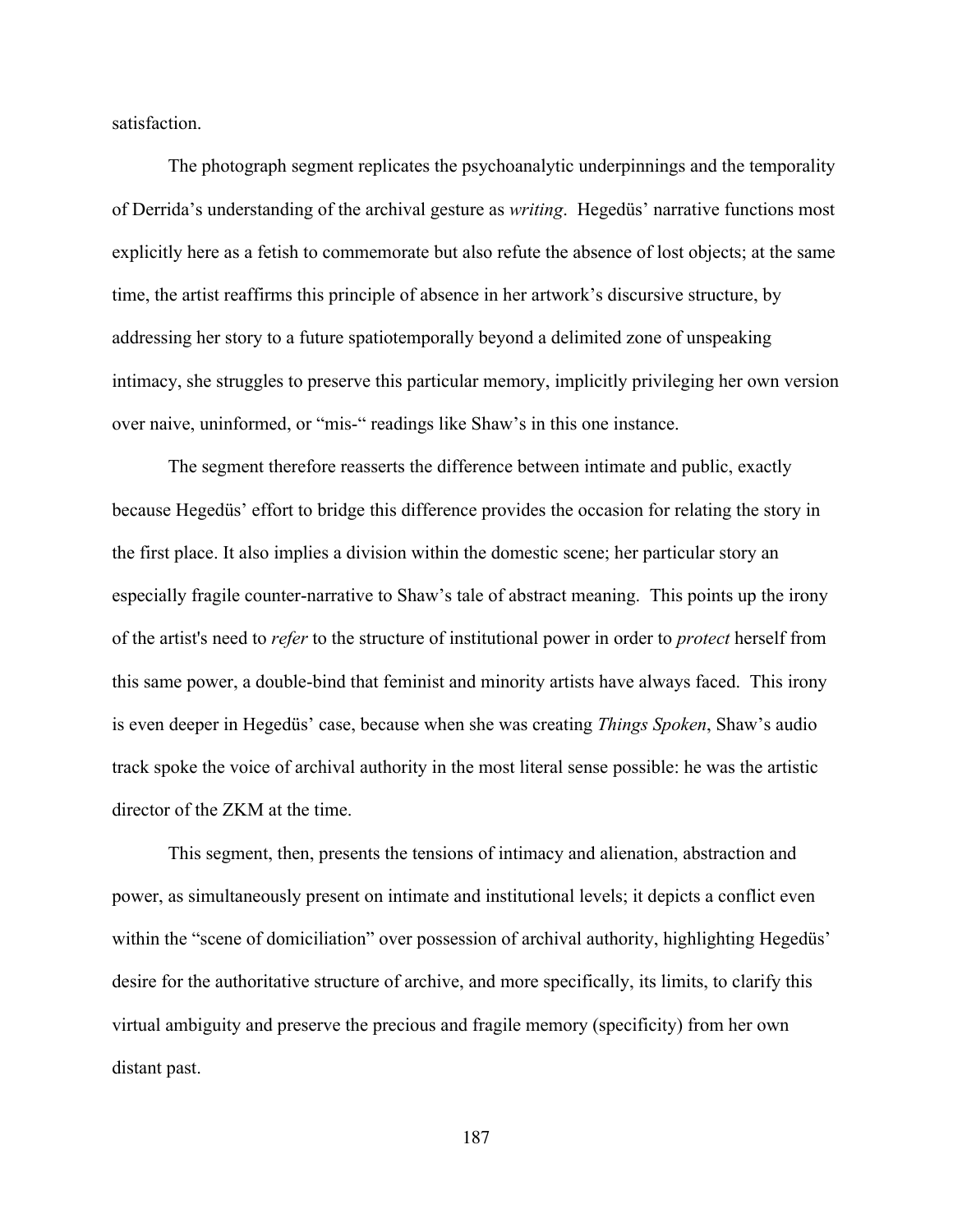satisfaction.

The photograph segment replicates the psychoanalytic underpinnings and the temporality of Derrida's understanding of the archival gesture as *writing*. Hegedüs' narrative functions most explicitly here as a fetish to commemorate but also refute the absence of lost objects; at the same time, the artist reaffirms this principle of absence in her artwork's discursive structure, by addressing her story to a future spatiotemporally beyond a delimited zone of unspeaking intimacy, she struggles to preserve this particular memory, implicitly privileging her own version over naive, uninformed, or "mis-" readings like Shaw's in this one instance.

The segment therefore reasserts the difference between intimate and public, exactly because Hegedüs' effort to bridge this difference provides the occasion for relating the story in the first place. It also implies a division within the domestic scene; her particular story an especially fragile counter-narrative to Shaw's tale of abstract meaning. This points up the irony of the artist's need to *refer* to the structure of institutional power in order to *protect* herself from this same power, a double-bind that feminist and minority artists have always faced. This irony is even deeper in Hegedüs' case, because when she was creating *Things Spoken*, Shaw's audio track spoke the voice of archival authority in the most literal sense possible: he was the artistic director of the ZKM at the time.

This segment, then, presents the tensions of intimacy and alienation, abstraction and power, as simultaneously present on intimate and institutional levels; it depicts a conflict even within the "scene of domiciliation" over possession of archival authority, highlighting Hegedüs' desire for the authoritative structure of archive, and more specifically, its limits, to clarify this virtual ambiguity and preserve the precious and fragile memory (specificity) from her own distant past.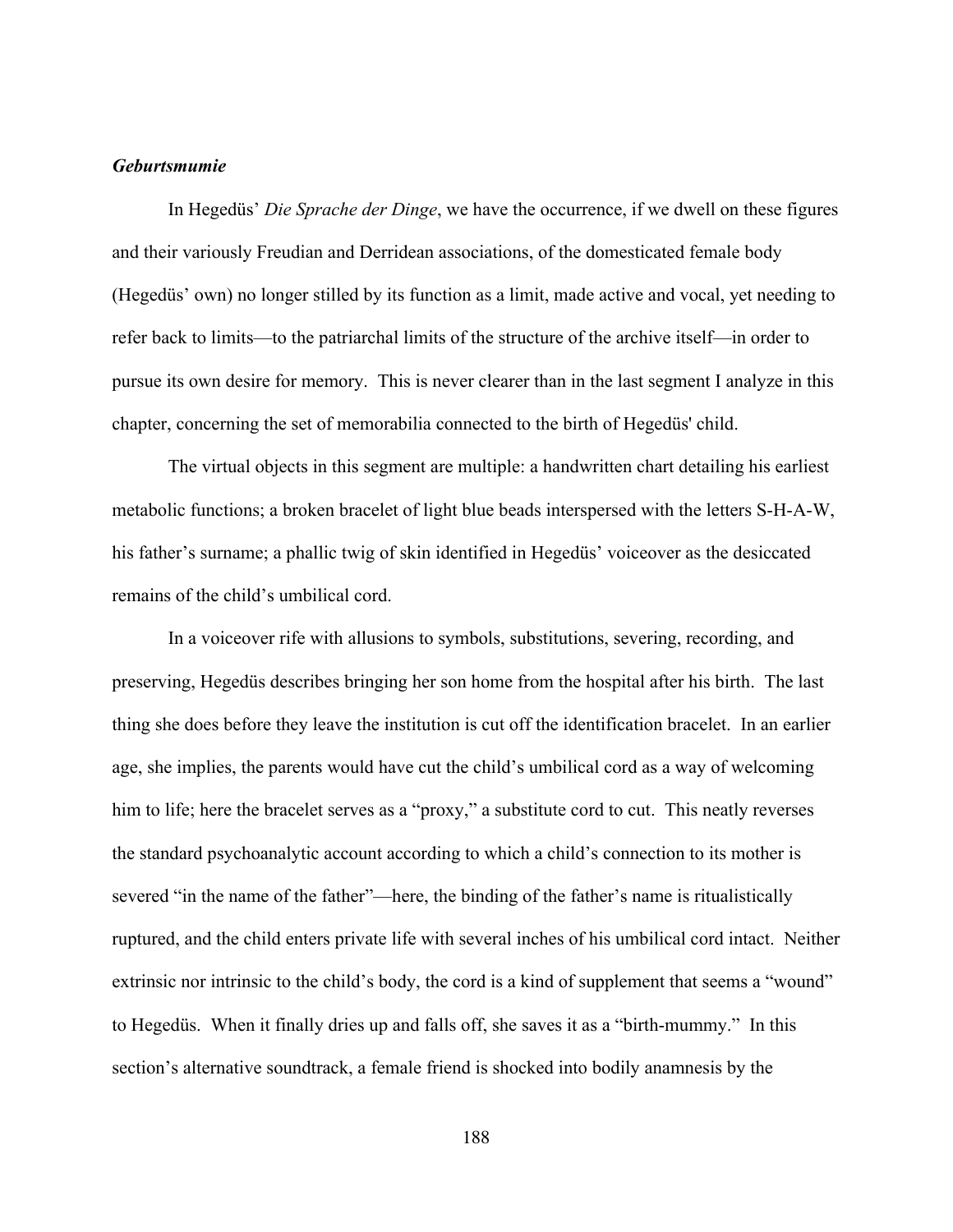***Geburtsmumie***

In Hegedüs' *Die Sprache der Dinge*, we have the occurrence, if we dwell on these figures and their variously Freudian and Derridean associations, of the domesticated female body (Hegedüs' own) no longer stilled by its function as a limit, made active and vocal, yet needing to refer back to limits—to the patriarchal limits of the structure of the archive itself—in order to pursue its own desire for memory. This is never clearer than in the last segment I analyze in this chapter, concerning the set of memorabilia connected to the birth of Hegedüs' child.

The virtual objects in this segment are multiple: a handwritten chart detailing his earliest metabolic functions; a broken bracelet of light blue beads interspersed with the letters S-H-A-W, his father's surname; a phallic twig of skin identified in Hegedüs' voiceover as the desiccated remains of the child's umbilical cord.

In a voiceover rife with allusions to symbols, substitutions, severing, recording, and preserving, Hegedüs describes bringing her son home from the hospital after his birth. The last thing she does before they leave the institution is cut off the identification bracelet. In an earlier age, she implies, the parents would have cut the child's umbilical cord as a way of welcoming him to life; here the bracelet serves as a "proxy," a substitute cord to cut. This neatly reverses the standard psychoanalytic account according to which a child's connection to its mother is severed "in the name of the father"—here, the binding of the father's name is ritualistically ruptured, and the child enters private life with several inches of his umbilical cord intact. Neither extrinsic nor intrinsic to the child's body, the cord is a kind of supplement that seems a "wound" to Hegedüs. When it finally dries up and falls off, she saves it as a "birth-mummy." In this section's alternative soundtrack, a female friend is shocked into bodily anamnesis by the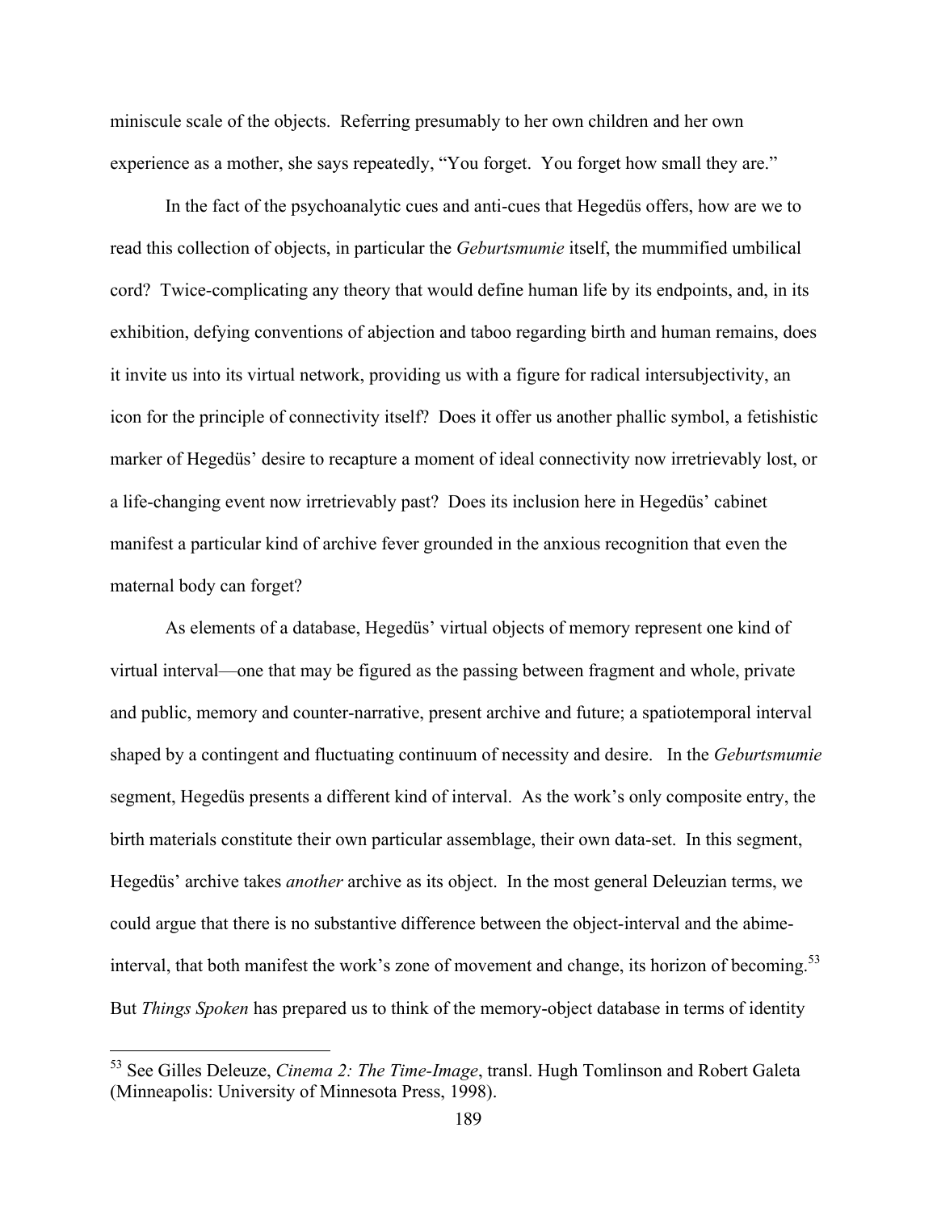miniscule scale of the objects. Referring presumably to her own children and her own experience as a mother, she says repeatedly, "You forget. You forget how small they are."

In the fact of the psychoanalytic cues and anti-cues that Hegedüs offers, how are we to read this collection of objects, in particular the *Geburtsmumie* itself, the mummified umbilical cord? Twice-complicating any theory that would define human life by its endpoints, and, in its exhibition, defying conventions of abjection and taboo regarding birth and human remains, does it invite us into its virtual network, providing us with a figure for radical intersubjectivity, an icon for the principle of connectivity itself? Does it offer us another phallic symbol, a fetishistic marker of Hegedüs' desire to recapture a moment of ideal connectivity now irretrievably lost, or a life-changing event now irretrievably past? Does its inclusion here in Hegedüs' cabinet manifest a particular kind of archive fever grounded in the anxious recognition that even the maternal body can forget?

As elements of a database, Hegedüs' virtual objects of memory represent one kind of virtual interval—one that may be figured as the passing between fragment and whole, private and public, memory and counter-narrative, present archive and future; a spatiotemporal interval shaped by a contingent and fluctuating continuum of necessity and desire. In the *Geburtsmumie* segment, Hegedüs presents a different kind of interval. As the work's only composite entry, the birth materials constitute their own particular assemblage, their own data-set. In this segment, Hegedüs' archive takes *another* archive as its object. In the most general Deleuzian terms, we could argue that there is no substantive difference between the object-interval and the abime-interval, that both manifest the work's zone of movement and change, its horizon of becoming.[53] But *Things Spoken* has prepared us to think of the memory-object database in terms of identity

---

[53] See Gilles Deleuze, *Cinema 2: The Time-Image*, transl. Hugh Tomlinson and Robert Galeta (Minneapolis: University of Minnesota Press, 1998).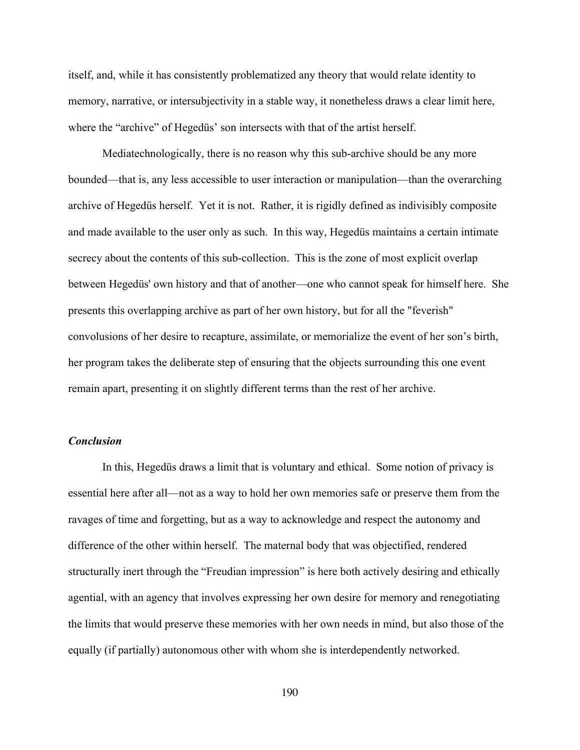itself, and, while it has consistently problematized any theory that would relate identity to memory, narrative, or intersubjectivity in a stable way, it nonetheless draws a clear limit here, where the "archive" of Hegedüs' son intersects with that of the artist herself.

Mediatechnologically, there is no reason why this sub-archive should be any more bounded—that is, any less accessible to user interaction or manipulation—than the overarching archive of Hegedüs herself. Yet it is not. Rather, it is rigidly defined as indivisibly composite and made available to the user only as such. In this way, Hegedüs maintains a certain intimate secrecy about the contents of this sub-collection. This is the zone of most explicit overlap between Hegedüs' own history and that of another—one who cannot speak for himself here. She presents this overlapping archive as part of her own history, but for all the "feverish" convolusions of her desire to recapture, assimilate, or memorialize the event of her son's birth, her program takes the deliberate step of ensuring that the objects surrounding this one event remain apart, presenting it on slightly different terms than the rest of her archive.

### *Conclusion*

In this, Hegedüs draws a limit that is voluntary and ethical. Some notion of privacy is essential here after all—not as a way to hold her own memories safe or preserve them from the ravages of time and forgetting, but as a way to acknowledge and respect the autonomy and difference of the other within herself. The maternal body that was objectified, rendered structurally inert through the "Freudian impression" is here both actively desiring and ethically agential, with an agency that involves expressing her own desire for memory and renegotiating the limits that would preserve these memories with her own needs in mind, but also those of the equally (if partially) autonomous other with whom she is interdependently networked.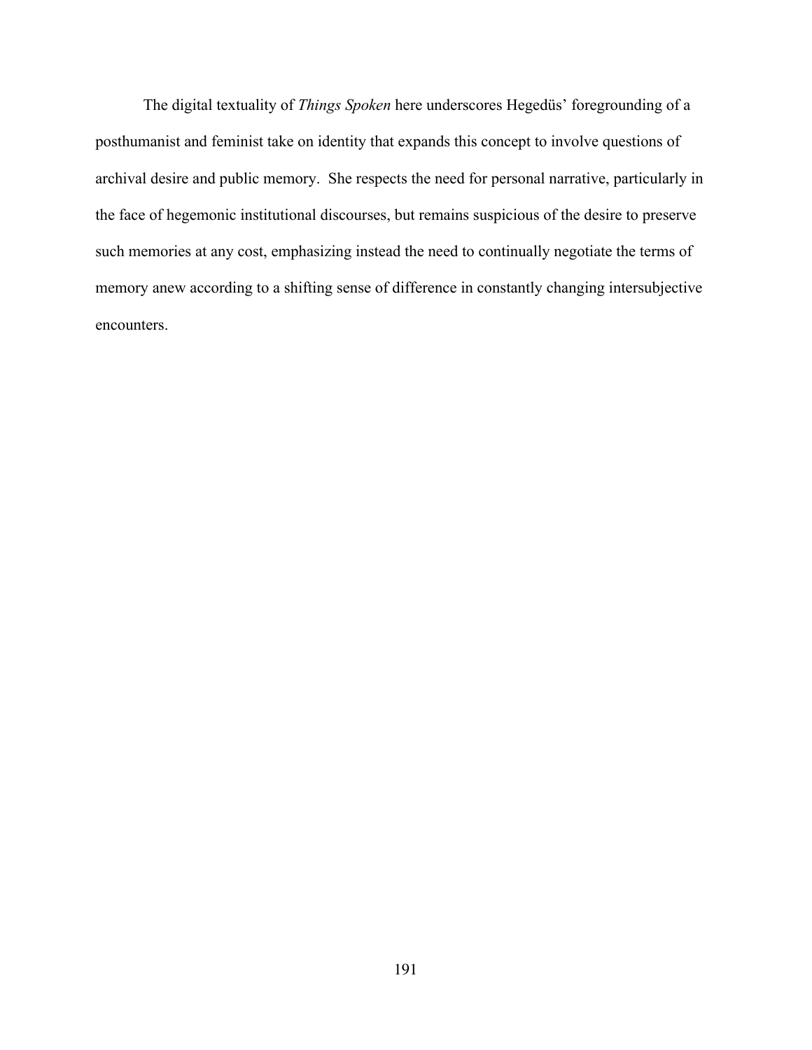The digital textuality of *Things Spoken* here underscores Hegedüs' foregrounding of a posthumanist and feminist take on identity that expands this concept to involve questions of archival desire and public memory. She respects the need for personal narrative, particularly in the face of hegemonic institutional discourses, but remains suspicious of the desire to preserve such memories at any cost, emphasizing instead the need to continually negotiate the terms of memory anew according to a shifting sense of difference in constantly changing intersubjective encounters.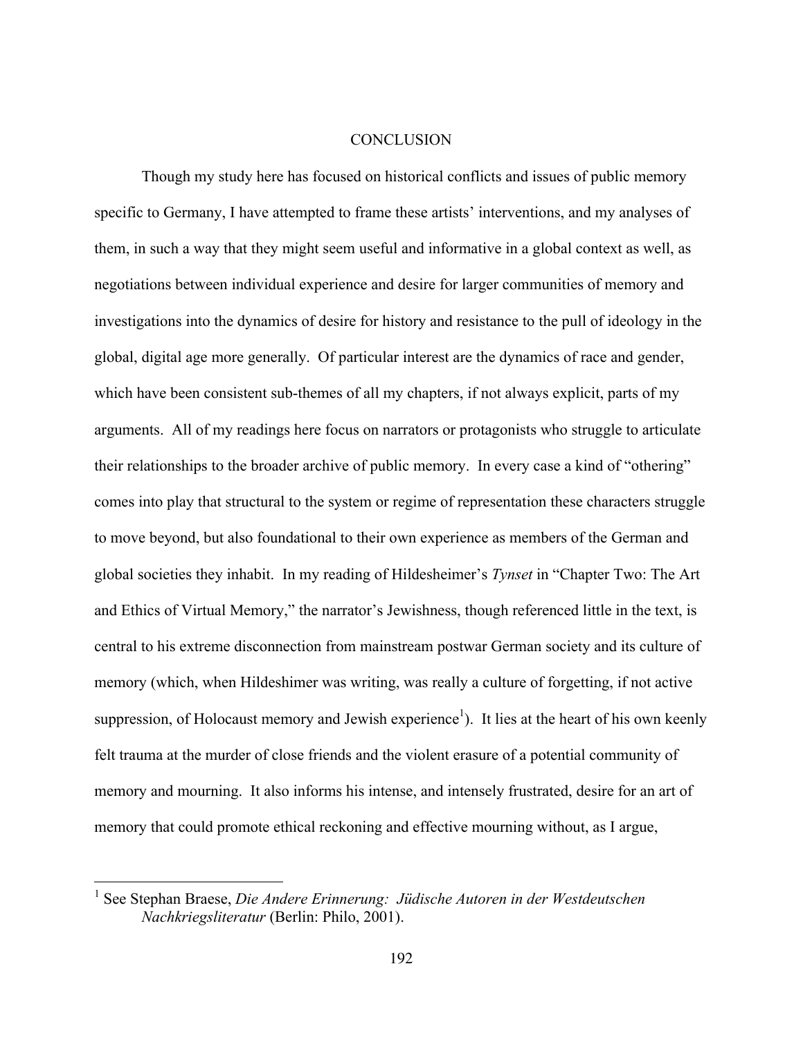# CONCLUSION

Though my study here has focused on historical conflicts and issues of public memory specific to Germany, I have attempted to frame these artists' interventions, and my analyses of them, in such a way that they might seem useful and informative in a global context as well, as negotiations between individual experience and desire for larger communities of memory and investigations into the dynamics of desire for history and resistance to the pull of ideology in the global, digital age more generally. Of particular interest are the dynamics of race and gender, which have been consistent sub-themes of all my chapters, if not always explicit, parts of my arguments. All of my readings here focus on narrators or protagonists who struggle to articulate their relationships to the broader archive of public memory. In every case a kind of "othering" comes into play that structural to the system or regime of representation these characters struggle to move beyond, but also foundational to their own experience as members of the German and global societies they inhabit. In my reading of Hildesheimer's *Tynset* in "Chapter Two: The Art and Ethics of Virtual Memory," the narrator's Jewishness, though referenced little in the text, is central to his extreme disconnection from mainstream postwar German society and its culture of memory (which, when Hildeshimer was writing, was really a culture of forgetting, if not active suppression, of Holocaust memory and Jewish experience[1]). It lies at the heart of his own keenly felt trauma at the murder of close friends and the violent erasure of a potential community of memory and mourning. It also informs his intense, and intensely frustrated, desire for an art of memory that could promote ethical reckoning and effective mourning without, as I argue,

[1] See Stephan Braese, *Die Andere Erinnerung: Jüdische Autoren in der Westdeutschen Nachkriegsliteratur* (Berlin: Philo, 2001).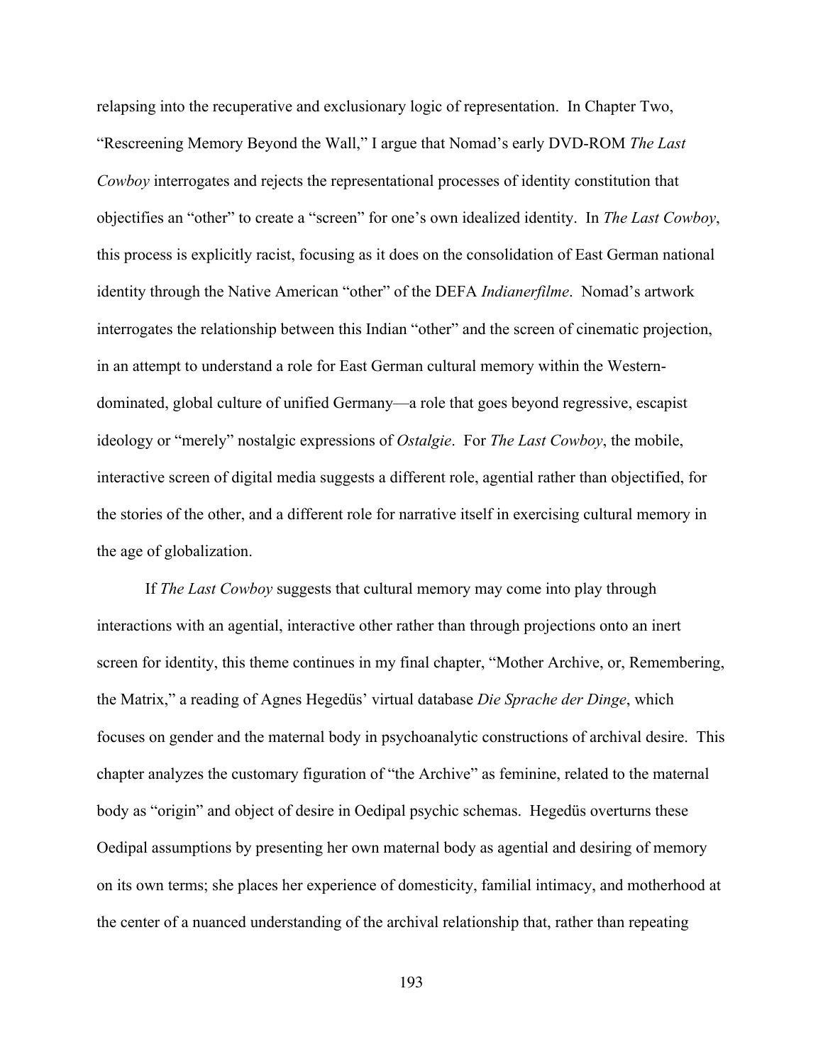relapsing into the recuperative and exclusionary logic of representation. In Chapter Two, "Rescreening Memory Beyond the Wall," I argue that Nomad's early DVD-ROM *The Last Cowboy* interrogates and rejects the representational processes of identity constitution that objectifies an "other" to create a "screen" for one's own idealized identity. In *The Last Cowboy*, this process is explicitly racist, focusing as it does on the consolidation of East German national identity through the Native American "other" of the DEFA *Indianerfilme*. Nomad's artwork interrogates the relationship between this Indian "other" and the screen of cinematic projection, in an attempt to understand a role for East German cultural memory within the Western-dominated, global culture of unified Germany—a role that goes beyond regressive, escapist ideology or "merely" nostalgic expressions of *Ostalgie*. For *The Last Cowboy*, the mobile, interactive screen of digital media suggests a different role, agential rather than objectified, for the stories of the other, and a different role for narrative itself in exercising cultural memory in the age of globalization.

If *The Last Cowboy* suggests that cultural memory may come into play through interactions with an agential, interactive other rather than through projections onto an inert screen for identity, this theme continues in my final chapter, "Mother Archive, or, Remembering, the Matrix," a reading of Agnes Hegedüs' virtual database *Die Sprache der Dinge*, which focuses on gender and the maternal body in psychoanalytic constructions of archival desire. This chapter analyzes the customary figuration of "the Archive" as feminine, related to the maternal body as "origin" and object of desire in Oedipal psychic schemas. Hegedüs overturns these Oedipal assumptions by presenting her own maternal body as agential and desiring of memory on its own terms; she places her experience of domesticity, familial intimacy, and motherhood at the center of a nuanced understanding of the archival relationship that, rather than repeating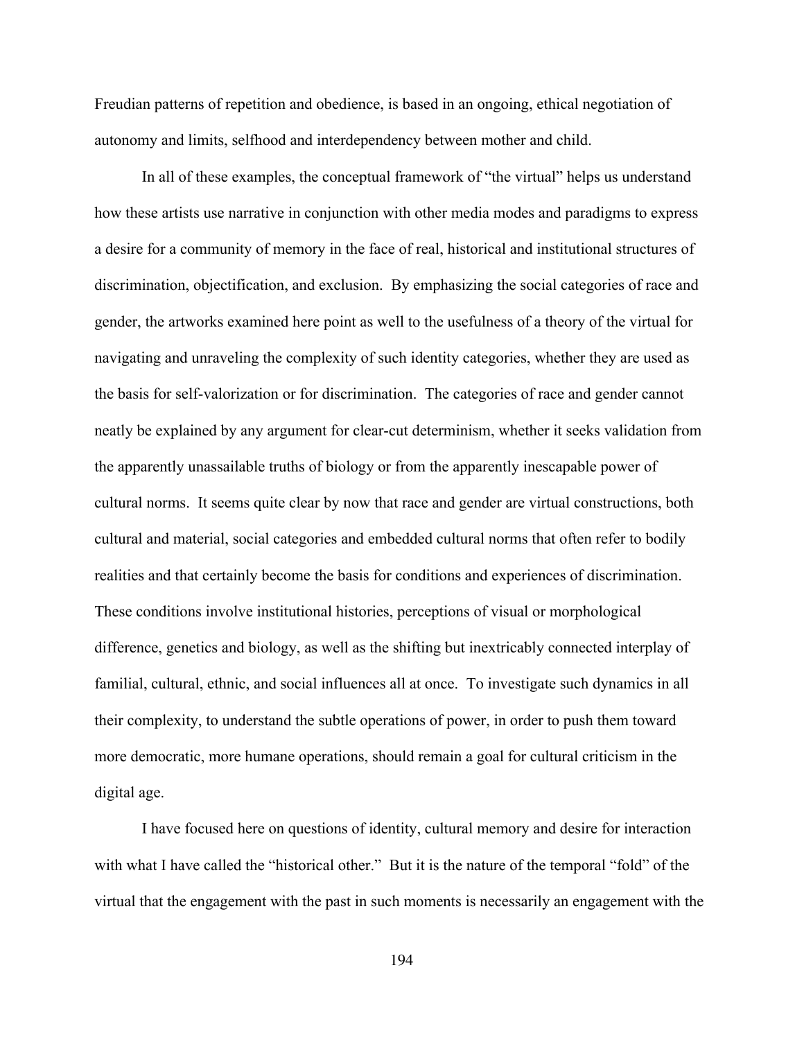Freudian patterns of repetition and obedience, is based in an ongoing, ethical negotiation of autonomy and limits, selfhood and interdependency between mother and child.

In all of these examples, the conceptual framework of "the virtual" helps us understand how these artists use narrative in conjunction with other media modes and paradigms to express a desire for a community of memory in the face of real, historical and institutional structures of discrimination, objectification, and exclusion. By emphasizing the social categories of race and gender, the artworks examined here point as well to the usefulness of a theory of the virtual for navigating and unraveling the complexity of such identity categories, whether they are used as the basis for self-valorization or for discrimination. The categories of race and gender cannot neatly be explained by any argument for clear-cut determinism, whether it seeks validation from the apparently unassailable truths of biology or from the apparently inescapable power of cultural norms. It seems quite clear by now that race and gender are virtual constructions, both cultural and material, social categories and embedded cultural norms that often refer to bodily realities and that certainly become the basis for conditions and experiences of discrimination. These conditions involve institutional histories, perceptions of visual or morphological difference, genetics and biology, as well as the shifting but inextricably connected interplay of familial, cultural, ethnic, and social influences all at once. To investigate such dynamics in all their complexity, to understand the subtle operations of power, in order to push them toward more democratic, more humane operations, should remain a goal for cultural criticism in the digital age.

I have focused here on questions of identity, cultural memory and desire for interaction with what I have called the "historical other." But it is the nature of the temporal "fold" of the virtual that the engagement with the past in such moments is necessarily an engagement with the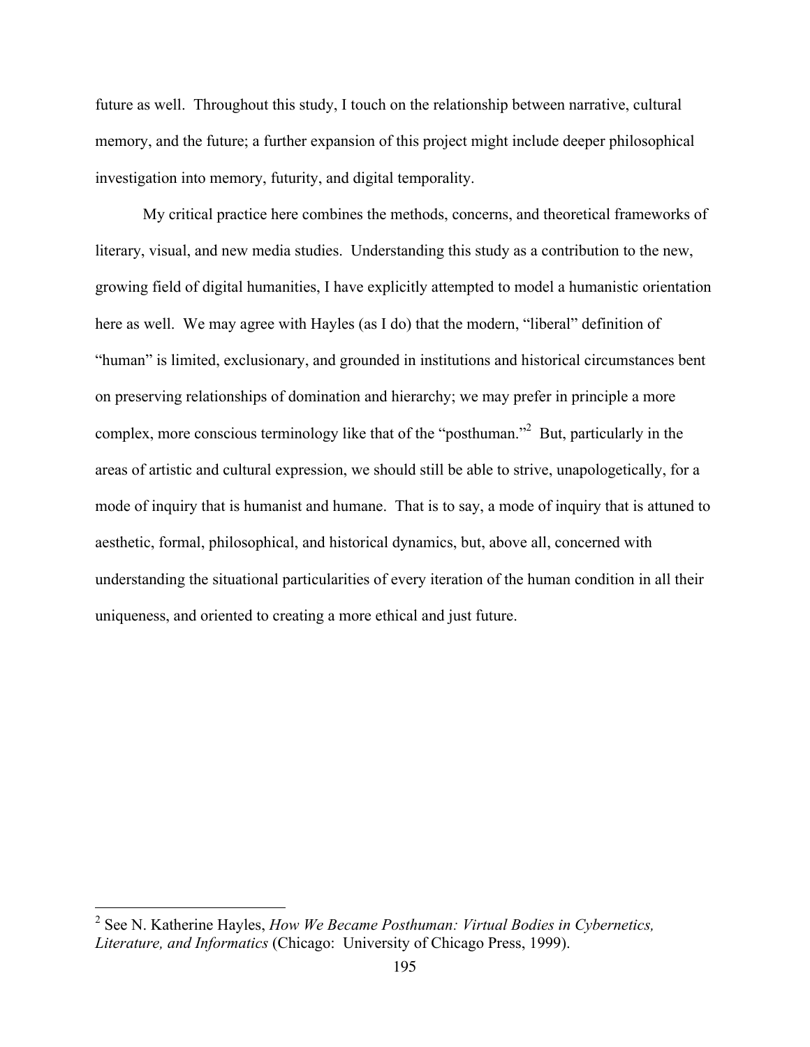future as well. Throughout this study, I touch on the relationship between narrative, cultural memory, and the future; a further expansion of this project might include deeper philosophical investigation into memory, futurity, and digital temporality.

My critical practice here combines the methods, concerns, and theoretical frameworks of literary, visual, and new media studies. Understanding this study as a contribution to the new, growing field of digital humanities, I have explicitly attempted to model a humanistic orientation here as well. We may agree with Hayles (as I do) that the modern, "liberal" definition of "human" is limited, exclusionary, and grounded in institutions and historical circumstances bent on preserving relationships of domination and hierarchy; we may prefer in principle a more complex, more conscious terminology like that of the "posthuman."[2] But, particularly in the areas of artistic and cultural expression, we should still be able to strive, unapologetically, for a mode of inquiry that is humanist and humane. That is to say, a mode of inquiry that is attuned to aesthetic, formal, philosophical, and historical dynamics, but, above all, concerned with understanding the situational particularities of every iteration of the human condition in all their uniqueness, and oriented to creating a more ethical and just future.

---

[2] See N. Katherine Hayles, *How We Became Posthuman: Virtual Bodies in Cybernetics, Literature, and Informatics* (Chicago: University of Chicago Press, 1999).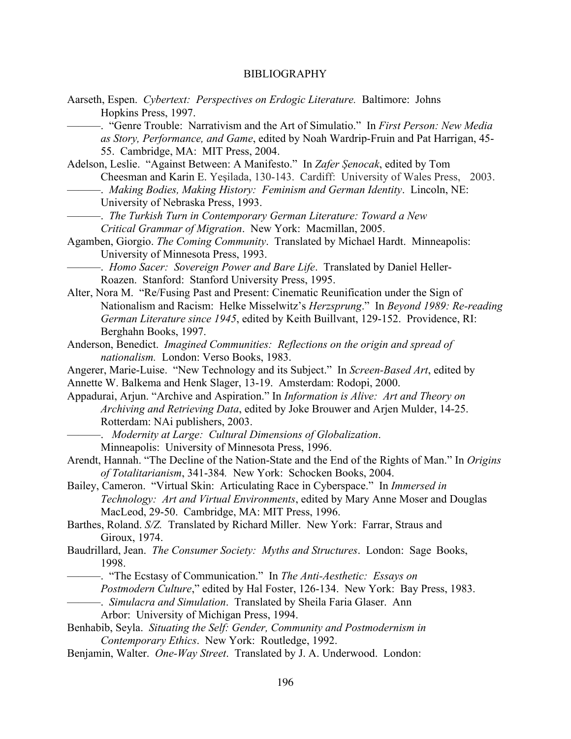BIBLIOGRAPHY

Aarseth, Espen. *Cybertext: Perspectives on Erdogic Literature.* Baltimore: Johns Hopkins Press, 1997.

———. "Genre Trouble: Narrativism and the Art of Simulatio." In *First Person: New Media as Story, Performance, and Game*, edited by Noah Wardrip-Fruin and Pat Harrigan, 45-55. Cambridge, MA: MIT Press, 2004.

Adelson, Leslie. "Against Between: A Manifesto." In *Zafer Şenocak*, edited by Tom Cheesman and Karin E. Yeşilada, 130-143. Cardiff: University of Wales Press, 2003.

———. *Making Bodies, Making History: Feminism and German Identity*. Lincoln, NE: University of Nebraska Press, 1993.

———. *The Turkish Turn in Contemporary German Literature: Toward a New Critical Grammar of Migration*. New York: Macmillan, 2005.

Agamben, Giorgio. *The Coming Community*. Translated by Michael Hardt. Minneapolis: University of Minnesota Press, 1993.

———. *Homo Sacer: Sovereign Power and Bare Life*. Translated by Daniel Heller-Roazen. Stanford: Stanford University Press, 1995.

Alter, Nora M. "Re/Fusing Past and Present: Cinematic Reunification under the Sign of Nationalism and Racism: Helke Misselwitz's *Herzsprung*." In *Beyond 1989: Re-reading German Literature since 1945*, edited by Keith Buillvant, 129-152. Providence, RI: Berghahn Books, 1997.

Anderson, Benedict. *Imagined Communities: Reflections on the origin and spread of nationalism.* London: Verso Books, 1983.

Angerer, Marie-Luise. "New Technology and its Subject." In *Screen-Based Art*, edited by Annette W. Balkema and Henk Slager, 13-19. Amsterdam: Rodopi, 2000.

Appadurai, Arjun. "Archive and Aspiration." In *Information is Alive: Art and Theory on Archiving and Retrieving Data*, edited by Joke Brouwer and Arjen Mulder, 14-25. Rotterdam: NAi publishers, 2003.

———. *Modernity at Large: Cultural Dimensions of Globalization*. Minneapolis: University of Minnesota Press, 1996.

Arendt, Hannah. "The Decline of the Nation-State and the End of the Rights of Man." In *Origins of Totalitarianism*, 341-384*.* New York: Schocken Books, 2004.

Bailey, Cameron. "Virtual Skin: Articulating Race in Cyberspace." In *Immersed in Technology: Art and Virtual Environments*, edited by Mary Anne Moser and Douglas MacLeod, 29-50. Cambridge, MA: MIT Press, 1996.

Barthes, Roland. *S/Z.* Translated by Richard Miller. New York: Farrar, Straus and Giroux, 1974.

Baudrillard, Jean. *The Consumer Society: Myths and Structures*. London: Sage Books, 1998.

———. "The Ecstasy of Communication." In *The Anti-Aesthetic: Essays on Postmodern Culture*," edited by Hal Foster, 126-134. New York: Bay Press, 1983.

———. *Simulacra and Simulation*. Translated by Sheila Faria Glaser. Ann Arbor: University of Michigan Press, 1994.

Benhabib, Seyla. *Situating the Self: Gender, Community and Postmodernism in Contemporary Ethics*. New York: Routledge, 1992.

Benjamin, Walter. *One-Way Street*. Translated by J. A. Underwood. London: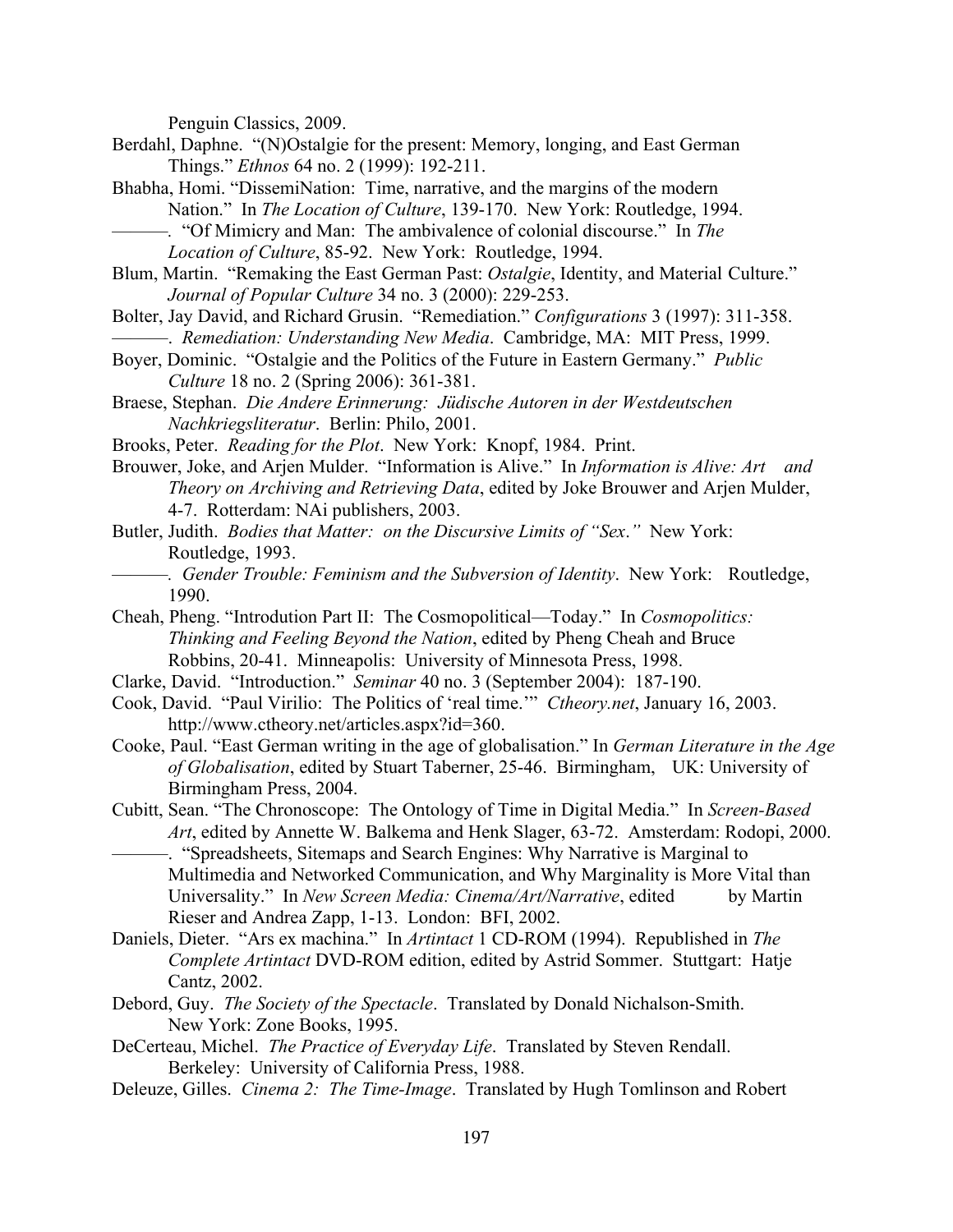Penguin Classics, 2009.

Berdahl, Daphne. "(N)Ostalgie for the present: Memory, longing, and East German Things." *Ethnos* 64 no. 2 (1999): 192-211.

Bhabha, Homi. "DissemiNation: Time, narrative, and the margins of the modern Nation." In *The Location of Culture*, 139-170. New York: Routledge, 1994.

———. "Of Mimicry and Man: The ambivalence of colonial discourse." In *The Location of Culture*, 85-92. New York: Routledge, 1994.

Blum, Martin. "Remaking the East German Past: *Ostalgie*, Identity, and Material Culture." *Journal of Popular Culture* 34 no. 3 (2000): 229-253.

Bolter, Jay David, and Richard Grusin. "Remediation." *Configurations* 3 (1997): 311-358.

———. *Remediation: Understanding New Media*. Cambridge, MA: MIT Press, 1999.

Boyer, Dominic. "Ostalgie and the Politics of the Future in Eastern Germany." *Public Culture* 18 no. 2 (Spring 2006): 361-381.

Braese, Stephan. *Die Andere Erinnerung: Jüdische Autoren in der Westdeutschen Nachkriegsliteratur*. Berlin: Philo, 2001.

Brooks, Peter. *Reading for the Plot*. New York: Knopf, 1984. Print.

Brouwer, Joke, and Arjen Mulder. "Information is Alive." In *Information is Alive: Art and Theory on Archiving and Retrieving Data*, edited by Joke Brouwer and Arjen Mulder, 4-7. Rotterdam: NAi publishers, 2003.

Butler, Judith. *Bodies that Matter: on the Discursive Limits of "Sex*.*"* New York: Routledge, 1993.

———. *Gender Trouble: Feminism and the Subversion of Identity*. New York: Routledge, 1990.

Cheah, Pheng. "Introdution Part II: The Cosmopolitical—Today." In *Cosmopolitics: Thinking and Feeling Beyond the Nation*, edited by Pheng Cheah and Bruce Robbins, 20-41. Minneapolis: University of Minnesota Press, 1998.

Clarke, David. "Introduction." *Seminar* 40 no. 3 (September 2004): 187-190.

Cook, David. "Paul Virilio: The Politics of 'real time.'" *Ctheory.net*, January 16, 2003. http://www.ctheory.net/articles.aspx?id=360.

Cooke, Paul. "East German writing in the age of globalisation." In *German Literature in the Age of Globalisation*, edited by Stuart Taberner, 25-46. Birmingham, UK: University of Birmingham Press, 2004.

Cubitt, Sean. "The Chronoscope: The Ontology of Time in Digital Media." In *Screen-Based Art*, edited by Annette W. Balkema and Henk Slager, 63-72. Amsterdam: Rodopi, 2000.

———. "Spreadsheets, Sitemaps and Search Engines: Why Narrative is Marginal to Multimedia and Networked Communication, and Why Marginality is More Vital than Universality." In *New Screen Media: Cinema/Art/Narrative*, edited by Martin Rieser and Andrea Zapp, 1-13. London: BFI, 2002.

Daniels, Dieter. "Ars ex machina." In *Artintact* 1 CD-ROM (1994). Republished in *The Complete Artintact* DVD-ROM edition, edited by Astrid Sommer. Stuttgart: Hatje Cantz, 2002.

Debord, Guy. *The Society of the Spectacle*. Translated by Donald Nichalson-Smith. New York: Zone Books, 1995.

DeCerteau, Michel. *The Practice of Everyday Life*. Translated by Steven Rendall. Berkeley: University of California Press, 1988.

Deleuze, Gilles. *Cinema 2: The Time-Image*. Translated by Hugh Tomlinson and Robert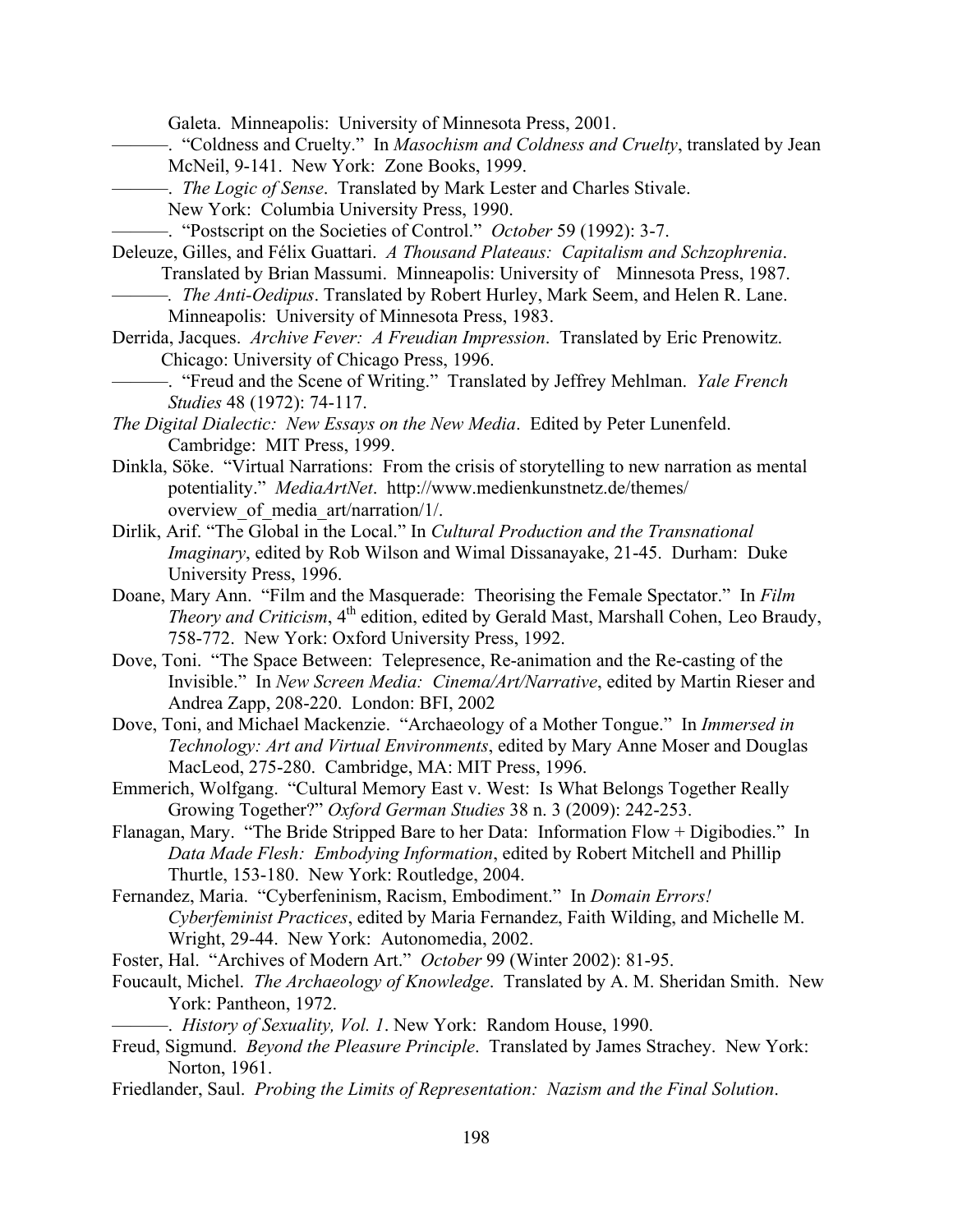Galeta. Minneapolis: University of Minnesota Press, 2001.

———. "Coldness and Cruelty." In *Masochism and Coldness and Cruelty*, translated by Jean McNeil, 9-141. New York: Zone Books, 1999.

———. *The Logic of Sense*. Translated by Mark Lester and Charles Stivale. New York: Columbia University Press, 1990.

———. "Postscript on the Societies of Control." *October* 59 (1992): 3-7.

Deleuze, Gilles, and Félix Guattari. *A Thousand Plateaus: Capitalism and Schzophrenia*. Translated by Brian Massumi. Minneapolis: University of Minnesota Press, 1987.

———. *The Anti-Oedipus*. Translated by Robert Hurley, Mark Seem, and Helen R. Lane. Minneapolis: University of Minnesota Press, 1983.

Derrida, Jacques. *Archive Fever: A Freudian Impression*. Translated by Eric Prenowitz. Chicago: University of Chicago Press, 1996.

———. "Freud and the Scene of Writing." Translated by Jeffrey Mehlman. *Yale French Studies* 48 (1972): 74-117.

*The Digital Dialectic: New Essays on the New Media*. Edited by Peter Lunenfeld. Cambridge: MIT Press, 1999.

Dinkla, Söke. "Virtual Narrations: From the crisis of storytelling to new narration as mental potentiality." *MediaArtNet*. http://www.medienkunstnetz.de/themes/overview_of_media_art/narration/1/.

Dirlik, Arif. "The Global in the Local." In *Cultural Production and the Transnational Imaginary*, edited by Rob Wilson and Wimal Dissanayake, 21-45. Durham: Duke University Press, 1996.

Doane, Mary Ann. "Film and the Masquerade: Theorising the Female Spectator." In *Film Theory and Criticism*, 4th edition, edited by Gerald Mast, Marshall Cohen, Leo Braudy, 758-772. New York: Oxford University Press, 1992.

Dove, Toni. "The Space Between: Telepresence, Re-animation and the Re-casting of the Invisible." In *New Screen Media: Cinema/Art/Narrative*, edited by Martin Rieser and Andrea Zapp, 208-220. London: BFI, 2002

Dove, Toni, and Michael Mackenzie. "Archaeology of a Mother Tongue." In *Immersed in Technology: Art and Virtual Environments*, edited by Mary Anne Moser and Douglas MacLeod, 275-280. Cambridge, MA: MIT Press, 1996.

Emmerich, Wolfgang. "Cultural Memory East v. West: Is What Belongs Together Really Growing Together?" *Oxford German Studies* 38 n. 3 (2009): 242-253.

Flanagan, Mary. "The Bride Stripped Bare to her Data: Information Flow + Digibodies." In *Data Made Flesh: Embodying Information*, edited by Robert Mitchell and Phillip Thurtle, 153-180. New York: Routledge, 2004.

Fernandez, Maria. "Cyberfeninism, Racism, Embodiment." In *Domain Errors! Cyberfeminist Practices*, edited by Maria Fernandez, Faith Wilding, and Michelle M. Wright, 29-44. New York: Autonomedia, 2002.

Foster, Hal. "Archives of Modern Art." *October* 99 (Winter 2002): 81-95.

Foucault, Michel. *The Archaeology of Knowledge*. Translated by A. M. Sheridan Smith. New York: Pantheon, 1972.

———. *History of Sexuality, Vol. 1*. New York: Random House, 1990.

Freud, Sigmund. *Beyond the Pleasure Principle*. Translated by James Strachey. New York: Norton, 1961.

Friedlander, Saul. *Probing the Limits of Representation: Nazism and the Final Solution*.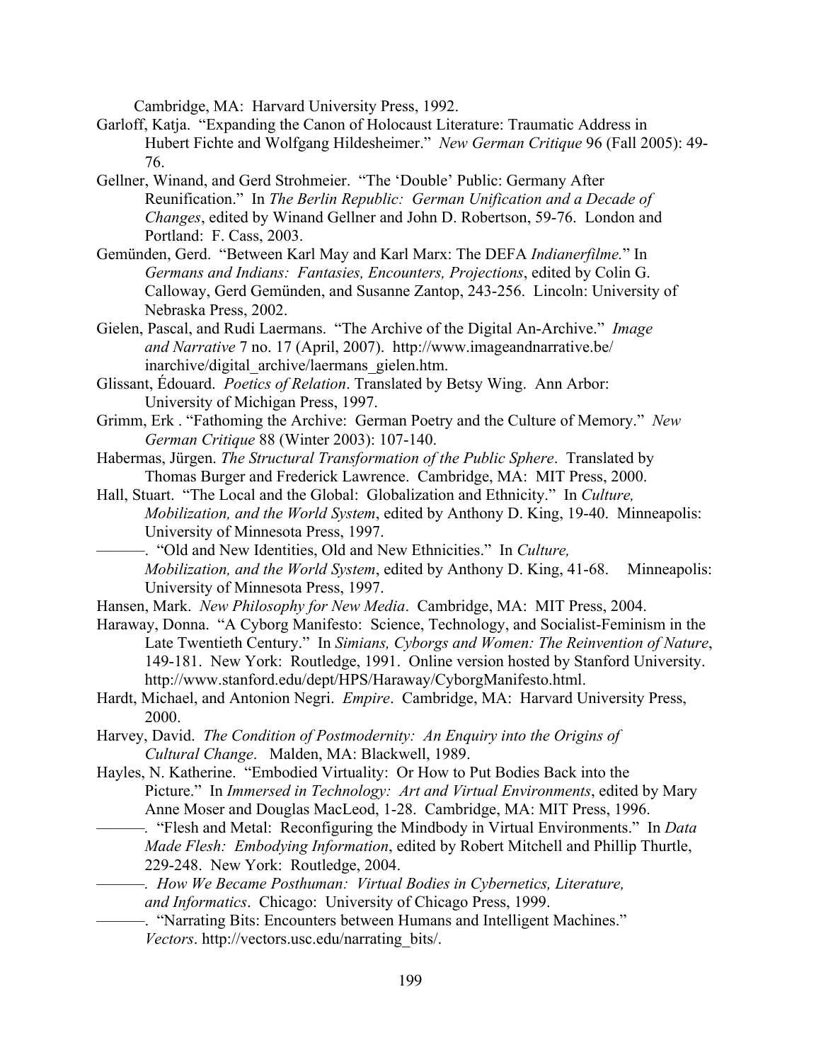Cambridge, MA: Harvard University Press, 1992.

Garloff, Katja. "Expanding the Canon of Holocaust Literature: Traumatic Address in Hubert Fichte and Wolfgang Hildesheimer." *New German Critique* 96 (Fall 2005): 49-76.

Gellner, Winand, and Gerd Strohmeier. "The 'Double' Public: Germany After Reunification." In *The Berlin Republic: German Unification and a Decade of Changes*, edited by Winand Gellner and John D. Robertson, 59-76. London and Portland: F. Cass, 2003.

Gemünden, Gerd. "Between Karl May and Karl Marx: The DEFA *Indianerfilme.*" In *Germans and Indians: Fantasies, Encounters, Projections*, edited by Colin G. Calloway, Gerd Gemünden, and Susanne Zantop, 243-256. Lincoln: University of Nebraska Press, 2002.

Gielen, Pascal, and Rudi Laermans. "The Archive of the Digital An-Archive." *Image and Narrative* 7 no. 17 (April, 2007). http://www.imageandnarrative.be/inarchive/digital_archive/laermans_gielen.htm.

Glissant, Édouard. *Poetics of Relation*. Translated by Betsy Wing. Ann Arbor: University of Michigan Press, 1997.

Grimm, Erk . "Fathoming the Archive: German Poetry and the Culture of Memory." *New German Critique* 88 (Winter 2003): 107-140.

Habermas, Jürgen. *The Structural Transformation of the Public Sphere*. Translated by Thomas Burger and Frederick Lawrence. Cambridge, MA: MIT Press, 2000.

Hall, Stuart. "The Local and the Global: Globalization and Ethnicity." In *Culture, Mobilization, and the World System*, edited by Anthony D. King, 19-40. Minneapolis: University of Minnesota Press, 1997.

———. "Old and New Identities, Old and New Ethnicities." In *Culture, Mobilization, and the World System*, edited by Anthony D. King, 41-68. Minneapolis: University of Minnesota Press, 1997.

Hansen, Mark. *New Philosophy for New Media*. Cambridge, MA: MIT Press, 2004.

Haraway, Donna. "A Cyborg Manifesto: Science, Technology, and Socialist-Feminism in the Late Twentieth Century." In *Simians, Cyborgs and Women: The Reinvention of Nature*, 149-181. New York: Routledge, 1991. Online version hosted by Stanford University. http://www.stanford.edu/dept/HPS/Haraway/CyborgManifesto.html.

Hardt, Michael, and Antonion Negri. *Empire*. Cambridge, MA: Harvard University Press, 2000.

Harvey, David. *The Condition of Postmodernity: An Enquiry into the Origins of Cultural Change*. Malden, MA: Blackwell, 1989.

Hayles, N. Katherine. "Embodied Virtuality: Or How to Put Bodies Back into the Picture." In *Immersed in Technology: Art and Virtual Environments*, edited by Mary Anne Moser and Douglas MacLeod, 1-28. Cambridge, MA: MIT Press, 1996.

———. "Flesh and Metal: Reconfiguring the Mindbody in Virtual Environments." In *Data Made Flesh: Embodying Information*, edited by Robert Mitchell and Phillip Thurtle, 229-248. New York: Routledge, 2004.

———. *How We Became Posthuman: Virtual Bodies in Cybernetics, Literature, and Informatics*. Chicago: University of Chicago Press, 1999.

———. "Narrating Bits: Encounters between Humans and Intelligent Machines." *Vectors*. http://vectors.usc.edu/narrating_bits/.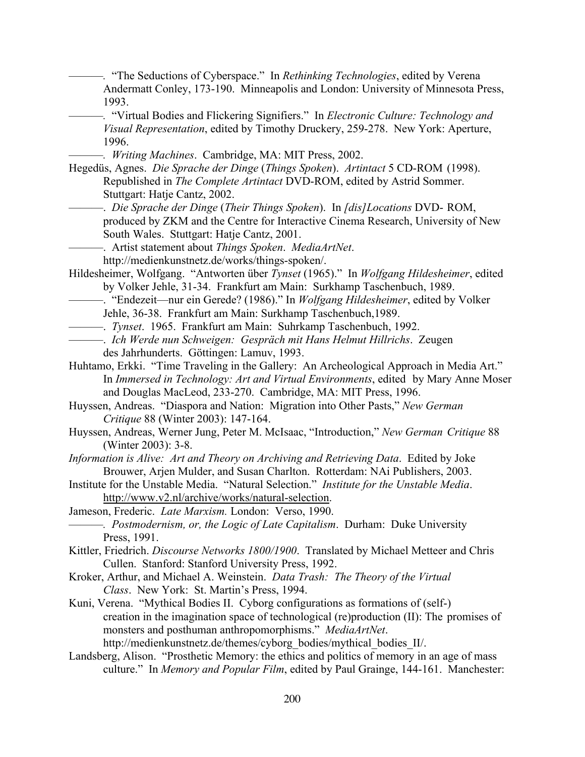———. "The Seductions of Cyberspace." In *Rethinking Technologies*, edited by Verena Andermatt Conley, 173-190. Minneapolis and London: University of Minnesota Press, 1993.

———. "Virtual Bodies and Flickering Signifiers." In *Electronic Culture: Technology and Visual Representation*, edited by Timothy Druckery, 259-278. New York: Aperture, 1996.

———. *Writing Machines*. Cambridge, MA: MIT Press, 2002.

Hegedüs, Agnes. *Die Sprache der Dinge* (*Things Spoken*). *Artintact* 5 CD-ROM (1998). Republished in *The Complete Artintact* DVD-ROM, edited by Astrid Sommer. Stuttgart: Hatje Cantz, 2002.

———. *Die Sprache der Dinge* (*Their Things Spoken*). In *[dis]Locations* DVD- ROM, produced by ZKM and the Centre for Interactive Cinema Research, University of New South Wales. Stuttgart: Hatje Cantz, 2001.

———. Artist statement about *Things Spoken*. *MediaArtNet*. http://medienkunstnetz.de/works/things-spoken/.

Hildesheimer, Wolfgang. "Antworten über *Tynset* (1965)." In *Wolfgang Hildesheimer*, edited by Volker Jehle, 31-34. Frankfurt am Main: Surkhamp Taschenbuch, 1989.

———. "Endezeit—nur ein Gerede? (1986)." In *Wolfgang Hildesheimer*, edited by Volker Jehle, 36-38. Frankfurt am Main: Surkhamp Taschenbuch,1989.

———. *Tynset*. 1965. Frankfurt am Main: Suhrkamp Taschenbuch, 1992.

———. *Ich Werde nun Schweigen: Gespräch mit Hans Helmut Hillrichs*. Zeugen des Jahrhunderts. Göttingen: Lamuv, 1993.

Huhtamo, Erkki. "Time Traveling in the Gallery: An Archeological Approach in Media Art." In *Immersed in Technology: Art and Virtual Environments*, edited by Mary Anne Moser and Douglas MacLeod, 233-270. Cambridge, MA: MIT Press, 1996.

Huyssen, Andreas. "Diaspora and Nation: Migration into Other Pasts," *New German Critique* 88 (Winter 2003): 147-164.

Huyssen, Andreas, Werner Jung, Peter M. McIsaac, "Introduction," *New German Critique* 88 (Winter 2003): 3-8.

*Information is Alive: Art and Theory on Archiving and Retrieving Data*. Edited by Joke Brouwer, Arjen Mulder, and Susan Charlton. Rotterdam: NAi Publishers, 2003.

Institute for the Unstable Media. "Natural Selection." *Institute for the Unstable Media*. http://www.v2.nl/archive/works/natural-selection.

Jameson, Frederic. *Late Marxism.* London: Verso, 1990.

———. *Postmodernism, or, the Logic of Late Capitalism*. Durham: Duke University Press, 1991.

Kittler, Friedrich. *Discourse Networks 1800/1900*. Translated by Michael Metteer and Chris Cullen. Stanford: Stanford University Press, 1992.

Kroker, Arthur, and Michael A. Weinstein. *Data Trash: The Theory of the Virtual Class*. New York: St. Martin's Press, 1994.

Kuni, Verena. "Mythical Bodies II. Cyborg configurations as formations of (self-) creation in the imagination space of technological (re)production (II): The promises of monsters and posthuman anthropomorphisms." *MediaArtNet*. http://medienkunstnetz.de/themes/cyborg_bodies/mythical_bodies_II/.

Landsberg, Alison. "Prosthetic Memory: the ethics and politics of memory in an age of mass culture." In *Memory and Popular Film*, edited by Paul Grainge, 144-161. Manchester: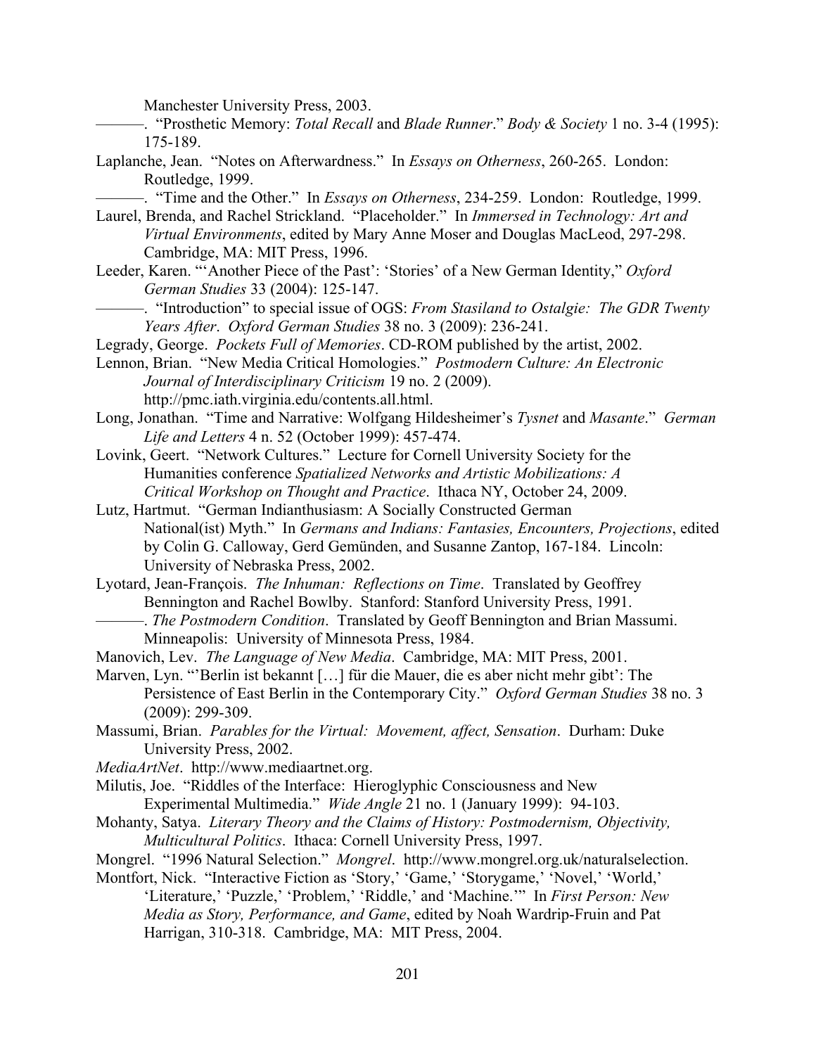Manchester University Press, 2003.

———. "Prosthetic Memory: *Total Recall* and *Blade Runner*." *Body & Society* 1 no. 3-4 (1995): 175-189.

Laplanche, Jean. "Notes on Afterwardness." In *Essays on Otherness*, 260-265. London: Routledge, 1999.

———. "Time and the Other." In *Essays on Otherness*, 234-259. London: Routledge, 1999.

Laurel, Brenda, and Rachel Strickland. "Placeholder." In *Immersed in Technology: Art and Virtual Environments*, edited by Mary Anne Moser and Douglas MacLeod, 297-298. Cambridge, MA: MIT Press, 1996.

Leeder, Karen. "'Another Piece of the Past': 'Stories' of a New German Identity," *Oxford German Studies* 33 (2004): 125-147.

———. "Introduction" to special issue of OGS: *From Stasiland to Ostalgie: The GDR Twenty Years After*. *Oxford German Studies* 38 no. 3 (2009): 236-241.

Legrady, George. *Pockets Full of Memories*. CD-ROM published by the artist, 2002.

Lennon, Brian. "New Media Critical Homologies." *Postmodern Culture: An Electronic Journal of Interdisciplinary Criticism* 19 no. 2 (2009). http://pmc.iath.virginia.edu/contents.all.html.

Long, Jonathan. "Time and Narrative: Wolfgang Hildesheimer's *Tysnet* and *Masante*." *German Life and Letters* 4 n. 52 (October 1999): 457-474.

Lovink, Geert. "Network Cultures." Lecture for Cornell University Society for the Humanities conference *Spatialized Networks and Artistic Mobilizations: A Critical Workshop on Thought and Practice*. Ithaca NY, October 24, 2009.

Lutz, Hartmut. "German Indianthusiasm: A Socially Constructed German National(ist) Myth." In *Germans and Indians: Fantasies, Encounters, Projections*, edited by Colin G. Calloway, Gerd Gemünden, and Susanne Zantop, 167-184. Lincoln: University of Nebraska Press, 2002.

Lyotard, Jean-François. *The Inhuman: Reflections on Time*. Translated by Geoffrey Bennington and Rachel Bowlby. Stanford: Stanford University Press, 1991.

———. *The Postmodern Condition*. Translated by Geoff Bennington and Brian Massumi. Minneapolis: University of Minnesota Press, 1984.

Manovich, Lev. *The Language of New Media*. Cambridge, MA: MIT Press, 2001.

Marven, Lyn. "'Berlin ist bekannt […] für die Mauer, die es aber nicht mehr gibt': The Persistence of East Berlin in the Contemporary City." *Oxford German Studies* 38 no. 3 (2009): 299-309.

Massumi, Brian. *Parables for the Virtual: Movement, affect, Sensation*. Durham: Duke University Press, 2002.

*MediaArtNet*. http://www.mediaartnet.org.

Milutis, Joe. "Riddles of the Interface: Hieroglyphic Consciousness and New Experimental Multimedia." *Wide Angle* 21 no. 1 (January 1999): 94-103.

Mohanty, Satya. *Literary Theory and the Claims of History: Postmodernism, Objectivity, Multicultural Politics*. Ithaca: Cornell University Press, 1997.

Mongrel. "1996 Natural Selection." *Mongrel*. http://www.mongrel.org.uk/naturalselection.

Montfort, Nick. "Interactive Fiction as 'Story,' 'Game,' 'Storygame,' 'Novel,' 'World,' 'Literature,' 'Puzzle,' 'Problem,' 'Riddle,' and 'Machine.'" In *First Person: New Media as Story, Performance, and Game*, edited by Noah Wardrip-Fruin and Pat Harrigan, 310-318. Cambridge, MA: MIT Press, 2004.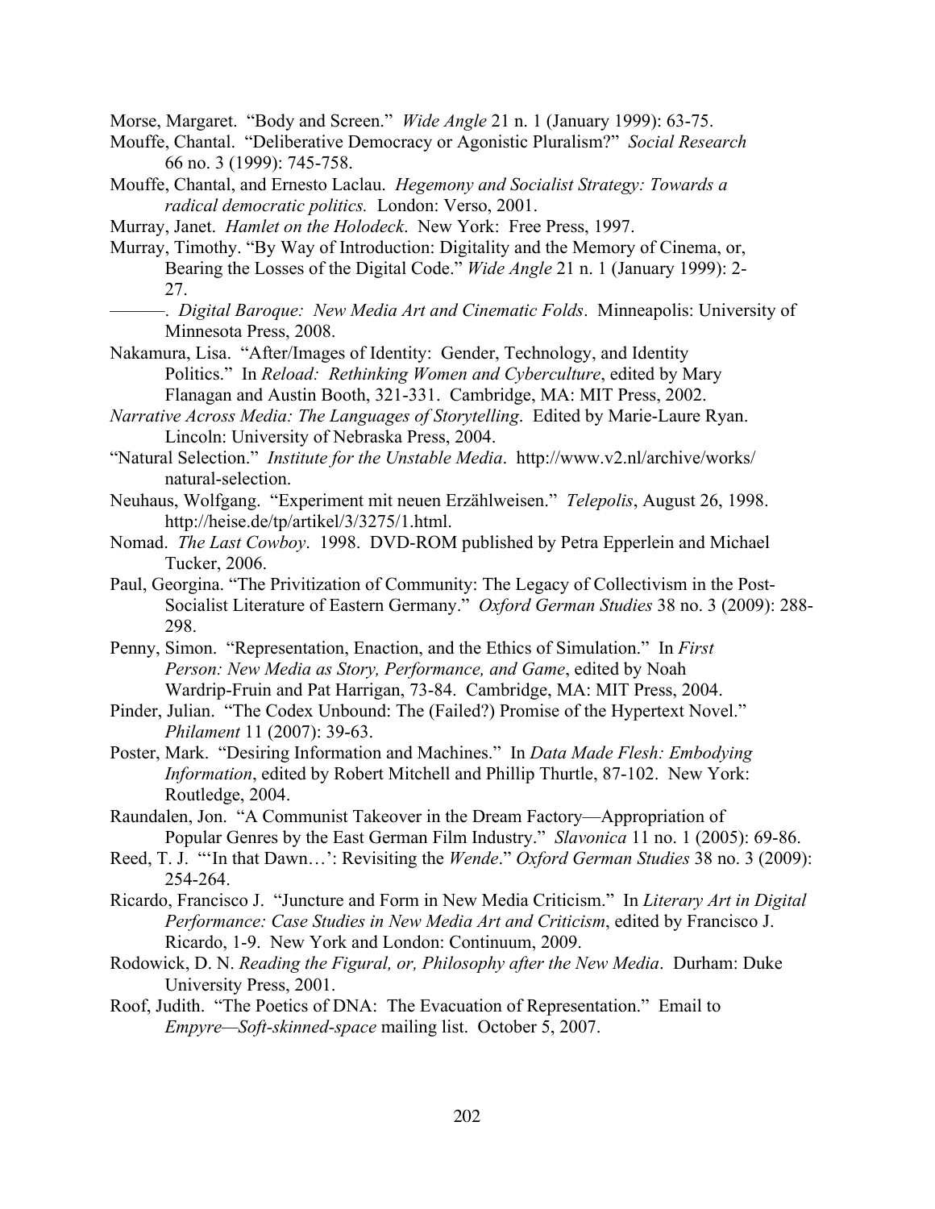Morse, Margaret. "Body and Screen." *Wide Angle* 21 n. 1 (January 1999): 63-75.

Mouffe, Chantal. "Deliberative Democracy or Agonistic Pluralism?" *Social Research* 66 no. 3 (1999): 745-758.

Mouffe, Chantal, and Ernesto Laclau. *Hegemony and Socialist Strategy: Towards a radical democratic politics.* London: Verso, 2001.

Murray, Janet. *Hamlet on the Holodeck*. New York: Free Press, 1997.

Murray, Timothy. "By Way of Introduction: Digitality and the Memory of Cinema, or, Bearing the Losses of the Digital Code." *Wide Angle* 21 n. 1 (January 1999): 2-27.

———. *Digital Baroque: New Media Art and Cinematic Folds*. Minneapolis: University of Minnesota Press, 2008.

Nakamura, Lisa. "After/Images of Identity: Gender, Technology, and Identity Politics." In *Reload: Rethinking Women and Cyberculture*, edited by Mary Flanagan and Austin Booth, 321-331. Cambridge, MA: MIT Press, 2002.

*Narrative Across Media: The Languages of Storytelling*. Edited by Marie-Laure Ryan. Lincoln: University of Nebraska Press, 2004.

"Natural Selection." *Institute for the Unstable Media*. http://www.v2.nl/archive/works/natural-selection.

Neuhaus, Wolfgang. "Experiment mit neuen Erzählweisen." *Telepolis*, August 26, 1998. http://heise.de/tp/artikel/3/3275/1.html.

Nomad. *The Last Cowboy*. 1998. DVD-ROM published by Petra Epperlein and Michael Tucker, 2006.

Paul, Georgina. "The Privitization of Community: The Legacy of Collectivism in the Post-Socialist Literature of Eastern Germany." *Oxford German Studies* 38 no. 3 (2009): 288-298.

Penny, Simon. "Representation, Enaction, and the Ethics of Simulation." In *First Person: New Media as Story, Performance, and Game*, edited by Noah Wardrip-Fruin and Pat Harrigan, 73-84. Cambridge, MA: MIT Press, 2004.

Pinder, Julian. "The Codex Unbound: The (Failed?) Promise of the Hypertext Novel." *Philament* 11 (2007): 39-63.

Poster, Mark. "Desiring Information and Machines." In *Data Made Flesh: Embodying Information*, edited by Robert Mitchell and Phillip Thurtle, 87-102. New York: Routledge, 2004.

Raundalen, Jon. "A Communist Takeover in the Dream Factory—Appropriation of Popular Genres by the East German Film Industry." *Slavonica* 11 no. 1 (2005): 69-86.

Reed, T. J. "'In that Dawn…': Revisiting the *Wende*." *Oxford German Studies* 38 no. 3 (2009): 254-264.

Ricardo, Francisco J. "Juncture and Form in New Media Criticism." In *Literary Art in Digital Performance: Case Studies in New Media Art and Criticism*, edited by Francisco J. Ricardo, 1-9. New York and London: Continuum, 2009.

Rodowick, D. N. *Reading the Figural, or, Philosophy after the New Media*. Durham: Duke University Press, 2001.

Roof, Judith. "The Poetics of DNA: The Evacuation of Representation." Email to *Empyre—Soft-skinned-space* mailing list. October 5, 2007.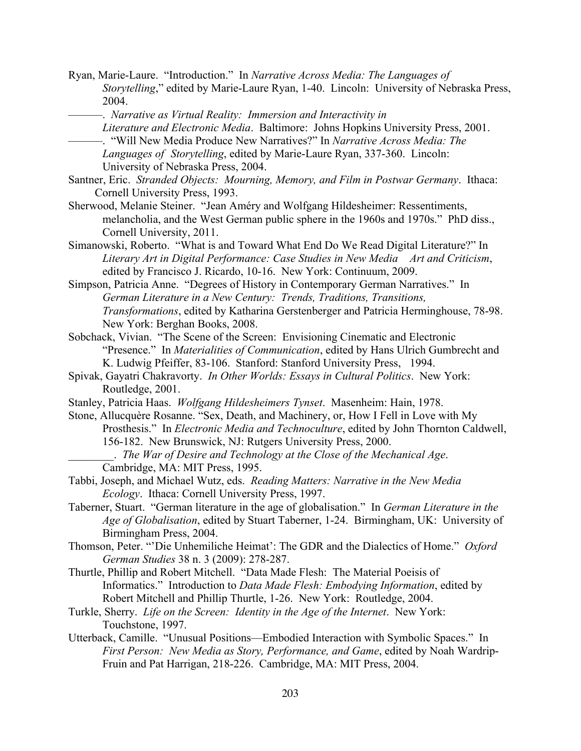Ryan, Marie-Laure. "Introduction." In *Narrative Across Media: The Languages of Storytelling*," edited by Marie-Laure Ryan, 1-40. Lincoln: University of Nebraska Press, 2004.

———. *Narrative as Virtual Reality: Immersion and Interactivity in Literature and Electronic Media*. Baltimore: Johns Hopkins University Press, 2001.

———. "Will New Media Produce New Narratives?" In *Narrative Across Media: The Languages of Storytelling*, edited by Marie-Laure Ryan, 337-360. Lincoln: University of Nebraska Press, 2004.

Santner, Eric. *Stranded Objects: Mourning, Memory, and Film in Postwar Germany*. Ithaca: Cornell University Press, 1993.

Sherwood, Melanie Steiner. "Jean Améry and Wolfgang Hildesheimer: Ressentiments, melancholia, and the West German public sphere in the 1960s and 1970s." PhD diss., Cornell University, 2011.

Simanowski, Roberto. "What is and Toward What End Do We Read Digital Literature?" In *Literary Art in Digital Performance: Case Studies in New Media Art and Criticism*, edited by Francisco J. Ricardo, 10-16. New York: Continuum, 2009.

Simpson, Patricia Anne. "Degrees of History in Contemporary German Narratives." In *German Literature in a New Century: Trends, Traditions, Transitions, Transformations*, edited by Katharina Gerstenberger and Patricia Herminghouse, 78-98. New York: Berghan Books, 2008.

Sobchack, Vivian. "The Scene of the Screen: Envisioning Cinematic and Electronic "Presence." In *Materialities of Communication*, edited by Hans Ulrich Gumbrecht and K. Ludwig Pfeiffer, 83-106. Stanford: Stanford University Press, 1994.

Spivak, Gayatri Chakravorty. *In Other Worlds: Essays in Cultural Politics*. New York: Routledge, 2001.

Stanley, Patricia Haas. *Wolfgang Hildesheimers Tynset*. Masenheim: Hain, 1978.

Stone, Allucquère Rosanne. "Sex, Death, and Machinery, or, How I Fell in Love with My Prosthesis." In *Electronic Media and Technoculture*, edited by John Thornton Caldwell, 156-182. New Brunswick, NJ: Rutgers University Press, 2000.

________. *The War of Desire and Technology at the Close of the Mechanical Age*. Cambridge, MA: MIT Press, 1995.

Tabbi, Joseph, and Michael Wutz, eds. *Reading Matters: Narrative in the New Media Ecology*. Ithaca: Cornell University Press, 1997.

Taberner, Stuart. "German literature in the age of globalisation." In *German Literature in the Age of Globalisation*, edited by Stuart Taberner, 1-24. Birmingham, UK: University of Birmingham Press, 2004.

Thomson, Peter. "'Die Unhemiliche Heimat': The GDR and the Dialectics of Home." *Oxford German Studies* 38 n. 3 (2009): 278-287.

Thurtle, Phillip and Robert Mitchell. "Data Made Flesh: The Material Poeisis of Informatics." Introduction to *Data Made Flesh: Embodying Information*, edited by Robert Mitchell and Phillip Thurtle, 1-26. New York: Routledge, 2004.

Turkle, Sherry. *Life on the Screen: Identity in the Age of the Internet*. New York: Touchstone, 1997.

Utterback, Camille. "Unusual Positions—Embodied Interaction with Symbolic Spaces." In *First Person: New Media as Story, Performance, and Game*, edited by Noah Wardrip-Fruin and Pat Harrigan, 218-226. Cambridge, MA: MIT Press, 2004.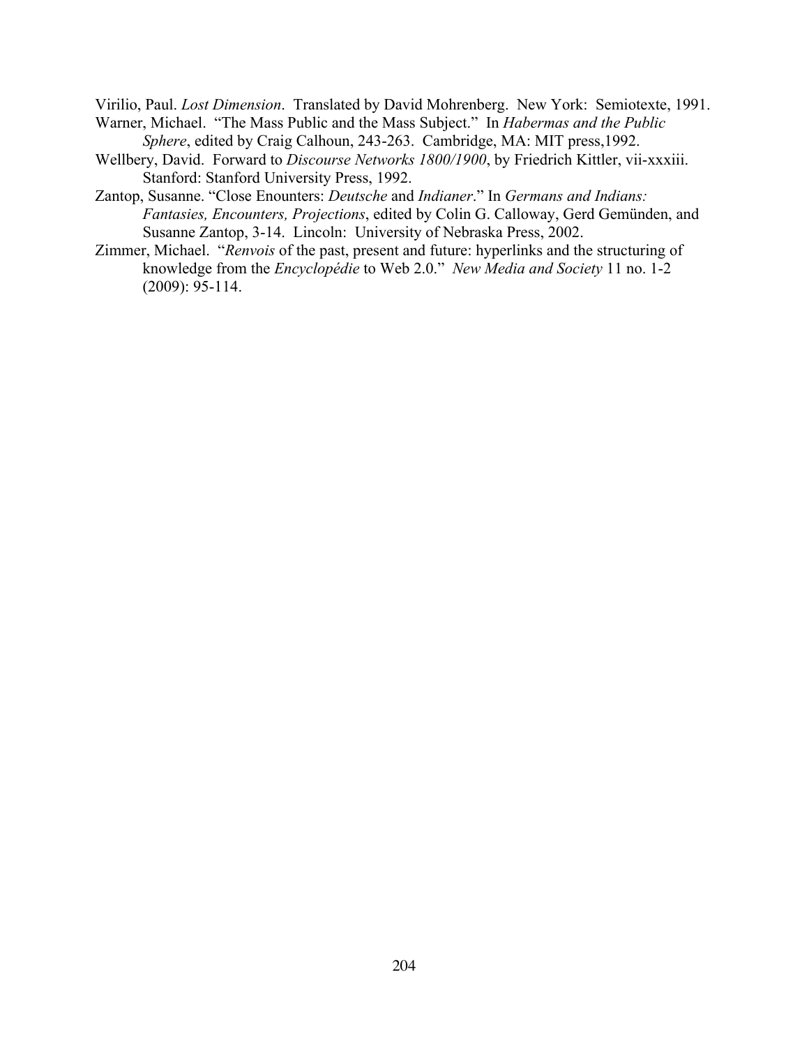Virilio, Paul. *Lost Dimension*. Translated by David Mohrenberg. New York: Semiotexte, 1991.

Warner, Michael. "The Mass Public and the Mass Subject." In *Habermas and the Public Sphere*, edited by Craig Calhoun, 243-263. Cambridge, MA: MIT press,1992.

Wellbery, David. Forward to *Discourse Networks 1800/1900*, by Friedrich Kittler, vii-xxxiii. Stanford: Stanford University Press, 1992.

Zantop, Susanne. "Close Enounters: *Deutsche* and *Indianer*." In *Germans and Indians: Fantasies, Encounters, Projections*, edited by Colin G. Calloway, Gerd Gemünden, and Susanne Zantop, 3-14. Lincoln: University of Nebraska Press, 2002.

Zimmer, Michael. "*Renvois* of the past, present and future: hyperlinks and the structuring of knowledge from the *Encyclopédie* to Web 2.0." *New Media and Society* 11 no. 1-2 (2009): 95-114.